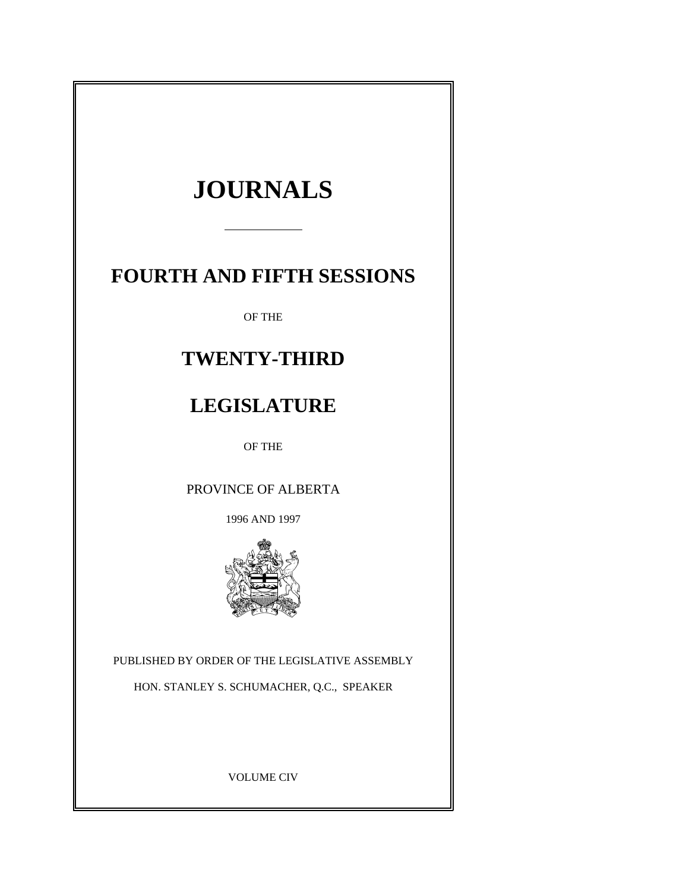# JOURNALS

## FOURTH AND FIFTH SESSIONS

OF THE

## TWENTY-THIRD

## LEGISLATURE

OF THE

PROVINCE OF ALBERTA

1996 AND 1997

PUBLISHED BY ORDER OF THE LEGISLATIVE ASSEMBLY

HON. STANLEY S. SCHUMACHER, Q.C., SPEAKER

VOLUME CIV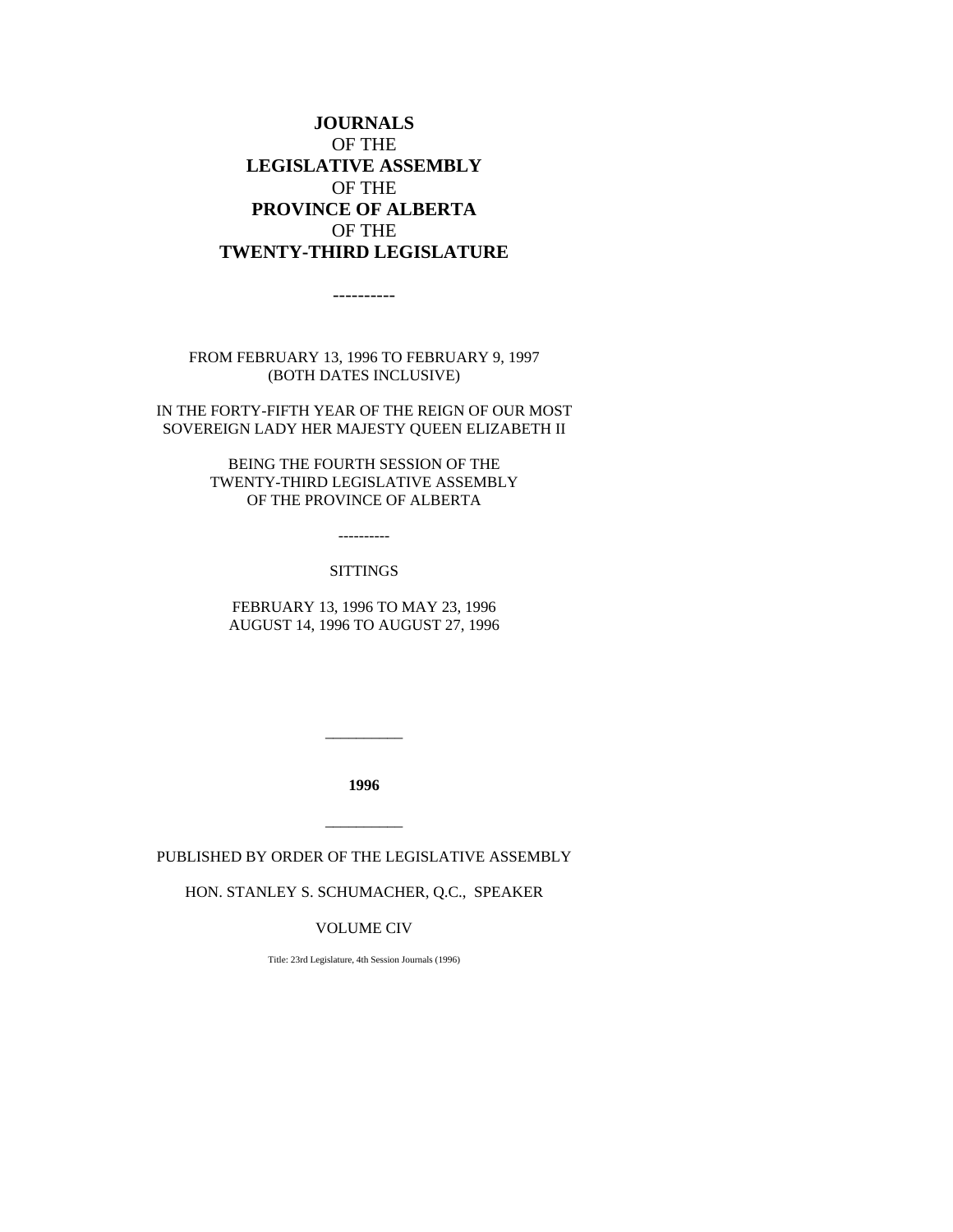# JOURNALS
OF THE
# LEGISLATIVE ASSEMBLY
OF THE
# PROVINCE OF ALBERTA
OF THE
# TWENTY-THIRD LEGISLATURE

----------

FROM FEBRUARY 13, 1996 TO FEBRUARY 9, 1997
(BOTH DATES INCLUSIVE)

IN THE FORTY-FIFTH YEAR OF THE REIGN OF OUR MOST SOVEREIGN LADY HER MAJESTY QUEEN ELIZABETH II

BEING THE FOURTH SESSION OF THE
TWENTY-THIRD LEGISLATIVE ASSEMBLY
OF THE PROVINCE OF ALBERTA

----------

SITTINGS

FEBRUARY 13, 1996 TO MAY 23, 1996
AUGUST 14, 1996 TO AUGUST 27, 1996

---

**1996**

---

PUBLISHED BY ORDER OF THE LEGISLATIVE ASSEMBLY

HON. STANLEY S. SCHUMACHER, Q.C., SPEAKER

VOLUME CIV

Title: 23rd Legislature, 4th Session Journals (1996)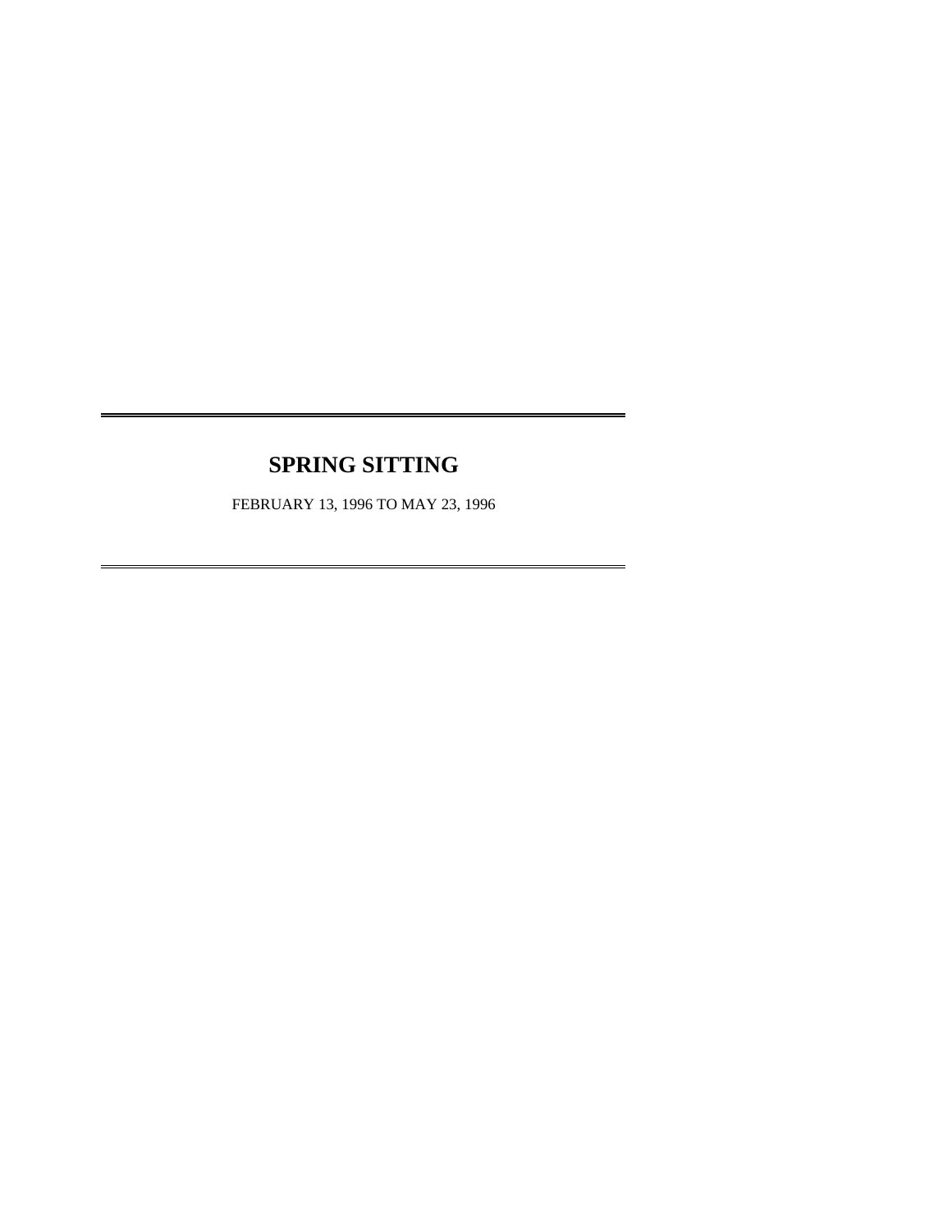# SPRING SITTING

FEBRUARY 13, 1996 TO MAY 23, 1996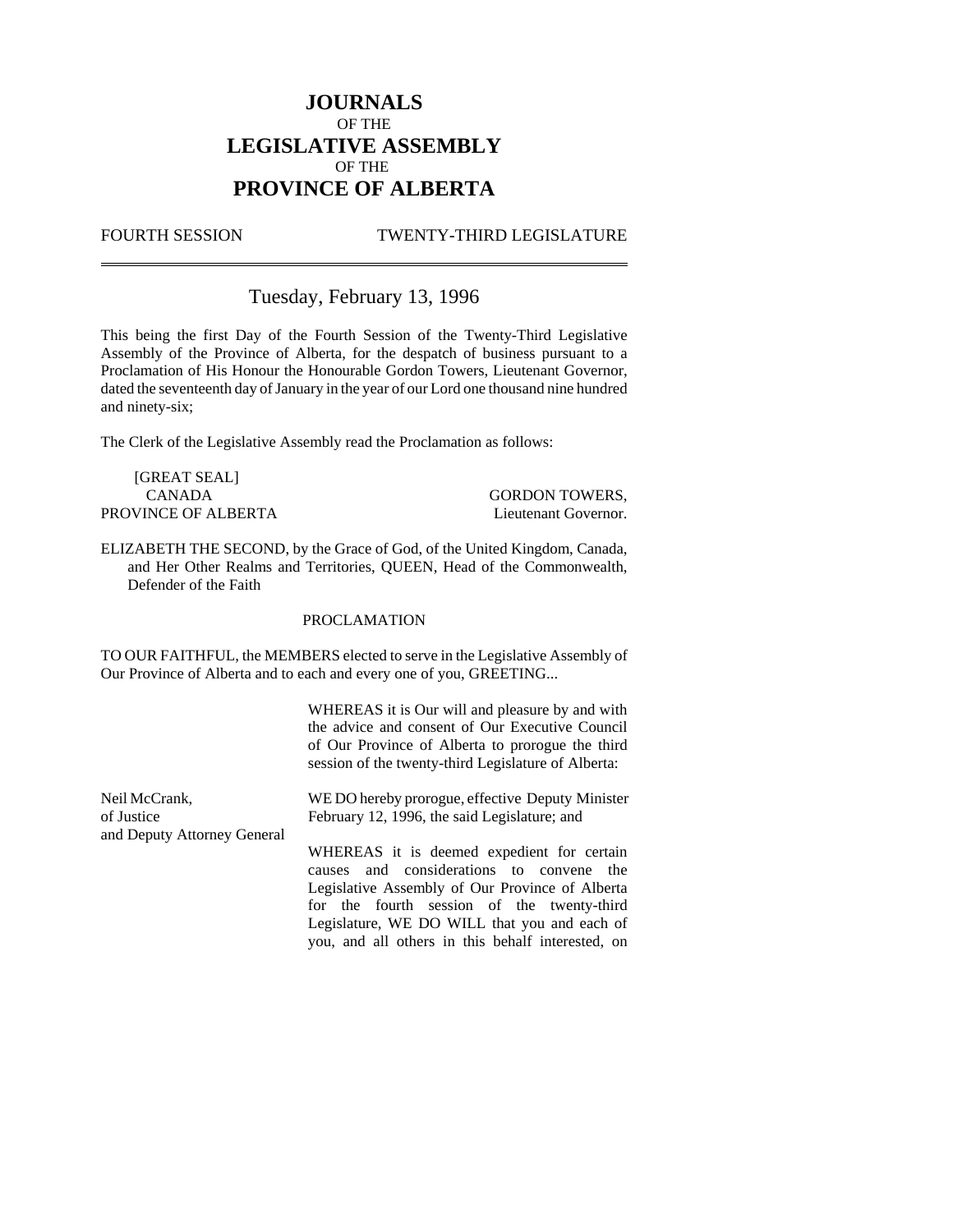# JOURNALS
OF THE
# LEGISLATIVE ASSEMBLY
OF THE
# PROVINCE OF ALBERTA

FOURTH SESSION TWENTY-THIRD LEGISLATURE

---

## Tuesday, February 13, 1996

This being the first Day of the Fourth Session of the Twenty-Third Legislative Assembly of the Province of Alberta, for the despatch of business pursuant to a Proclamation of His Honour the Honourable Gordon Towers, Lieutenant Governor, dated the seventeenth day of January in the year of our Lord one thousand nine hundred and ninety-six;

The Clerk of the Legislative Assembly read the Proclamation as follows:

[GREAT SEAL]
CANADA
PROVINCE OF ALBERTA

GORDON TOWERS,
Lieutenant Governor.

ELIZABETH THE SECOND, by the Grace of God, of the United Kingdom, Canada, and Her Other Realms and Territories, QUEEN, Head of the Commonwealth, Defender of the Faith

PROCLAMATION

TO OUR FAITHFUL, the MEMBERS elected to serve in the Legislative Assembly of Our Province of Alberta and to each and every one of you, GREETING...

WHEREAS it is Our will and pleasure by and with the advice and consent of Our Executive Council of Our Province of Alberta to prorogue the third session of the twenty-third Legislature of Alberta:

Neil McCrank,
Deputy Minister of Justice
and Deputy Attorney General

WE DO hereby prorogue, effective February 12, 1996, the said Legislature; and

WHEREAS it is deemed expedient for certain causes and considerations to convene the Legislative Assembly of Our Province of Alberta for the fourth session of the twenty-third Legislature, WE DO WILL that you and each of you, and all others in this behalf interested, on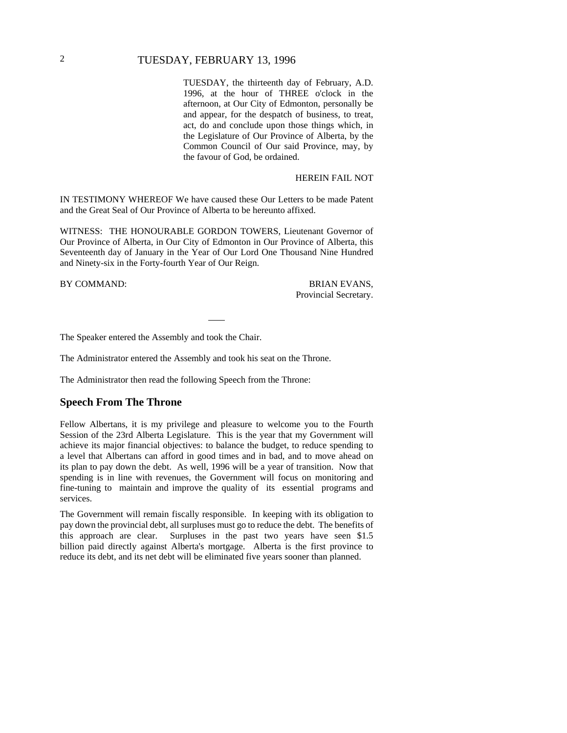TUESDAY, the thirteenth day of February, A.D. 1996, at the hour of THREE o'clock in the afternoon, at Our City of Edmonton, personally be and appear, for the despatch of business, to treat, act, do and conclude upon those things which, in the Legislature of Our Province of Alberta, by the Common Council of Our said Province, may, by the favour of God, be ordained.

HEREIN FAIL NOT

IN TESTIMONY WHEREOF We have caused these Our Letters to be made Patent and the Great Seal of Our Province of Alberta to be hereunto affixed.

WITNESS: THE HONOURABLE GORDON TOWERS, Lieutenant Governor of Our Province of Alberta, in Our City of Edmonton in Our Province of Alberta, this Seventeenth day of January in the Year of Our Lord One Thousand Nine Hundred and Ninety-six in the Forty-fourth Year of Our Reign.

BY COMMAND: BRIAN EVANS, Provincial Secretary.

---

The Speaker entered the Assembly and took the Chair.

The Administrator entered the Assembly and took his seat on the Throne.

The Administrator then read the following Speech from the Throne:

## Speech From The Throne

Fellow Albertans, it is my privilege and pleasure to welcome you to the Fourth Session of the 23rd Alberta Legislature. This is the year that my Government will achieve its major financial objectives: to balance the budget, to reduce spending to a level that Albertans can afford in good times and in bad, and to move ahead on its plan to pay down the debt. As well, 1996 will be a year of transition. Now that spending is in line with revenues, the Government will focus on monitoring and fine-tuning to maintain and improve the quality of its essential programs and services.

The Government will remain fiscally responsible. In keeping with its obligation to pay down the provincial debt, all surpluses must go to reduce the debt. The benefits of this approach are clear. Surpluses in the past two years have seen $1.5 billion paid directly against Alberta's mortgage. Alberta is the first province to reduce its debt, and its net debt will be eliminated five years sooner than planned.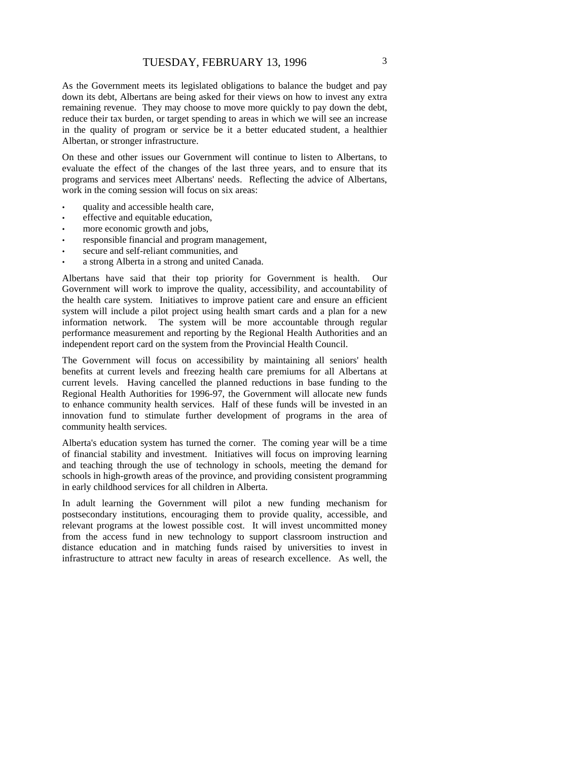As the Government meets its legislated obligations to balance the budget and pay down its debt, Albertans are being asked for their views on how to invest any extra remaining revenue. They may choose to move more quickly to pay down the debt, reduce their tax burden, or target spending to areas in which we will see an increase in the quality of program or service be it a better educated student, a healthier Albertan, or stronger infrastructure.

On these and other issues our Government will continue to listen to Albertans, to evaluate the effect of the changes of the last three years, and to ensure that its programs and services meet Albertans' needs. Reflecting the advice of Albertans, work in the coming session will focus on six areas:

- quality and accessible health care,
- effective and equitable education,
- more economic growth and jobs,
- responsible financial and program management,
- secure and self-reliant communities, and
- a strong Alberta in a strong and united Canada.

Albertans have said that their top priority for Government is health. Our Government will work to improve the quality, accessibility, and accountability of the health care system. Initiatives to improve patient care and ensure an efficient system will include a pilot project using health smart cards and a plan for a new information network. The system will be more accountable through regular performance measurement and reporting by the Regional Health Authorities and an independent report card on the system from the Provincial Health Council.

The Government will focus on accessibility by maintaining all seniors' health benefits at current levels and freezing health care premiums for all Albertans at current levels. Having cancelled the planned reductions in base funding to the Regional Health Authorities for 1996-97, the Government will allocate new funds to enhance community health services. Half of these funds will be invested in an innovation fund to stimulate further development of programs in the area of community health services.

Alberta's education system has turned the corner. The coming year will be a time of financial stability and investment. Initiatives will focus on improving learning and teaching through the use of technology in schools, meeting the demand for schools in high-growth areas of the province, and providing consistent programming in early childhood services for all children in Alberta.

In adult learning the Government will pilot a new funding mechanism for postsecondary institutions, encouraging them to provide quality, accessible, and relevant programs at the lowest possible cost. It will invest uncommitted money from the access fund in new technology to support classroom instruction and distance education and in matching funds raised by universities to invest in infrastructure to attract new faculty in areas of research excellence. As well, the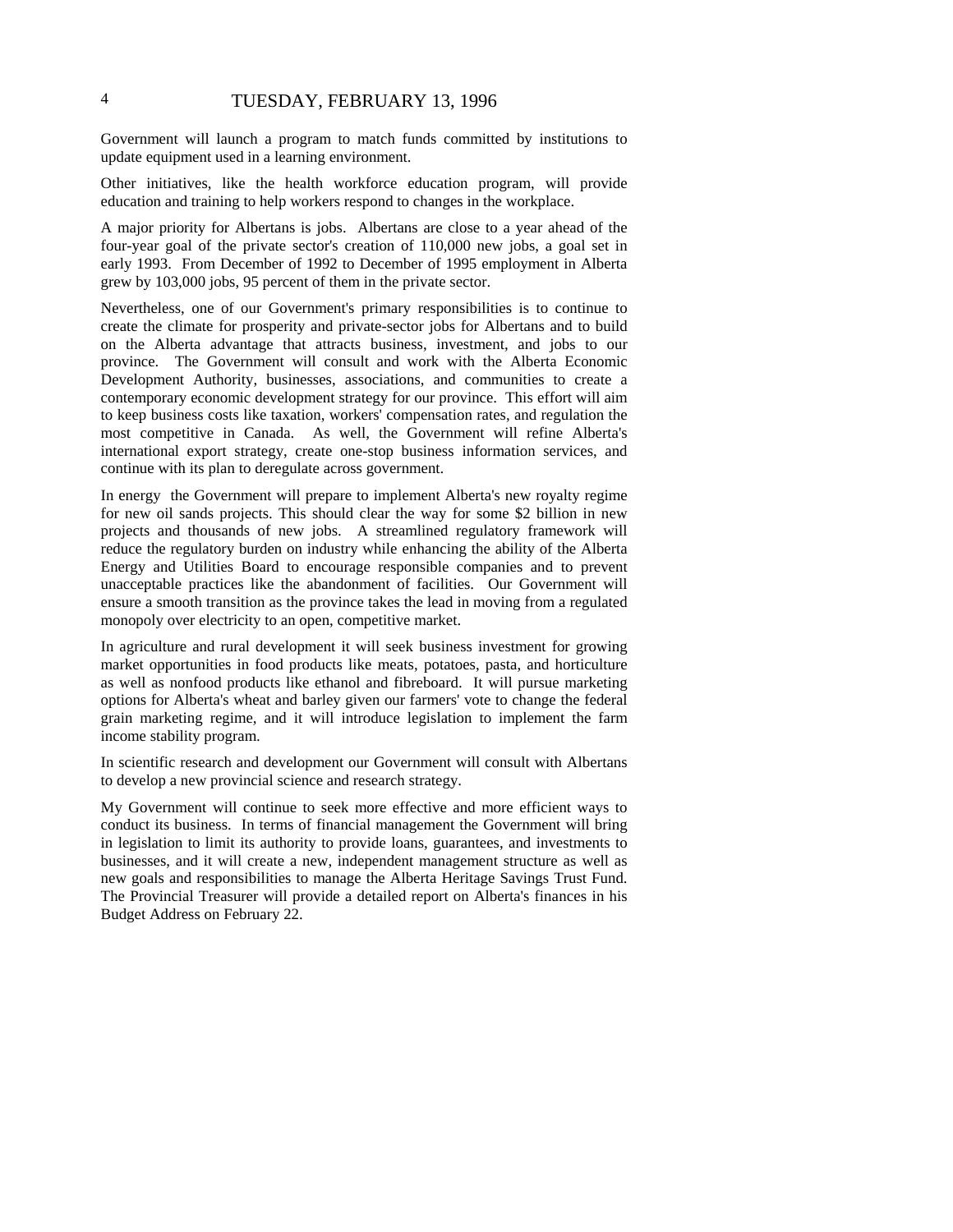Government will launch a program to match funds committed by institutions to update equipment used in a learning environment.

Other initiatives, like the health workforce education program, will provide education and training to help workers respond to changes in the workplace.

A major priority for Albertans is jobs. Albertans are close to a year ahead of the four-year goal of the private sector's creation of 110,000 new jobs, a goal set in early 1993. From December of 1992 to December of 1995 employment in Alberta grew by 103,000 jobs, 95 percent of them in the private sector.

Nevertheless, one of our Government's primary responsibilities is to continue to create the climate for prosperity and private-sector jobs for Albertans and to build on the Alberta advantage that attracts business, investment, and jobs to our province. The Government will consult and work with the Alberta Economic Development Authority, businesses, associations, and communities to create a contemporary economic development strategy for our province. This effort will aim to keep business costs like taxation, workers' compensation rates, and regulation the most competitive in Canada. As well, the Government will refine Alberta's international export strategy, create one-stop business information services, and continue with its plan to deregulate across government.

In energy the Government will prepare to implement Alberta's new royalty regime for new oil sands projects. This should clear the way for some $2 billion in new projects and thousands of new jobs. A streamlined regulatory framework will reduce the regulatory burden on industry while enhancing the ability of the Alberta Energy and Utilities Board to encourage responsible companies and to prevent unacceptable practices like the abandonment of facilities. Our Government will ensure a smooth transition as the province takes the lead in moving from a regulated monopoly over electricity to an open, competitive market.

In agriculture and rural development it will seek business investment for growing market opportunities in food products like meats, potatoes, pasta, and horticulture as well as nonfood products like ethanol and fibreboard. It will pursue marketing options for Alberta's wheat and barley given our farmers' vote to change the federal grain marketing regime, and it will introduce legislation to implement the farm income stability program.

In scientific research and development our Government will consult with Albertans to develop a new provincial science and research strategy.

My Government will continue to seek more effective and more efficient ways to conduct its business. In terms of financial management the Government will bring in legislation to limit its authority to provide loans, guarantees, and investments to businesses, and it will create a new, independent management structure as well as new goals and responsibilities to manage the Alberta Heritage Savings Trust Fund. The Provincial Treasurer will provide a detailed report on Alberta's finances in his Budget Address on February 22.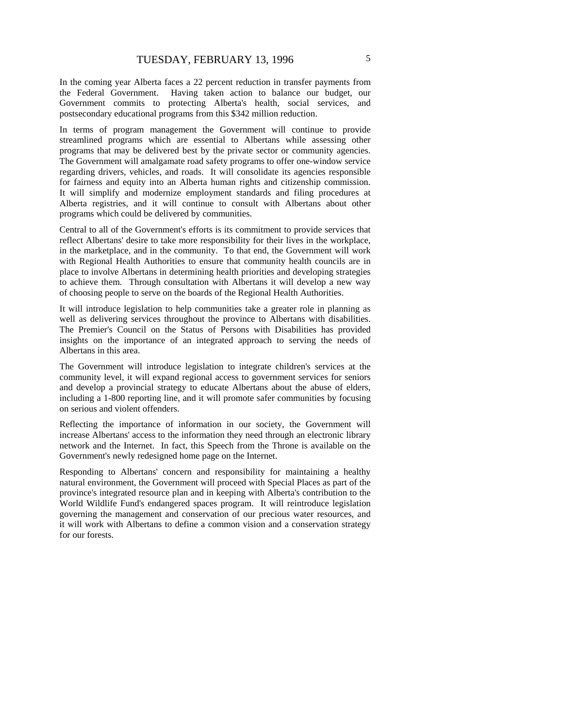In the coming year Alberta faces a 22 percent reduction in transfer payments from the Federal Government. Having taken action to balance our budget, our Government commits to protecting Alberta's health, social services, and postsecondary educational programs from this $342 million reduction.

In terms of program management the Government will continue to provide streamlined programs which are essential to Albertans while assessing other programs that may be delivered best by the private sector or community agencies. The Government will amalgamate road safety programs to offer one-window service regarding drivers, vehicles, and roads. It will consolidate its agencies responsible for fairness and equity into an Alberta human rights and citizenship commission. It will simplify and modernize employment standards and filing procedures at Alberta registries, and it will continue to consult with Albertans about other programs which could be delivered by communities.

Central to all of the Government's efforts is its commitment to provide services that reflect Albertans' desire to take more responsibility for their lives in the workplace, in the marketplace, and in the community. To that end, the Government will work with Regional Health Authorities to ensure that community health councils are in place to involve Albertans in determining health priorities and developing strategies to achieve them. Through consultation with Albertans it will develop a new way of choosing people to serve on the boards of the Regional Health Authorities.

It will introduce legislation to help communities take a greater role in planning as well as delivering services throughout the province to Albertans with disabilities. The Premier's Council on the Status of Persons with Disabilities has provided insights on the importance of an integrated approach to serving the needs of Albertans in this area.

The Government will introduce legislation to integrate children's services at the community level, it will expand regional access to government services for seniors and develop a provincial strategy to educate Albertans about the abuse of elders, including a 1-800 reporting line, and it will promote safer communities by focusing on serious and violent offenders.

Reflecting the importance of information in our society, the Government will increase Albertans' access to the information they need through an electronic library network and the Internet. In fact, this Speech from the Throne is available on the Government's newly redesigned home page on the Internet.

Responding to Albertans' concern and responsibility for maintaining a healthy natural environment, the Government will proceed with Special Places as part of the province's integrated resource plan and in keeping with Alberta's contribution to the World Wildlife Fund's endangered spaces program. It will reintroduce legislation governing the management and conservation of our precious water resources, and it will work with Albertans to define a common vision and a conservation strategy for our forests.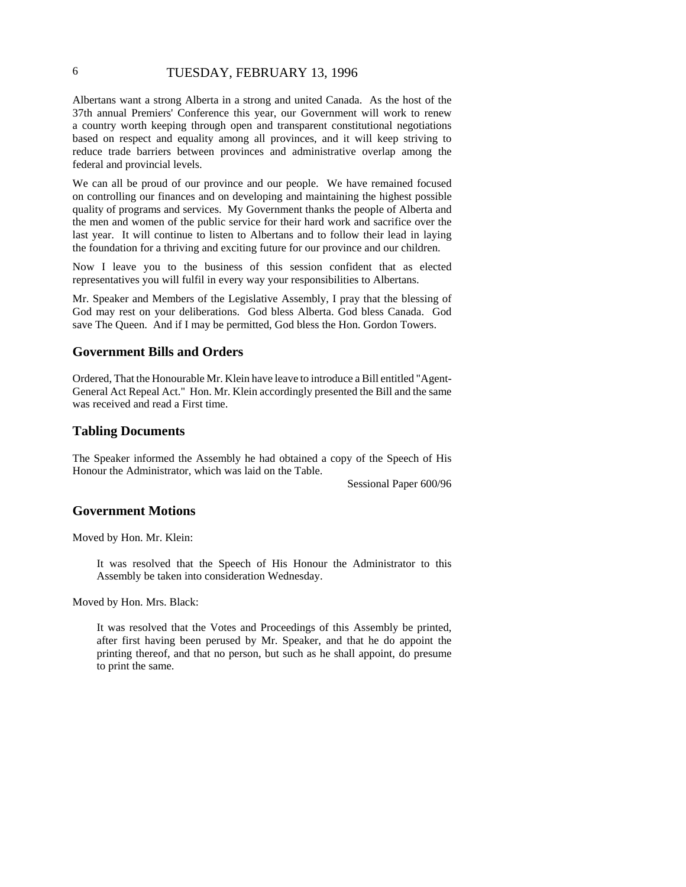Albertans want a strong Alberta in a strong and united Canada. As the host of the 37th annual Premiers' Conference this year, our Government will work to renew a country worth keeping through open and transparent constitutional negotiations based on respect and equality among all provinces, and it will keep striving to reduce trade barriers between provinces and administrative overlap among the federal and provincial levels.

We can all be proud of our province and our people. We have remained focused on controlling our finances and on developing and maintaining the highest possible quality of programs and services. My Government thanks the people of Alberta and the men and women of the public service for their hard work and sacrifice over the last year. It will continue to listen to Albertans and to follow their lead in laying the foundation for a thriving and exciting future for our province and our children.

Now I leave you to the business of this session confident that as elected representatives you will fulfil in every way your responsibilities to Albertans.

Mr. Speaker and Members of the Legislative Assembly, I pray that the blessing of God may rest on your deliberations. God bless Alberta. God bless Canada. God save The Queen. And if I may be permitted, God bless the Hon. Gordon Towers.

## Government Bills and Orders

Ordered, That the Honourable Mr. Klein have leave to introduce a Bill entitled "Agent-General Act Repeal Act." Hon. Mr. Klein accordingly presented the Bill and the same was received and read a First time.

## Tabling Documents

The Speaker informed the Assembly he had obtained a copy of the Speech of His Honour the Administrator, which was laid on the Table.

Sessional Paper 600/96

## Government Motions

Moved by Hon. Mr. Klein:

> It was resolved that the Speech of His Honour the Administrator to this Assembly be taken into consideration Wednesday.

Moved by Hon. Mrs. Black:

> It was resolved that the Votes and Proceedings of this Assembly be printed, after first having been perused by Mr. Speaker, and that he do appoint the printing thereof, and that no person, but such as he shall appoint, do presume to print the same.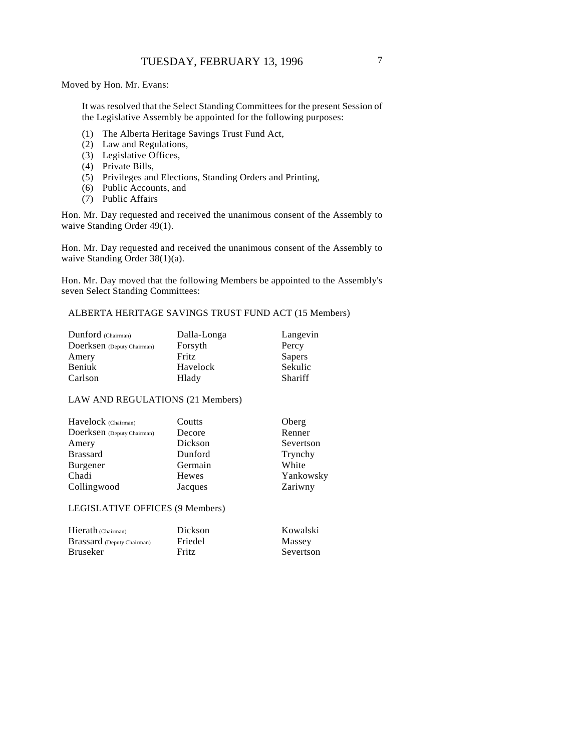Moved by Hon. Mr. Evans:

> It was resolved that the Select Standing Committees for the present Session of the Legislative Assembly be appointed for the following purposes:
>
> (1) The Alberta Heritage Savings Trust Fund Act,
> (2) Law and Regulations,
> (3) Legislative Offices,
> (4) Private Bills,
> (5) Privileges and Elections, Standing Orders and Printing,
> (6) Public Accounts, and
> (7) Public Affairs

Hon. Mr. Day requested and received the unanimous consent of the Assembly to waive Standing Order 49(1).

Hon. Mr. Day requested and received the unanimous consent of the Assembly to waive Standing Order 38(1)(a).

Hon. Mr. Day moved that the following Members be appointed to the Assembly's seven Select Standing Committees:

ALBERTA HERITAGE SAVINGS TRUST FUND ACT (15 Members)

| | | |
|---|---|---|
| Dunford (Chairman) | Dalla-Longa | Langevin |
| Doerksen (Deputy Chairman) | Forsyth | Percy |
| Amery | Fritz | Sapers |
| Beniuk | Havelock | Sekulic |
| Carlson | Hlady | Shariff |

LAW AND REGULATIONS (21 Members)

| | | |
|---|---|---|
| Havelock (Chairman) | Coutts | Oberg |
| Doerksen (Deputy Chairman) | Decore | Renner |
| Amery | Dickson | Severtson |
| Brassard | Dunford | Trynchy |
| Burgener | Germain | White |
| Chadi | Hewes | Yankowsky |
| Collingwood | Jacques | Zariwny |

LEGISLATIVE OFFICES (9 Members)

| | | |
|---|---|---|
| Hierath (Chairman) | Dickson | Kowalski |
| Brassard (Deputy Chairman) | Friedel | Massey |
| Bruseker | Fritz | Severtson |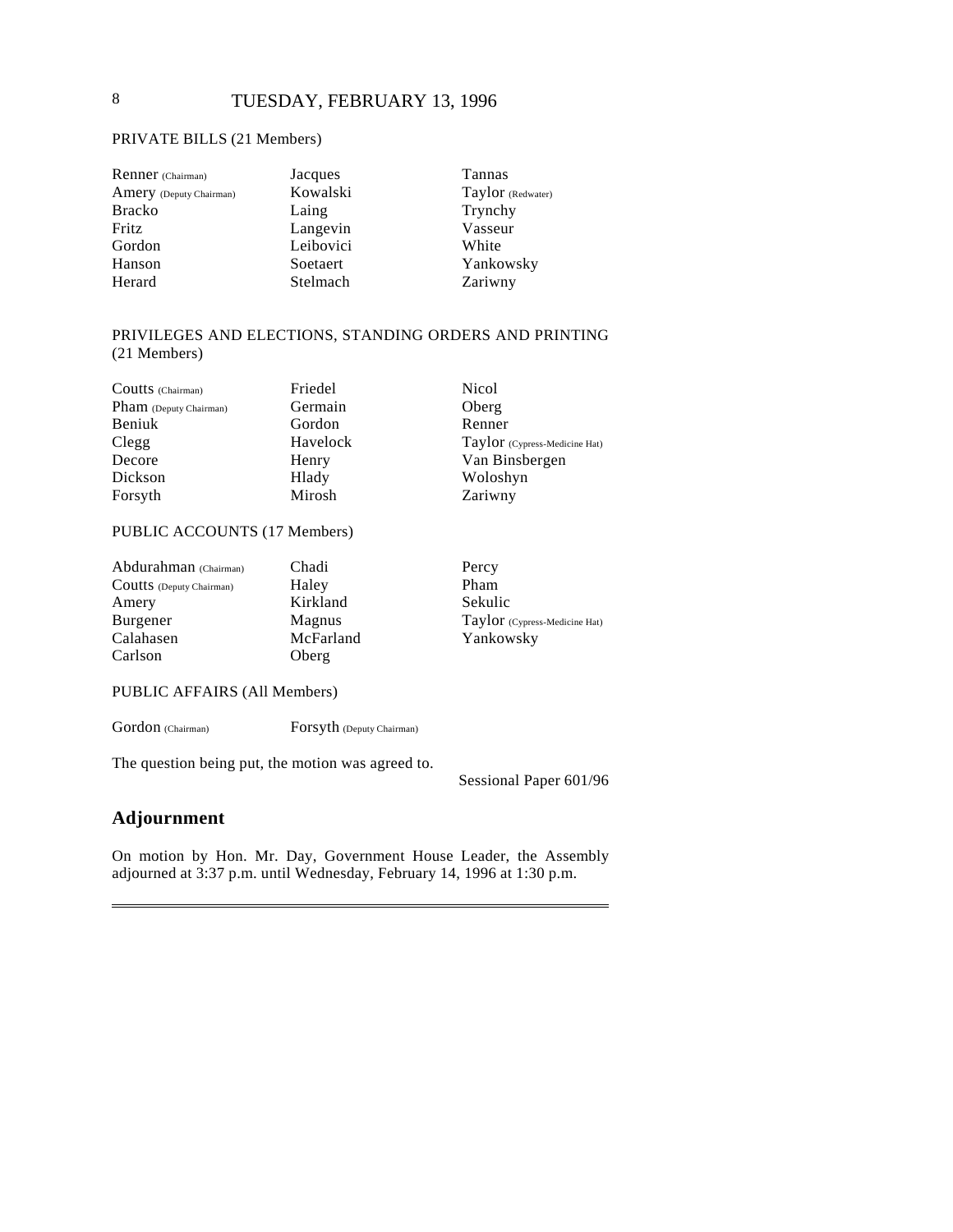PRIVATE BILLS (21 Members)

| | | |
|---|---|---|
| Renner (Chairman) | Jacques | Tannas |
| Amery (Deputy Chairman) | Kowalski | Taylor (Redwater) |
| Bracko | Laing | Trynchy |
| Fritz | Langevin | Vasseur |
| Gordon | Leibovici | White |
| Hanson | Soetaert | Yankowsky |
| Herard | Stelmach | Zariwny |

PRIVILEGES AND ELECTIONS, STANDING ORDERS AND PRINTING (21 Members)

| | | |
|---|---|---|
| Coutts (Chairman) | Friedel | Nicol |
| Pham (Deputy Chairman) | Germain | Oberg |
| Beniuk | Gordon | Renner |
| Clegg | Havelock | Taylor (Cypress-Medicine Hat) |
| Decore | Henry | Van Binsbergen |
| Dickson | Hlady | Woloshyn |
| Forsyth | Mirosh | Zariwny |

PUBLIC ACCOUNTS (17 Members)

| | | |
|---|---|---|
| Abdurahman (Chairman) | Chadi | Percy |
| Coutts (Deputy Chairman) | Haley | Pham |
| Amery | Kirkland | Sekulic |
| Burgener | Magnus | Taylor (Cypress-Medicine Hat) |
| Calahasen | McFarland | Yankowsky |
| Carlson | Oberg | |

PUBLIC AFFAIRS (All Members)

Gordon (Chairman) Forsyth (Deputy Chairman)

The question being put, the motion was agreed to.

Sessional Paper 601/96

## Adjournment

On motion by Hon. Mr. Day, Government House Leader, the Assembly adjourned at 3:37 p.m. until Wednesday, February 14, 1996 at 1:30 p.m.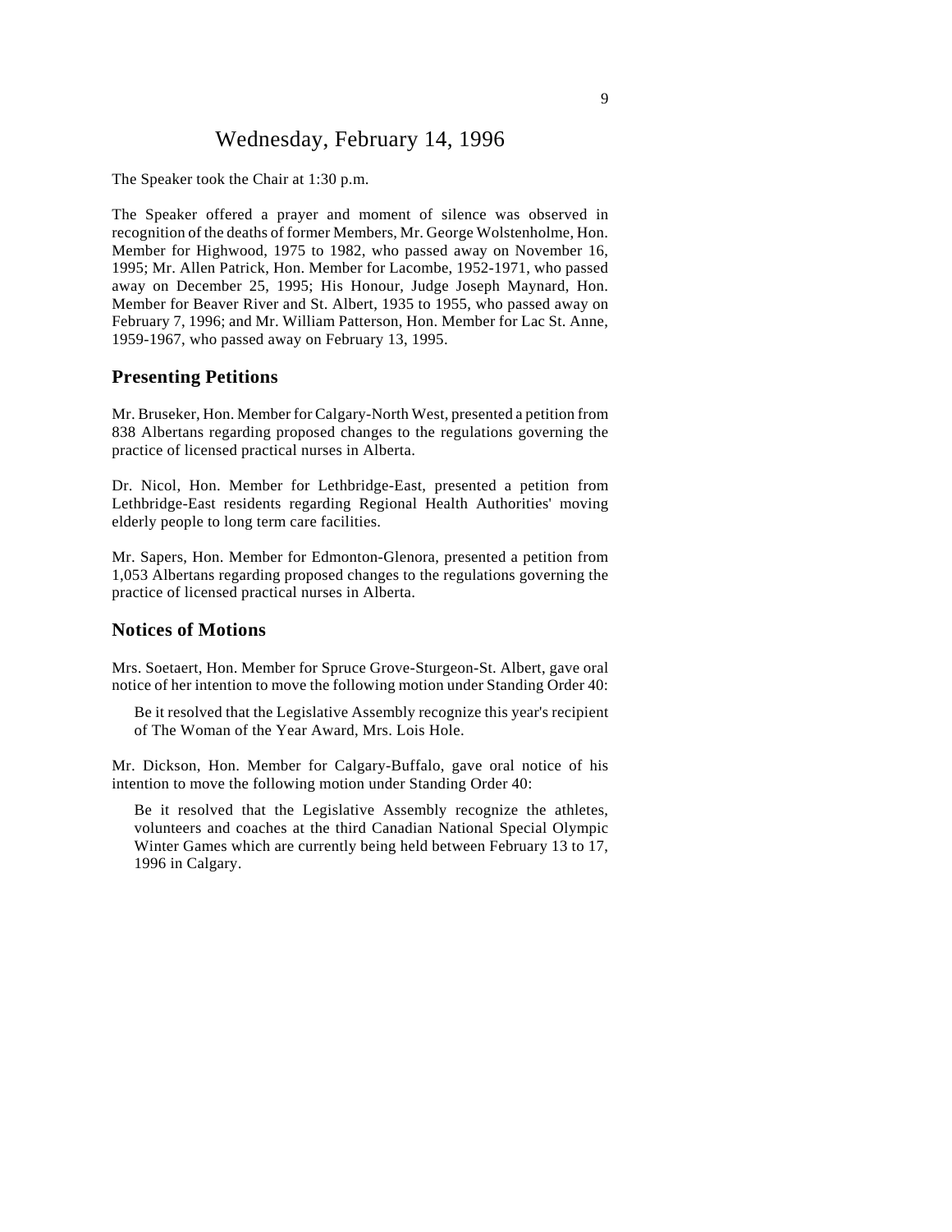# Wednesday, February 14, 1996

The Speaker took the Chair at 1:30 p.m.

The Speaker offered a prayer and moment of silence was observed in recognition of the deaths of former Members, Mr. George Wolstenholme, Hon. Member for Highwood, 1975 to 1982, who passed away on November 16, 1995; Mr. Allen Patrick, Hon. Member for Lacombe, 1952-1971, who passed away on December 25, 1995; His Honour, Judge Joseph Maynard, Hon. Member for Beaver River and St. Albert, 1935 to 1955, who passed away on February 7, 1996; and Mr. William Patterson, Hon. Member for Lac St. Anne, 1959-1967, who passed away on February 13, 1995.

## Presenting Petitions

Mr. Bruseker, Hon. Member for Calgary-North West, presented a petition from 838 Albertans regarding proposed changes to the regulations governing the practice of licensed practical nurses in Alberta.

Dr. Nicol, Hon. Member for Lethbridge-East, presented a petition from Lethbridge-East residents regarding Regional Health Authorities' moving elderly people to long term care facilities.

Mr. Sapers, Hon. Member for Edmonton-Glenora, presented a petition from 1,053 Albertans regarding proposed changes to the regulations governing the practice of licensed practical nurses in Alberta.

## Notices of Motions

Mrs. Soetaert, Hon. Member for Spruce Grove-Sturgeon-St. Albert, gave oral notice of her intention to move the following motion under Standing Order 40:

> Be it resolved that the Legislative Assembly recognize this year's recipient of The Woman of the Year Award, Mrs. Lois Hole.

Mr. Dickson, Hon. Member for Calgary-Buffalo, gave oral notice of his intention to move the following motion under Standing Order 40:

> Be it resolved that the Legislative Assembly recognize the athletes, volunteers and coaches at the third Canadian National Special Olympic Winter Games which are currently being held between February 13 to 17, 1996 in Calgary.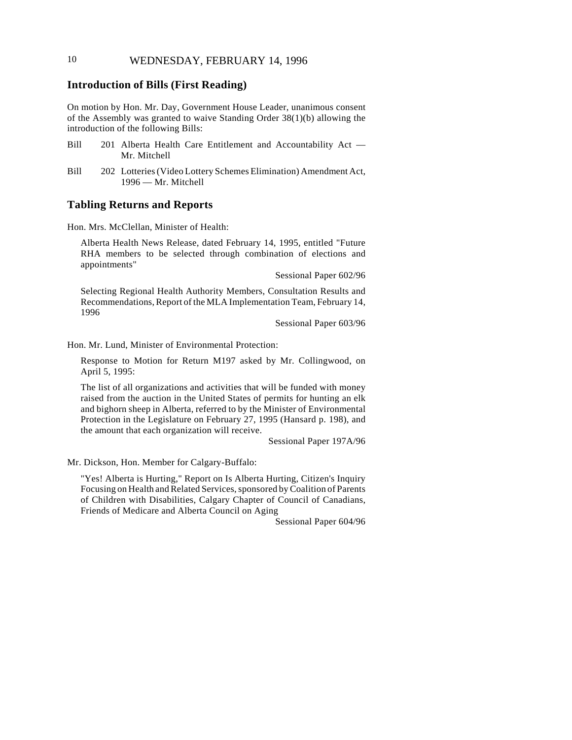## Introduction of Bills (First Reading)

On motion by Hon. Mr. Day, Government House Leader, unanimous consent of the Assembly was granted to waive Standing Order 38(1)(b) allowing the introduction of the following Bills:

Bill 201 Alberta Health Care Entitlement and Accountability Act — Mr. Mitchell

Bill 202 Lotteries (Video Lottery Schemes Elimination) Amendment Act, 1996 — Mr. Mitchell

## Tabling Returns and Reports

Hon. Mrs. McClellan, Minister of Health:

Alberta Health News Release, dated February 14, 1995, entitled "Future RHA members to be selected through combination of elections and appointments"

Sessional Paper 602/96

Selecting Regional Health Authority Members, Consultation Results and Recommendations, Report of the MLA Implementation Team, February 14, 1996

Sessional Paper 603/96

Hon. Mr. Lund, Minister of Environmental Protection:

Response to Motion for Return M197 asked by Mr. Collingwood, on April 5, 1995:

The list of all organizations and activities that will be funded with money raised from the auction in the United States of permits for hunting an elk and bighorn sheep in Alberta, referred to by the Minister of Environmental Protection in the Legislature on February 27, 1995 (Hansard p. 198), and the amount that each organization will receive.

Sessional Paper 197A/96

Mr. Dickson, Hon. Member for Calgary-Buffalo:

"Yes! Alberta is Hurting," Report on Is Alberta Hurting, Citizen's Inquiry Focusing on Health and Related Services, sponsored by Coalition of Parents of Children with Disabilities, Calgary Chapter of Council of Canadians, Friends of Medicare and Alberta Council on Aging

Sessional Paper 604/96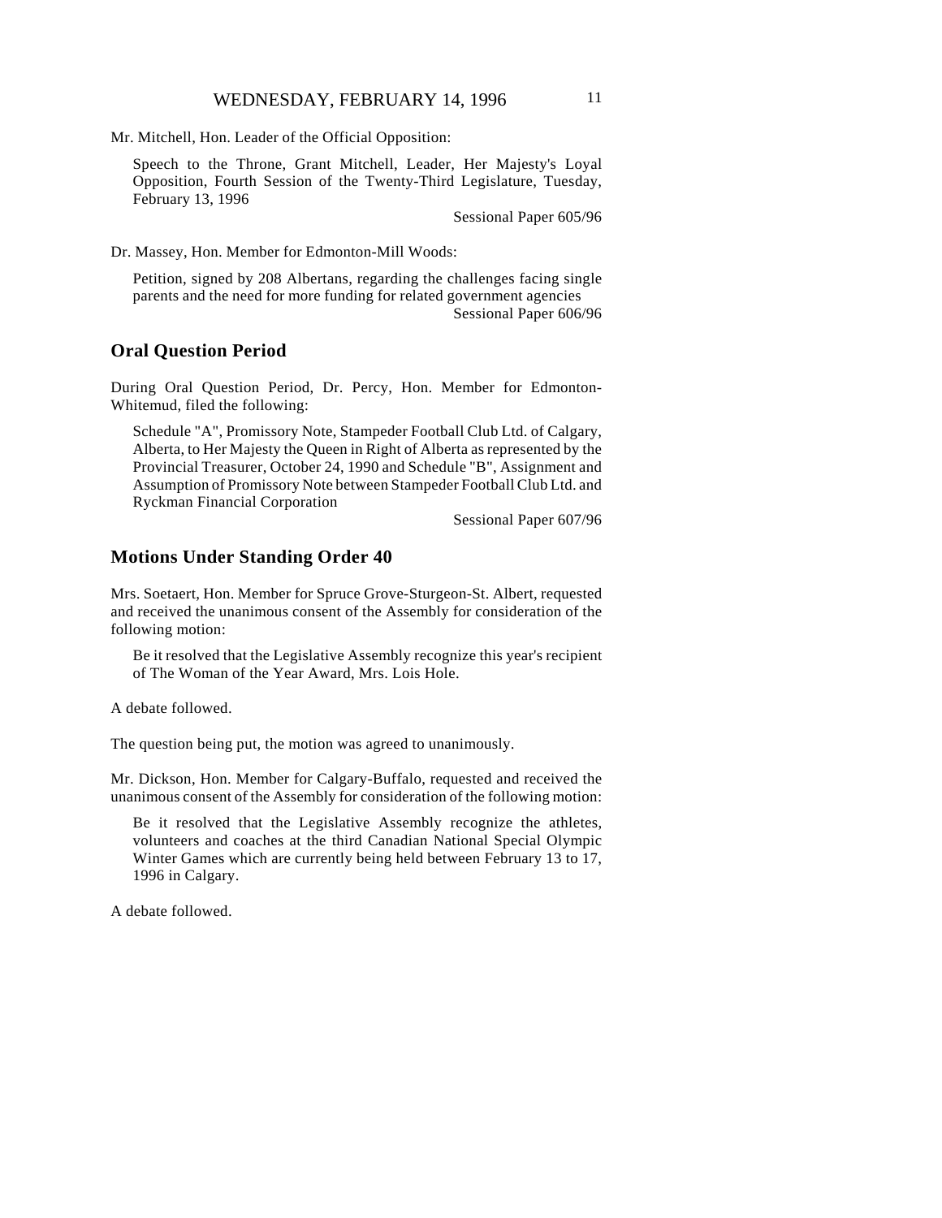Mr. Mitchell, Hon. Leader of the Official Opposition:

Speech to the Throne, Grant Mitchell, Leader, Her Majesty's Loyal Opposition, Fourth Session of the Twenty-Third Legislature, Tuesday, February 13, 1996

Sessional Paper 605/96

Dr. Massey, Hon. Member for Edmonton-Mill Woods:

Petition, signed by 208 Albertans, regarding the challenges facing single parents and the need for more funding for related government agencies

Sessional Paper 606/96

## Oral Question Period

During Oral Question Period, Dr. Percy, Hon. Member for Edmonton-Whitemud, filed the following:

Schedule "A", Promissory Note, Stampeder Football Club Ltd. of Calgary, Alberta, to Her Majesty the Queen in Right of Alberta as represented by the Provincial Treasurer, October 24, 1990 and Schedule "B", Assignment and Assumption of Promissory Note between Stampeder Football Club Ltd. and Ryckman Financial Corporation

Sessional Paper 607/96

## Motions Under Standing Order 40

Mrs. Soetaert, Hon. Member for Spruce Grove-Sturgeon-St. Albert, requested and received the unanimous consent of the Assembly for consideration of the following motion:

Be it resolved that the Legislative Assembly recognize this year's recipient of The Woman of the Year Award, Mrs. Lois Hole.

A debate followed.

The question being put, the motion was agreed to unanimously.

Mr. Dickson, Hon. Member for Calgary-Buffalo, requested and received the unanimous consent of the Assembly for consideration of the following motion:

Be it resolved that the Legislative Assembly recognize the athletes, volunteers and coaches at the third Canadian National Special Olympic Winter Games which are currently being held between February 13 to 17, 1996 in Calgary.

A debate followed.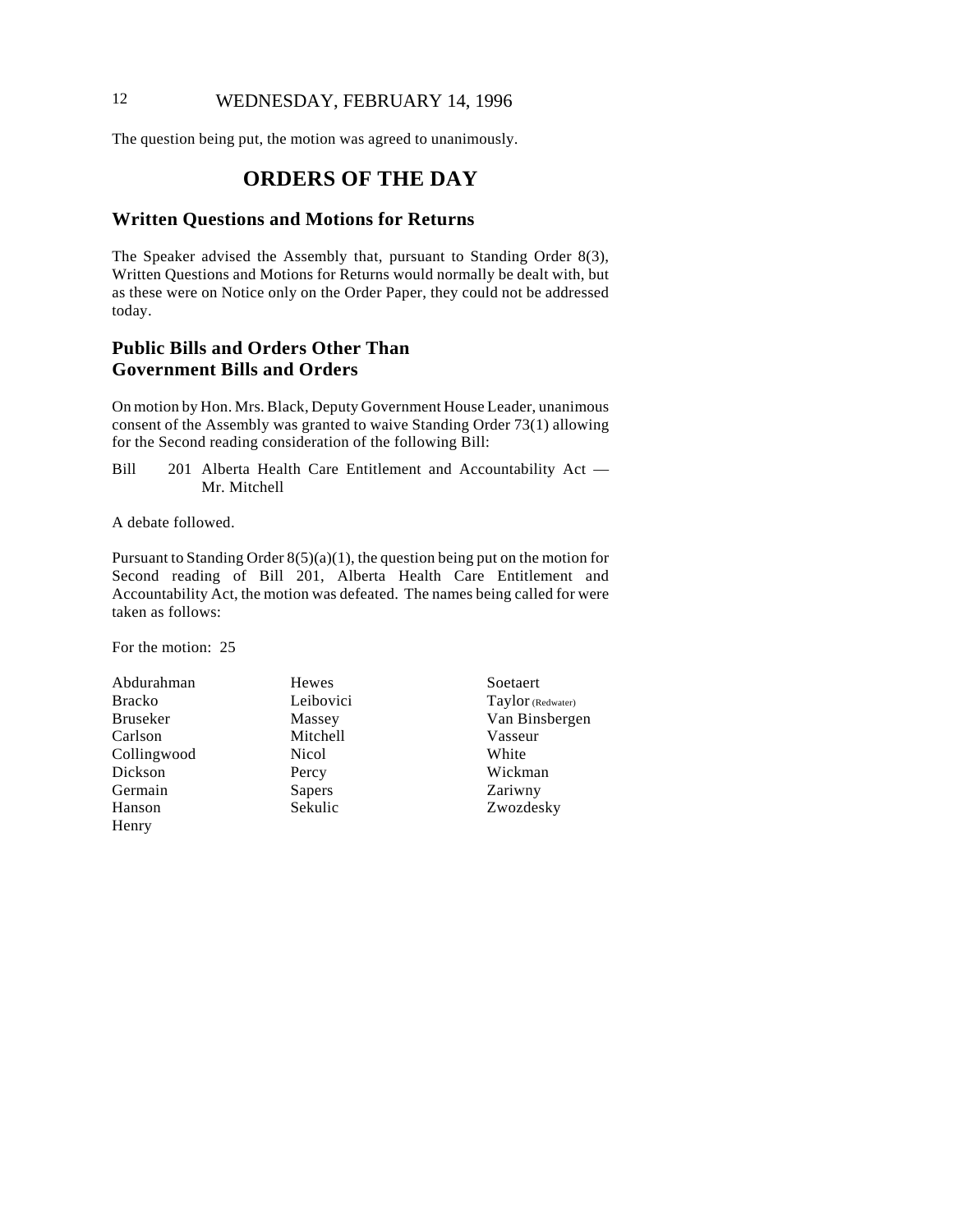The question being put, the motion was agreed to unanimously.

# ORDERS OF THE DAY

## Written Questions and Motions for Returns

The Speaker advised the Assembly that, pursuant to Standing Order 8(3), Written Questions and Motions for Returns would normally be dealt with, but as these were on Notice only on the Order Paper, they could not be addressed today.

## Public Bills and Orders Other Than Government Bills and Orders

On motion by Hon. Mrs. Black, Deputy Government House Leader, unanimous consent of the Assembly was granted to waive Standing Order 73(1) allowing for the Second reading consideration of the following Bill:

Bill 201 Alberta Health Care Entitlement and Accountability Act — Mr. Mitchell

A debate followed.

Pursuant to Standing Order 8(5)(a)(1), the question being put on the motion for Second reading of Bill 201, Alberta Health Care Entitlement and Accountability Act, the motion was defeated. The names being called for were taken as follows:

For the motion: 25

| | | |
|---|---|---|
| Abdurahman | Hewes | Soetaert |
| Bracko | Leibovici | Taylor (Redwater) |
| Bruseker | Massey | Van Binsbergen |
| Carlson | Mitchell | Vasseur |
| Collingwood | Nicol | White |
| Dickson | Percy | Wickman |
| Germain | Sapers | Zariwny |
| Hanson | Sekulic | Zwozdesky |
| Henry | | |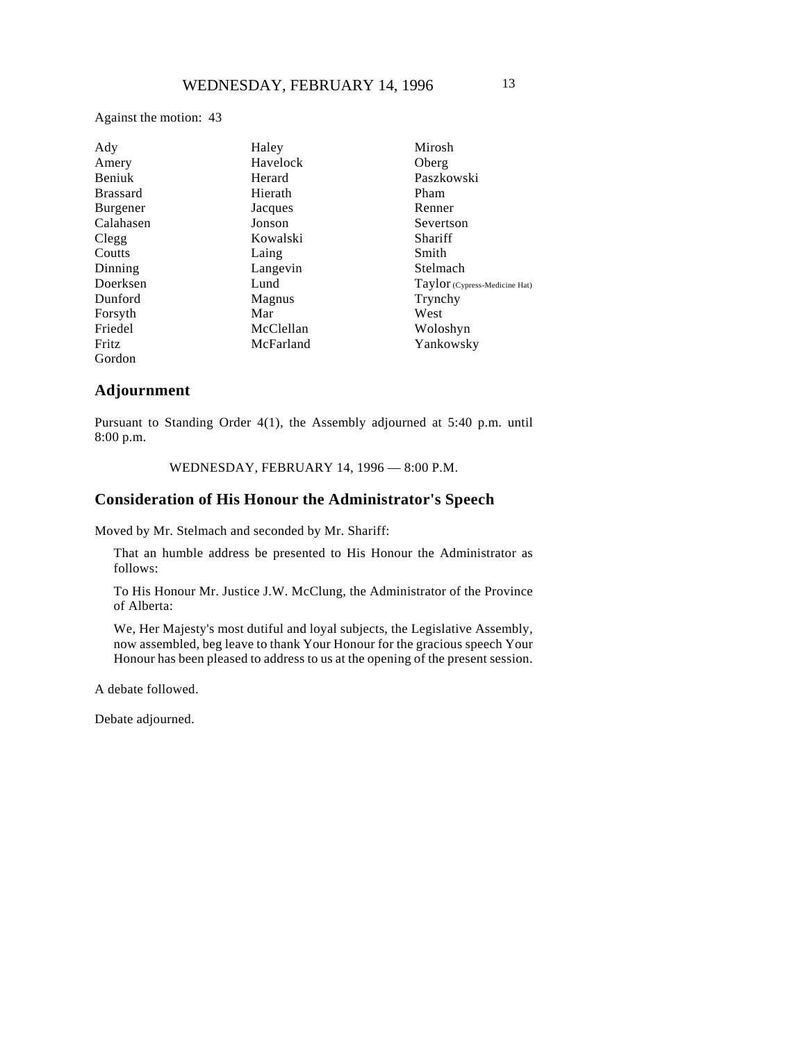Against the motion: 43

| | | |
|---|---|---|
| Ady | Haley | Mirosh |
| Amery | Havelock | Oberg |
| Beniuk | Herard | Paszkowski |
| Brassard | Hierath | Pham |
| Burgener | Jacques | Renner |
| Calahasen | Jonson | Severtson |
| Clegg | Kowalski | Shariff |
| Coutts | Laing | Smith |
| Dinning | Langevin | Stelmach |
| Doerksen | Lund | Taylor (Cypress-Medicine Hat) |
| Dunford | Magnus | Trynchy |
| Forsyth | Mar | West |
| Friedel | McClellan | Woloshyn |
| Fritz | McFarland | Yankowsky |
| Gordon | | |

## Adjournment

Pursuant to Standing Order 4(1), the Assembly adjourned at 5:40 p.m. until 8:00 p.m.

WEDNESDAY, FEBRUARY 14, 1996 — 8:00 P.M.

## Consideration of His Honour the Administrator's Speech

Moved by Mr. Stelmach and seconded by Mr. Shariff:

> That an humble address be presented to His Honour the Administrator as follows:
>
> To His Honour Mr. Justice J.W. McClung, the Administrator of the Province of Alberta:
>
> We, Her Majesty's most dutiful and loyal subjects, the Legislative Assembly, now assembled, beg leave to thank Your Honour for the gracious speech Your Honour has been pleased to address to us at the opening of the present session.

A debate followed.

Debate adjourned.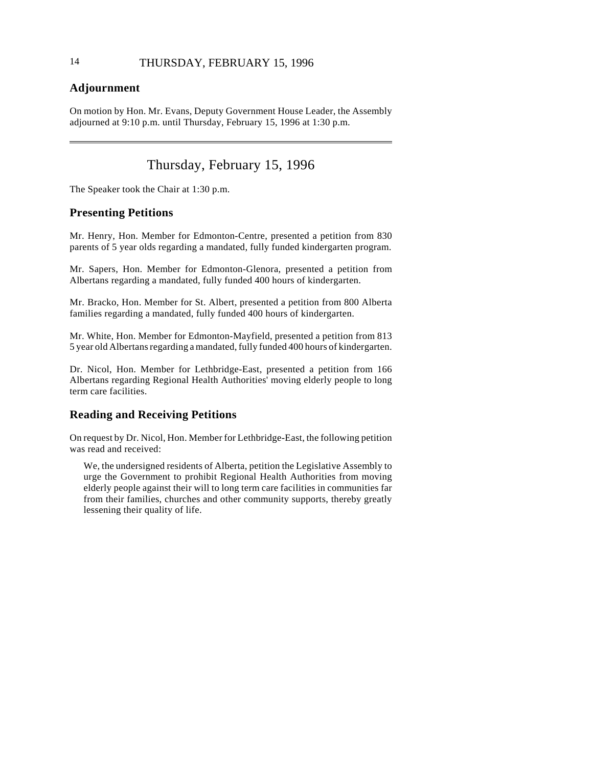## Adjournment

On motion by Hon. Mr. Evans, Deputy Government House Leader, the Assembly adjourned at 9:10 p.m. until Thursday, February 15, 1996 at 1:30 p.m.

---

# Thursday, February 15, 1996

The Speaker took the Chair at 1:30 p.m.

## Presenting Petitions

Mr. Henry, Hon. Member for Edmonton-Centre, presented a petition from 830 parents of 5 year olds regarding a mandated, fully funded kindergarten program.

Mr. Sapers, Hon. Member for Edmonton-Glenora, presented a petition from Albertans regarding a mandated, fully funded 400 hours of kindergarten.

Mr. Bracko, Hon. Member for St. Albert, presented a petition from 800 Alberta families regarding a mandated, fully funded 400 hours of kindergarten.

Mr. White, Hon. Member for Edmonton-Mayfield, presented a petition from 813 5 year old Albertans regarding a mandated, fully funded 400 hours of kindergarten.

Dr. Nicol, Hon. Member for Lethbridge-East, presented a petition from 166 Albertans regarding Regional Health Authorities' moving elderly people to long term care facilities.

## Reading and Receiving Petitions

On request by Dr. Nicol, Hon. Member for Lethbridge-East, the following petition was read and received:

> We, the undersigned residents of Alberta, petition the Legislative Assembly to urge the Government to prohibit Regional Health Authorities from moving elderly people against their will to long term care facilities in communities far from their families, churches and other community supports, thereby greatly lessening their quality of life.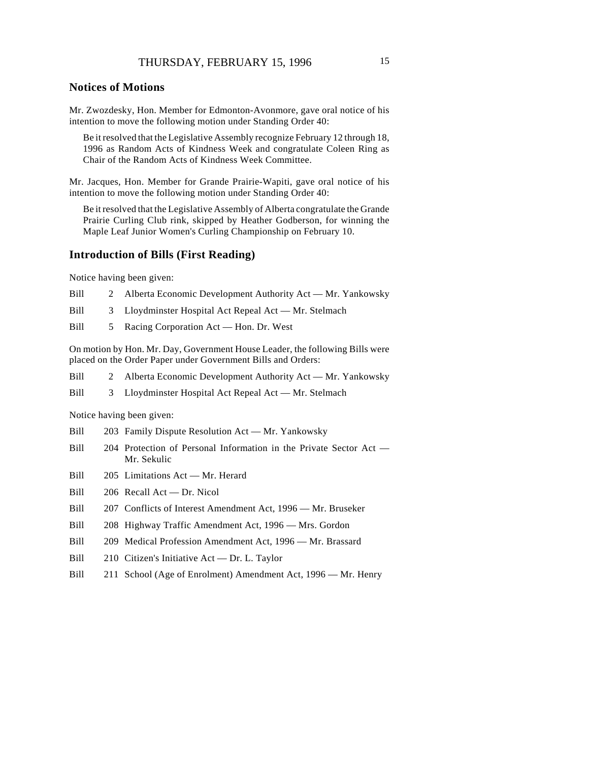## Notices of Motions

Mr. Zwozdesky, Hon. Member for Edmonton-Avonmore, gave oral notice of his intention to move the following motion under Standing Order 40:

> Be it resolved that the Legislative Assembly recognize February 12 through 18, 1996 as Random Acts of Kindness Week and congratulate Coleen Ring as Chair of the Random Acts of Kindness Week Committee.

Mr. Jacques, Hon. Member for Grande Prairie-Wapiti, gave oral notice of his intention to move the following motion under Standing Order 40:

> Be it resolved that the Legislative Assembly of Alberta congratulate the Grande Prairie Curling Club rink, skipped by Heather Godberson, for winning the Maple Leaf Junior Women's Curling Championship on February 10.

## Introduction of Bills (First Reading)

Notice having been given:

Bill 2 Alberta Economic Development Authority Act — Mr. Yankowsky

Bill 3 Lloydminster Hospital Act Repeal Act — Mr. Stelmach

Bill 5 Racing Corporation Act — Hon. Dr. West

On motion by Hon. Mr. Day, Government House Leader, the following Bills were placed on the Order Paper under Government Bills and Orders:

Bill 2 Alberta Economic Development Authority Act — Mr. Yankowsky

Bill 3 Lloydminster Hospital Act Repeal Act — Mr. Stelmach

Notice having been given:

Bill 203 Family Dispute Resolution Act — Mr. Yankowsky

Bill 204 Protection of Personal Information in the Private Sector Act — Mr. Sekulic

Bill 205 Limitations Act — Mr. Herard

Bill 206 Recall Act — Dr. Nicol

Bill 207 Conflicts of Interest Amendment Act, 1996 — Mr. Bruseker

Bill 208 Highway Traffic Amendment Act, 1996 — Mrs. Gordon

Bill 209 Medical Profession Amendment Act, 1996 — Mr. Brassard

Bill 210 Citizen's Initiative Act — Dr. L. Taylor

Bill 211 School (Age of Enrolment) Amendment Act, 1996 — Mr. Henry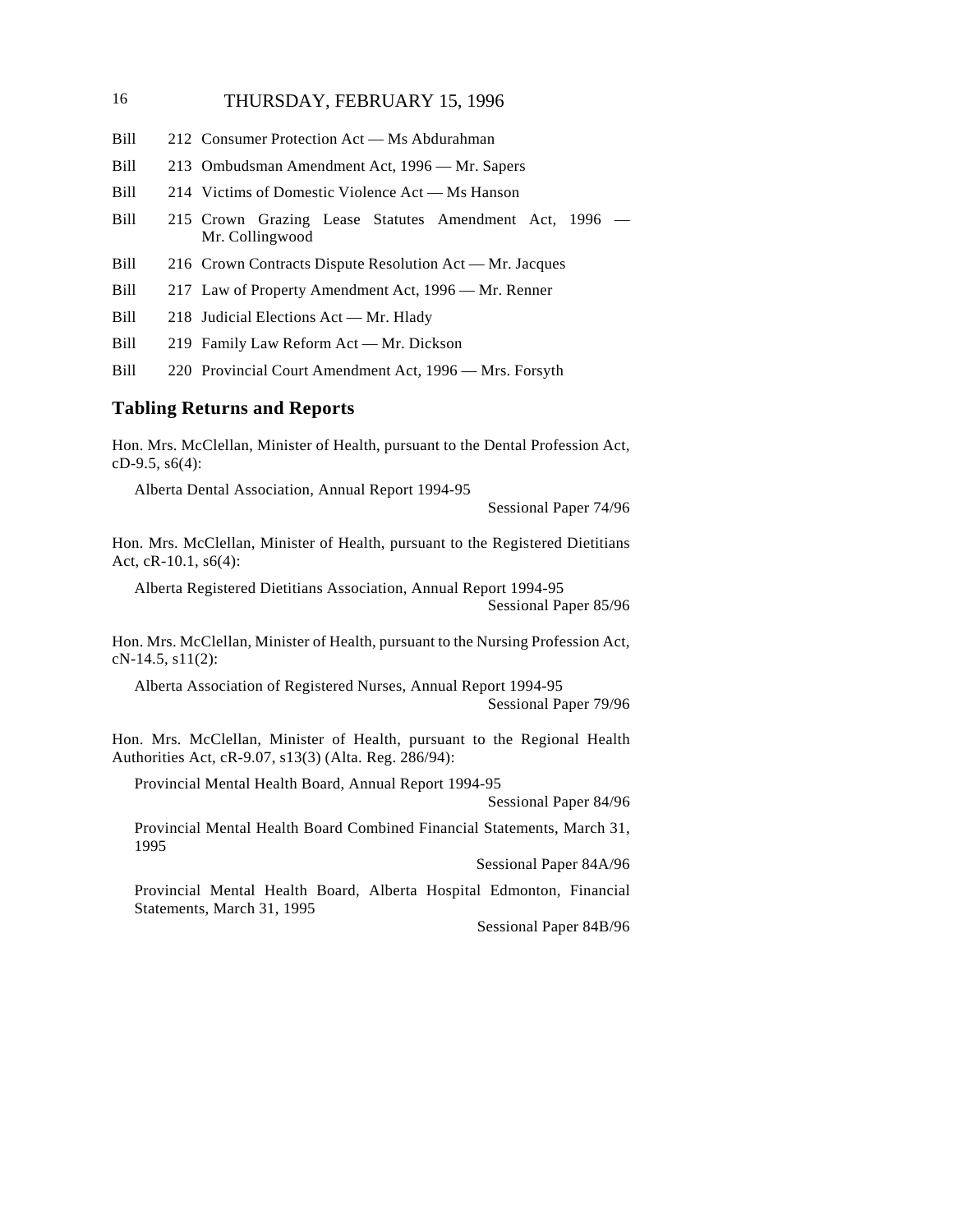Bill 212 Consumer Protection Act — Ms Abdurahman

Bill 213 Ombudsman Amendment Act, 1996 — Mr. Sapers

Bill 214 Victims of Domestic Violence Act — Ms Hanson

Bill 215 Crown Grazing Lease Statutes Amendment Act, 1996 — Mr. Collingwood

Bill 216 Crown Contracts Dispute Resolution Act — Mr. Jacques

Bill 217 Law of Property Amendment Act, 1996 — Mr. Renner

Bill 218 Judicial Elections Act — Mr. Hlady

Bill 219 Family Law Reform Act — Mr. Dickson

Bill 220 Provincial Court Amendment Act, 1996 — Mrs. Forsyth

## Tabling Returns and Reports

Hon. Mrs. McClellan, Minister of Health, pursuant to the Dental Profession Act, cD-9.5, s6(4):

Alberta Dental Association, Annual Report 1994-95
Sessional Paper 74/96

Hon. Mrs. McClellan, Minister of Health, pursuant to the Registered Dietitians Act, cR-10.1, s6(4):

Alberta Registered Dietitians Association, Annual Report 1994-95
Sessional Paper 85/96

Hon. Mrs. McClellan, Minister of Health, pursuant to the Nursing Profession Act, cN-14.5, s11(2):

Alberta Association of Registered Nurses, Annual Report 1994-95
Sessional Paper 79/96

Hon. Mrs. McClellan, Minister of Health, pursuant to the Regional Health Authorities Act, cR-9.07, s13(3) (Alta. Reg. 286/94):

Provincial Mental Health Board, Annual Report 1994-95
Sessional Paper 84/96

Provincial Mental Health Board Combined Financial Statements, March 31, 1995
Sessional Paper 84A/96

Provincial Mental Health Board, Alberta Hospital Edmonton, Financial Statements, March 31, 1995
Sessional Paper 84B/96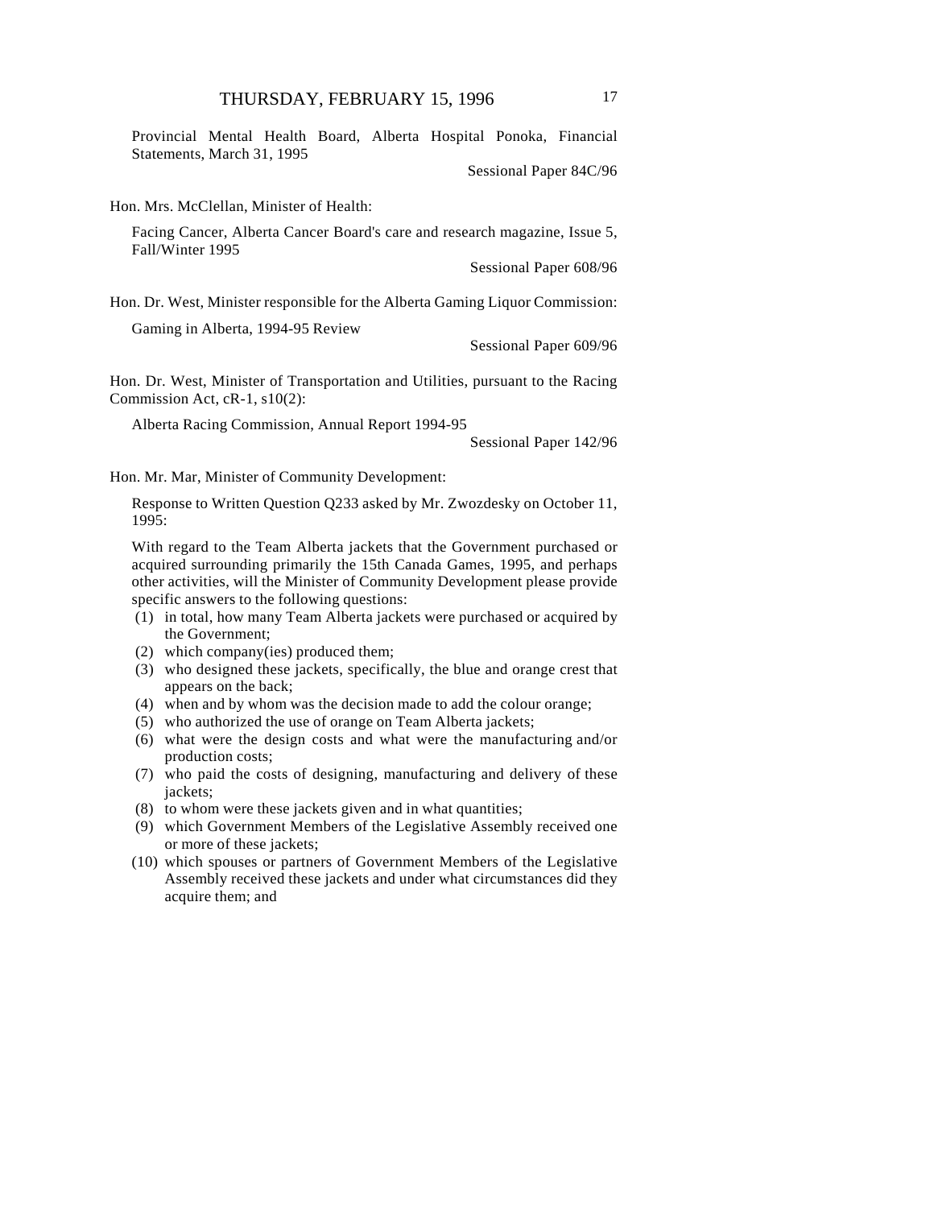Provincial Mental Health Board, Alberta Hospital Ponoka, Financial Statements, March 31, 1995

Sessional Paper 84C/96

Hon. Mrs. McClellan, Minister of Health:

Facing Cancer, Alberta Cancer Board's care and research magazine, Issue 5, Fall/Winter 1995

Sessional Paper 608/96

Hon. Dr. West, Minister responsible for the Alberta Gaming Liquor Commission:

Gaming in Alberta, 1994-95 Review

Sessional Paper 609/96

Hon. Dr. West, Minister of Transportation and Utilities, pursuant to the Racing Commission Act, cR-1, s10(2):

Alberta Racing Commission, Annual Report 1994-95

Sessional Paper 142/96

Hon. Mr. Mar, Minister of Community Development:

Response to Written Question Q233 asked by Mr. Zwozdesky on October 11, 1995:

With regard to the Team Alberta jackets that the Government purchased or acquired surrounding primarily the 15th Canada Games, 1995, and perhaps other activities, will the Minister of Community Development please provide specific answers to the following questions:

(1) in total, how many Team Alberta jackets were purchased or acquired by the Government;
(2) which company(ies) produced them;
(3) who designed these jackets, specifically, the blue and orange crest that appears on the back;
(4) when and by whom was the decision made to add the colour orange;
(5) who authorized the use of orange on Team Alberta jackets;
(6) what were the design costs and what were the manufacturing and/or production costs;
(7) who paid the costs of designing, manufacturing and delivery of these jackets;
(8) to whom were these jackets given and in what quantities;
(9) which Government Members of the Legislative Assembly received one or more of these jackets;
(10) which spouses or partners of Government Members of the Legislative Assembly received these jackets and under what circumstances did they acquire them; and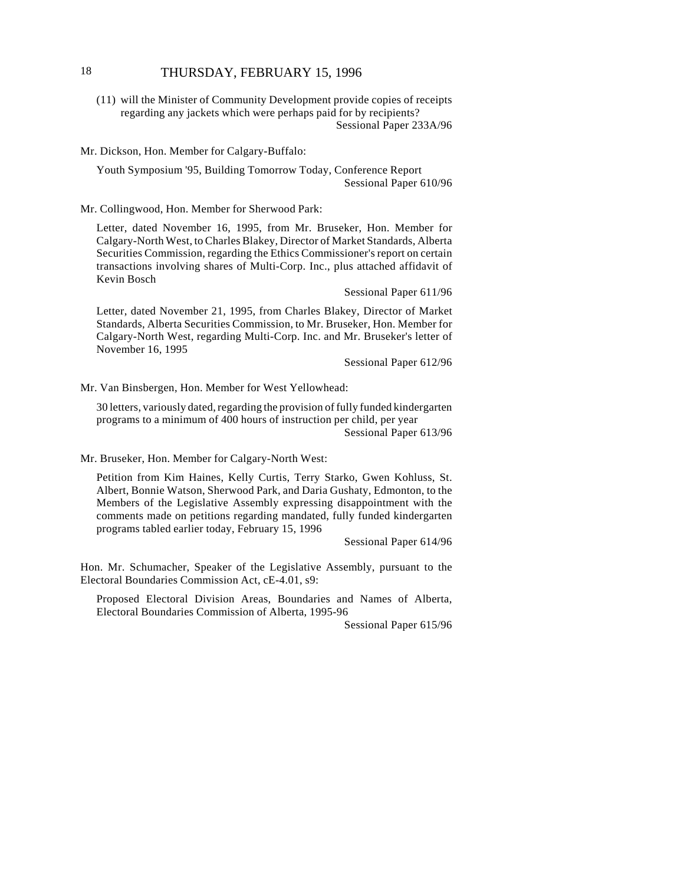(11) will the Minister of Community Development provide copies of receipts regarding any jackets which were perhaps paid for by recipients?
Sessional Paper 233A/96

Mr. Dickson, Hon. Member for Calgary-Buffalo:

Youth Symposium '95, Building Tomorrow Today, Conference Report
Sessional Paper 610/96

Mr. Collingwood, Hon. Member for Sherwood Park:

Letter, dated November 16, 1995, from Mr. Bruseker, Hon. Member for Calgary-North West, to Charles Blakey, Director of Market Standards, Alberta Securities Commission, regarding the Ethics Commissioner's report on certain transactions involving shares of Multi-Corp. Inc., plus attached affidavit of Kevin Bosch
Sessional Paper 611/96

Letter, dated November 21, 1995, from Charles Blakey, Director of Market Standards, Alberta Securities Commission, to Mr. Bruseker, Hon. Member for Calgary-North West, regarding Multi-Corp. Inc. and Mr. Bruseker's letter of November 16, 1995
Sessional Paper 612/96

Mr. Van Binsbergen, Hon. Member for West Yellowhead:

30 letters, variously dated, regarding the provision of fully funded kindergarten programs to a minimum of 400 hours of instruction per child, per year
Sessional Paper 613/96

Mr. Bruseker, Hon. Member for Calgary-North West:

Petition from Kim Haines, Kelly Curtis, Terry Starko, Gwen Kohluss, St. Albert, Bonnie Watson, Sherwood Park, and Daria Gushaty, Edmonton, to the Members of the Legislative Assembly expressing disappointment with the comments made on petitions regarding mandated, fully funded kindergarten programs tabled earlier today, February 15, 1996
Sessional Paper 614/96

Hon. Mr. Schumacher, Speaker of the Legislative Assembly, pursuant to the Electoral Boundaries Commission Act, cE-4.01, s9:

Proposed Electoral Division Areas, Boundaries and Names of Alberta, Electoral Boundaries Commission of Alberta, 1995-96
Sessional Paper 615/96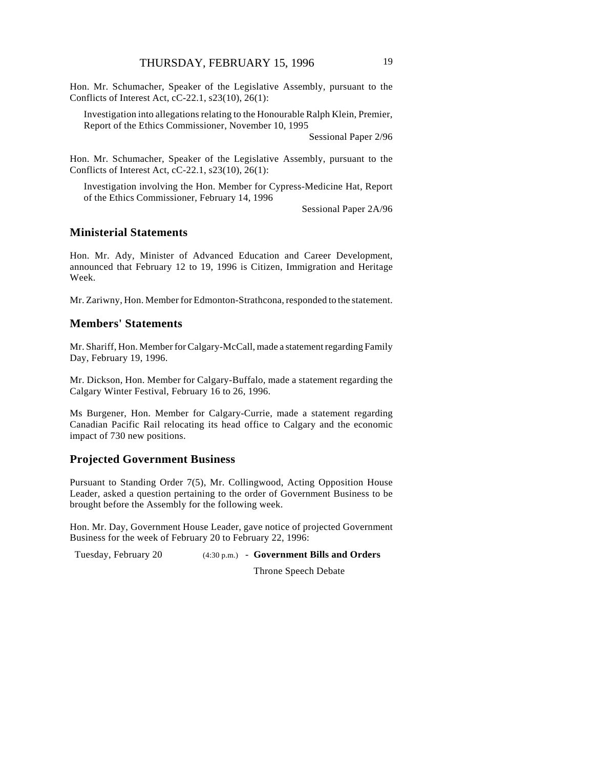Hon. Mr. Schumacher, Speaker of the Legislative Assembly, pursuant to the Conflicts of Interest Act, cC-22.1, s23(10), 26(1):

> Investigation into allegations relating to the Honourable Ralph Klein, Premier, Report of the Ethics Commissioner, November 10, 1995
>
> Sessional Paper 2/96

Hon. Mr. Schumacher, Speaker of the Legislative Assembly, pursuant to the Conflicts of Interest Act, cC-22.1, s23(10), 26(1):

> Investigation involving the Hon. Member for Cypress-Medicine Hat, Report of the Ethics Commissioner, February 14, 1996
>
> Sessional Paper 2A/96

## Ministerial Statements

Hon. Mr. Ady, Minister of Advanced Education and Career Development, announced that February 12 to 19, 1996 is Citizen, Immigration and Heritage Week.

Mr. Zariwny, Hon. Member for Edmonton-Strathcona, responded to the statement.

## Members' Statements

Mr. Shariff, Hon. Member for Calgary-McCall, made a statement regarding Family Day, February 19, 1996.

Mr. Dickson, Hon. Member for Calgary-Buffalo, made a statement regarding the Calgary Winter Festival, February 16 to 26, 1996.

Ms Burgener, Hon. Member for Calgary-Currie, made a statement regarding Canadian Pacific Rail relocating its head office to Calgary and the economic impact of 730 new positions.

## Projected Government Business

Pursuant to Standing Order 7(5), Mr. Collingwood, Acting Opposition House Leader, asked a question pertaining to the order of Government Business to be brought before the Assembly for the following week.

Hon. Mr. Day, Government House Leader, gave notice of projected Government Business for the week of February 20 to February 22, 1996:

Tuesday, February 20 (4:30 p.m.) - **Government Bills and Orders**

Throne Speech Debate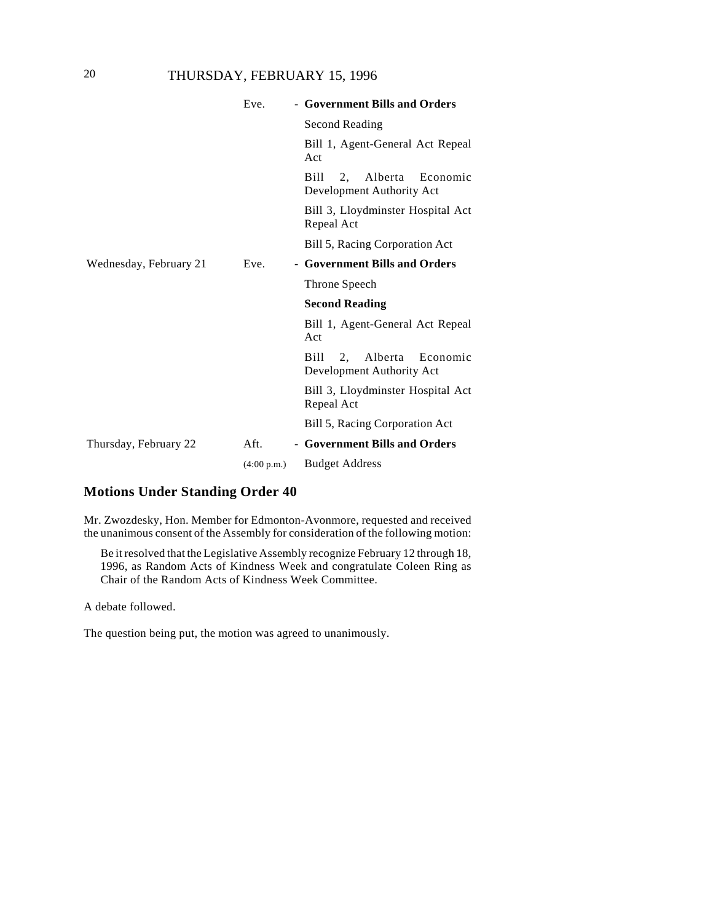| | | |
|---|---|---|
| | Eve. | - **Government Bills and Orders** |
| | | Second Reading |
| | | Bill 1, Agent-General Act Repeal Act |
| | | Bill 2, Alberta Economic Development Authority Act |
| | | Bill 3, Lloydminster Hospital Act Repeal Act |
| | | Bill 5, Racing Corporation Act |
| Wednesday, February 21 | Eve. | - **Government Bills and Orders** |
| | | Throne Speech |
| | | **Second Reading** |
| | | Bill 1, Agent-General Act Repeal Act |
| | | Bill 2, Alberta Economic Development Authority Act |
| | | Bill 3, Lloydminster Hospital Act Repeal Act |
| | | Bill 5, Racing Corporation Act |
| Thursday, February 22 | Aft. | - **Government Bills and Orders** |
| | (4:00 p.m.) | Budget Address |

## Motions Under Standing Order 40

Mr. Zwozdesky, Hon. Member for Edmonton-Avonmore, requested and received the unanimous consent of the Assembly for consideration of the following motion:

> Be it resolved that the Legislative Assembly recognize February 12 through 18, 1996, as Random Acts of Kindness Week and congratulate Coleen Ring as Chair of the Random Acts of Kindness Week Committee.

A debate followed.

The question being put, the motion was agreed to unanimously.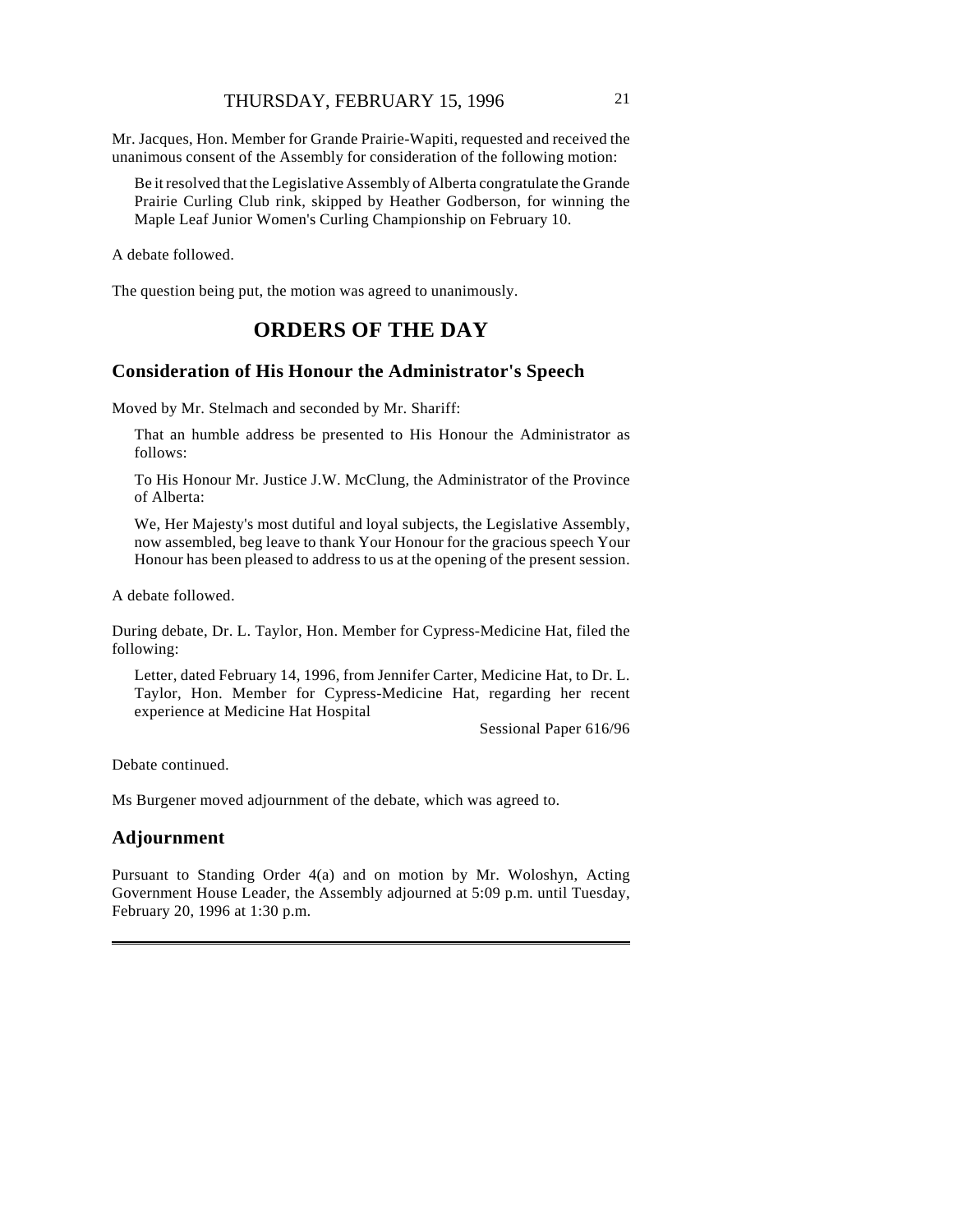Mr. Jacques, Hon. Member for Grande Prairie-Wapiti, requested and received the unanimous consent of the Assembly for consideration of the following motion:

> Be it resolved that the Legislative Assembly of Alberta congratulate the Grande Prairie Curling Club rink, skipped by Heather Godberson, for winning the Maple Leaf Junior Women's Curling Championship on February 10.

A debate followed.

The question being put, the motion was agreed to unanimously.

# ORDERS OF THE DAY

## Consideration of His Honour the Administrator's Speech

Moved by Mr. Stelmach and seconded by Mr. Shariff:

> That an humble address be presented to His Honour the Administrator as follows:
>
> To His Honour Mr. Justice J.W. McClung, the Administrator of the Province of Alberta:
>
> We, Her Majesty's most dutiful and loyal subjects, the Legislative Assembly, now assembled, beg leave to thank Your Honour for the gracious speech Your Honour has been pleased to address to us at the opening of the present session.

A debate followed.

During debate, Dr. L. Taylor, Hon. Member for Cypress-Medicine Hat, filed the following:

> Letter, dated February 14, 1996, from Jennifer Carter, Medicine Hat, to Dr. L. Taylor, Hon. Member for Cypress-Medicine Hat, regarding her recent experience at Medicine Hat Hospital
>
> Sessional Paper 616/96

Debate continued.

Ms Burgener moved adjournment of the debate, which was agreed to.

## Adjournment

Pursuant to Standing Order 4(a) and on motion by Mr. Woloshyn, Acting Government House Leader, the Assembly adjourned at 5:09 p.m. until Tuesday, February 20, 1996 at 1:30 p.m.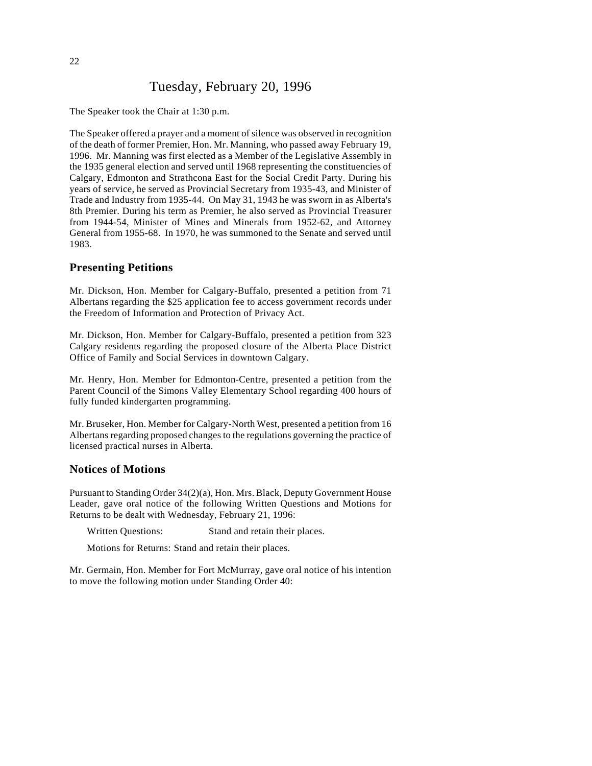# Tuesday, February 20, 1996

The Speaker took the Chair at 1:30 p.m.

The Speaker offered a prayer and a moment of silence was observed in recognition of the death of former Premier, Hon. Mr. Manning, who passed away February 19, 1996. Mr. Manning was first elected as a Member of the Legislative Assembly in the 1935 general election and served until 1968 representing the constituencies of Calgary, Edmonton and Strathcona East for the Social Credit Party. During his years of service, he served as Provincial Secretary from 1935-43, and Minister of Trade and Industry from 1935-44. On May 31, 1943 he was sworn in as Alberta's 8th Premier. During his term as Premier, he also served as Provincial Treasurer from 1944-54, Minister of Mines and Minerals from 1952-62, and Attorney General from 1955-68. In 1970, he was summoned to the Senate and served until 1983.

## Presenting Petitions

Mr. Dickson, Hon. Member for Calgary-Buffalo, presented a petition from 71 Albertans regarding the $25 application fee to access government records under the Freedom of Information and Protection of Privacy Act.

Mr. Dickson, Hon. Member for Calgary-Buffalo, presented a petition from 323 Calgary residents regarding the proposed closure of the Alberta Place District Office of Family and Social Services in downtown Calgary.

Mr. Henry, Hon. Member for Edmonton-Centre, presented a petition from the Parent Council of the Simons Valley Elementary School regarding 400 hours of fully funded kindergarten programming.

Mr. Bruseker, Hon. Member for Calgary-North West, presented a petition from 16 Albertans regarding proposed changes to the regulations governing the practice of licensed practical nurses in Alberta.

## Notices of Motions

Pursuant to Standing Order 34(2)(a), Hon. Mrs. Black, Deputy Government House Leader, gave oral notice of the following Written Questions and Motions for Returns to be dealt with Wednesday, February 21, 1996:

Written Questions: Stand and retain their places.

Motions for Returns: Stand and retain their places.

Mr. Germain, Hon. Member for Fort McMurray, gave oral notice of his intention to move the following motion under Standing Order 40: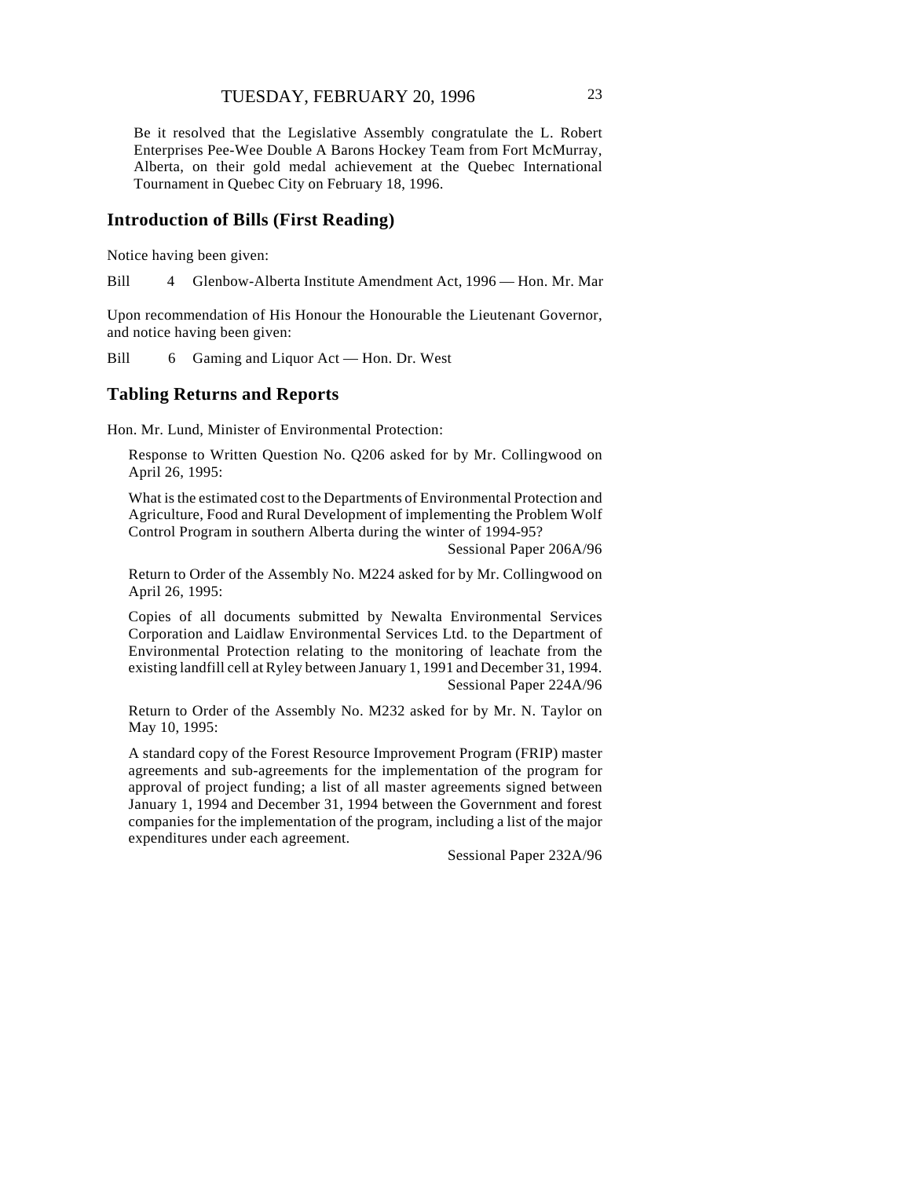Be it resolved that the Legislative Assembly congratulate the L. Robert Enterprises Pee-Wee Double A Barons Hockey Team from Fort McMurray, Alberta, on their gold medal achievement at the Quebec International Tournament in Quebec City on February 18, 1996.

## Introduction of Bills (First Reading)

Notice having been given:

Bill 4 Glenbow-Alberta Institute Amendment Act, 1996 — Hon. Mr. Mar

Upon recommendation of His Honour the Honourable the Lieutenant Governor, and notice having been given:

Bill 6 Gaming and Liquor Act — Hon. Dr. West

## Tabling Returns and Reports

Hon. Mr. Lund, Minister of Environmental Protection:

Response to Written Question No. Q206 asked for by Mr. Collingwood on April 26, 1995:

What is the estimated cost to the Departments of Environmental Protection and Agriculture, Food and Rural Development of implementing the Problem Wolf Control Program in southern Alberta during the winter of 1994-95?

Sessional Paper 206A/96

Return to Order of the Assembly No. M224 asked for by Mr. Collingwood on April 26, 1995:

Copies of all documents submitted by Newalta Environmental Services Corporation and Laidlaw Environmental Services Ltd. to the Department of Environmental Protection relating to the monitoring of leachate from the existing landfill cell at Ryley between January 1, 1991 and December 31, 1994.

Sessional Paper 224A/96

Return to Order of the Assembly No. M232 asked for by Mr. N. Taylor on May 10, 1995:

A standard copy of the Forest Resource Improvement Program (FRIP) master agreements and sub-agreements for the implementation of the program for approval of project funding; a list of all master agreements signed between January 1, 1994 and December 31, 1994 between the Government and forest companies for the implementation of the program, including a list of the major expenditures under each agreement.

Sessional Paper 232A/96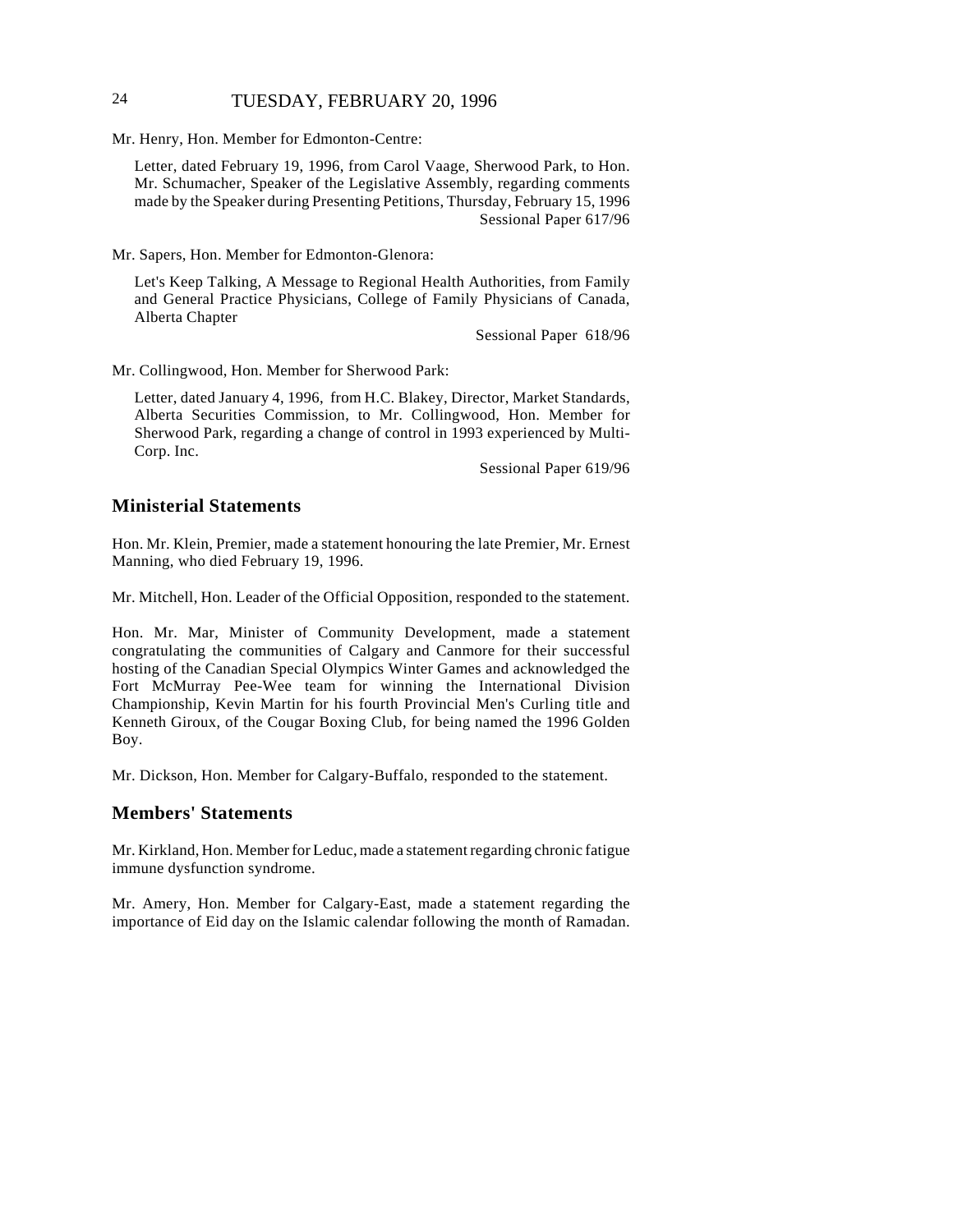Mr. Henry, Hon. Member for Edmonton-Centre:

Letter, dated February 19, 1996, from Carol Vaage, Sherwood Park, to Hon. Mr. Schumacher, Speaker of the Legislative Assembly, regarding comments made by the Speaker during Presenting Petitions, Thursday, February 15, 1996
Sessional Paper 617/96

Mr. Sapers, Hon. Member for Edmonton-Glenora:

Let's Keep Talking, A Message to Regional Health Authorities, from Family and General Practice Physicians, College of Family Physicians of Canada, Alberta Chapter
Sessional Paper 618/96

Mr. Collingwood, Hon. Member for Sherwood Park:

Letter, dated January 4, 1996, from H.C. Blakey, Director, Market Standards, Alberta Securities Commission, to Mr. Collingwood, Hon. Member for Sherwood Park, regarding a change of control in 1993 experienced by Multi-Corp. Inc.
Sessional Paper 619/96

## Ministerial Statements

Hon. Mr. Klein, Premier, made a statement honouring the late Premier, Mr. Ernest Manning, who died February 19, 1996.

Mr. Mitchell, Hon. Leader of the Official Opposition, responded to the statement.

Hon. Mr. Mar, Minister of Community Development, made a statement congratulating the communities of Calgary and Canmore for their successful hosting of the Canadian Special Olympics Winter Games and acknowledged the Fort McMurray Pee-Wee team for winning the International Division Championship, Kevin Martin for his fourth Provincial Men's Curling title and Kenneth Giroux, of the Cougar Boxing Club, for being named the 1996 Golden Boy.

Mr. Dickson, Hon. Member for Calgary-Buffalo, responded to the statement.

## Members' Statements

Mr. Kirkland, Hon. Member for Leduc, made a statement regarding chronic fatigue immune dysfunction syndrome.

Mr. Amery, Hon. Member for Calgary-East, made a statement regarding the importance of Eid day on the Islamic calendar following the month of Ramadan.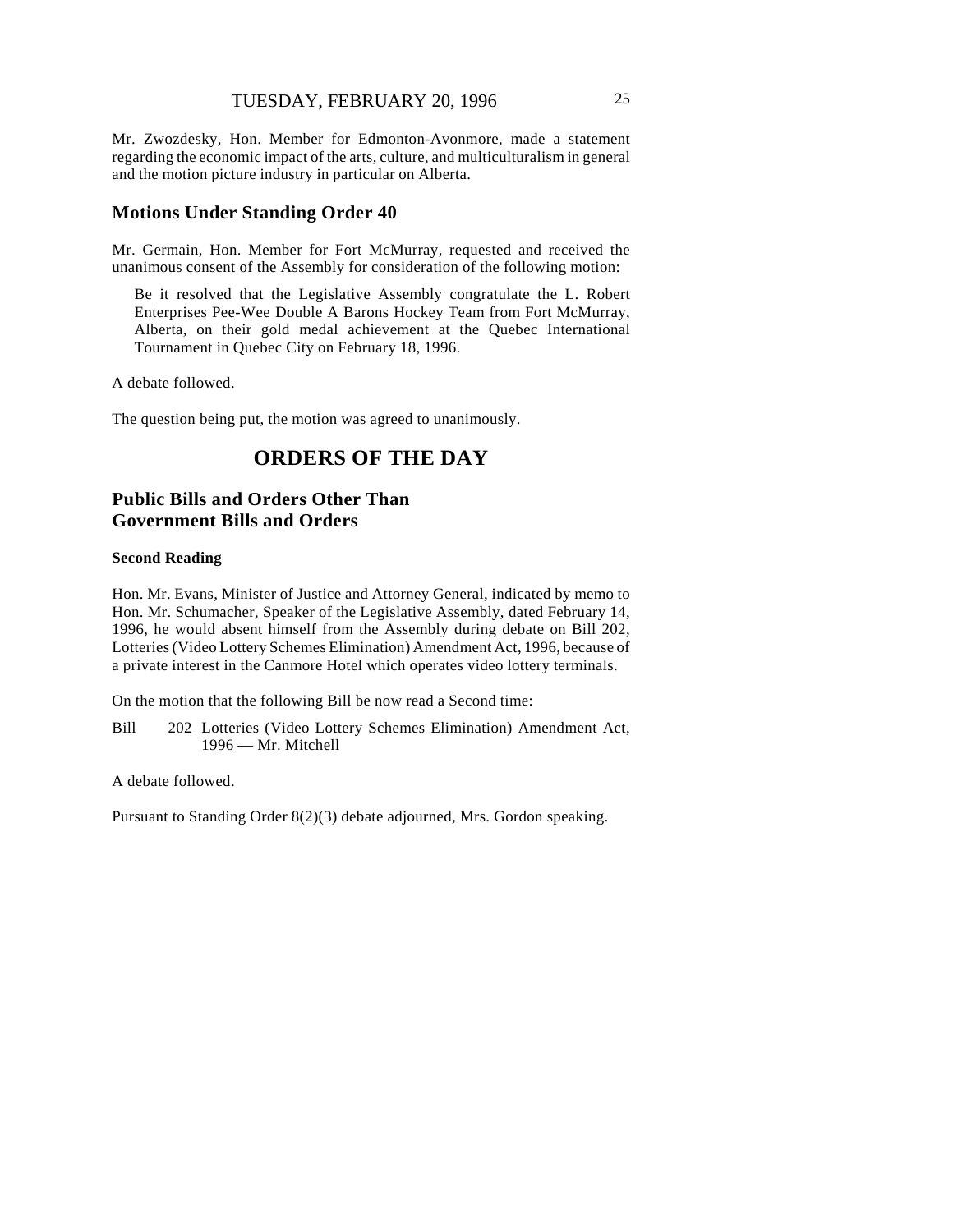Mr. Zwozdesky, Hon. Member for Edmonton-Avonmore, made a statement regarding the economic impact of the arts, culture, and multiculturalism in general and the motion picture industry in particular on Alberta.

## Motions Under Standing Order 40

Mr. Germain, Hon. Member for Fort McMurray, requested and received the unanimous consent of the Assembly for consideration of the following motion:

> Be it resolved that the Legislative Assembly congratulate the L. Robert Enterprises Pee-Wee Double A Barons Hockey Team from Fort McMurray, Alberta, on their gold medal achievement at the Quebec International Tournament in Quebec City on February 18, 1996.

A debate followed.

The question being put, the motion was agreed to unanimously.

# ORDERS OF THE DAY

## Public Bills and Orders Other Than Government Bills and Orders

### Second Reading

Hon. Mr. Evans, Minister of Justice and Attorney General, indicated by memo to Hon. Mr. Schumacher, Speaker of the Legislative Assembly, dated February 14, 1996, he would absent himself from the Assembly during debate on Bill 202, Lotteries (Video Lottery Schemes Elimination) Amendment Act, 1996, because of a private interest in the Canmore Hotel which operates video lottery terminals.

On the motion that the following Bill be now read a Second time:

Bill 202 Lotteries (Video Lottery Schemes Elimination) Amendment Act, 1996 — Mr. Mitchell

A debate followed.

Pursuant to Standing Order 8(2)(3) debate adjourned, Mrs. Gordon speaking.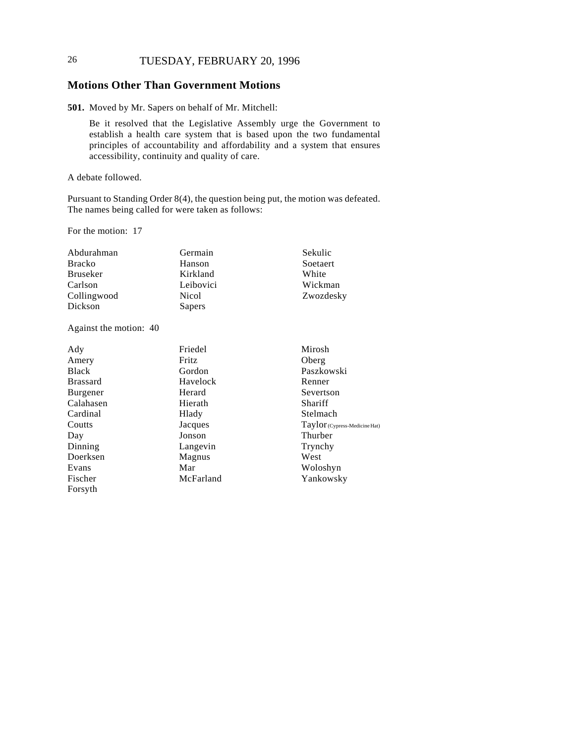## Motions Other Than Government Motions

**501.** Moved by Mr. Sapers on behalf of Mr. Mitchell:

> Be it resolved that the Legislative Assembly urge the Government to establish a health care system that is based upon the two fundamental principles of accountability and affordability and a system that ensures accessibility, continuity and quality of care.

A debate followed.

Pursuant to Standing Order 8(4), the question being put, the motion was defeated. The names being called for were taken as follows:

For the motion: 17

| | | |
|---|---|---|
| Abdurahman | Germain | Sekulic |
| Bracko | Hanson | Soetaert |
| Bruseker | Kirkland | White |
| Carlson | Leibovici | Wickman |
| Collingwood | Nicol | Zwozdesky |
| Dickson | Sapers | |

Against the motion: 40

| | | |
|---|---|---|
| Ady | Friedel | Mirosh |
| Amery | Fritz | Oberg |
| Black | Gordon | Paszkowski |
| Brassard | Havelock | Renner |
| Burgener | Herard | Severtson |
| Calahasen | Hierath | Shariff |
| Cardinal | Hlady | Stelmach |
| Coutts | Jacques | Taylor (Cypress-Medicine Hat) |
| Day | Jonson | Thurber |
| Dinning | Langevin | Trynchy |
| Doerksen | Magnus | West |
| Evans | Mar | Woloshyn |
| Fischer | McFarland | Yankowsky |
| Forsyth | | |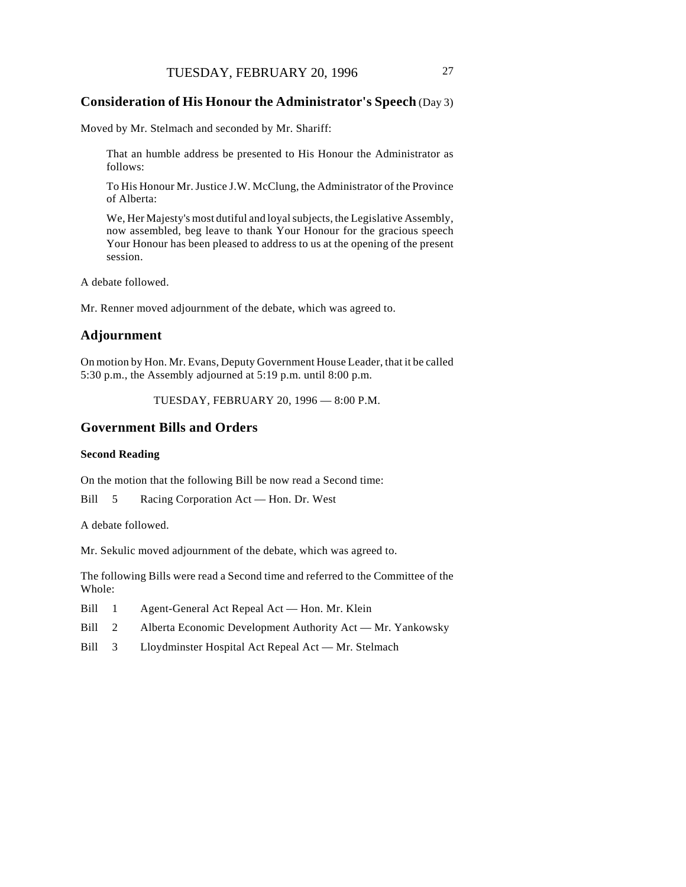TUESDAY, FEBRUARY 20, 1996

## Consideration of His Honour the Administrator's Speech (Day 3)

Moved by Mr. Stelmach and seconded by Mr. Shariff:

> That an humble address be presented to His Honour the Administrator as follows:
>
> To His Honour Mr. Justice J.W. McClung, the Administrator of the Province of Alberta:
>
> We, Her Majesty's most dutiful and loyal subjects, the Legislative Assembly, now assembled, beg leave to thank Your Honour for the gracious speech Your Honour has been pleased to address to us at the opening of the present session.

A debate followed.

Mr. Renner moved adjournment of the debate, which was agreed to.

## Adjournment

On motion by Hon. Mr. Evans, Deputy Government House Leader, that it be called 5:30 p.m., the Assembly adjourned at 5:19 p.m. until 8:00 p.m.

TUESDAY, FEBRUARY 20, 1996 — 8:00 P.M.

## Government Bills and Orders

### Second Reading

On the motion that the following Bill be now read a Second time:

Bill 5 Racing Corporation Act — Hon. Dr. West

A debate followed.

Mr. Sekulic moved adjournment of the debate, which was agreed to.

The following Bills were read a Second time and referred to the Committee of the Whole:

Bill 1 Agent-General Act Repeal Act — Hon. Mr. Klein

Bill 2 Alberta Economic Development Authority Act — Mr. Yankowsky

Bill 3 Lloydminster Hospital Act Repeal Act — Mr. Stelmach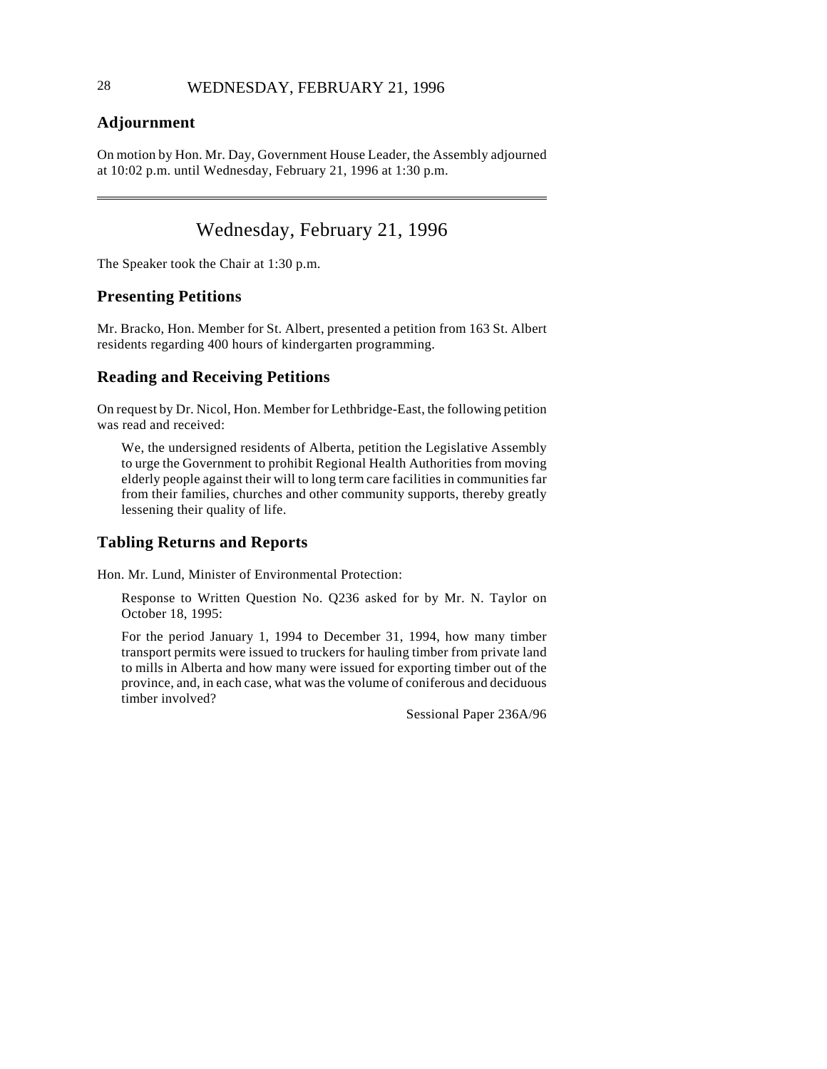## Adjournment

On motion by Hon. Mr. Day, Government House Leader, the Assembly adjourned at 10:02 p.m. until Wednesday, February 21, 1996 at 1:30 p.m.

---

# Wednesday, February 21, 1996

The Speaker took the Chair at 1:30 p.m.

## Presenting Petitions

Mr. Bracko, Hon. Member for St. Albert, presented a petition from 163 St. Albert residents regarding 400 hours of kindergarten programming.

## Reading and Receiving Petitions

On request by Dr. Nicol, Hon. Member for Lethbridge-East, the following petition was read and received:

> We, the undersigned residents of Alberta, petition the Legislative Assembly to urge the Government to prohibit Regional Health Authorities from moving elderly people against their will to long term care facilities in communities far from their families, churches and other community supports, thereby greatly lessening their quality of life.

## Tabling Returns and Reports

Hon. Mr. Lund, Minister of Environmental Protection:

> Response to Written Question No. Q236 asked for by Mr. N. Taylor on October 18, 1995:
>
> For the period January 1, 1994 to December 31, 1994, how many timber transport permits were issued to truckers for hauling timber from private land to mills in Alberta and how many were issued for exporting timber out of the province, and, in each case, what was the volume of coniferous and deciduous timber involved?
>
> Sessional Paper 236A/96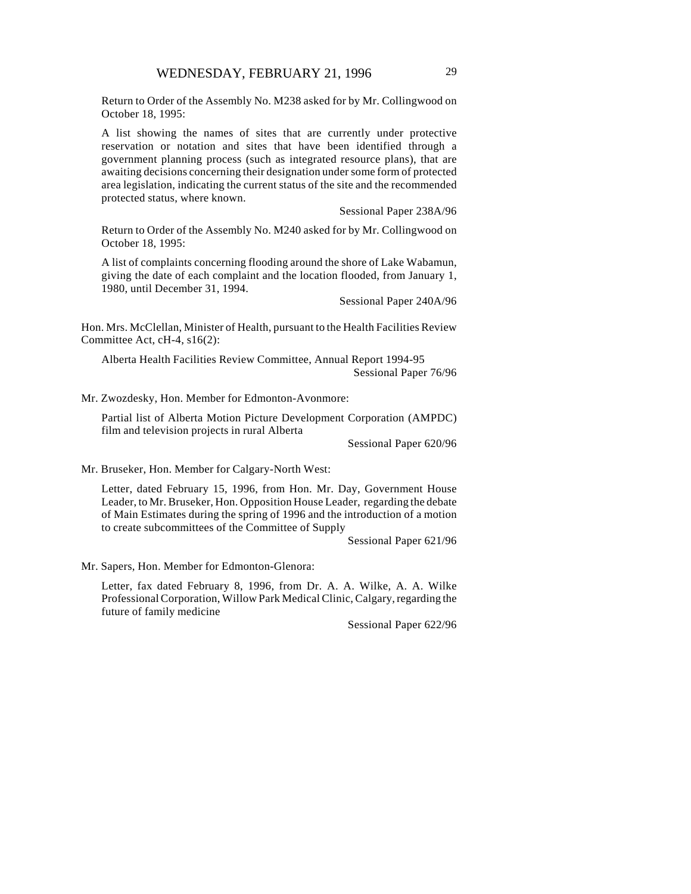Return to Order of the Assembly No. M238 asked for by Mr. Collingwood on October 18, 1995:

A list showing the names of sites that are currently under protective reservation or notation and sites that have been identified through a government planning process (such as integrated resource plans), that are awaiting decisions concerning their designation under some form of protected area legislation, indicating the current status of the site and the recommended protected status, where known.

Sessional Paper 238A/96

Return to Order of the Assembly No. M240 asked for by Mr. Collingwood on October 18, 1995:

A list of complaints concerning flooding around the shore of Lake Wabamun, giving the date of each complaint and the location flooded, from January 1, 1980, until December 31, 1994.

Sessional Paper 240A/96

Hon. Mrs. McClellan, Minister of Health, pursuant to the Health Facilities Review Committee Act, cH-4, s16(2):

Alberta Health Facilities Review Committee, Annual Report 1994-95

Sessional Paper 76/96

Mr. Zwozdesky, Hon. Member for Edmonton-Avonmore:

Partial list of Alberta Motion Picture Development Corporation (AMPDC) film and television projects in rural Alberta

Sessional Paper 620/96

Mr. Bruseker, Hon. Member for Calgary-North West:

Letter, dated February 15, 1996, from Hon. Mr. Day, Government House Leader, to Mr. Bruseker, Hon. Opposition House Leader, regarding the debate of Main Estimates during the spring of 1996 and the introduction of a motion to create subcommittees of the Committee of Supply

Sessional Paper 621/96

Mr. Sapers, Hon. Member for Edmonton-Glenora:

Letter, fax dated February 8, 1996, from Dr. A. A. Wilke, A. A. Wilke Professional Corporation, Willow Park Medical Clinic, Calgary, regarding the future of family medicine

Sessional Paper 622/96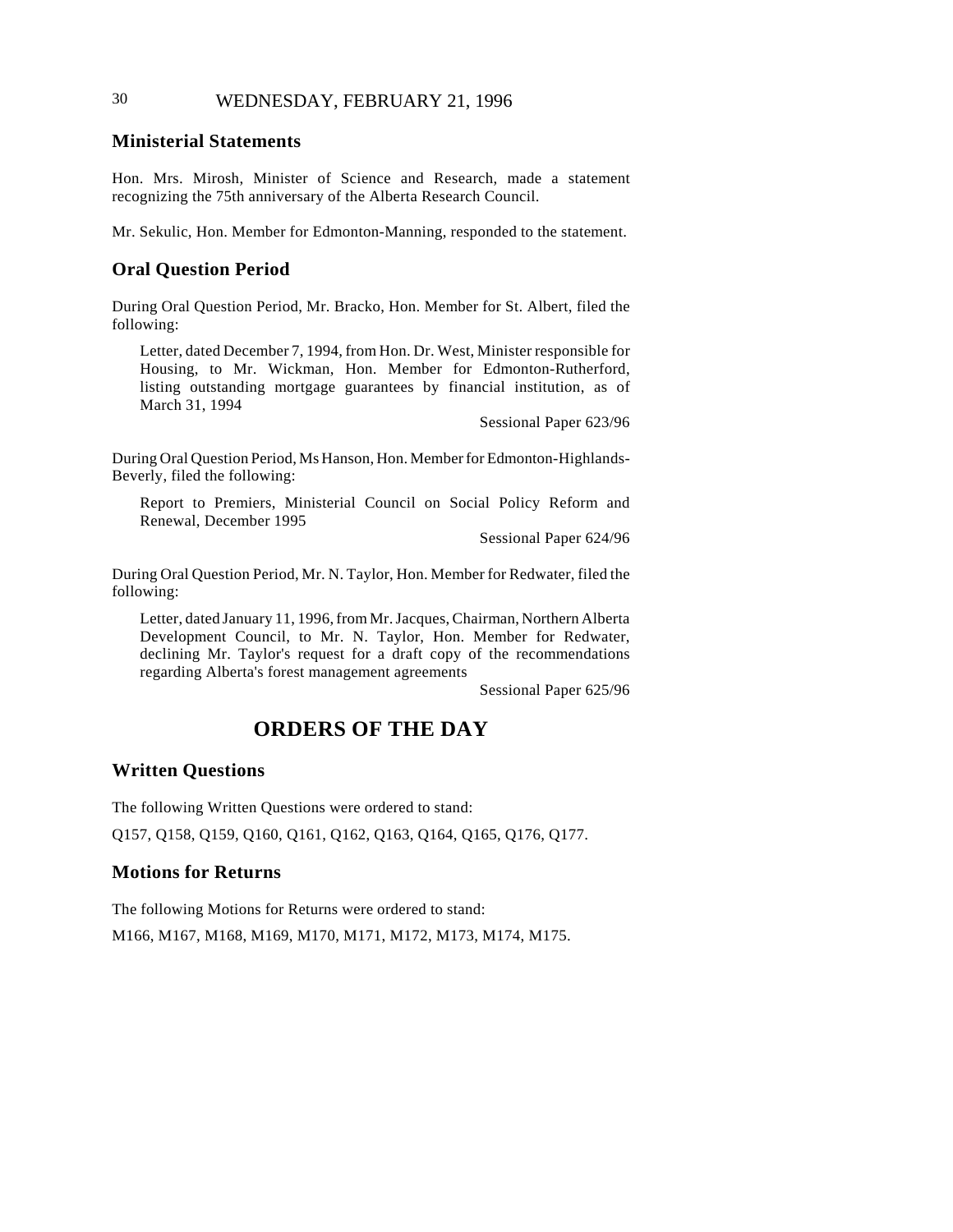## Ministerial Statements

Hon. Mrs. Mirosh, Minister of Science and Research, made a statement recognizing the 75th anniversary of the Alberta Research Council.

Mr. Sekulic, Hon. Member for Edmonton-Manning, responded to the statement.

## Oral Question Period

During Oral Question Period, Mr. Bracko, Hon. Member for St. Albert, filed the following:

> Letter, dated December 7, 1994, from Hon. Dr. West, Minister responsible for Housing, to Mr. Wickman, Hon. Member for Edmonton-Rutherford, listing outstanding mortgage guarantees by financial institution, as of March 31, 1994
>
> Sessional Paper 623/96

During Oral Question Period, Ms Hanson, Hon. Member for Edmonton-Highlands-Beverly, filed the following:

> Report to Premiers, Ministerial Council on Social Policy Reform and Renewal, December 1995
>
> Sessional Paper 624/96

During Oral Question Period, Mr. N. Taylor, Hon. Member for Redwater, filed the following:

> Letter, dated January 11, 1996, from Mr. Jacques, Chairman, Northern Alberta Development Council, to Mr. N. Taylor, Hon. Member for Redwater, declining Mr. Taylor's request for a draft copy of the recommendations regarding Alberta's forest management agreements
>
> Sessional Paper 625/96

# ORDERS OF THE DAY

## Written Questions

The following Written Questions were ordered to stand:

Q157, Q158, Q159, Q160, Q161, Q162, Q163, Q164, Q165, Q176, Q177.

## Motions for Returns

The following Motions for Returns were ordered to stand:

M166, M167, M168, M169, M170, M171, M172, M173, M174, M175.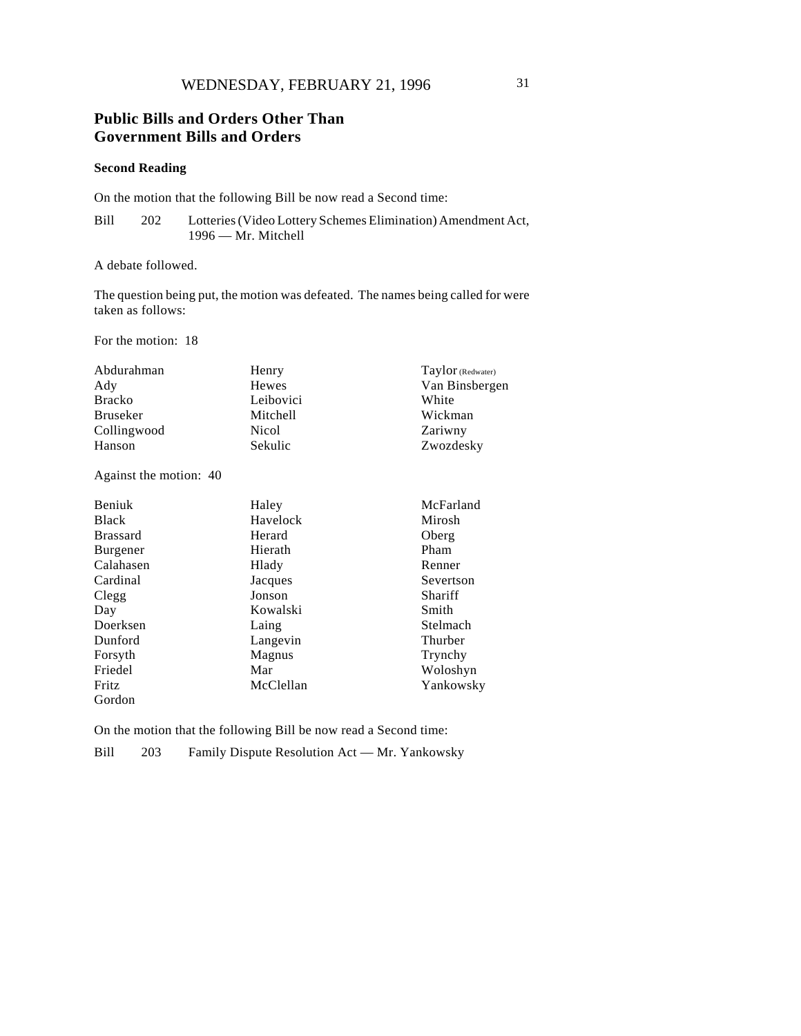WEDNESDAY, FEBRUARY 21, 1996

## Public Bills and Orders Other Than Government Bills and Orders

### Second Reading

On the motion that the following Bill be now read a Second time:

Bill 202 Lotteries (Video Lottery Schemes Elimination) Amendment Act, 1996 — Mr. Mitchell

A debate followed.

The question being put, the motion was defeated. The names being called for were taken as follows:

For the motion: 18

| | | |
|---|---|---|
| Abdurahman | Henry | Taylor (Redwater) |
| Ady | Hewes | Van Binsbergen |
| Bracko | Leibovici | White |
| Bruseker | Mitchell | Wickman |
| Collingwood | Nicol | Zariwny |
| Hanson | Sekulic | Zwozdesky |

Against the motion: 40

| | | |
|---|---|---|
| Beniuk | Haley | McFarland |
| Black | Havelock | Mirosh |
| Brassard | Herard | Oberg |
| Burgener | Hierath | Pham |
| Calahasen | Hlady | Renner |
| Cardinal | Jacques | Severtson |
| Clegg | Jonson | Shariff |
| Day | Kowalski | Smith |
| Doerksen | Laing | Stelmach |
| Dunford | Langevin | Thurber |
| Forsyth | Magnus | Trynchy |
| Friedel | Mar | Woloshyn |
| Fritz | McClellan | Yankowsky |
| Gordon | | |

On the motion that the following Bill be now read a Second time:

Bill 203 Family Dispute Resolution Act — Mr. Yankowsky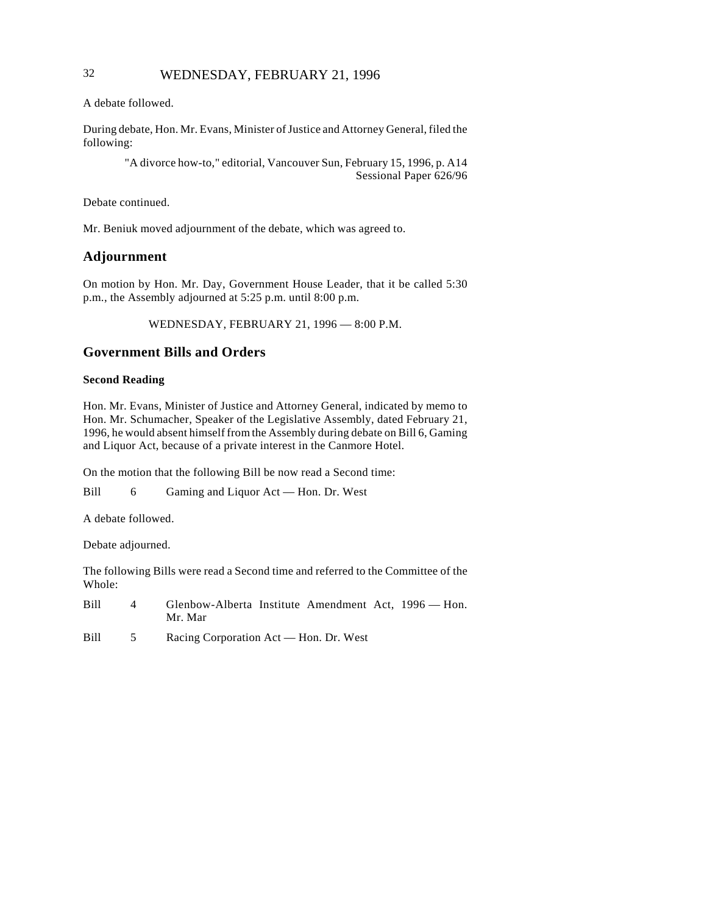A debate followed.

During debate, Hon. Mr. Evans, Minister of Justice and Attorney General, filed the following:

> "A divorce how-to," editorial, Vancouver Sun, February 15, 1996, p. A14
> Sessional Paper 626/96

Debate continued.

Mr. Beniuk moved adjournment of the debate, which was agreed to.

## Adjournment

On motion by Hon. Mr. Day, Government House Leader, that it be called 5:30 p.m., the Assembly adjourned at 5:25 p.m. until 8:00 p.m.

WEDNESDAY, FEBRUARY 21, 1996 — 8:00 P.M.

## Government Bills and Orders

### Second Reading

Hon. Mr. Evans, Minister of Justice and Attorney General, indicated by memo to Hon. Mr. Schumacher, Speaker of the Legislative Assembly, dated February 21, 1996, he would absent himself from the Assembly during debate on Bill 6, Gaming and Liquor Act, because of a private interest in the Canmore Hotel.

On the motion that the following Bill be now read a Second time:

Bill 6 Gaming and Liquor Act — Hon. Dr. West

A debate followed.

Debate adjourned.

The following Bills were read a Second time and referred to the Committee of the Whole:

Bill 4 Glenbow-Alberta Institute Amendment Act, 1996 — Hon. Mr. Mar

Bill 5 Racing Corporation Act — Hon. Dr. West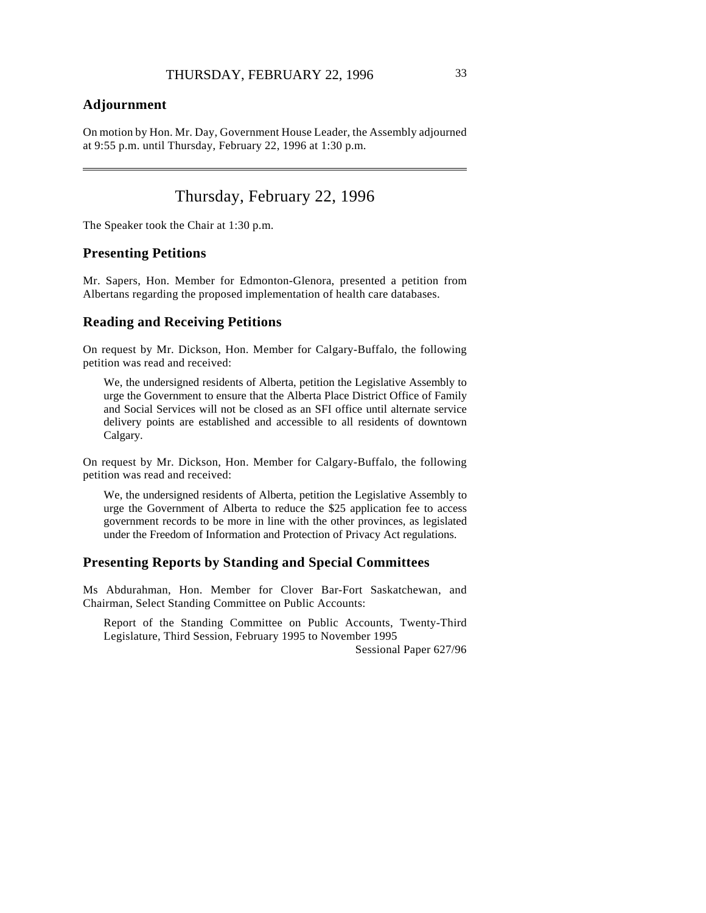## Adjournment

On motion by Hon. Mr. Day, Government House Leader, the Assembly adjourned at 9:55 p.m. until Thursday, February 22, 1996 at 1:30 p.m.

---

# Thursday, February 22, 1996

The Speaker took the Chair at 1:30 p.m.

## Presenting Petitions

Mr. Sapers, Hon. Member for Edmonton-Glenora, presented a petition from Albertans regarding the proposed implementation of health care databases.

## Reading and Receiving Petitions

On request by Mr. Dickson, Hon. Member for Calgary-Buffalo, the following petition was read and received:

> We, the undersigned residents of Alberta, petition the Legislative Assembly to urge the Government to ensure that the Alberta Place District Office of Family and Social Services will not be closed as an SFI office until alternate service delivery points are established and accessible to all residents of downtown Calgary.

On request by Mr. Dickson, Hon. Member for Calgary-Buffalo, the following petition was read and received:

> We, the undersigned residents of Alberta, petition the Legislative Assembly to urge the Government of Alberta to reduce the $25 application fee to access government records to be more in line with the other provinces, as legislated under the Freedom of Information and Protection of Privacy Act regulations.

## Presenting Reports by Standing and Special Committees

Ms Abdurahman, Hon. Member for Clover Bar-Fort Saskatchewan, and Chairman, Select Standing Committee on Public Accounts:

> Report of the Standing Committee on Public Accounts, Twenty-Third Legislature, Third Session, February 1995 to November 1995
>
> Sessional Paper 627/96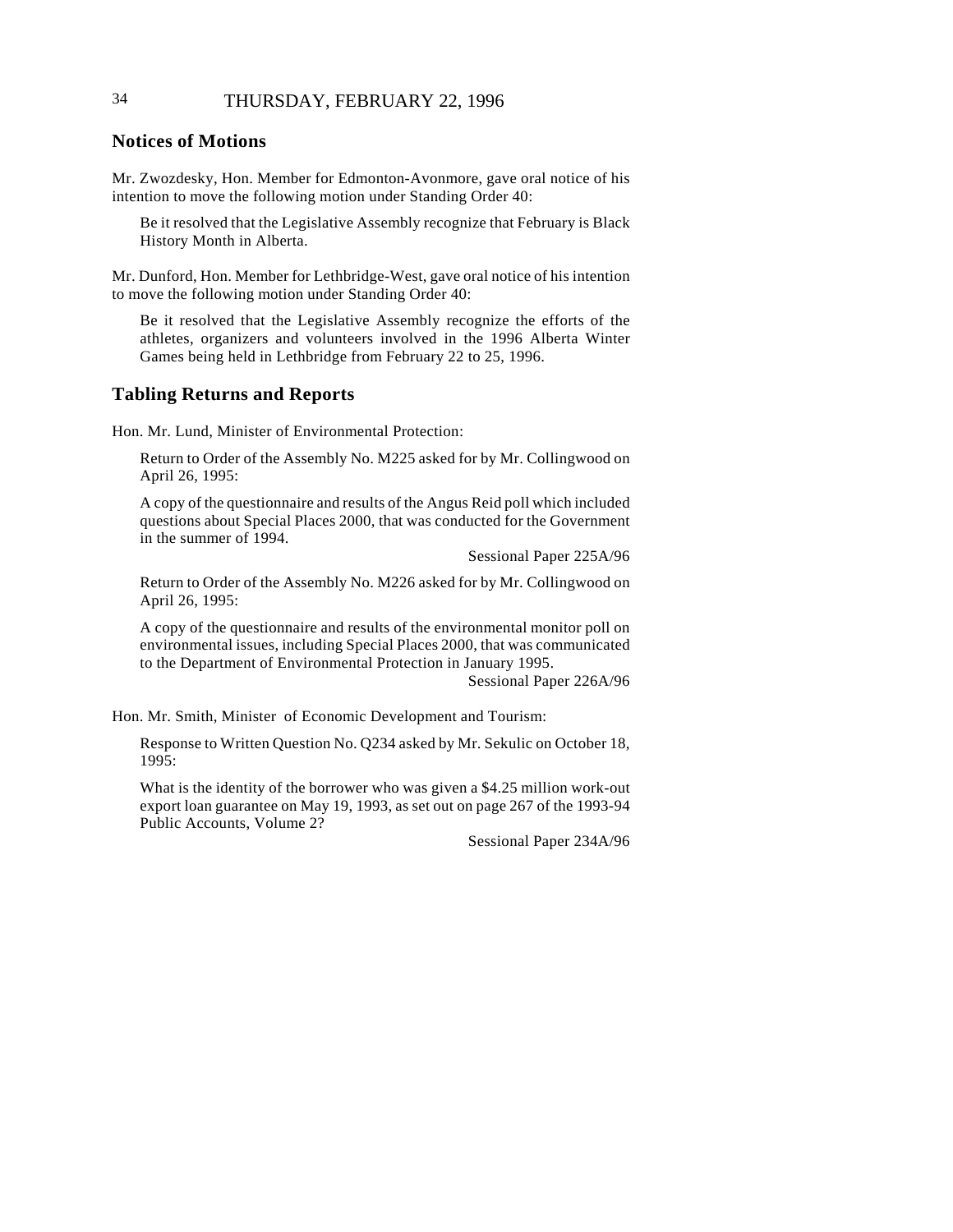## Notices of Motions

Mr. Zwozdesky, Hon. Member for Edmonton-Avonmore, gave oral notice of his intention to move the following motion under Standing Order 40:

> Be it resolved that the Legislative Assembly recognize that February is Black History Month in Alberta.

Mr. Dunford, Hon. Member for Lethbridge-West, gave oral notice of his intention to move the following motion under Standing Order 40:

> Be it resolved that the Legislative Assembly recognize the efforts of the athletes, organizers and volunteers involved in the 1996 Alberta Winter Games being held in Lethbridge from February 22 to 25, 1996.

## Tabling Returns and Reports

Hon. Mr. Lund, Minister of Environmental Protection:

> Return to Order of the Assembly No. M225 asked for by Mr. Collingwood on April 26, 1995:
>
> A copy of the questionnaire and results of the Angus Reid poll which included questions about Special Places 2000, that was conducted for the Government in the summer of 1994.
>
> Sessional Paper 225A/96
>
> Return to Order of the Assembly No. M226 asked for by Mr. Collingwood on April 26, 1995:
>
> A copy of the questionnaire and results of the environmental monitor poll on environmental issues, including Special Places 2000, that was communicated to the Department of Environmental Protection in January 1995.
>
> Sessional Paper 226A/96

Hon. Mr. Smith, Minister of Economic Development and Tourism:

> Response to Written Question No. Q234 asked by Mr. Sekulic on October 18, 1995:
>
> What is the identity of the borrower who was given a $4.25 million work-out export loan guarantee on May 19, 1993, as set out on page 267 of the 1993-94 Public Accounts, Volume 2?
>
> Sessional Paper 234A/96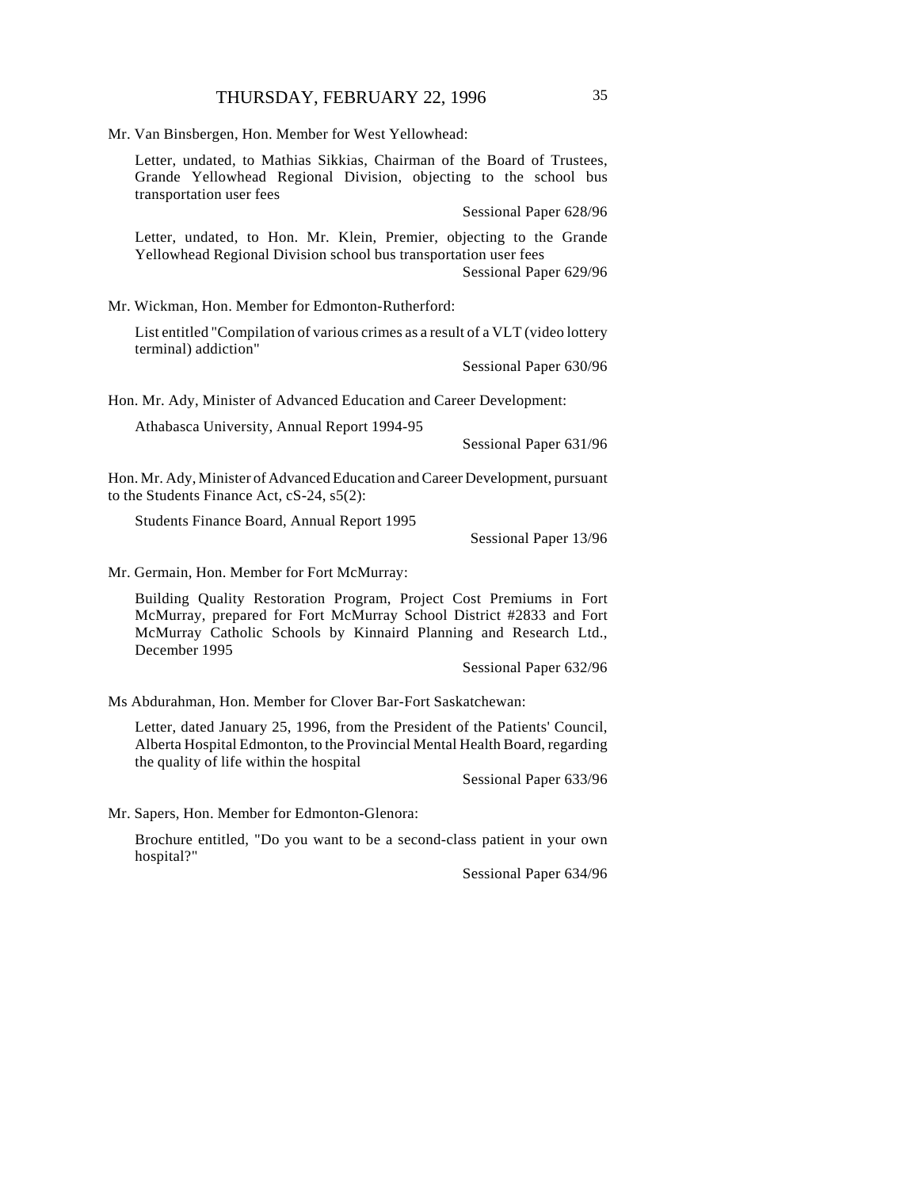Mr. Van Binsbergen, Hon. Member for West Yellowhead:

Letter, undated, to Mathias Sikkias, Chairman of the Board of Trustees, Grande Yellowhead Regional Division, objecting to the school bus transportation user fees

Sessional Paper 628/96

Letter, undated, to Hon. Mr. Klein, Premier, objecting to the Grande Yellowhead Regional Division school bus transportation user fees

Sessional Paper 629/96

Mr. Wickman, Hon. Member for Edmonton-Rutherford:

List entitled "Compilation of various crimes as a result of a VLT (video lottery terminal) addiction"

Sessional Paper 630/96

Hon. Mr. Ady, Minister of Advanced Education and Career Development:

Athabasca University, Annual Report 1994-95

Sessional Paper 631/96

Hon. Mr. Ady, Minister of Advanced Education and Career Development, pursuant to the Students Finance Act, cS-24, s5(2):

Students Finance Board, Annual Report 1995

Sessional Paper 13/96

Mr. Germain, Hon. Member for Fort McMurray:

Building Quality Restoration Program, Project Cost Premiums in Fort McMurray, prepared for Fort McMurray School District #2833 and Fort McMurray Catholic Schools by Kinnaird Planning and Research Ltd., December 1995

Sessional Paper 632/96

Ms Abdurahman, Hon. Member for Clover Bar-Fort Saskatchewan:

Letter, dated January 25, 1996, from the President of the Patients' Council, Alberta Hospital Edmonton, to the Provincial Mental Health Board, regarding the quality of life within the hospital

Sessional Paper 633/96

Mr. Sapers, Hon. Member for Edmonton-Glenora:

Brochure entitled, "Do you want to be a second-class patient in your own hospital?"

Sessional Paper 634/96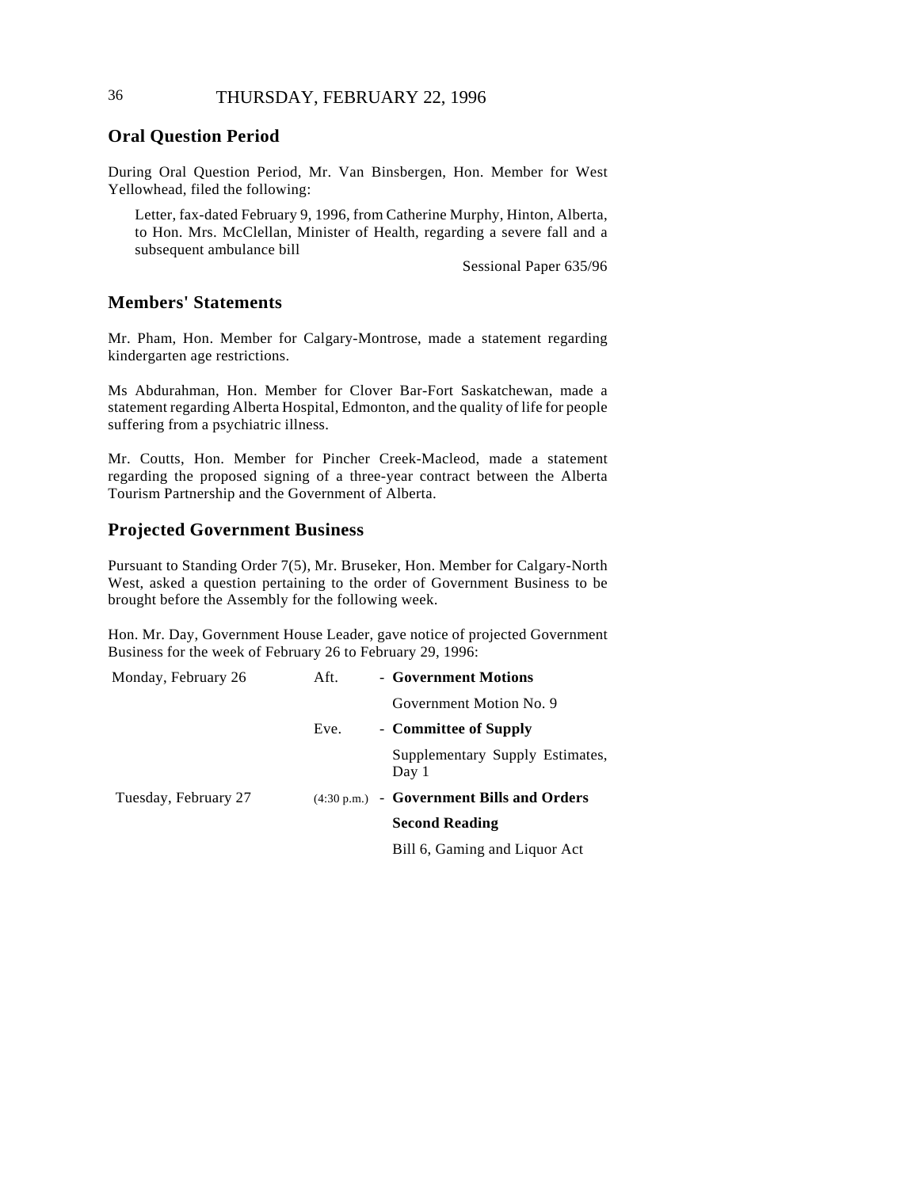THURSDAY, FEBRUARY 22, 1996

## Oral Question Period

During Oral Question Period, Mr. Van Binsbergen, Hon. Member for West Yellowhead, filed the following:

> Letter, fax-dated February 9, 1996, from Catherine Murphy, Hinton, Alberta, to Hon. Mrs. McClellan, Minister of Health, regarding a severe fall and a subsequent ambulance bill
>
> Sessional Paper 635/96

## Members' Statements

Mr. Pham, Hon. Member for Calgary-Montrose, made a statement regarding kindergarten age restrictions.

Ms Abdurahman, Hon. Member for Clover Bar-Fort Saskatchewan, made a statement regarding Alberta Hospital, Edmonton, and the quality of life for people suffering from a psychiatric illness.

Mr. Coutts, Hon. Member for Pincher Creek-Macleod, made a statement regarding the proposed signing of a three-year contract between the Alberta Tourism Partnership and the Government of Alberta.

## Projected Government Business

Pursuant to Standing Order 7(5), Mr. Bruseker, Hon. Member for Calgary-North West, asked a question pertaining to the order of Government Business to be brought before the Assembly for the following week.

Hon. Mr. Day, Government House Leader, gave notice of projected Government Business for the week of February 26 to February 29, 1996:

| | | |
|---|---|---|
| Monday, February 26 | Aft. | - **Government Motions** |
| | | Government Motion No. 9 |
| | Eve. | - **Committee of Supply** |
| | | Supplementary Supply Estimates, Day 1 |
| Tuesday, February 27 | (4:30 p.m.) | - **Government Bills and Orders** |
| | | **Second Reading** |
| | | Bill 6, Gaming and Liquor Act |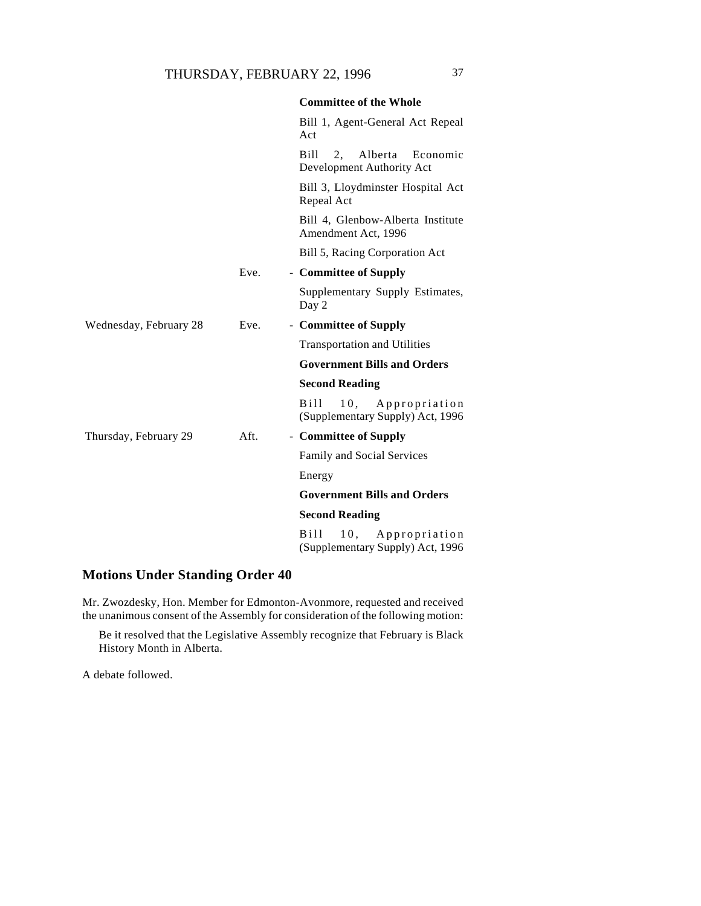| | | |
|---|---|---|
| | | **Committee of the Whole** |
| | | Bill 1, Agent-General Act Repeal Act |
| | | Bill 2, Alberta Economic Development Authority Act |
| | | Bill 3, Lloydminster Hospital Act Repeal Act |
| | | Bill 4, Glenbow-Alberta Institute Amendment Act, 1996 |
| | | Bill 5, Racing Corporation Act |
| | Eve. | - **Committee of Supply** |
| | | Supplementary Supply Estimates, Day 2 |
| Wednesday, February 28 | Eve. | - **Committee of Supply** |
| | | Transportation and Utilities |
| | | **Government Bills and Orders** |
| | | **Second Reading** |
| | | Bill 10, Appropriation (Supplementary Supply) Act, 1996 |
| Thursday, February 29 | Aft. | - **Committee of Supply** |
| | | Family and Social Services |
| | | Energy |
| | | **Government Bills and Orders** |
| | | **Second Reading** |
| | | Bill 10, Appropriation (Supplementary Supply) Act, 1996 |

## Motions Under Standing Order 40

Mr. Zwozdesky, Hon. Member for Edmonton-Avonmore, requested and received the unanimous consent of the Assembly for consideration of the following motion:

> Be it resolved that the Legislative Assembly recognize that February is Black History Month in Alberta.

A debate followed.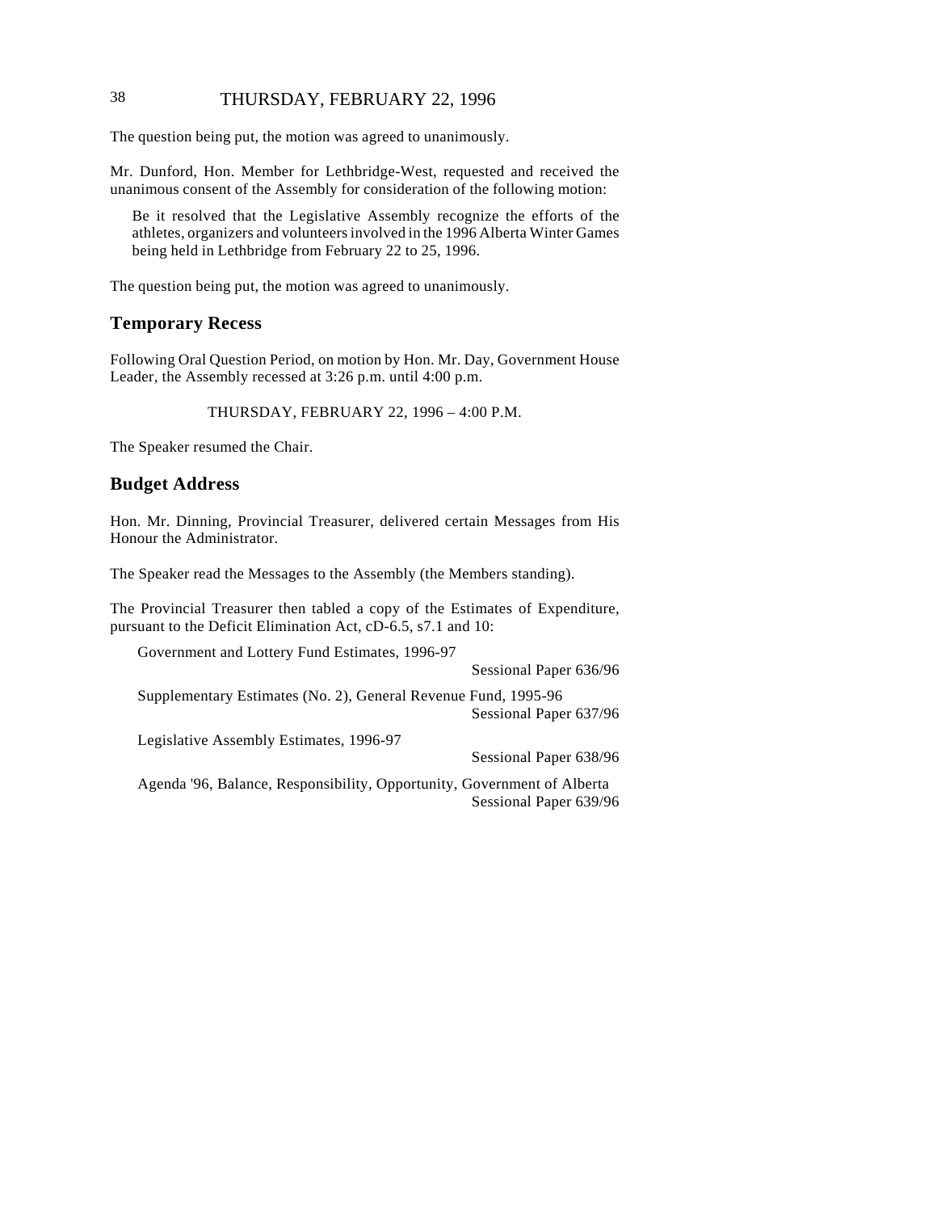The question being put, the motion was agreed to unanimously.

Mr. Dunford, Hon. Member for Lethbridge-West, requested and received the unanimous consent of the Assembly for consideration of the following motion:

> Be it resolved that the Legislative Assembly recognize the efforts of the athletes, organizers and volunteers involved in the 1996 Alberta Winter Games being held in Lethbridge from February 22 to 25, 1996.

The question being put, the motion was agreed to unanimously.

## Temporary Recess

Following Oral Question Period, on motion by Hon. Mr. Day, Government House Leader, the Assembly recessed at 3:26 p.m. until 4:00 p.m.

THURSDAY, FEBRUARY 22, 1996 – 4:00 P.M.

The Speaker resumed the Chair.

## Budget Address

Hon. Mr. Dinning, Provincial Treasurer, delivered certain Messages from His Honour the Administrator.

The Speaker read the Messages to the Assembly (the Members standing).

The Provincial Treasurer then tabled a copy of the Estimates of Expenditure, pursuant to the Deficit Elimination Act, cD-6.5, s7.1 and 10:

Government and Lottery Fund Estimates, 1996-97
Sessional Paper 636/96

Supplementary Estimates (No. 2), General Revenue Fund, 1995-96
Sessional Paper 637/96

Legislative Assembly Estimates, 1996-97
Sessional Paper 638/96

Agenda '96, Balance, Responsibility, Opportunity, Government of Alberta
Sessional Paper 639/96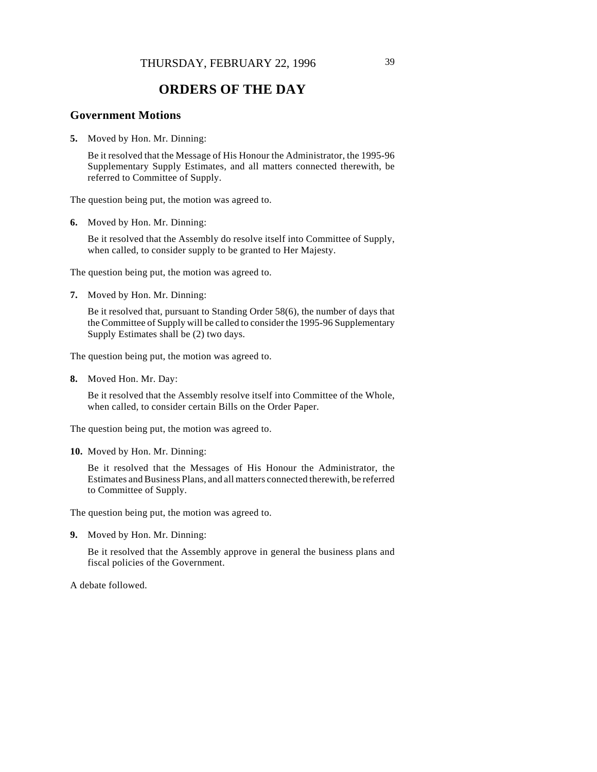THURSDAY, FEBRUARY 22, 1996

# ORDERS OF THE DAY

## Government Motions

**5.** Moved by Hon. Mr. Dinning:

Be it resolved that the Message of His Honour the Administrator, the 1995-96 Supplementary Supply Estimates, and all matters connected therewith, be referred to Committee of Supply.

The question being put, the motion was agreed to.

**6.** Moved by Hon. Mr. Dinning:

Be it resolved that the Assembly do resolve itself into Committee of Supply, when called, to consider supply to be granted to Her Majesty.

The question being put, the motion was agreed to.

**7.** Moved by Hon. Mr. Dinning:

Be it resolved that, pursuant to Standing Order 58(6), the number of days that the Committee of Supply will be called to consider the 1995-96 Supplementary Supply Estimates shall be (2) two days.

The question being put, the motion was agreed to.

**8.** Moved Hon. Mr. Day:

Be it resolved that the Assembly resolve itself into Committee of the Whole, when called, to consider certain Bills on the Order Paper.

The question being put, the motion was agreed to.

**10.** Moved by Hon. Mr. Dinning:

Be it resolved that the Messages of His Honour the Administrator, the Estimates and Business Plans, and all matters connected therewith, be referred to Committee of Supply.

The question being put, the motion was agreed to.

**9.** Moved by Hon. Mr. Dinning:

Be it resolved that the Assembly approve in general the business plans and fiscal policies of the Government.

A debate followed.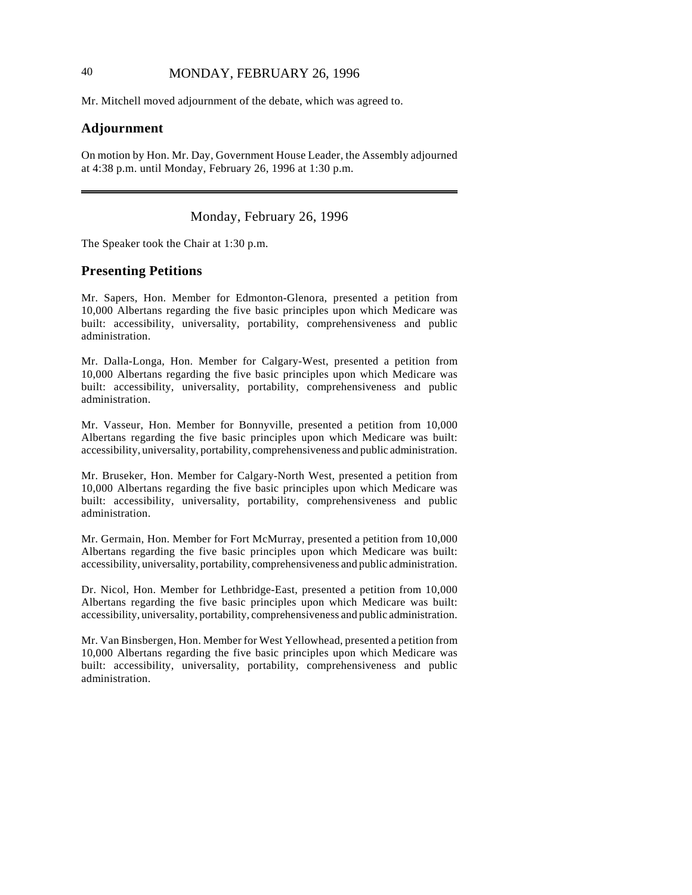Mr. Mitchell moved adjournment of the debate, which was agreed to.

## Adjournment

On motion by Hon. Mr. Day, Government House Leader, the Assembly adjourned at 4:38 p.m. until Monday, February 26, 1996 at 1:30 p.m.

---

Monday, February 26, 1996

The Speaker took the Chair at 1:30 p.m.

## Presenting Petitions

Mr. Sapers, Hon. Member for Edmonton-Glenora, presented a petition from 10,000 Albertans regarding the five basic principles upon which Medicare was built: accessibility, universality, portability, comprehensiveness and public administration.

Mr. Dalla-Longa, Hon. Member for Calgary-West, presented a petition from 10,000 Albertans regarding the five basic principles upon which Medicare was built: accessibility, universality, portability, comprehensiveness and public administration.

Mr. Vasseur, Hon. Member for Bonnyville, presented a petition from 10,000 Albertans regarding the five basic principles upon which Medicare was built: accessibility, universality, portability, comprehensiveness and public administration.

Mr. Bruseker, Hon. Member for Calgary-North West, presented a petition from 10,000 Albertans regarding the five basic principles upon which Medicare was built: accessibility, universality, portability, comprehensiveness and public administration.

Mr. Germain, Hon. Member for Fort McMurray, presented a petition from 10,000 Albertans regarding the five basic principles upon which Medicare was built: accessibility, universality, portability, comprehensiveness and public administration.

Dr. Nicol, Hon. Member for Lethbridge-East, presented a petition from 10,000 Albertans regarding the five basic principles upon which Medicare was built: accessibility, universality, portability, comprehensiveness and public administration.

Mr. Van Binsbergen, Hon. Member for West Yellowhead, presented a petition from 10,000 Albertans regarding the five basic principles upon which Medicare was built: accessibility, universality, portability, comprehensiveness and public administration.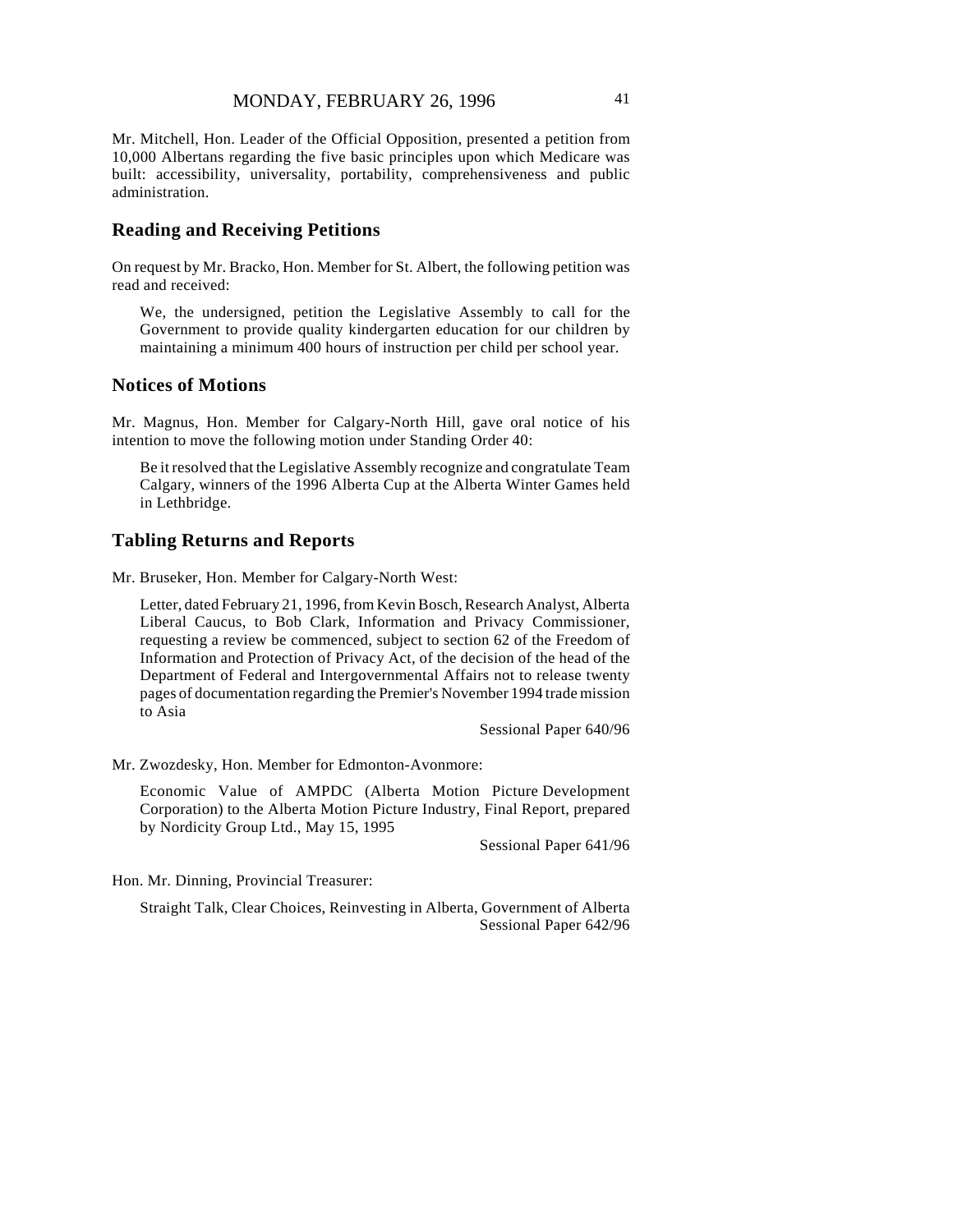Mr. Mitchell, Hon. Leader of the Official Opposition, presented a petition from 10,000 Albertans regarding the five basic principles upon which Medicare was built: accessibility, universality, portability, comprehensiveness and public administration.

## Reading and Receiving Petitions

On request by Mr. Bracko, Hon. Member for St. Albert, the following petition was read and received:

> We, the undersigned, petition the Legislative Assembly to call for the Government to provide quality kindergarten education for our children by maintaining a minimum 400 hours of instruction per child per school year.

## Notices of Motions

Mr. Magnus, Hon. Member for Calgary-North Hill, gave oral notice of his intention to move the following motion under Standing Order 40:

> Be it resolved that the Legislative Assembly recognize and congratulate Team Calgary, winners of the 1996 Alberta Cup at the Alberta Winter Games held in Lethbridge.

## Tabling Returns and Reports

Mr. Bruseker, Hon. Member for Calgary-North West:

> Letter, dated February 21, 1996, from Kevin Bosch, Research Analyst, Alberta Liberal Caucus, to Bob Clark, Information and Privacy Commissioner, requesting a review be commenced, subject to section 62 of the Freedom of Information and Protection of Privacy Act, of the decision of the head of the Department of Federal and Intergovernmental Affairs not to release twenty pages of documentation regarding the Premier's November 1994 trade mission to Asia
>
> Sessional Paper 640/96

Mr. Zwozdesky, Hon. Member for Edmonton-Avonmore:

> Economic Value of AMPDC (Alberta Motion Picture Development Corporation) to the Alberta Motion Picture Industry, Final Report, prepared by Nordicity Group Ltd., May 15, 1995
>
> Sessional Paper 641/96

Hon. Mr. Dinning, Provincial Treasurer:

> Straight Talk, Clear Choices, Reinvesting in Alberta, Government of Alberta
>
> Sessional Paper 642/96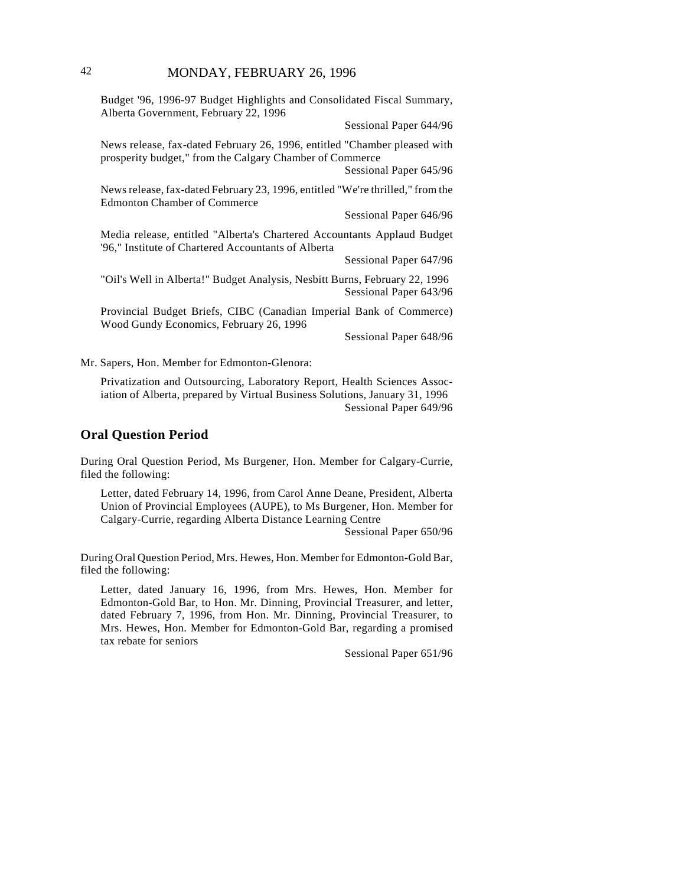Budget '96, 1996-97 Budget Highlights and Consolidated Fiscal Summary, Alberta Government, February 22, 1996

Sessional Paper 644/96

News release, fax-dated February 26, 1996, entitled "Chamber pleased with prosperity budget," from the Calgary Chamber of Commerce

Sessional Paper 645/96

News release, fax-dated February 23, 1996, entitled "We're thrilled," from the Edmonton Chamber of Commerce

Sessional Paper 646/96

Media release, entitled "Alberta's Chartered Accountants Applaud Budget '96," Institute of Chartered Accountants of Alberta

Sessional Paper 647/96

"Oil's Well in Alberta!" Budget Analysis, Nesbitt Burns, February 22, 1996

Sessional Paper 643/96

Provincial Budget Briefs, CIBC (Canadian Imperial Bank of Commerce) Wood Gundy Economics, February 26, 1996

Sessional Paper 648/96

Mr. Sapers, Hon. Member for Edmonton-Glenora:

Privatization and Outsourcing, Laboratory Report, Health Sciences Association of Alberta, prepared by Virtual Business Solutions, January 31, 1996

Sessional Paper 649/96

## Oral Question Period

During Oral Question Period, Ms Burgener, Hon. Member for Calgary-Currie, filed the following:

Letter, dated February 14, 1996, from Carol Anne Deane, President, Alberta Union of Provincial Employees (AUPE), to Ms Burgener, Hon. Member for Calgary-Currie, regarding Alberta Distance Learning Centre

Sessional Paper 650/96

During Oral Question Period, Mrs. Hewes, Hon. Member for Edmonton-Gold Bar, filed the following:

Letter, dated January 16, 1996, from Mrs. Hewes, Hon. Member for Edmonton-Gold Bar, to Hon. Mr. Dinning, Provincial Treasurer, and letter, dated February 7, 1996, from Hon. Mr. Dinning, Provincial Treasurer, to Mrs. Hewes, Hon. Member for Edmonton-Gold Bar, regarding a promised tax rebate for seniors

Sessional Paper 651/96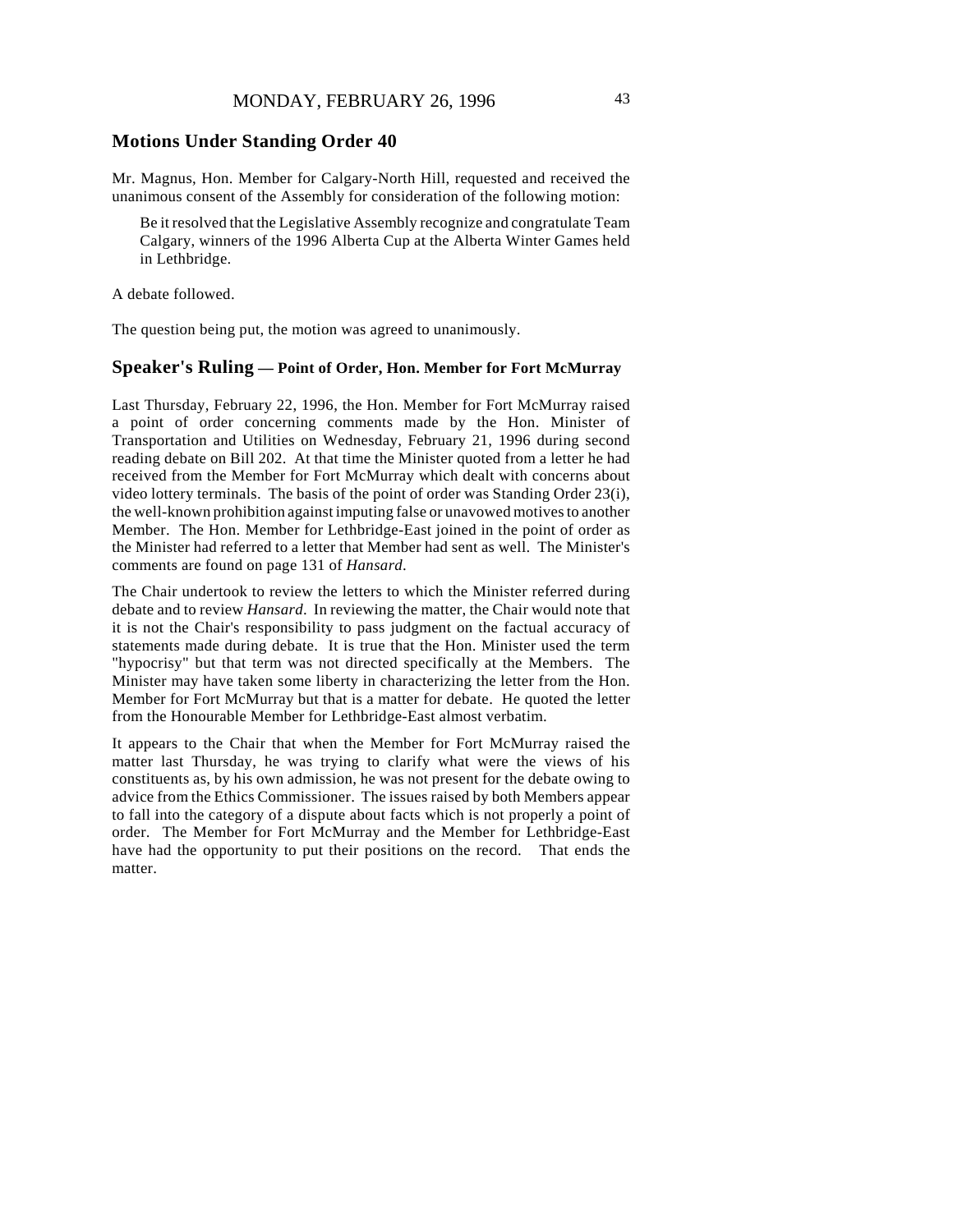## Motions Under Standing Order 40

Mr. Magnus, Hon. Member for Calgary-North Hill, requested and received the unanimous consent of the Assembly for consideration of the following motion:

> Be it resolved that the Legislative Assembly recognize and congratulate Team Calgary, winners of the 1996 Alberta Cup at the Alberta Winter Games held in Lethbridge.

A debate followed.

The question being put, the motion was agreed to unanimously.

## Speaker's Ruling — Point of Order, Hon. Member for Fort McMurray

Last Thursday, February 22, 1996, the Hon. Member for Fort McMurray raised a point of order concerning comments made by the Hon. Minister of Transportation and Utilities on Wednesday, February 21, 1996 during second reading debate on Bill 202. At that time the Minister quoted from a letter he had received from the Member for Fort McMurray which dealt with concerns about video lottery terminals. The basis of the point of order was Standing Order 23(i), the well-known prohibition against imputing false or unavowed motives to another Member. The Hon. Member for Lethbridge-East joined in the point of order as the Minister had referred to a letter that Member had sent as well. The Minister's comments are found on page 131 of *Hansard*.

The Chair undertook to review the letters to which the Minister referred during debate and to review *Hansard*. In reviewing the matter, the Chair would note that it is not the Chair's responsibility to pass judgment on the factual accuracy of statements made during debate. It is true that the Hon. Minister used the term "hypocrisy" but that term was not directed specifically at the Members. The Minister may have taken some liberty in characterizing the letter from the Hon. Member for Fort McMurray but that is a matter for debate. He quoted the letter from the Honourable Member for Lethbridge-East almost verbatim.

It appears to the Chair that when the Member for Fort McMurray raised the matter last Thursday, he was trying to clarify what were the views of his constituents as, by his own admission, he was not present for the debate owing to advice from the Ethics Commissioner. The issues raised by both Members appear to fall into the category of a dispute about facts which is not properly a point of order. The Member for Fort McMurray and the Member for Lethbridge-East have had the opportunity to put their positions on the record. That ends the matter.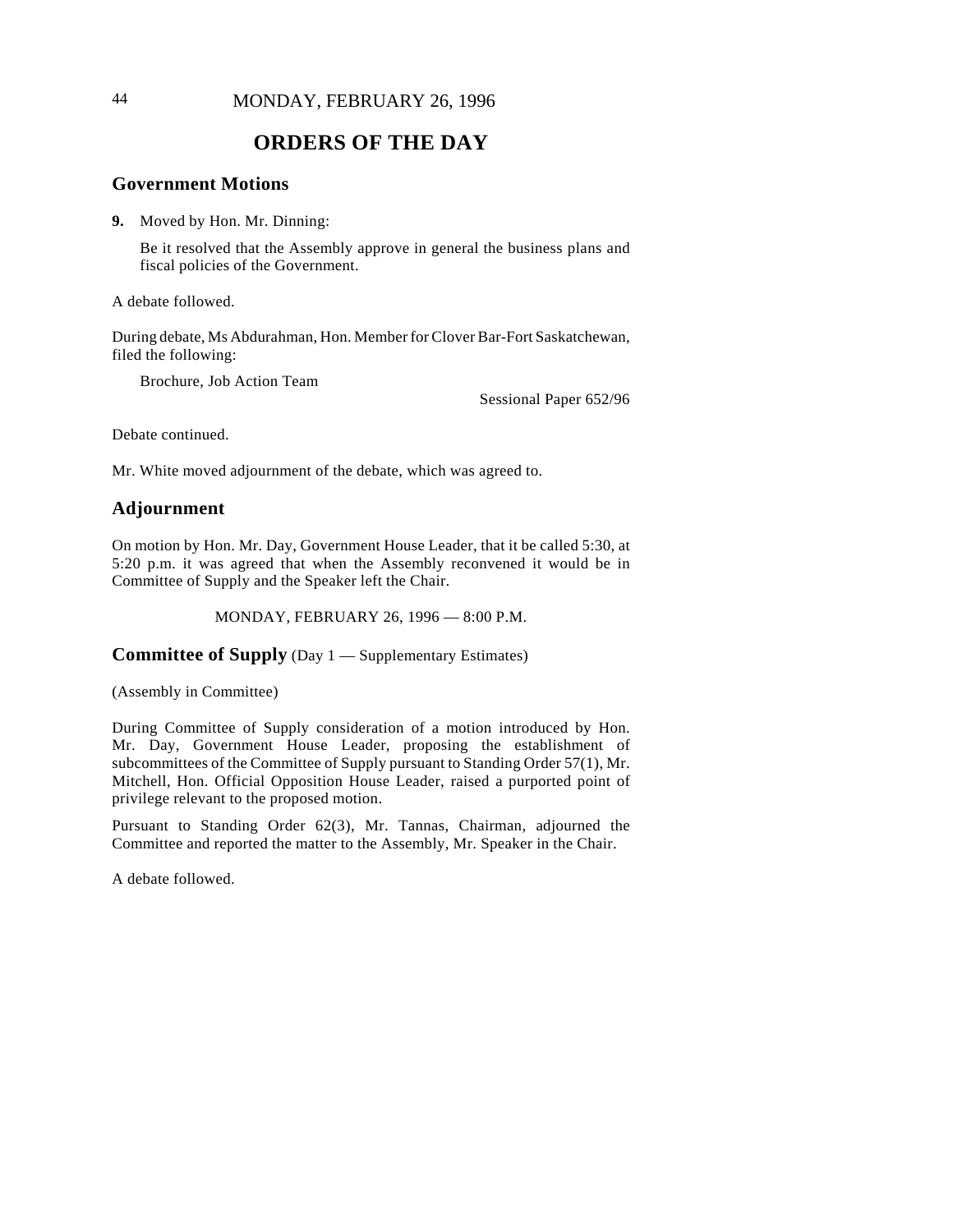# ORDERS OF THE DAY

## Government Motions

**9.** Moved by Hon. Mr. Dinning:

Be it resolved that the Assembly approve in general the business plans and fiscal policies of the Government.

A debate followed.

During debate, Ms Abdurahman, Hon. Member for Clover Bar-Fort Saskatchewan, filed the following:

Brochure, Job Action Team

Sessional Paper 652/96

Debate continued.

Mr. White moved adjournment of the debate, which was agreed to.

## Adjournment

On motion by Hon. Mr. Day, Government House Leader, that it be called 5:30, at 5:20 p.m. it was agreed that when the Assembly reconvened it would be in Committee of Supply and the Speaker left the Chair.

MONDAY, FEBRUARY 26, 1996 — 8:00 P.M.

## Committee of Supply (Day 1 — Supplementary Estimates)

(Assembly in Committee)

During Committee of Supply consideration of a motion introduced by Hon. Mr. Day, Government House Leader, proposing the establishment of subcommittees of the Committee of Supply pursuant to Standing Order 57(1), Mr. Mitchell, Hon. Official Opposition House Leader, raised a purported point of privilege relevant to the proposed motion.

Pursuant to Standing Order 62(3), Mr. Tannas, Chairman, adjourned the Committee and reported the matter to the Assembly, Mr. Speaker in the Chair.

A debate followed.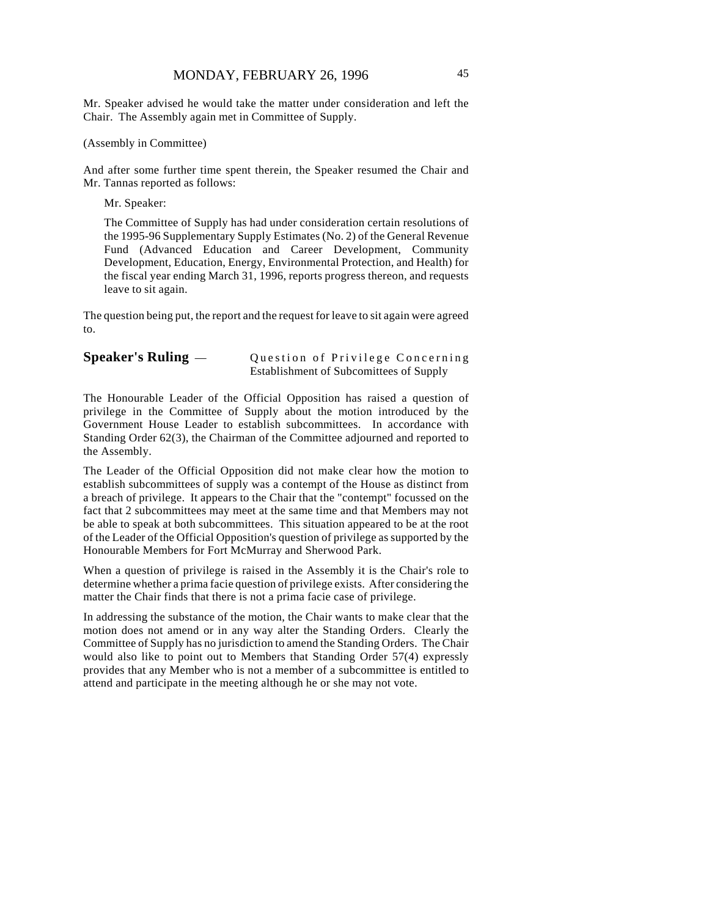Mr. Speaker advised he would take the matter under consideration and left the Chair. The Assembly again met in Committee of Supply.

(Assembly in Committee)

And after some further time spent therein, the Speaker resumed the Chair and Mr. Tannas reported as follows:

> Mr. Speaker:
>
> The Committee of Supply has had under consideration certain resolutions of the 1995-96 Supplementary Supply Estimates (No. 2) of the General Revenue Fund (Advanced Education and Career Development, Community Development, Education, Energy, Environmental Protection, and Health) for the fiscal year ending March 31, 1996, reports progress thereon, and requests leave to sit again.

The question being put, the report and the request for leave to sit again were agreed to.

**Speaker's Ruling** — Question of Privilege Concerning Establishment of Subcomittees of Supply

The Honourable Leader of the Official Opposition has raised a question of privilege in the Committee of Supply about the motion introduced by the Government House Leader to establish subcommittees. In accordance with Standing Order 62(3), the Chairman of the Committee adjourned and reported to the Assembly.

The Leader of the Official Opposition did not make clear how the motion to establish subcommittees of supply was a contempt of the House as distinct from a breach of privilege. It appears to the Chair that the "contempt" focussed on the fact that 2 subcommitees may meet at the same time and that Members may not be able to speak at both subcommittees. This situation appeared to be at the root of the Leader of the Official Opposition's question of privilege as supported by the Honourable Members for Fort McMurray and Sherwood Park.

When a question of privilege is raised in the Assembly it is the Chair's role to determine whether a prima facie question of privilege exists. After considering the matter the Chair finds that there is not a prima facie case of privilege.

In addressing the substance of the motion, the Chair wants to make clear that the motion does not amend or in any way alter the Standing Orders. Clearly the Committee of Supply has no jurisdiction to amend the Standing Orders. The Chair would also like to point out to Members that Standing Order 57(4) expressly provides that any Member who is not a member of a subcommittee is entitled to attend and participate in the meeting although he or she may not vote.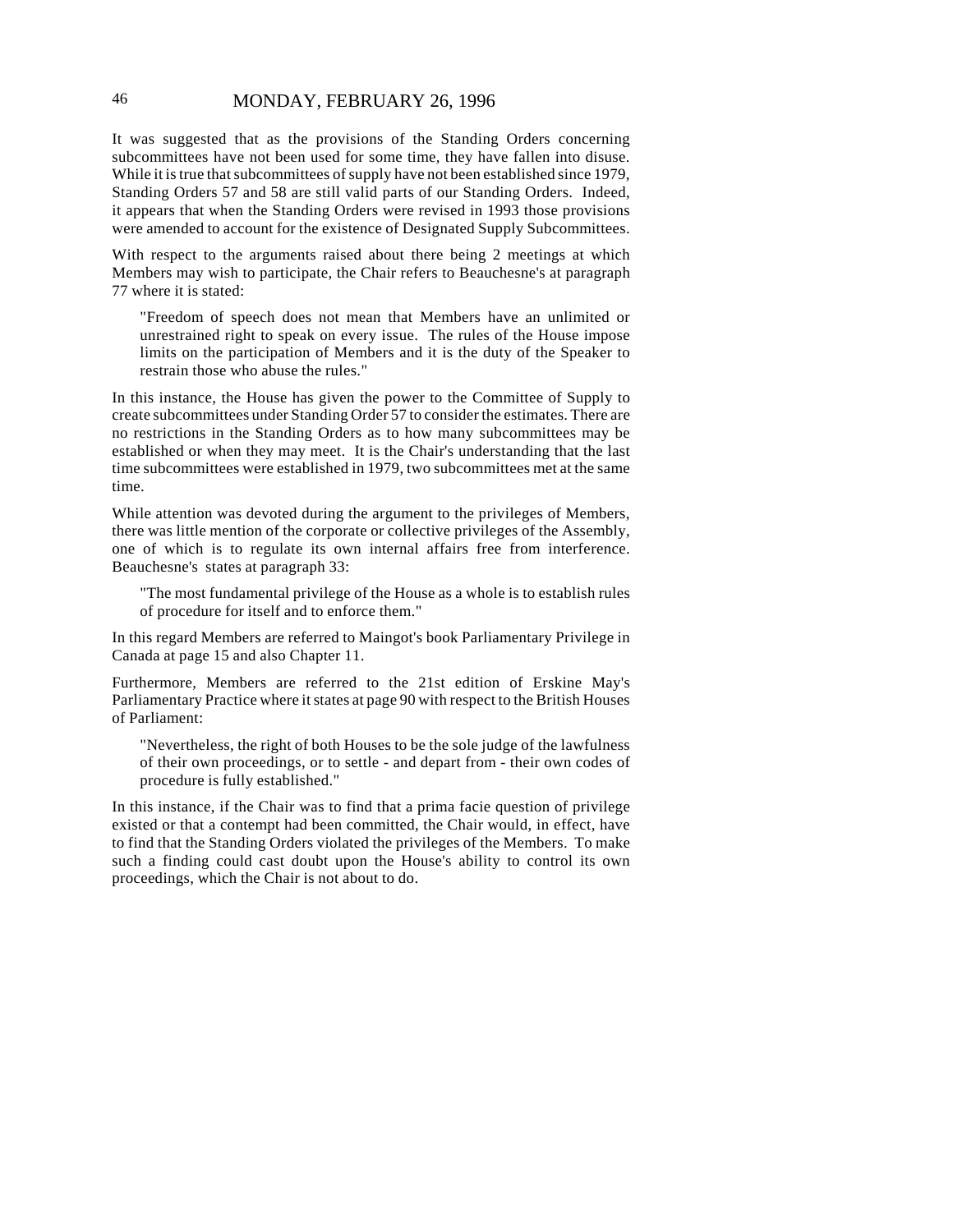It was suggested that as the provisions of the Standing Orders concerning subcommittees have not been used for some time, they have fallen into disuse. While it is true that subcommittees of supply have not been established since 1979, Standing Orders 57 and 58 are still valid parts of our Standing Orders. Indeed, it appears that when the Standing Orders were revised in 1993 those provisions were amended to account for the existence of Designated Supply Subcommittees.

With respect to the arguments raised about there being 2 meetings at which Members may wish to participate, the Chair refers to Beauchesne's at paragraph 77 where it is stated:

> "Freedom of speech does not mean that Members have an unlimited or unrestrained right to speak on every issue. The rules of the House impose limits on the participation of Members and it is the duty of the Speaker to restrain those who abuse the rules."

In this instance, the House has given the power to the Committee of Supply to create subcommittees under Standing Order 57 to consider the estimates. There are no restrictions in the Standing Orders as to how many subcommittees may be established or when they may meet. It is the Chair's understanding that the last time subcommittees were established in 1979, two subcommittees met at the same time.

While attention was devoted during the argument to the privileges of Members, there was little mention of the corporate or collective privileges of the Assembly, one of which is to regulate its own internal affairs free from interference. Beauchesne's states at paragraph 33:

> "The most fundamental privilege of the House as a whole is to establish rules of procedure for itself and to enforce them."

In this regard Members are referred to Maingot's book Parliamentary Privilege in Canada at page 15 and also Chapter 11.

Furthermore, Members are referred to the 21st edition of Erskine May's Parliamentary Practice where it states at page 90 with respect to the British Houses of Parliament:

> "Nevertheless, the right of both Houses to be the sole judge of the lawfulness of their own proceedings, or to settle - and depart from - their own codes of procedure is fully established."

In this instance, if the Chair was to find that a prima facie question of privilege existed or that a contempt had been committed, the Chair would, in effect, have to find that the Standing Orders violated the privileges of the Members. To make such a finding could cast doubt upon the House's ability to control its own proceedings, which the Chair is not about to do.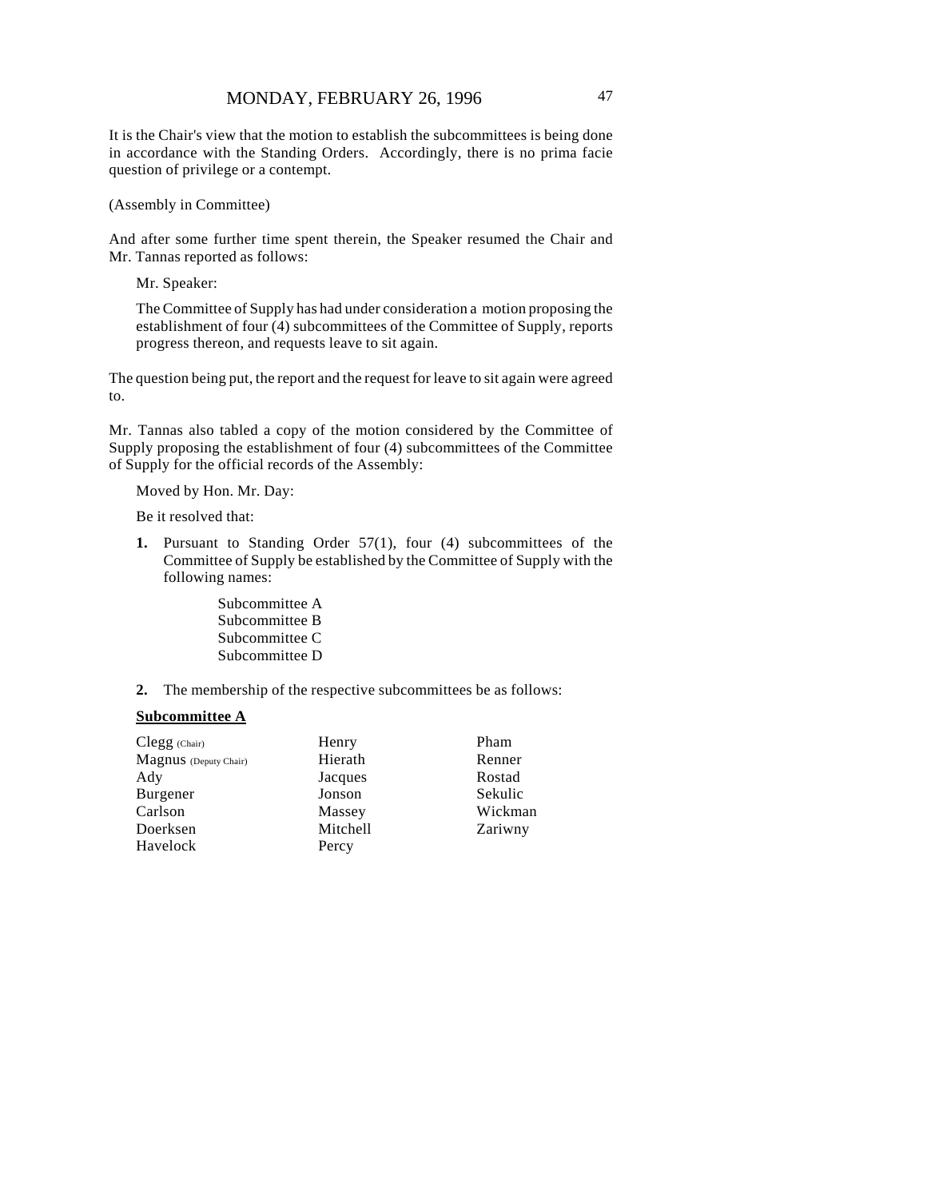It is the Chair's view that the motion to establish the subcommittees is being done in accordance with the Standing Orders. Accordingly, there is no prima facie question of privilege or a contempt.

(Assembly in Committee)

And after some further time spent therein, the Speaker resumed the Chair and Mr. Tannas reported as follows:

> Mr. Speaker:
>
> The Committee of Supply has had under consideration a motion proposing the establishment of four (4) subcommittees of the Committee of Supply, reports progress thereon, and requests leave to sit again.

The question being put, the report and the request for leave to sit again were agreed to.

Mr. Tannas also tabled a copy of the motion considered by the Committee of Supply proposing the establishment of four (4) subcommittees of the Committee of Supply for the official records of the Assembly:

> Moved by Hon. Mr. Day:
>
> Be it resolved that:
>
> **1.** Pursuant to Standing Order 57(1), four (4) subcommittees of the Committee of Supply be established by the Committee of Supply with the following names:
>
> Subcommittee A
> Subcommittee B
> Subcommittee C
> Subcommittee D
>
> **2.** The membership of the respective subcommittees be as follows:

**Subcommittee A**

| | | |
|---|---|---|
| Clegg (Chair) | Henry | Pham |
| Magnus (Deputy Chair) | Hierath | Renner |
| Ady | Jacques | Rostad |
| Burgener | Jonson | Sekulic |
| Carlson | Massey | Wickman |
| Doerksen | Mitchell | Zariwny |
| Havelock | Percy | |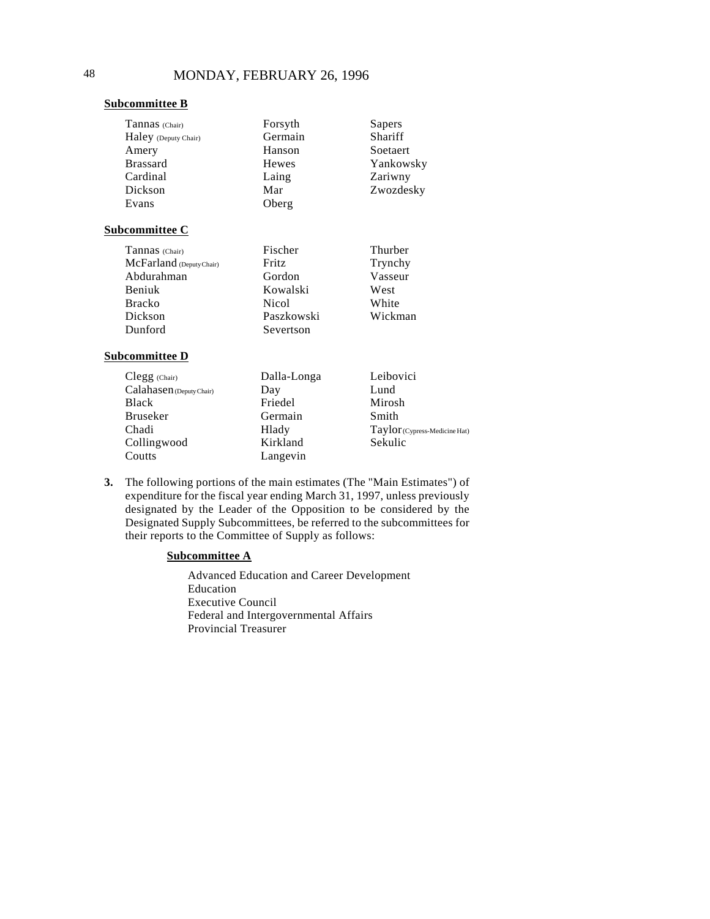**Subcommittee B**

| | | |
|---|---|---|
| Tannas (Chair) | Forsyth | Sapers |
| Haley (Deputy Chair) | Germain | Shariff |
| Amery | Hanson | Soetaert |
| Brassard | Hewes | Yankowsky |
| Cardinal | Laing | Zariwny |
| Dickson | Mar | Zwozdesky |
| Evans | Oberg | |

**Subcommittee C**

| | | |
|---|---|---|
| Tannas (Chair) | Fischer | Thurber |
| McFarland (Deputy Chair) | Fritz | Trynchy |
| Abdurahman | Gordon | Vasseur |
| Beniuk | Kowalski | West |
| Bracko | Nicol | White |
| Dickson | Paszkowski | Wickman |
| Dunford | Severtson | |

**Subcommittee D**

| | | |
|---|---|---|
| Clegg (Chair) | Dalla-Longa | Leibovici |
| Calahasen (Deputy Chair) | Day | Lund |
| Black | Friedel | Mirosh |
| Bruseker | Germain | Smith |
| Chadi | Hlady | Taylor (Cypress-Medicine Hat) |
| Collingwood | Kirkland | Sekulic |
| Coutts | Langevin | |

**3.** The following portions of the main estimates (The "Main Estimates") of expenditure for the fiscal year ending March 31, 1997, unless previously designated by the Leader of the Opposition to be considered by the Designated Supply Subcommittees, be referred to the subcommittees for their reports to the Committee of Supply as follows:

**Subcommittee A**

Advanced Education and Career Development
Education
Executive Council
Federal and Intergovernmental Affairs
Provincial Treasurer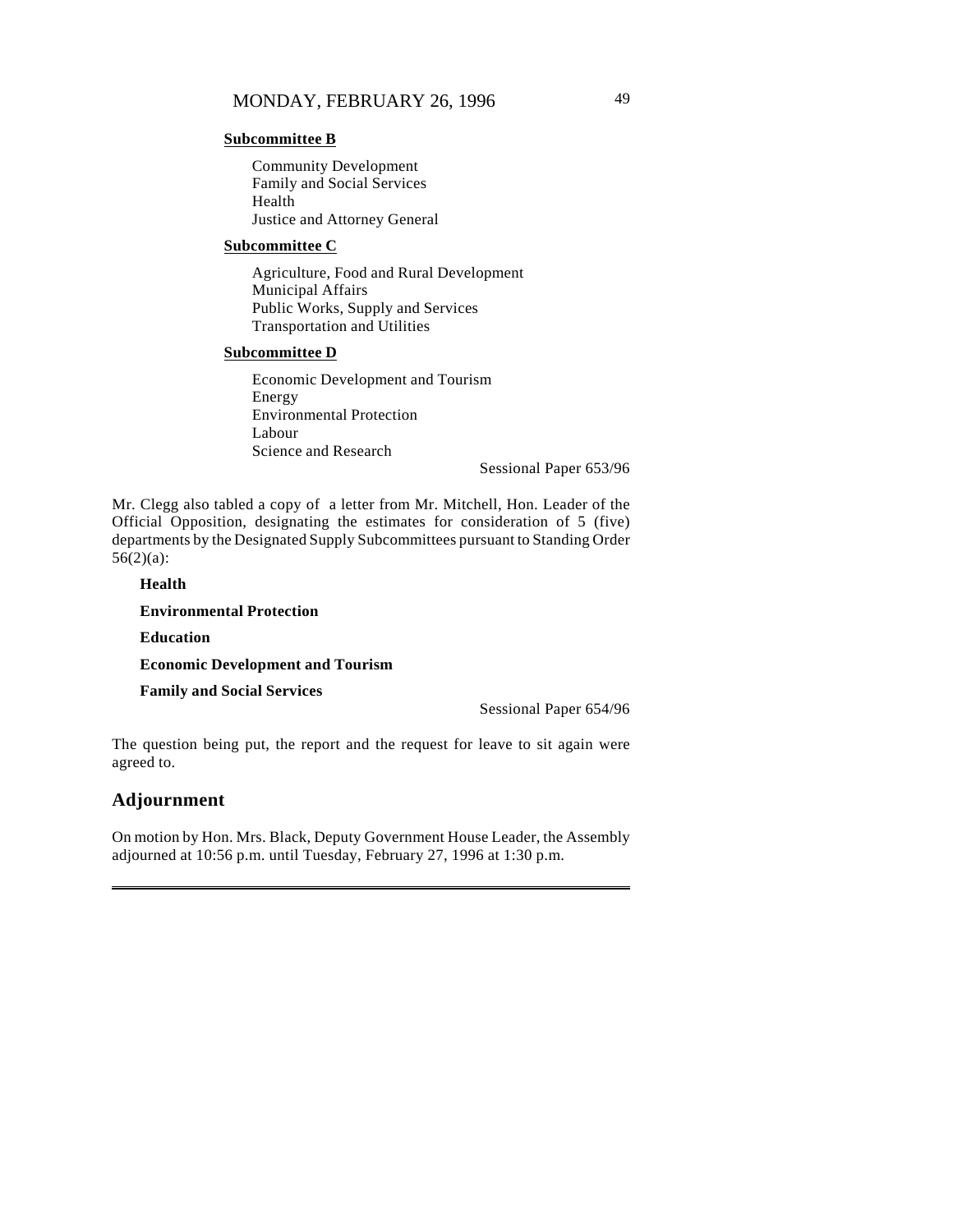**Subcommittee B**

Community Development
Family and Social Services
Health
Justice and Attorney General

**Subcommittee C**

Agriculture, Food and Rural Development
Municipal Affairs
Public Works, Supply and Services
Transportation and Utilities

**Subcommittee D**

Economic Development and Tourism
Energy
Environmental Protection
Labour
Science and Research

Sessional Paper 653/96

Mr. Clegg also tabled a copy of a letter from Mr. Mitchell, Hon. Leader of the Official Opposition, designating the estimates for consideration of 5 (five) departments by the Designated Supply Subcommittees pursuant to Standing Order 56(2)(a):

**Health**

**Environmental Protection**

**Education**

**Economic Development and Tourism**

**Family and Social Services**

Sessional Paper 654/96

The question being put, the report and the request for leave to sit again were agreed to.

## Adjournment

On motion by Hon. Mrs. Black, Deputy Government House Leader, the Assembly adjourned at 10:56 p.m. until Tuesday, February 27, 1996 at 1:30 p.m.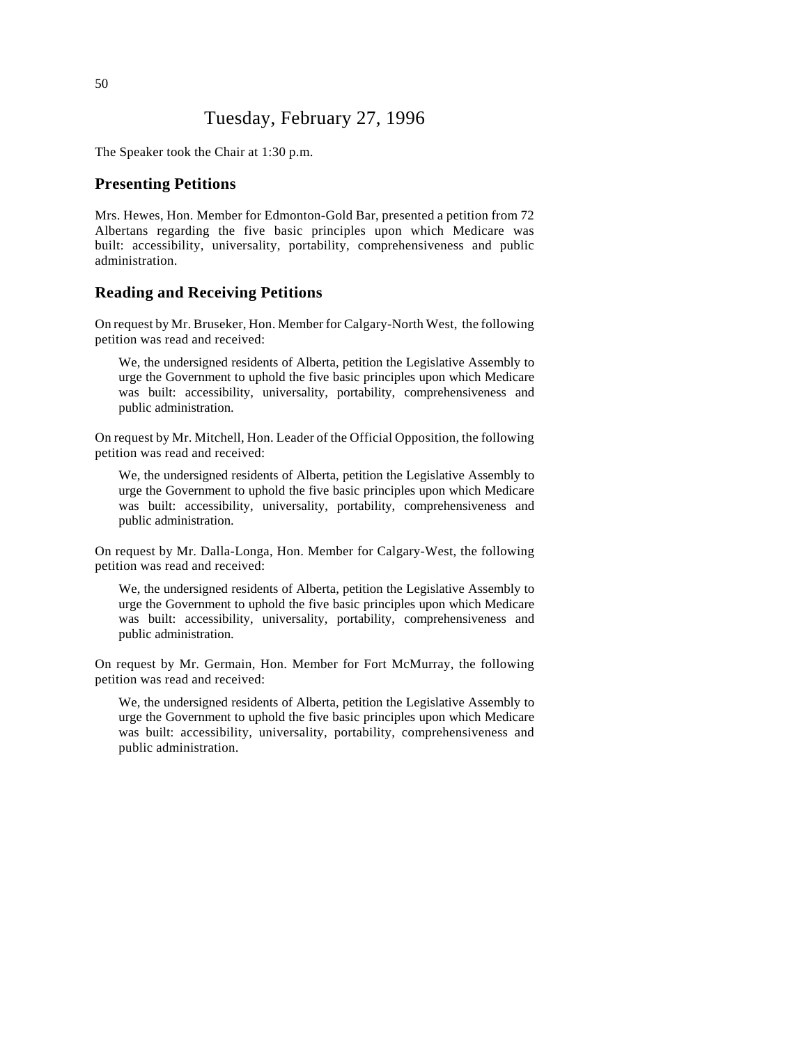# Tuesday, February 27, 1996

The Speaker took the Chair at 1:30 p.m.

## Presenting Petitions

Mrs. Hewes, Hon. Member for Edmonton-Gold Bar, presented a petition from 72 Albertans regarding the five basic principles upon which Medicare was built: accessibility, universality, portability, comprehensiveness and public administration.

## Reading and Receiving Petitions

On request by Mr. Bruseker, Hon. Member for Calgary-North West, the following petition was read and received:

> We, the undersigned residents of Alberta, petition the Legislative Assembly to urge the Government to uphold the five basic principles upon which Medicare was built: accessibility, universality, portability, comprehensiveness and public administration.

On request by Mr. Mitchell, Hon. Leader of the Official Opposition, the following petition was read and received:

> We, the undersigned residents of Alberta, petition the Legislative Assembly to urge the Government to uphold the five basic principles upon which Medicare was built: accessibility, universality, portability, comprehensiveness and public administration.

On request by Mr. Dalla-Longa, Hon. Member for Calgary-West, the following petition was read and received:

> We, the undersigned residents of Alberta, petition the Legislative Assembly to urge the Government to uphold the five basic principles upon which Medicare was built: accessibility, universality, portability, comprehensiveness and public administration.

On request by Mr. Germain, Hon. Member for Fort McMurray, the following petition was read and received:

> We, the undersigned residents of Alberta, petition the Legislative Assembly to urge the Government to uphold the five basic principles upon which Medicare was built: accessibility, universality, portability, comprehensiveness and public administration.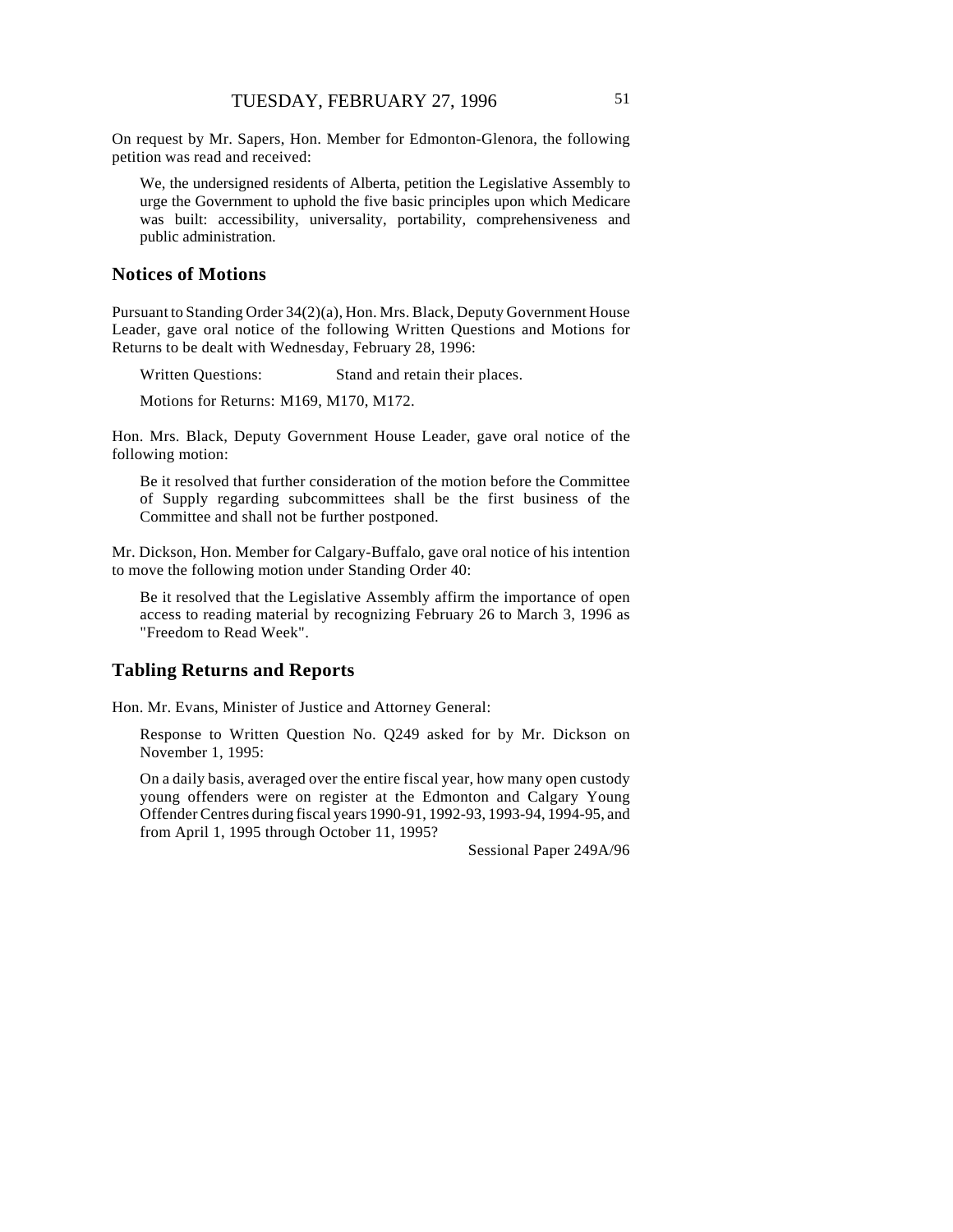On request by Mr. Sapers, Hon. Member for Edmonton-Glenora, the following petition was read and received:

> We, the undersigned residents of Alberta, petition the Legislative Assembly to urge the Government to uphold the five basic principles upon which Medicare was built: accessibility, universality, portability, comprehensiveness and public administration.

## Notices of Motions

Pursuant to Standing Order 34(2)(a), Hon. Mrs. Black, Deputy Government House Leader, gave oral notice of the following Written Questions and Motions for Returns to be dealt with Wednesday, February 28, 1996:

> Written Questions: Stand and retain their places.
>
> Motions for Returns: M169, M170, M172.

Hon. Mrs. Black, Deputy Government House Leader, gave oral notice of the following motion:

> Be it resolved that further consideration of the motion before the Committee of Supply regarding subcommittees shall be the first business of the Committee and shall not be further postponed.

Mr. Dickson, Hon. Member for Calgary-Buffalo, gave oral notice of his intention to move the following motion under Standing Order 40:

> Be it resolved that the Legislative Assembly affirm the importance of open access to reading material by recognizing February 26 to March 3, 1996 as "Freedom to Read Week".

## Tabling Returns and Reports

Hon. Mr. Evans, Minister of Justice and Attorney General:

> Response to Written Question No. Q249 asked for by Mr. Dickson on November 1, 1995:
>
> On a daily basis, averaged over the entire fiscal year, how many open custody young offenders were on register at the Edmonton and Calgary Young Offender Centres during fiscal years 1990-91, 1992-93, 1993-94, 1994-95, and from April 1, 1995 through October 11, 1995?
>
> Sessional Paper 249A/96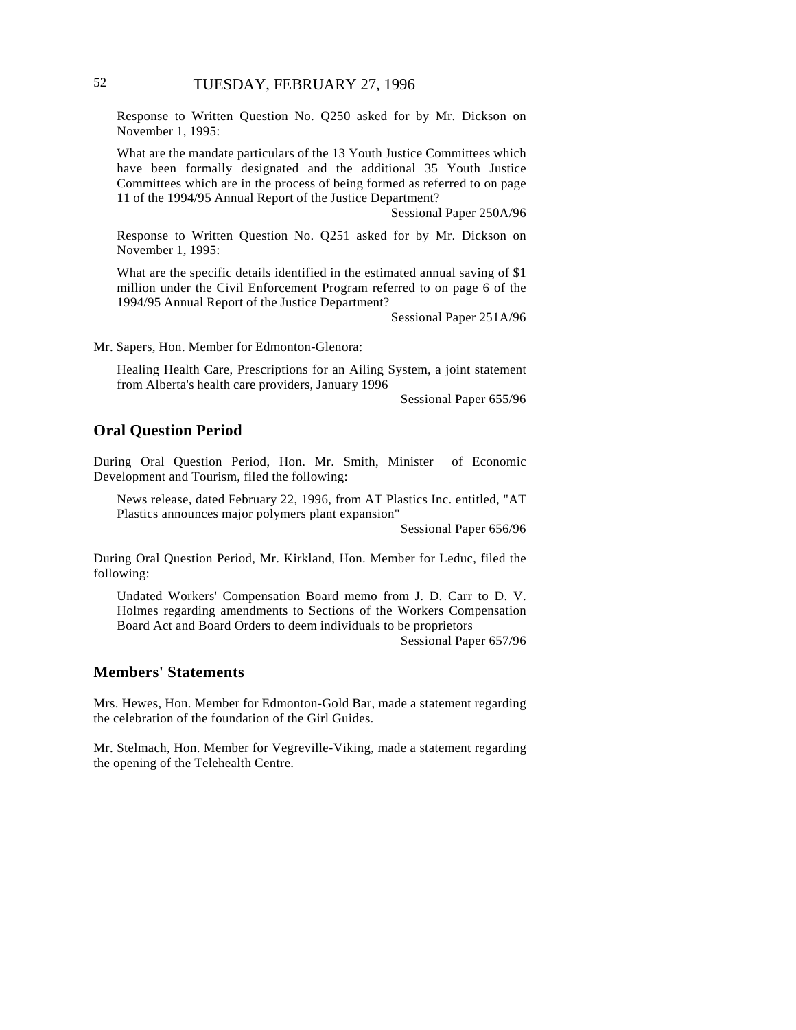Response to Written Question No. Q250 asked for by Mr. Dickson on November 1, 1995:

What are the mandate particulars of the 13 Youth Justice Committees which have been formally designated and the additional 35 Youth Justice Committees which are in the process of being formed as referred to on page 11 of the 1994/95 Annual Report of the Justice Department?

Sessional Paper 250A/96

Response to Written Question No. Q251 asked for by Mr. Dickson on November 1, 1995:

What are the specific details identified in the estimated annual saving of $1 million under the Civil Enforcement Program referred to on page 6 of the 1994/95 Annual Report of the Justice Department?

Sessional Paper 251A/96

Mr. Sapers, Hon. Member for Edmonton-Glenora:

Healing Health Care, Prescriptions for an Ailing System, a joint statement from Alberta's health care providers, January 1996

Sessional Paper 655/96

## Oral Question Period

During Oral Question Period, Hon. Mr. Smith, Minister of Economic Development and Tourism, filed the following:

News release, dated February 22, 1996, from AT Plastics Inc. entitled, "AT Plastics announces major polymers plant expansion"

Sessional Paper 656/96

During Oral Question Period, Mr. Kirkland, Hon. Member for Leduc, filed the following:

Undated Workers' Compensation Board memo from J. D. Carr to D. V. Holmes regarding amendments to Sections of the Workers Compensation Board Act and Board Orders to deem individuals to be proprietors

Sessional Paper 657/96

## Members' Statements

Mrs. Hewes, Hon. Member for Edmonton-Gold Bar, made a statement regarding the celebration of the foundation of the Girl Guides.

Mr. Stelmach, Hon. Member for Vegreville-Viking, made a statement regarding the opening of the Telehealth Centre.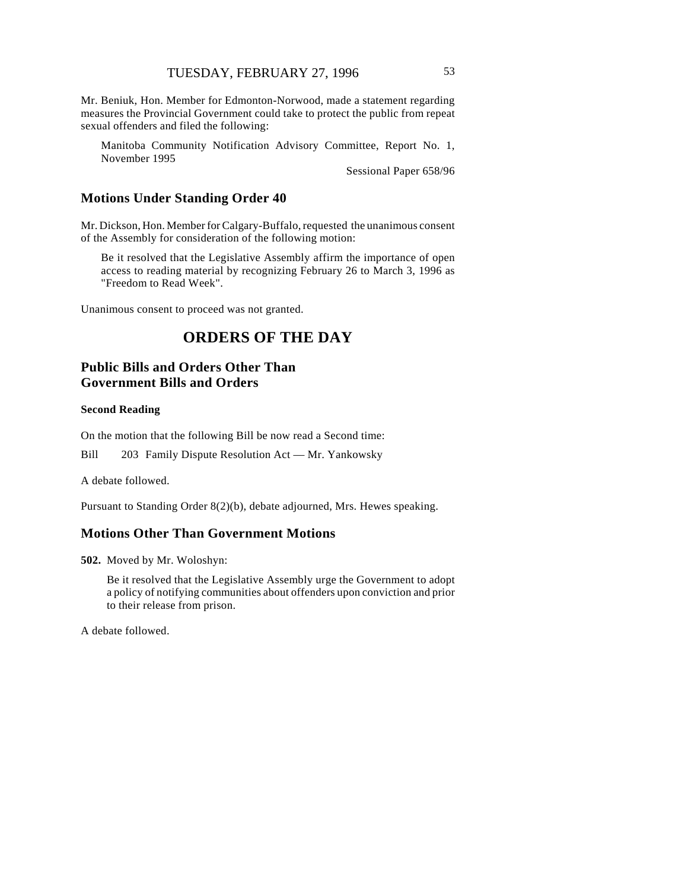Mr. Beniuk, Hon. Member for Edmonton-Norwood, made a statement regarding measures the Provincial Government could take to protect the public from repeat sexual offenders and filed the following:

> Manitoba Community Notification Advisory Committee, Report No. 1, November 1995
>
> Sessional Paper 658/96

## Motions Under Standing Order 40

Mr. Dickson, Hon. Member for Calgary-Buffalo, requested the unanimous consent of the Assembly for consideration of the following motion:

> Be it resolved that the Legislative Assembly affirm the importance of open access to reading material by recognizing February 26 to March 3, 1996 as "Freedom to Read Week".

Unanimous consent to proceed was not granted.

# ORDERS OF THE DAY

## Public Bills and Orders Other Than Government Bills and Orders

### Second Reading

On the motion that the following Bill be now read a Second time:

Bill 203 Family Dispute Resolution Act — Mr. Yankowsky

A debate followed.

Pursuant to Standing Order 8(2)(b), debate adjourned, Mrs. Hewes speaking.

## Motions Other Than Government Motions

**502.** Moved by Mr. Woloshyn:

> Be it resolved that the Legislative Assembly urge the Government to adopt a policy of notifying communities about offenders upon conviction and prior to their release from prison.

A debate followed.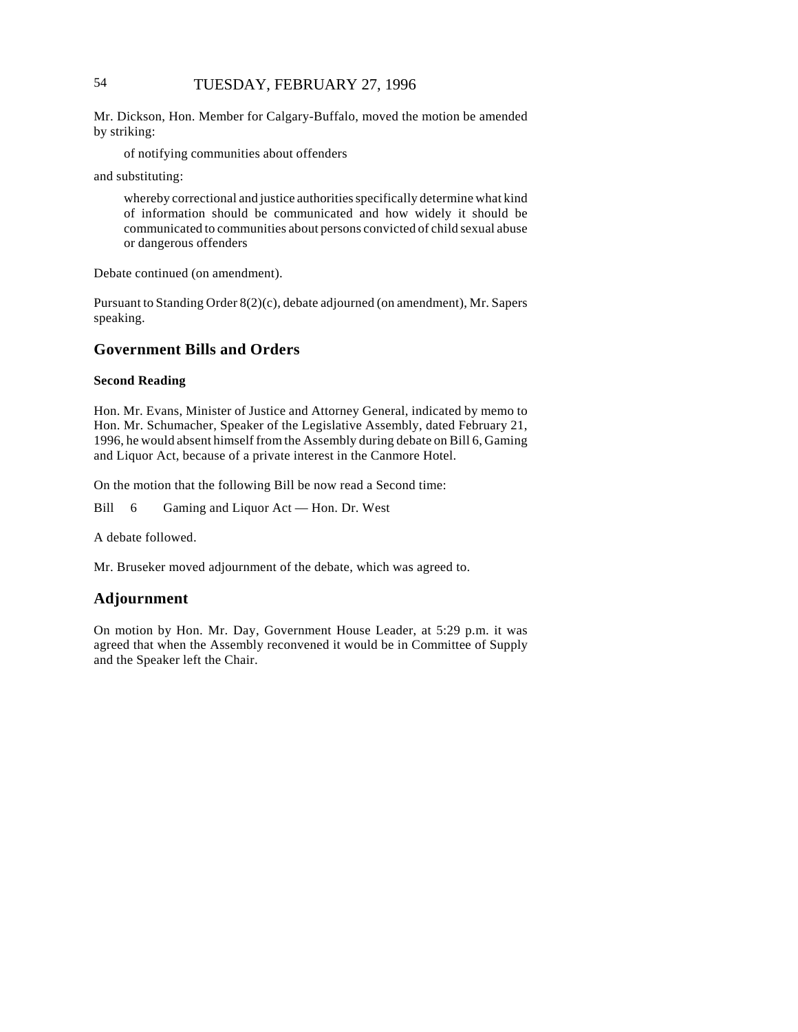Mr. Dickson, Hon. Member for Calgary-Buffalo, moved the motion be amended by striking:

> of notifying communities about offenders

and substituting:

> whereby correctional and justice authorities specifically determine what kind of information should be communicated and how widely it should be communicated to communities about persons convicted of child sexual abuse or dangerous offenders

Debate continued (on amendment).

Pursuant to Standing Order 8(2)(c), debate adjourned (on amendment), Mr. Sapers speaking.

## Government Bills and Orders

### Second Reading

Hon. Mr. Evans, Minister of Justice and Attorney General, indicated by memo to Hon. Mr. Schumacher, Speaker of the Legislative Assembly, dated February 21, 1996, he would absent himself from the Assembly during debate on Bill 6, Gaming and Liquor Act, because of a private interest in the Canmore Hotel.

On the motion that the following Bill be now read a Second time:

Bill 6 Gaming and Liquor Act — Hon. Dr. West

A debate followed.

Mr. Bruseker moved adjournment of the debate, which was agreed to.

## Adjournment

On motion by Hon. Mr. Day, Government House Leader, at 5:29 p.m. it was agreed that when the Assembly reconvened it would be in Committee of Supply and the Speaker left the Chair.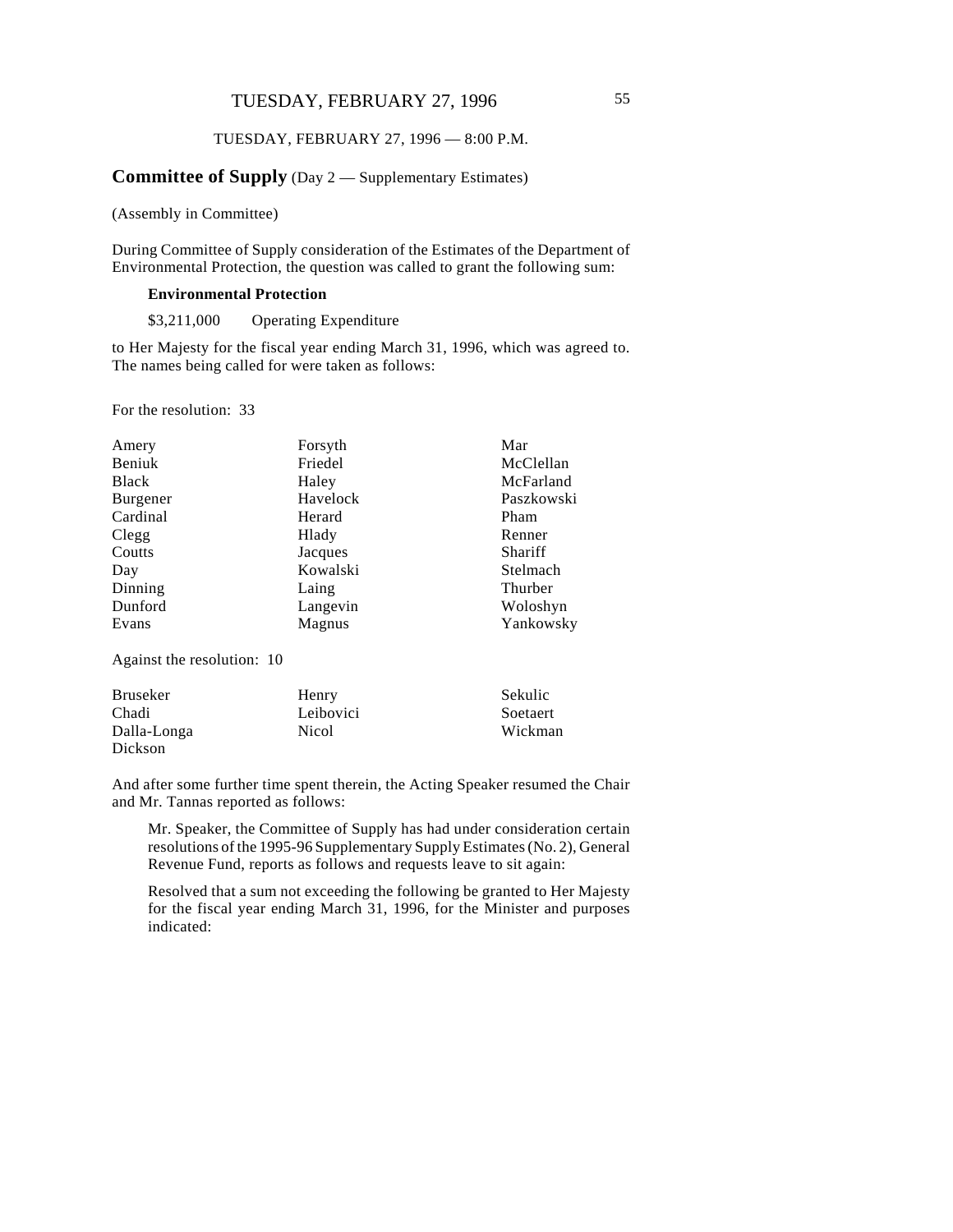TUESDAY, FEBRUARY 27, 1996 — 8:00 P.M.

**Committee of Supply** (Day 2 — Supplementary Estimates)

(Assembly in Committee)

During Committee of Supply consideration of the Estimates of the Department of Environmental Protection, the question was called to grant the following sum:

**Environmental Protection**

$3,211,000 Operating Expenditure

to Her Majesty for the fiscal year ending March 31, 1996, which was agreed to. The names being called for were taken as follows:

For the resolution: 33

| | | |
|---|---|---|
| Amery | Forsyth | Mar |
| Beniuk | Friedel | McClellan |
| Black | Haley | McFarland |
| Burgener | Havelock | Paszkowski |
| Cardinal | Herard | Pham |
| Clegg | Hlady | Renner |
| Coutts | Jacques | Shariff |
| Day | Kowalski | Stelmach |
| Dinning | Laing | Thurber |
| Dunford | Langevin | Woloshyn |
| Evans | Magnus | Yankowsky |

Against the resolution: 10

| | | |
|---|---|---|
| Bruseker | Henry | Sekulic |
| Chadi | Leibovici | Soetaert |
| Dalla-Longa | Nicol | Wickman |
| Dickson | | |

And after some further time spent therein, the Acting Speaker resumed the Chair and Mr. Tannas reported as follows:

> Mr. Speaker, the Committee of Supply has had under consideration certain resolutions of the 1995-96 Supplementary Supply Estimates (No. 2), General Revenue Fund, reports as follows and requests leave to sit again:
>
> Resolved that a sum not exceeding the following be granted to Her Majesty for the fiscal year ending March 31, 1996, for the Minister and purposes indicated: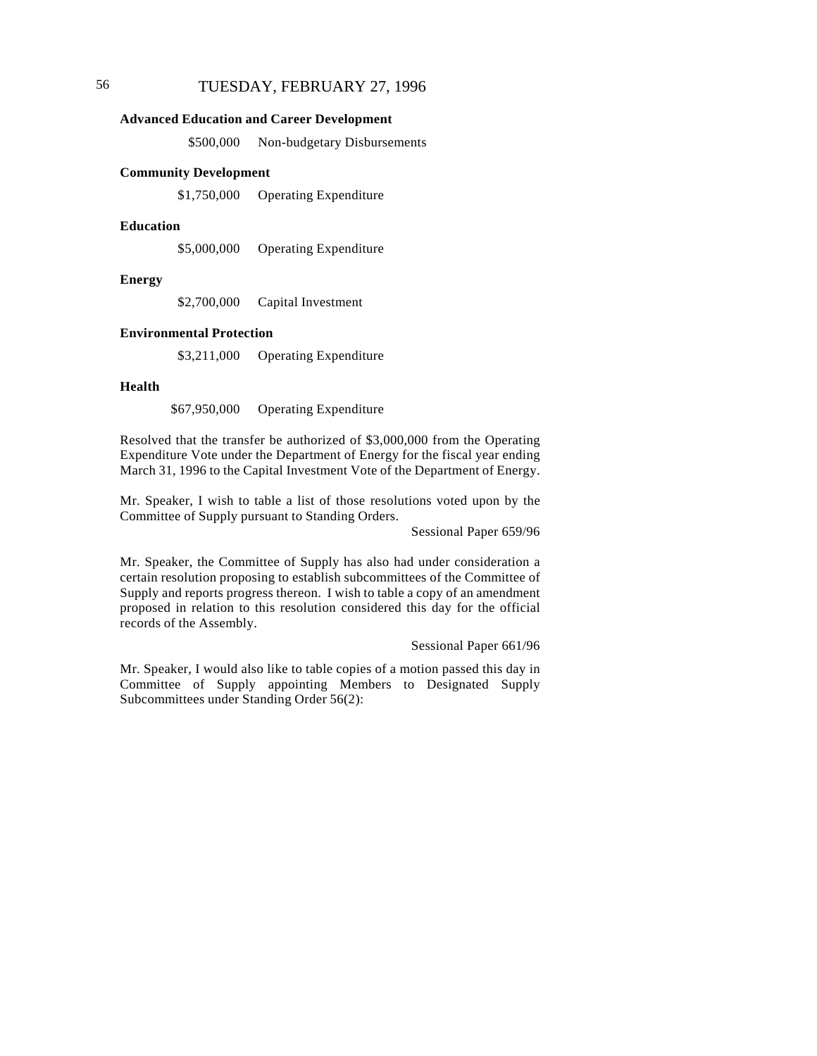**Advanced Education and Career Development**

$500,000 Non-budgetary Disbursements

**Community Development**

$1,750,000 Operating Expenditure

**Education**

$5,000,000 Operating Expenditure

**Energy**

$2,700,000 Capital Investment

**Environmental Protection**

$3,211,000 Operating Expenditure

**Health**

$67,950,000 Operating Expenditure

Resolved that the transfer be authorized of $3,000,000 from the Operating Expenditure Vote under the Department of Energy for the fiscal year ending March 31, 1996 to the Capital Investment Vote of the Department of Energy.

Mr. Speaker, I wish to table a list of those resolutions voted upon by the Committee of Supply pursuant to Standing Orders.

Sessional Paper 659/96

Mr. Speaker, the Committee of Supply has also had under consideration a certain resolution proposing to establish subcommittees of the Committee of Supply and reports progress thereon. I wish to table a copy of an amendment proposed in relation to this resolution considered this day for the official records of the Assembly.

Sessional Paper 661/96

Mr. Speaker, I would also like to table copies of a motion passed this day in Committee of Supply appointing Members to Designated Supply Subcommittees under Standing Order 56(2):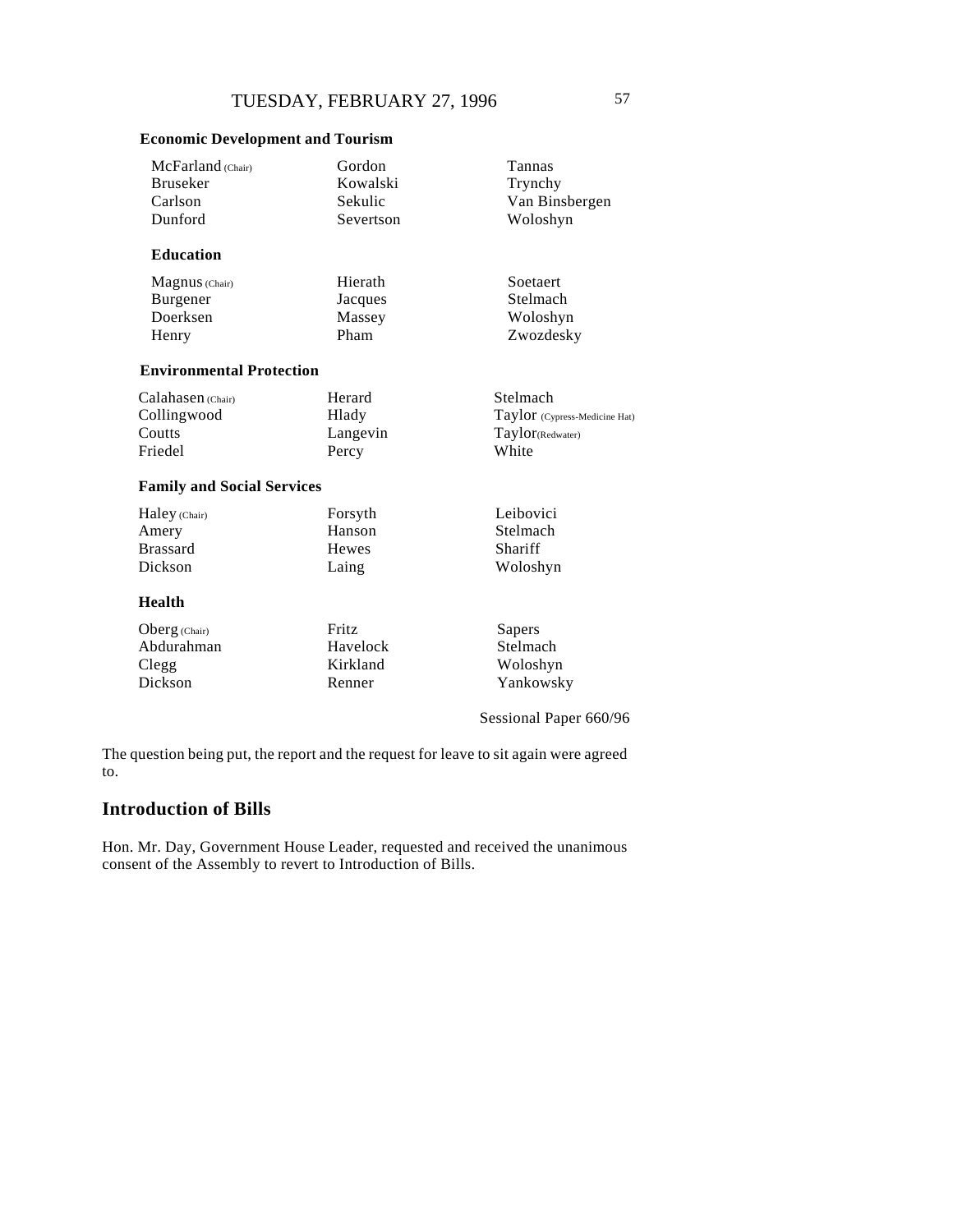**Economic Development and Tourism**

| | | |
|---|---|---|
| McFarland (Chair) | Gordon | Tannas |
| Bruseker | Kowalski | Trynchy |
| Carlson | Sekulic | Van Binsbergen |
| Dunford | Severtson | Woloshyn |

**Education**

| | | |
|---|---|---|
| Magnus (Chair) | Hierath | Soetaert |
| Burgener | Jacques | Stelmach |
| Doerksen | Massey | Woloshyn |
| Henry | Pham | Zwozdesky |

**Environmental Protection**

| | | |
|---|---|---|
| Calahasen (Chair) | Herard | Stelmach |
| Collingwood | Hlady | Taylor (Cypress-Medicine Hat) |
| Coutts | Langevin | Taylor (Redwater) |
| Friedel | Percy | White |

**Family and Social Services**

| | | |
|---|---|---|
| Haley (Chair) | Forsyth | Leibovici |
| Amery | Hanson | Stelmach |
| Brassard | Hewes | Shariff |
| Dickson | Laing | Woloshyn |

**Health**

| | | |
|---|---|---|
| Oberg (Chair) | Fritz | Sapers |
| Abdurahman | Havelock | Stelmach |
| Clegg | Kirkland | Woloshyn |
| Dickson | Renner | Yankowsky |

Sessional Paper 660/96

The question being put, the report and the request for leave to sit again were agreed to.

## Introduction of Bills

Hon. Mr. Day, Government House Leader, requested and received the unanimous consent of the Assembly to revert to Introduction of Bills.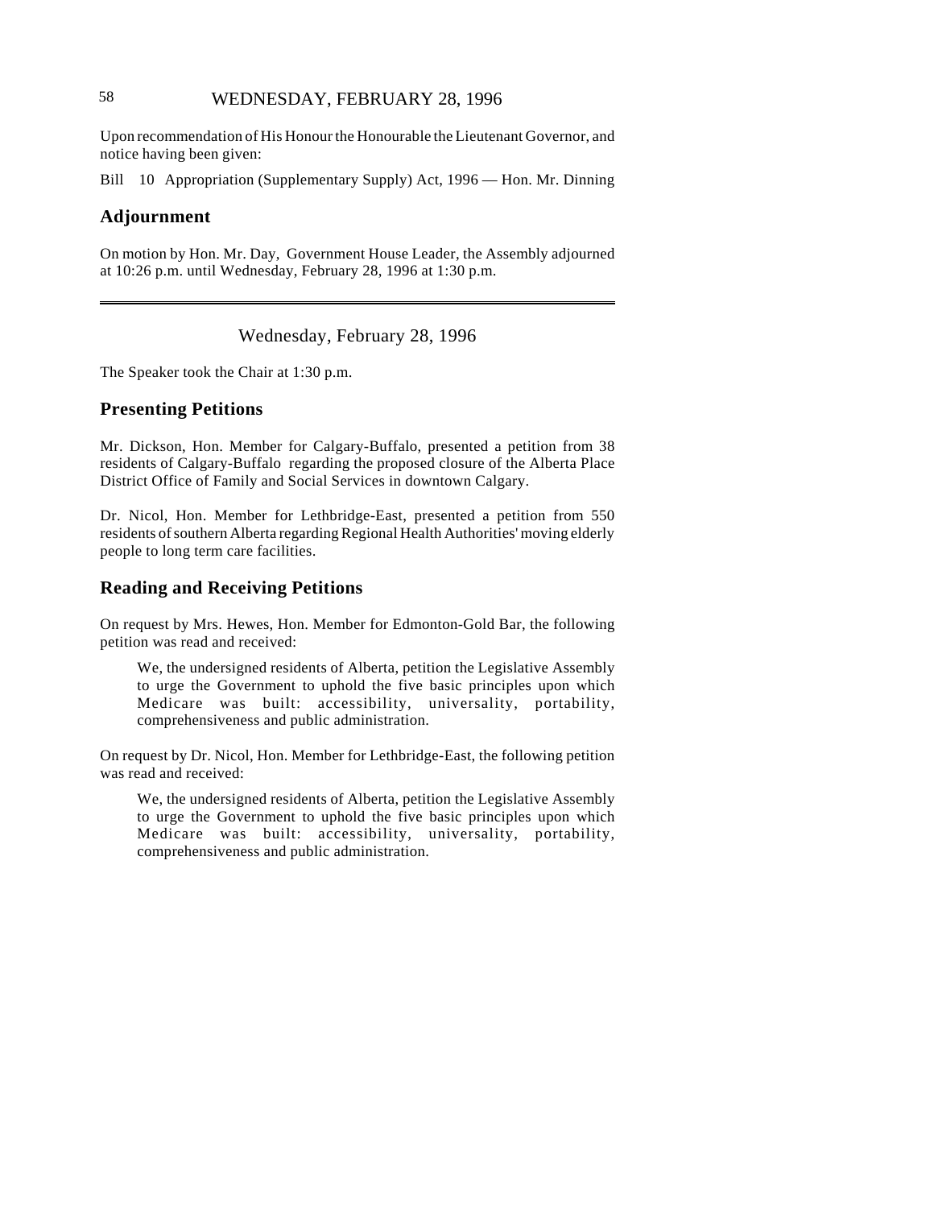Upon recommendation of His Honour the Honourable the Lieutenant Governor, and notice having been given:

Bill 10 Appropriation (Supplementary Supply) Act, 1996 — Hon. Mr. Dinning

## Adjournment

On motion by Hon. Mr. Day, Government House Leader, the Assembly adjourned at 10:26 p.m. until Wednesday, February 28, 1996 at 1:30 p.m.

---

Wednesday, February 28, 1996

The Speaker took the Chair at 1:30 p.m.

## Presenting Petitions

Mr. Dickson, Hon. Member for Calgary-Buffalo, presented a petition from 38 residents of Calgary-Buffalo regarding the proposed closure of the Alberta Place District Office of Family and Social Services in downtown Calgary.

Dr. Nicol, Hon. Member for Lethbridge-East, presented a petition from 550 residents of southern Alberta regarding Regional Health Authorities' moving elderly people to long term care facilities.

## Reading and Receiving Petitions

On request by Mrs. Hewes, Hon. Member for Edmonton-Gold Bar, the following petition was read and received:

> We, the undersigned residents of Alberta, petition the Legislative Assembly to urge the Government to uphold the five basic principles upon which Medicare was built: accessibility, universality, portability, comprehensiveness and public administration.

On request by Dr. Nicol, Hon. Member for Lethbridge-East, the following petition was read and received:

> We, the undersigned residents of Alberta, petition the Legislative Assembly to urge the Government to uphold the five basic principles upon which Medicare was built: accessibility, universality, portability, comprehensiveness and public administration.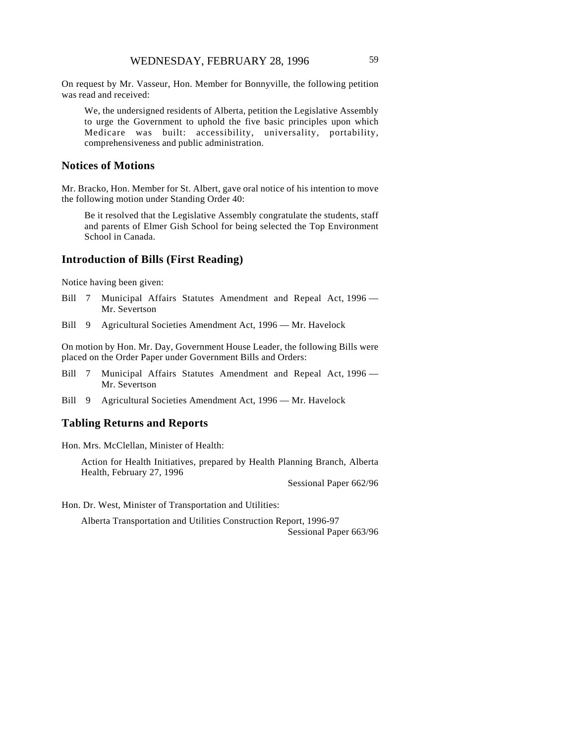On request by Mr. Vasseur, Hon. Member for Bonnyville, the following petition was read and received:

> We, the undersigned residents of Alberta, petition the Legislative Assembly to urge the Government to uphold the five basic principles upon which Medicare was built: accessibility, universality, portability, comprehensiveness and public administration.

## Notices of Motions

Mr. Bracko, Hon. Member for St. Albert, gave oral notice of his intention to move the following motion under Standing Order 40:

> Be it resolved that the Legislative Assembly congratulate the students, staff and parents of Elmer Gish School for being selected the Top Environment School in Canada.

## Introduction of Bills (First Reading)

Notice having been given:

- Bill 7 Municipal Affairs Statutes Amendment and Repeal Act, 1996 — Mr. Severtson
- Bill 9 Agricultural Societies Amendment Act, 1996 — Mr. Havelock

On motion by Hon. Mr. Day, Government House Leader, the following Bills were placed on the Order Paper under Government Bills and Orders:

- Bill 7 Municipal Affairs Statutes Amendment and Repeal Act, 1996 — Mr. Severtson
- Bill 9 Agricultural Societies Amendment Act, 1996 — Mr. Havelock

## Tabling Returns and Reports

Hon. Mrs. McClellan, Minister of Health:

> Action for Health Initiatives, prepared by Health Planning Branch, Alberta Health, February 27, 1996
>
> Sessional Paper 662/96

Hon. Dr. West, Minister of Transportation and Utilities:

> Alberta Transportation and Utilities Construction Report, 1996-97
>
> Sessional Paper 663/96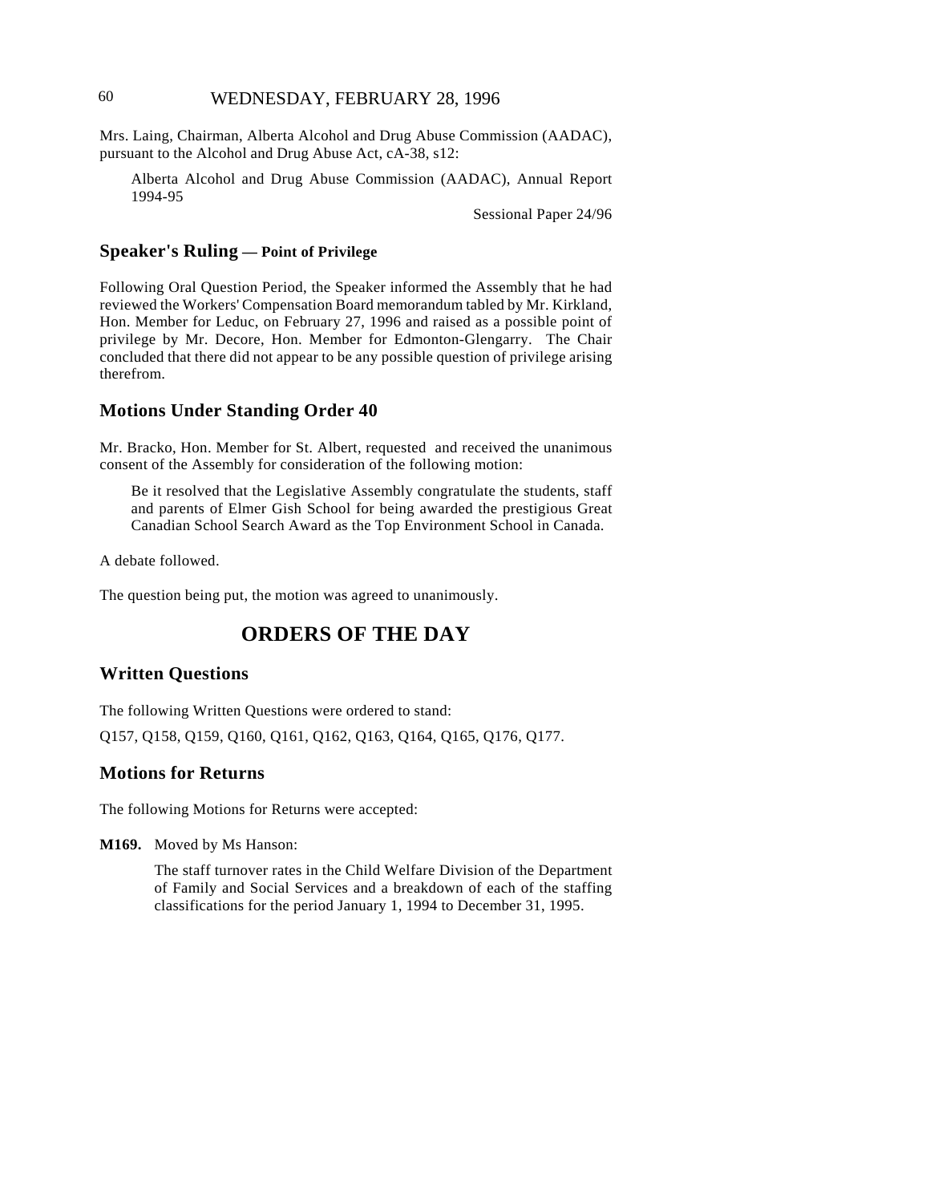Mrs. Laing, Chairman, Alberta Alcohol and Drug Abuse Commission (AADAC), pursuant to the Alcohol and Drug Abuse Act, cA-38, s12:

> Alberta Alcohol and Drug Abuse Commission (AADAC), Annual Report 1994-95
>
> Sessional Paper 24/96

## Speaker's Ruling — Point of Privilege

Following Oral Question Period, the Speaker informed the Assembly that he had reviewed the Workers' Compensation Board memorandum tabled by Mr. Kirkland, Hon. Member for Leduc, on February 27, 1996 and raised as a possible point of privilege by Mr. Decore, Hon. Member for Edmonton-Glengarry. The Chair concluded that there did not appear to be any possible question of privilege arising therefrom.

## Motions Under Standing Order 40

Mr. Bracko, Hon. Member for St. Albert, requested and received the unanimous consent of the Assembly for consideration of the following motion:

> Be it resolved that the Legislative Assembly congratulate the students, staff and parents of Elmer Gish School for being awarded the prestigious Great Canadian School Search Award as the Top Environment School in Canada.

A debate followed.

The question being put, the motion was agreed to unanimously.

# ORDERS OF THE DAY

## Written Questions

The following Written Questions were ordered to stand:

Q157, Q158, Q159, Q160, Q161, Q162, Q163, Q164, Q165, Q176, Q177.

## Motions for Returns

The following Motions for Returns were accepted:

**M169.** Moved by Ms Hanson:

> The staff turnover rates in the Child Welfare Division of the Department of Family and Social Services and a breakdown of each of the staffing classifications for the period January 1, 1994 to December 31, 1995.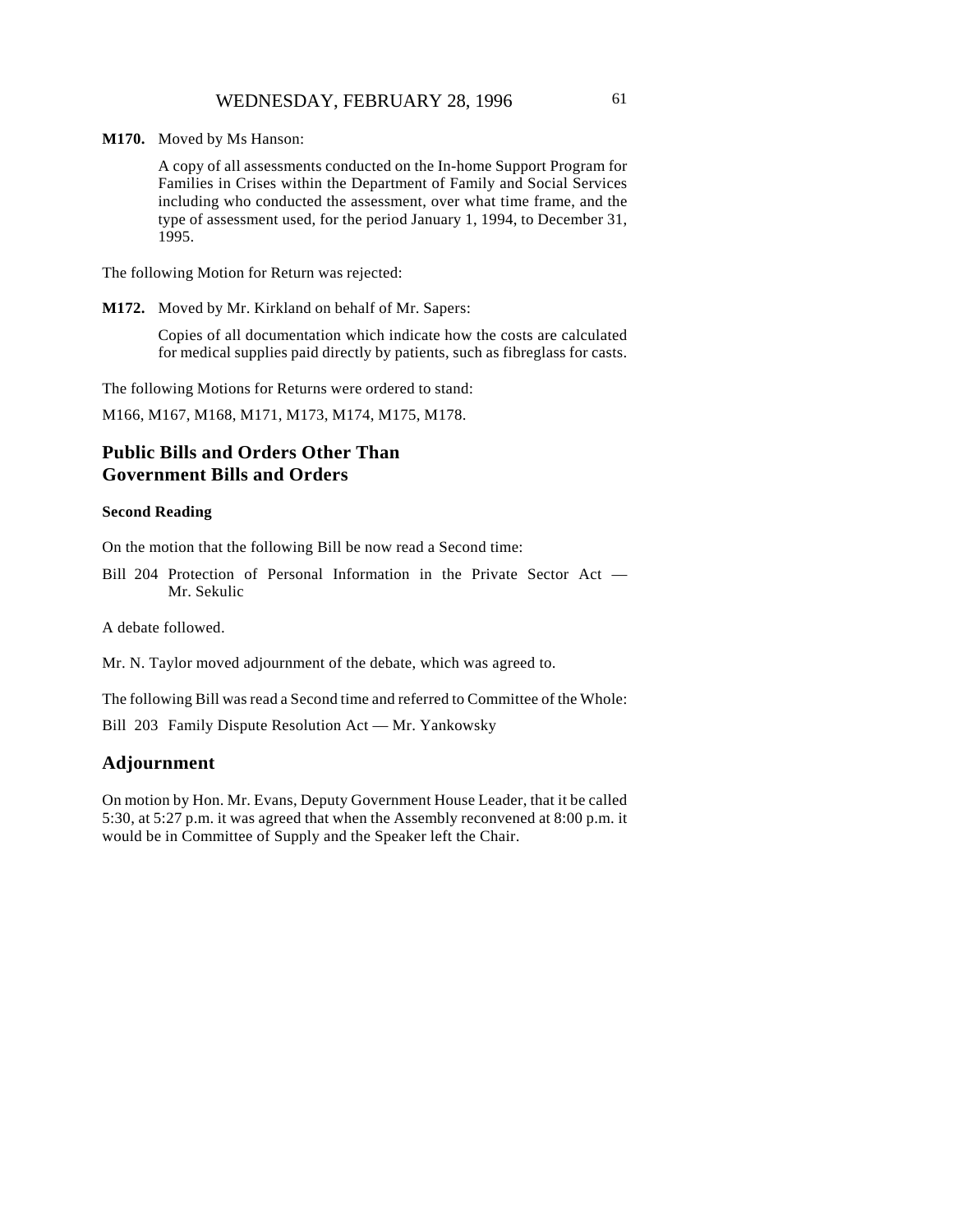**M170.** Moved by Ms Hanson:

A copy of all assessments conducted on the In-home Support Program for Families in Crises within the Department of Family and Social Services including who conducted the assessment, over what time frame, and the type of assessment used, for the period January 1, 1994, to December 31, 1995.

The following Motion for Return was rejected:

**M172.** Moved by Mr. Kirkland on behalf of Mr. Sapers:

Copies of all documentation which indicate how the costs are calculated for medical supplies paid directly by patients, such as fibreglass for casts.

The following Motions for Returns were ordered to stand:

M166, M167, M168, M171, M173, M174, M175, M178.

## Public Bills and Orders Other Than Government Bills and Orders

### Second Reading

On the motion that the following Bill be now read a Second time:

Bill 204 Protection of Personal Information in the Private Sector Act — Mr. Sekulic

A debate followed.

Mr. N. Taylor moved adjournment of the debate, which was agreed to.

The following Bill was read a Second time and referred to Committee of the Whole:

Bill 203 Family Dispute Resolution Act — Mr. Yankowsky

## Adjournment

On motion by Hon. Mr. Evans, Deputy Government House Leader, that it be called 5:30, at 5:27 p.m. it was agreed that when the Assembly reconvened at 8:00 p.m. it would be in Committee of Supply and the Speaker left the Chair.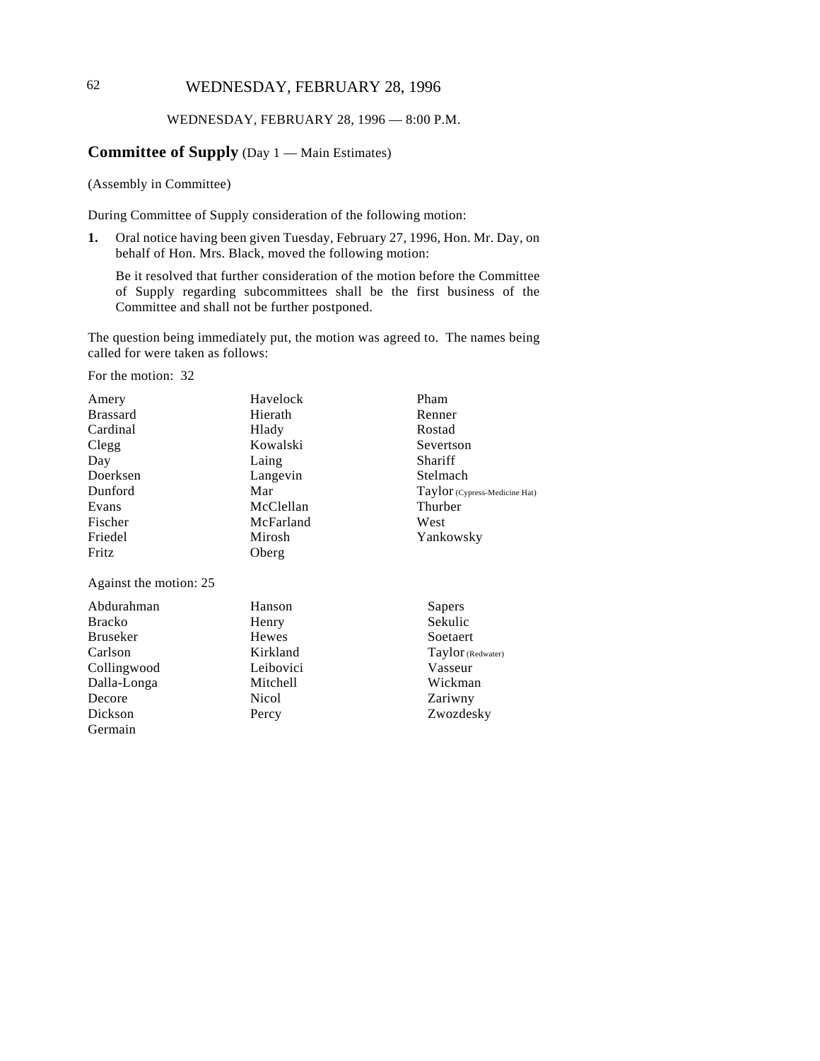WEDNESDAY, FEBRUARY 28, 1996 — 8:00 P.M.

## Committee of Supply (Day 1 — Main Estimates)

(Assembly in Committee)

During Committee of Supply consideration of the following motion:

**1.** Oral notice having been given Tuesday, February 27, 1996, Hon. Mr. Day, on behalf of Hon. Mrs. Black, moved the following motion:

Be it resolved that further consideration of the motion before the Committee of Supply regarding subcommittees shall be the first business of the Committee and shall not be further postponed.

The question being immediately put, the motion was agreed to. The names being called for were taken as follows:

For the motion: 32

| | | |
|---|---|---|
| Amery | Havelock | Pham |
| Brassard | Hierath | Renner |
| Cardinal | Hlady | Rostad |
| Clegg | Kowalski | Severtson |
| Day | Laing | Shariff |
| Doerksen | Langevin | Stelmach |
| Dunford | Mar | Taylor (Cypress-Medicine Hat) |
| Evans | McClellan | Thurber |
| Fischer | McFarland | West |
| Friedel | Mirosh | Yankowsky |
| Fritz | Oberg | |

Against the motion: 25

| | | |
|---|---|---|
| Abdurahman | Hanson | Sapers |
| Bracko | Henry | Sekulic |
| Bruseker | Hewes | Soetaert |
| Carlson | Kirkland | Taylor (Redwater) |
| Collingwood | Leibovici | Vasseur |
| Dalla-Longa | Mitchell | Wickman |
| Decore | Nicol | Zariwny |
| Dickson | Percy | Zwozdesky |
| Germain | | |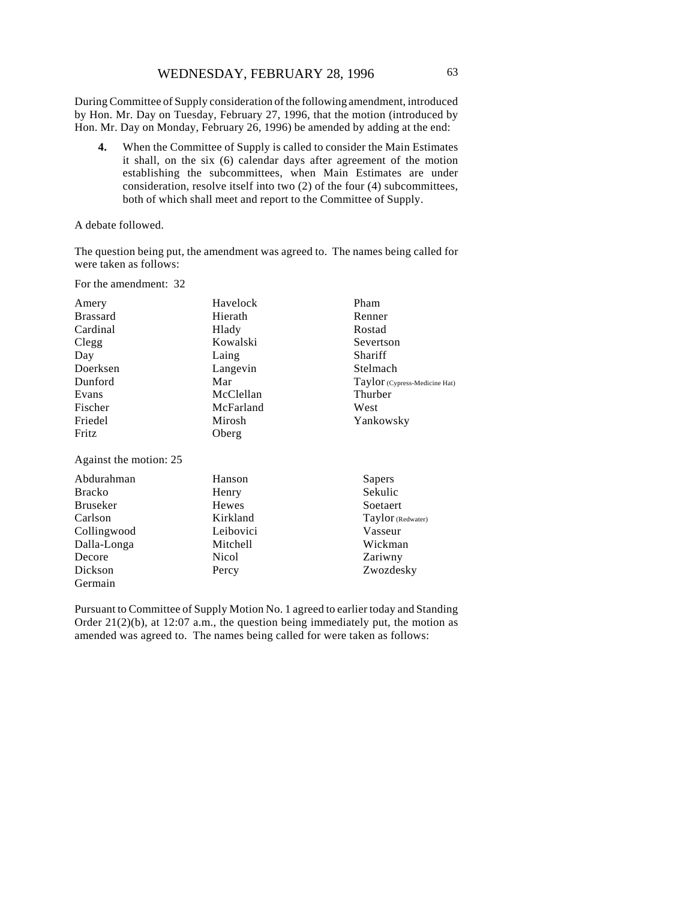## WEDNESDAY, FEBRUARY 28, 1996

During Committee of Supply consideration of the following amendment, introduced by Hon. Mr. Day on Tuesday, February 27, 1996, that the motion (introduced by Hon. Mr. Day on Monday, February 26, 1996) be amended by adding at the end:

> **4.** When the Committee of Supply is called to consider the Main Estimates it shall, on the six (6) calendar days after agreement of the motion establishing the subcommittees, when Main Estimates are under consideration, resolve itself into two (2) of the four (4) subcommittees, both of which shall meet and report to the Committee of Supply.

A debate followed.

The question being put, the amendment was agreed to. The names being called for were taken as follows:

For the amendment: 32

| | | |
|---|---|---|
| Amery | Havelock | Pham |
| Brassard | Hierath | Renner |
| Cardinal | Hlady | Rostad |
| Clegg | Kowalski | Severtson |
| Day | Laing | Shariff |
| Doerksen | Langevin | Stelmach |
| Dunford | Mar | Taylor (Cypress-Medicine Hat) |
| Evans | McClellan | Thurber |
| Fischer | McFarland | West |
| Friedel | Mirosh | Yankowsky |
| Fritz | Oberg | |

Against the motion: 25

| | | |
|---|---|---|
| Abdurahman | Hanson | Sapers |
| Bracko | Henry | Sekulic |
| Bruseker | Hewes | Soetaert |
| Carlson | Kirkland | Taylor (Redwater) |
| Collingwood | Leibovici | Vasseur |
| Dalla-Longa | Mitchell | Wickman |
| Decore | Nicol | Zariwny |
| Dickson | Percy | Zwozdesky |
| Germain | | |

Pursuant to Committee of Supply Motion No. 1 agreed to earlier today and Standing Order 21(2)(b), at 12:07 a.m., the question being immediately put, the motion as amended was agreed to. The names being called for were taken as follows: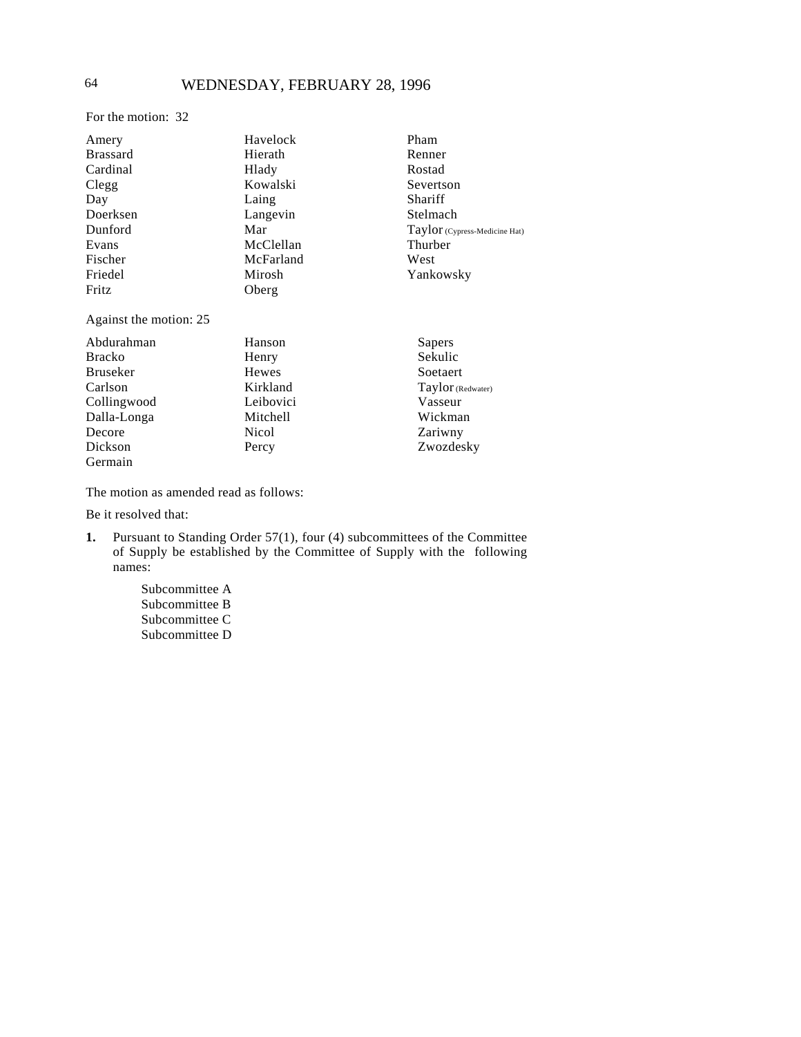For the motion: 32

| | | |
|---|---|---|
| Amery | Havelock | Pham |
| Brassard | Hierath | Renner |
| Cardinal | Hlady | Rostad |
| Clegg | Kowalski | Severtson |
| Day | Laing | Shariff |
| Doerksen | Langevin | Stelmach |
| Dunford | Mar | Taylor (Cypress-Medicine Hat) |
| Evans | McClellan | Thurber |
| Fischer | McFarland | West |
| Friedel | Mirosh | Yankowsky |
| Fritz | Oberg | |

Against the motion: 25

| | | |
|---|---|---|
| Abdurahman | Hanson | Sapers |
| Bracko | Henry | Sekulic |
| Bruseker | Hewes | Soetaert |
| Carlson | Kirkland | Taylor (Redwater) |
| Collingwood | Leibovici | Vasseur |
| Dalla-Longa | Mitchell | Wickman |
| Decore | Nicol | Zariwny |
| Dickson | Percy | Zwozdesky |
| Germain | | |

The motion as amended read as follows:

Be it resolved that:

**1.** Pursuant to Standing Order 57(1), four (4) subcommittees of the Committee of Supply be established by the Committee of Supply with the following names:

Subcommittee A
Subcommittee B
Subcommittee C
Subcommittee D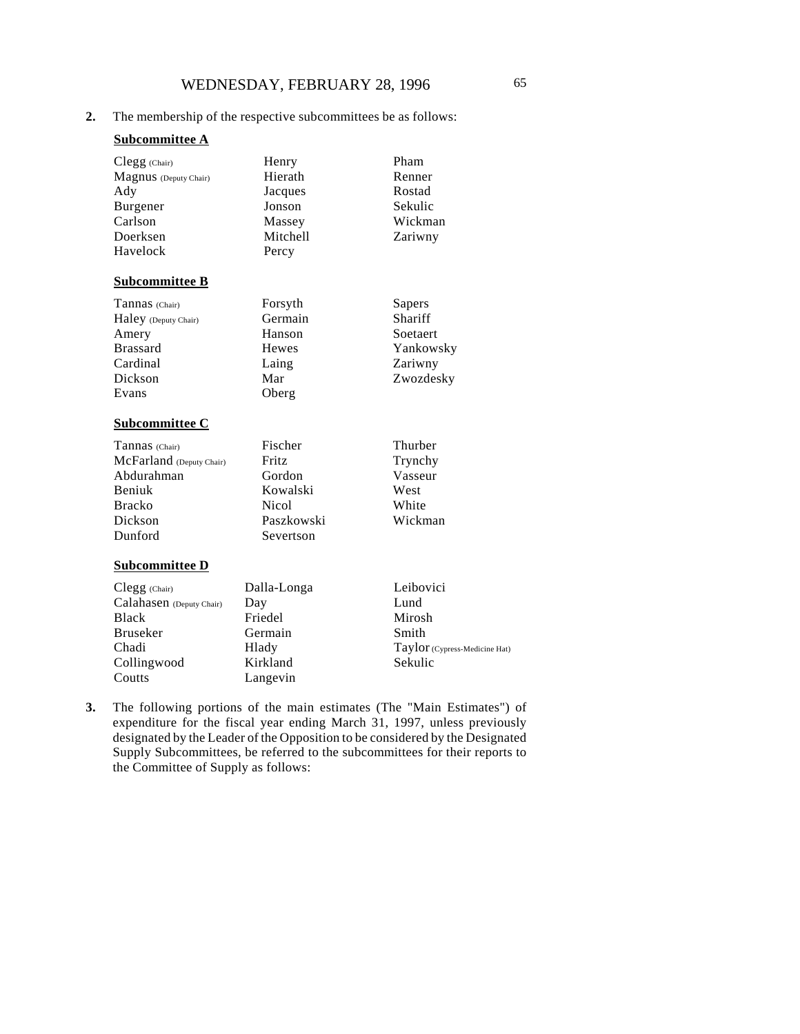**2.** The membership of the respective subcommittees be as follows:

**Subcommittee A**

| | | |
|---|---|---|
| Clegg (Chair) | Henry | Pham |
| Magnus (Deputy Chair) | Hierath | Renner |
| Ady | Jacques | Rostad |
| Burgener | Jonson | Sekulic |
| Carlson | Massey | Wickman |
| Doerksen | Mitchell | Zariwny |
| Havelock | Percy | |

**Subcommittee B**

| | | |
|---|---|---|
| Tannas (Chair) | Forsyth | Sapers |
| Haley (Deputy Chair) | Germain | Shariff |
| Amery | Hanson | Soetaert |
| Brassard | Hewes | Yankowsky |
| Cardinal | Laing | Zariwny |
| Dickson | Mar | Zwozdesky |
| Evans | Oberg | |

**Subcommittee C**

| | | |
|---|---|---|
| Tannas (Chair) | Fischer | Thurber |
| McFarland (Deputy Chair) | Fritz | Trynchy |
| Abdurahman | Gordon | Vasseur |
| Beniuk | Kowalski | West |
| Bracko | Nicol | White |
| Dickson | Paszkowski | Wickman |
| Dunford | Severtson | |

**Subcommittee D**

| | | |
|---|---|---|
| Clegg (Chair) | Dalla-Longa | Leibovici |
| Calahasen (Deputy Chair) | Day | Lund |
| Black | Friedel | Mirosh |
| Bruseker | Germain | Smith |
| Chadi | Hlady | Taylor (Cypress-Medicine Hat) |
| Collingwood | Kirkland | Sekulic |
| Coutts | Langevin | |

**3.** The following portions of the main estimates (The "Main Estimates") of expenditure for the fiscal year ending March 31, 1997, unless previously designated by the Leader of the Opposition to be considered by the Designated Supply Subcommittees, be referred to the subcommittees for their reports to the Committee of Supply as follows: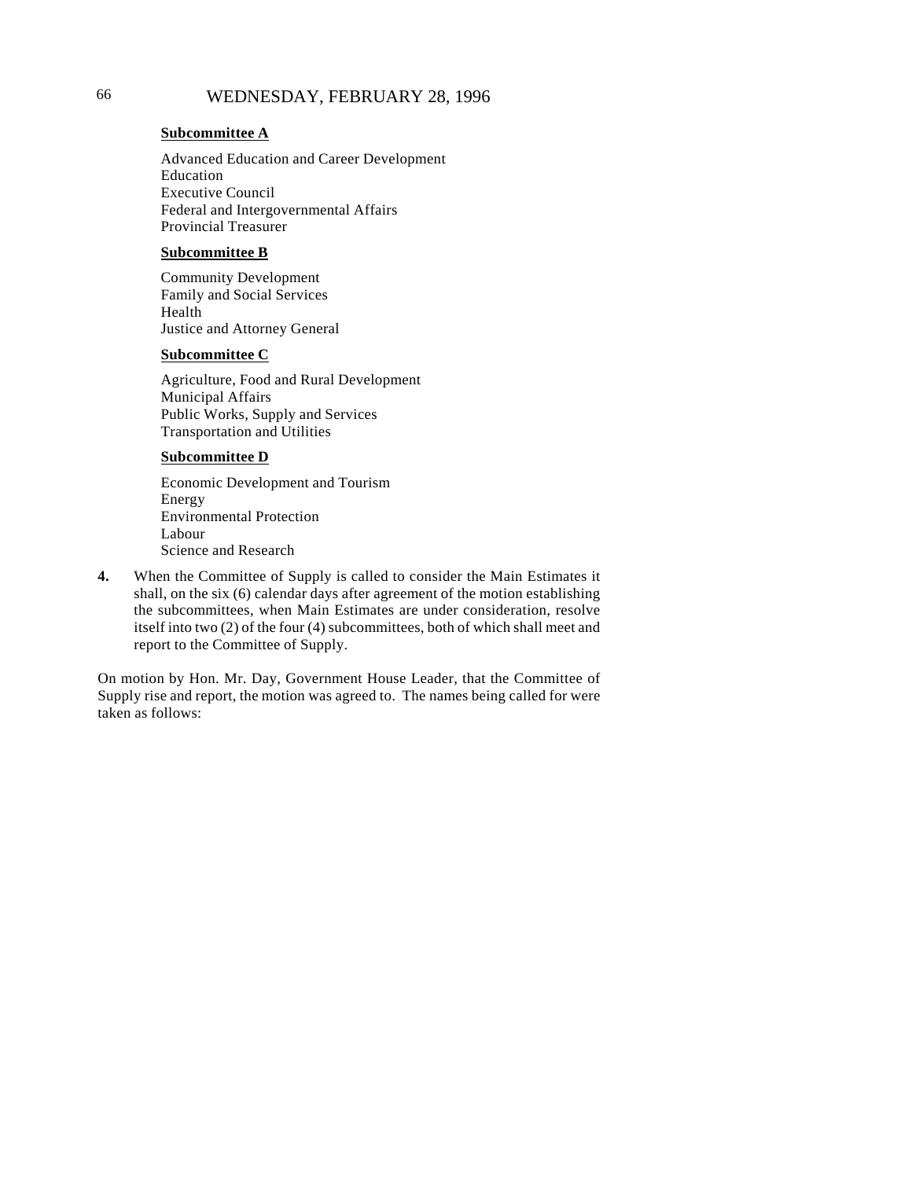**Subcommittee A**

Advanced Education and Career Development
Education
Executive Council
Federal and Intergovernmental Affairs
Provincial Treasurer

**Subcommittee B**

Community Development
Family and Social Services
Health
Justice and Attorney General

**Subcommittee C**

Agriculture, Food and Rural Development
Municipal Affairs
Public Works, Supply and Services
Transportation and Utilities

**Subcommittee D**

Economic Development and Tourism
Energy
Environmental Protection
Labour
Science and Research

**4.** When the Committee of Supply is called to consider the Main Estimates it shall, on the six (6) calendar days after agreement of the motion establishing the subcommittees, when Main Estimates are under consideration, resolve itself into two (2) of the four (4) subcommittees, both of which shall meet and report to the Committee of Supply.

On motion by Hon. Mr. Day, Government House Leader, that the Committee of Supply rise and report, the motion was agreed to. The names being called for were taken as follows: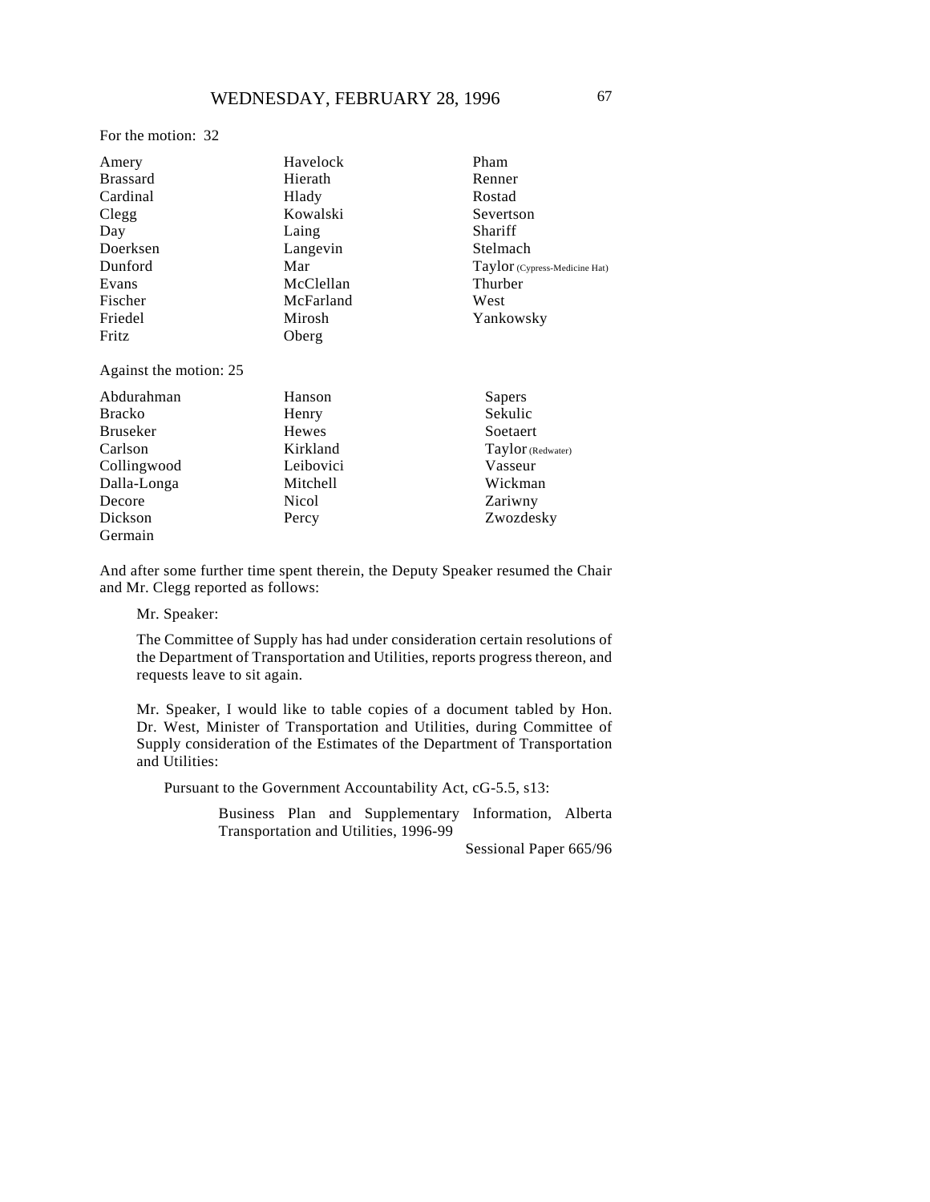For the motion: 32

| | | |
|---|---|---|
| Amery | Havelock | Pham |
| Brassard | Hierath | Renner |
| Cardinal | Hlady | Rostad |
| Clegg | Kowalski | Severtson |
| Day | Laing | Shariff |
| Doerksen | Langevin | Stelmach |
| Dunford | Mar | Taylor (Cypress-Medicine Hat) |
| Evans | McClellan | Thurber |
| Fischer | McFarland | West |
| Friedel | Mirosh | Yankowsky |
| Fritz | Oberg | |

Against the motion: 25

| | | |
|---|---|---|
| Abdurahman | Hanson | Sapers |
| Bracko | Henry | Sekulic |
| Bruseker | Hewes | Soetaert |
| Carlson | Kirkland | Taylor (Redwater) |
| Collingwood | Leibovici | Vasseur |
| Dalla-Longa | Mitchell | Wickman |
| Decore | Nicol | Zariwny |
| Dickson | Percy | Zwozdesky |
| Germain | | |

And after some further time spent therein, the Deputy Speaker resumed the Chair and Mr. Clegg reported as follows:

Mr. Speaker:

The Committee of Supply has had under consideration certain resolutions of the Department of Transportation and Utilities, reports progress thereon, and requests leave to sit again.

Mr. Speaker, I would like to table copies of a document tabled by Hon. Dr. West, Minister of Transportation and Utilities, during Committee of Supply consideration of the Estimates of the Department of Transportation and Utilities:

Pursuant to the Government Accountability Act, cG-5.5, s13:

Business Plan and Supplementary Information, Alberta Transportation and Utilities, 1996-99

Sessional Paper 665/96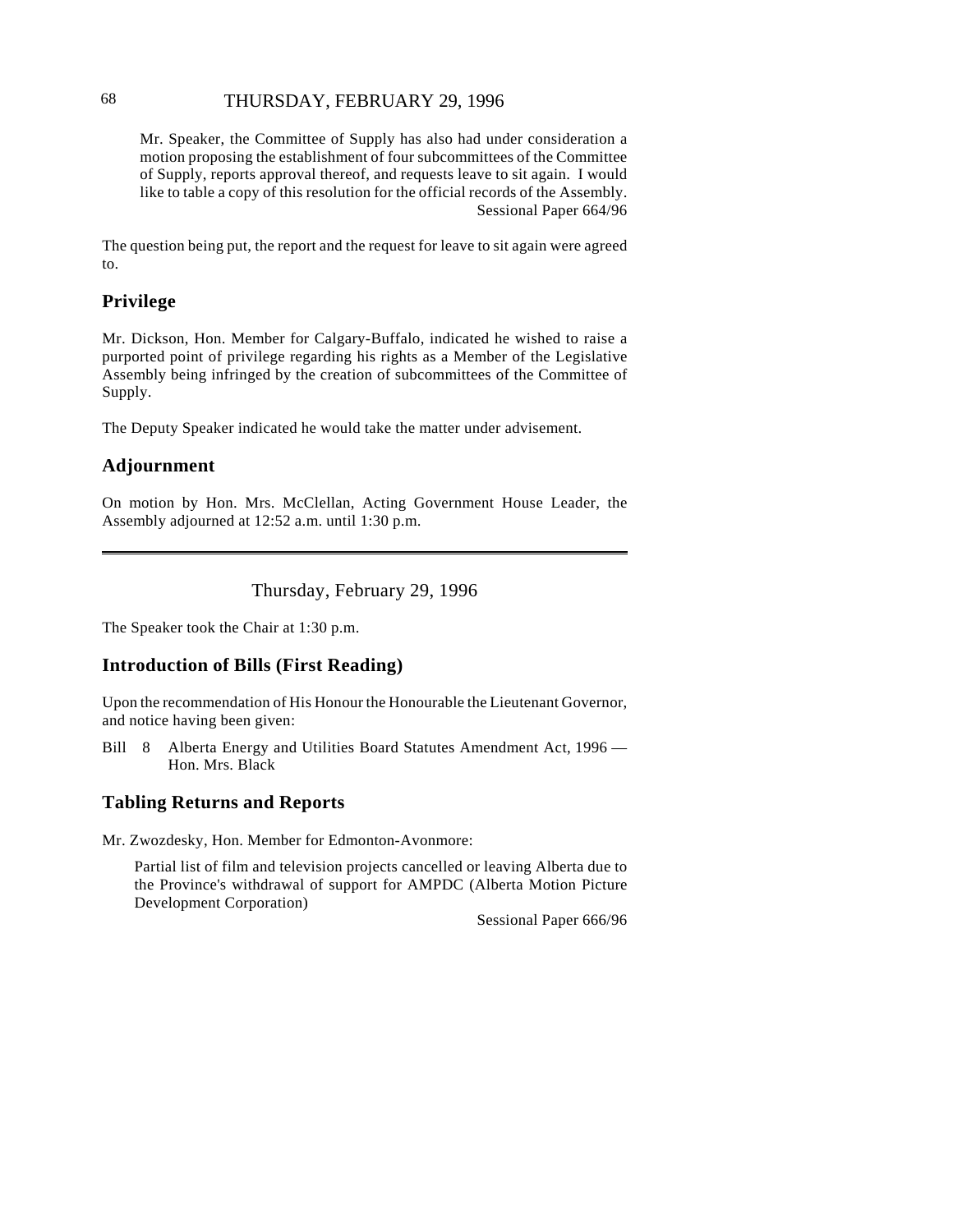Mr. Speaker, the Committee of Supply has also had under consideration a motion proposing the establishment of four subcommittees of the Committee of Supply, reports approval thereof, and requests leave to sit again. I would like to table a copy of this resolution for the official records of the Assembly.
Sessional Paper 664/96

The question being put, the report and the request for leave to sit again were agreed to.

## Privilege

Mr. Dickson, Hon. Member for Calgary-Buffalo, indicated he wished to raise a purported point of privilege regarding his rights as a Member of the Legislative Assembly being infringed by the creation of subcommittees of the Committee of Supply.

The Deputy Speaker indicated he would take the matter under advisement.

## Adjournment

On motion by Hon. Mrs. McClellan, Acting Government House Leader, the Assembly adjourned at 12:52 a.m. until 1:30 p.m.

---

Thursday, February 29, 1996

The Speaker took the Chair at 1:30 p.m.

## Introduction of Bills (First Reading)

Upon the recommendation of His Honour the Honourable the Lieutenant Governor, and notice having been given:

Bill 8 Alberta Energy and Utilities Board Statutes Amendment Act, 1996 — Hon. Mrs. Black

## Tabling Returns and Reports

Mr. Zwozdesky, Hon. Member for Edmonton-Avonmore:

Partial list of film and television projects cancelled or leaving Alberta due to the Province's withdrawal of support for AMPDC (Alberta Motion Picture Development Corporation)
Sessional Paper 666/96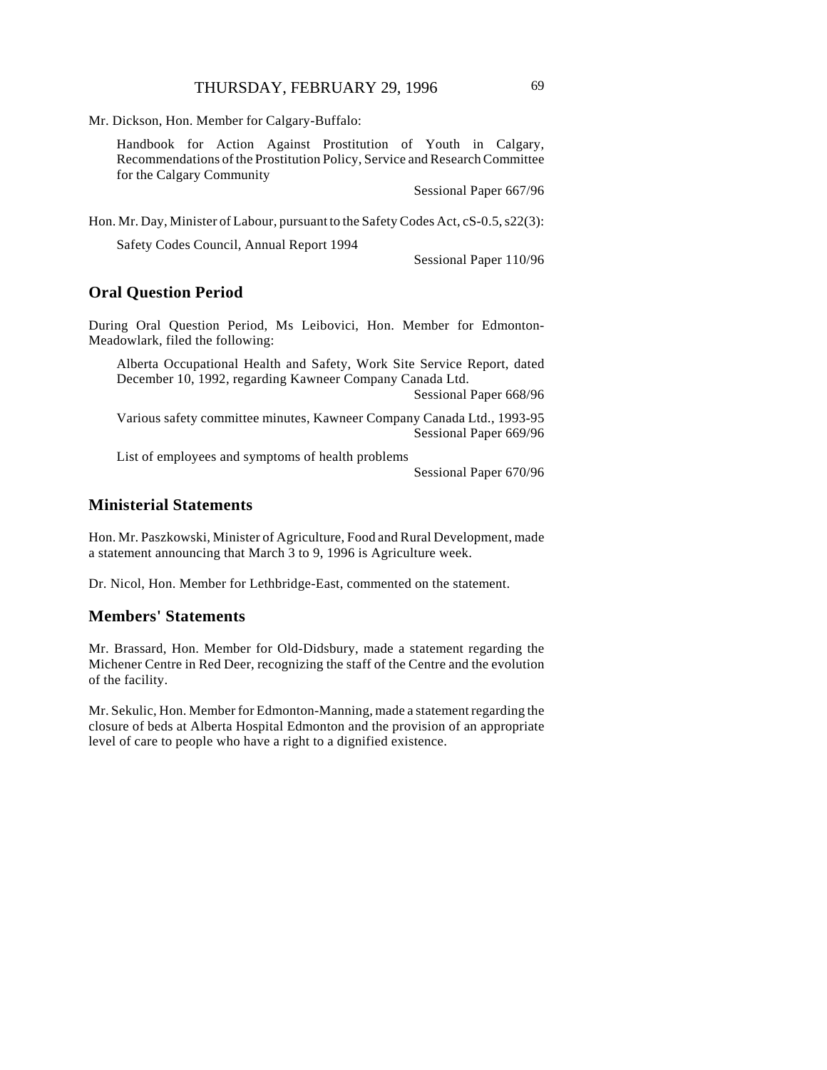Mr. Dickson, Hon. Member for Calgary-Buffalo:

Handbook for Action Against Prostitution of Youth in Calgary, Recommendations of the Prostitution Policy, Service and Research Committee for the Calgary Community

Sessional Paper 667/96

Hon. Mr. Day, Minister of Labour, pursuant to the Safety Codes Act, cS-0.5, s22(3):

Safety Codes Council, Annual Report 1994

Sessional Paper 110/96

## Oral Question Period

During Oral Question Period, Ms Leibovici, Hon. Member for Edmonton-Meadowlark, filed the following:

Alberta Occupational Health and Safety, Work Site Service Report, dated December 10, 1992, regarding Kawneer Company Canada Ltd.

Sessional Paper 668/96

Various safety committee minutes, Kawneer Company Canada Ltd., 1993-95

Sessional Paper 669/96

List of employees and symptoms of health problems

Sessional Paper 670/96

## Ministerial Statements

Hon. Mr. Paszkowski, Minister of Agriculture, Food and Rural Development, made a statement announcing that March 3 to 9, 1996 is Agriculture week.

Dr. Nicol, Hon. Member for Lethbridge-East, commented on the statement.

## Members' Statements

Mr. Brassard, Hon. Member for Old-Didsbury, made a statement regarding the Michener Centre in Red Deer, recognizing the staff of the Centre and the evolution of the facility.

Mr. Sekulic, Hon. Member for Edmonton-Manning, made a statement regarding the closure of beds at Alberta Hospital Edmonton and the provision of an appropriate level of care to people who have a right to a dignified existence.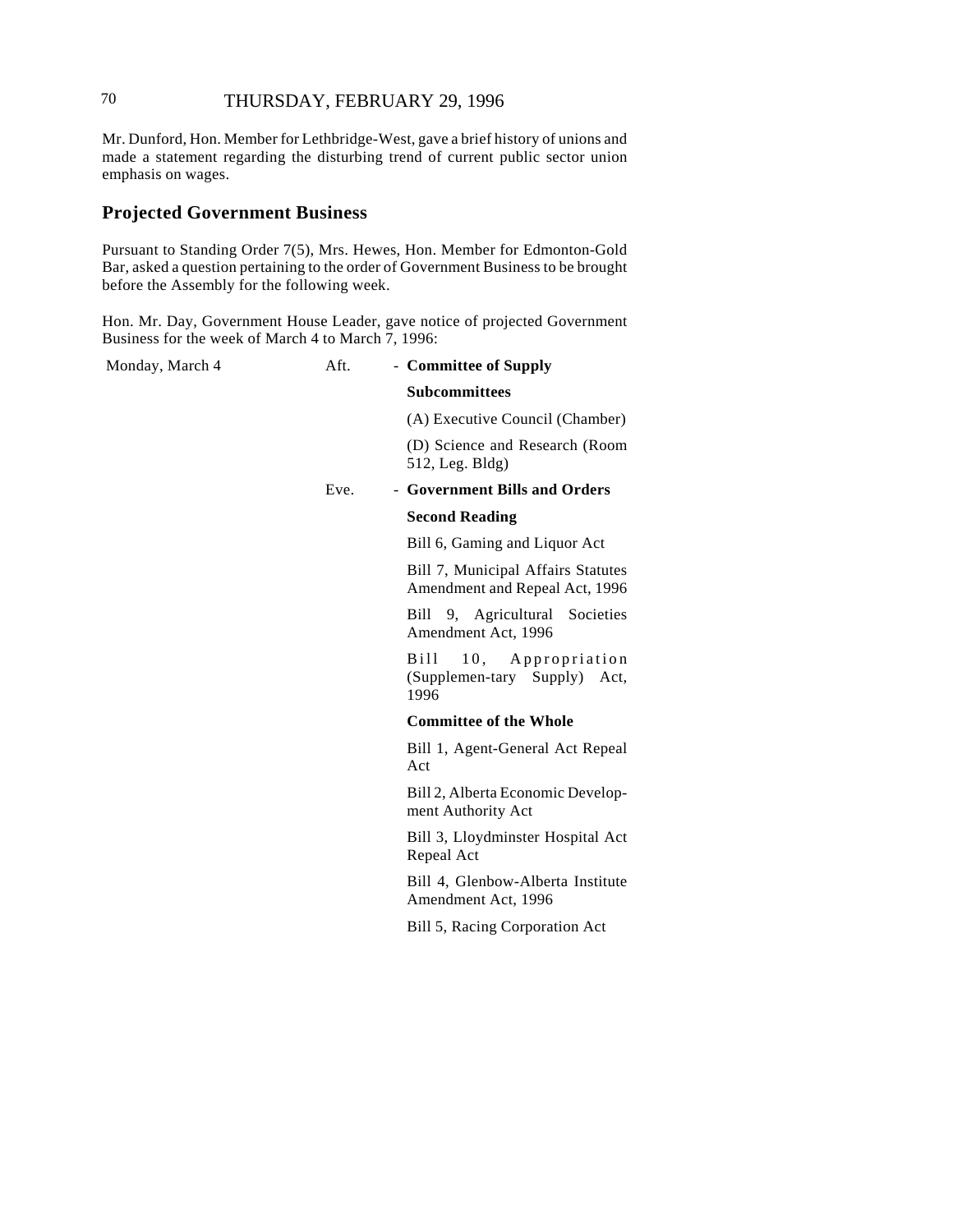Mr. Dunford, Hon. Member for Lethbridge-West, gave a brief history of unions and made a statement regarding the disturbing trend of current public sector union emphasis on wages.

## Projected Government Business

Pursuant to Standing Order 7(5), Mrs. Hewes, Hon. Member for Edmonton-Gold Bar, asked a question pertaining to the order of Government Business to be brought before the Assembly for the following week.

Hon. Mr. Day, Government House Leader, gave notice of projected Government Business for the week of March 4 to March 7, 1996:

| | | |
|---|---|---|
| Monday, March 4 | Aft. | - **Committee of Supply** |
| | | **Subcommittees** |
| | | (A) Executive Council (Chamber) |
| | | (D) Science and Research (Room 512, Leg. Bldg) |
| | Eve. | - **Government Bills and Orders** |
| | | **Second Reading** |
| | | Bill 6, Gaming and Liquor Act |
| | | Bill 7, Municipal Affairs Statutes Amendment and Repeal Act, 1996 |
| | | Bill 9, Agricultural Societies Amendment Act, 1996 |
| | | Bill 10, Appropriation (Supplemen-tary Supply) Act, 1996 |
| | | **Committee of the Whole** |
| | | Bill 1, Agent-General Act Repeal Act |
| | | Bill 2, Alberta Economic Development Authority Act |
| | | Bill 3, Lloydminster Hospital Act Repeal Act |
| | | Bill 4, Glenbow-Alberta Institute Amendment Act, 1996 |
| | | Bill 5, Racing Corporation Act |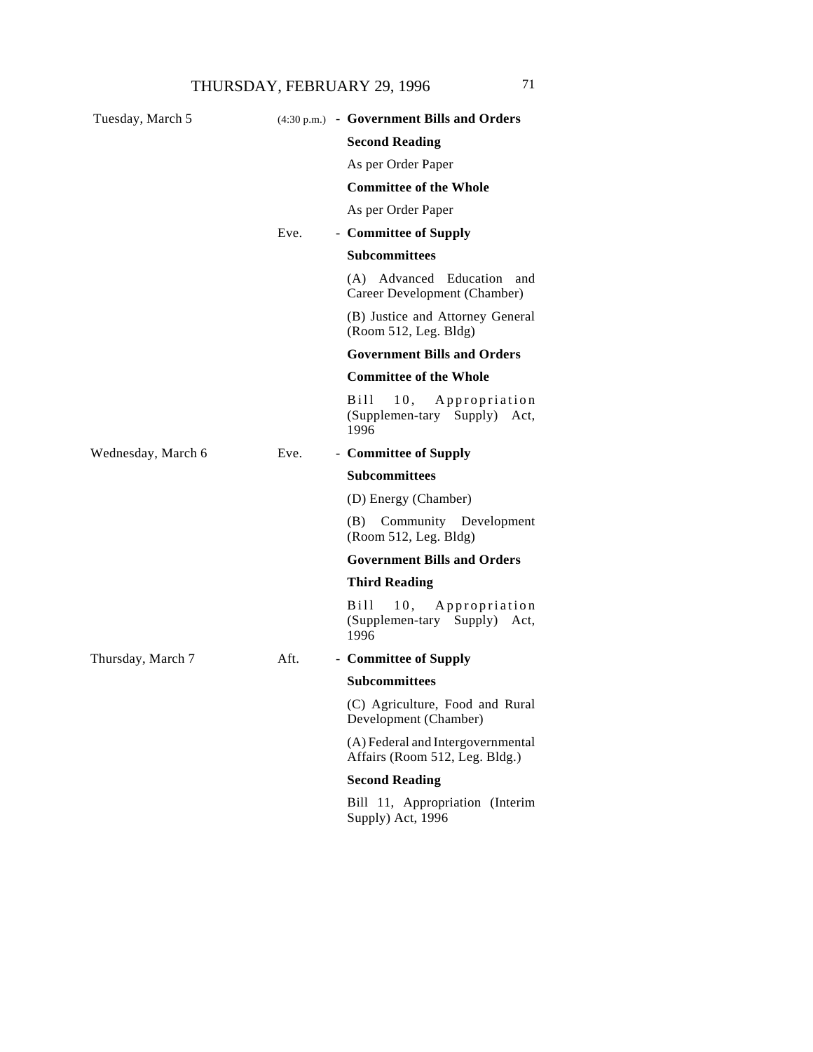| | | |
|---|---|---|
| Tuesday, March 5 | (4:30 p.m.) | - **Government Bills and Orders** |
| | | **Second Reading** |
| | | As per Order Paper |
| | | **Committee of the Whole** |
| | | As per Order Paper |
| | Eve. | - **Committee of Supply** |
| | | **Subcommittees** |
| | | (A) Advanced Education and Career Development (Chamber) |
| | | (B) Justice and Attorney General (Room 512, Leg. Bldg) |
| | | **Government Bills and Orders** |
| | | **Committee of the Whole** |
| | | Bill 10, Appropriation (Supplemen-tary Supply) Act, 1996 |
| Wednesday, March 6 | Eve. | - **Committee of Supply** |
| | | **Subcommittees** |
| | | (D) Energy (Chamber) |
| | | (B) Community Development (Room 512, Leg. Bldg) |
| | | **Government Bills and Orders** |
| | | **Third Reading** |
| | | Bill 10, Appropriation (Supplemen-tary Supply) Act, 1996 |
| Thursday, March 7 | Aft. | - **Committee of Supply** |
| | | **Subcommittees** |
| | | (C) Agriculture, Food and Rural Development (Chamber) |
| | | (A) Federal and Intergovernmental Affairs (Room 512, Leg. Bldg.) |
| | | **Second Reading** |
| | | Bill 11, Appropriation (Interim Supply) Act, 1996 |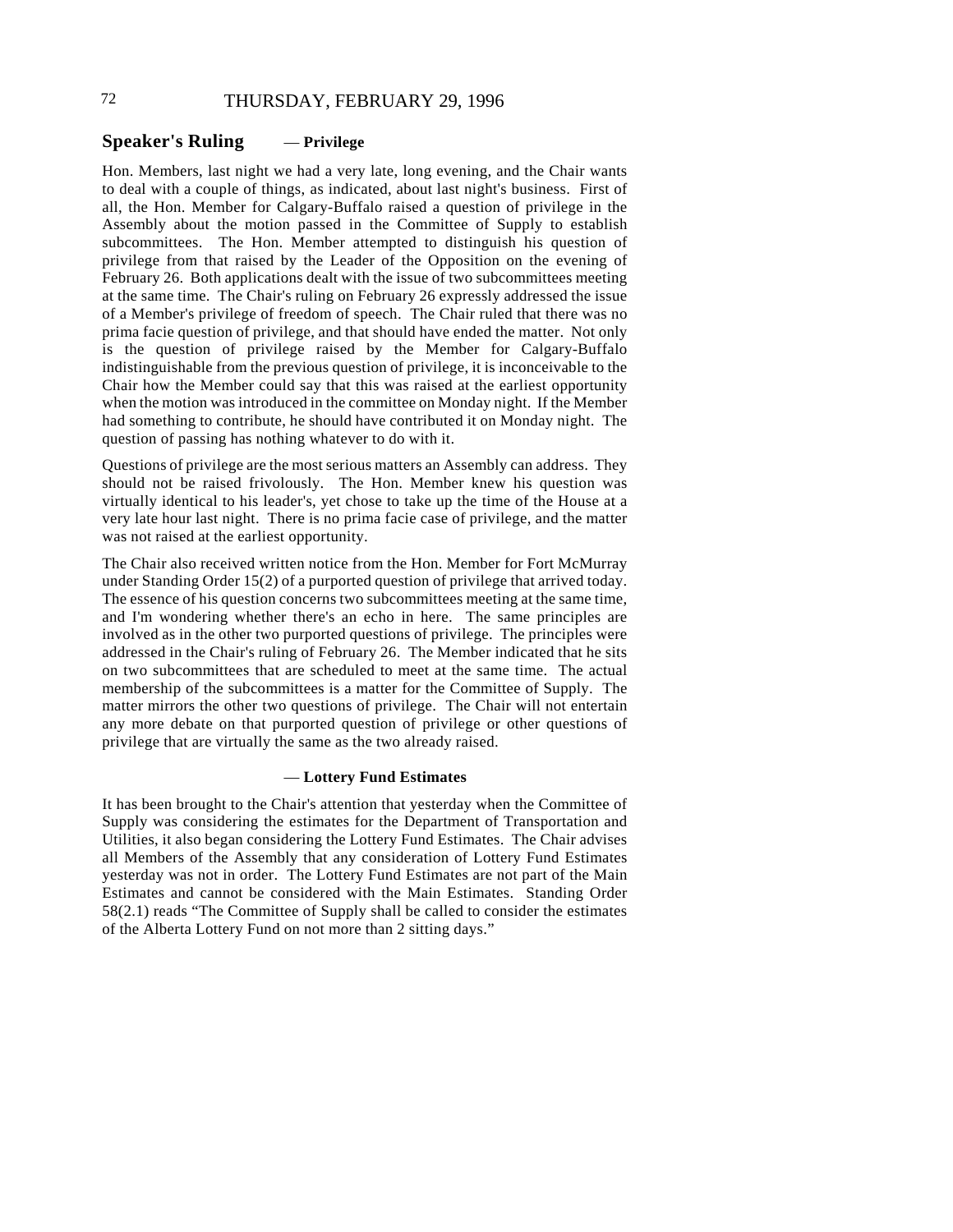## Speaker's Ruling — Privilege

Hon. Members, last night we had a very late, long evening, and the Chair wants to deal with a couple of things, as indicated, about last night's business. First of all, the Hon. Member for Calgary-Buffalo raised a question of privilege in the Assembly about the motion passed in the Committee of Supply to establish subcommittees. The Hon. Member attempted to distinguish his question of privilege from that raised by the Leader of the Opposition on the evening of February 26. Both applications dealt with the issue of two subcommittees meeting at the same time. The Chair's ruling on February 26 expressly addressed the issue of a Member's privilege of freedom of speech. The Chair ruled that there was no prima facie question of privilege, and that should have ended the matter. Not only is the question of privilege raised by the Member for Calgary-Buffalo indistinguishable from the previous question of privilege, it is inconceivable to the Chair how the Member could say that this was raised at the earliest opportunity when the motion was introduced in the committee on Monday night. If the Member had something to contribute, he should have contributed it on Monday night. The question of passing has nothing whatever to do with it.

Questions of privilege are the most serious matters an Assembly can address. They should not be raised frivolously. The Hon. Member knew his question was virtually identical to his leader's, yet chose to take up the time of the House at a very late hour last night. There is no prima facie case of privilege, and the matter was not raised at the earliest opportunity.

The Chair also received written notice from the Hon. Member for Fort McMurray under Standing Order 15(2) of a purported question of privilege that arrived today. The essence of his question concerns two subcommittees meeting at the same time, and I'm wondering whether there's an echo in here. The same principles are involved as in the other two purported questions of privilege. The principles were addressed in the Chair's ruling of February 26. The Member indicated that he sits on two subcommittees that are scheduled to meet at the same time. The actual membership of the subcommittees is a matter for the Committee of Supply. The matter mirrors the other two questions of privilege. The Chair will not entertain any more debate on that purported question of privilege or other questions of privilege that are virtually the same as the two already raised.

### — Lottery Fund Estimates

It has been brought to the Chair's attention that yesterday when the Committee of Supply was considering the estimates for the Department of Transportation and Utilities, it also began considering the Lottery Fund Estimates. The Chair advises all Members of the Assembly that any consideration of Lottery Fund Estimates yesterday was not in order. The Lottery Fund Estimates are not part of the Main Estimates and cannot be considered with the Main Estimates. Standing Order 58(2.1) reads "The Committee of Supply shall be called to consider the estimates of the Alberta Lottery Fund on not more than 2 sitting days."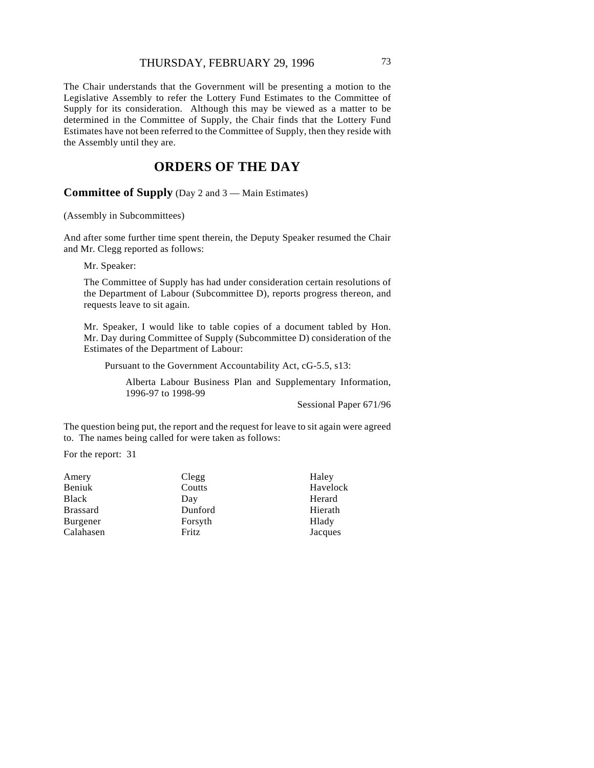The Chair understands that the Government will be presenting a motion to the Legislative Assembly to refer the Lottery Fund Estimates to the Committee of Supply for its consideration. Although this may be viewed as a matter to be determined in the Committee of Supply, the Chair finds that the Lottery Fund Estimates have not been referred to the Committee of Supply, then they reside with the Assembly until they are.

# ORDERS OF THE DAY

**Committee of Supply** (Day 2 and 3 — Main Estimates)

(Assembly in Subcommittees)

And after some further time spent therein, the Deputy Speaker resumed the Chair and Mr. Clegg reported as follows:

> Mr. Speaker:
>
> The Committee of Supply has had under consideration certain resolutions of the Department of Labour (Subcommittee D), reports progress thereon, and requests leave to sit again.
>
> Mr. Speaker, I would like to table copies of a document tabled by Hon. Mr. Day during Committee of Supply (Subcommittee D) consideration of the Estimates of the Department of Labour:
>
> Pursuant to the Government Accountability Act, cG-5.5, s13:
>
> Alberta Labour Business Plan and Supplementary Information, 1996-97 to 1998-99
>
> Sessional Paper 671/96

The question being put, the report and the request for leave to sit again were agreed to. The names being called for were taken as follows:

For the report: 31

| | | |
|---|---|---|
| Amery | Clegg | Haley |
| Beniuk | Coutts | Havelock |
| Black | Day | Herard |
| Brassard | Dunford | Hierath |
| Burgener | Forsyth | Hlady |
| Calahasen | Fritz | Jacques |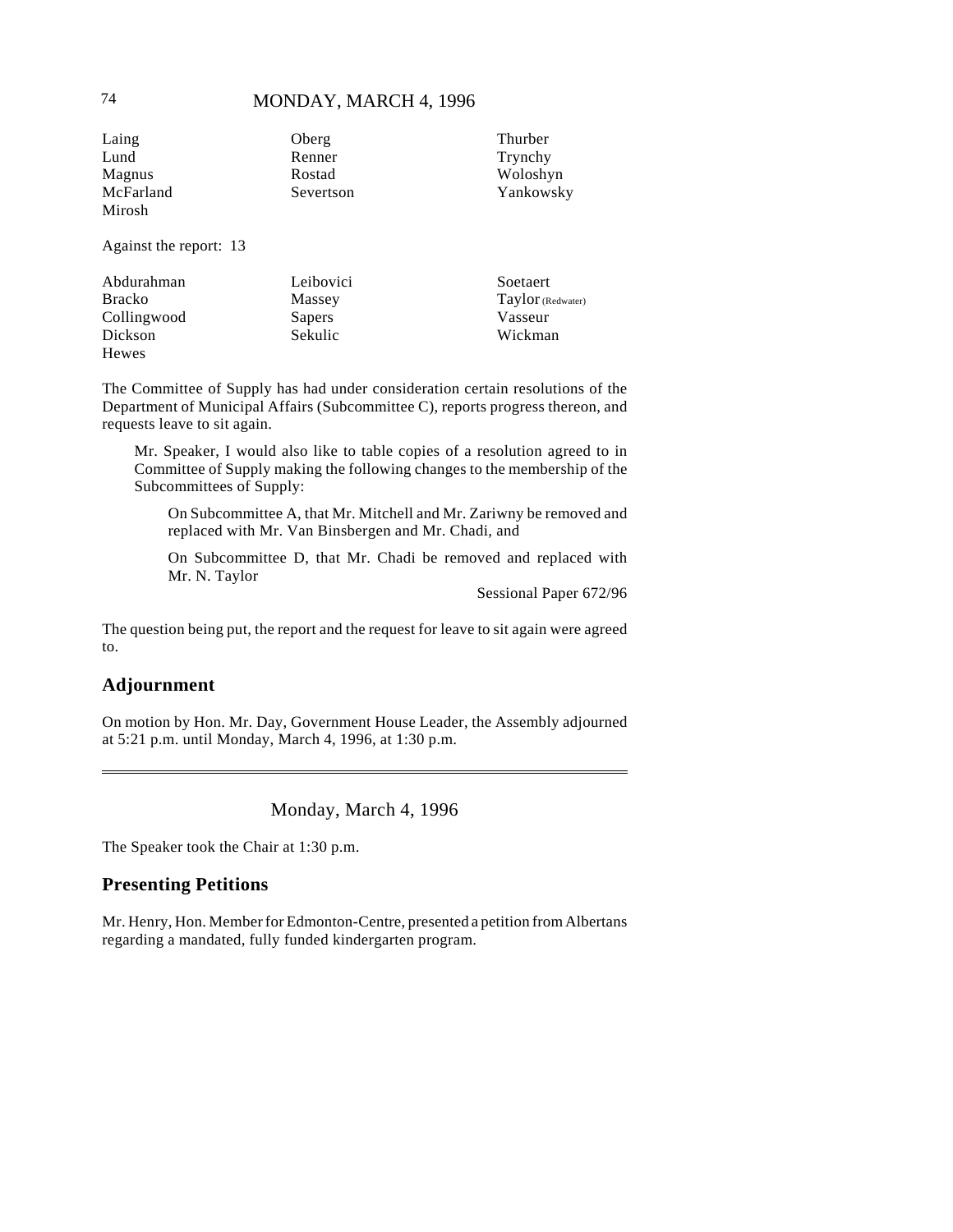| | | |
|---|---|---|
| Laing | Oberg | Thurber |
| Lund | Renner | Trynchy |
| Magnus | Rostad | Woloshyn |
| McFarland | Severtson | Yankowsky |
| Mirosh | | |

Against the report: 13

| | | |
|---|---|---|
| Abdurahman | Leibovici | Soetaert |
| Bracko | Massey | Taylor (Redwater) |
| Collingwood | Sapers | Vasseur |
| Dickson | Sekulic | Wickman |
| Hewes | | |

The Committee of Supply has had under consideration certain resolutions of the Department of Municipal Affairs (Subcommittee C), reports progress thereon, and requests leave to sit again.

> Mr. Speaker, I would also like to table copies of a resolution agreed to in Committee of Supply making the following changes to the membership of the Subcommittees of Supply:
>
> > On Subcommittee A, that Mr. Mitchell and Mr. Zariwny be removed and replaced with Mr. Van Binsbergen and Mr. Chadi, and
> >
> > On Subcommittee D, that Mr. Chadi be removed and replaced with Mr. N. Taylor
>
> Sessional Paper 672/96

The question being put, the report and the request for leave to sit again were agreed to.

## Adjournment

On motion by Hon. Mr. Day, Government House Leader, the Assembly adjourned at 5:21 p.m. until Monday, March 4, 1996, at 1:30 p.m.

---

Monday, March 4, 1996

The Speaker took the Chair at 1:30 p.m.

## Presenting Petitions

Mr. Henry, Hon. Member for Edmonton-Centre, presented a petition from Albertans regarding a mandated, fully funded kindergarten program.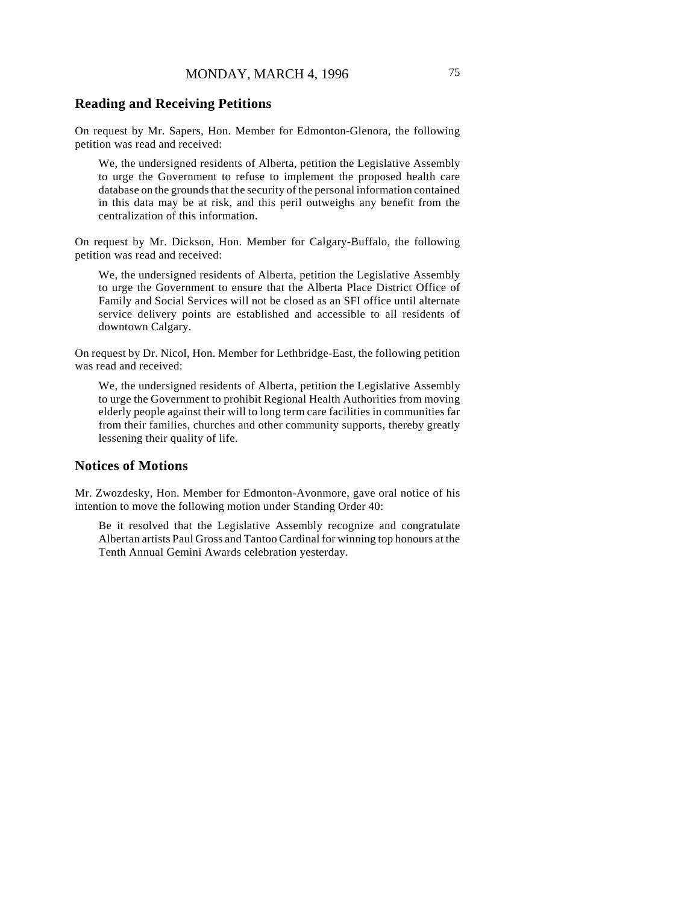## Reading and Receiving Petitions

On request by Mr. Sapers, Hon. Member for Edmonton-Glenora, the following petition was read and received:

> We, the undersigned residents of Alberta, petition the Legislative Assembly to urge the Government to refuse to implement the proposed health care database on the grounds that the security of the personal information contained in this data may be at risk, and this peril outweighs any benefit from the centralization of this information.

On request by Mr. Dickson, Hon. Member for Calgary-Buffalo, the following petition was read and received:

> We, the undersigned residents of Alberta, petition the Legislative Assembly to urge the Government to ensure that the Alberta Place District Office of Family and Social Services will not be closed as an SFI office until alternate service delivery points are established and accessible to all residents of downtown Calgary.

On request by Dr. Nicol, Hon. Member for Lethbridge-East, the following petition was read and received:

> We, the undersigned residents of Alberta, petition the Legislative Assembly to urge the Government to prohibit Regional Health Authorities from moving elderly people against their will to long term care facilities in communities far from their families, churches and other community supports, thereby greatly lessening their quality of life.

## Notices of Motions

Mr. Zwozdesky, Hon. Member for Edmonton-Avonmore, gave oral notice of his intention to move the following motion under Standing Order 40:

> Be it resolved that the Legislative Assembly recognize and congratulate Albertan artists Paul Gross and Tantoo Cardinal for winning top honours at the Tenth Annual Gemini Awards celebration yesterday.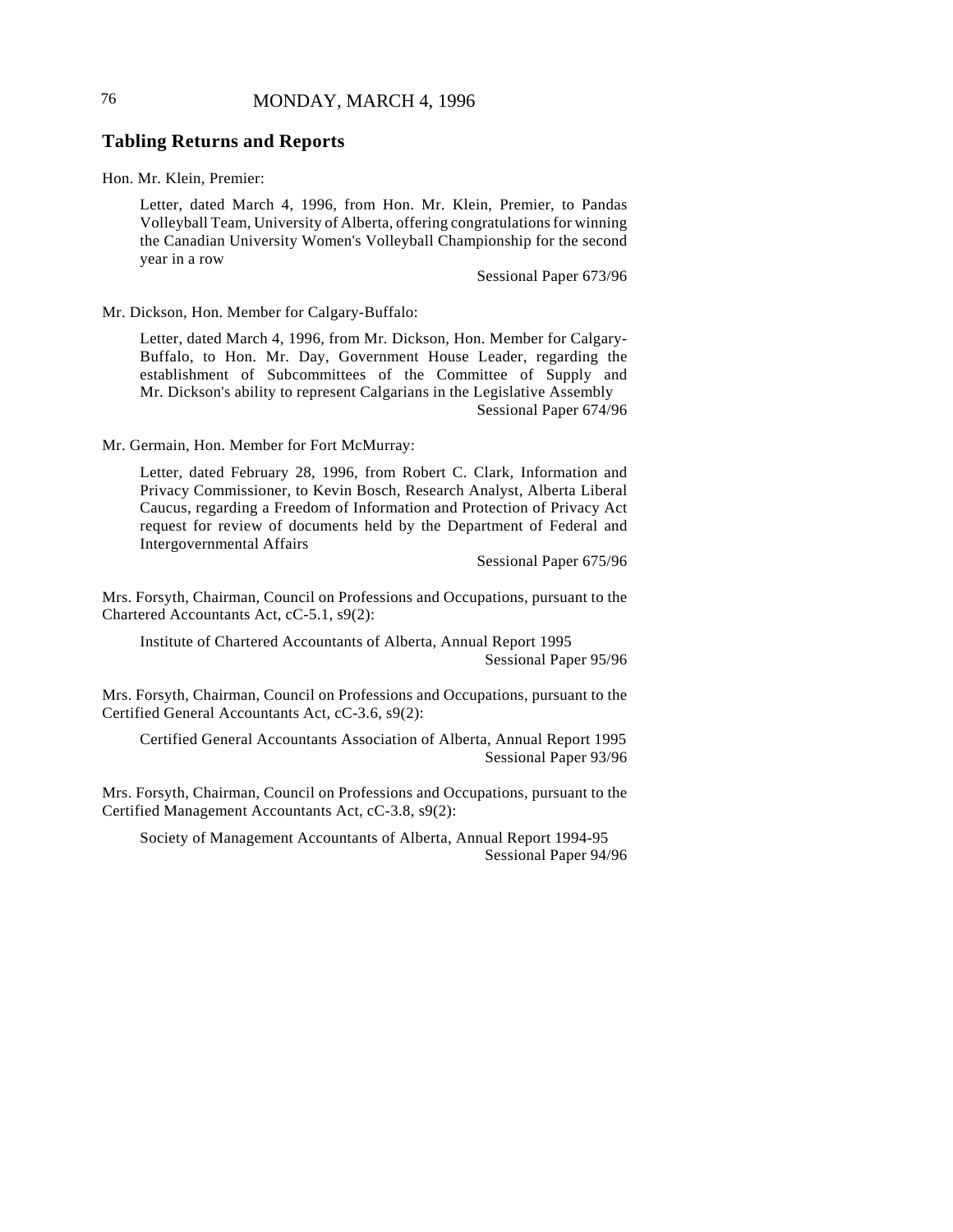## Tabling Returns and Reports

Hon. Mr. Klein, Premier:

> Letter, dated March 4, 1996, from Hon. Mr. Klein, Premier, to Pandas Volleyball Team, University of Alberta, offering congratulations for winning the Canadian University Women's Volleyball Championship for the second year in a row
>
> Sessional Paper 673/96

Mr. Dickson, Hon. Member for Calgary-Buffalo:

> Letter, dated March 4, 1996, from Mr. Dickson, Hon. Member for Calgary-Buffalo, to Hon. Mr. Day, Government House Leader, regarding the establishment of Subcommittees of the Committee of Supply and Mr. Dickson's ability to represent Calgarians in the Legislative Assembly
>
> Sessional Paper 674/96

Mr. Germain, Hon. Member for Fort McMurray:

> Letter, dated February 28, 1996, from Robert C. Clark, Information and Privacy Commissioner, to Kevin Bosch, Research Analyst, Alberta Liberal Caucus, regarding a Freedom of Information and Protection of Privacy Act request for review of documents held by the Department of Federal and Intergovernmental Affairs
>
> Sessional Paper 675/96

Mrs. Forsyth, Chairman, Council on Professions and Occupations, pursuant to the Chartered Accountants Act, cC-5.1, s9(2):

> Institute of Chartered Accountants of Alberta, Annual Report 1995
>
> Sessional Paper 95/96

Mrs. Forsyth, Chairman, Council on Professions and Occupations, pursuant to the Certified General Accountants Act, cC-3.6, s9(2):

> Certified General Accountants Association of Alberta, Annual Report 1995
>
> Sessional Paper 93/96

Mrs. Forsyth, Chairman, Council on Professions and Occupations, pursuant to the Certified Management Accountants Act, cC-3.8, s9(2):

> Society of Management Accountants of Alberta, Annual Report 1994-95
>
> Sessional Paper 94/96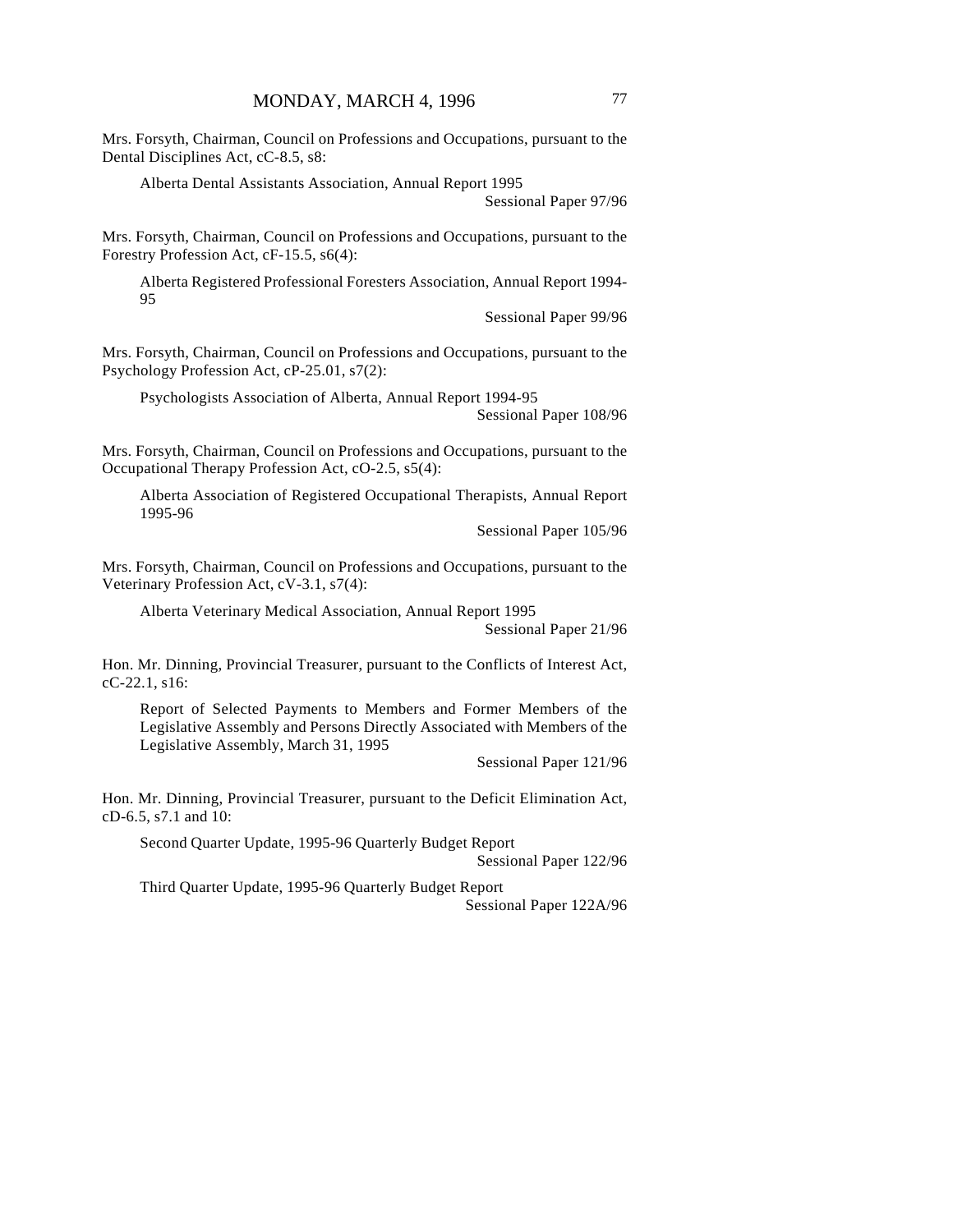Mrs. Forsyth, Chairman, Council on Professions and Occupations, pursuant to the Dental Disciplines Act, cC-8.5, s8:

Alberta Dental Assistants Association, Annual Report 1995

Sessional Paper 97/96

Mrs. Forsyth, Chairman, Council on Professions and Occupations, pursuant to the Forestry Profession Act, cF-15.5, s6(4):

Alberta Registered Professional Foresters Association, Annual Report 1994-95

Sessional Paper 99/96

Mrs. Forsyth, Chairman, Council on Professions and Occupations, pursuant to the Psychology Profession Act, cP-25.01, s7(2):

Psychologists Association of Alberta, Annual Report 1994-95

Sessional Paper 108/96

Mrs. Forsyth, Chairman, Council on Professions and Occupations, pursuant to the Occupational Therapy Profession Act, cO-2.5, s5(4):

Alberta Association of Registered Occupational Therapists, Annual Report 1995-96

Sessional Paper 105/96

Mrs. Forsyth, Chairman, Council on Professions and Occupations, pursuant to the Veterinary Profession Act, cV-3.1, s7(4):

Alberta Veterinary Medical Association, Annual Report 1995

Sessional Paper 21/96

Hon. Mr. Dinning, Provincial Treasurer, pursuant to the Conflicts of Interest Act, cC-22.1, s16:

Report of Selected Payments to Members and Former Members of the Legislative Assembly and Persons Directly Associated with Members of the Legislative Assembly, March 31, 1995

Sessional Paper 121/96

Hon. Mr. Dinning, Provincial Treasurer, pursuant to the Deficit Elimination Act, cD-6.5, s7.1 and 10:

Second Quarter Update, 1995-96 Quarterly Budget Report

Sessional Paper 122/96

Third Quarter Update, 1995-96 Quarterly Budget Report

Sessional Paper 122A/96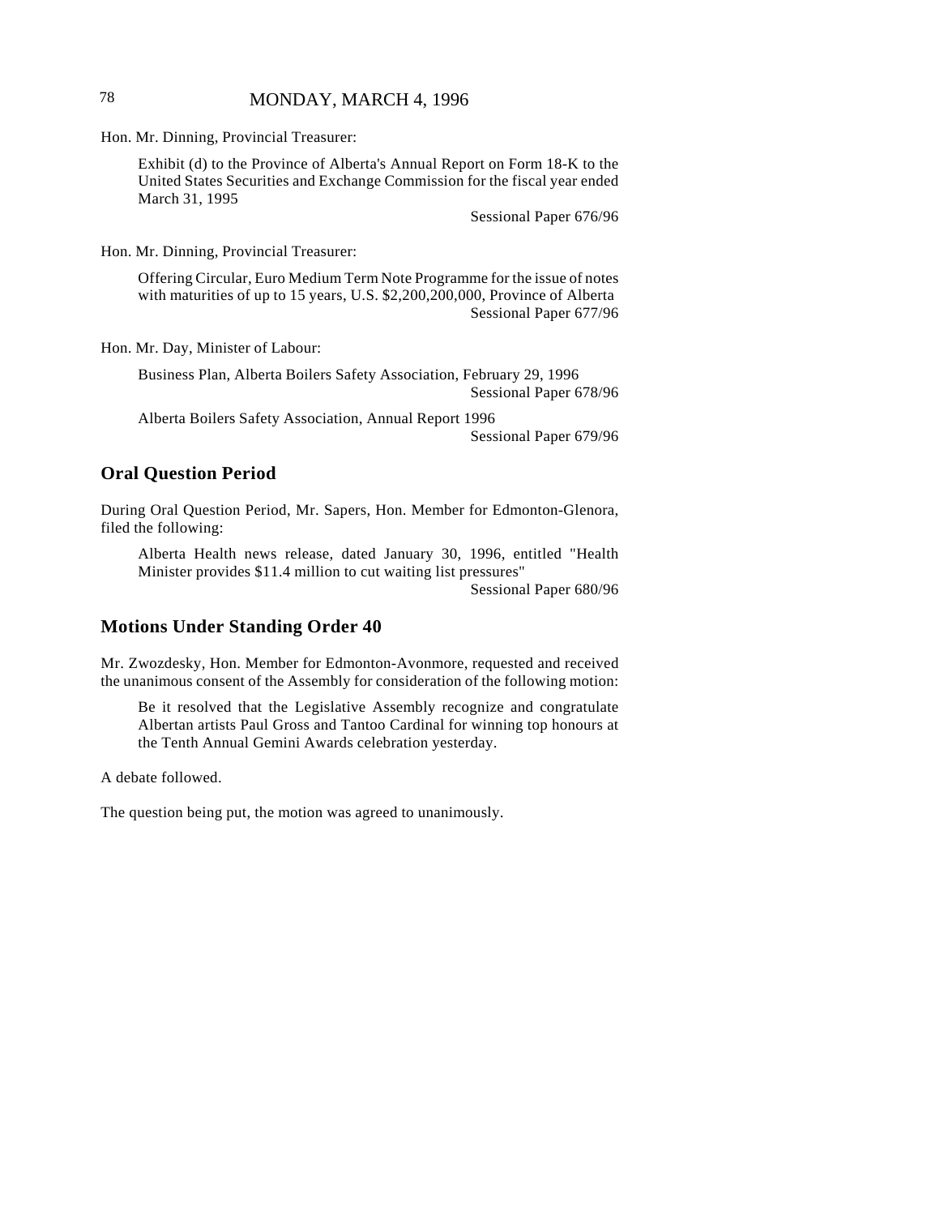Hon. Mr. Dinning, Provincial Treasurer:

> Exhibit (d) to the Province of Alberta's Annual Report on Form 18-K to the United States Securities and Exchange Commission for the fiscal year ended March 31, 1995
>
> Sessional Paper 676/96

Hon. Mr. Dinning, Provincial Treasurer:

> Offering Circular, Euro Medium Term Note Programme for the issue of notes with maturities of up to 15 years, U.S. $2,200,200,000, Province of Alberta
>
> Sessional Paper 677/96

Hon. Mr. Day, Minister of Labour:

> Business Plan, Alberta Boilers Safety Association, February 29, 1996
>
> Sessional Paper 678/96
>
> Alberta Boilers Safety Association, Annual Report 1996
>
> Sessional Paper 679/96

## Oral Question Period

During Oral Question Period, Mr. Sapers, Hon. Member for Edmonton-Glenora, filed the following:

> Alberta Health news release, dated January 30, 1996, entitled "Health Minister provides $11.4 million to cut waiting list pressures"
>
> Sessional Paper 680/96

## Motions Under Standing Order 40

Mr. Zwozdesky, Hon. Member for Edmonton-Avonmore, requested and received the unanimous consent of the Assembly for consideration of the following motion:

> Be it resolved that the Legislative Assembly recognize and congratulate Albertan artists Paul Gross and Tantoo Cardinal for winning top honours at the Tenth Annual Gemini Awards celebration yesterday.

A debate followed.

The question being put, the motion was agreed to unanimously.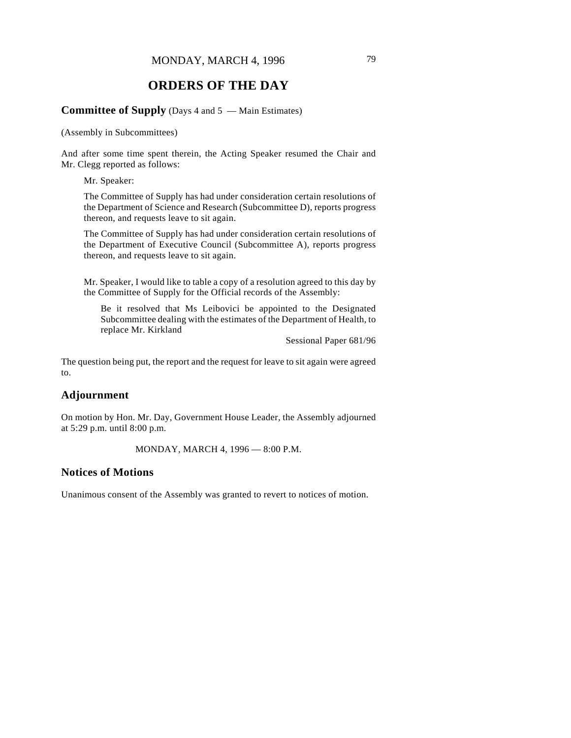MONDAY, MARCH 4, 1996

# ORDERS OF THE DAY

**Committee of Supply** (Days 4 and 5 — Main Estimates)

(Assembly in Subcommittees)

And after some time spent therein, the Acting Speaker resumed the Chair and Mr. Clegg reported as follows:

> Mr. Speaker:
>
> The Committee of Supply has had under consideration certain resolutions of the Department of Science and Research (Subcommittee D), reports progress thereon, and requests leave to sit again.
>
> The Committee of Supply has had under consideration certain resolutions of the Department of Executive Council (Subcommittee A), reports progress thereon, and requests leave to sit again.
>
> Mr. Speaker, I would like to table a copy of a resolution agreed to this day by the Committee of Supply for the Official records of the Assembly:
>
> > Be it resolved that Ms Leibovici be appointed to the Designated Subcommittee dealing with the estimates of the Department of Health, to replace Mr. Kirkland
> >
> > Sessional Paper 681/96

The question being put, the report and the request for leave to sit again were agreed to.

## Adjournment

On motion by Hon. Mr. Day, Government House Leader, the Assembly adjourned at 5:29 p.m. until 8:00 p.m.

MONDAY, MARCH 4, 1996 — 8:00 P.M.

## Notices of Motions

Unanimous consent of the Assembly was granted to revert to notices of motion.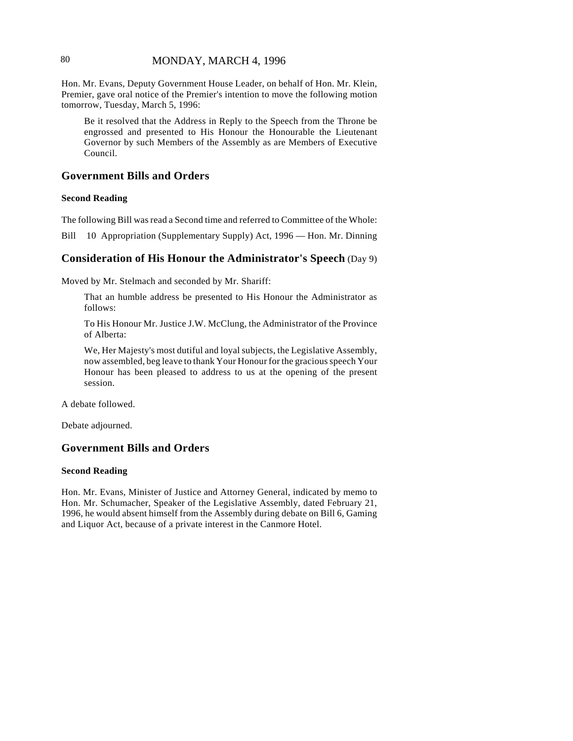Hon. Mr. Evans, Deputy Government House Leader, on behalf of Hon. Mr. Klein, Premier, gave oral notice of the Premier's intention to move the following motion tomorrow, Tuesday, March 5, 1996:

> Be it resolved that the Address in Reply to the Speech from the Throne be engrossed and presented to His Honour the Honourable the Lieutenant Governor by such Members of the Assembly as are Members of Executive Council.

## Government Bills and Orders

### Second Reading

The following Bill was read a Second time and referred to Committee of the Whole:

Bill 10 Appropriation (Supplementary Supply) Act, 1996 — Hon. Mr. Dinning

## Consideration of His Honour the Administrator's Speech (Day 9)

Moved by Mr. Stelmach and seconded by Mr. Shariff:

> That an humble address be presented to His Honour the Administrator as follows:
>
> To His Honour Mr. Justice J.W. McClung, the Administrator of the Province of Alberta:
>
> We, Her Majesty's most dutiful and loyal subjects, the Legislative Assembly, now assembled, beg leave to thank Your Honour for the gracious speech Your Honour has been pleased to address to us at the opening of the present session.

A debate followed.

Debate adjourned.

## Government Bills and Orders

### Second Reading

Hon. Mr. Evans, Minister of Justice and Attorney General, indicated by memo to Hon. Mr. Schumacher, Speaker of the Legislative Assembly, dated February 21, 1996, he would absent himself from the Assembly during debate on Bill 6, Gaming and Liquor Act, because of a private interest in the Canmore Hotel.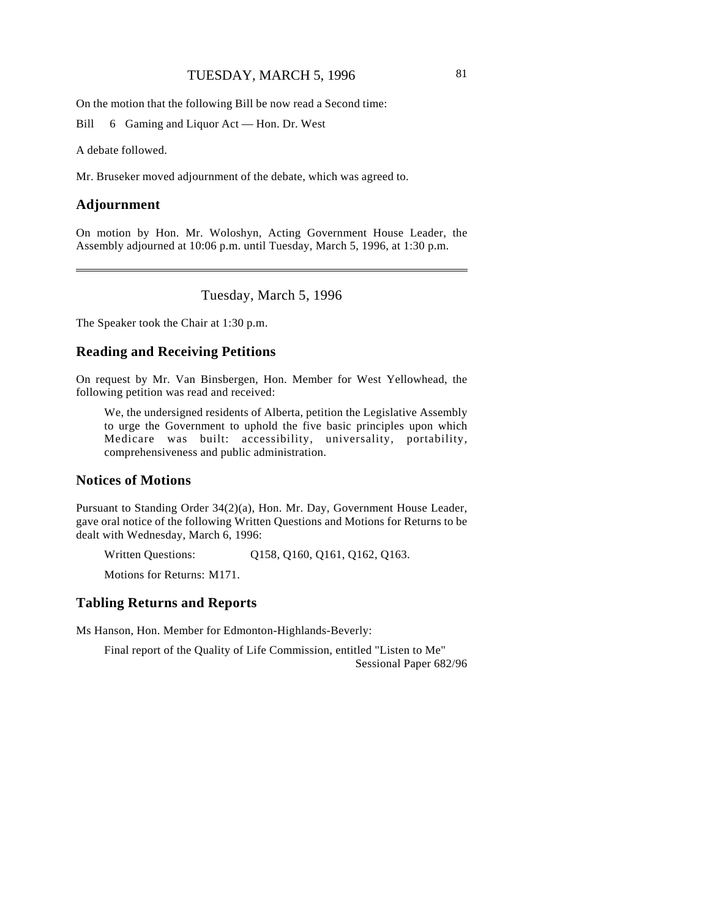On the motion that the following Bill be now read a Second time:

Bill 6 Gaming and Liquor Act — Hon. Dr. West

A debate followed.

Mr. Bruseker moved adjournment of the debate, which was agreed to.

## Adjournment

On motion by Hon. Mr. Woloshyn, Acting Government House Leader, the Assembly adjourned at 10:06 p.m. until Tuesday, March 5, 1996, at 1:30 p.m.

---

# Tuesday, March 5, 1996

The Speaker took the Chair at 1:30 p.m.

## Reading and Receiving Petitions

On request by Mr. Van Binsbergen, Hon. Member for West Yellowhead, the following petition was read and received:

> We, the undersigned residents of Alberta, petition the Legislative Assembly to urge the Government to uphold the five basic principles upon which Medicare was built: accessibility, universality, portability, comprehensiveness and public administration.

## Notices of Motions

Pursuant to Standing Order 34(2)(a), Hon. Mr. Day, Government House Leader, gave oral notice of the following Written Questions and Motions for Returns to be dealt with Wednesday, March 6, 1996:

Written Questions: Q158, Q160, Q161, Q162, Q163.

Motions for Returns: M171.

## Tabling Returns and Reports

Ms Hanson, Hon. Member for Edmonton-Highlands-Beverly:

Final report of the Quality of Life Commission, entitled "Listen to Me"
Sessional Paper 682/96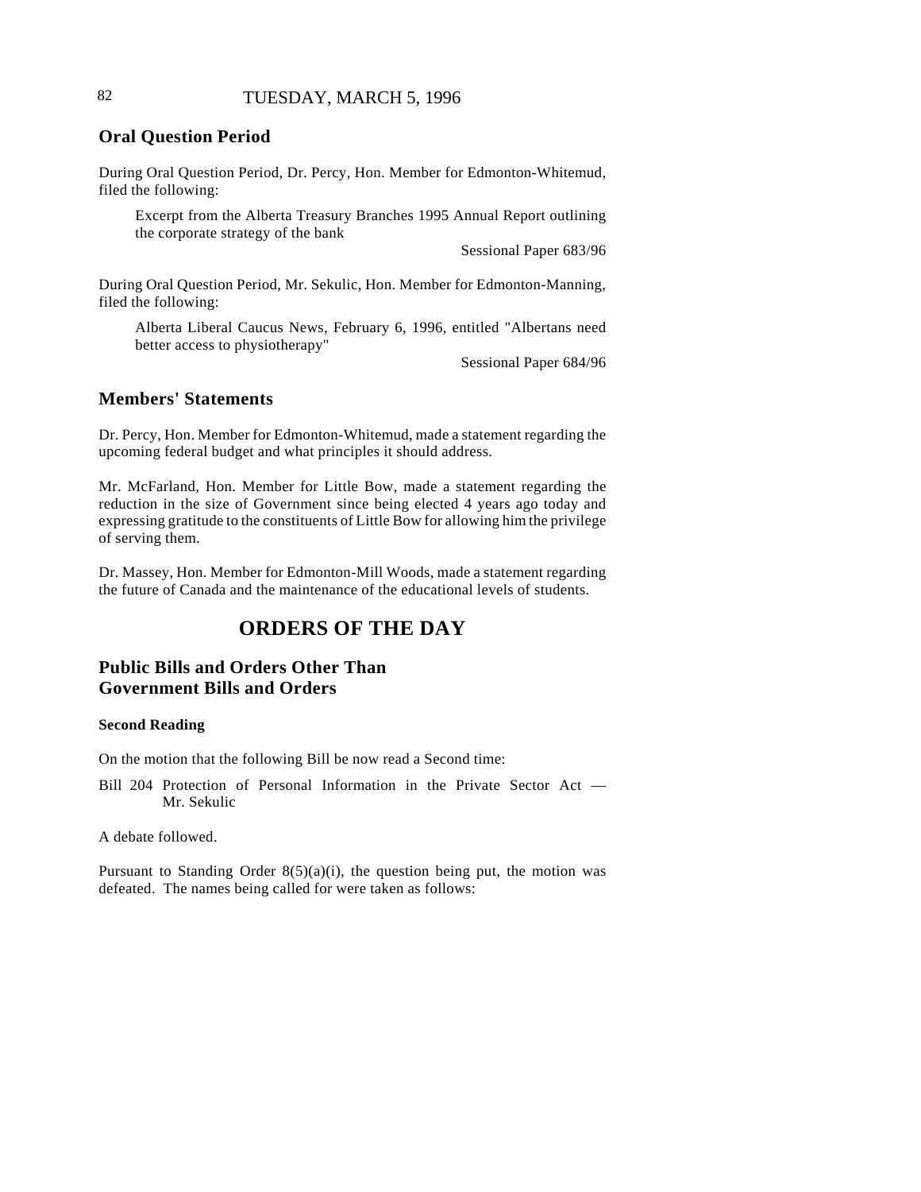## Oral Question Period

During Oral Question Period, Dr. Percy, Hon. Member for Edmonton-Whitemud, filed the following:

> Excerpt from the Alberta Treasury Branches 1995 Annual Report outlining the corporate strategy of the bank
>
> Sessional Paper 683/96

During Oral Question Period, Mr. Sekulic, Hon. Member for Edmonton-Manning, filed the following:

> Alberta Liberal Caucus News, February 6, 1996, entitled "Albertans need better access to physiotherapy"
>
> Sessional Paper 684/96

## Members' Statements

Dr. Percy, Hon. Member for Edmonton-Whitemud, made a statement regarding the upcoming federal budget and what principles it should address.

Mr. McFarland, Hon. Member for Little Bow, made a statement regarding the reduction in the size of Government since being elected 4 years ago today and expressing gratitude to the constituents of Little Bow for allowing him the privilege of serving them.

Dr. Massey, Hon. Member for Edmonton-Mill Woods, made a statement regarding the future of Canada and the maintenance of the educational levels of students.

# ORDERS OF THE DAY

## Public Bills and Orders Other Than Government Bills and Orders

### Second Reading

On the motion that the following Bill be now read a Second time:

Bill 204 Protection of Personal Information in the Private Sector Act — Mr. Sekulic

A debate followed.

Pursuant to Standing Order 8(5)(a)(i), the question being put, the motion was defeated. The names being called for were taken as follows: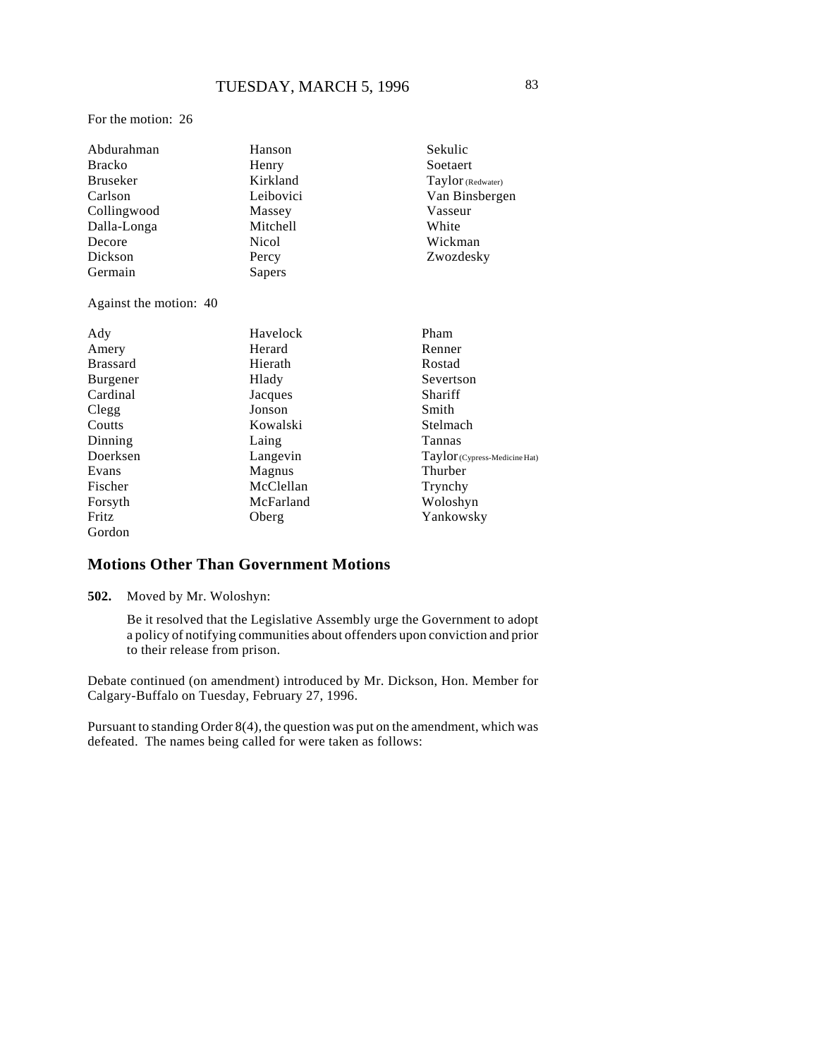For the motion: 26

| | | |
|---|---|---|
| Abdurahman | Hanson | Sekulic |
| Bracko | Henry | Soetaert |
| Bruseker | Kirkland | Taylor (Redwater) |
| Carlson | Leibovici | Van Binsbergen |
| Collingwood | Massey | Vasseur |
| Dalla-Longa | Mitchell | White |
| Decore | Nicol | Wickman |
| Dickson | Percy | Zwozdesky |
| Germain | Sapers | |

Against the motion: 40

| | | |
|---|---|---|
| Ady | Havelock | Pham |
| Amery | Herard | Renner |
| Brassard | Hierath | Rostad |
| Burgener | Hlady | Severtson |
| Cardinal | Jacques | Shariff |
| Clegg | Jonson | Smith |
| Coutts | Kowalski | Stelmach |
| Dinning | Laing | Tannas |
| Doerksen | Langevin | Taylor (Cypress-Medicine Hat) |
| Evans | Magnus | Thurber |
| Fischer | McClellan | Trynchy |
| Forsyth | McFarland | Woloshyn |
| Fritz | Oberg | Yankowsky |
| Gordon | | |

## Motions Other Than Government Motions

**502.** Moved by Mr. Woloshyn:

Be it resolved that the Legislative Assembly urge the Government to adopt a policy of notifying communities about offenders upon conviction and prior to their release from prison.

Debate continued (on amendment) introduced by Mr. Dickson, Hon. Member for Calgary-Buffalo on Tuesday, February 27, 1996.

Pursuant to standing Order 8(4), the question was put on the amendment, which was defeated. The names being called for were taken as follows: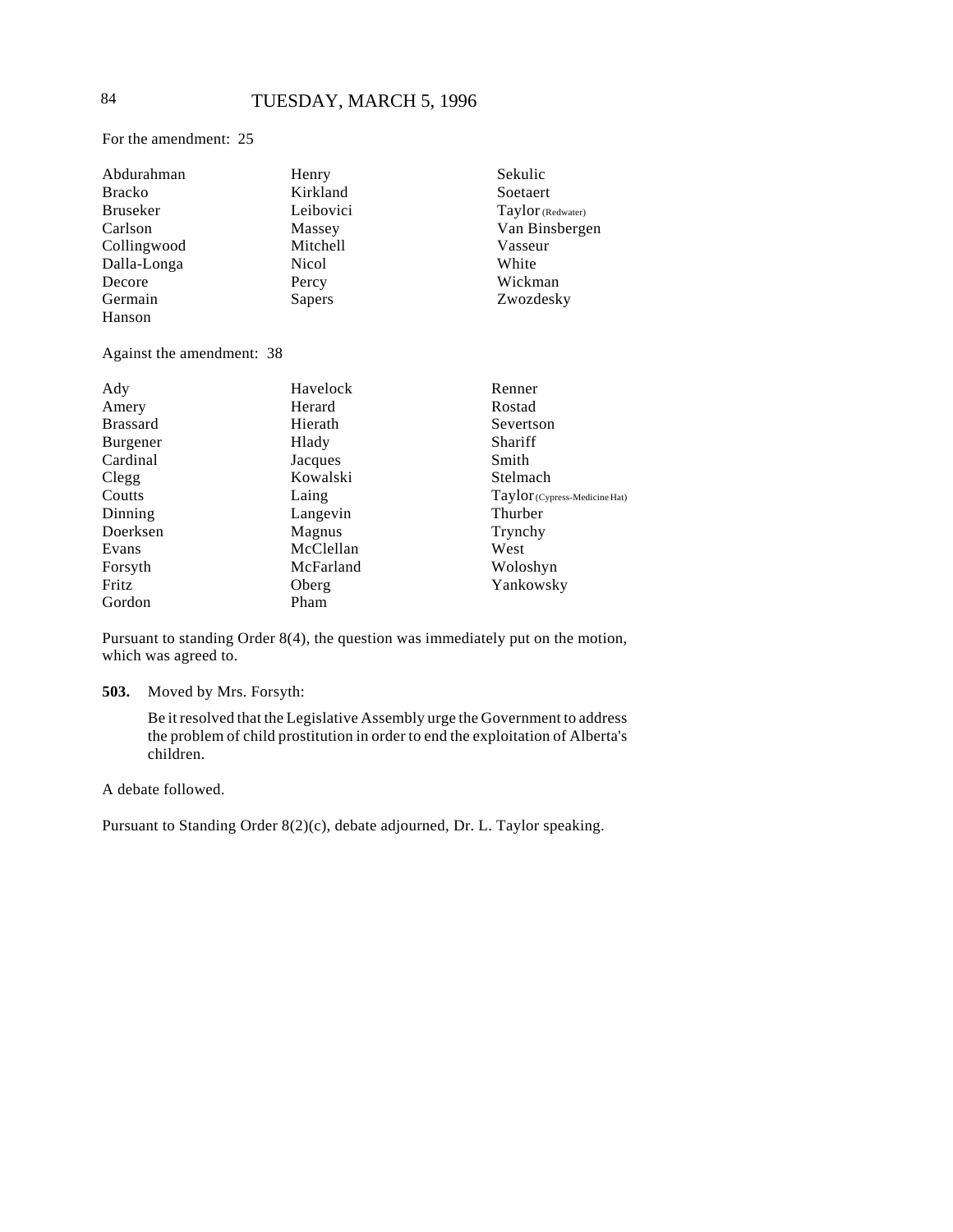For the amendment: 25

| | | |
|---|---|---|
| Abdurahman | Henry | Sekulic |
| Bracko | Kirkland | Soetaert |
| Bruseker | Leibovici | Taylor (Redwater) |
| Carlson | Massey | Van Binsbergen |
| Collingwood | Mitchell | Vasseur |
| Dalla-Longa | Nicol | White |
| Decore | Percy | Wickman |
| Germain | Sapers | Zwozdesky |
| Hanson | | |

Against the amendment: 38

| | | |
|---|---|---|
| Ady | Havelock | Renner |
| Amery | Herard | Rostad |
| Brassard | Hierath | Severtson |
| Burgener | Hlady | Shariff |
| Cardinal | Jacques | Smith |
| Clegg | Kowalski | Stelmach |
| Coutts | Laing | Taylor (Cypress-Medicine Hat) |
| Dinning | Langevin | Thurber |
| Doerksen | Magnus | Trynchy |
| Evans | McClellan | West |
| Forsyth | McFarland | Woloshyn |
| Fritz | Oberg | Yankowsky |
| Gordon | Pham | |

Pursuant to standing Order 8(4), the question was immediately put on the motion, which was agreed to.

**503.** Moved by Mrs. Forsyth:

Be it resolved that the Legislative Assembly urge the Government to address the problem of child prostitution in order to end the exploitation of Alberta's children.

A debate followed.

Pursuant to Standing Order 8(2)(c), debate adjourned, Dr. L. Taylor speaking.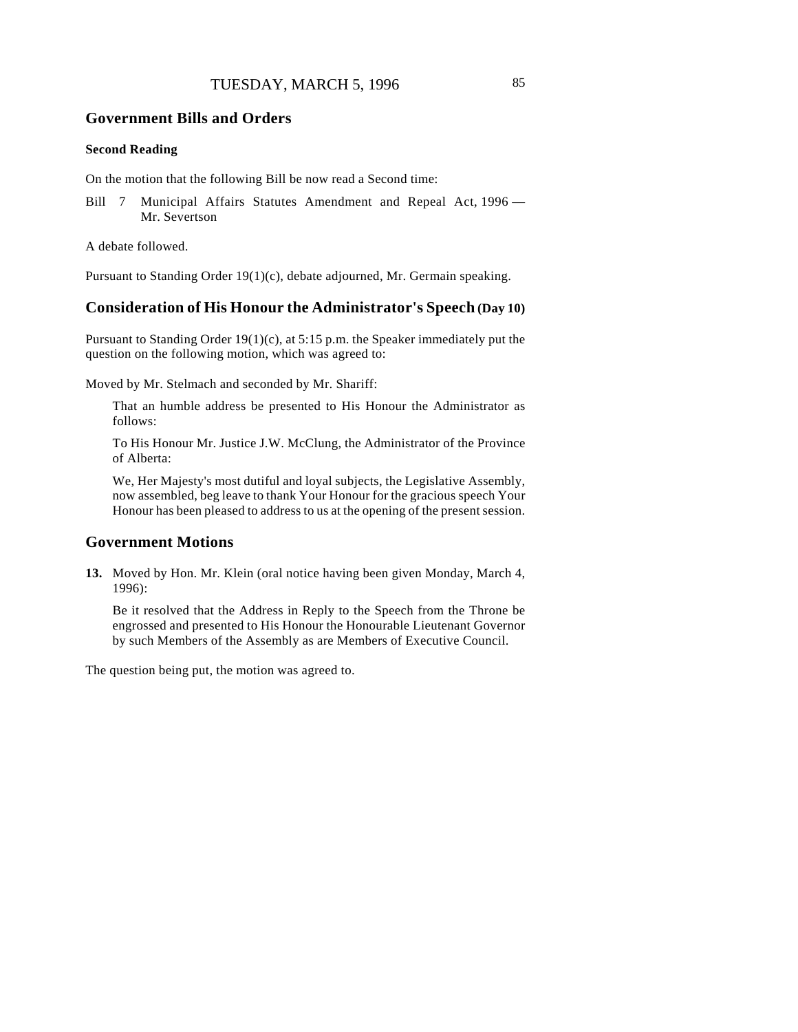## Government Bills and Orders

### Second Reading

On the motion that the following Bill be now read a Second time:

Bill 7 Municipal Affairs Statutes Amendment and Repeal Act, 1996 — Mr. Severtson

A debate followed.

Pursuant to Standing Order 19(1)(c), debate adjourned, Mr. Germain speaking.

## Consideration of His Honour the Administrator's Speech (Day 10)

Pursuant to Standing Order 19(1)(c), at 5:15 p.m. the Speaker immediately put the question on the following motion, which was agreed to:

Moved by Mr. Stelmach and seconded by Mr. Shariff:

> That an humble address be presented to His Honour the Administrator as follows:
>
> To His Honour Mr. Justice J.W. McClung, the Administrator of the Province of Alberta:
>
> We, Her Majesty's most dutiful and loyal subjects, the Legislative Assembly, now assembled, beg leave to thank Your Honour for the gracious speech Your Honour has been pleased to address to us at the opening of the present session.

## Government Motions

**13.** Moved by Hon. Mr. Klein (oral notice having been given Monday, March 4, 1996):

> Be it resolved that the Address in Reply to the Speech from the Throne be engrossed and presented to His Honour the Honourable Lieutenant Governor by such Members of the Assembly as are Members of Executive Council.

The question being put, the motion was agreed to.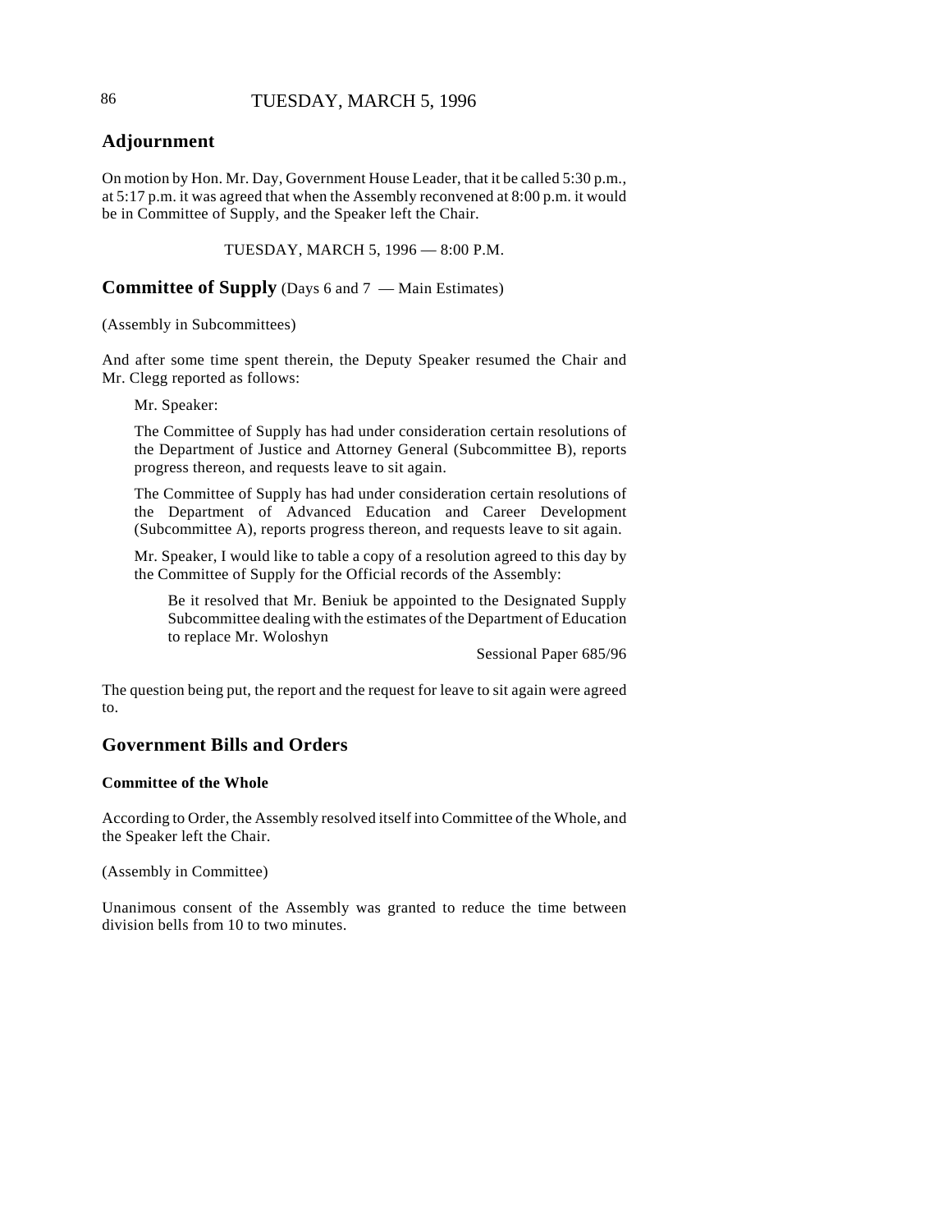## Adjournment

On motion by Hon. Mr. Day, Government House Leader, that it be called 5:30 p.m., at 5:17 p.m. it was agreed that when the Assembly reconvened at 8:00 p.m. it would be in Committee of Supply, and the Speaker left the Chair.

TUESDAY, MARCH 5, 1996 — 8:00 P.M.

## Committee of Supply (Days 6 and 7 — Main Estimates)

(Assembly in Subcommittees)

And after some time spent therein, the Deputy Speaker resumed the Chair and Mr. Clegg reported as follows:

> Mr. Speaker:
>
> The Committee of Supply has had under consideration certain resolutions of the Department of Justice and Attorney General (Subcommittee B), reports progress thereon, and requests leave to sit again.
>
> The Committee of Supply has had under consideration certain resolutions of the Department of Advanced Education and Career Development (Subcommittee A), reports progress thereon, and requests leave to sit again.
>
> Mr. Speaker, I would like to table a copy of a resolution agreed to this day by the Committee of Supply for the Official records of the Assembly:
>
> > Be it resolved that Mr. Beniuk be appointed to the Designated Supply Subcommittee dealing with the estimates of the Department of Education to replace Mr. Woloshyn
> >
> > Sessional Paper 685/96

The question being put, the report and the request for leave to sit again were agreed to.

## Government Bills and Orders

### Committee of the Whole

According to Order, the Assembly resolved itself into Committee of the Whole, and the Speaker left the Chair.

(Assembly in Committee)

Unanimous consent of the Assembly was granted to reduce the time between division bells from 10 to two minutes.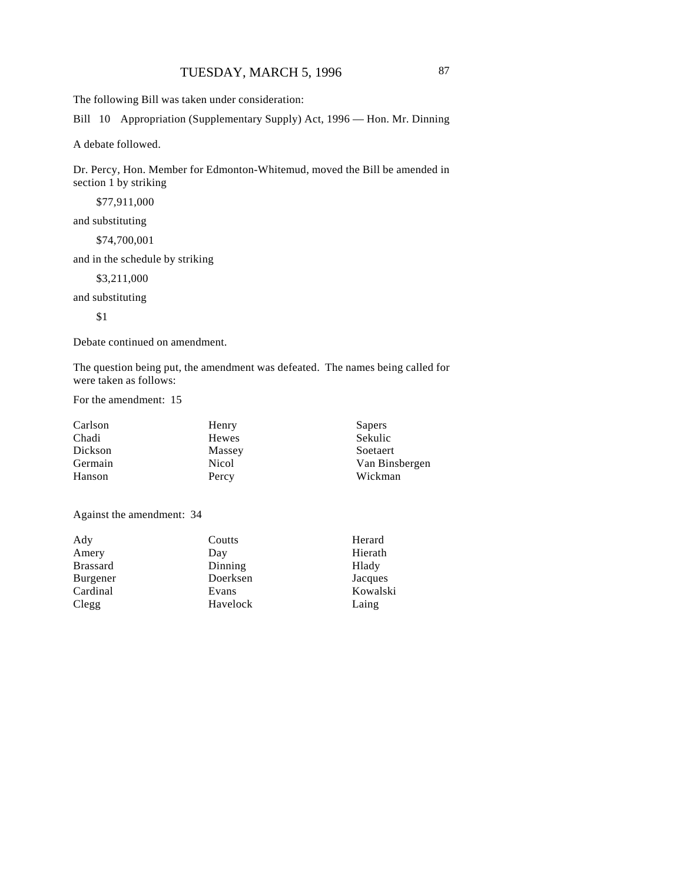The following Bill was taken under consideration:

Bill 10 Appropriation (Supplementary Supply) Act, 1996 — Hon. Mr. Dinning

A debate followed.

Dr. Percy, Hon. Member for Edmonton-Whitemud, moved the Bill be amended in section 1 by striking

$77,911,000

and substituting

$74,700,001

and in the schedule by striking

$3,211,000

and substituting

$1

Debate continued on amendment.

The question being put, the amendment was defeated. The names being called for were taken as follows:

For the amendment: 15

| | | |
|---|---|---|
| Carlson | Henry | Sapers |
| Chadi | Hewes | Sekulic |
| Dickson | Massey | Soetaert |
| Germain | Nicol | Van Binsbergen |
| Hanson | Percy | Wickman |

Against the amendment: 34

| | | |
|---|---|---|
| Ady | Coutts | Herard |
| Amery | Day | Hierath |
| Brassard | Dinning | Hlady |
| Burgener | Doerksen | Jacques |
| Cardinal | Evans | Kowalski |
| Clegg | Havelock | Laing |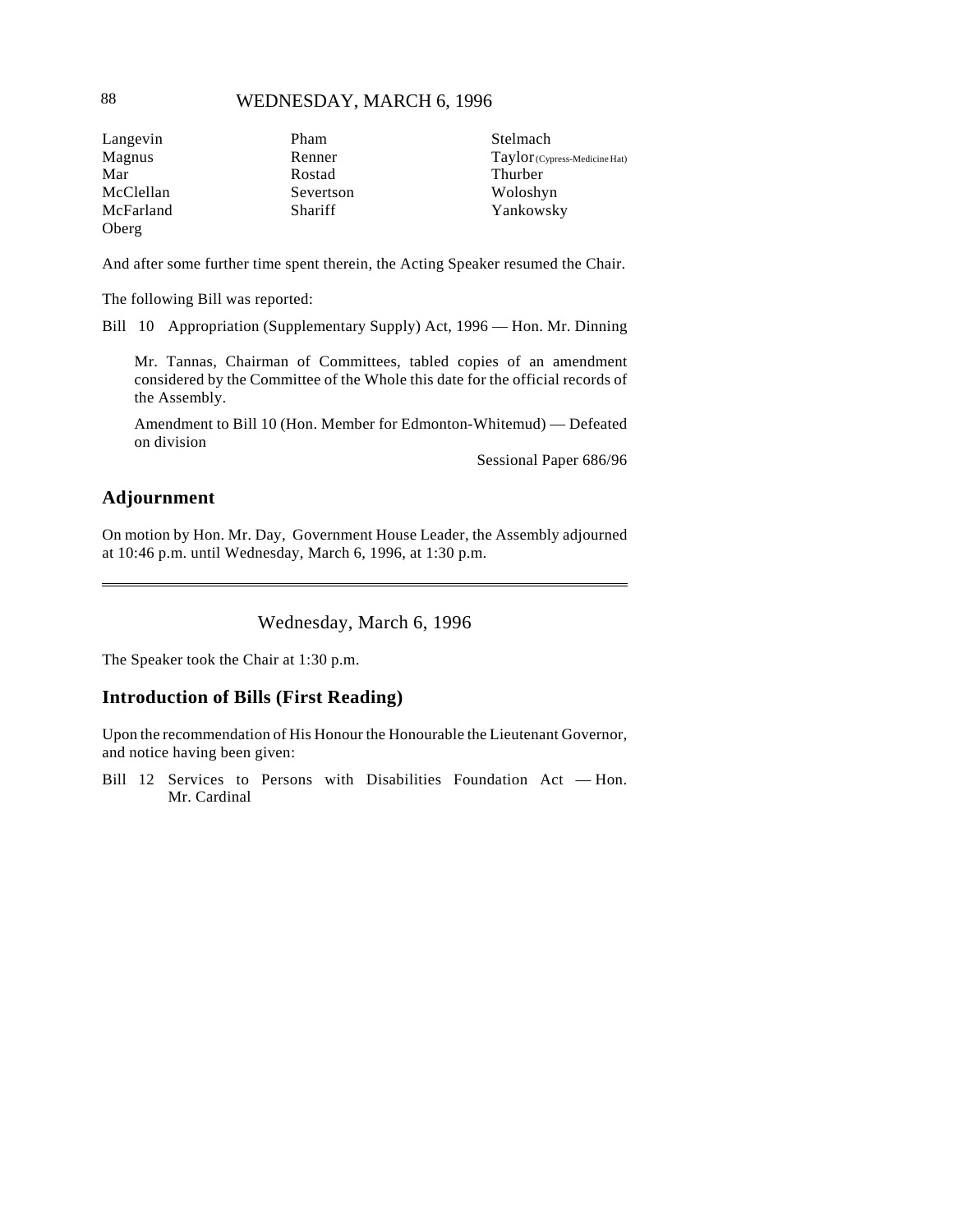| | | |
|---|---|---|
| Langevin | Pham | Stelmach |
| Magnus | Renner | Taylor (Cypress-Medicine Hat) |
| Mar | Rostad | Thurber |
| McClellan | Severtson | Woloshyn |
| McFarland | Shariff | Yankowsky |
| Oberg | | |

And after some further time spent therein, the Acting Speaker resumed the Chair.

The following Bill was reported:

Bill 10 Appropriation (Supplementary Supply) Act, 1996 — Hon. Mr. Dinning

Mr. Tannas, Chairman of Committees, tabled copies of an amendment considered by the Committee of the Whole this date for the official records of the Assembly.

Amendment to Bill 10 (Hon. Member for Edmonton-Whitemud) — Defeated on division

Sessional Paper 686/96

## Adjournment

On motion by Hon. Mr. Day, Government House Leader, the Assembly adjourned at 10:46 p.m. until Wednesday, March 6, 1996, at 1:30 p.m.

---

Wednesday, March 6, 1996

The Speaker took the Chair at 1:30 p.m.

## Introduction of Bills (First Reading)

Upon the recommendation of His Honour the Honourable the Lieutenant Governor, and notice having been given:

Bill 12 Services to Persons with Disabilities Foundation Act — Hon. Mr. Cardinal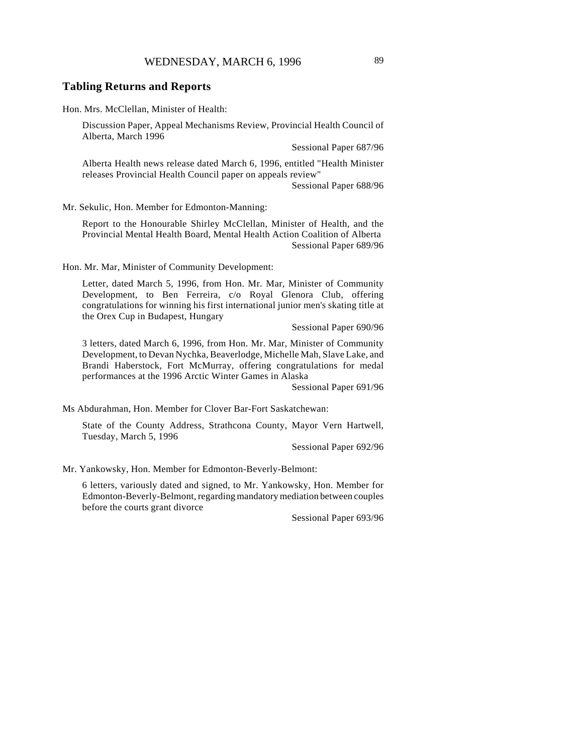## Tabling Returns and Reports

Hon. Mrs. McClellan, Minister of Health:

Discussion Paper, Appeal Mechanisms Review, Provincial Health Council of Alberta, March 1996

Sessional Paper 687/96

Alberta Health news release dated March 6, 1996, entitled "Health Minister releases Provincial Health Council paper on appeals review"

Sessional Paper 688/96

Mr. Sekulic, Hon. Member for Edmonton-Manning:

Report to the Honourable Shirley McClellan, Minister of Health, and the Provincial Mental Health Board, Mental Health Action Coalition of Alberta

Sessional Paper 689/96

Hon. Mr. Mar, Minister of Community Development:

Letter, dated March 5, 1996, from Hon. Mr. Mar, Minister of Community Development, to Ben Ferreira, c/o Royal Glenora Club, offering congratulations for winning his first international junior men's skating title at the Orex Cup in Budapest, Hungary

Sessional Paper 690/96

3 letters, dated March 6, 1996, from Hon. Mr. Mar, Minister of Community Development, to Devan Nychka, Beaverlodge, Michelle Mah, Slave Lake, and Brandi Haberstock, Fort McMurray, offering congratulations for medal performances at the 1996 Arctic Winter Games in Alaska

Sessional Paper 691/96

Ms Abdurahman, Hon. Member for Clover Bar-Fort Saskatchewan:

State of the County Address, Strathcona County, Mayor Vern Hartwell, Tuesday, March 5, 1996

Sessional Paper 692/96

Mr. Yankowsky, Hon. Member for Edmonton-Beverly-Belmont:

6 letters, variously dated and signed, to Mr. Yankowsky, Hon. Member for Edmonton-Beverly-Belmont, regarding mandatory mediation between couples before the courts grant divorce

Sessional Paper 693/96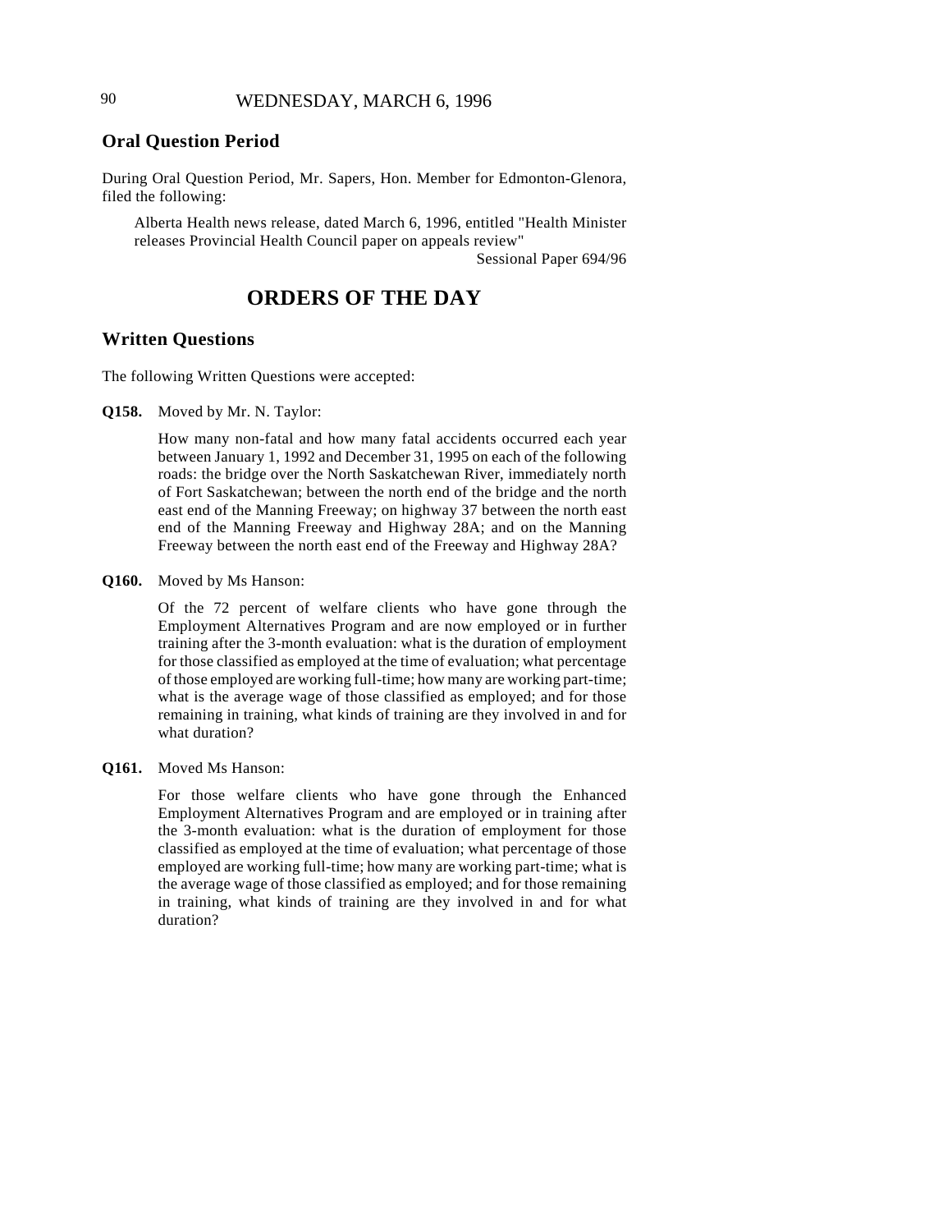## Oral Question Period

During Oral Question Period, Mr. Sapers, Hon. Member for Edmonton-Glenora, filed the following:

> Alberta Health news release, dated March 6, 1996, entitled "Health Minister releases Provincial Health Council paper on appeals review"
>
> Sessional Paper 694/96

# ORDERS OF THE DAY

## Written Questions

The following Written Questions were accepted:

**Q158.** Moved by Mr. N. Taylor:

> How many non-fatal and how many fatal accidents occurred each year between January 1, 1992 and December 31, 1995 on each of the following roads: the bridge over the North Saskatchewan River, immediately north of Fort Saskatchewan; between the north end of the bridge and the north east end of the Manning Freeway; on highway 37 between the north east end of the Manning Freeway and Highway 28A; and on the Manning Freeway between the north east end of the Freeway and Highway 28A?

**Q160.** Moved by Ms Hanson:

> Of the 72 percent of welfare clients who have gone through the Employment Alternatives Program and are now employed or in further training after the 3-month evaluation: what is the duration of employment for those classified as employed at the time of evaluation; what percentage of those employed are working full-time; how many are working part-time; what is the average wage of those classified as employed; and for those remaining in training, what kinds of training are they involved in and for what duration?

**Q161.** Moved Ms Hanson:

> For those welfare clients who have gone through the Enhanced Employment Alternatives Program and are employed or in training after the 3-month evaluation: what is the duration of employment for those classified as employed at the time of evaluation; what percentage of those employed are working full-time; how many are working part-time; what is the average wage of those classified as employed; and for those remaining in training, what kinds of training are they involved in and for what duration?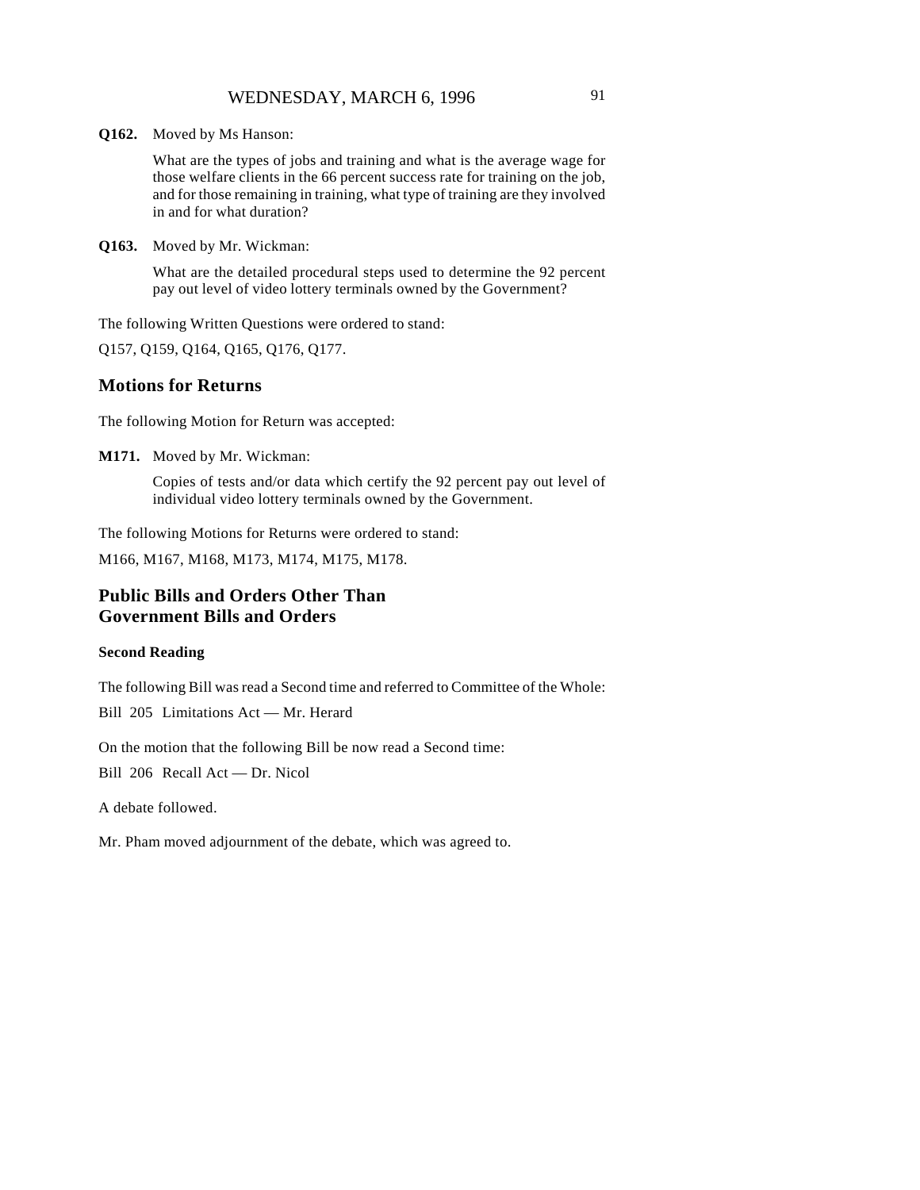**Q162.** Moved by Ms Hanson:

What are the types of jobs and training and what is the average wage for those welfare clients in the 66 percent success rate for training on the job, and for those remaining in training, what type of training are they involved in and for what duration?

**Q163.** Moved by Mr. Wickman:

What are the detailed procedural steps used to determine the 92 percent pay out level of video lottery terminals owned by the Government?

The following Written Questions were ordered to stand:

Q157, Q159, Q164, Q165, Q176, Q177.

## Motions for Returns

The following Motion for Return was accepted:

**M171.** Moved by Mr. Wickman:

Copies of tests and/or data which certify the 92 percent pay out level of individual video lottery terminals owned by the Government.

The following Motions for Returns were ordered to stand:

M166, M167, M168, M173, M174, M175, M178.

## Public Bills and Orders Other Than Government Bills and Orders

### Second Reading

The following Bill was read a Second time and referred to Committee of the Whole:

Bill 205 Limitations Act — Mr. Herard

On the motion that the following Bill be now read a Second time:

Bill 206 Recall Act — Dr. Nicol

A debate followed.

Mr. Pham moved adjournment of the debate, which was agreed to.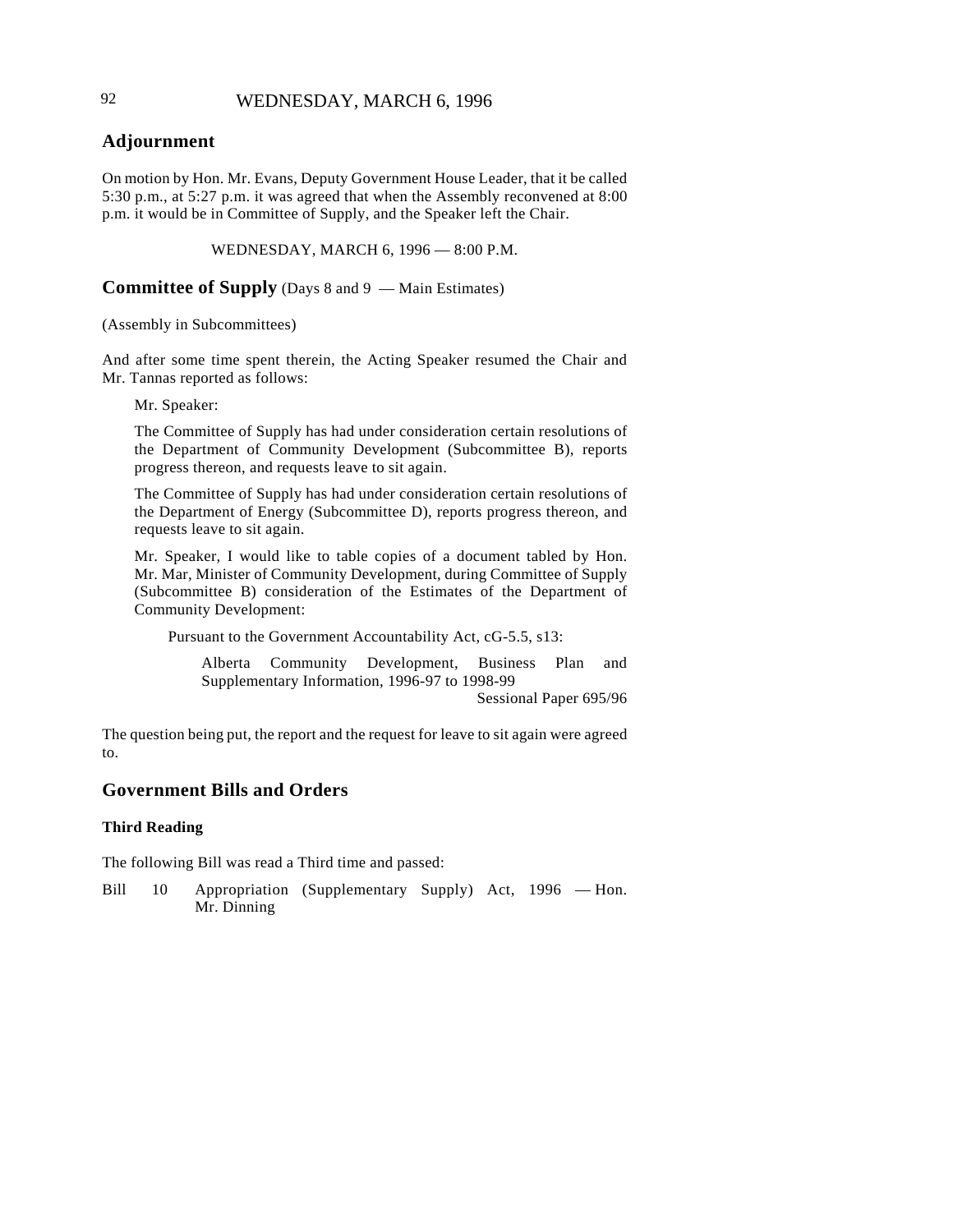## Adjournment

On motion by Hon. Mr. Evans, Deputy Government House Leader, that it be called 5:30 p.m., at 5:27 p.m. it was agreed that when the Assembly reconvened at 8:00 p.m. it would be in Committee of Supply, and the Speaker left the Chair.

WEDNESDAY, MARCH 6, 1996 — 8:00 P.M.

## Committee of Supply (Days 8 and 9 — Main Estimates)

(Assembly in Subcommittees)

And after some time spent therein, the Acting Speaker resumed the Chair and Mr. Tannas reported as follows:

Mr. Speaker:

The Committee of Supply has had under consideration certain resolutions of the Department of Community Development (Subcommittee B), reports progress thereon, and requests leave to sit again.

The Committee of Supply has had under consideration certain resolutions of the Department of Energy (Subcommittee D), reports progress thereon, and requests leave to sit again.

Mr. Speaker, I would like to table copies of a document tabled by Hon. Mr. Mar, Minister of Community Development, during Committee of Supply (Subcommittee B) consideration of the Estimates of the Department of Community Development:

Pursuant to the Government Accountability Act, cG-5.5, s13:

Alberta Community Development, Business Plan and Supplementary Information, 1996-97 to 1998-99
Sessional Paper 695/96

The question being put, the report and the request for leave to sit again were agreed to.

## Government Bills and Orders

### Third Reading

The following Bill was read a Third time and passed:

Bill 10 Appropriation (Supplementary Supply) Act, 1996 — Hon. Mr. Dinning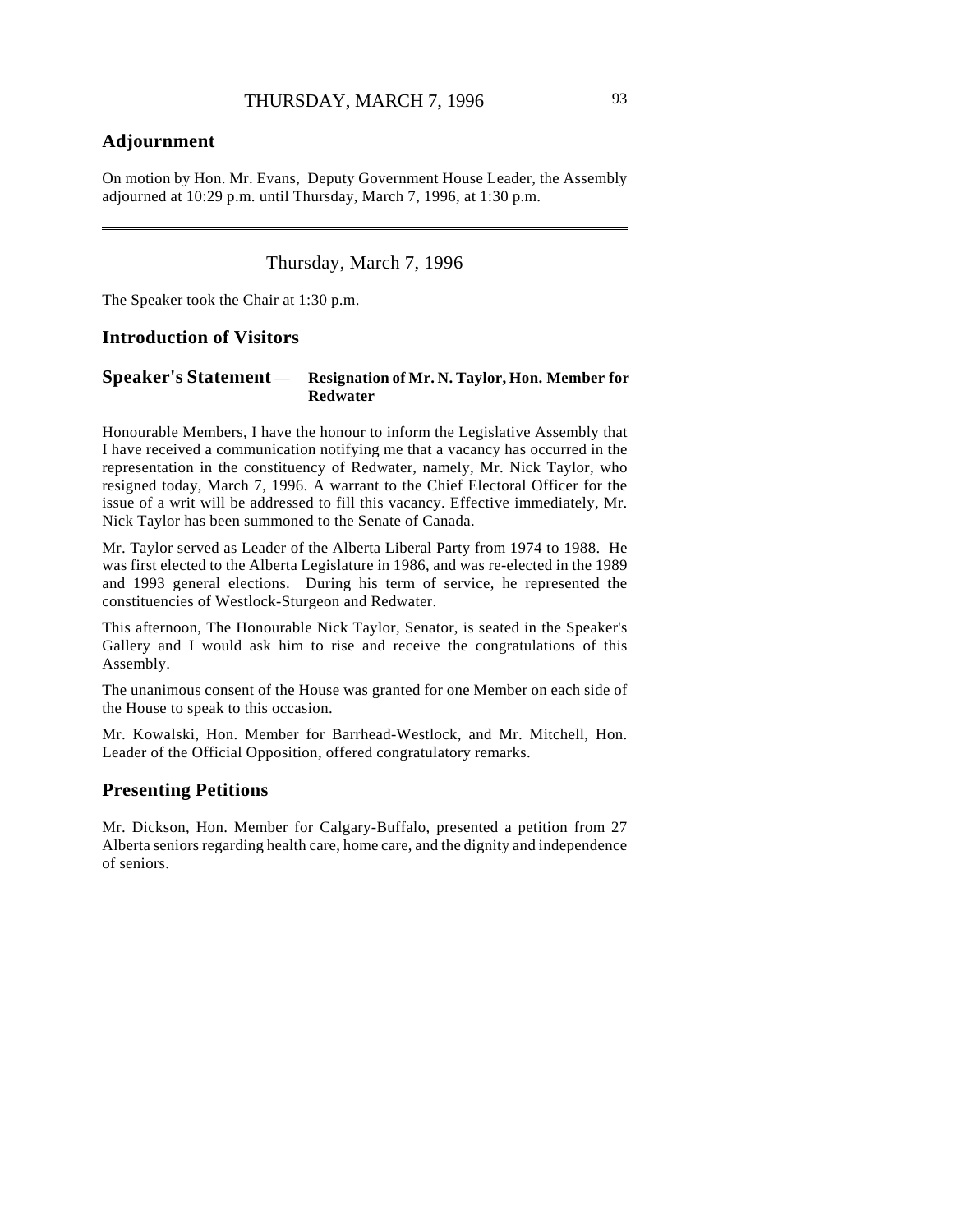## Adjournment

On motion by Hon. Mr. Evans, Deputy Government House Leader, the Assembly adjourned at 10:29 p.m. until Thursday, March 7, 1996, at 1:30 p.m.

---

Thursday, March 7, 1996

The Speaker took the Chair at 1:30 p.m.

## Introduction of Visitors

## Speaker's Statement — Resignation of Mr. N. Taylor, Hon. Member for Redwater

Honourable Members, I have the honour to inform the Legislative Assembly that I have received a communication notifying me that a vacancy has occurred in the representation in the constituency of Redwater, namely, Mr. Nick Taylor, who resigned today, March 7, 1996. A warrant to the Chief Electoral Officer for the issue of a writ will be addressed to fill this vacancy. Effective immediately, Mr. Nick Taylor has been summoned to the Senate of Canada.

Mr. Taylor served as Leader of the Alberta Liberal Party from 1974 to 1988. He was first elected to the Alberta Legislature in 1986, and was re-elected in the 1989 and 1993 general elections. During his term of service, he represented the constituencies of Westlock-Sturgeon and Redwater.

This afternoon, The Honourable Nick Taylor, Senator, is seated in the Speaker's Gallery and I would ask him to rise and receive the congratulations of this Assembly.

The unanimous consent of the House was granted for one Member on each side of the House to speak to this occasion.

Mr. Kowalski, Hon. Member for Barrhead-Westlock, and Mr. Mitchell, Hon. Leader of the Official Opposition, offered congratulatory remarks.

## Presenting Petitions

Mr. Dickson, Hon. Member for Calgary-Buffalo, presented a petition from 27 Alberta seniors regarding health care, home care, and the dignity and independence of seniors.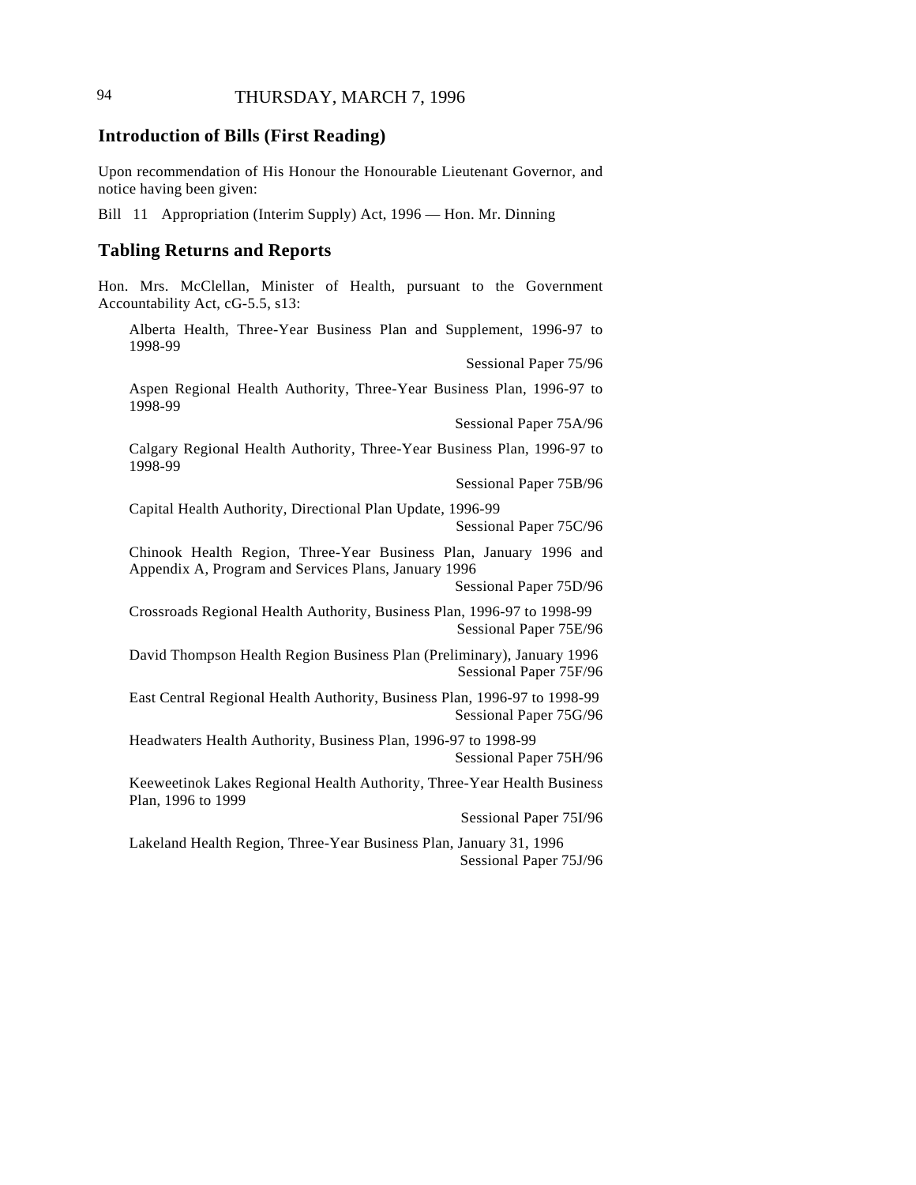## Introduction of Bills (First Reading)

Upon recommendation of His Honour the Honourable Lieutenant Governor, and notice having been given:

Bill 11 Appropriation (Interim Supply) Act, 1996 — Hon. Mr. Dinning

## Tabling Returns and Reports

Hon. Mrs. McClellan, Minister of Health, pursuant to the Government Accountability Act, cG-5.5, s13:

Alberta Health, Three-Year Business Plan and Supplement, 1996-97 to 1998-99
Sessional Paper 75/96

Aspen Regional Health Authority, Three-Year Business Plan, 1996-97 to 1998-99
Sessional Paper 75A/96

Calgary Regional Health Authority, Three-Year Business Plan, 1996-97 to 1998-99
Sessional Paper 75B/96

Capital Health Authority, Directional Plan Update, 1996-99
Sessional Paper 75C/96

Chinook Health Region, Three-Year Business Plan, January 1996 and Appendix A, Program and Services Plans, January 1996
Sessional Paper 75D/96

Crossroads Regional Health Authority, Business Plan, 1996-97 to 1998-99
Sessional Paper 75E/96

David Thompson Health Region Business Plan (Preliminary), January 1996
Sessional Paper 75F/96

East Central Regional Health Authority, Business Plan, 1996-97 to 1998-99
Sessional Paper 75G/96

Headwaters Health Authority, Business Plan, 1996-97 to 1998-99
Sessional Paper 75H/96

Keeweetinok Lakes Regional Health Authority, Three-Year Health Business Plan, 1996 to 1999
Sessional Paper 75I/96

Lakeland Health Region, Three-Year Business Plan, January 31, 1996
Sessional Paper 75J/96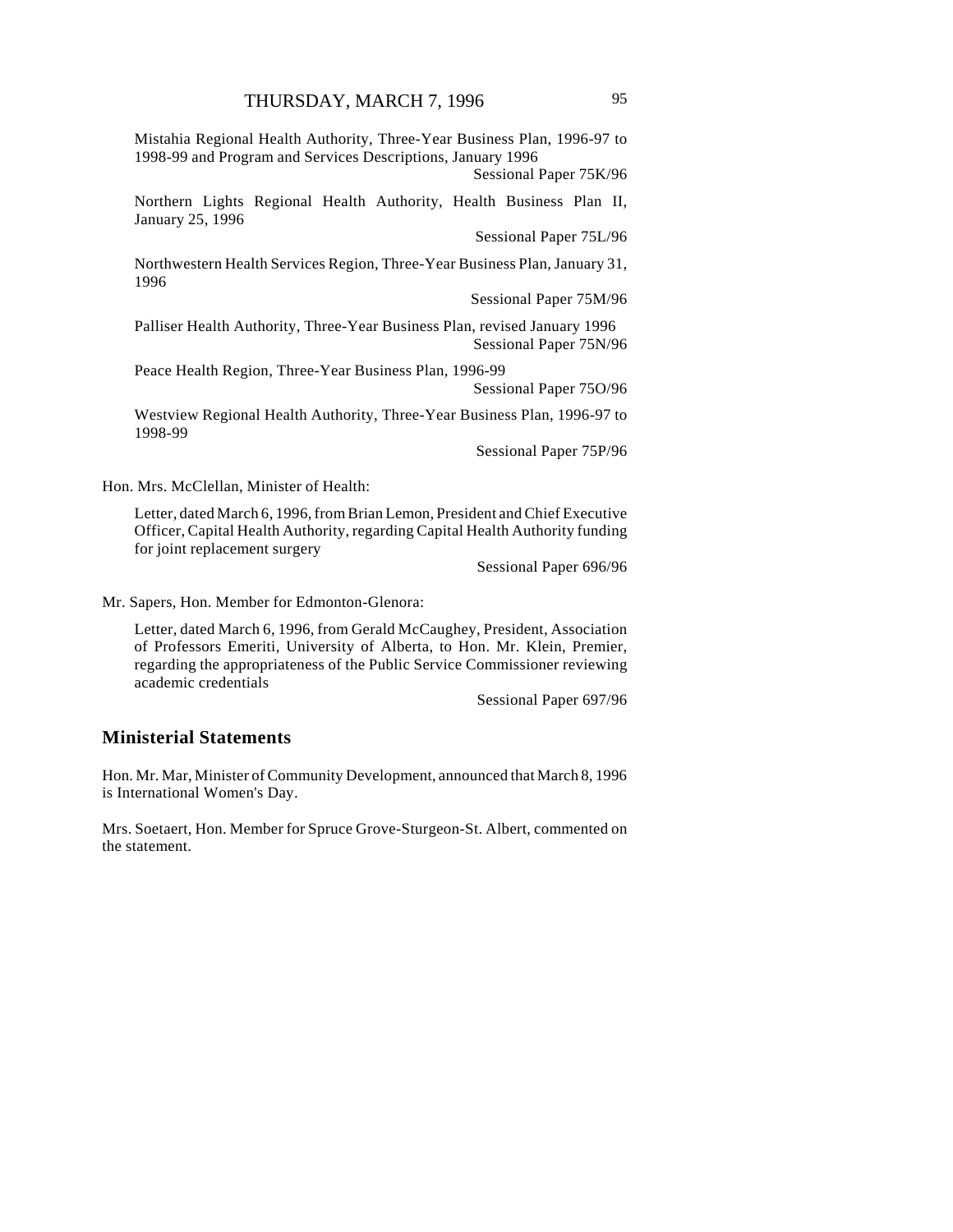Mistahia Regional Health Authority, Three-Year Business Plan, 1996-97 to 1998-99 and Program and Services Descriptions, January 1996

Sessional Paper 75K/96

Northern Lights Regional Health Authority, Health Business Plan II, January 25, 1996

Sessional Paper 75L/96

Northwestern Health Services Region, Three-Year Business Plan, January 31, 1996

Sessional Paper 75M/96

Palliser Health Authority, Three-Year Business Plan, revised January 1996

Sessional Paper 75N/96

Peace Health Region, Three-Year Business Plan, 1996-99

Sessional Paper 75O/96

Westview Regional Health Authority, Three-Year Business Plan, 1996-97 to 1998-99

Sessional Paper 75P/96

Hon. Mrs. McClellan, Minister of Health:

Letter, dated March 6, 1996, from Brian Lemon, President and Chief Executive Officer, Capital Health Authority, regarding Capital Health Authority funding for joint replacement surgery

Sessional Paper 696/96

Mr. Sapers, Hon. Member for Edmonton-Glenora:

Letter, dated March 6, 1996, from Gerald McCaughey, President, Association of Professors Emeriti, University of Alberta, to Hon. Mr. Klein, Premier, regarding the appropriateness of the Public Service Commissioner reviewing academic credentials

Sessional Paper 697/96

## Ministerial Statements

Hon. Mr. Mar, Minister of Community Development, announced that March 8, 1996 is International Women's Day.

Mrs. Soetaert, Hon. Member for Spruce Grove-Sturgeon-St. Albert, commented on the statement.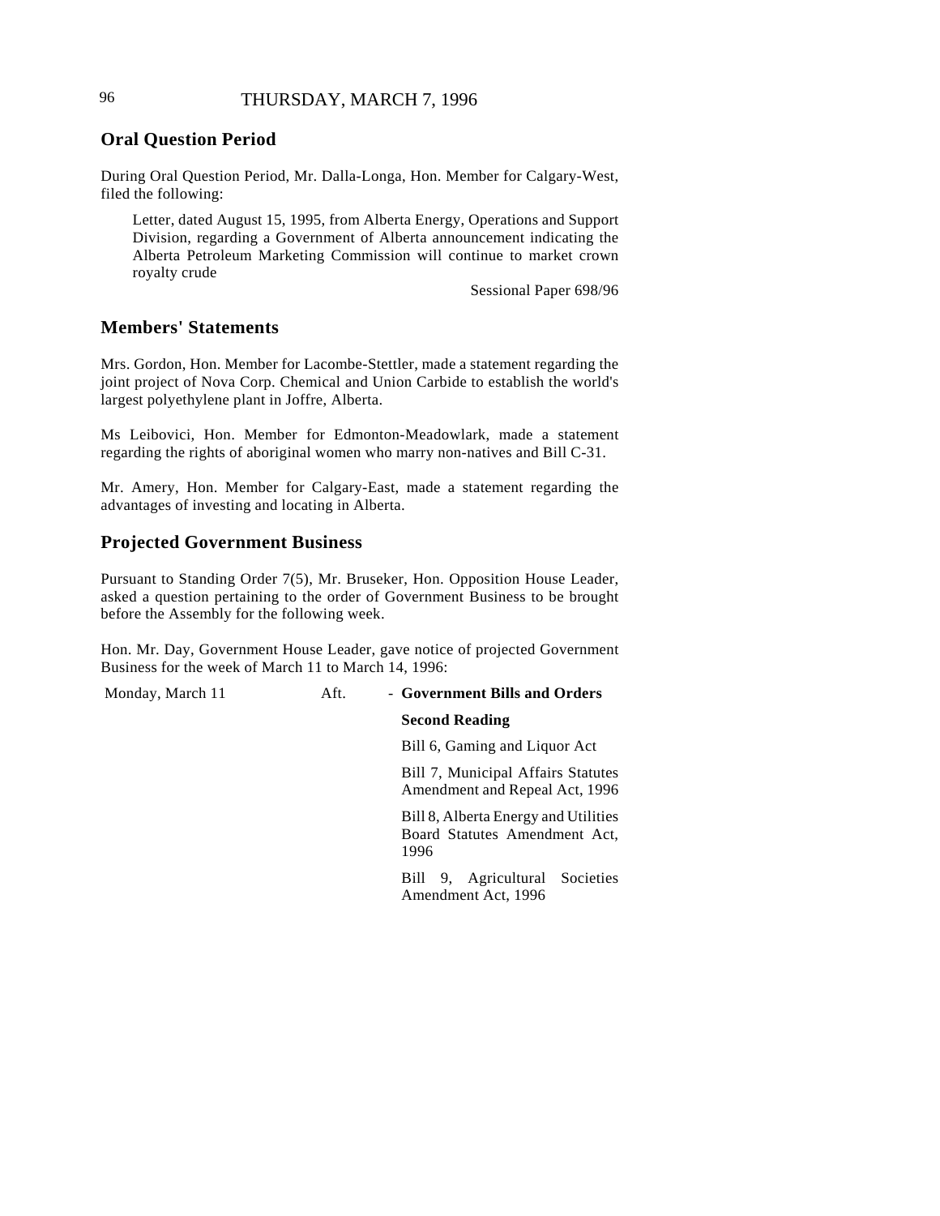## Oral Question Period

During Oral Question Period, Mr. Dalla-Longa, Hon. Member for Calgary-West, filed the following:

> Letter, dated August 15, 1995, from Alberta Energy, Operations and Support Division, regarding a Government of Alberta announcement indicating the Alberta Petroleum Marketing Commission will continue to market crown royalty crude
>
> Sessional Paper 698/96

## Members' Statements

Mrs. Gordon, Hon. Member for Lacombe-Stettler, made a statement regarding the joint project of Nova Corp. Chemical and Union Carbide to establish the world's largest polyethylene plant in Joffre, Alberta.

Ms Leibovici, Hon. Member for Edmonton-Meadowlark, made a statement regarding the rights of aboriginal women who marry non-natives and Bill C-31.

Mr. Amery, Hon. Member for Calgary-East, made a statement regarding the advantages of investing and locating in Alberta.

## Projected Government Business

Pursuant to Standing Order 7(5), Mr. Bruseker, Hon. Opposition House Leader, asked a question pertaining to the order of Government Business to be brought before the Assembly for the following week.

Hon. Mr. Day, Government House Leader, gave notice of projected Government Business for the week of March 11 to March 14, 1996:

| | | |
|---|---|---|
| Monday, March 11 | Aft. | - **Government Bills and Orders** |
| | | **Second Reading** |
| | | Bill 6, Gaming and Liquor Act |
| | | Bill 7, Municipal Affairs Statutes Amendment and Repeal Act, 1996 |
| | | Bill 8, Alberta Energy and Utilities Board Statutes Amendment Act, 1996 |
| | | Bill 9, Agricultural Societies Amendment Act, 1996 |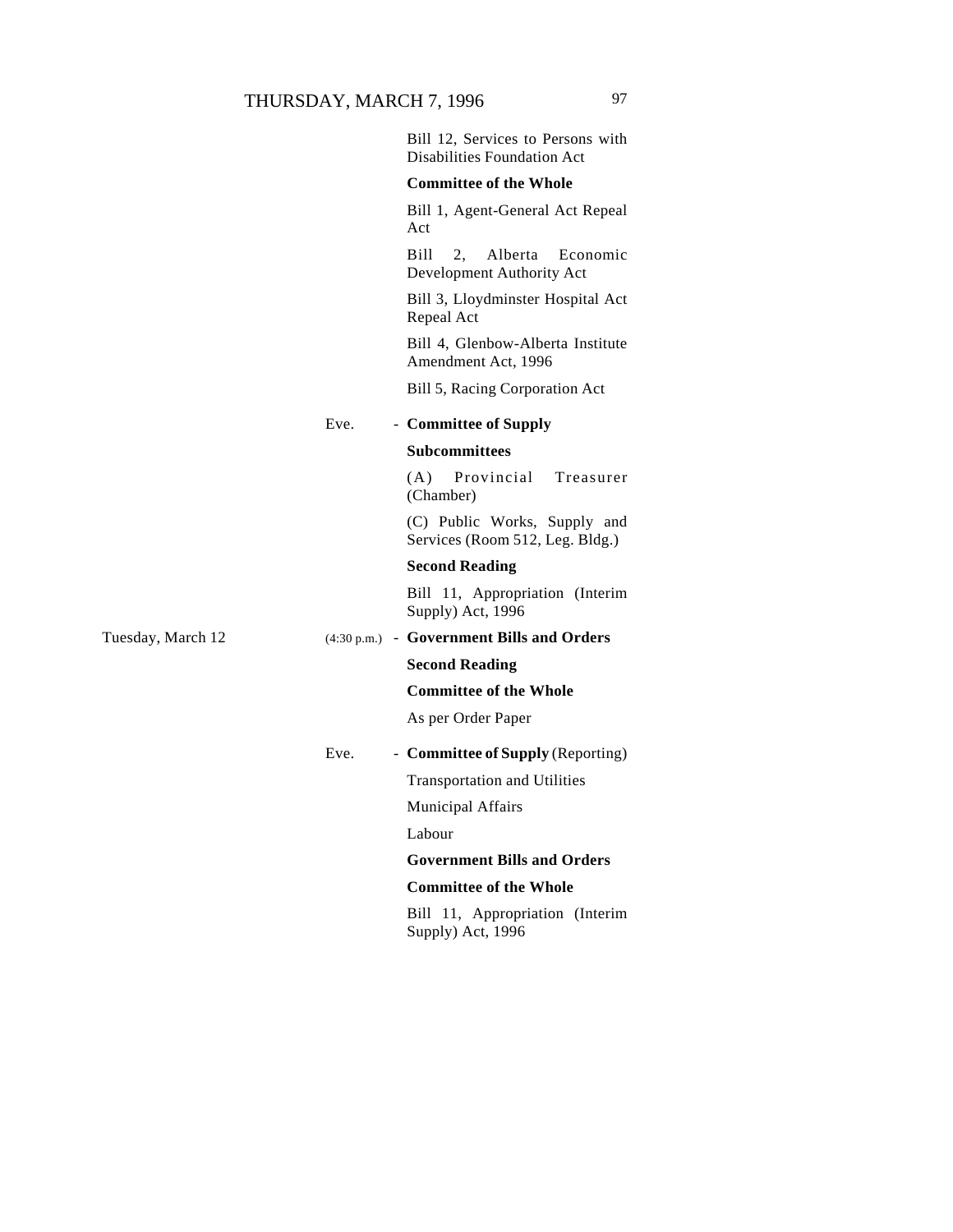Bill 12, Services to Persons with Disabilities Foundation Act

**Committee of the Whole**

Bill 1, Agent-General Act Repeal Act

Bill 2, Alberta Economic Development Authority Act

Bill 3, Lloydminster Hospital Act Repeal Act

Bill 4, Glenbow-Alberta Institute Amendment Act, 1996

Bill 5, Racing Corporation Act

Eve. - **Committee of Supply**

**Subcommittees**

(A) Provincial Treasurer (Chamber)

(C) Public Works, Supply and Services (Room 512, Leg. Bldg.)

**Second Reading**

Bill 11, Appropriation (Interim Supply) Act, 1996

Tuesday, March 12 (4:30 p.m.) - **Government Bills and Orders**

**Second Reading**

**Committee of the Whole**

As per Order Paper

Eve. - **Committee of Supply** (Reporting)

Transportation and Utilities

Municipal Affairs

Labour

**Government Bills and Orders**

**Committee of the Whole**

Bill 11, Appropriation (Interim Supply) Act, 1996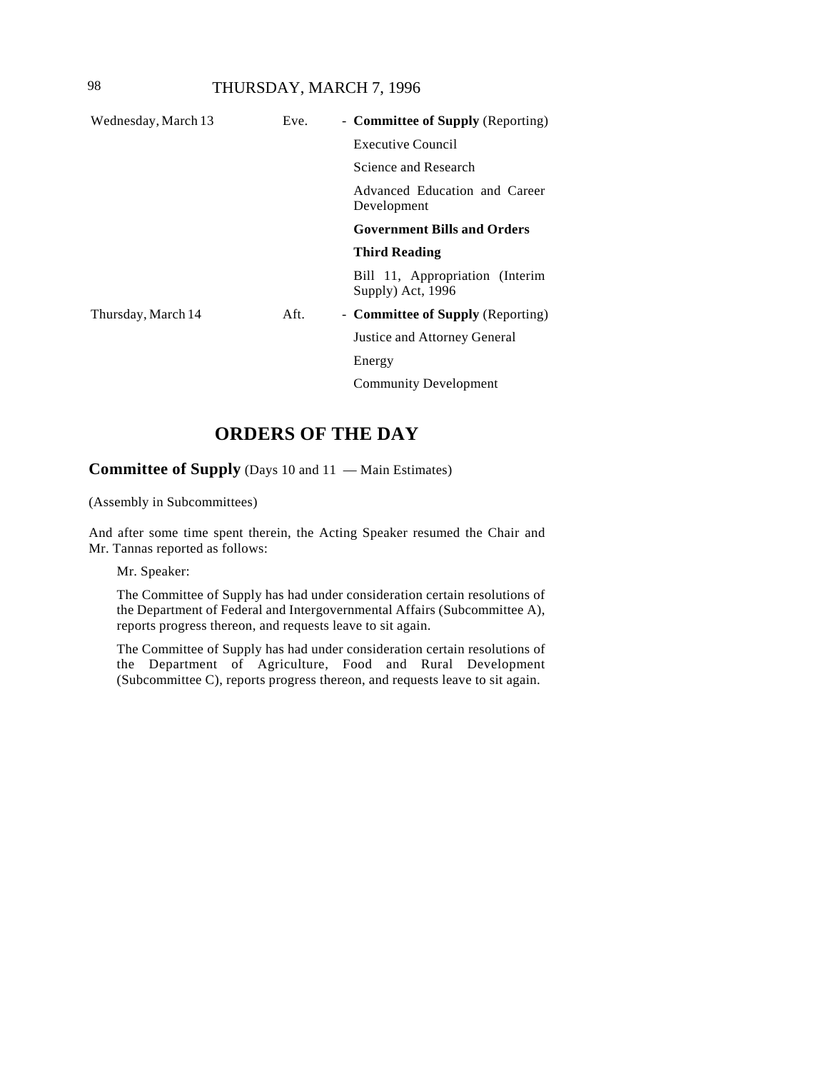| | | |
|---|---|---|
| Wednesday, March 13 | Eve. | - **Committee of Supply** (Reporting) |
| | | Executive Council |
| | | Science and Research |
| | | Advanced Education and Career Development |
| | | **Government Bills and Orders** |
| | | **Third Reading** |
| | | Bill 11, Appropriation (Interim Supply) Act, 1996 |
| Thursday, March 14 | Aft. | - **Committee of Supply** (Reporting) |
| | | Justice and Attorney General |
| | | Energy |
| | | Community Development |

## ORDERS OF THE DAY

**Committee of Supply** (Days 10 and 11 — Main Estimates)

(Assembly in Subcommittees)

And after some time spent therein, the Acting Speaker resumed the Chair and Mr. Tannas reported as follows:

> Mr. Speaker:
>
> The Committee of Supply has had under consideration certain resolutions of the Department of Federal and Intergovernmental Affairs (Subcommittee A), reports progress thereon, and requests leave to sit again.
>
> The Committee of Supply has had under consideration certain resolutions of the Department of Agriculture, Food and Rural Development (Subcommittee C), reports progress thereon, and requests leave to sit again.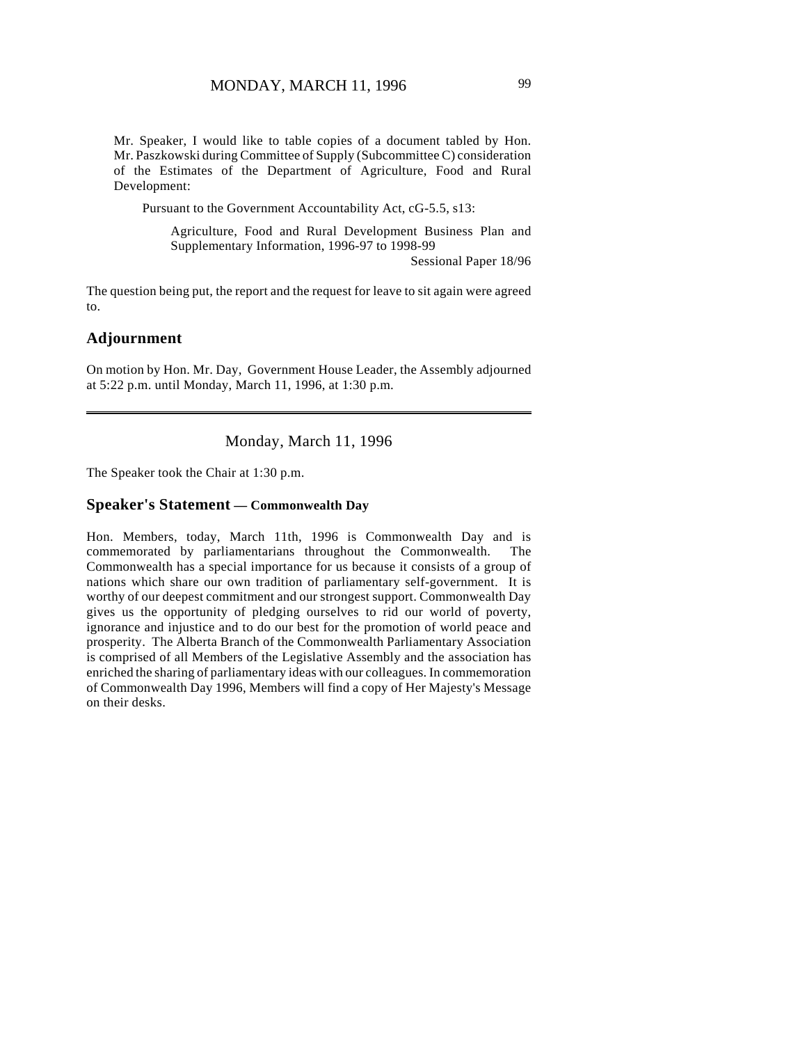Mr. Speaker, I would like to table copies of a document tabled by Hon. Mr. Paszkowski during Committee of Supply (Subcommittee C) consideration of the Estimates of the Department of Agriculture, Food and Rural Development:

Pursuant to the Government Accountability Act, cG-5.5, s13:

Agriculture, Food and Rural Development Business Plan and Supplementary Information, 1996-97 to 1998-99

Sessional Paper 18/96

The question being put, the report and the request for leave to sit again were agreed to.

## Adjournment

On motion by Hon. Mr. Day, Government House Leader, the Assembly adjourned at 5:22 p.m. until Monday, March 11, 1996, at 1:30 p.m.

---

Monday, March 11, 1996

The Speaker took the Chair at 1:30 p.m.

## Speaker's Statement — Commonwealth Day

Hon. Members, today, March 11th, 1996 is Commonwealth Day and is commemorated by parliamentarians throughout the Commonwealth. The Commonwealth has a special importance for us because it consists of a group of nations which share our own tradition of parliamentary self-government. It is worthy of our deepest commitment and our strongest support. Commonwealth Day gives us the opportunity of pledging ourselves to rid our world of poverty, ignorance and injustice and to do our best for the promotion of world peace and prosperity. The Alberta Branch of the Commonwealth Parliamentary Association is comprised of all Members of the Legislative Assembly and the association has enriched the sharing of parliamentary ideas with our colleagues. In commemoration of Commonwealth Day 1996, Members will find a copy of Her Majesty's Message on their desks.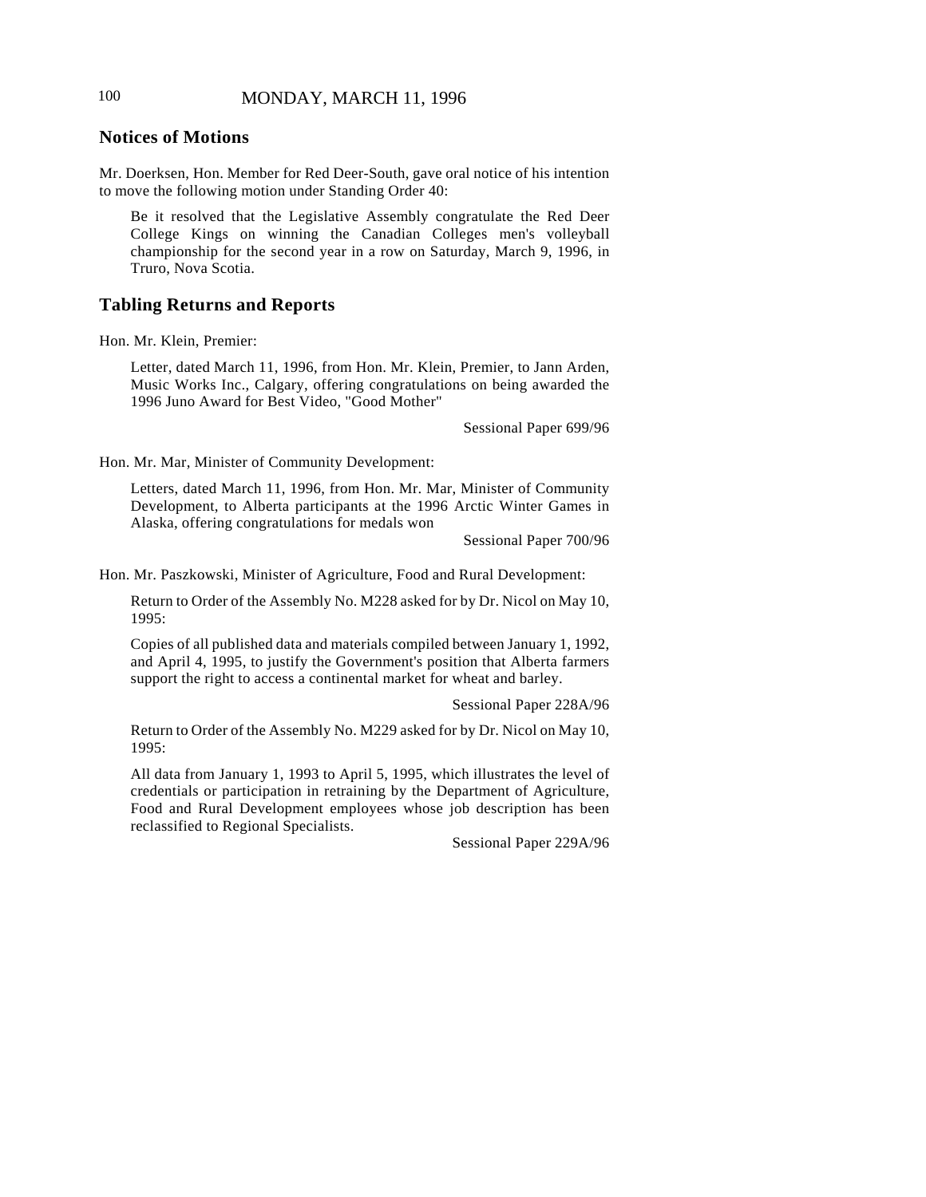## Notices of Motions

Mr. Doerksen, Hon. Member for Red Deer-South, gave oral notice of his intention to move the following motion under Standing Order 40:

> Be it resolved that the Legislative Assembly congratulate the Red Deer College Kings on winning the Canadian Colleges men's volleyball championship for the second year in a row on Saturday, March 9, 1996, in Truro, Nova Scotia.

## Tabling Returns and Reports

Hon. Mr. Klein, Premier:

> Letter, dated March 11, 1996, from Hon. Mr. Klein, Premier, to Jann Arden, Music Works Inc., Calgary, offering congratulations on being awarded the 1996 Juno Award for Best Video, "Good Mother"
>
> Sessional Paper 699/96

Hon. Mr. Mar, Minister of Community Development:

> Letters, dated March 11, 1996, from Hon. Mr. Mar, Minister of Community Development, to Alberta participants at the 1996 Arctic Winter Games in Alaska, offering congratulations for medals won
>
> Sessional Paper 700/96

Hon. Mr. Paszkowski, Minister of Agriculture, Food and Rural Development:

> Return to Order of the Assembly No. M228 asked for by Dr. Nicol on May 10, 1995:
>
> Copies of all published data and materials compiled between January 1, 1992, and April 4, 1995, to justify the Government's position that Alberta farmers support the right to access a continental market for wheat and barley.
>
> Sessional Paper 228A/96
>
> Return to Order of the Assembly No. M229 asked for by Dr. Nicol on May 10, 1995:
>
> All data from January 1, 1993 to April 5, 1995, which illustrates the level of credentials or participation in retraining by the Department of Agriculture, Food and Rural Development employees whose job description has been reclassified to Regional Specialists.
>
> Sessional Paper 229A/96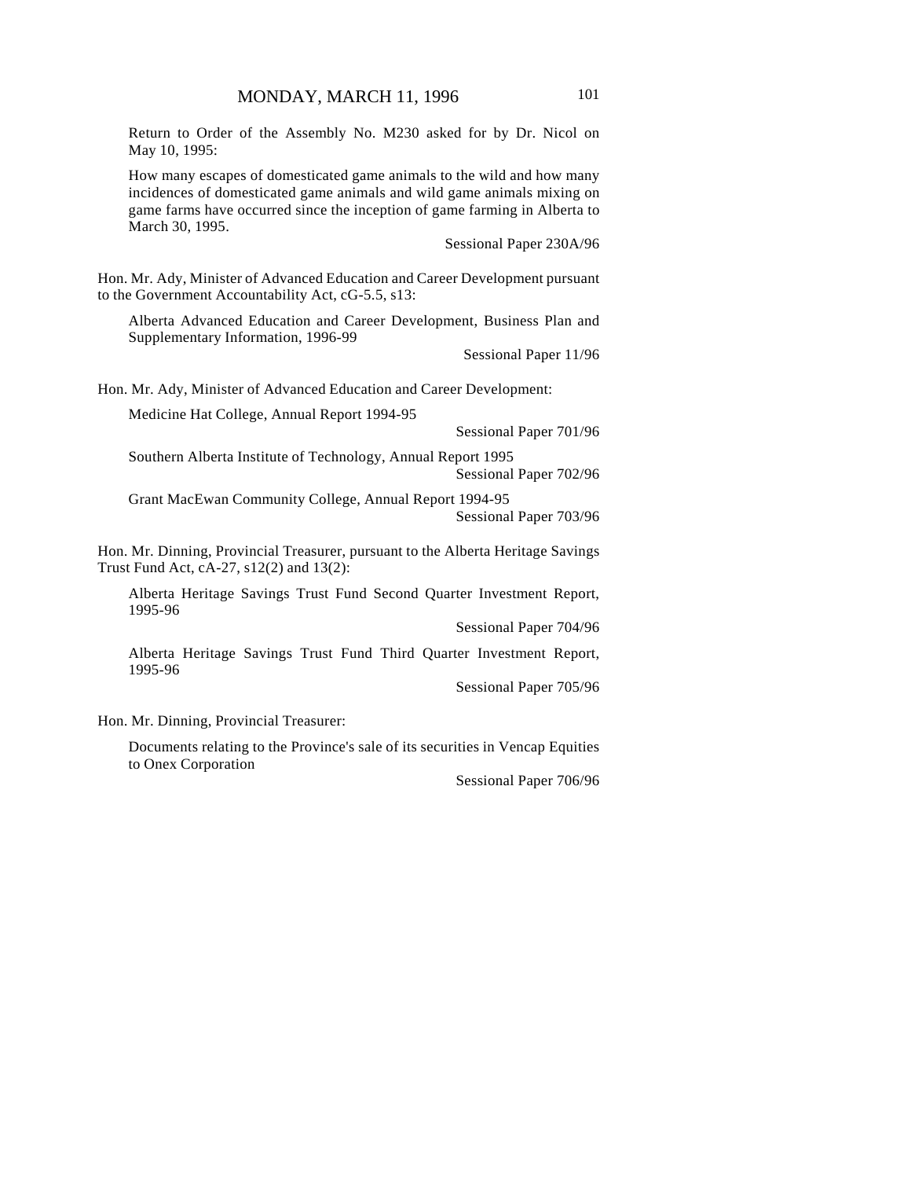Return to Order of the Assembly No. M230 asked for by Dr. Nicol on May 10, 1995:

How many escapes of domesticated game animals to the wild and how many incidences of domesticated game animals and wild game animals mixing on game farms have occurred since the inception of game farming in Alberta to March 30, 1995.

Sessional Paper 230A/96

Hon. Mr. Ady, Minister of Advanced Education and Career Development pursuant to the Government Accountability Act, cG-5.5, s13:

Alberta Advanced Education and Career Development, Business Plan and Supplementary Information, 1996-99

Sessional Paper 11/96

Hon. Mr. Ady, Minister of Advanced Education and Career Development:

Medicine Hat College, Annual Report 1994-95

Sessional Paper 701/96

Southern Alberta Institute of Technology, Annual Report 1995

Sessional Paper 702/96

Grant MacEwan Community College, Annual Report 1994-95

Sessional Paper 703/96

Hon. Mr. Dinning, Provincial Treasurer, pursuant to the Alberta Heritage Savings Trust Fund Act, cA-27, s12(2) and 13(2):

Alberta Heritage Savings Trust Fund Second Quarter Investment Report, 1995-96

Sessional Paper 704/96

Alberta Heritage Savings Trust Fund Third Quarter Investment Report, 1995-96

Sessional Paper 705/96

Hon. Mr. Dinning, Provincial Treasurer:

Documents relating to the Province's sale of its securities in Vencap Equities to Onex Corporation

Sessional Paper 706/96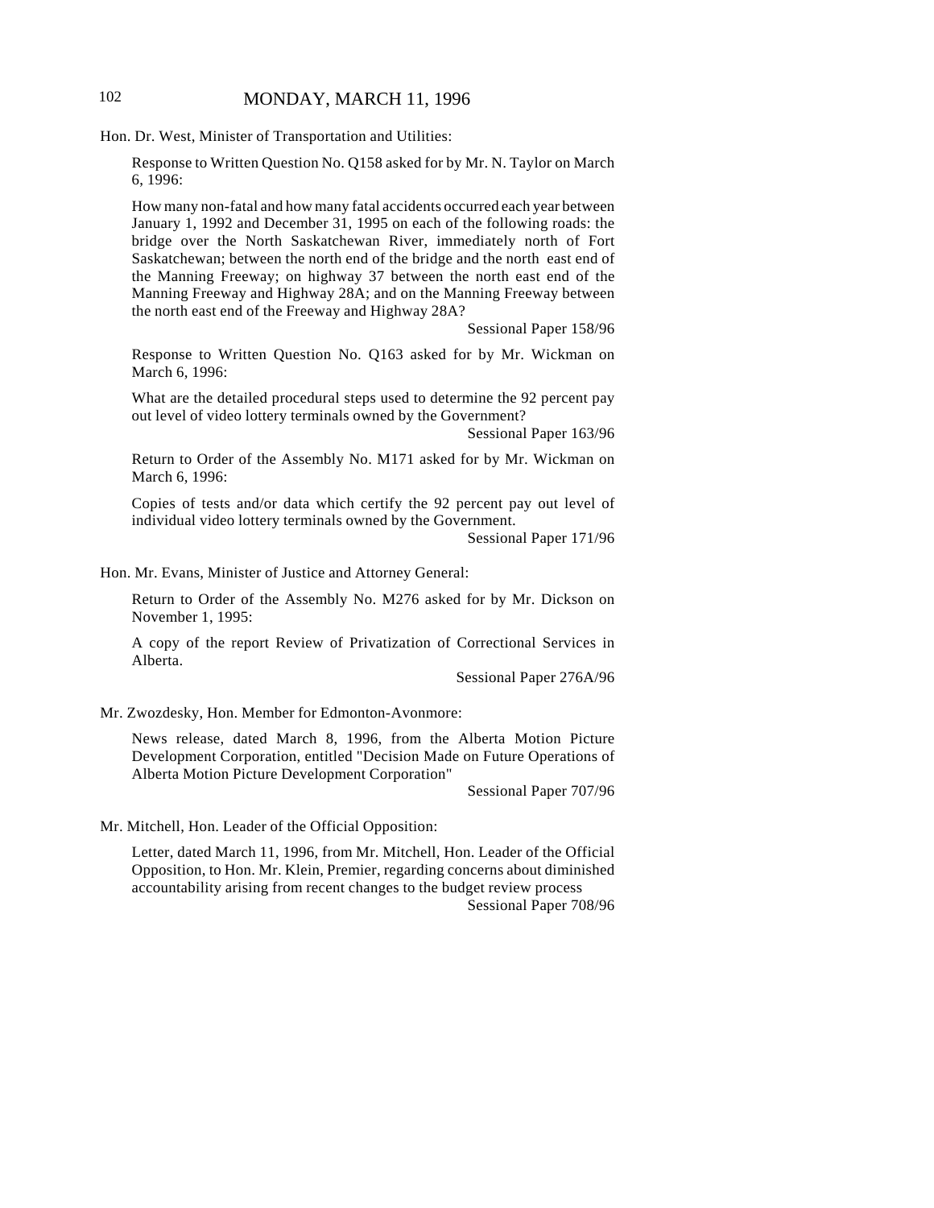Hon. Dr. West, Minister of Transportation and Utilities:

Response to Written Question No. Q158 asked for by Mr. N. Taylor on March 6, 1996:

How many non-fatal and how many fatal accidents occurred each year between January 1, 1992 and December 31, 1995 on each of the following roads: the bridge over the North Saskatchewan River, immediately north of Fort Saskatchewan; between the north end of the bridge and the north east end of the Manning Freeway; on highway 37 between the north east end of the Manning Freeway and Highway 28A; and on the Manning Freeway between the north east end of the Freeway and Highway 28A?

Sessional Paper 158/96

Response to Written Question No. Q163 asked for by Mr. Wickman on March 6, 1996:

What are the detailed procedural steps used to determine the 92 percent pay out level of video lottery terminals owned by the Government?

Sessional Paper 163/96

Return to Order of the Assembly No. M171 asked for by Mr. Wickman on March 6, 1996:

Copies of tests and/or data which certify the 92 percent pay out level of individual video lottery terminals owned by the Government.

Sessional Paper 171/96

Hon. Mr. Evans, Minister of Justice and Attorney General:

Return to Order of the Assembly No. M276 asked for by Mr. Dickson on November 1, 1995:

A copy of the report Review of Privatization of Correctional Services in Alberta.

Sessional Paper 276A/96

Mr. Zwozdesky, Hon. Member for Edmonton-Avonmore:

News release, dated March 8, 1996, from the Alberta Motion Picture Development Corporation, entitled "Decision Made on Future Operations of Alberta Motion Picture Development Corporation"

Sessional Paper 707/96

Mr. Mitchell, Hon. Leader of the Official Opposition:

Letter, dated March 11, 1996, from Mr. Mitchell, Hon. Leader of the Official Opposition, to Hon. Mr. Klein, Premier, regarding concerns about diminished accountability arising from recent changes to the budget review process

Sessional Paper 708/96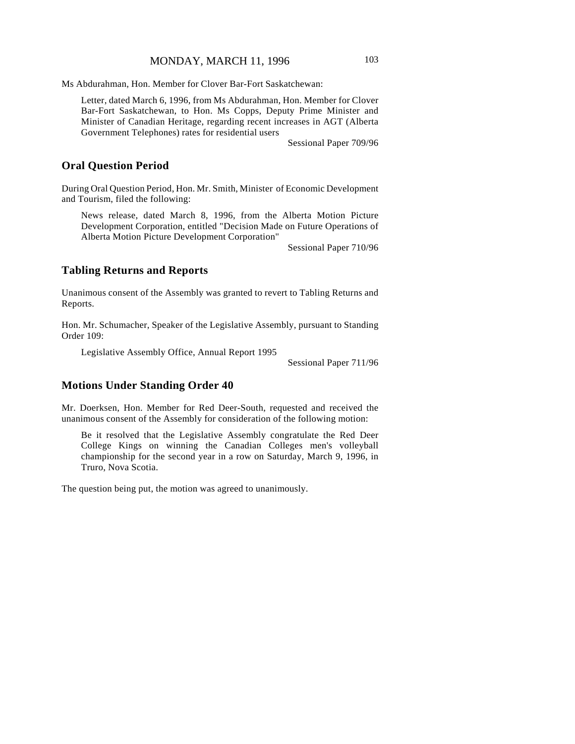Ms Abdurahman, Hon. Member for Clover Bar-Fort Saskatchewan:

Letter, dated March 6, 1996, from Ms Abdurahman, Hon. Member for Clover Bar-Fort Saskatchewan, to Hon. Ms Copps, Deputy Prime Minister and Minister of Canadian Heritage, regarding recent increases in AGT (Alberta Government Telephones) rates for residential users

Sessional Paper 709/96

## Oral Question Period

During Oral Question Period, Hon. Mr. Smith, Minister of Economic Development and Tourism, filed the following:

News release, dated March 8, 1996, from the Alberta Motion Picture Development Corporation, entitled "Decision Made on Future Operations of Alberta Motion Picture Development Corporation"

Sessional Paper 710/96

## Tabling Returns and Reports

Unanimous consent of the Assembly was granted to revert to Tabling Returns and Reports.

Hon. Mr. Schumacher, Speaker of the Legislative Assembly, pursuant to Standing Order 109:

Legislative Assembly Office, Annual Report 1995

Sessional Paper 711/96

## Motions Under Standing Order 40

Mr. Doerksen, Hon. Member for Red Deer-South, requested and received the unanimous consent of the Assembly for consideration of the following motion:

Be it resolved that the Legislative Assembly congratulate the Red Deer College Kings on winning the Canadian Colleges men's volleyball championship for the second year in a row on Saturday, March 9, 1996, in Truro, Nova Scotia.

The question being put, the motion was agreed to unanimously.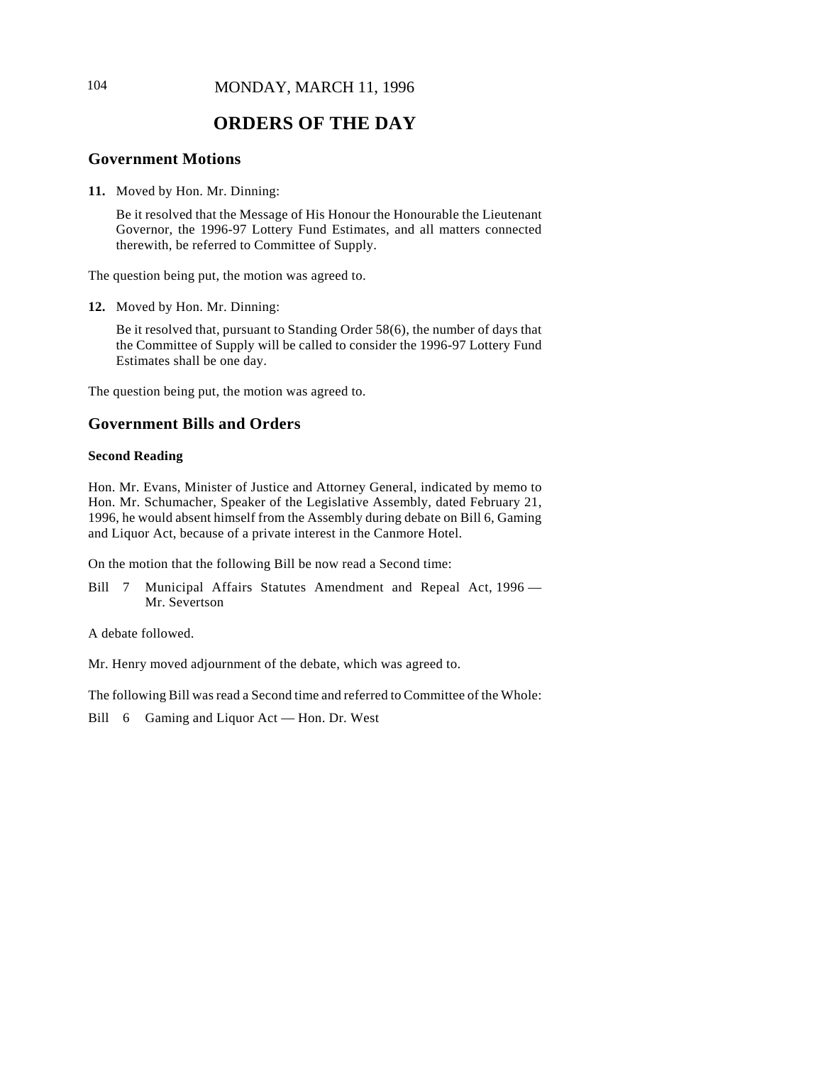MONDAY, MARCH 11, 1996

# ORDERS OF THE DAY

## Government Motions

**11.** Moved by Hon. Mr. Dinning:

Be it resolved that the Message of His Honour the Honourable the Lieutenant Governor, the 1996-97 Lottery Fund Estimates, and all matters connected therewith, be referred to Committee of Supply.

The question being put, the motion was agreed to.

**12.** Moved by Hon. Mr. Dinning:

Be it resolved that, pursuant to Standing Order 58(6), the number of days that the Committee of Supply will be called to consider the 1996-97 Lottery Fund Estimates shall be one day.

The question being put, the motion was agreed to.

## Government Bills and Orders

### Second Reading

Hon. Mr. Evans, Minister of Justice and Attorney General, indicated by memo to Hon. Mr. Schumacher, Speaker of the Legislative Assembly, dated February 21, 1996, he would absent himself from the Assembly during debate on Bill 6, Gaming and Liquor Act, because of a private interest in the Canmore Hotel.

On the motion that the following Bill be now read a Second time:

Bill 7 Municipal Affairs Statutes Amendment and Repeal Act, 1996 — Mr. Severtson

A debate followed.

Mr. Henry moved adjournment of the debate, which was agreed to.

The following Bill was read a Second time and referred to Committee of the Whole:

Bill 6 Gaming and Liquor Act — Hon. Dr. West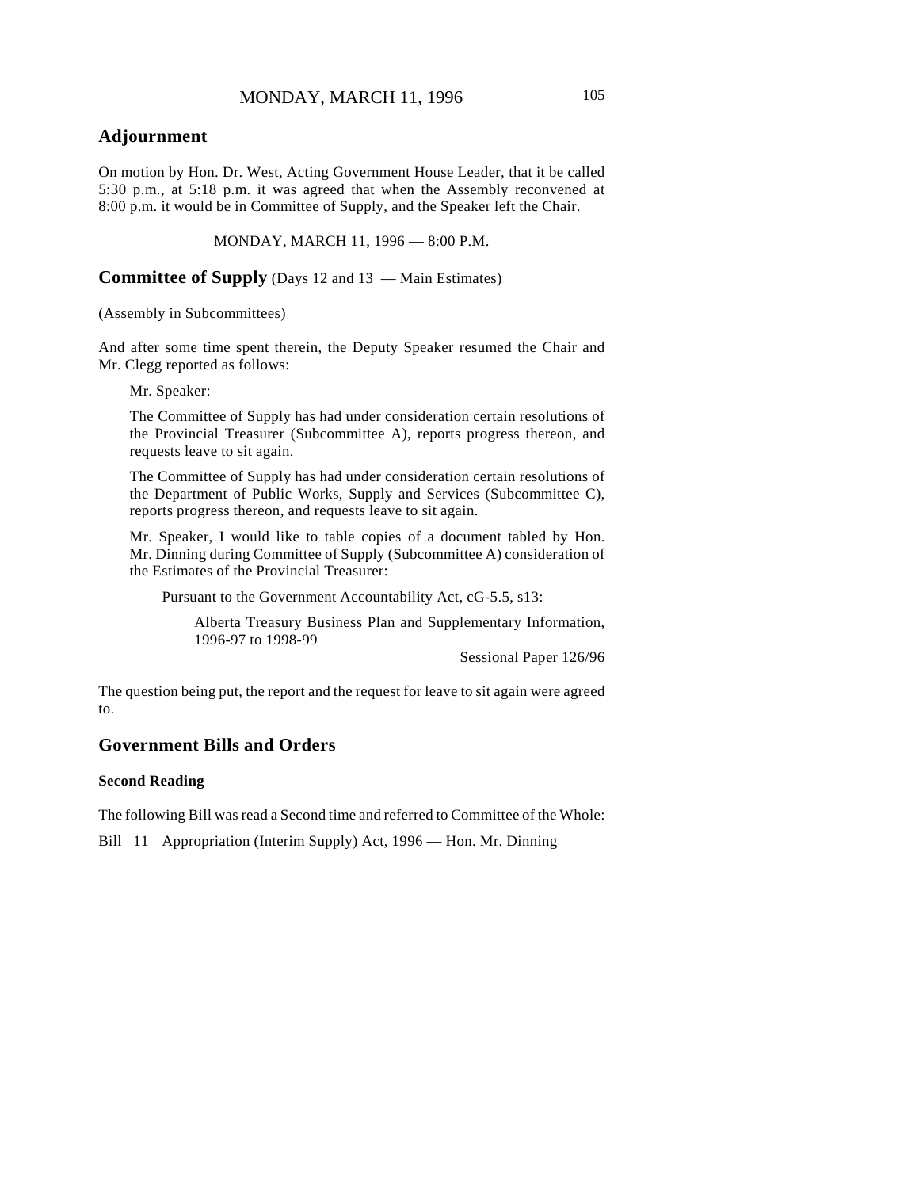## Adjournment

On motion by Hon. Dr. West, Acting Government House Leader, that it be called 5:30 p.m., at 5:18 p.m. it was agreed that when the Assembly reconvened at 8:00 p.m. it would be in Committee of Supply, and the Speaker left the Chair.

MONDAY, MARCH 11, 1996 — 8:00 P.M.

## Committee of Supply (Days 12 and 13 — Main Estimates)

(Assembly in Subcommittees)

And after some time spent therein, the Deputy Speaker resumed the Chair and Mr. Clegg reported as follows:

> Mr. Speaker:
>
> The Committee of Supply has had under consideration certain resolutions of the Provincial Treasurer (Subcommittee A), reports progress thereon, and requests leave to sit again.
>
> The Committee of Supply has had under consideration certain resolutions of the Department of Public Works, Supply and Services (Subcommittee C), reports progress thereon, and requests leave to sit again.
>
> Mr. Speaker, I would like to table copies of a document tabled by Hon. Mr. Dinning during Committee of Supply (Subcommittee A) consideration of the Estimates of the Provincial Treasurer:
>
> > Pursuant to the Government Accountability Act, cG-5.5, s13:
> >
> > > Alberta Treasury Business Plan and Supplementary Information, 1996-97 to 1998-99
> > >
> > > Sessional Paper 126/96

The question being put, the report and the request for leave to sit again were agreed to.

## Government Bills and Orders

### Second Reading

The following Bill was read a Second time and referred to Committee of the Whole:

Bill 11 Appropriation (Interim Supply) Act, 1996 — Hon. Mr. Dinning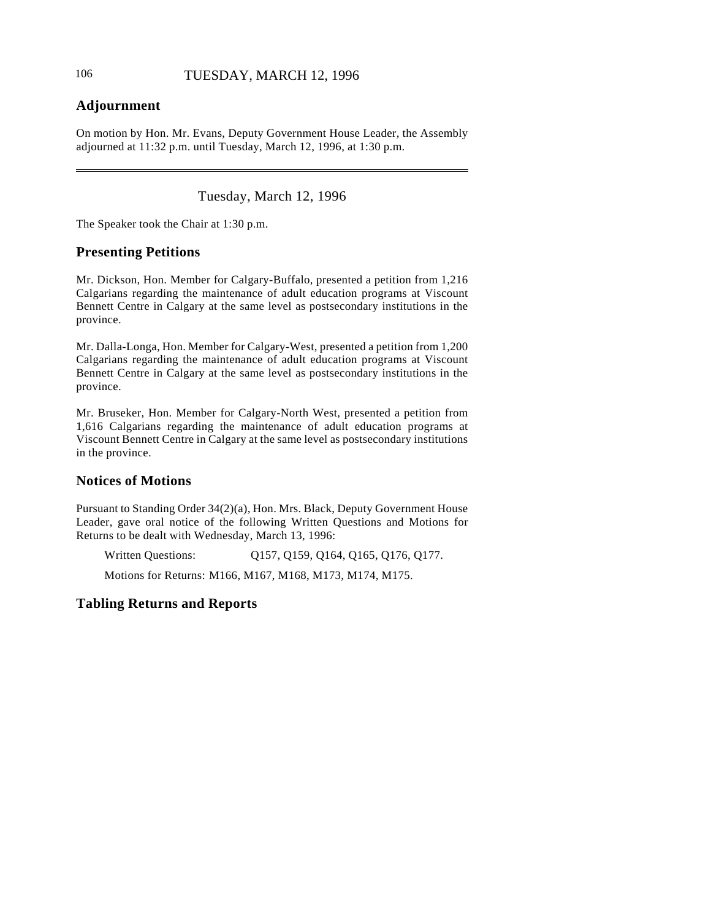## Adjournment

On motion by Hon. Mr. Evans, Deputy Government House Leader, the Assembly adjourned at 11:32 p.m. until Tuesday, March 12, 1996, at 1:30 p.m.

---

# Tuesday, March 12, 1996

The Speaker took the Chair at 1:30 p.m.

## Presenting Petitions

Mr. Dickson, Hon. Member for Calgary-Buffalo, presented a petition from 1,216 Calgarians regarding the maintenance of adult education programs at Viscount Bennett Centre in Calgary at the same level as postsecondary institutions in the province.

Mr. Dalla-Longa, Hon. Member for Calgary-West, presented a petition from 1,200 Calgarians regarding the maintenance of adult education programs at Viscount Bennett Centre in Calgary at the same level as postsecondary institutions in the province.

Mr. Bruseker, Hon. Member for Calgary-North West, presented a petition from 1,616 Calgarians regarding the maintenance of adult education programs at Viscount Bennett Centre in Calgary at the same level as postsecondary institutions in the province.

## Notices of Motions

Pursuant to Standing Order 34(2)(a), Hon. Mrs. Black, Deputy Government House Leader, gave oral notice of the following Written Questions and Motions for Returns to be dealt with Wednesday, March 13, 1996:

Written Questions: Q157, Q159, Q164, Q165, Q176, Q177.

Motions for Returns: M166, M167, M168, M173, M174, M175.

## Tabling Returns and Reports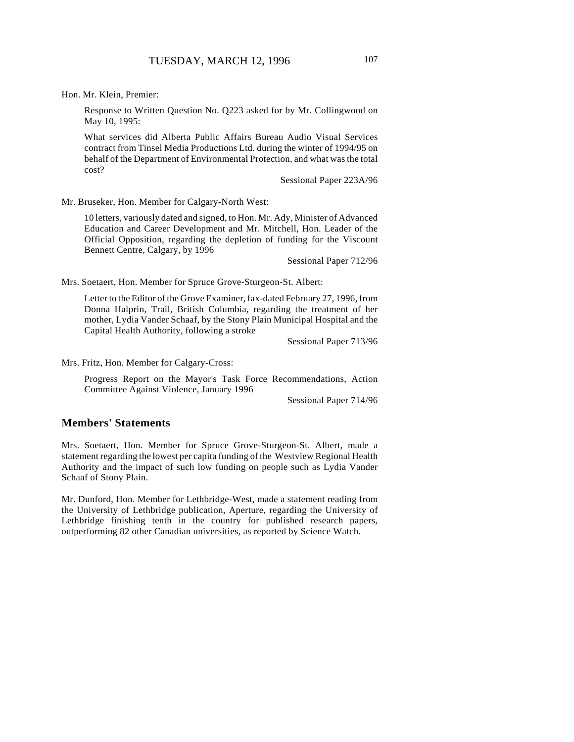Hon. Mr. Klein, Premier:

> Response to Written Question No. Q223 asked for by Mr. Collingwood on May 10, 1995:
>
> What services did Alberta Public Affairs Bureau Audio Visual Services contract from Tinsel Media Productions Ltd. during the winter of 1994/95 on behalf of the Department of Environmental Protection, and what was the total cost?
>
> Sessional Paper 223A/96

Mr. Bruseker, Hon. Member for Calgary-North West:

> 10 letters, variously dated and signed, to Hon. Mr. Ady, Minister of Advanced Education and Career Development and Mr. Mitchell, Hon. Leader of the Official Opposition, regarding the depletion of funding for the Viscount Bennett Centre, Calgary, by 1996
>
> Sessional Paper 712/96

Mrs. Soetaert, Hon. Member for Spruce Grove-Sturgeon-St. Albert:

> Letter to the Editor of the Grove Examiner, fax-dated February 27, 1996, from Donna Halprin, Trail, British Columbia, regarding the treatment of her mother, Lydia Vander Schaaf, by the Stony Plain Municipal Hospital and the Capital Health Authority, following a stroke
>
> Sessional Paper 713/96

Mrs. Fritz, Hon. Member for Calgary-Cross:

> Progress Report on the Mayor's Task Force Recommendations, Action Committee Against Violence, January 1996
>
> Sessional Paper 714/96

## Members' Statements

Mrs. Soetaert, Hon. Member for Spruce Grove-Sturgeon-St. Albert, made a statement regarding the lowest per capita funding of the Westview Regional Health Authority and the impact of such low funding on people such as Lydia Vander Schaaf of Stony Plain.

Mr. Dunford, Hon. Member for Lethbridge-West, made a statement reading from the University of Lethbridge publication, Aperture, regarding the University of Lethbridge finishing tenth in the country for published research papers, outperforming 82 other Canadian universities, as reported by Science Watch.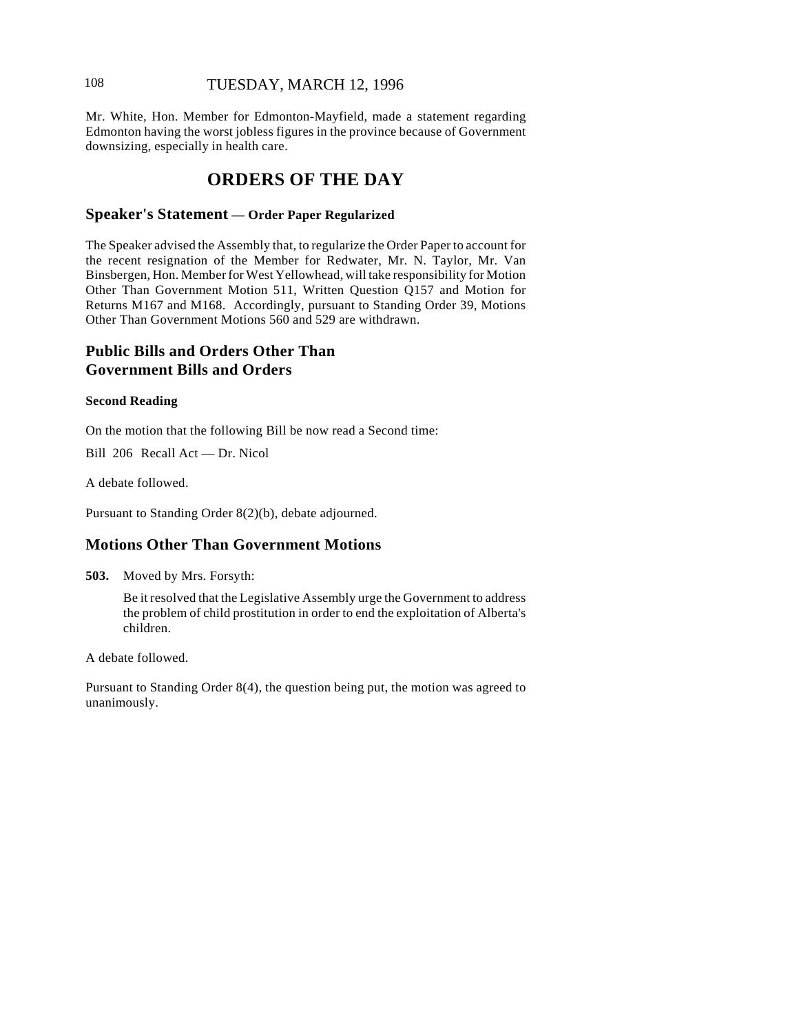Mr. White, Hon. Member for Edmonton-Mayfield, made a statement regarding Edmonton having the worst jobless figures in the province because of Government downsizing, especially in health care.

# ORDERS OF THE DAY

## Speaker's Statement — Order Paper Regularized

The Speaker advised the Assembly that, to regularize the Order Paper to account for the recent resignation of the Member for Redwater, Mr. N. Taylor, Mr. Van Binsbergen, Hon. Member for West Yellowhead, will take responsibility for Motion Other Than Government Motion 511, Written Question Q157 and Motion for Returns M167 and M168. Accordingly, pursuant to Standing Order 39, Motions Other Than Government Motions 560 and 529 are withdrawn.

## Public Bills and Orders Other Than Government Bills and Orders

### Second Reading

On the motion that the following Bill be now read a Second time:

Bill 206 Recall Act — Dr. Nicol

A debate followed.

Pursuant to Standing Order 8(2)(b), debate adjourned.

## Motions Other Than Government Motions

**503.** Moved by Mrs. Forsyth:

> Be it resolved that the Legislative Assembly urge the Government to address the problem of child prostitution in order to end the exploitation of Alberta's children.

A debate followed.

Pursuant to Standing Order 8(4), the question being put, the motion was agreed to unanimously.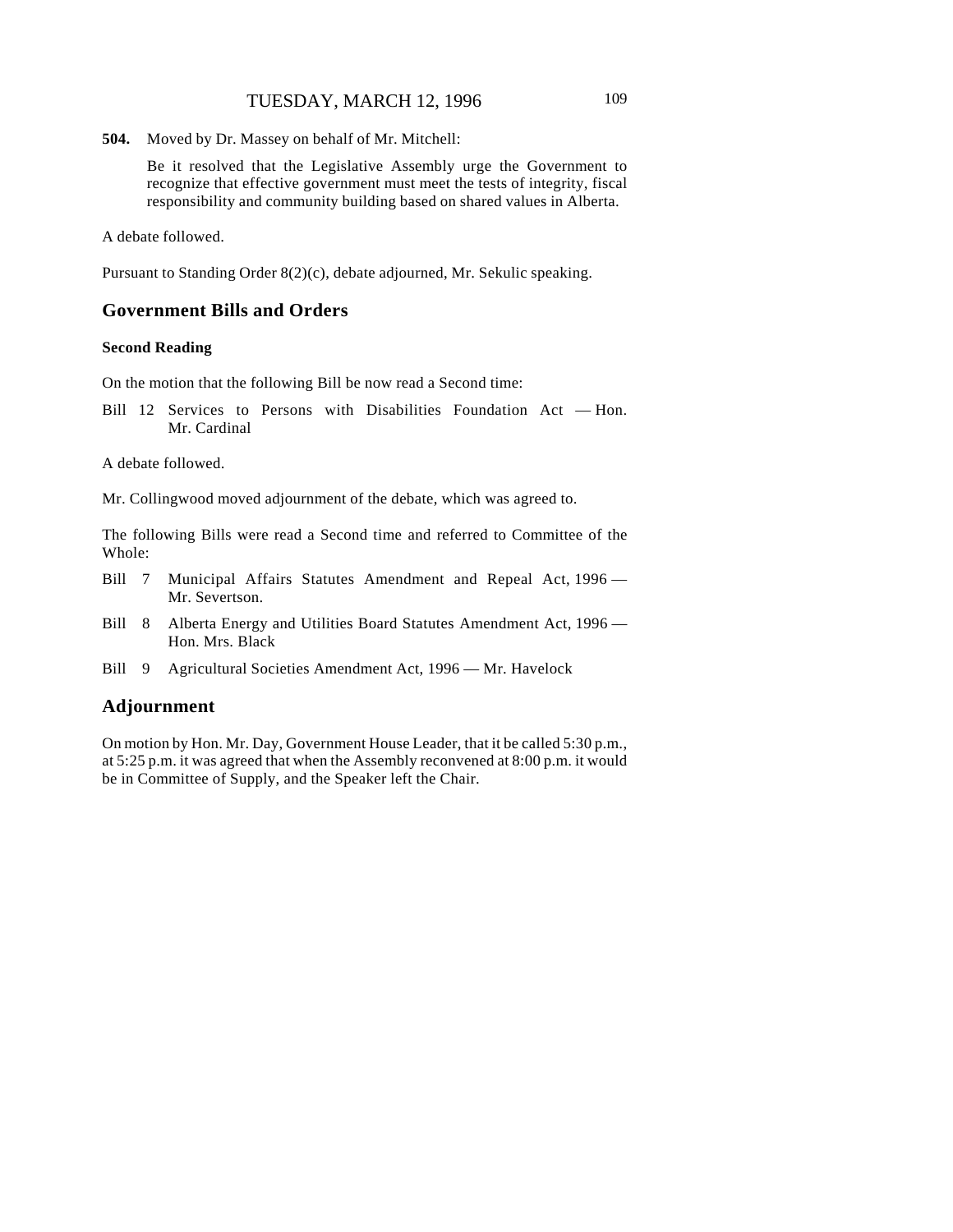**504.** Moved by Dr. Massey on behalf of Mr. Mitchell:

Be it resolved that the Legislative Assembly urge the Government to recognize that effective government must meet the tests of integrity, fiscal responsibility and community building based on shared values in Alberta.

A debate followed.

Pursuant to Standing Order 8(2)(c), debate adjourned, Mr. Sekulic speaking.

## Government Bills and Orders

### Second Reading

On the motion that the following Bill be now read a Second time:

Bill 12 Services to Persons with Disabilities Foundation Act — Hon. Mr. Cardinal

A debate followed.

Mr. Collingwood moved adjournment of the debate, which was agreed to.

The following Bills were read a Second time and referred to Committee of the Whole:

Bill 7 Municipal Affairs Statutes Amendment and Repeal Act, 1996 — Mr. Severtson.

Bill 8 Alberta Energy and Utilities Board Statutes Amendment Act, 1996 — Hon. Mrs. Black

Bill 9 Agricultural Societies Amendment Act, 1996 — Mr. Havelock

## Adjournment

On motion by Hon. Mr. Day, Government House Leader, that it be called 5:30 p.m., at 5:25 p.m. it was agreed that when the Assembly reconvened at 8:00 p.m. it would be in Committee of Supply, and the Speaker left the Chair.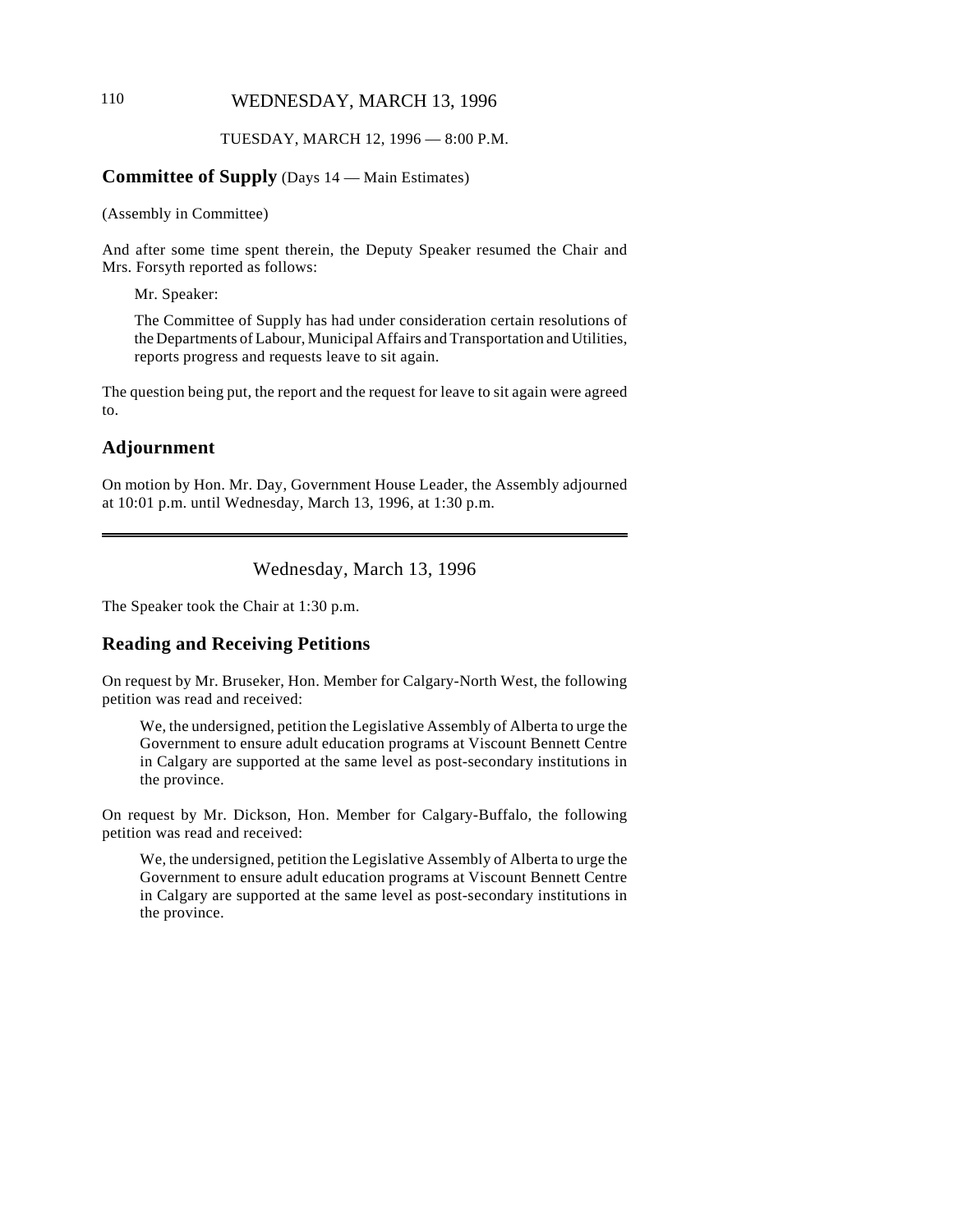TUESDAY, MARCH 12, 1996 — 8:00 P.M.

## Committee of Supply (Days 14 — Main Estimates)

(Assembly in Committee)

And after some time spent therein, the Deputy Speaker resumed the Chair and Mrs. Forsyth reported as follows:

> Mr. Speaker:
>
> The Committee of Supply has had under consideration certain resolutions of the Departments of Labour, Municipal Affairs and Transportation and Utilities, reports progress and requests leave to sit again.

The question being put, the report and the request for leave to sit again were agreed to.

## Adjournment

On motion by Hon. Mr. Day, Government House Leader, the Assembly adjourned at 10:01 p.m. until Wednesday, March 13, 1996, at 1:30 p.m.

---

# Wednesday, March 13, 1996

The Speaker took the Chair at 1:30 p.m.

## Reading and Receiving Petitions

On request by Mr. Bruseker, Hon. Member for Calgary-North West, the following petition was read and received:

> We, the undersigned, petition the Legislative Assembly of Alberta to urge the Government to ensure adult education programs at Viscount Bennett Centre in Calgary are supported at the same level as post-secondary institutions in the province.

On request by Mr. Dickson, Hon. Member for Calgary-Buffalo, the following petition was read and received:

> We, the undersigned, petition the Legislative Assembly of Alberta to urge the Government to ensure adult education programs at Viscount Bennett Centre in Calgary are supported at the same level as post-secondary institutions in the province.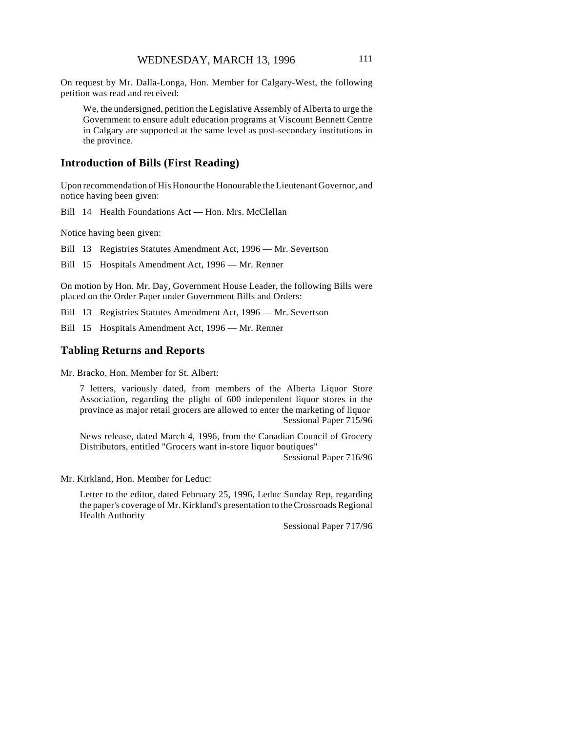On request by Mr. Dalla-Longa, Hon. Member for Calgary-West, the following petition was read and received:

> We, the undersigned, petition the Legislative Assembly of Alberta to urge the Government to ensure adult education programs at Viscount Bennett Centre in Calgary are supported at the same level as post-secondary institutions in the province.

## Introduction of Bills (First Reading)

Upon recommendation of His Honour the Honourable the Lieutenant Governor, and notice having been given:

Bill 14 Health Foundations Act — Hon. Mrs. McClellan

Notice having been given:

Bill 13 Registries Statutes Amendment Act, 1996 — Mr. Severtson

Bill 15 Hospitals Amendment Act, 1996 — Mr. Renner

On motion by Hon. Mr. Day, Government House Leader, the following Bills were placed on the Order Paper under Government Bills and Orders:

Bill 13 Registries Statutes Amendment Act, 1996 — Mr. Severtson

Bill 15 Hospitals Amendment Act, 1996 — Mr. Renner

## Tabling Returns and Reports

Mr. Bracko, Hon. Member for St. Albert:

> 7 letters, variously dated, from members of the Alberta Liquor Store Association, regarding the plight of 600 independent liquor stores in the province as major retail grocers are allowed to enter the marketing of liquor
> Sessional Paper 715/96

> News release, dated March 4, 1996, from the Canadian Council of Grocery Distributors, entitled "Grocers want in-store liquor boutiques"
> Sessional Paper 716/96

Mr. Kirkland, Hon. Member for Leduc:

> Letter to the editor, dated February 25, 1996, Leduc Sunday Rep, regarding the paper's coverage of Mr. Kirkland's presentation to the Crossroads Regional Health Authority
> Sessional Paper 717/96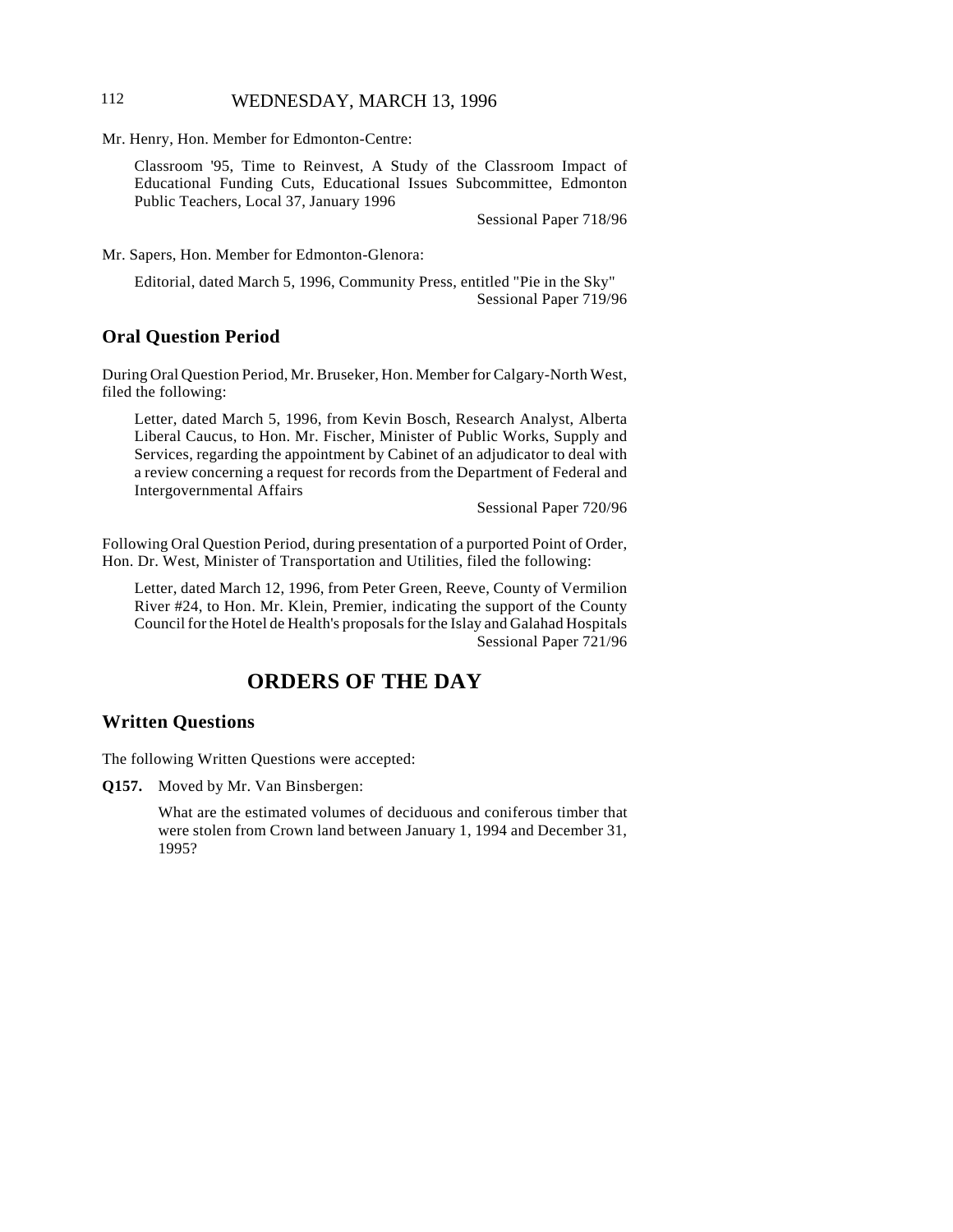Mr. Henry, Hon. Member for Edmonton-Centre:

> Classroom '95, Time to Reinvest, A Study of the Classroom Impact of Educational Funding Cuts, Educational Issues Subcommittee, Edmonton Public Teachers, Local 37, January 1996
>
> Sessional Paper 718/96

Mr. Sapers, Hon. Member for Edmonton-Glenora:

> Editorial, dated March 5, 1996, Community Press, entitled "Pie in the Sky"
>
> Sessional Paper 719/96

## Oral Question Period

During Oral Question Period, Mr. Bruseker, Hon. Member for Calgary-North West, filed the following:

> Letter, dated March 5, 1996, from Kevin Bosch, Research Analyst, Alberta Liberal Caucus, to Hon. Mr. Fischer, Minister of Public Works, Supply and Services, regarding the appointment by Cabinet of an adjudicator to deal with a review concerning a request for records from the Department of Federal and Intergovernmental Affairs
>
> Sessional Paper 720/96

Following Oral Question Period, during presentation of a purported Point of Order, Hon. Dr. West, Minister of Transportation and Utilities, filed the following:

> Letter, dated March 12, 1996, from Peter Green, Reeve, County of Vermilion River #24, to Hon. Mr. Klein, Premier, indicating the support of the County Council for the Hotel de Health's proposals for the Islay and Galahad Hospitals
>
> Sessional Paper 721/96

# ORDERS OF THE DAY

## Written Questions

The following Written Questions were accepted:

**Q157.** Moved by Mr. Van Binsbergen:

> What are the estimated volumes of deciduous and coniferous timber that were stolen from Crown land between January 1, 1994 and December 31, 1995?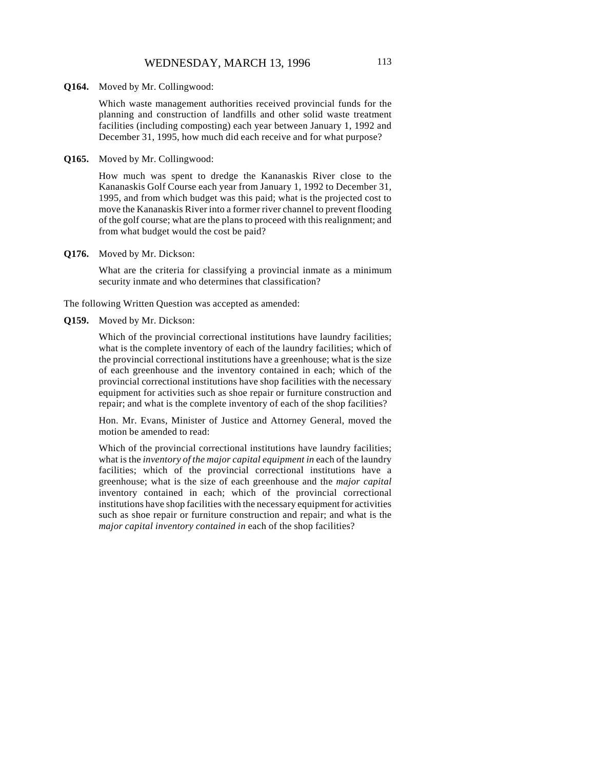**Q164.** Moved by Mr. Collingwood:

Which waste management authorities received provincial funds for the planning and construction of landfills and other solid waste treatment facilities (including composting) each year between January 1, 1992 and December 31, 1995, how much did each receive and for what purpose?

**Q165.** Moved by Mr. Collingwood:

How much was spent to dredge the Kananaskis River close to the Kananaskis Golf Course each year from January 1, 1992 to December 31, 1995, and from which budget was this paid; what is the projected cost to move the Kananaskis River into a former river channel to prevent flooding of the golf course; what are the plans to proceed with this realignment; and from what budget would the cost be paid?

**Q176.** Moved by Mr. Dickson:

What are the criteria for classifying a provincial inmate as a minimum security inmate and who determines that classification?

The following Written Question was accepted as amended:

**Q159.** Moved by Mr. Dickson:

Which of the provincial correctional institutions have laundry facilities; what is the complete inventory of each of the laundry facilities; which of the provincial correctional institutions have a greenhouse; what is the size of each greenhouse and the inventory contained in each; which of the provincial correctional institutions have shop facilities with the necessary equipment for activities such as shoe repair or furniture construction and repair; and what is the complete inventory of each of the shop facilities?

Hon. Mr. Evans, Minister of Justice and Attorney General, moved the motion be amended to read:

Which of the provincial correctional institutions have laundry facilities; what is the *inventory of the major capital equipment in* each of the laundry facilities; which of the provincial correctional institutions have a greenhouse; what is the size of each greenhouse and the *major capital* inventory contained in each; which of the provincial correctional institutions have shop facilities with the necessary equipment for activities such as shoe repair or furniture construction and repair; and what is the *major capital inventory contained in* each of the shop facilities?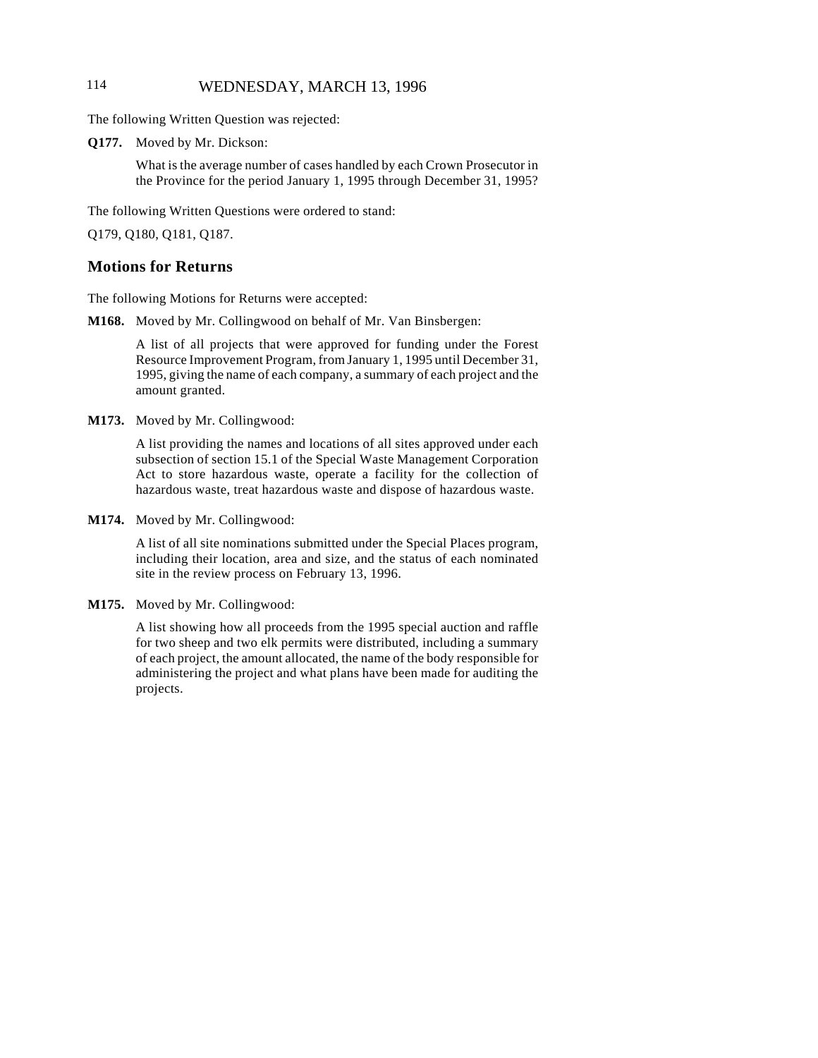The following Written Question was rejected:

**Q177.** Moved by Mr. Dickson:

What is the average number of cases handled by each Crown Prosecutor in the Province for the period January 1, 1995 through December 31, 1995?

The following Written Questions were ordered to stand:

Q179, Q180, Q181, Q187.

## Motions for Returns

The following Motions for Returns were accepted:

**M168.** Moved by Mr. Collingwood on behalf of Mr. Van Binsbergen:

A list of all projects that were approved for funding under the Forest Resource Improvement Program, from January 1, 1995 until December 31, 1995, giving the name of each company, a summary of each project and the amount granted.

**M173.** Moved by Mr. Collingwood:

A list providing the names and locations of all sites approved under each subsection of section 15.1 of the Special Waste Management Corporation Act to store hazardous waste, operate a facility for the collection of hazardous waste, treat hazardous waste and dispose of hazardous waste.

**M174.** Moved by Mr. Collingwood:

A list of all site nominations submitted under the Special Places program, including their location, area and size, and the status of each nominated site in the review process on February 13, 1996.

**M175.** Moved by Mr. Collingwood:

A list showing how all proceeds from the 1995 special auction and raffle for two sheep and two elk permits were distributed, including a summary of each project, the amount allocated, the name of the body responsible for administering the project and what plans have been made for auditing the projects.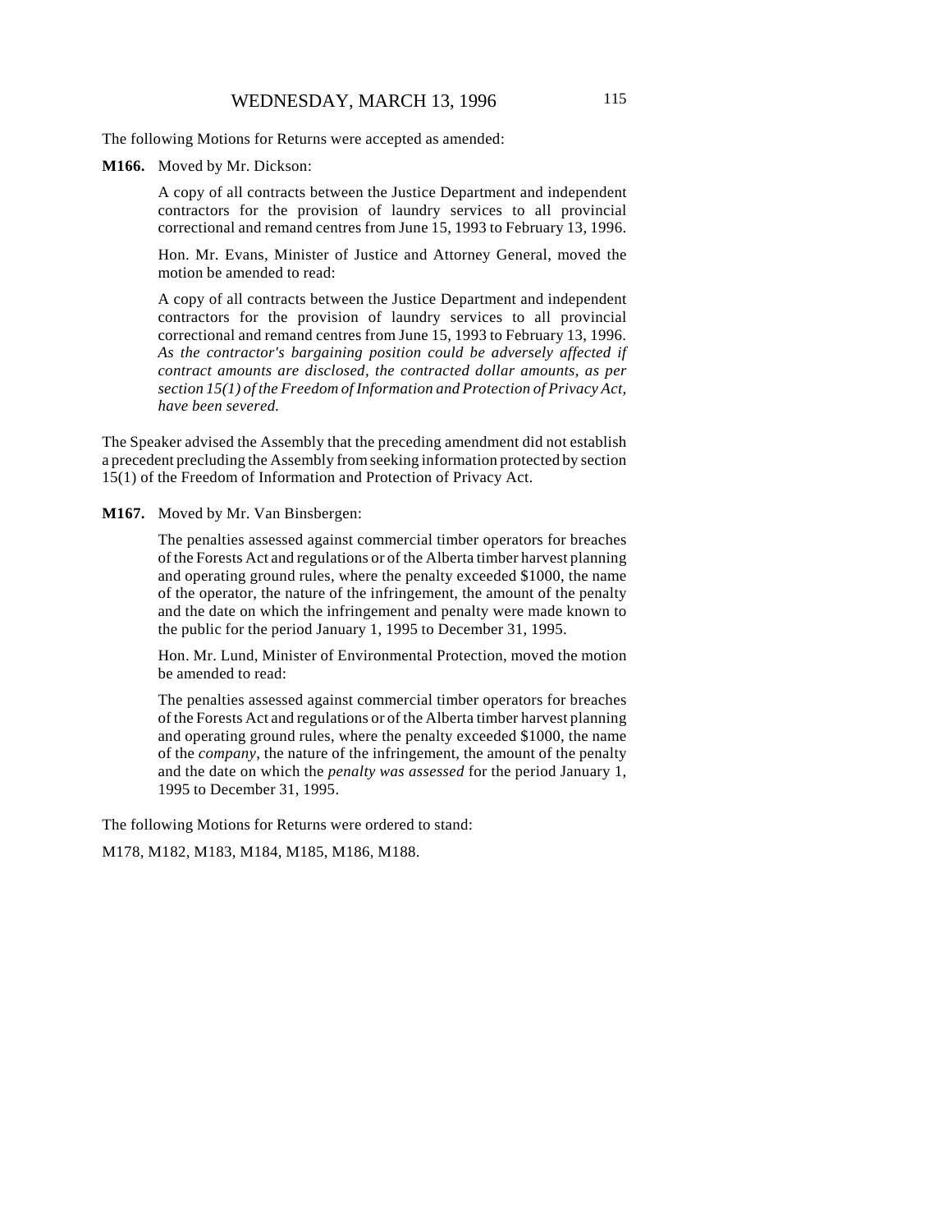The following Motions for Returns were accepted as amended:

**M166.** Moved by Mr. Dickson:

> A copy of all contracts between the Justice Department and independent contractors for the provision of laundry services to all provincial correctional and remand centres from June 15, 1993 to February 13, 1996.
>
> Hon. Mr. Evans, Minister of Justice and Attorney General, moved the motion be amended to read:
>
> A copy of all contracts between the Justice Department and independent contractors for the provision of laundry services to all provincial correctional and remand centres from June 15, 1993 to February 13, 1996. *As the contractor's bargaining position could be adversely affected if contract amounts are disclosed, the contracted dollar amounts, as per section 15(1) of the Freedom of Information and Protection of Privacy Act, have been severed.*

The Speaker advised the Assembly that the preceding amendment did not establish a precedent precluding the Assembly from seeking information protected by section 15(1) of the Freedom of Information and Protection of Privacy Act.

**M167.** Moved by Mr. Van Binsbergen:

> The penalties assessed against commercial timber operators for breaches of the Forests Act and regulations or of the Alberta timber harvest planning and operating ground rules, where the penalty exceeded $1000, the name of the operator, the nature of the infringement, the amount of the penalty and the date on which the infringement and penalty were made known to the public for the period January 1, 1995 to December 31, 1995.
>
> Hon. Mr. Lund, Minister of Environmental Protection, moved the motion be amended to read:
>
> The penalties assessed against commercial timber operators for breaches of the Forests Act and regulations or of the Alberta timber harvest planning and operating ground rules, where the penalty exceeded $1000, the name of the *company*, the nature of the infringement, the amount of the penalty and the date on which the *penalty was assessed* for the period January 1, 1995 to December 31, 1995.

The following Motions for Returns were ordered to stand:

M178, M182, M183, M184, M185, M186, M188.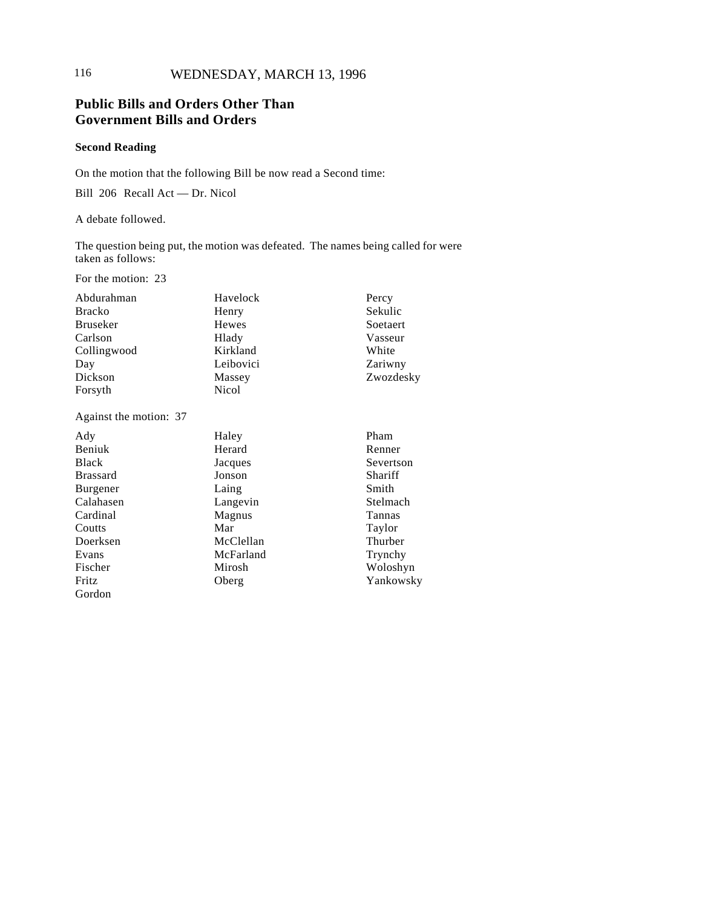## Public Bills and Orders Other Than Government Bills and Orders

### Second Reading

On the motion that the following Bill be now read a Second time:

Bill 206 Recall Act — Dr. Nicol

A debate followed.

The question being put, the motion was defeated. The names being called for were taken as follows:

For the motion: 23

| | | |
|---|---|---|
| Abdurahman | Havelock | Percy |
| Bracko | Henry | Sekulic |
| Bruseker | Hewes | Soetaert |
| Carlson | Hlady | Vasseur |
| Collingwood | Kirkland | White |
| Day | Leibovici | Zariwny |
| Dickson | Massey | Zwozdesky |
| Forsyth | Nicol | |

Against the motion: 37

| | | |
|---|---|---|
| Ady | Haley | Pham |
| Beniuk | Herard | Renner |
| Black | Jacques | Severtson |
| Brassard | Jonson | Shariff |
| Burgener | Laing | Smith |
| Calahasen | Langevin | Stelmach |
| Cardinal | Magnus | Tannas |
| Coutts | Mar | Taylor |
| Doerksen | McClellan | Thurber |
| Evans | McFarland | Trynchy |
| Fischer | Mirosh | Woloshyn |
| Fritz | Oberg | Yankowsky |
| Gordon | | |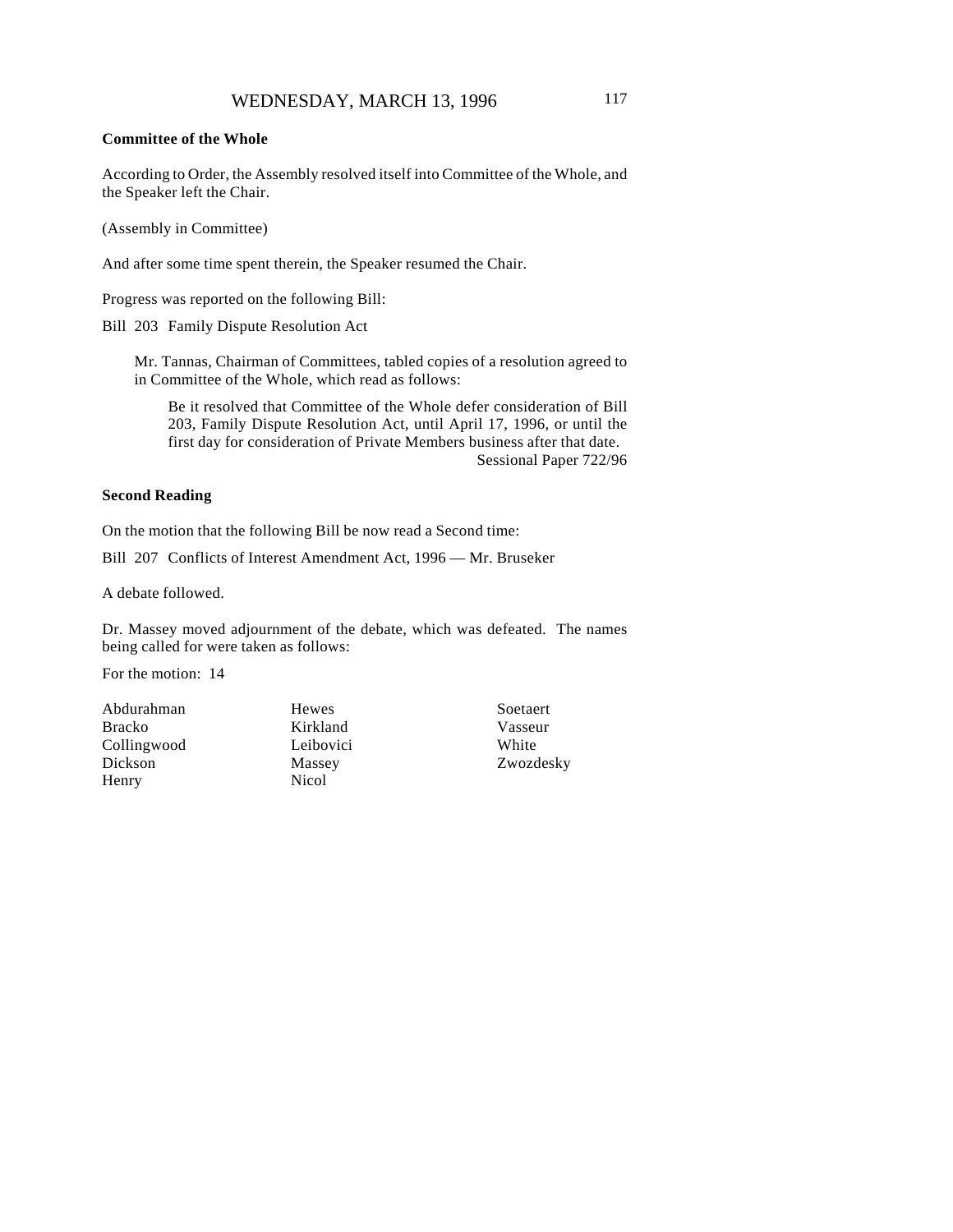**Committee of the Whole**

According to Order, the Assembly resolved itself into Committee of the Whole, and the Speaker left the Chair.

(Assembly in Committee)

And after some time spent therein, the Speaker resumed the Chair.

Progress was reported on the following Bill:

Bill 203 Family Dispute Resolution Act

> Mr. Tannas, Chairman of Committees, tabled copies of a resolution agreed to in Committee of the Whole, which read as follows:
>
> > Be it resolved that Committee of the Whole defer consideration of Bill 203, Family Dispute Resolution Act, until April 17, 1996, or until the first day for consideration of Private Members business after that date.
> >
> > Sessional Paper 722/96

**Second Reading**

On the motion that the following Bill be now read a Second time:

Bill 207 Conflicts of Interest Amendment Act, 1996 — Mr. Bruseker

A debate followed.

Dr. Massey moved adjournment of the debate, which was defeated. The names being called for were taken as follows:

For the motion: 14

| | | |
|---|---|---|
| Abdurahman | Hewes | Soetaert |
| Bracko | Kirkland | Vasseur |
| Collingwood | Leibovici | White |
| Dickson | Massey | Zwozdesky |
| Henry | Nicol | |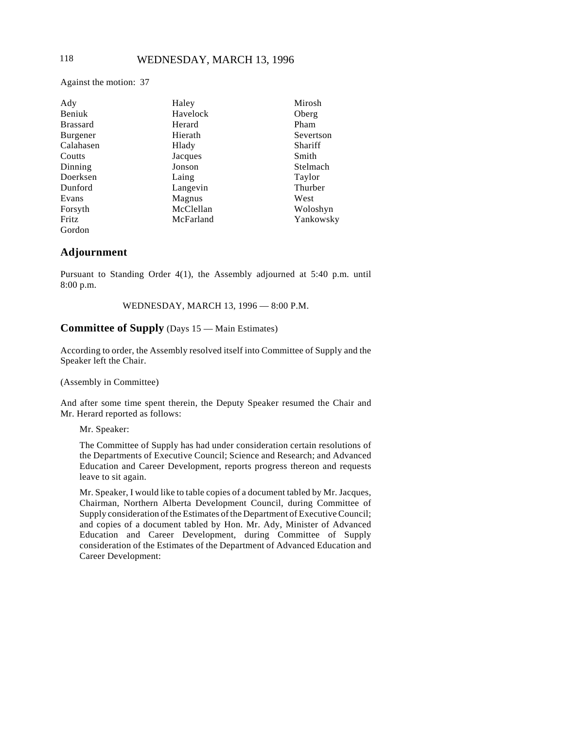Against the motion: 37

| | | |
|---|---|---|
| Ady | Haley | Mirosh |
| Beniuk | Havelock | Oberg |
| Brassard | Herard | Pham |
| Burgener | Hierath | Severtson |
| Calahasen | Hlady | Shariff |
| Coutts | Jacques | Smith |
| Dinning | Jonson | Stelmach |
| Doerksen | Laing | Taylor |
| Dunford | Langevin | Thurber |
| Evans | Magnus | West |
| Forsyth | McClellan | Woloshyn |
| Fritz | McFarland | Yankowsky |
| Gordon | | |

## Adjournment

Pursuant to Standing Order 4(1), the Assembly adjourned at 5:40 p.m. until 8:00 p.m.

WEDNESDAY, MARCH 13, 1996 — 8:00 P.M.

## Committee of Supply (Days 15 — Main Estimates)

According to order, the Assembly resolved itself into Committee of Supply and the Speaker left the Chair.

(Assembly in Committee)

And after some time spent therein, the Deputy Speaker resumed the Chair and Mr. Herard reported as follows:

> Mr. Speaker:
>
> The Committee of Supply has had under consideration certain resolutions of the Departments of Executive Council; Science and Research; and Advanced Education and Career Development, reports progress thereon and requests leave to sit again.
>
> Mr. Speaker, I would like to table copies of a document tabled by Mr. Jacques, Chairman, Northern Alberta Development Council, during Committee of Supply consideration of the Estimates of the Department of Executive Council; and copies of a document tabled by Hon. Mr. Ady, Minister of Advanced Education and Career Development, during Committee of Supply consideration of the Estimates of the Department of Advanced Education and Career Development: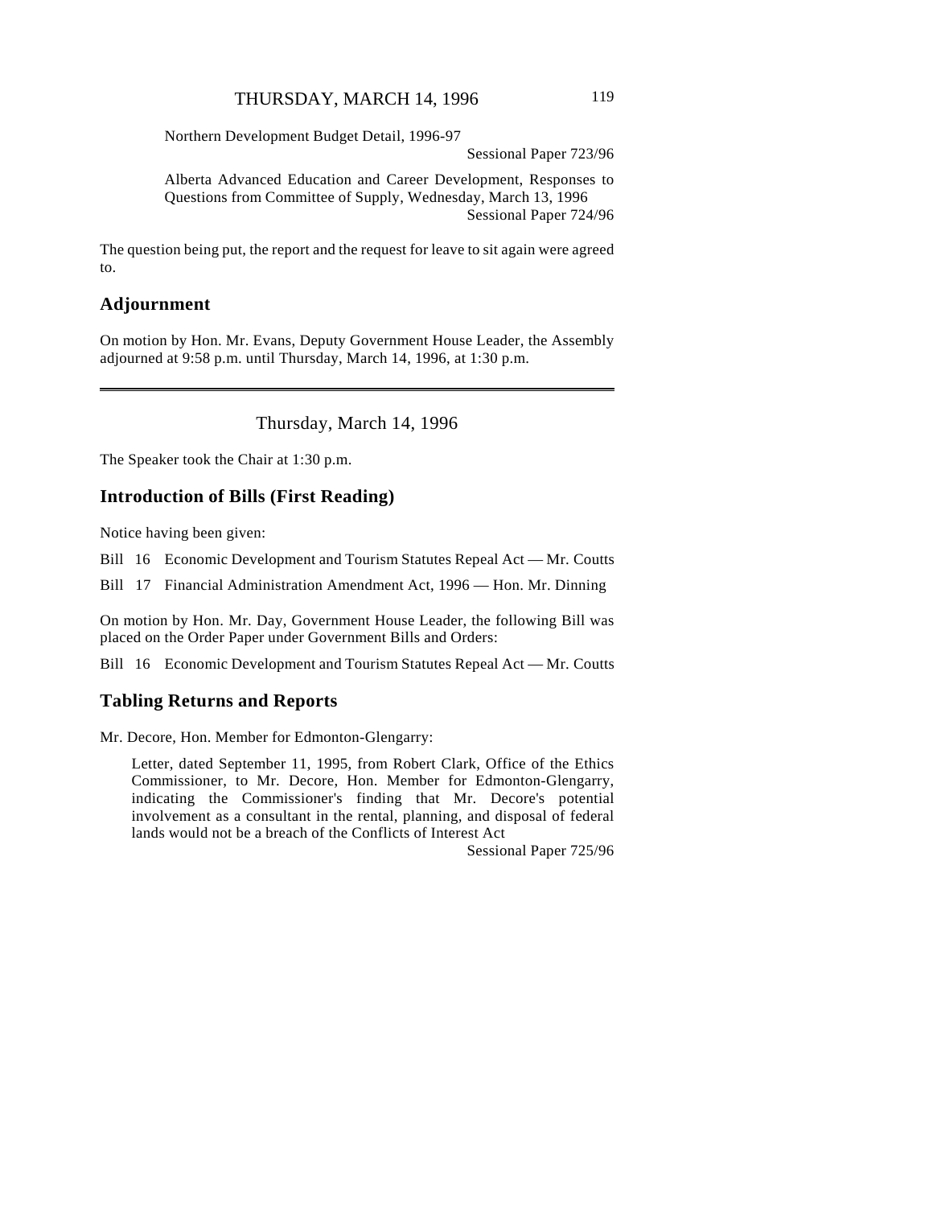Northern Development Budget Detail, 1996-97
Sessional Paper 723/96

Alberta Advanced Education and Career Development, Responses to Questions from Committee of Supply, Wednesday, March 13, 1996
Sessional Paper 724/96

The question being put, the report and the request for leave to sit again were agreed to.

## Adjournment

On motion by Hon. Mr. Evans, Deputy Government House Leader, the Assembly adjourned at 9:58 p.m. until Thursday, March 14, 1996, at 1:30 p.m.

---

Thursday, March 14, 1996

The Speaker took the Chair at 1:30 p.m.

## Introduction of Bills (First Reading)

Notice having been given:

Bill 16 Economic Development and Tourism Statutes Repeal Act — Mr. Coutts

Bill 17 Financial Administration Amendment Act, 1996 — Hon. Mr. Dinning

On motion by Hon. Mr. Day, Government House Leader, the following Bill was placed on the Order Paper under Government Bills and Orders:

Bill 16 Economic Development and Tourism Statutes Repeal Act — Mr. Coutts

## Tabling Returns and Reports

Mr. Decore, Hon. Member for Edmonton-Glengarry:

Letter, dated September 11, 1995, from Robert Clark, Office of the Ethics Commissioner, to Mr. Decore, Hon. Member for Edmonton-Glengarry, indicating the Commissioner's finding that Mr. Decore's potential involvement as a consultant in the rental, planning, and disposal of federal lands would not be a breach of the Conflicts of Interest Act
Sessional Paper 725/96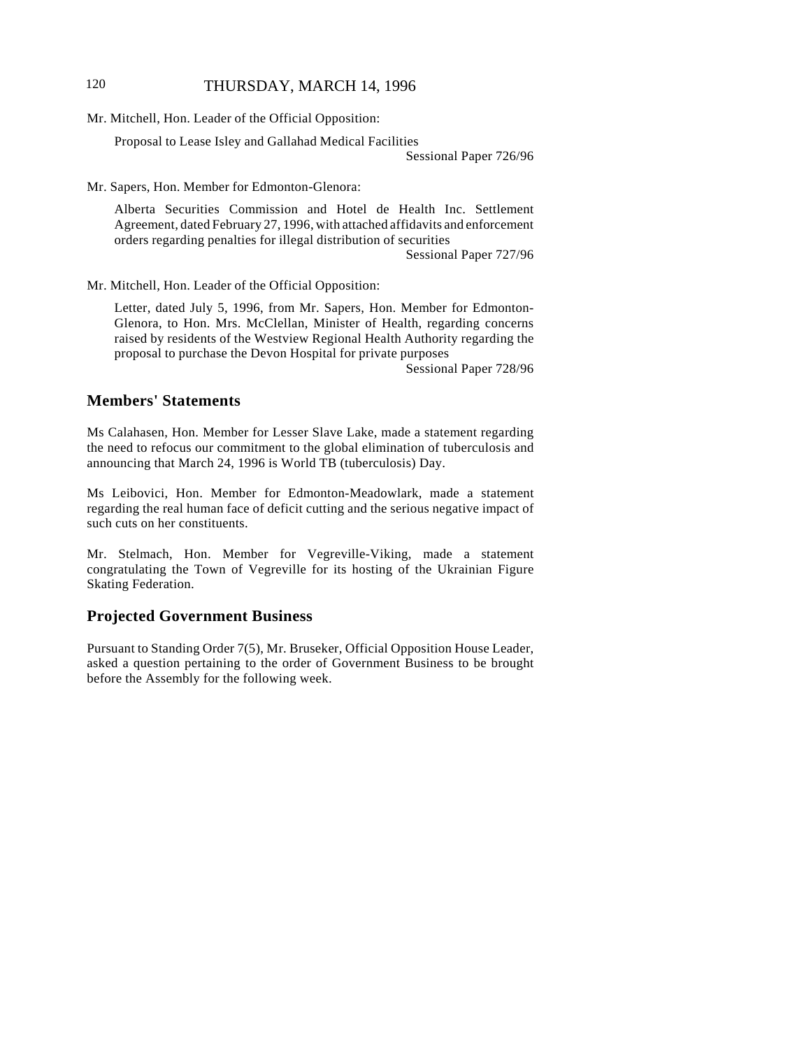Mr. Mitchell, Hon. Leader of the Official Opposition:

Proposal to Lease Isley and Gallahad Medical Facilities
Sessional Paper 726/96

Mr. Sapers, Hon. Member for Edmonton-Glenora:

Alberta Securities Commission and Hotel de Health Inc. Settlement Agreement, dated February 27, 1996, with attached affidavits and enforcement orders regarding penalties for illegal distribution of securities
Sessional Paper 727/96

Mr. Mitchell, Hon. Leader of the Official Opposition:

Letter, dated July 5, 1996, from Mr. Sapers, Hon. Member for Edmonton-Glenora, to Hon. Mrs. McClellan, Minister of Health, regarding concerns raised by residents of the Westview Regional Health Authority regarding the proposal to purchase the Devon Hospital for private purposes
Sessional Paper 728/96

## Members' Statements

Ms Calahasen, Hon. Member for Lesser Slave Lake, made a statement regarding the need to refocus our commitment to the global elimination of tuberculosis and announcing that March 24, 1996 is World TB (tuberculosis) Day.

Ms Leibovici, Hon. Member for Edmonton-Meadowlark, made a statement regarding the real human face of deficit cutting and the serious negative impact of such cuts on her constituents.

Mr. Stelmach, Hon. Member for Vegreville-Viking, made a statement congratulating the Town of Vegreville for its hosting of the Ukrainian Figure Skating Federation.

## Projected Government Business

Pursuant to Standing Order 7(5), Mr. Bruseker, Official Opposition House Leader, asked a question pertaining to the order of Government Business to be brought before the Assembly for the following week.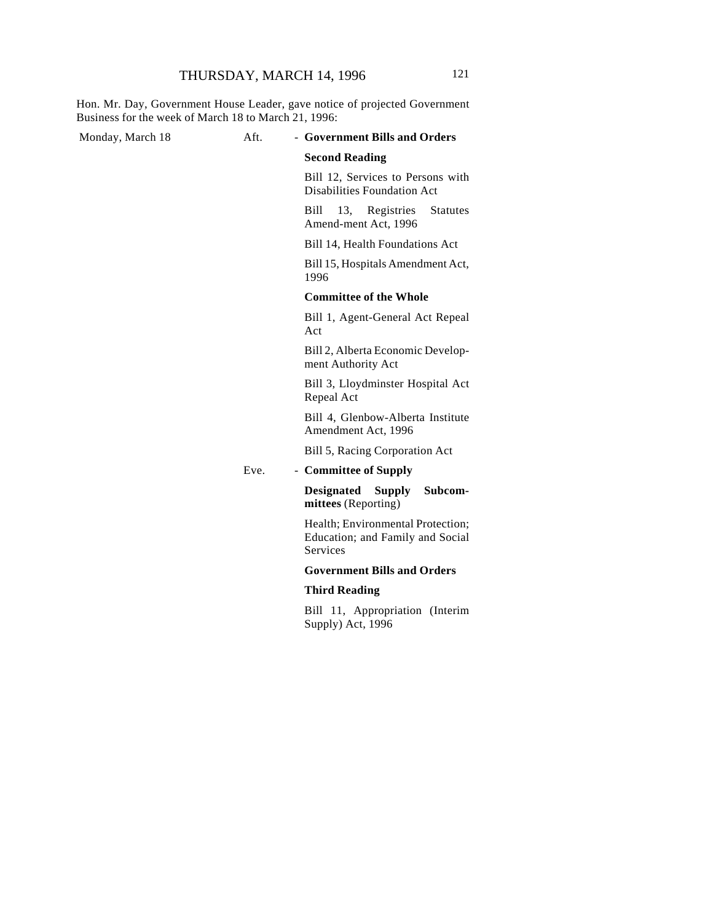Hon. Mr. Day, Government House Leader, gave notice of projected Government Business for the week of March 18 to March 21, 1996:

Monday, March 18

Aft. - **Government Bills and Orders**

**Second Reading**

Bill 12, Services to Persons with Disabilities Foundation Act

Bill 13, Registries Statutes Amend-ment Act, 1996

Bill 14, Health Foundations Act

Bill 15, Hospitals Amendment Act, 1996

**Committee of the Whole**

Bill 1, Agent-General Act Repeal Act

Bill 2, Alberta Economic Develop-ment Authority Act

Bill 3, Lloydminster Hospital Act Repeal Act

Bill 4, Glenbow-Alberta Institute Amendment Act, 1996

Bill 5, Racing Corporation Act

Eve. - **Committee of Supply**

**Designated Supply Subcom-mittees** (Reporting)

Health; Environmental Protection; Education; and Family and Social Services

**Government Bills and Orders**

**Third Reading**

Bill 11, Appropriation (Interim Supply) Act, 1996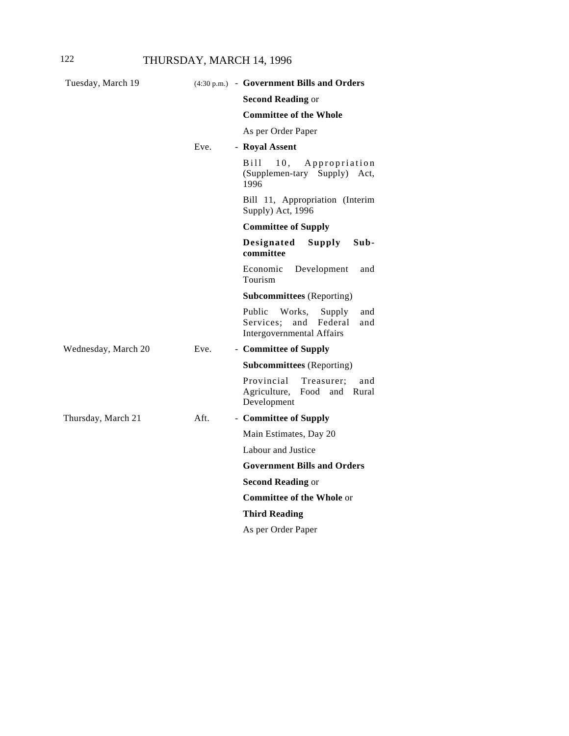THURSDAY, MARCH 14, 1996

| | | |
|---|---|---|
| Tuesday, March 19 | (4:30 p.m.) | - **Government Bills and Orders** |
| | | **Second Reading** or |
| | | **Committee of the Whole** |
| | | As per Order Paper |
| | Eve. | - **Royal Assent** |
| | | Bill 10, Appropriation (Supplemen-tary Supply) Act, 1996 |
| | | Bill 11, Appropriation (Interim Supply) Act, 1996 |
| | | **Committee of Supply** |
| | | **Designated Supply Sub-committee** |
| | | Economic Development and Tourism |
| | | **Subcommittees** (Reporting) |
| | | Public Works, Supply and Services; and Federal and Intergovernmental Affairs |
| Wednesday, March 20 | Eve. | - **Committee of Supply** |
| | | **Subcommittees** (Reporting) |
| | | Provincial Treasurer; and Agriculture, Food and Rural Development |
| Thursday, March 21 | Aft. | - **Committee of Supply** |
| | | Main Estimates, Day 20 |
| | | Labour and Justice |
| | | **Government Bills and Orders** |
| | | **Second Reading** or |
| | | **Committee of the Whole** or |
| | | **Third Reading** |
| | | As per Order Paper |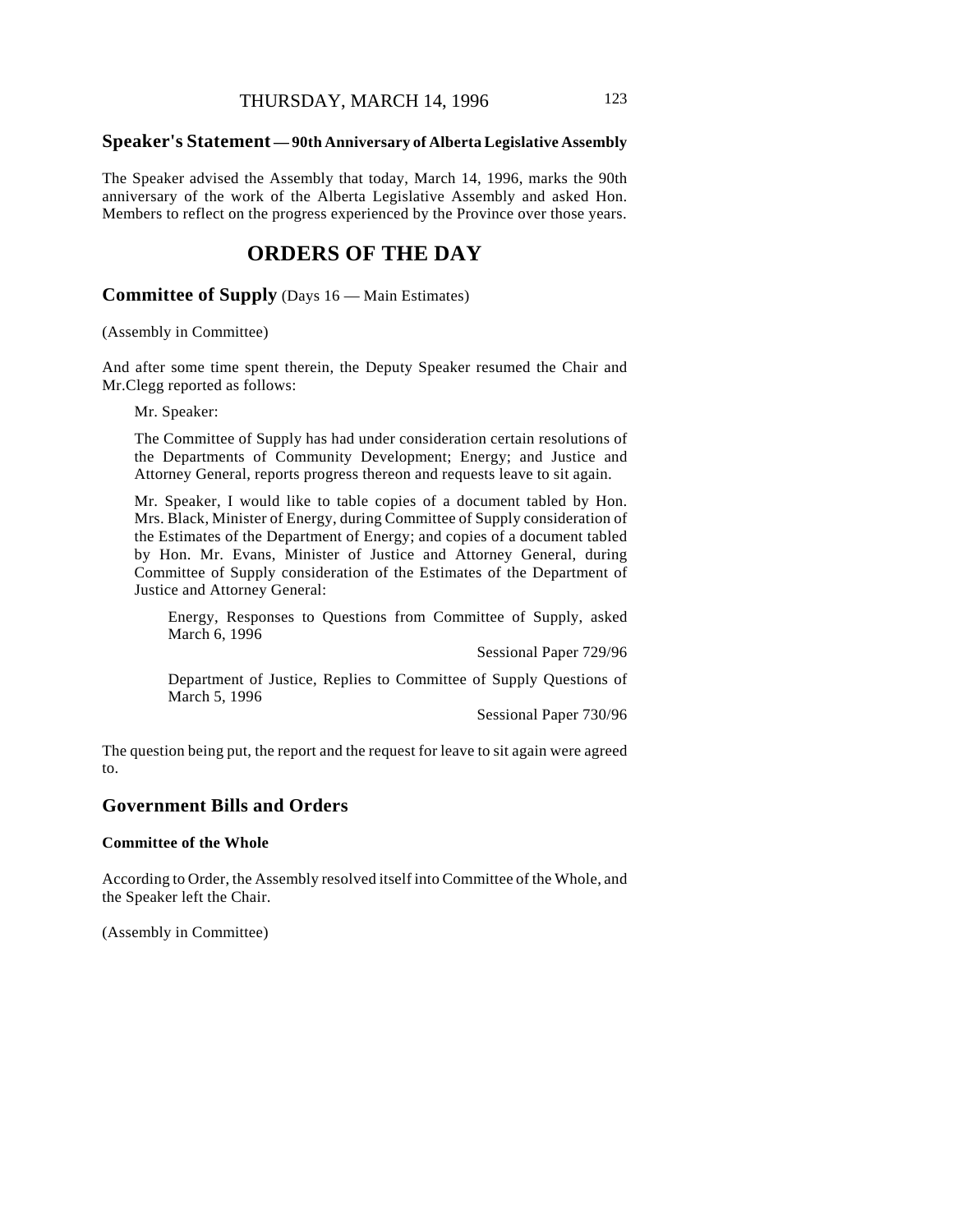## Speaker's Statement — 90th Anniversary of Alberta Legislative Assembly

The Speaker advised the Assembly that today, March 14, 1996, marks the 90th anniversary of the work of the Alberta Legislative Assembly and asked Hon. Members to reflect on the progress experienced by the Province over those years.

# ORDERS OF THE DAY

## Committee of Supply (Days 16 — Main Estimates)

(Assembly in Committee)

And after some time spent therein, the Deputy Speaker resumed the Chair and Mr.Clegg reported as follows:

> Mr. Speaker:
>
> The Committee of Supply has had under consideration certain resolutions of the Departments of Community Development; Energy; and Justice and Attorney General, reports progress thereon and requests leave to sit again.
>
> Mr. Speaker, I would like to table copies of a document tabled by Hon. Mrs. Black, Minister of Energy, during Committee of Supply consideration of the Estimates of the Department of Energy; and copies of a document tabled by Hon. Mr. Evans, Minister of Justice and Attorney General, during Committee of Supply consideration of the Estimates of the Department of Justice and Attorney General:
>
> > Energy, Responses to Questions from Committee of Supply, asked March 6, 1996
> >
> > Sessional Paper 729/96
> >
> > Department of Justice, Replies to Committee of Supply Questions of March 5, 1996
> >
> > Sessional Paper 730/96

The question being put, the report and the request for leave to sit again were agreed to.

## Government Bills and Orders

### Committee of the Whole

According to Order, the Assembly resolved itself into Committee of the Whole, and the Speaker left the Chair.

(Assembly in Committee)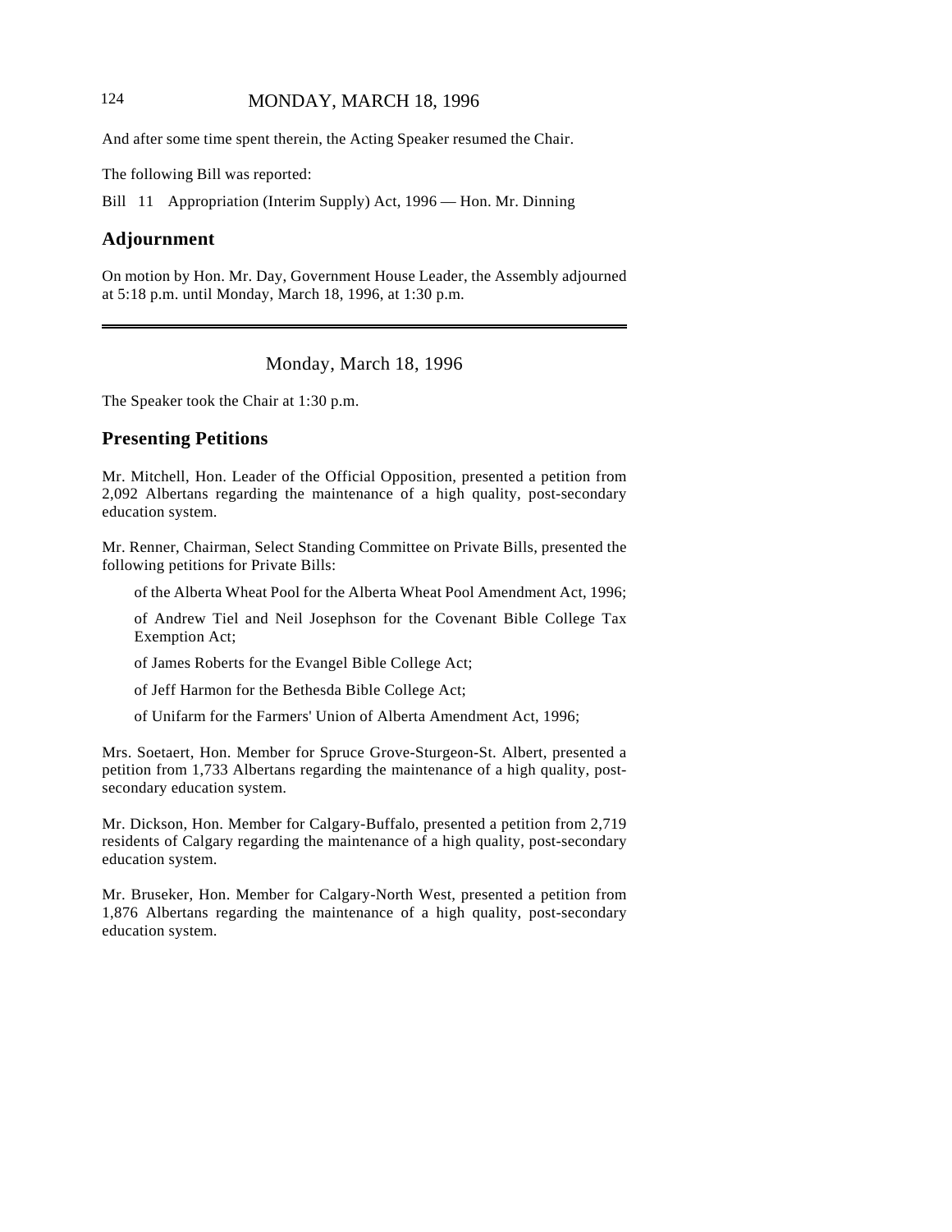And after some time spent therein, the Acting Speaker resumed the Chair.

The following Bill was reported:

Bill 11 Appropriation (Interim Supply) Act, 1996 — Hon. Mr. Dinning

## Adjournment

On motion by Hon. Mr. Day, Government House Leader, the Assembly adjourned at 5:18 p.m. until Monday, March 18, 1996, at 1:30 p.m.

---

Monday, March 18, 1996

The Speaker took the Chair at 1:30 p.m.

## Presenting Petitions

Mr. Mitchell, Hon. Leader of the Official Opposition, presented a petition from 2,092 Albertans regarding the maintenance of a high quality, post-secondary education system.

Mr. Renner, Chairman, Select Standing Committee on Private Bills, presented the following petitions for Private Bills:

of the Alberta Wheat Pool for the Alberta Wheat Pool Amendment Act, 1996;

of Andrew Tiel and Neil Josephson for the Covenant Bible College Tax Exemption Act;

of James Roberts for the Evangel Bible College Act;

of Jeff Harmon for the Bethesda Bible College Act;

of Unifarm for the Farmers' Union of Alberta Amendment Act, 1996;

Mrs. Soetaert, Hon. Member for Spruce Grove-Sturgeon-St. Albert, presented a petition from 1,733 Albertans regarding the maintenance of a high quality, post-secondary education system.

Mr. Dickson, Hon. Member for Calgary-Buffalo, presented a petition from 2,719 residents of Calgary regarding the maintenance of a high quality, post-secondary education system.

Mr. Bruseker, Hon. Member for Calgary-North West, presented a petition from 1,876 Albertans regarding the maintenance of a high quality, post-secondary education system.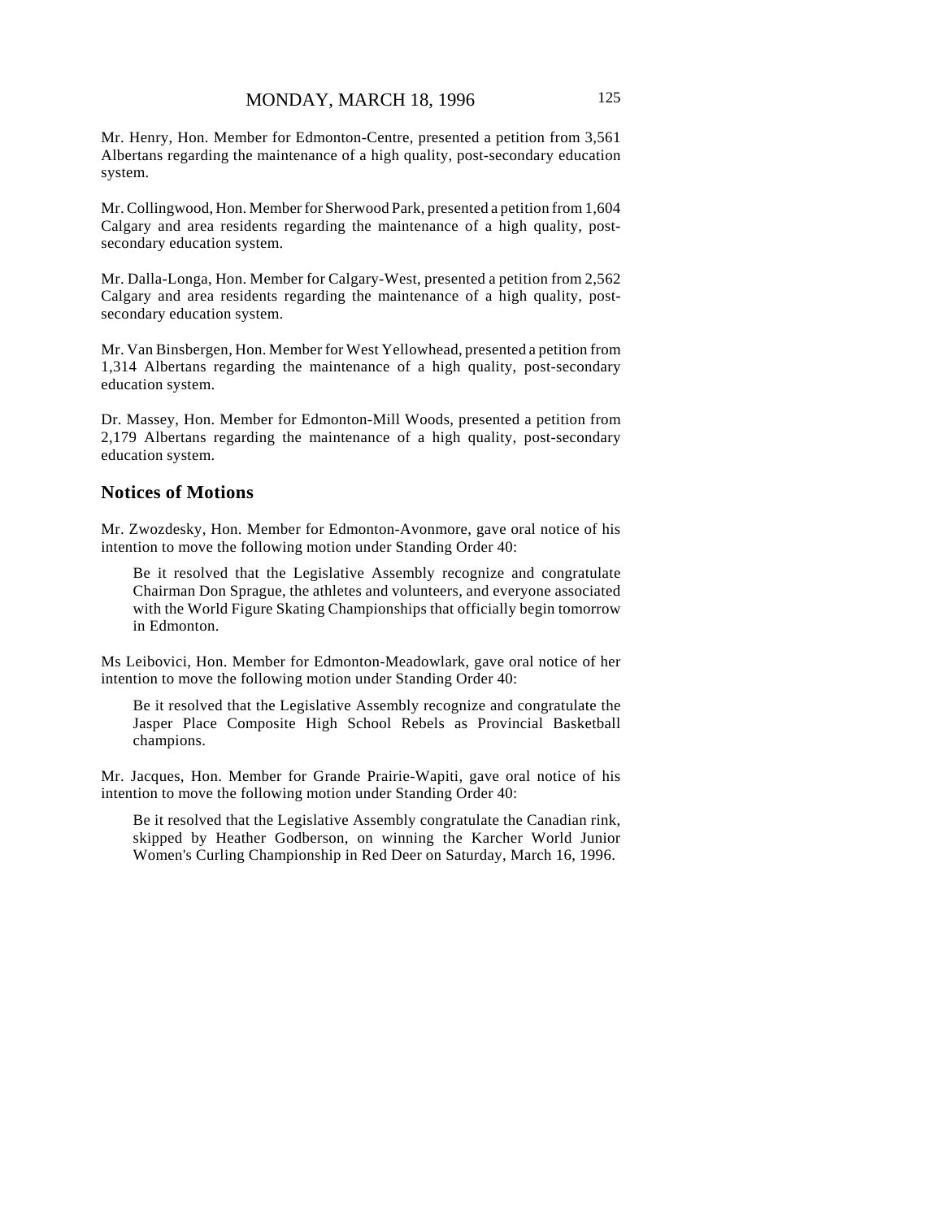Mr. Henry, Hon. Member for Edmonton-Centre, presented a petition from 3,561 Albertans regarding the maintenance of a high quality, post-secondary education system.

Mr. Collingwood, Hon. Member for Sherwood Park, presented a petition from 1,604 Calgary and area residents regarding the maintenance of a high quality, post-secondary education system.

Mr. Dalla-Longa, Hon. Member for Calgary-West, presented a petition from 2,562 Calgary and area residents regarding the maintenance of a high quality, post-secondary education system.

Mr. Van Binsbergen, Hon. Member for West Yellowhead, presented a petition from 1,314 Albertans regarding the maintenance of a high quality, post-secondary education system.

Dr. Massey, Hon. Member for Edmonton-Mill Woods, presented a petition from 2,179 Albertans regarding the maintenance of a high quality, post-secondary education system.

## Notices of Motions

Mr. Zwozdesky, Hon. Member for Edmonton-Avonmore, gave oral notice of his intention to move the following motion under Standing Order 40:

> Be it resolved that the Legislative Assembly recognize and congratulate Chairman Don Sprague, the athletes and volunteers, and everyone associated with the World Figure Skating Championships that officially begin tomorrow in Edmonton.

Ms Leibovici, Hon. Member for Edmonton-Meadowlark, gave oral notice of her intention to move the following motion under Standing Order 40:

> Be it resolved that the Legislative Assembly recognize and congratulate the Jasper Place Composite High School Rebels as Provincial Basketball champions.

Mr. Jacques, Hon. Member for Grande Prairie-Wapiti, gave oral notice of his intention to move the following motion under Standing Order 40:

> Be it resolved that the Legislative Assembly congratulate the Canadian rink, skipped by Heather Godberson, on winning the Karcher World Junior Women's Curling Championship in Red Deer on Saturday, March 16, 1996.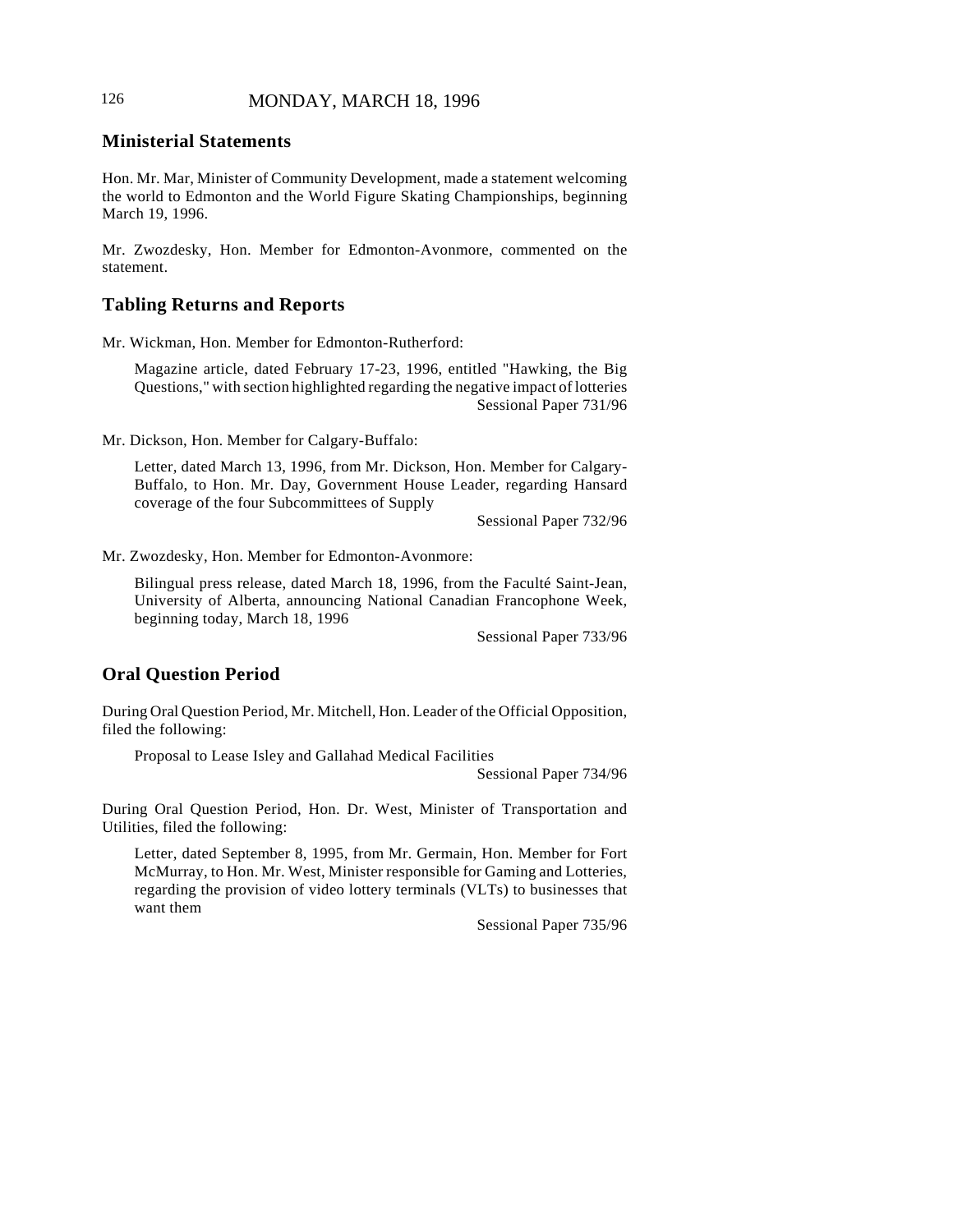## Ministerial Statements

Hon. Mr. Mar, Minister of Community Development, made a statement welcoming the world to Edmonton and the World Figure Skating Championships, beginning March 19, 1996.

Mr. Zwozdesky, Hon. Member for Edmonton-Avonmore, commented on the statement.

## Tabling Returns and Reports

Mr. Wickman, Hon. Member for Edmonton-Rutherford:

> Magazine article, dated February 17-23, 1996, entitled "Hawking, the Big Questions," with section highlighted regarding the negative impact of lotteries
>
> Sessional Paper 731/96

Mr. Dickson, Hon. Member for Calgary-Buffalo:

> Letter, dated March 13, 1996, from Mr. Dickson, Hon. Member for Calgary-Buffalo, to Hon. Mr. Day, Government House Leader, regarding Hansard coverage of the four Subcommittees of Supply
>
> Sessional Paper 732/96

Mr. Zwozdesky, Hon. Member for Edmonton-Avonmore:

> Bilingual press release, dated March 18, 1996, from the Faculté Saint-Jean, University of Alberta, announcing National Canadian Francophone Week, beginning today, March 18, 1996
>
> Sessional Paper 733/96

## Oral Question Period

During Oral Question Period, Mr. Mitchell, Hon. Leader of the Official Opposition, filed the following:

> Proposal to Lease Isley and Gallahad Medical Facilities
>
> Sessional Paper 734/96

During Oral Question Period, Hon. Dr. West, Minister of Transportation and Utilities, filed the following:

> Letter, dated September 8, 1995, from Mr. Germain, Hon. Member for Fort McMurray, to Hon. Mr. West, Minister responsible for Gaming and Lotteries, regarding the provision of video lottery terminals (VLTs) to businesses that want them
>
> Sessional Paper 735/96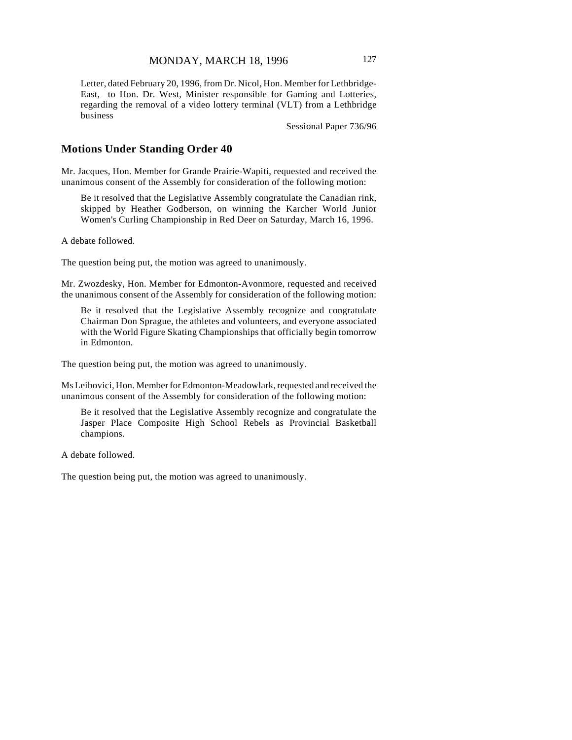Letter, dated February 20, 1996, from Dr. Nicol, Hon. Member for Lethbridge-East, to Hon. Dr. West, Minister responsible for Gaming and Lotteries, regarding the removal of a video lottery terminal (VLT) from a Lethbridge business

Sessional Paper 736/96

## Motions Under Standing Order 40

Mr. Jacques, Hon. Member for Grande Prairie-Wapiti, requested and received the unanimous consent of the Assembly for consideration of the following motion:

> Be it resolved that the Legislative Assembly congratulate the Canadian rink, skipped by Heather Godberson, on winning the Karcher World Junior Women's Curling Championship in Red Deer on Saturday, March 16, 1996.

A debate followed.

The question being put, the motion was agreed to unanimously.

Mr. Zwozdesky, Hon. Member for Edmonton-Avonmore, requested and received the unanimous consent of the Assembly for consideration of the following motion:

> Be it resolved that the Legislative Assembly recognize and congratulate Chairman Don Sprague, the athletes and volunteers, and everyone associated with the World Figure Skating Championships that officially begin tomorrow in Edmonton.

The question being put, the motion was agreed to unanimously.

Ms Leibovici, Hon. Member for Edmonton-Meadowlark, requested and received the unanimous consent of the Assembly for consideration of the following motion:

> Be it resolved that the Legislative Assembly recognize and congratulate the Jasper Place Composite High School Rebels as Provincial Basketball champions.

A debate followed.

The question being put, the motion was agreed to unanimously.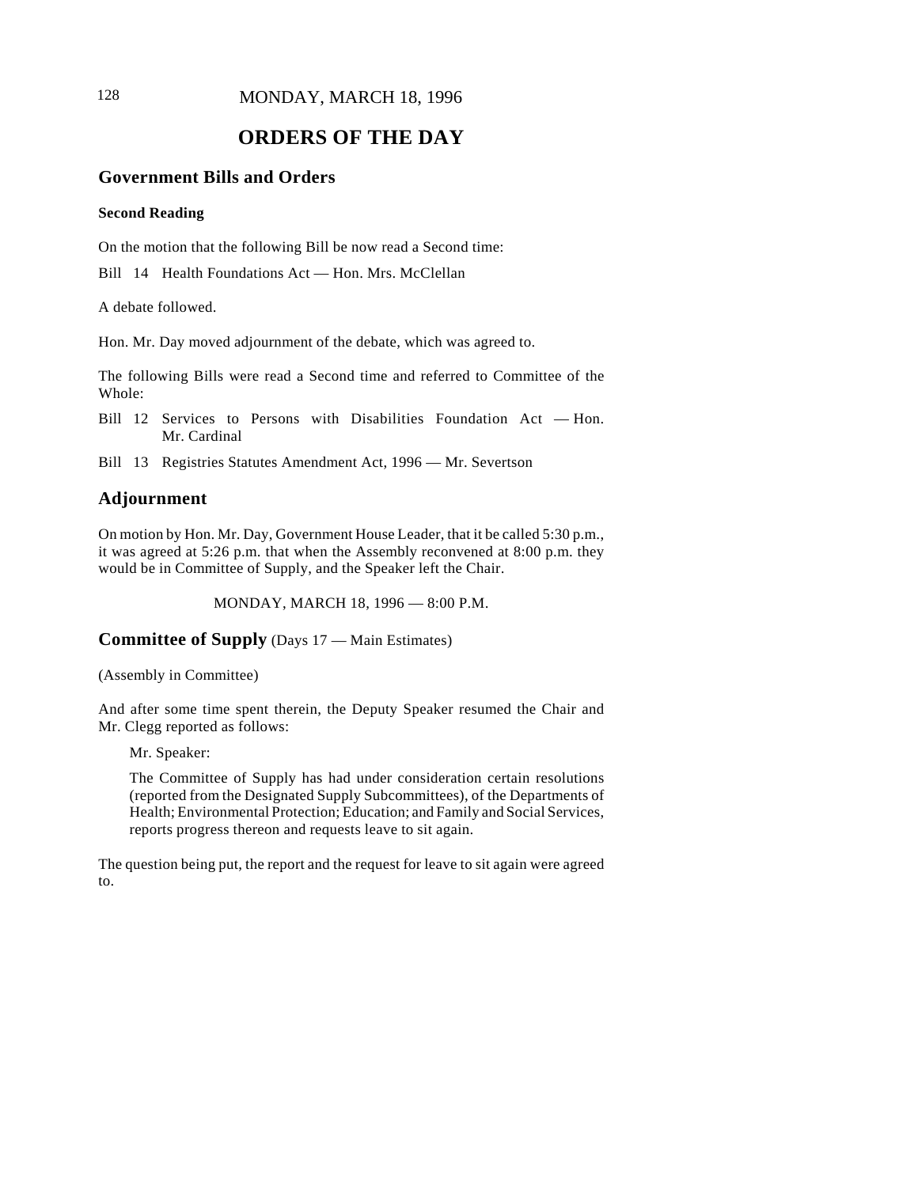MONDAY, MARCH 18, 1996

# ORDERS OF THE DAY

## Government Bills and Orders

### Second Reading

On the motion that the following Bill be now read a Second time:

Bill 14 Health Foundations Act — Hon. Mrs. McClellan

A debate followed.

Hon. Mr. Day moved adjournment of the debate, which was agreed to.

The following Bills were read a Second time and referred to Committee of the Whole:

Bill 12 Services to Persons with Disabilities Foundation Act — Hon. Mr. Cardinal

Bill 13 Registries Statutes Amendment Act, 1996 — Mr. Severtson

## Adjournment

On motion by Hon. Mr. Day, Government House Leader, that it be called 5:30 p.m., it was agreed at 5:26 p.m. that when the Assembly reconvened at 8:00 p.m. they would be in Committee of Supply, and the Speaker left the Chair.

MONDAY, MARCH 18, 1996 — 8:00 P.M.

## Committee of Supply (Days 17 — Main Estimates)

(Assembly in Committee)

And after some time spent therein, the Deputy Speaker resumed the Chair and Mr. Clegg reported as follows:

> Mr. Speaker:
>
> The Committee of Supply has had under consideration certain resolutions (reported from the Designated Supply Subcommittees), of the Departments of Health; Environmental Protection; Education; and Family and Social Services, reports progress thereon and requests leave to sit again.

The question being put, the report and the request for leave to sit again were agreed to.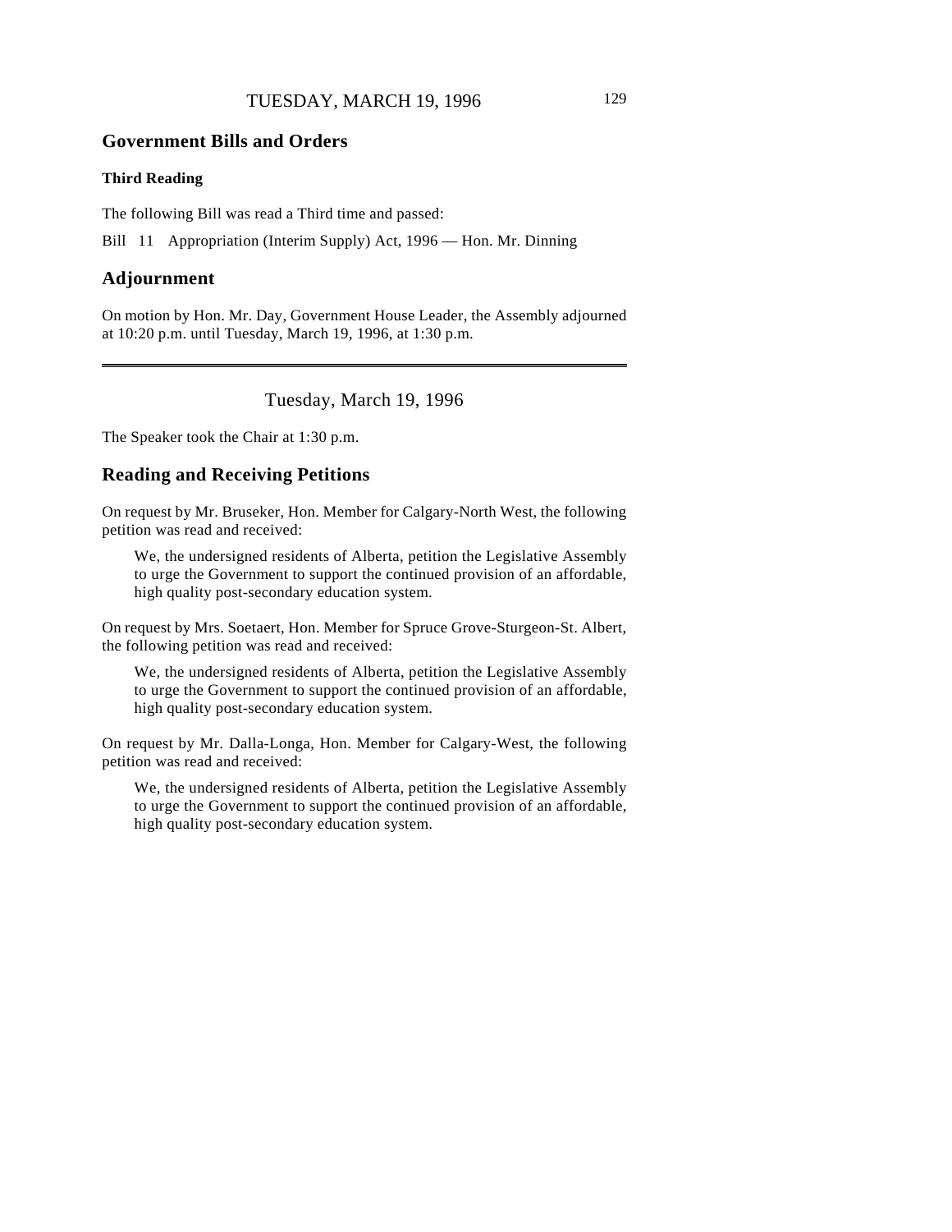## Government Bills and Orders

### Third Reading

The following Bill was read a Third time and passed:

Bill 11 Appropriation (Interim Supply) Act, 1996 — Hon. Mr. Dinning

## Adjournment

On motion by Hon. Mr. Day, Government House Leader, the Assembly adjourned at 10:20 p.m. until Tuesday, March 19, 1996, at 1:30 p.m.

---

Tuesday, March 19, 1996

The Speaker took the Chair at 1:30 p.m.

## Reading and Receiving Petitions

On request by Mr. Bruseker, Hon. Member for Calgary-North West, the following petition was read and received:

> We, the undersigned residents of Alberta, petition the Legislative Assembly to urge the Government to support the continued provision of an affordable, high quality post-secondary education system.

On request by Mrs. Soetaert, Hon. Member for Spruce Grove-Sturgeon-St. Albert, the following petition was read and received:

> We, the undersigned residents of Alberta, petition the Legislative Assembly to urge the Government to support the continued provision of an affordable, high quality post-secondary education system.

On request by Mr. Dalla-Longa, Hon. Member for Calgary-West, the following petition was read and received:

> We, the undersigned residents of Alberta, petition the Legislative Assembly to urge the Government to support the continued provision of an affordable, high quality post-secondary education system.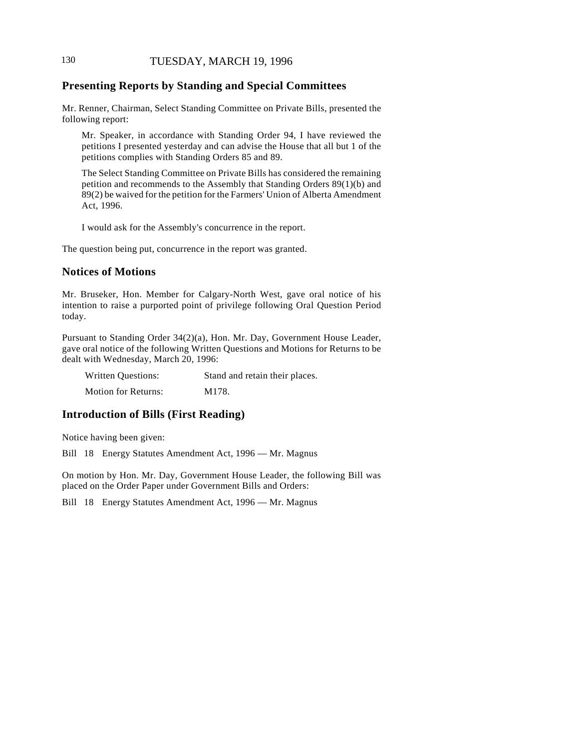## Presenting Reports by Standing and Special Committees

Mr. Renner, Chairman, Select Standing Committee on Private Bills, presented the following report:

> Mr. Speaker, in accordance with Standing Order 94, I have reviewed the petitions I presented yesterday and can advise the House that all but 1 of the petitions complies with Standing Orders 85 and 89.
>
> The Select Standing Committee on Private Bills has considered the remaining petition and recommends to the Assembly that Standing Orders 89(1)(b) and 89(2) be waived for the petition for the Farmers' Union of Alberta Amendment Act, 1996.
>
> I would ask for the Assembly's concurrence in the report.

The question being put, concurrence in the report was granted.

## Notices of Motions

Mr. Bruseker, Hon. Member for Calgary-North West, gave oral notice of his intention to raise a purported point of privilege following Oral Question Period today.

Pursuant to Standing Order 34(2)(a), Hon. Mr. Day, Government House Leader, gave oral notice of the following Written Questions and Motions for Returns to be dealt with Wednesday, March 20, 1996:

| | |
|---|---|
| Written Questions: | Stand and retain their places. |
| Motion for Returns: | M178. |

## Introduction of Bills (First Reading)

Notice having been given:

Bill 18 Energy Statutes Amendment Act, 1996 — Mr. Magnus

On motion by Hon. Mr. Day, Government House Leader, the following Bill was placed on the Order Paper under Government Bills and Orders:

Bill 18 Energy Statutes Amendment Act, 1996 — Mr. Magnus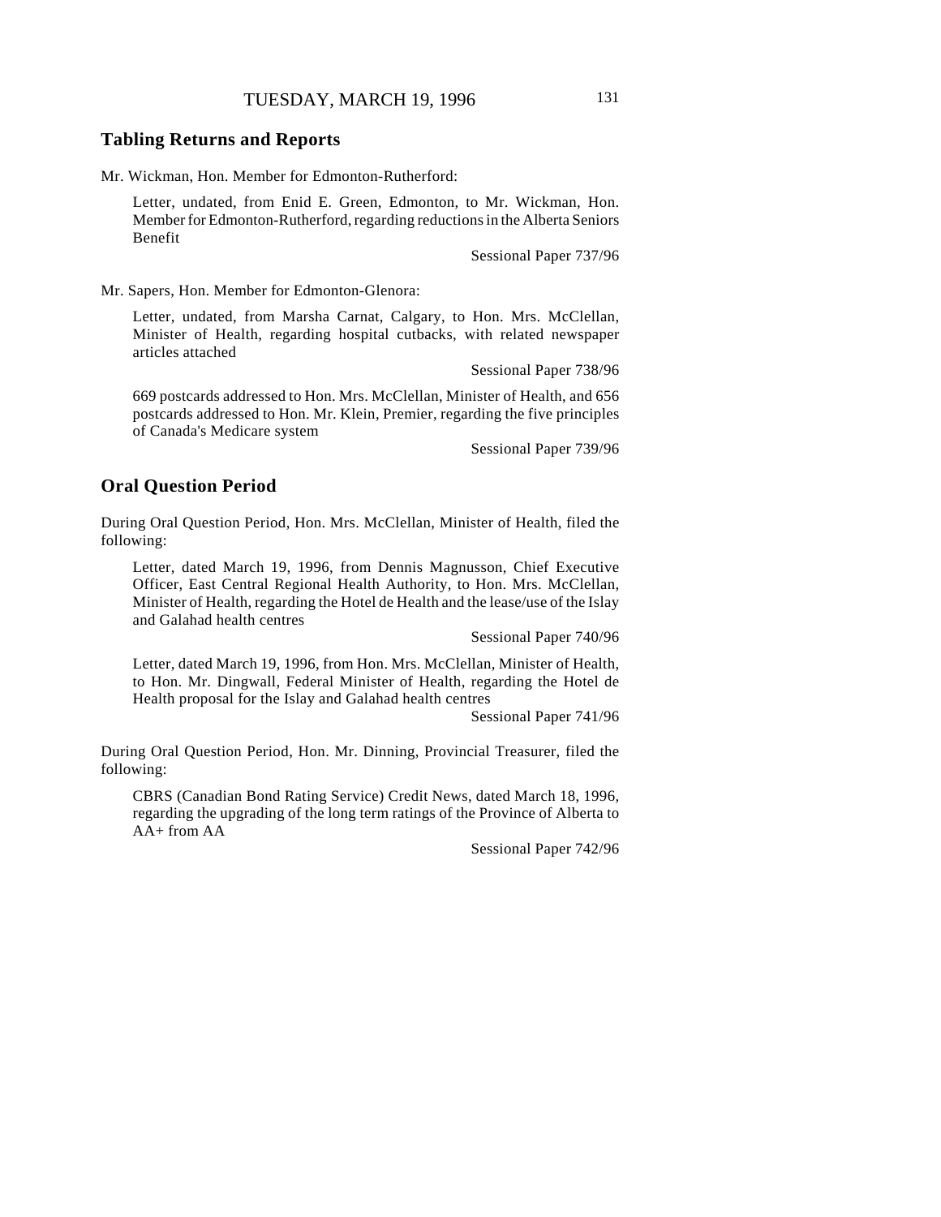## Tabling Returns and Reports

Mr. Wickman, Hon. Member for Edmonton-Rutherford:

> Letter, undated, from Enid E. Green, Edmonton, to Mr. Wickman, Hon. Member for Edmonton-Rutherford, regarding reductions in the Alberta Seniors Benefit
>
> Sessional Paper 737/96

Mr. Sapers, Hon. Member for Edmonton-Glenora:

> Letter, undated, from Marsha Carnat, Calgary, to Hon. Mrs. McClellan, Minister of Health, regarding hospital cutbacks, with related newspaper articles attached
>
> Sessional Paper 738/96
>
> 669 postcards addressed to Hon. Mrs. McClellan, Minister of Health, and 656 postcards addressed to Hon. Mr. Klein, Premier, regarding the five principles of Canada's Medicare system
>
> Sessional Paper 739/96

## Oral Question Period

During Oral Question Period, Hon. Mrs. McClellan, Minister of Health, filed the following:

> Letter, dated March 19, 1996, from Dennis Magnusson, Chief Executive Officer, East Central Regional Health Authority, to Hon. Mrs. McClellan, Minister of Health, regarding the Hotel de Health and the lease/use of the Islay and Galahad health centres
>
> Sessional Paper 740/96
>
> Letter, dated March 19, 1996, from Hon. Mrs. McClellan, Minister of Health, to Hon. Mr. Dingwall, Federal Minister of Health, regarding the Hotel de Health proposal for the Islay and Galahad health centres
>
> Sessional Paper 741/96

During Oral Question Period, Hon. Mr. Dinning, Provincial Treasurer, filed the following:

> CBRS (Canadian Bond Rating Service) Credit News, dated March 18, 1996, regarding the upgrading of the long term ratings of the Province of Alberta to AA+ from AA
>
> Sessional Paper 742/96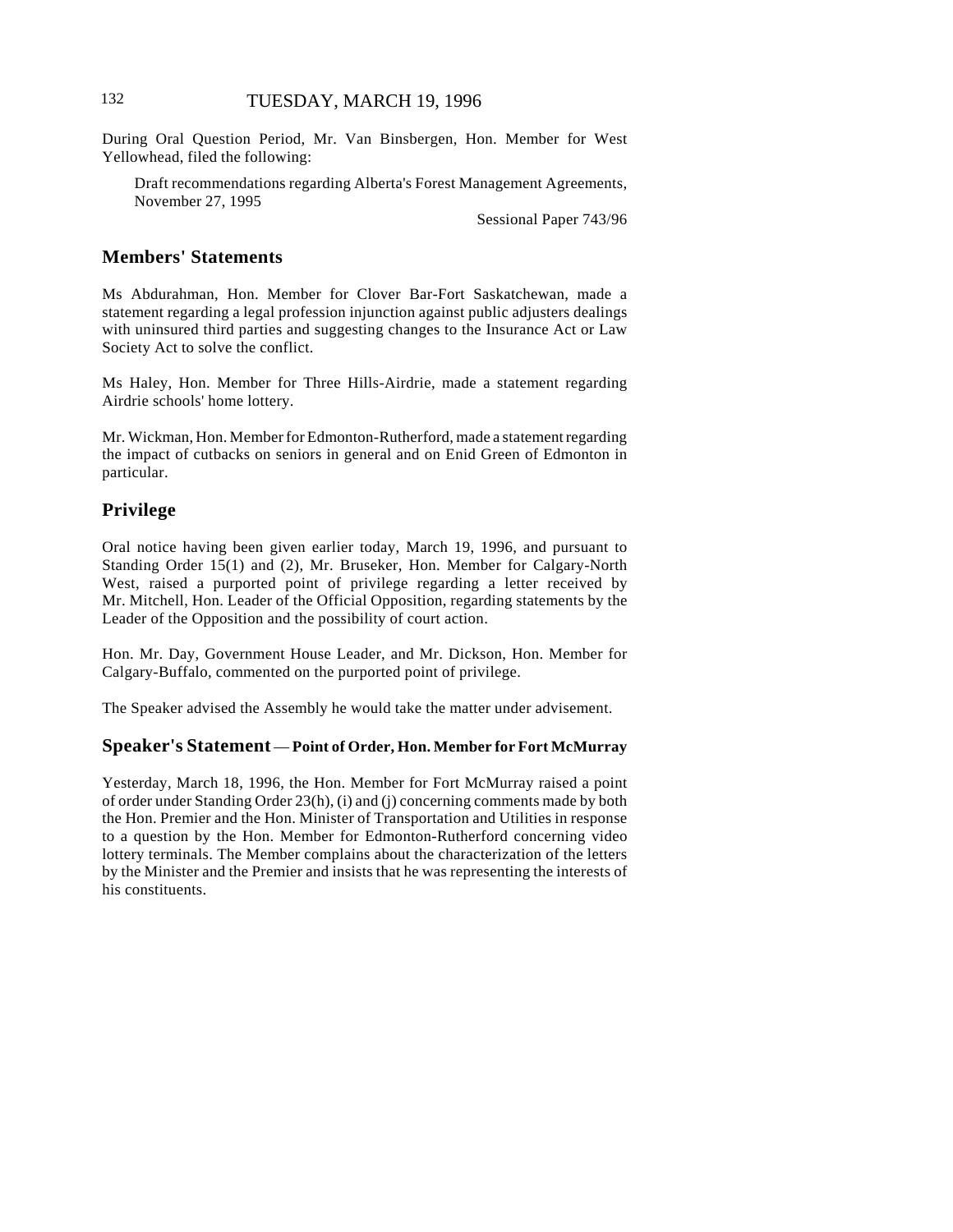During Oral Question Period, Mr. Van Binsbergen, Hon. Member for West Yellowhead, filed the following:

> Draft recommendations regarding Alberta's Forest Management Agreements, November 27, 1995
>
> Sessional Paper 743/96

## Members' Statements

Ms Abdurahman, Hon. Member for Clover Bar-Fort Saskatchewan, made a statement regarding a legal profession injunction against public adjusters dealings with uninsured third parties and suggesting changes to the Insurance Act or Law Society Act to solve the conflict.

Ms Haley, Hon. Member for Three Hills-Airdrie, made a statement regarding Airdrie schools' home lottery.

Mr. Wickman, Hon. Member for Edmonton-Rutherford, made a statement regarding the impact of cutbacks on seniors in general and on Enid Green of Edmonton in particular.

## Privilege

Oral notice having been given earlier today, March 19, 1996, and pursuant to Standing Order 15(1) and (2), Mr. Bruseker, Hon. Member for Calgary-North West, raised a purported point of privilege regarding a letter received by Mr. Mitchell, Hon. Leader of the Official Opposition, regarding statements by the Leader of the Opposition and the possibility of court action.

Hon. Mr. Day, Government House Leader, and Mr. Dickson, Hon. Member for Calgary-Buffalo, commented on the purported point of privilege.

The Speaker advised the Assembly he would take the matter under advisement.

## Speaker's Statement — Point of Order, Hon. Member for Fort McMurray

Yesterday, March 18, 1996, the Hon. Member for Fort McMurray raised a point of order under Standing Order 23(h), (i) and (j) concerning comments made by both the Hon. Premier and the Hon. Minister of Transportation and Utilities in response to a question by the Hon. Member for Edmonton-Rutherford concerning video lottery terminals. The Member complains about the characterization of the letters by the Minister and the Premier and insists that he was representing the interests of his constituents.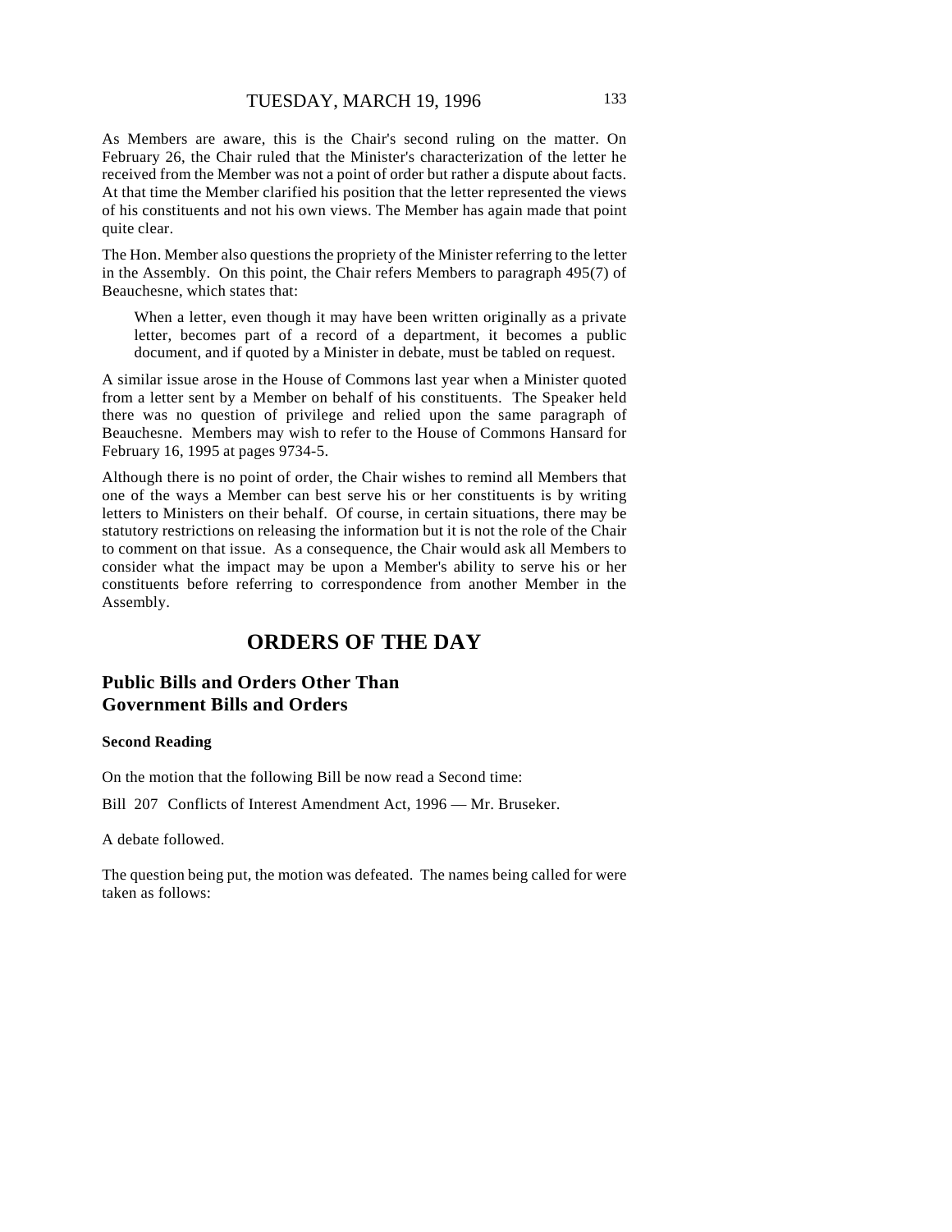As Members are aware, this is the Chair's second ruling on the matter. On February 26, the Chair ruled that the Minister's characterization of the letter he received from the Member was not a point of order but rather a dispute about facts. At that time the Member clarified his position that the letter represented the views of his constituents and not his own views. The Member has again made that point quite clear.

The Hon. Member also questions the propriety of the Minister referring to the letter in the Assembly. On this point, the Chair refers Members to paragraph 495(7) of Beauchesne, which states that:

> When a letter, even though it may have been written originally as a private letter, becomes part of a record of a department, it becomes a public document, and if quoted by a Minister in debate, must be tabled on request.

A similar issue arose in the House of Commons last year when a Minister quoted from a letter sent by a Member on behalf of his constituents. The Speaker held there was no question of privilege and relied upon the same paragraph of Beauchesne. Members may wish to refer to the House of Commons Hansard for February 16, 1995 at pages 9734-5.

Although there is no point of order, the Chair wishes to remind all Members that one of the ways a Member can best serve his or her constituents is by writing letters to Ministers on their behalf. Of course, in certain situations, there may be statutory restrictions on releasing the information but it is not the role of the Chair to comment on that issue. As a consequence, the Chair would ask all Members to consider what the impact may be upon a Member's ability to serve his or her constituents before referring to correspondence from another Member in the Assembly.

# ORDERS OF THE DAY

## Public Bills and Orders Other Than Government Bills and Orders

### Second Reading

On the motion that the following Bill be now read a Second time:

Bill 207 Conflicts of Interest Amendment Act, 1996 — Mr. Bruseker.

A debate followed.

The question being put, the motion was defeated. The names being called for were taken as follows: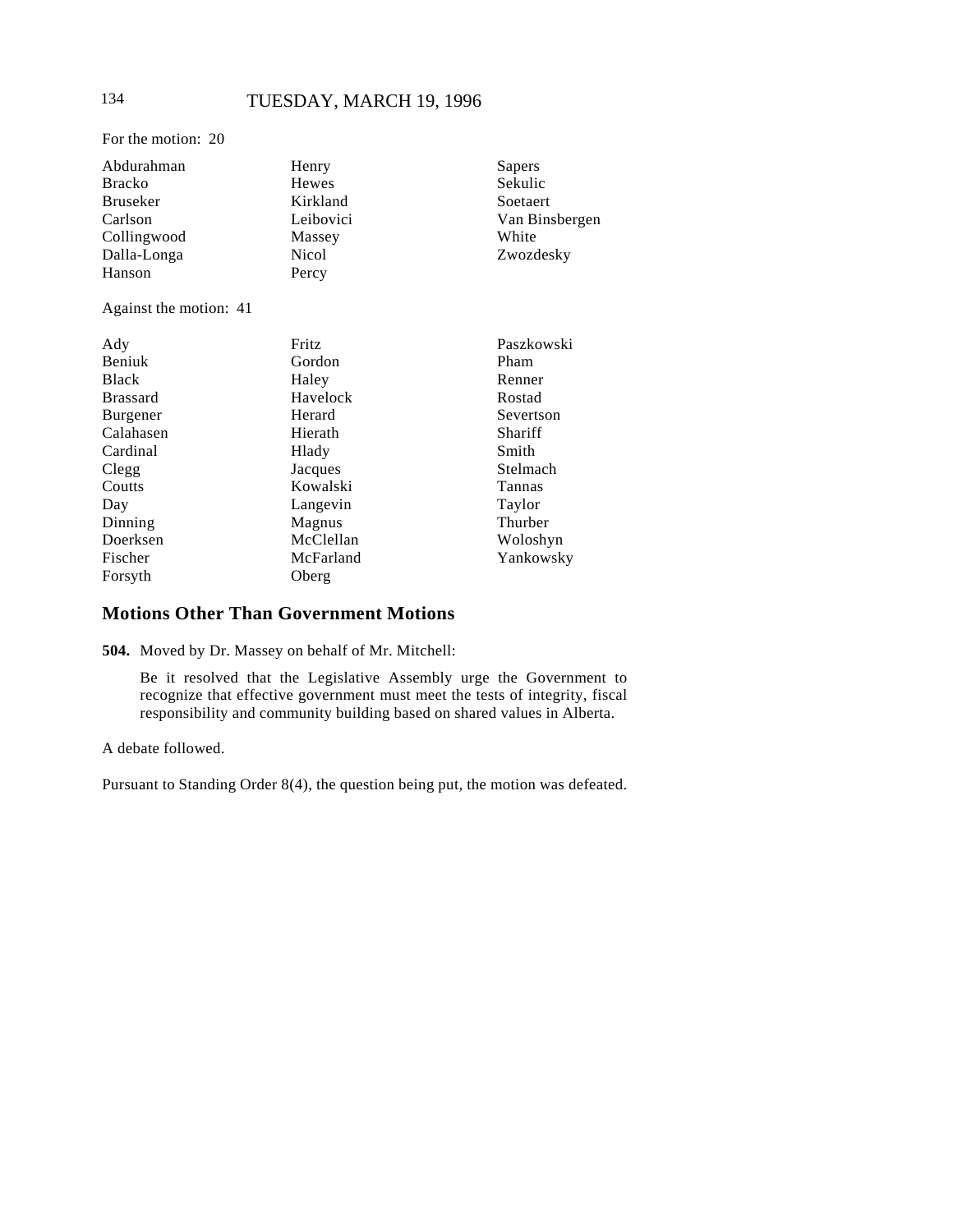For the motion: 20

| | | |
|---|---|---|
| Abdurahman | Henry | Sapers |
| Bracko | Hewes | Sekulic |
| Bruseker | Kirkland | Soetaert |
| Carlson | Leibovici | Van Binsbergen |
| Collingwood | Massey | White |
| Dalla-Longa | Nicol | Zwozdesky |
| Hanson | Percy | |

Against the motion: 41

| | | |
|---|---|---|
| Ady | Fritz | Paszkowski |
| Beniuk | Gordon | Pham |
| Black | Haley | Renner |
| Brassard | Havelock | Rostad |
| Burgener | Herard | Severtson |
| Calahasen | Hierath | Shariff |
| Cardinal | Hlady | Smith |
| Clegg | Jacques | Stelmach |
| Coutts | Kowalski | Tannas |
| Day | Langevin | Taylor |
| Dinning | Magnus | Thurber |
| Doerksen | McClellan | Woloshyn |
| Fischer | McFarland | Yankowsky |
| Forsyth | Oberg | |

## Motions Other Than Government Motions

**504.** Moved by Dr. Massey on behalf of Mr. Mitchell:

> Be it resolved that the Legislative Assembly urge the Government to recognize that effective government must meet the tests of integrity, fiscal responsibility and community building based on shared values in Alberta.

A debate followed.

Pursuant to Standing Order 8(4), the question being put, the motion was defeated.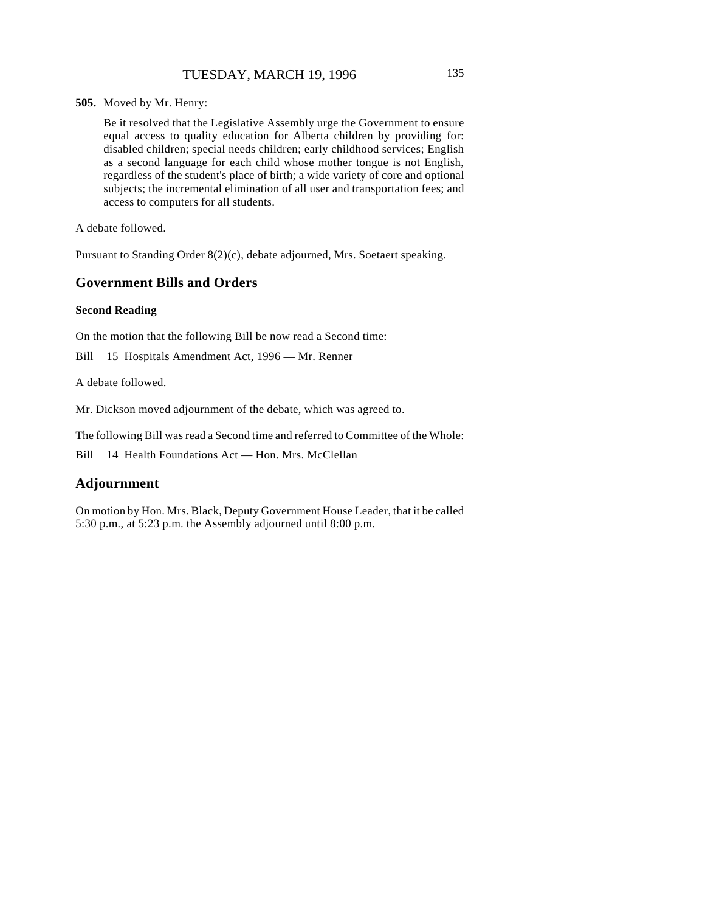**505.** Moved by Mr. Henry:

> Be it resolved that the Legislative Assembly urge the Government to ensure equal access to quality education for Alberta children by providing for: disabled children; special needs children; early childhood services; English as a second language for each child whose mother tongue is not English, regardless of the student's place of birth; a wide variety of core and optional subjects; the incremental elimination of all user and transportation fees; and access to computers for all students.

A debate followed.

Pursuant to Standing Order 8(2)(c), debate adjourned, Mrs. Soetaert speaking.

## Government Bills and Orders

### Second Reading

On the motion that the following Bill be now read a Second time:

Bill 15 Hospitals Amendment Act, 1996 — Mr. Renner

A debate followed.

Mr. Dickson moved adjournment of the debate, which was agreed to.

The following Bill was read a Second time and referred to Committee of the Whole:

Bill 14 Health Foundations Act — Hon. Mrs. McClellan

## Adjournment

On motion by Hon. Mrs. Black, Deputy Government House Leader, that it be called 5:30 p.m., at 5:23 p.m. the Assembly adjourned until 8:00 p.m.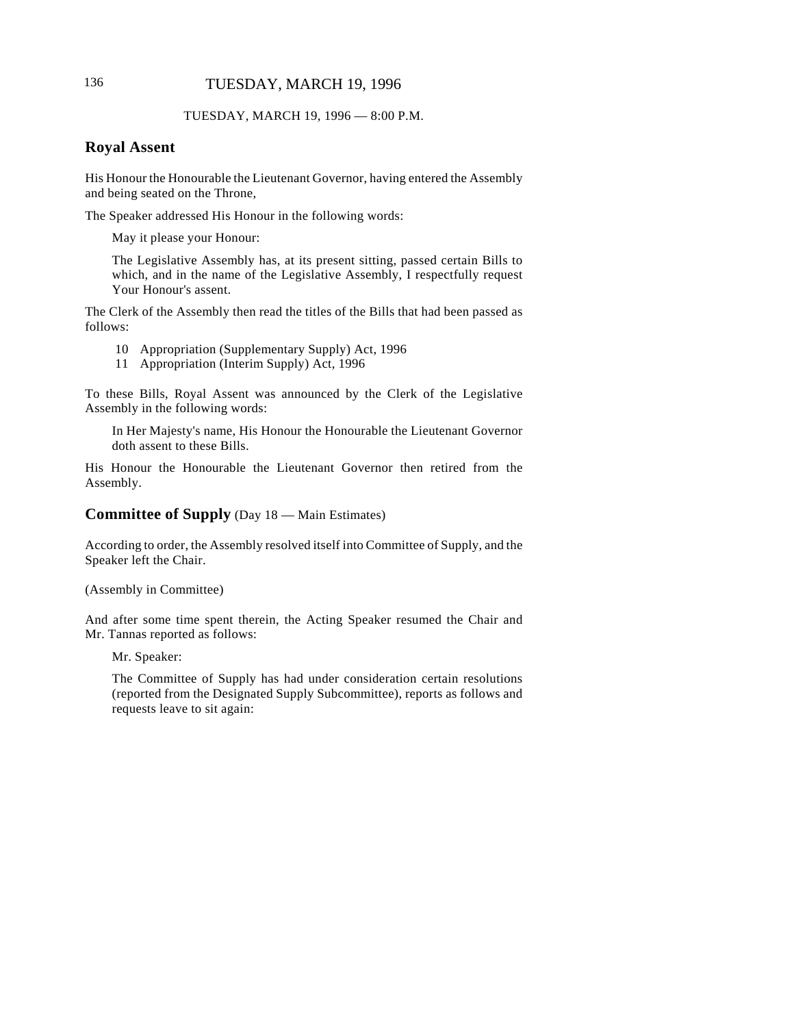TUESDAY, MARCH 19, 1996 — 8:00 P.M.

## Royal Assent

His Honour the Honourable the Lieutenant Governor, having entered the Assembly and being seated on the Throne,

The Speaker addressed His Honour in the following words:

> May it please your Honour:
>
> The Legislative Assembly has, at its present sitting, passed certain Bills to which, and in the name of the Legislative Assembly, I respectfully request Your Honour's assent.

The Clerk of the Assembly then read the titles of the Bills that had been passed as follows:

- 10 Appropriation (Supplementary Supply) Act, 1996
- 11 Appropriation (Interim Supply) Act, 1996

To these Bills, Royal Assent was announced by the Clerk of the Legislative Assembly in the following words:

> In Her Majesty's name, His Honour the Honourable the Lieutenant Governor doth assent to these Bills.

His Honour the Honourable the Lieutenant Governor then retired from the Assembly.

## Committee of Supply (Day 18 — Main Estimates)

According to order, the Assembly resolved itself into Committee of Supply, and the Speaker left the Chair.

(Assembly in Committee)

And after some time spent therein, the Acting Speaker resumed the Chair and Mr. Tannas reported as follows:

> Mr. Speaker:
>
> The Committee of Supply has had under consideration certain resolutions (reported from the Designated Supply Subcommittee), reports as follows and requests leave to sit again: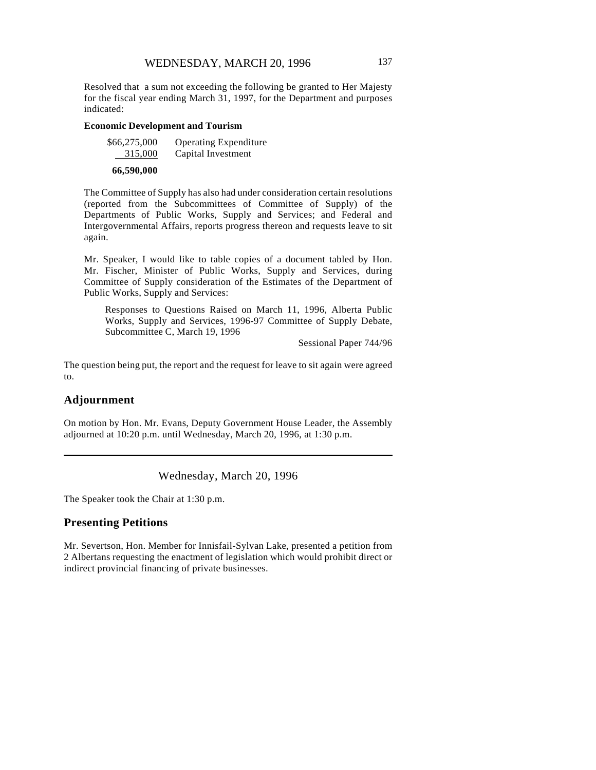Resolved that a sum not exceeding the following be granted to Her Majesty for the fiscal year ending March 31, 1997, for the Department and purposes indicated:

**Economic Development and Tourism**

| | |
|---|---|
| $66,275,000 | Operating Expenditure |
| 315,000 | Capital Investment |
| **66,590,000** | |

The Committee of Supply has also had under consideration certain resolutions (reported from the Subcommittees of Committee of Supply) of the Departments of Public Works, Supply and Services; and Federal and Intergovernmental Affairs, reports progress thereon and requests leave to sit again.

Mr. Speaker, I would like to table copies of a document tabled by Hon. Mr. Fischer, Minister of Public Works, Supply and Services, during Committee of Supply consideration of the Estimates of the Department of Public Works, Supply and Services:

> Responses to Questions Raised on March 11, 1996, Alberta Public Works, Supply and Services, 1996-97 Committee of Supply Debate, Subcommittee C, March 19, 1996
>
> Sessional Paper 744/96

The question being put, the report and the request for leave to sit again were agreed to.

## Adjournment

On motion by Hon. Mr. Evans, Deputy Government House Leader, the Assembly adjourned at 10:20 p.m. until Wednesday, March 20, 1996, at 1:30 p.m.

---

# Wednesday, March 20, 1996

The Speaker took the Chair at 1:30 p.m.

## Presenting Petitions

Mr. Severtson, Hon. Member for Innisfail-Sylvan Lake, presented a petition from 2 Albertans requesting the enactment of legislation which would prohibit direct or indirect provincial financing of private businesses.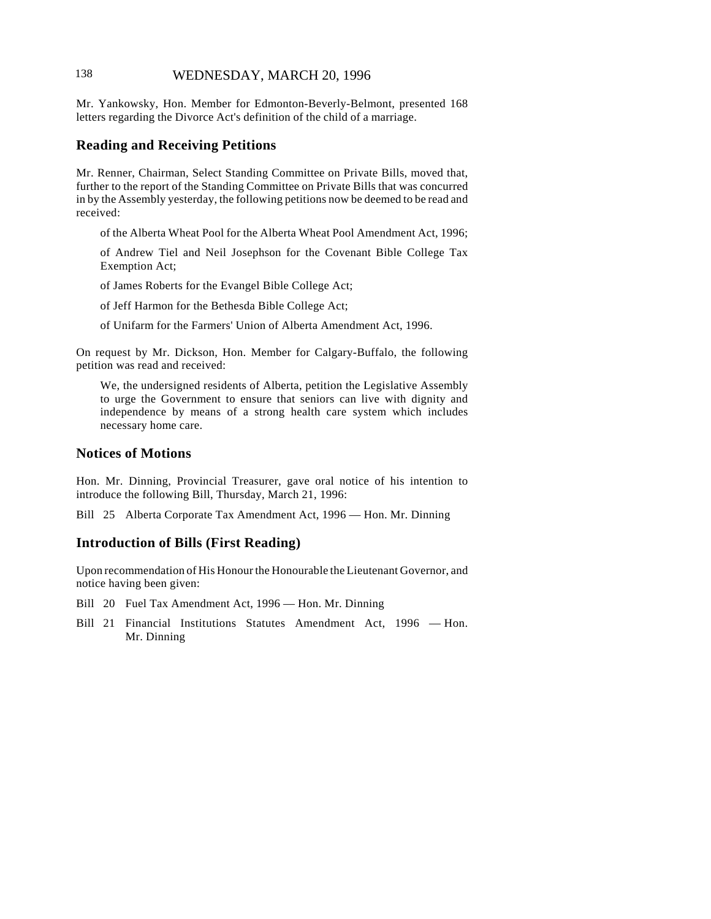Mr. Yankowsky, Hon. Member for Edmonton-Beverly-Belmont, presented 168 letters regarding the Divorce Act's definition of the child of a marriage.

## Reading and Receiving Petitions

Mr. Renner, Chairman, Select Standing Committee on Private Bills, moved that, further to the report of the Standing Committee on Private Bills that was concurred in by the Assembly yesterday, the following petitions now be deemed to be read and received:

of the Alberta Wheat Pool for the Alberta Wheat Pool Amendment Act, 1996;

of Andrew Tiel and Neil Josephson for the Covenant Bible College Tax Exemption Act;

of James Roberts for the Evangel Bible College Act;

of Jeff Harmon for the Bethesda Bible College Act;

of Unifarm for the Farmers' Union of Alberta Amendment Act, 1996.

On request by Mr. Dickson, Hon. Member for Calgary-Buffalo, the following petition was read and received:

> We, the undersigned residents of Alberta, petition the Legislative Assembly to urge the Government to ensure that seniors can live with dignity and independence by means of a strong health care system which includes necessary home care.

## Notices of Motions

Hon. Mr. Dinning, Provincial Treasurer, gave oral notice of his intention to introduce the following Bill, Thursday, March 21, 1996:

Bill 25 Alberta Corporate Tax Amendment Act, 1996 — Hon. Mr. Dinning

## Introduction of Bills (First Reading)

Upon recommendation of His Honour the Honourable the Lieutenant Governor, and notice having been given:

Bill 20 Fuel Tax Amendment Act, 1996 — Hon. Mr. Dinning

Bill 21 Financial Institutions Statutes Amendment Act, 1996 — Hon. Mr. Dinning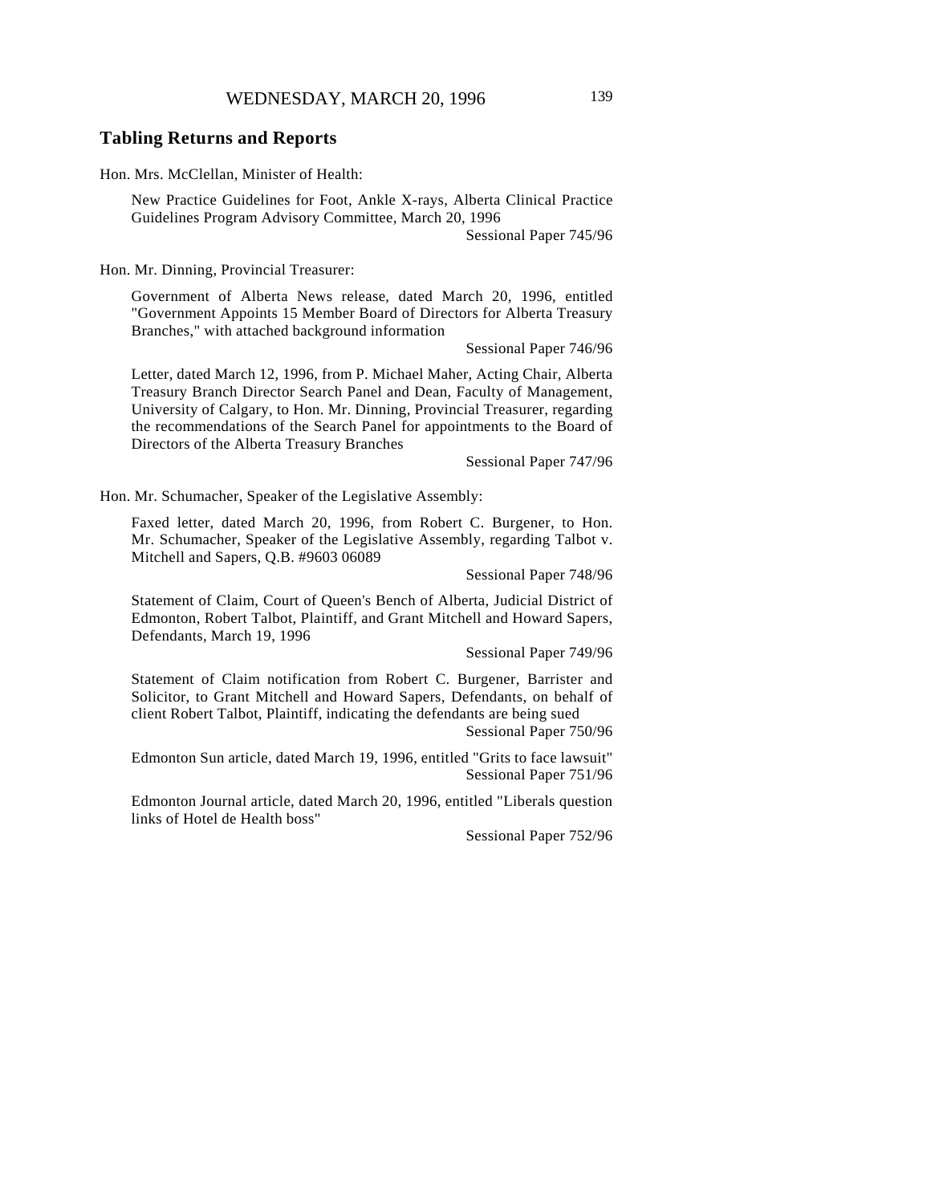## Tabling Returns and Reports

Hon. Mrs. McClellan, Minister of Health:

New Practice Guidelines for Foot, Ankle X-rays, Alberta Clinical Practice Guidelines Program Advisory Committee, March 20, 1996

Sessional Paper 745/96

Hon. Mr. Dinning, Provincial Treasurer:

Government of Alberta News release, dated March 20, 1996, entitled "Government Appoints 15 Member Board of Directors for Alberta Treasury Branches," with attached background information

Sessional Paper 746/96

Letter, dated March 12, 1996, from P. Michael Maher, Acting Chair, Alberta Treasury Branch Director Search Panel and Dean, Faculty of Management, University of Calgary, to Hon. Mr. Dinning, Provincial Treasurer, regarding the recommendations of the Search Panel for appointments to the Board of Directors of the Alberta Treasury Branches

Sessional Paper 747/96

Hon. Mr. Schumacher, Speaker of the Legislative Assembly:

Faxed letter, dated March 20, 1996, from Robert C. Burgener, to Hon. Mr. Schumacher, Speaker of the Legislative Assembly, regarding Talbot v. Mitchell and Sapers, Q.B. #9603 06089

Sessional Paper 748/96

Statement of Claim, Court of Queen's Bench of Alberta, Judicial District of Edmonton, Robert Talbot, Plaintiff, and Grant Mitchell and Howard Sapers, Defendants, March 19, 1996

Sessional Paper 749/96

Statement of Claim notification from Robert C. Burgener, Barrister and Solicitor, to Grant Mitchell and Howard Sapers, Defendants, on behalf of client Robert Talbot, Plaintiff, indicating the defendants are being sued

Sessional Paper 750/96

Edmonton Sun article, dated March 19, 1996, entitled "Grits to face lawsuit"

Sessional Paper 751/96

Edmonton Journal article, dated March 20, 1996, entitled "Liberals question links of Hotel de Health boss"

Sessional Paper 752/96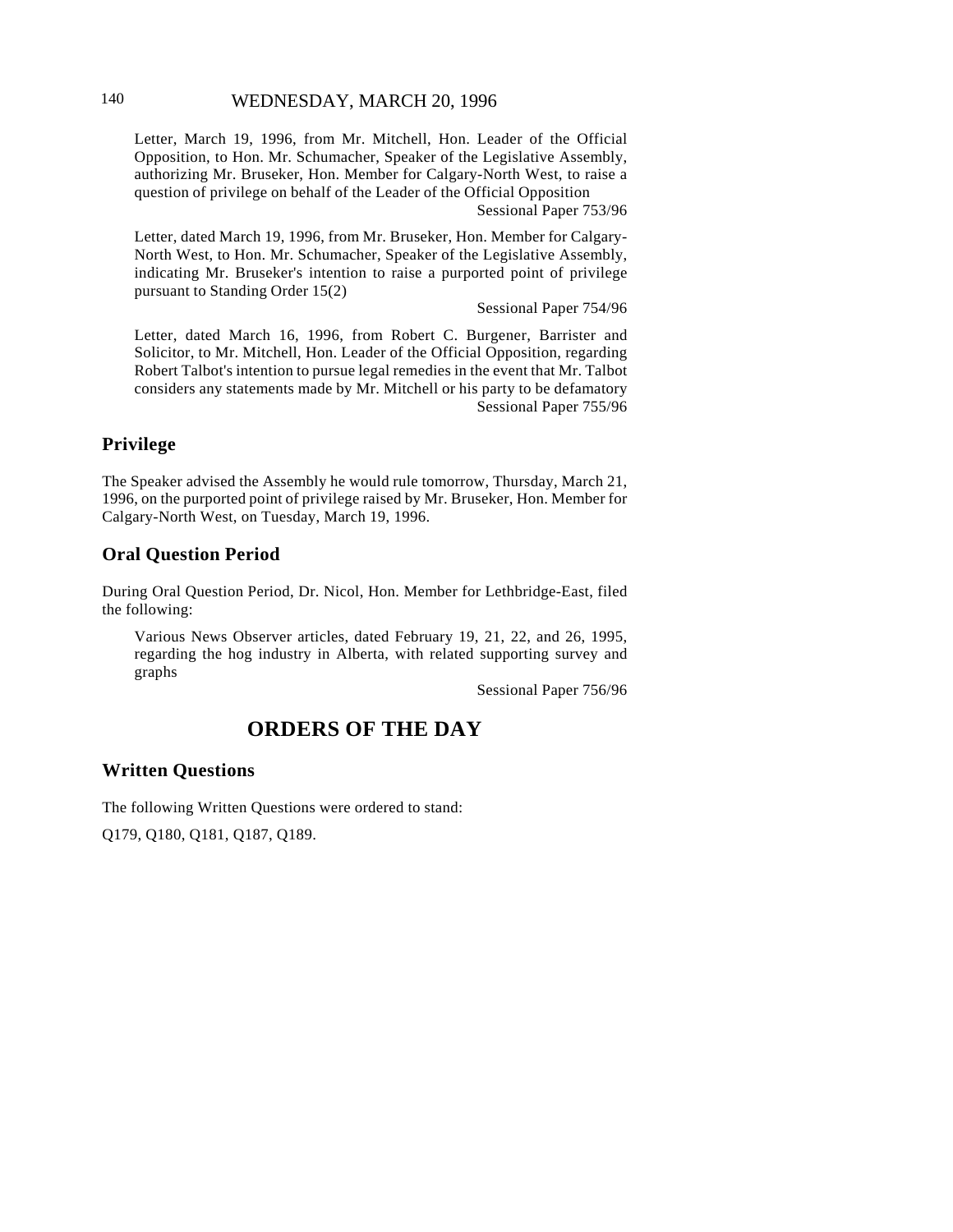Letter, March 19, 1996, from Mr. Mitchell, Hon. Leader of the Official Opposition, to Hon. Mr. Schumacher, Speaker of the Legislative Assembly, authorizing Mr. Bruseker, Hon. Member for Calgary-North West, to raise a question of privilege on behalf of the Leader of the Official Opposition

Sessional Paper 753/96

Letter, dated March 19, 1996, from Mr. Bruseker, Hon. Member for Calgary-North West, to Hon. Mr. Schumacher, Speaker of the Legislative Assembly, indicating Mr. Bruseker's intention to raise a purported point of privilege pursuant to Standing Order 15(2)

Sessional Paper 754/96

Letter, dated March 16, 1996, from Robert C. Burgener, Barrister and Solicitor, to Mr. Mitchell, Hon. Leader of the Official Opposition, regarding Robert Talbot's intention to pursue legal remedies in the event that Mr. Talbot considers any statements made by Mr. Mitchell or his party to be defamatory

Sessional Paper 755/96

## Privilege

The Speaker advised the Assembly he would rule tomorrow, Thursday, March 21, 1996, on the purported point of privilege raised by Mr. Bruseker, Hon. Member for Calgary-North West, on Tuesday, March 19, 1996.

## Oral Question Period

During Oral Question Period, Dr. Nicol, Hon. Member for Lethbridge-East, filed the following:

Various News Observer articles, dated February 19, 21, 22, and 26, 1995, regarding the hog industry in Alberta, with related supporting survey and graphs

Sessional Paper 756/96

# ORDERS OF THE DAY

## Written Questions

The following Written Questions were ordered to stand:

Q179, Q180, Q181, Q187, Q189.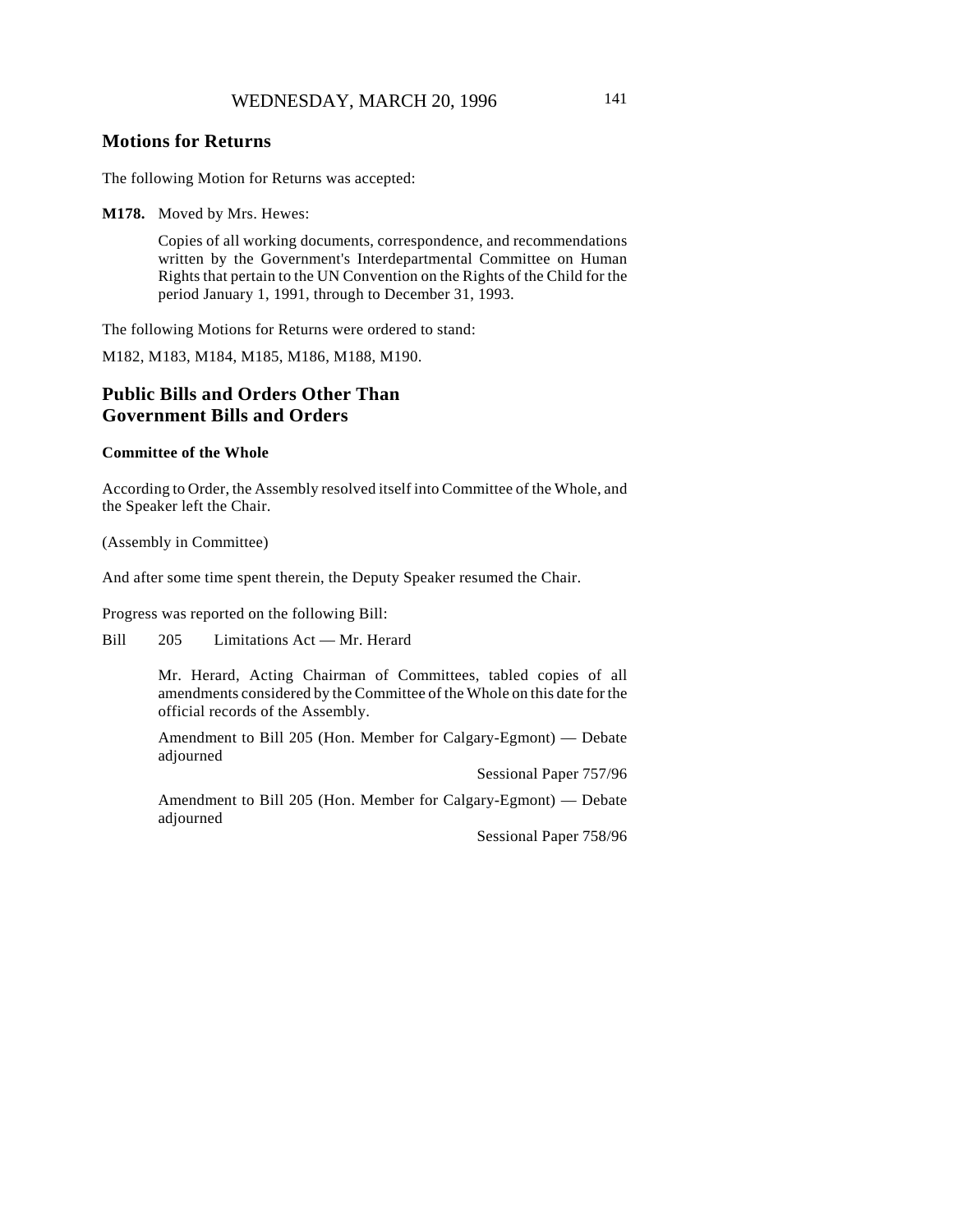## Motions for Returns

The following Motion for Returns was accepted:

**M178.** Moved by Mrs. Hewes:

> Copies of all working documents, correspondence, and recommendations written by the Government's Interdepartmental Committee on Human Rights that pertain to the UN Convention on the Rights of the Child for the period January 1, 1991, through to December 31, 1993.

The following Motions for Returns were ordered to stand:

M182, M183, M184, M185, M186, M188, M190.

## Public Bills and Orders Other Than Government Bills and Orders

### Committee of the Whole

According to Order, the Assembly resolved itself into Committee of the Whole, and the Speaker left the Chair.

(Assembly in Committee)

And after some time spent therein, the Deputy Speaker resumed the Chair.

Progress was reported on the following Bill:

Bill 205 Limitations Act — Mr. Herard

> Mr. Herard, Acting Chairman of Committees, tabled copies of all amendments considered by the Committee of the Whole on this date for the official records of the Assembly.
>
> Amendment to Bill 205 (Hon. Member for Calgary-Egmont) — Debate adjourned
>
> Sessional Paper 757/96
>
> Amendment to Bill 205 (Hon. Member for Calgary-Egmont) — Debate adjourned
>
> Sessional Paper 758/96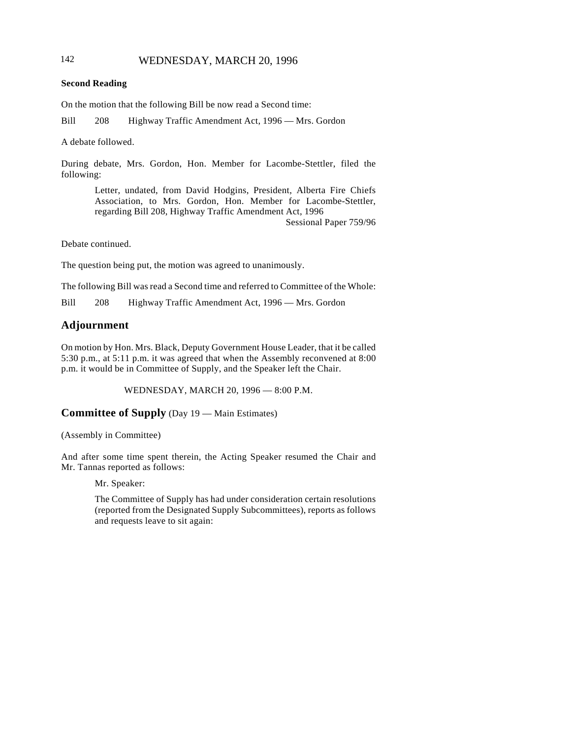**Second Reading**

On the motion that the following Bill be now read a Second time:

Bill 208 Highway Traffic Amendment Act, 1996 — Mrs. Gordon

A debate followed.

During debate, Mrs. Gordon, Hon. Member for Lacombe-Stettler, filed the following:

> Letter, undated, from David Hodgins, President, Alberta Fire Chiefs Association, to Mrs. Gordon, Hon. Member for Lacombe-Stettler, regarding Bill 208, Highway Traffic Amendment Act, 1996
>
> Sessional Paper 759/96

Debate continued.

The question being put, the motion was agreed to unanimously.

The following Bill was read a Second time and referred to Committee of the Whole:

Bill 208 Highway Traffic Amendment Act, 1996 — Mrs. Gordon

## Adjournment

On motion by Hon. Mrs. Black, Deputy Government House Leader, that it be called 5:30 p.m., at 5:11 p.m. it was agreed that when the Assembly reconvened at 8:00 p.m. it would be in Committee of Supply, and the Speaker left the Chair.

WEDNESDAY, MARCH 20, 1996 — 8:00 P.M.

## Committee of Supply (Day 19 — Main Estimates)

(Assembly in Committee)

And after some time spent therein, the Acting Speaker resumed the Chair and Mr. Tannas reported as follows:

> Mr. Speaker:
>
> The Committee of Supply has had under consideration certain resolutions (reported from the Designated Supply Subcommittees), reports as follows and requests leave to sit again: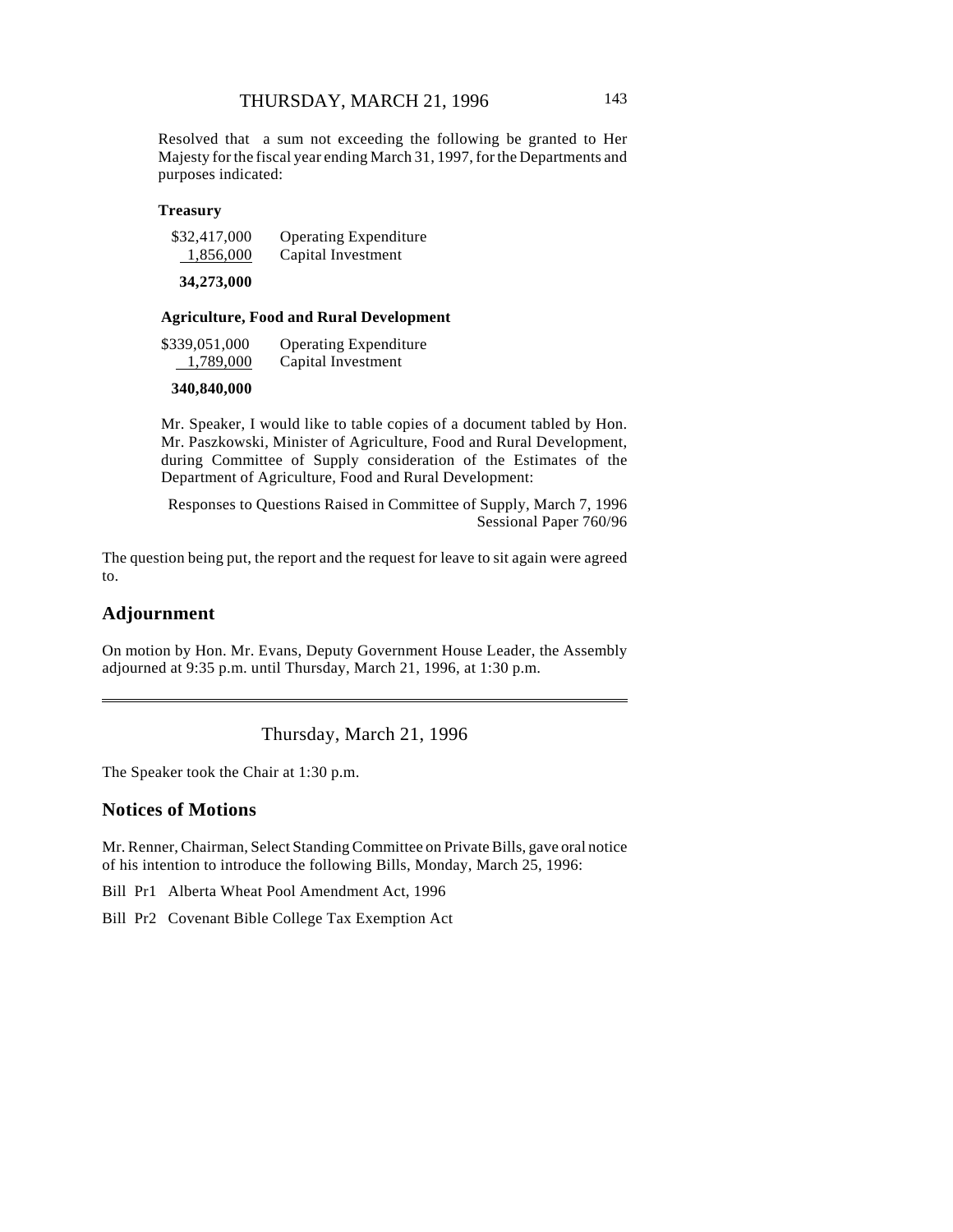Resolved that a sum not exceeding the following be granted to Her Majesty for the fiscal year ending March 31, 1997, for the Departments and purposes indicated:

**Treasury**

| | |
|---|---|
| $32,417,000 | Operating Expenditure |
| 1,856,000 | Capital Investment |
| **34,273,000** | |

**Agriculture, Food and Rural Development**

| | |
|---|---|
| $339,051,000 | Operating Expenditure |
| 1,789,000 | Capital Investment |
| **340,840,000** | |

Mr. Speaker, I would like to table copies of a document tabled by Hon. Mr. Paszkowski, Minister of Agriculture, Food and Rural Development, during Committee of Supply consideration of the Estimates of the Department of Agriculture, Food and Rural Development:

Responses to Questions Raised in Committee of Supply, March 7, 1996
Sessional Paper 760/96

The question being put, the report and the request for leave to sit again were agreed to.

## Adjournment

On motion by Hon. Mr. Evans, Deputy Government House Leader, the Assembly adjourned at 9:35 p.m. until Thursday, March 21, 1996, at 1:30 p.m.

---

Thursday, March 21, 1996

The Speaker took the Chair at 1:30 p.m.

## Notices of Motions

Mr. Renner, Chairman, Select Standing Committee on Private Bills, gave oral notice of his intention to introduce the following Bills, Monday, March 25, 1996:

Bill Pr1 Alberta Wheat Pool Amendment Act, 1996

Bill Pr2 Covenant Bible College Tax Exemption Act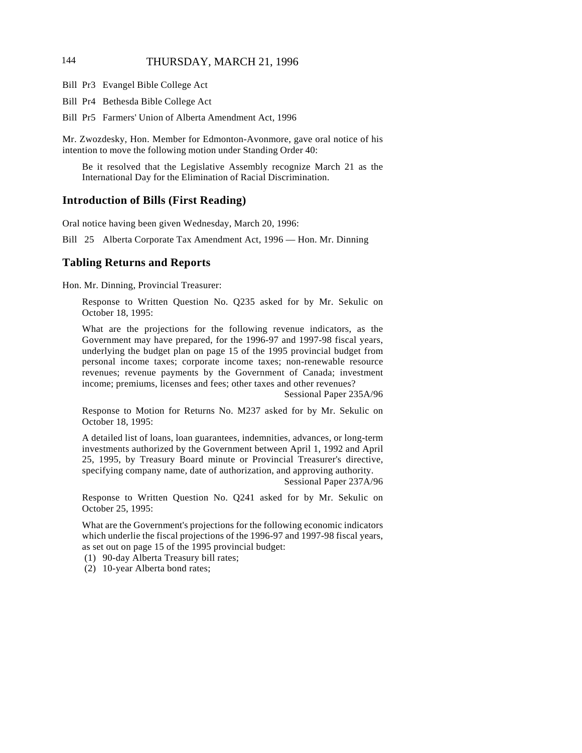Bill Pr3 Evangel Bible College Act

Bill Pr4 Bethesda Bible College Act

Bill Pr5 Farmers' Union of Alberta Amendment Act, 1996

Mr. Zwozdesky, Hon. Member for Edmonton-Avonmore, gave oral notice of his intention to move the following motion under Standing Order 40:

> Be it resolved that the Legislative Assembly recognize March 21 as the International Day for the Elimination of Racial Discrimination.

## Introduction of Bills (First Reading)

Oral notice having been given Wednesday, March 20, 1996:

Bill 25 Alberta Corporate Tax Amendment Act, 1996 — Hon. Mr. Dinning

## Tabling Returns and Reports

Hon. Mr. Dinning, Provincial Treasurer:

> Response to Written Question No. Q235 asked for by Mr. Sekulic on October 18, 1995:
>
> What are the projections for the following revenue indicators, as the Government may have prepared, for the 1996-97 and 1997-98 fiscal years, underlying the budget plan on page 15 of the 1995 provincial budget from personal income taxes; corporate income taxes; non-renewable resource revenues; revenue payments by the Government of Canada; investment income; premiums, licenses and fees; other taxes and other revenues?
>
> Sessional Paper 235A/96
>
> Response to Motion for Returns No. M237 asked for by Mr. Sekulic on October 18, 1995:
>
> A detailed list of loans, loan guarantees, indemnities, advances, or long-term investments authorized by the Government between April 1, 1992 and April 25, 1995, by Treasury Board minute or Provincial Treasurer's directive, specifying company name, date of authorization, and approving authority.
>
> Sessional Paper 237A/96
>
> Response to Written Question No. Q241 asked for by Mr. Sekulic on October 25, 1995:
>
> What are the Government's projections for the following economic indicators which underlie the fiscal projections of the 1996-97 and 1997-98 fiscal years, as set out on page 15 of the 1995 provincial budget:
>
> (1) 90-day Alberta Treasury bill rates;
> (2) 10-year Alberta bond rates;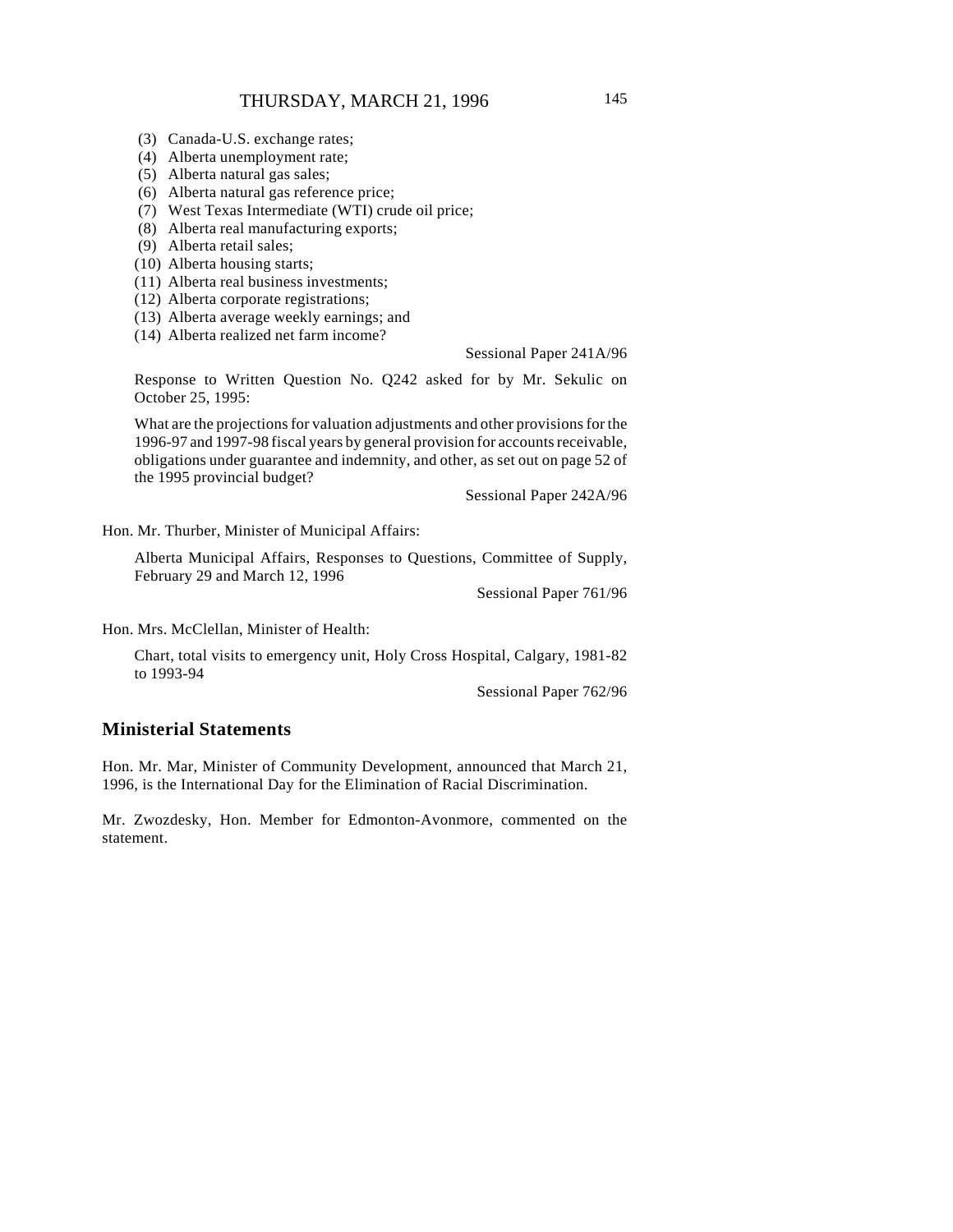(3) Canada-U.S. exchange rates;
(4) Alberta unemployment rate;
(5) Alberta natural gas sales;
(6) Alberta natural gas reference price;
(7) West Texas Intermediate (WTI) crude oil price;
(8) Alberta real manufacturing exports;
(9) Alberta retail sales;
(10) Alberta housing starts;
(11) Alberta real business investments;
(12) Alberta corporate registrations;
(13) Alberta average weekly earnings; and
(14) Alberta realized net farm income?

Sessional Paper 241A/96

Response to Written Question No. Q242 asked for by Mr. Sekulic on October 25, 1995:

What are the projections for valuation adjustments and other provisions for the 1996-97 and 1997-98 fiscal years by general provision for accounts receivable, obligations under guarantee and indemnity, and other, as set out on page 52 of the 1995 provincial budget?

Sessional Paper 242A/96

Hon. Mr. Thurber, Minister of Municipal Affairs:

Alberta Municipal Affairs, Responses to Questions, Committee of Supply, February 29 and March 12, 1996

Sessional Paper 761/96

Hon. Mrs. McClellan, Minister of Health:

Chart, total visits to emergency unit, Holy Cross Hospital, Calgary, 1981-82 to 1993-94

Sessional Paper 762/96

## Ministerial Statements

Hon. Mr. Mar, Minister of Community Development, announced that March 21, 1996, is the International Day for the Elimination of Racial Discrimination.

Mr. Zwozdesky, Hon. Member for Edmonton-Avonmore, commented on the statement.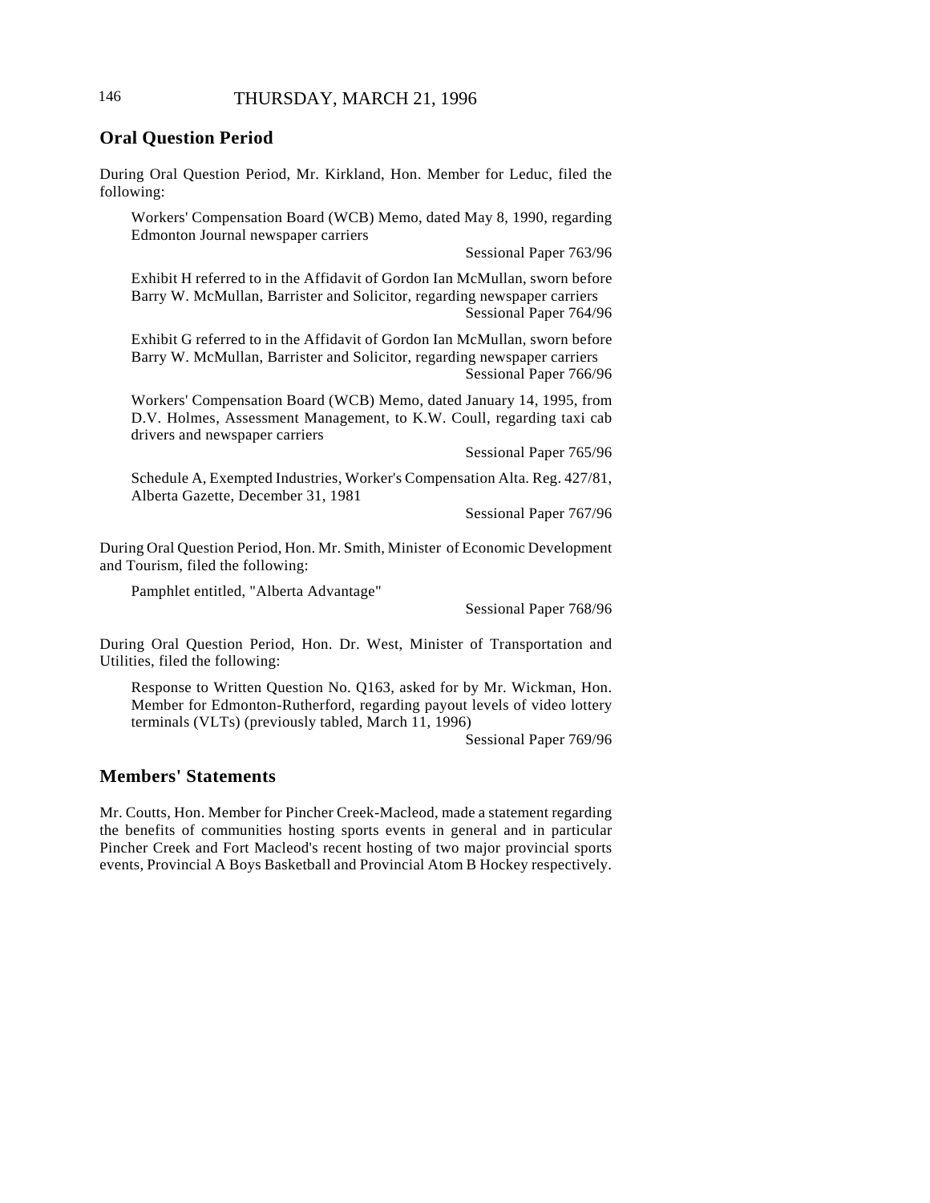## Oral Question Period

During Oral Question Period, Mr. Kirkland, Hon. Member for Leduc, filed the following:

> Workers' Compensation Board (WCB) Memo, dated May 8, 1990, regarding Edmonton Journal newspaper carriers
>
> Sessional Paper 763/96
>
> Exhibit H referred to in the Affidavit of Gordon Ian McMullan, sworn before Barry W. McMullan, Barrister and Solicitor, regarding newspaper carriers
>
> Sessional Paper 764/96
>
> Exhibit G referred to in the Affidavit of Gordon Ian McMullan, sworn before Barry W. McMullan, Barrister and Solicitor, regarding newspaper carriers
>
> Sessional Paper 766/96
>
> Workers' Compensation Board (WCB) Memo, dated January 14, 1995, from D.V. Holmes, Assessment Management, to K.W. Coull, regarding taxi cab drivers and newspaper carriers
>
> Sessional Paper 765/96
>
> Schedule A, Exempted Industries, Worker's Compensation Alta. Reg. 427/81, Alberta Gazette, December 31, 1981
>
> Sessional Paper 767/96

During Oral Question Period, Hon. Mr. Smith, Minister of Economic Development and Tourism, filed the following:

> Pamphlet entitled, "Alberta Advantage"
>
> Sessional Paper 768/96

During Oral Question Period, Hon. Dr. West, Minister of Transportation and Utilities, filed the following:

> Response to Written Question No. Q163, asked for by Mr. Wickman, Hon. Member for Edmonton-Rutherford, regarding payout levels of video lottery terminals (VLTs) (previously tabled, March 11, 1996)
>
> Sessional Paper 769/96

## Members' Statements

Mr. Coutts, Hon. Member for Pincher Creek-Macleod, made a statement regarding the benefits of communities hosting sports events in general and in particular Pincher Creek and Fort Macleod's recent hosting of two major provincial sports events, Provincial A Boys Basketball and Provincial Atom B Hockey respectively.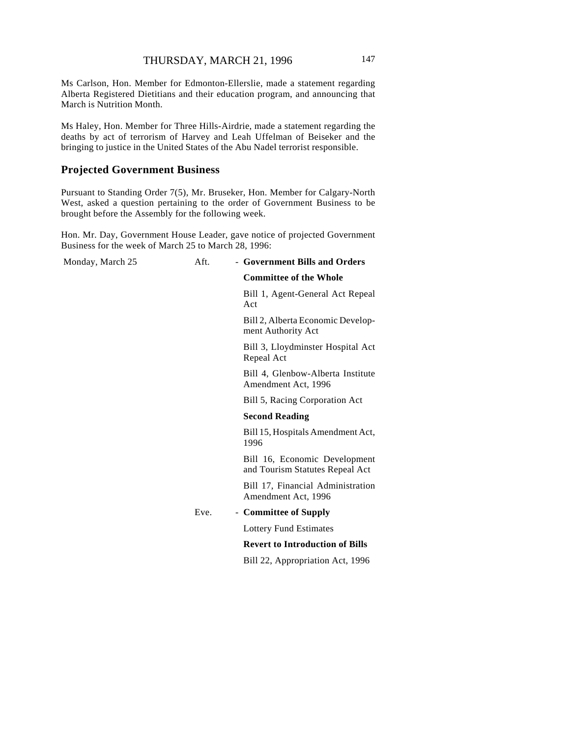Ms Carlson, Hon. Member for Edmonton-Ellerslie, made a statement regarding Alberta Registered Dietitians and their education program, and announcing that March is Nutrition Month.

Ms Haley, Hon. Member for Three Hills-Airdrie, made a statement regarding the deaths by act of terrorism of Harvey and Leah Uffelman of Beiseker and the bringing to justice in the United States of the Abu Nadel terrorist responsible.

## Projected Government Business

Pursuant to Standing Order 7(5), Mr. Bruseker, Hon. Member for Calgary-North West, asked a question pertaining to the order of Government Business to be brought before the Assembly for the following week.

Hon. Mr. Day, Government House Leader, gave notice of projected Government Business for the week of March 25 to March 28, 1996:

| | | |
|---|---|---|
| Monday, March 25 | Aft. | - **Government Bills and Orders** |
| | | **Committee of the Whole** |
| | | Bill 1, Agent-General Act Repeal Act |
| | | Bill 2, Alberta Economic Development Authority Act |
| | | Bill 3, Lloydminster Hospital Act Repeal Act |
| | | Bill 4, Glenbow-Alberta Institute Amendment Act, 1996 |
| | | Bill 5, Racing Corporation Act |
| | | **Second Reading** |
| | | Bill 15, Hospitals Amendment Act, 1996 |
| | | Bill 16, Economic Development and Tourism Statutes Repeal Act |
| | | Bill 17, Financial Administration Amendment Act, 1996 |
| | Eve. | - **Committee of Supply** |
| | | Lottery Fund Estimates |
| | | **Revert to Introduction of Bills** |
| | | Bill 22, Appropriation Act, 1996 |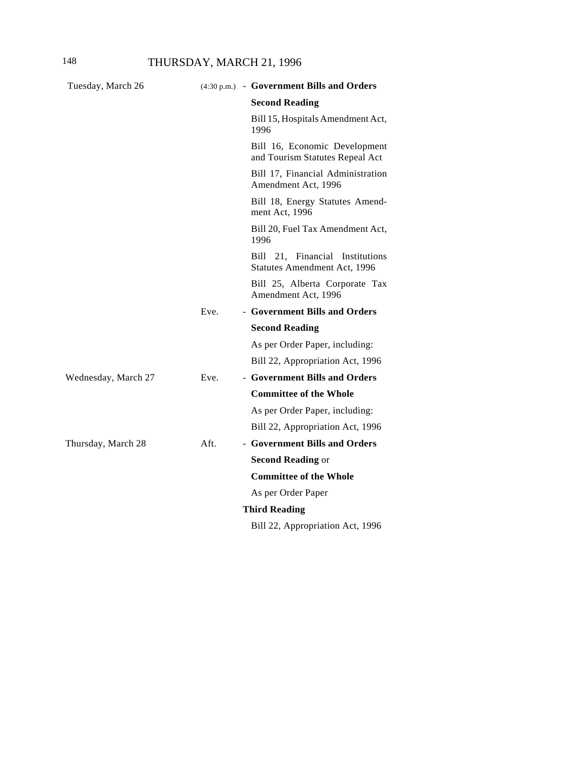| | | |
|---|---|---|
| Tuesday, March 26 | (4:30 p.m.) | - **Government Bills and Orders** |
| | | **Second Reading** |
| | | Bill 15, Hospitals Amendment Act, 1996 |
| | | Bill 16, Economic Development and Tourism Statutes Repeal Act |
| | | Bill 17, Financial Administration Amendment Act, 1996 |
| | | Bill 18, Energy Statutes Amendment Act, 1996 |
| | | Bill 20, Fuel Tax Amendment Act, 1996 |
| | | Bill 21, Financial Institutions Statutes Amendment Act, 1996 |
| | | Bill 25, Alberta Corporate Tax Amendment Act, 1996 |
| | Eve. | - **Government Bills and Orders** |
| | | **Second Reading** |
| | | As per Order Paper, including: |
| | | Bill 22, Appropriation Act, 1996 |
| Wednesday, March 27 | Eve. | - **Government Bills and Orders** |
| | | **Committee of the Whole** |
| | | As per Order Paper, including: |
| | | Bill 22, Appropriation Act, 1996 |
| Thursday, March 28 | Aft. | - **Government Bills and Orders** |
| | | **Second Reading** or |
| | | **Committee of the Whole** |
| | | As per Order Paper |
| | | **Third Reading** |
| | | Bill 22, Appropriation Act, 1996 |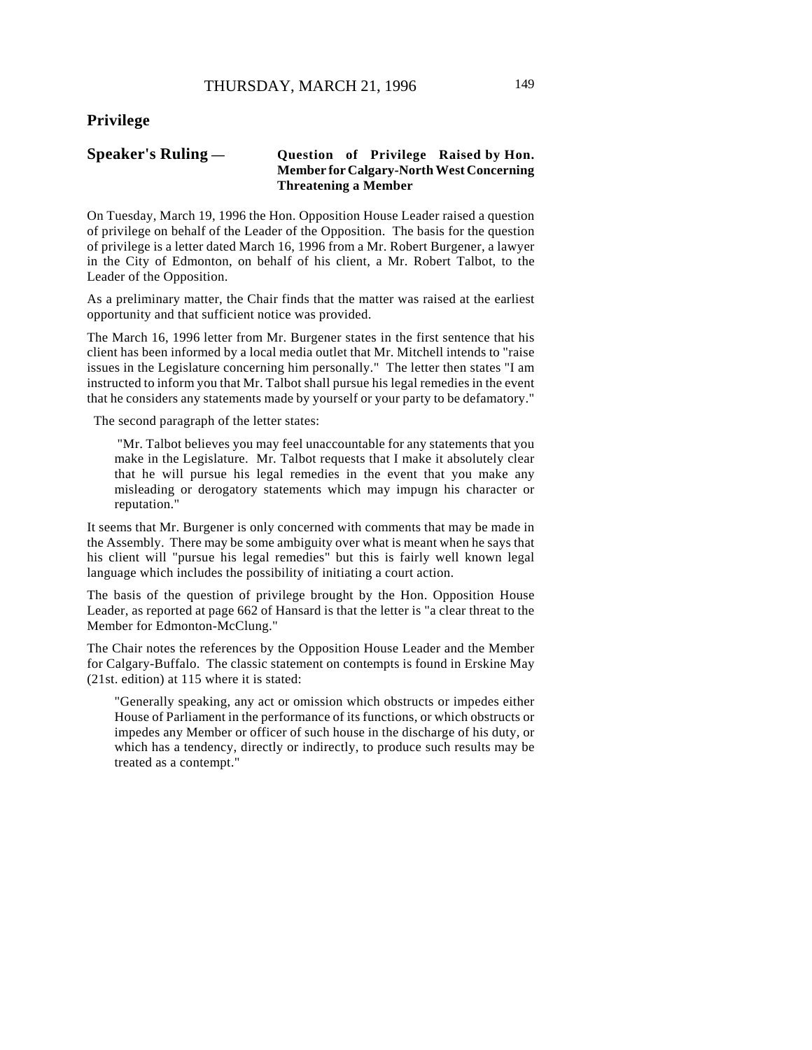## Privilege

### Speaker's Ruling — Question of Privilege Raised by Hon. Member for Calgary-North West Concerning Threatening a Member

On Tuesday, March 19, 1996 the Hon. Opposition House Leader raised a question of privilege on behalf of the Leader of the Opposition. The basis for the question of privilege is a letter dated March 16, 1996 from a Mr. Robert Burgener, a lawyer in the City of Edmonton, on behalf of his client, a Mr. Robert Talbot, to the Leader of the Opposition.

As a preliminary matter, the Chair finds that the matter was raised at the earliest opportunity and that sufficient notice was provided.

The March 16, 1996 letter from Mr. Burgener states in the first sentence that his client has been informed by a local media outlet that Mr. Mitchell intends to "raise issues in the Legislature concerning him personally." The letter then states "I am instructed to inform you that Mr. Talbot shall pursue his legal remedies in the event that he considers any statements made by yourself or your party to be defamatory."

The second paragraph of the letter states:

> "Mr. Talbot believes you may feel unaccountable for any statements that you make in the Legislature. Mr. Talbot requests that I make it absolutely clear that he will pursue his legal remedies in the event that you make any misleading or derogatory statements which may impugn his character or reputation."

It seems that Mr. Burgener is only concerned with comments that may be made in the Assembly. There may be some ambiguity over what is meant when he says that his client will "pursue his legal remedies" but this is fairly well known legal language which includes the possibility of initiating a court action.

The basis of the question of privilege brought by the Hon. Opposition House Leader, as reported at page 662 of Hansard is that the letter is "a clear threat to the Member for Edmonton-McClung."

The Chair notes the references by the Opposition House Leader and the Member for Calgary-Buffalo. The classic statement on contempts is found in Erskine May (21st. edition) at 115 where it is stated:

> "Generally speaking, any act or omission which obstructs or impedes either House of Parliament in the performance of its functions, or which obstructs or impedes any Member or officer of such house in the discharge of his duty, or which has a tendency, directly or indirectly, to produce such results may be treated as a contempt."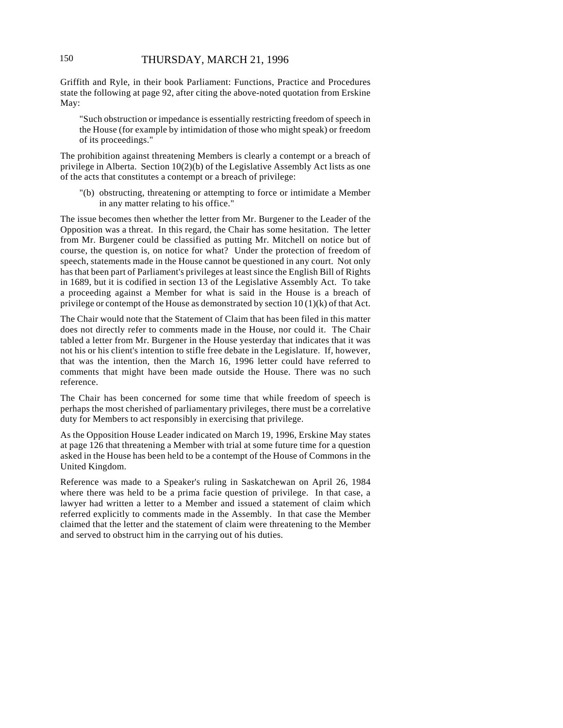Griffith and Ryle, in their book Parliament: Functions, Practice and Procedures state the following at page 92, after citing the above-noted quotation from Erskine May:

> "Such obstruction or impedance is essentially restricting freedom of speech in the House (for example by intimidation of those who might speak) or freedom of its proceedings."

The prohibition against threatening Members is clearly a contempt or a breach of privilege in Alberta. Section 10(2)(b) of the Legislative Assembly Act lists as one of the acts that constitutes a contempt or a breach of privilege:

> "(b) obstructing, threatening or attempting to force or intimidate a Member in any matter relating to his office."

The issue becomes then whether the letter from Mr. Burgener to the Leader of the Opposition was a threat. In this regard, the Chair has some hesitation. The letter from Mr. Burgener could be classified as putting Mr. Mitchell on notice but of course, the question is, on notice for what? Under the protection of freedom of speech, statements made in the House cannot be questioned in any court. Not only has that been part of Parliament's privileges at least since the English Bill of Rights in 1689, but it is codified in section 13 of the Legislative Assembly Act. To take a proceeding against a Member for what is said in the House is a breach of privilege or contempt of the House as demonstrated by section 10 (1)(k) of that Act.

The Chair would note that the Statement of Claim that has been filed in this matter does not directly refer to comments made in the House, nor could it. The Chair tabled a letter from Mr. Burgener in the House yesterday that indicates that it was not his or his client's intention to stifle free debate in the Legislature. If, however, that was the intention, then the March 16, 1996 letter could have referred to comments that might have been made outside the House. There was no such reference.

The Chair has been concerned for some time that while freedom of speech is perhaps the most cherished of parliamentary privileges, there must be a correlative duty for Members to act responsibly in exercising that privilege.

As the Opposition House Leader indicated on March 19, 1996, Erskine May states at page 126 that threatening a Member with trial at some future time for a question asked in the House has been held to be a contempt of the House of Commons in the United Kingdom.

Reference was made to a Speaker's ruling in Saskatchewan on April 26, 1984 where there was held to be a prima facie question of privilege. In that case, a lawyer had written a letter to a Member and issued a statement of claim which referred explicitly to comments made in the Assembly. In that case the Member claimed that the letter and the statement of claim were threatening to the Member and served to obstruct him in the carrying out of his duties.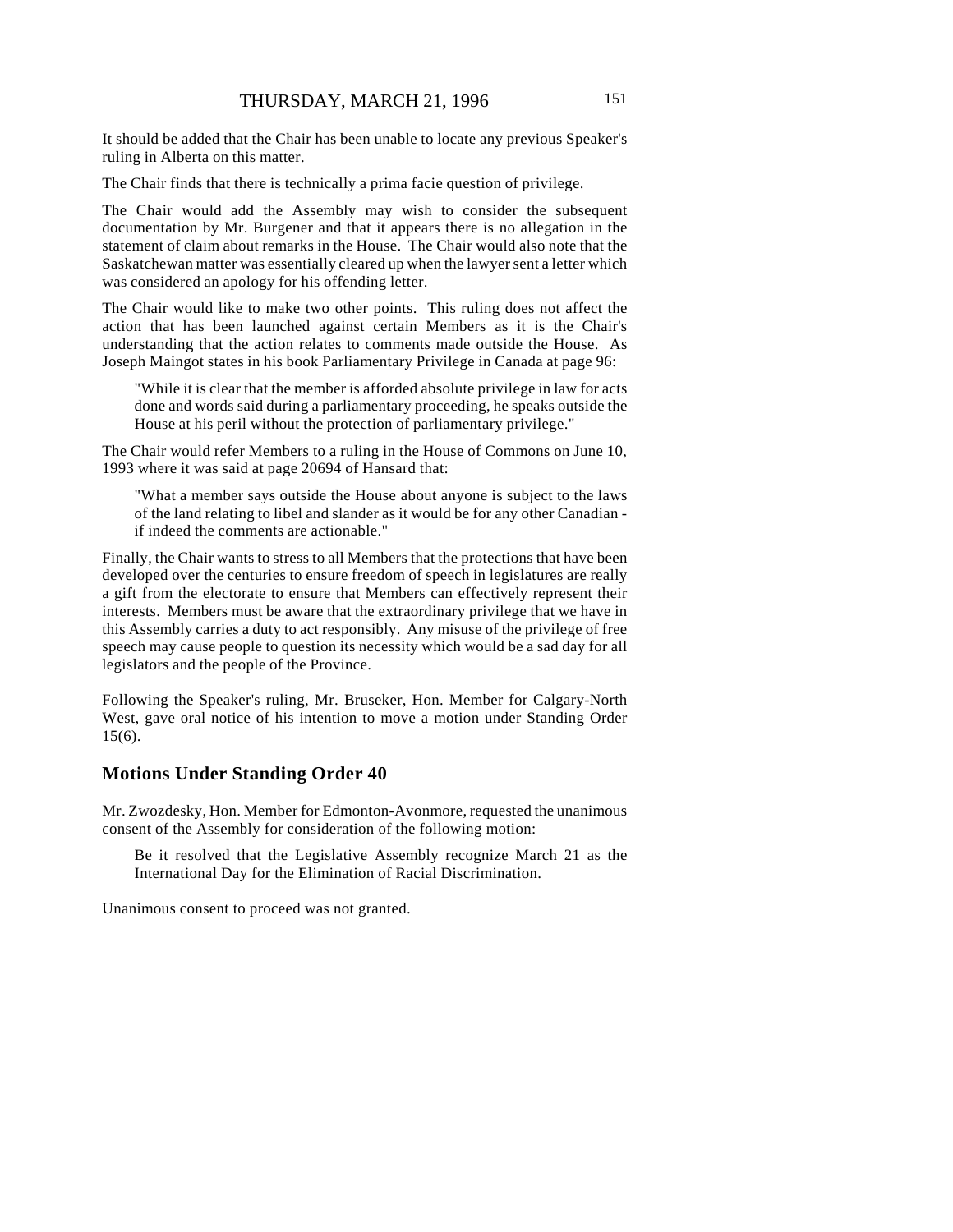It should be added that the Chair has been unable to locate any previous Speaker's ruling in Alberta on this matter.

The Chair finds that there is technically a prima facie question of privilege.

The Chair would add the Assembly may wish to consider the subsequent documentation by Mr. Burgener and that it appears there is no allegation in the statement of claim about remarks in the House. The Chair would also note that the Saskatchewan matter was essentially cleared up when the lawyer sent a letter which was considered an apology for his offending letter.

The Chair would like to make two other points. This ruling does not affect the action that has been launched against certain Members as it is the Chair's understanding that the action relates to comments made outside the House. As Joseph Maingot states in his book Parliamentary Privilege in Canada at page 96:

> "While it is clear that the member is afforded absolute privilege in law for acts done and words said during a parliamentary proceeding, he speaks outside the House at his peril without the protection of parliamentary privilege."

The Chair would refer Members to a ruling in the House of Commons on June 10, 1993 where it was said at page 20694 of Hansard that:

> "What a member says outside the House about anyone is subject to the laws of the land relating to libel and slander as it would be for any other Canadian - if indeed the comments are actionable."

Finally, the Chair wants to stress to all Members that the protections that have been developed over the centuries to ensure freedom of speech in legislatures are really a gift from the electorate to ensure that Members can effectively represent their interests. Members must be aware that the extraordinary privilege that we have in this Assembly carries a duty to act responsibly. Any misuse of the privilege of free speech may cause people to question its necessity which would be a sad day for all legislators and the people of the Province.

Following the Speaker's ruling, Mr. Bruseker, Hon. Member for Calgary-North West, gave oral notice of his intention to move a motion under Standing Order 15(6).

## Motions Under Standing Order 40

Mr. Zwozdesky, Hon. Member for Edmonton-Avonmore, requested the unanimous consent of the Assembly for consideration of the following motion:

> Be it resolved that the Legislative Assembly recognize March 21 as the International Day for the Elimination of Racial Discrimination.

Unanimous consent to proceed was not granted.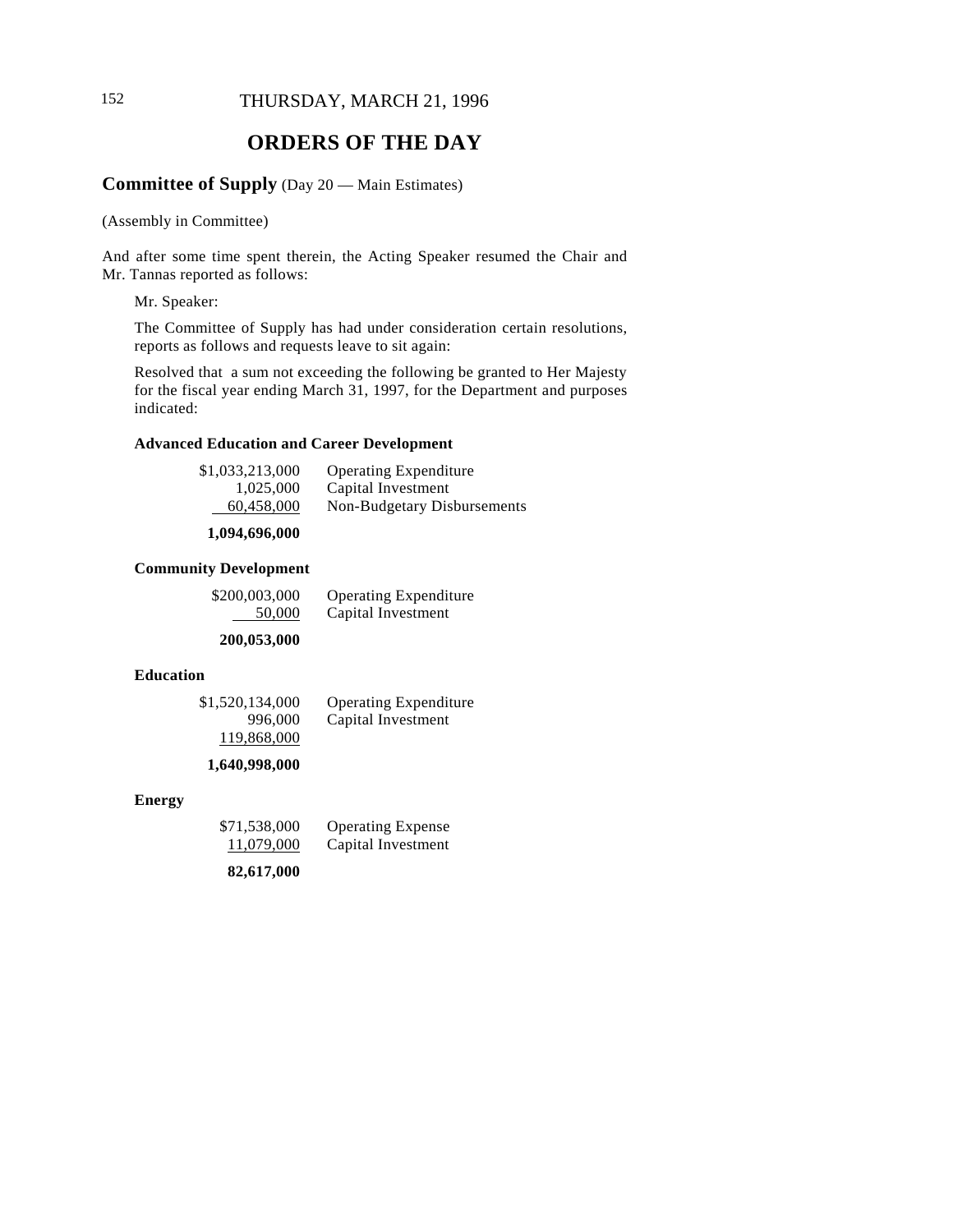THURSDAY, MARCH 21, 1996

# ORDERS OF THE DAY

## **Committee of Supply** (Day 20 — Main Estimates)

(Assembly in Committee)

And after some time spent therein, the Acting Speaker resumed the Chair and Mr. Tannas reported as follows:

Mr. Speaker:

The Committee of Supply has had under consideration certain resolutions, reports as follows and requests leave to sit again:

Resolved that a sum not exceeding the following be granted to Her Majesty for the fiscal year ending March 31, 1997, for the Department and purposes indicated:

**Advanced Education and Career Development**

| | |
|---:|---|
| $1,033,213,000 | Operating Expenditure |
| 1,025,000 | Capital Investment |
| 60,458,000 | Non-Budgetary Disbursements |
| **1,094,696,000** | |

**Community Development**

| | |
|---:|---|
| $200,003,000 | Operating Expenditure |
| 50,000 | Capital Investment |
| **200,053,000** | |

**Education**

| | |
|---:|---|
| $1,520,134,000 | Operating Expenditure |
| 996,000 | Capital Investment |
| 119,868,000 | |
| **1,640,998,000** | |

**Energy**

| | |
|---:|---|
| $71,538,000 | Operating Expense |
| 11,079,000 | Capital Investment |
| **82,617,000** | |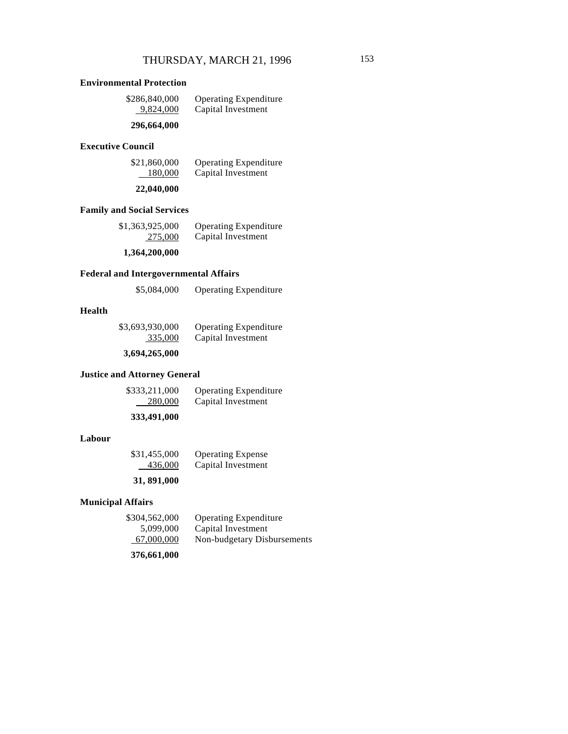**Environmental Protection**

| | |
|---|---|
| $286,840,000 | Operating Expenditure |
| 9,824,000 | Capital Investment |
| **296,664,000** | |

**Executive Council**

| | |
|---|---|
| $21,860,000 | Operating Expenditure |
| 180,000 | Capital Investment |
| **22,040,000** | |

**Family and Social Services**

| | |
|---|---|
| $1,363,925,000 | Operating Expenditure |
| 275,000 | Capital Investment |
| **1,364,200,000** | |

**Federal and Intergovernmental Affairs**

| | |
|---|---|
| $5,084,000 | Operating Expenditure |

**Health**

| | |
|---|---|
| $3,693,930,000 | Operating Expenditure |
| 335,000 | Capital Investment |
| **3,694,265,000** | |

**Justice and Attorney General**

| | |
|---|---|
| $333,211,000 | Operating Expenditure |
| 280,000 | Capital Investment |
| **333,491,000** | |

**Labour**

| | |
|---|---|
| $31,455,000 | Operating Expense |
| 436,000 | Capital Investment |
| **31, 891,000** | |

**Municipal Affairs**

| | |
|---|---|
| $304,562,000 | Operating Expenditure |
| 5,099,000 | Capital Investment |
| 67,000,000 | Non-budgetary Disbursements |
| **376,661,000** | |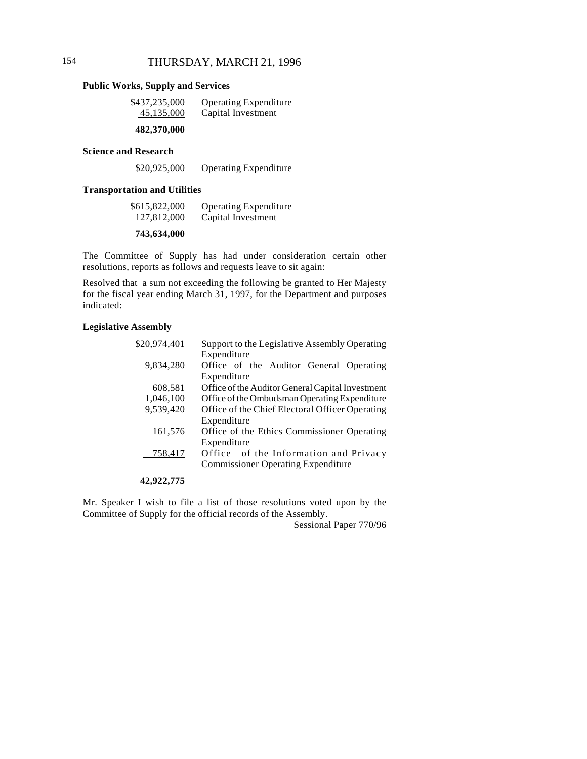**Public Works, Supply and Services**

| | |
|---|---|
| $437,235,000 | Operating Expenditure |
| 45,135,000 | Capital Investment |
| **482,370,000** | |

**Science and Research**

| | |
|---|---|
| $20,925,000 | Operating Expenditure |

**Transportation and Utilities**

| | |
|---|---|
| $615,822,000 | Operating Expenditure |
| 127,812,000 | Capital Investment |
| **743,634,000** | |

The Committee of Supply has had under consideration certain other resolutions, reports as follows and requests leave to sit again:

Resolved that a sum not exceeding the following be granted to Her Majesty for the fiscal year ending March 31, 1997, for the Department and purposes indicated:

**Legislative Assembly**

| | |
|---|---|
| $20,974,401 | Support to the Legislative Assembly Operating Expenditure |
| 9,834,280 | Office of the Auditor General Operating Expenditure |
| 608,581 | Office of the Auditor General Capital Investment |
| 1,046,100 | Office of the Ombudsman Operating Expenditure |
| 9,539,420 | Office of the Chief Electoral Officer Operating Expenditure |
| 161,576 | Office of the Ethics Commissioner Operating Expenditure |
| 758,417 | Office of the Information and Privacy Commissioner Operating Expenditure |
| **42,922,775** | |

Mr. Speaker I wish to file a list of those resolutions voted upon by the Committee of Supply for the official records of the Assembly.

Sessional Paper 770/96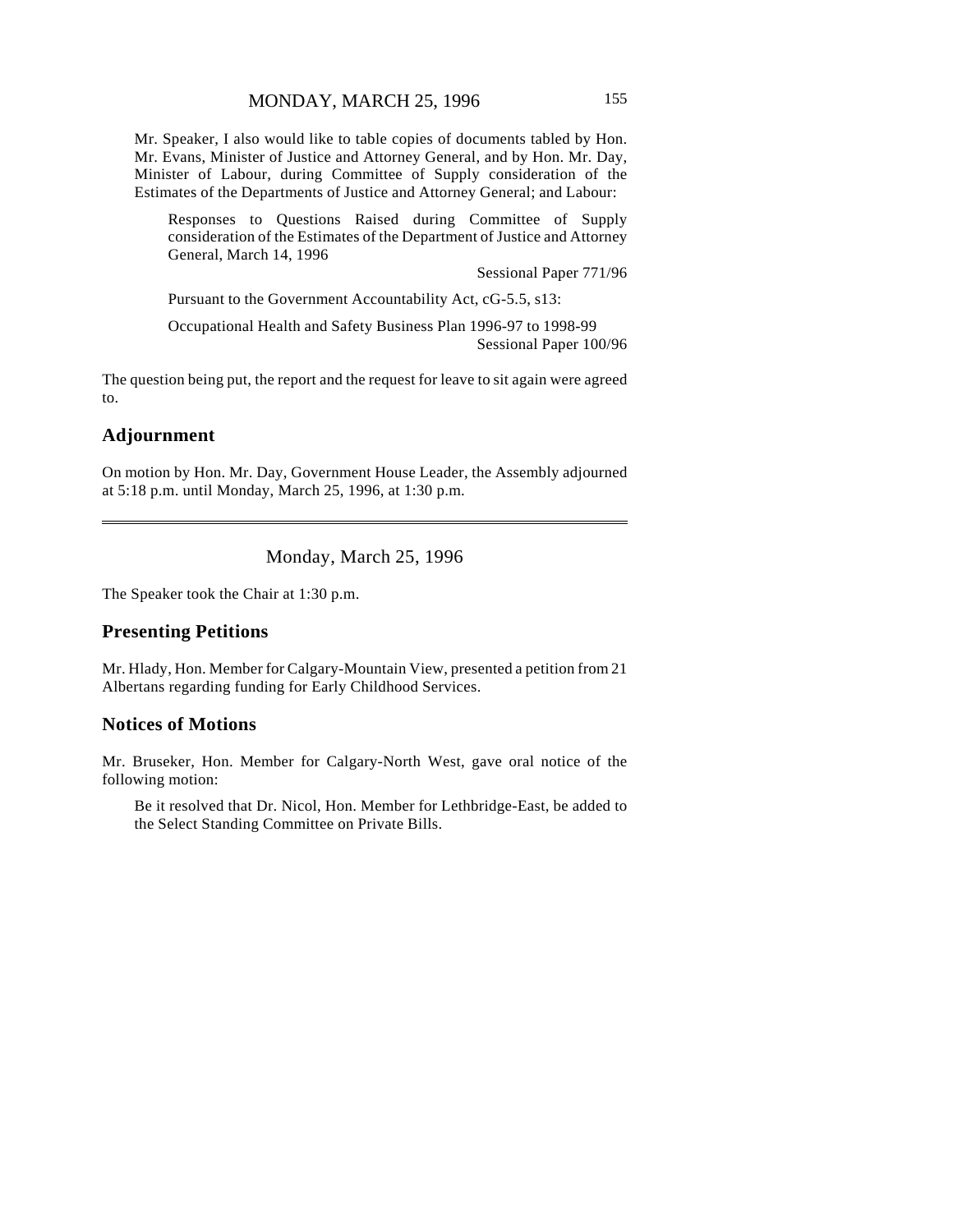Mr. Speaker, I also would like to table copies of documents tabled by Hon. Mr. Evans, Minister of Justice and Attorney General, and by Hon. Mr. Day, Minister of Labour, during Committee of Supply consideration of the Estimates of the Departments of Justice and Attorney General; and Labour:

> Responses to Questions Raised during Committee of Supply consideration of the Estimates of the Department of Justice and Attorney General, March 14, 1996
>
> Sessional Paper 771/96
>
> Pursuant to the Government Accountability Act, cG-5.5, s13:
>
> Occupational Health and Safety Business Plan 1996-97 to 1998-99
>
> Sessional Paper 100/96

The question being put, the report and the request for leave to sit again were agreed to.

## Adjournment

On motion by Hon. Mr. Day, Government House Leader, the Assembly adjourned at 5:18 p.m. until Monday, March 25, 1996, at 1:30 p.m.

---

Monday, March 25, 1996

The Speaker took the Chair at 1:30 p.m.

## Presenting Petitions

Mr. Hlady, Hon. Member for Calgary-Mountain View, presented a petition from 21 Albertans regarding funding for Early Childhood Services.

## Notices of Motions

Mr. Bruseker, Hon. Member for Calgary-North West, gave oral notice of the following motion:

> Be it resolved that Dr. Nicol, Hon. Member for Lethbridge-East, be added to the Select Standing Committee on Private Bills.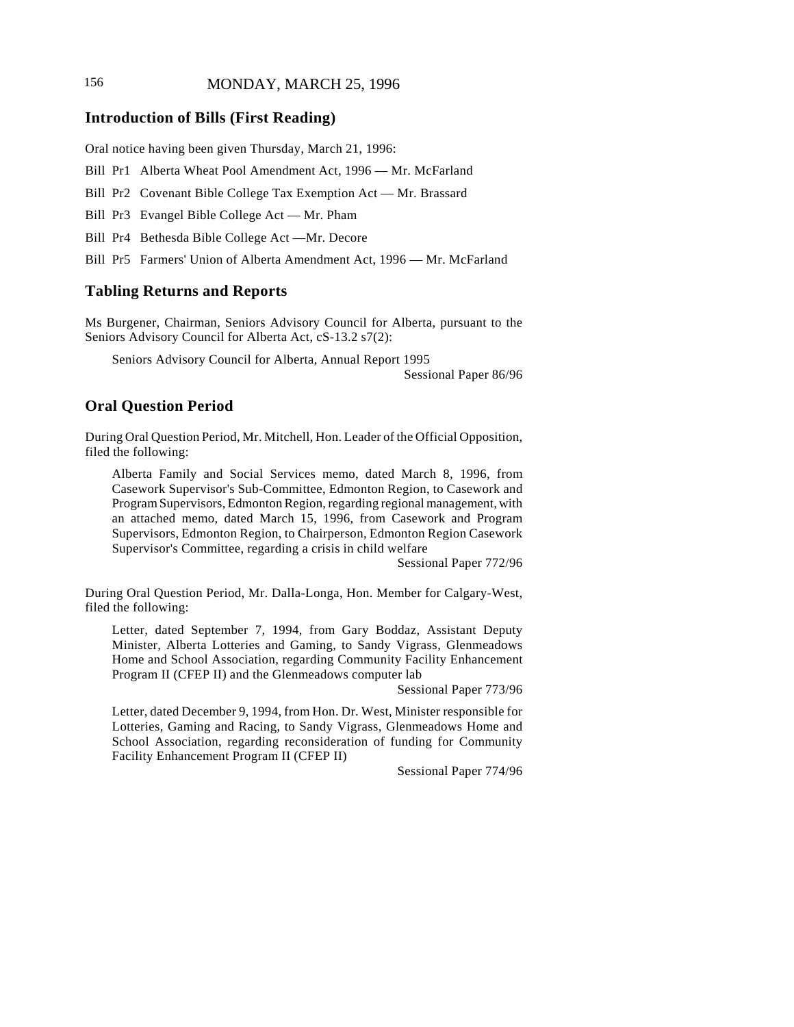## Introduction of Bills (First Reading)

Oral notice having been given Thursday, March 21, 1996:

Bill Pr1 Alberta Wheat Pool Amendment Act, 1996 — Mr. McFarland

Bill Pr2 Covenant Bible College Tax Exemption Act — Mr. Brassard

Bill Pr3 Evangel Bible College Act — Mr. Pham

Bill Pr4 Bethesda Bible College Act —Mr. Decore

Bill Pr5 Farmers' Union of Alberta Amendment Act, 1996 — Mr. McFarland

## Tabling Returns and Reports

Ms Burgener, Chairman, Seniors Advisory Council for Alberta, pursuant to the Seniors Advisory Council for Alberta Act, cS-13.2 s7(2):

Seniors Advisory Council for Alberta, Annual Report 1995
Sessional Paper 86/96

## Oral Question Period

During Oral Question Period, Mr. Mitchell, Hon. Leader of the Official Opposition, filed the following:

Alberta Family and Social Services memo, dated March 8, 1996, from Casework Supervisor's Sub-Committee, Edmonton Region, to Casework and Program Supervisors, Edmonton Region, regarding regional management, with an attached memo, dated March 15, 1996, from Casework and Program Supervisors, Edmonton Region, to Chairperson, Edmonton Region Casework Supervisor's Committee, regarding a crisis in child welfare
Sessional Paper 772/96

During Oral Question Period, Mr. Dalla-Longa, Hon. Member for Calgary-West, filed the following:

Letter, dated September 7, 1994, from Gary Boddaz, Assistant Deputy Minister, Alberta Lotteries and Gaming, to Sandy Vigrass, Glenmeadows Home and School Association, regarding Community Facility Enhancement Program II (CFEP II) and the Glenmeadows computer lab
Sessional Paper 773/96

Letter, dated December 9, 1994, from Hon. Dr. West, Minister responsible for Lotteries, Gaming and Racing, to Sandy Vigrass, Glenmeadows Home and School Association, regarding reconsideration of funding for Community Facility Enhancement Program II (CFEP II)
Sessional Paper 774/96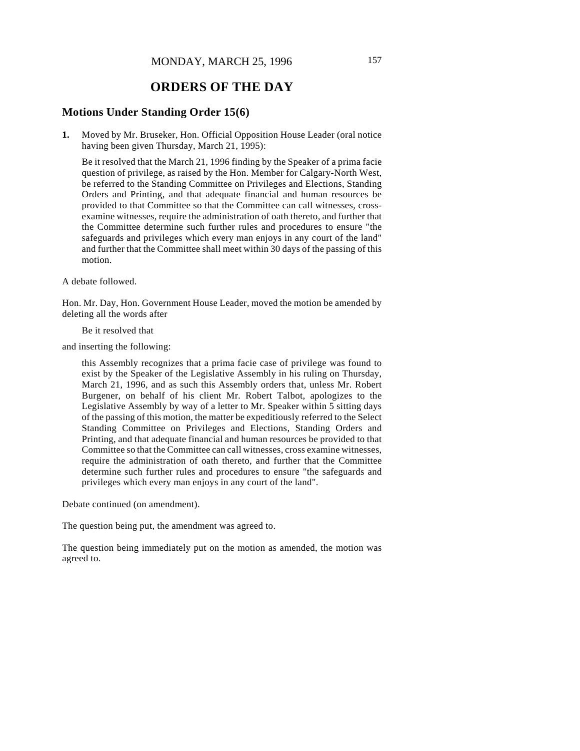# ORDERS OF THE DAY

## Motions Under Standing Order 15(6)

**1.** Moved by Mr. Bruseker, Hon. Official Opposition House Leader (oral notice having been given Thursday, March 21, 1995):

Be it resolved that the March 21, 1996 finding by the Speaker of a prima facie question of privilege, as raised by the Hon. Member for Calgary-North West, be referred to the Standing Committee on Privileges and Elections, Standing Orders and Printing, and that adequate financial and human resources be provided to that Committee so that the Committee can call witnesses, cross-examine witnesses, require the administration of oath thereto, and further that the Committee determine such further rules and procedures to ensure "the safeguards and privileges which every man enjoys in any court of the land" and further that the Committee shall meet within 30 days of the passing of this motion.

A debate followed.

Hon. Mr. Day, Hon. Government House Leader, moved the motion be amended by deleting all the words after

Be it resolved that

and inserting the following:

this Assembly recognizes that a prima facie case of privilege was found to exist by the Speaker of the Legislative Assembly in his ruling on Thursday, March 21, 1996, and as such this Assembly orders that, unless Mr. Robert Burgener, on behalf of his client Mr. Robert Talbot, apologizes to the Legislative Assembly by way of a letter to Mr. Speaker within 5 sitting days of the passing of this motion, the matter be expeditiously referred to the Select Standing Committee on Privileges and Elections, Standing Orders and Printing, and that adequate financial and human resources be provided to that Committee so that the Committee can call witnesses, cross examine witnesses, require the administration of oath thereto, and further that the Committee determine such further rules and procedures to ensure "the safeguards and privileges which every man enjoys in any court of the land".

Debate continued (on amendment).

The question being put, the amendment was agreed to.

The question being immediately put on the motion as amended, the motion was agreed to.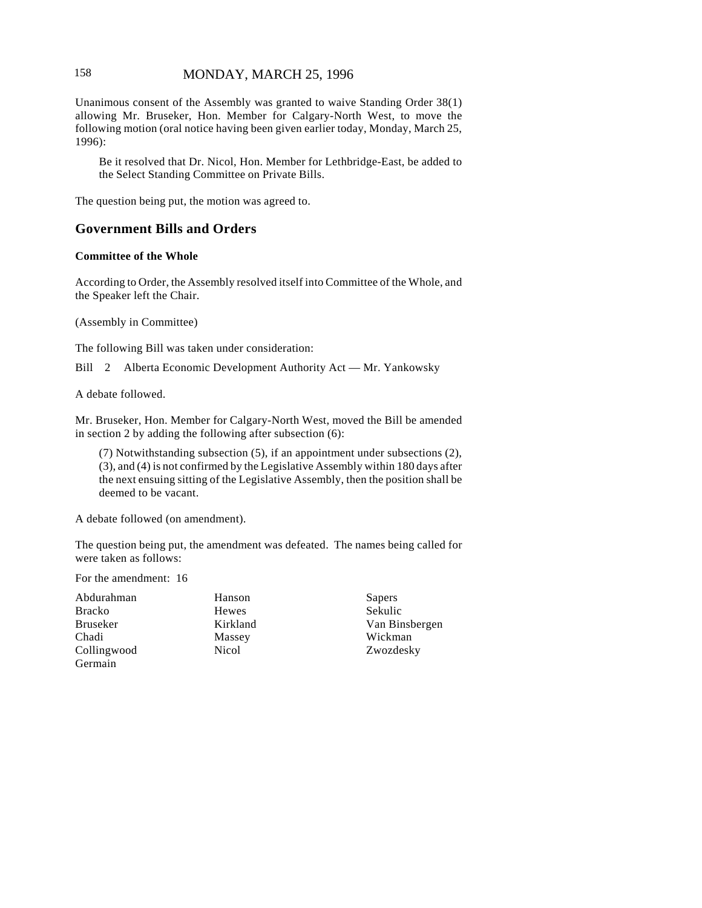Unanimous consent of the Assembly was granted to waive Standing Order 38(1) allowing Mr. Bruseker, Hon. Member for Calgary-North West, to move the following motion (oral notice having been given earlier today, Monday, March 25, 1996):

> Be it resolved that Dr. Nicol, Hon. Member for Lethbridge-East, be added to the Select Standing Committee on Private Bills.

The question being put, the motion was agreed to.

## Government Bills and Orders

### Committee of the Whole

According to Order, the Assembly resolved itself into Committee of the Whole, and the Speaker left the Chair.

(Assembly in Committee)

The following Bill was taken under consideration:

Bill 2 Alberta Economic Development Authority Act — Mr. Yankowsky

A debate followed.

Mr. Bruseker, Hon. Member for Calgary-North West, moved the Bill be amended in section 2 by adding the following after subsection (6):

> (7) Notwithstanding subsection (5), if an appointment under subsections (2), (3), and (4) is not confirmed by the Legislative Assembly within 180 days after the next ensuing sitting of the Legislative Assembly, then the position shall be deemed to be vacant.

A debate followed (on amendment).

The question being put, the amendment was defeated. The names being called for were taken as follows:

For the amendment: 16

| | | |
|---|---|---|
| Abdurahman | Hanson | Sapers |
| Bracko | Hewes | Sekulic |
| Bruseker | Kirkland | Van Binsbergen |
| Chadi | Massey | Wickman |
| Collingwood | Nicol | Zwozdesky |
| Germain | | |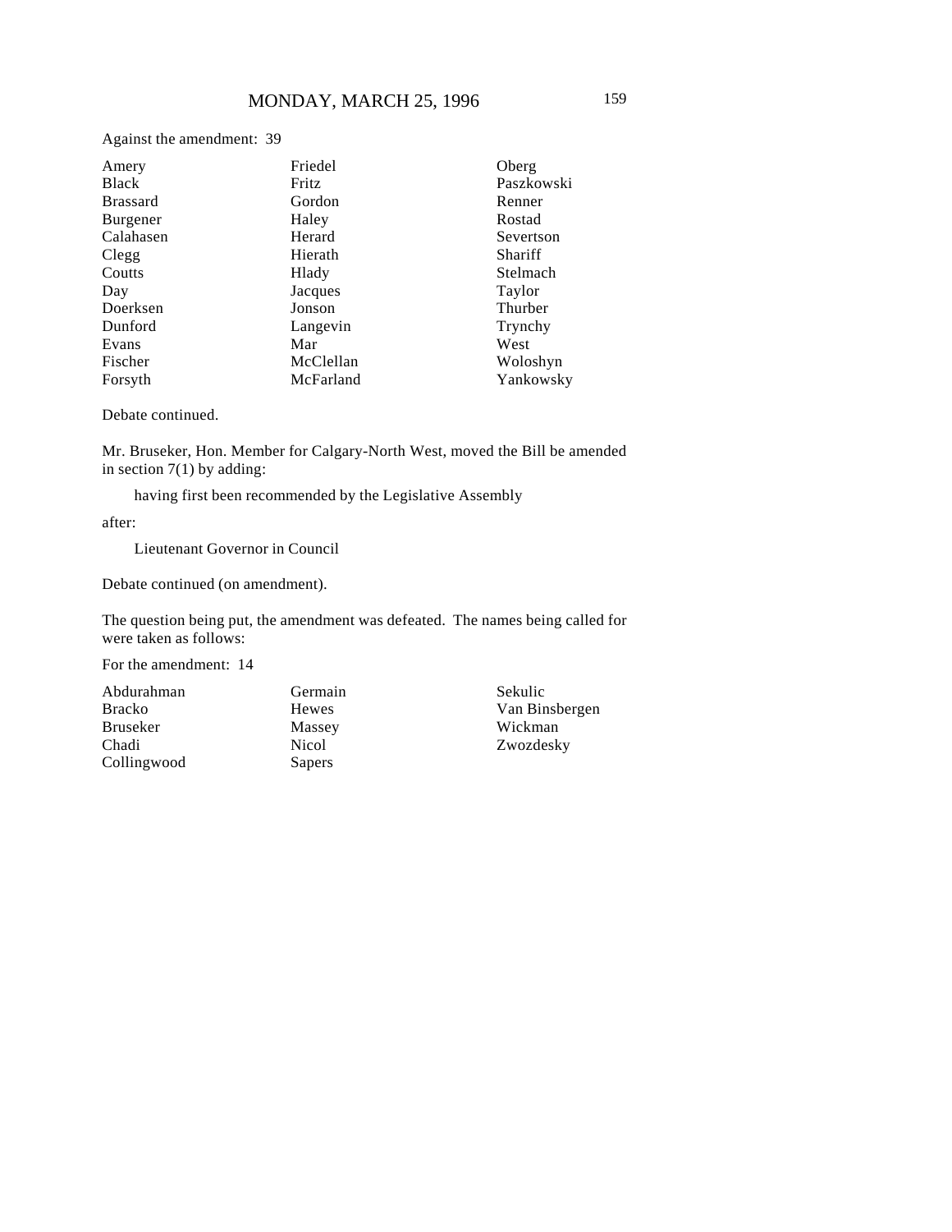Against the amendment: 39

| | | |
|---|---|---|
| Amery | Friedel | Oberg |
| Black | Fritz | Paszkowski |
| Brassard | Gordon | Renner |
| Burgener | Haley | Rostad |
| Calahasen | Herard | Severtson |
| Clegg | Hierath | Shariff |
| Coutts | Hlady | Stelmach |
| Day | Jacques | Taylor |
| Doerksen | Jonson | Thurber |
| Dunford | Langevin | Trynchy |
| Evans | Mar | West |
| Fischer | McClellan | Woloshyn |
| Forsyth | McFarland | Yankowsky |

Debate continued.

Mr. Bruseker, Hon. Member for Calgary-North West, moved the Bill be amended in section 7(1) by adding:

> having first been recommended by the Legislative Assembly

after:

> Lieutenant Governor in Council

Debate continued (on amendment).

The question being put, the amendment was defeated. The names being called for were taken as follows:

For the amendment: 14

| | | |
|---|---|---|
| Abdurahman | Germain | Sekulic |
| Bracko | Hewes | Van Binsbergen |
| Bruseker | Massey | Wickman |
| Chadi | Nicol | Zwozdesky |
| Collingwood | Sapers | |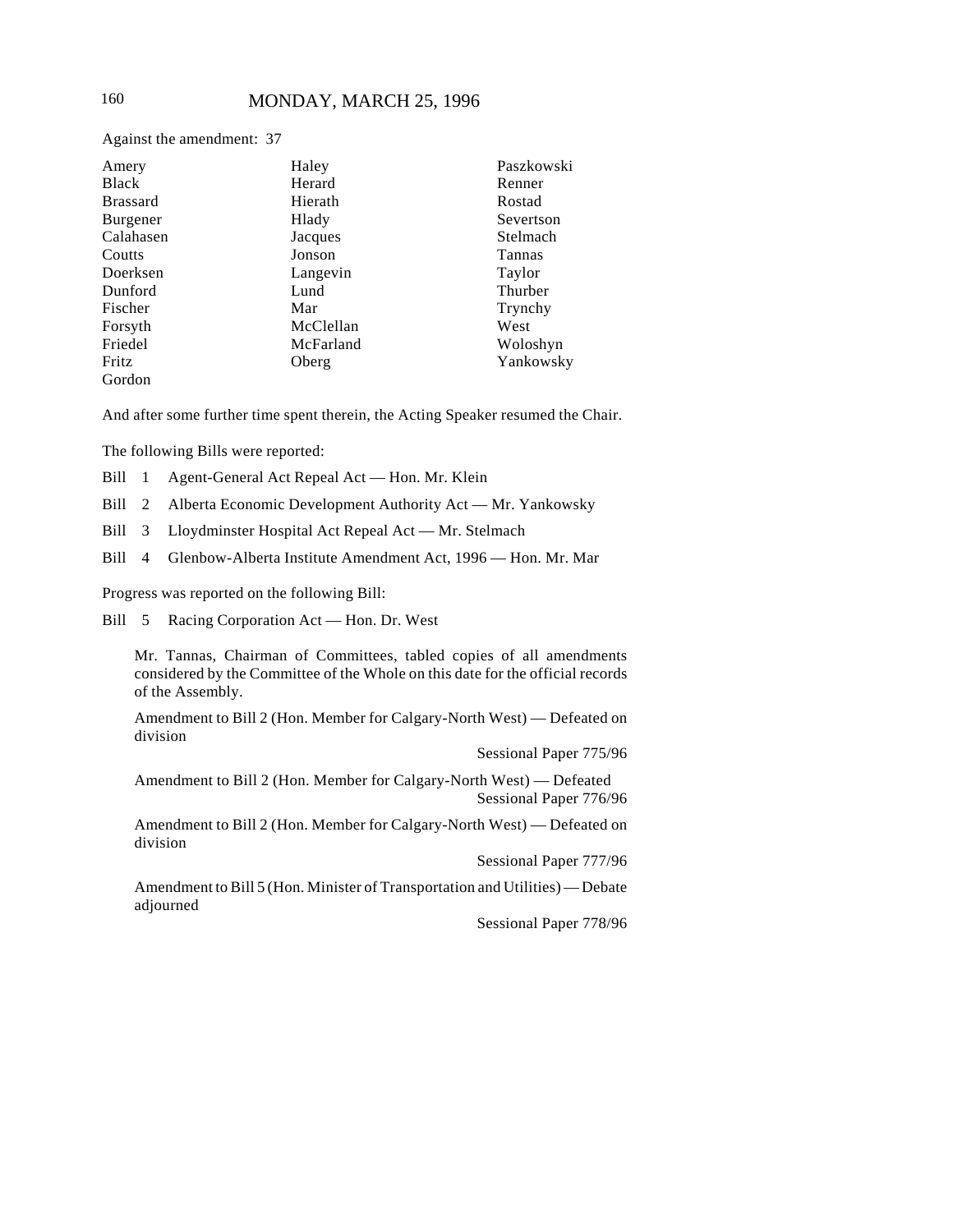Against the amendment: 37

| | | |
|---|---|---|
| Amery | Haley | Paszkowski |
| Black | Herard | Renner |
| Brassard | Hierath | Rostad |
| Burgener | Hlady | Severtson |
| Calahasen | Jacques | Stelmach |
| Coutts | Jonson | Tannas |
| Doerksen | Langevin | Taylor |
| Dunford | Lund | Thurber |
| Fischer | Mar | Trynchy |
| Forsyth | McClellan | West |
| Friedel | McFarland | Woloshyn |
| Fritz | Oberg | Yankowsky |
| Gordon | | |

And after some further time spent therein, the Acting Speaker resumed the Chair.

The following Bills were reported:

Bill 1 Agent-General Act Repeal Act — Hon. Mr. Klein

Bill 2 Alberta Economic Development Authority Act — Mr. Yankowsky

Bill 3 Lloydminster Hospital Act Repeal Act — Mr. Stelmach

Bill 4 Glenbow-Alberta Institute Amendment Act, 1996 — Hon. Mr. Mar

Progress was reported on the following Bill:

Bill 5 Racing Corporation Act — Hon. Dr. West

Mr. Tannas, Chairman of Committees, tabled copies of all amendments considered by the Committee of the Whole on this date for the official records of the Assembly.

Amendment to Bill 2 (Hon. Member for Calgary-North West) — Defeated on division

Sessional Paper 775/96

Amendment to Bill 2 (Hon. Member for Calgary-North West) — Defeated

Sessional Paper 776/96

Amendment to Bill 2 (Hon. Member for Calgary-North West) — Defeated on division

Sessional Paper 777/96

Amendment to Bill 5 (Hon. Minister of Transportation and Utilities) — Debate adjourned

Sessional Paper 778/96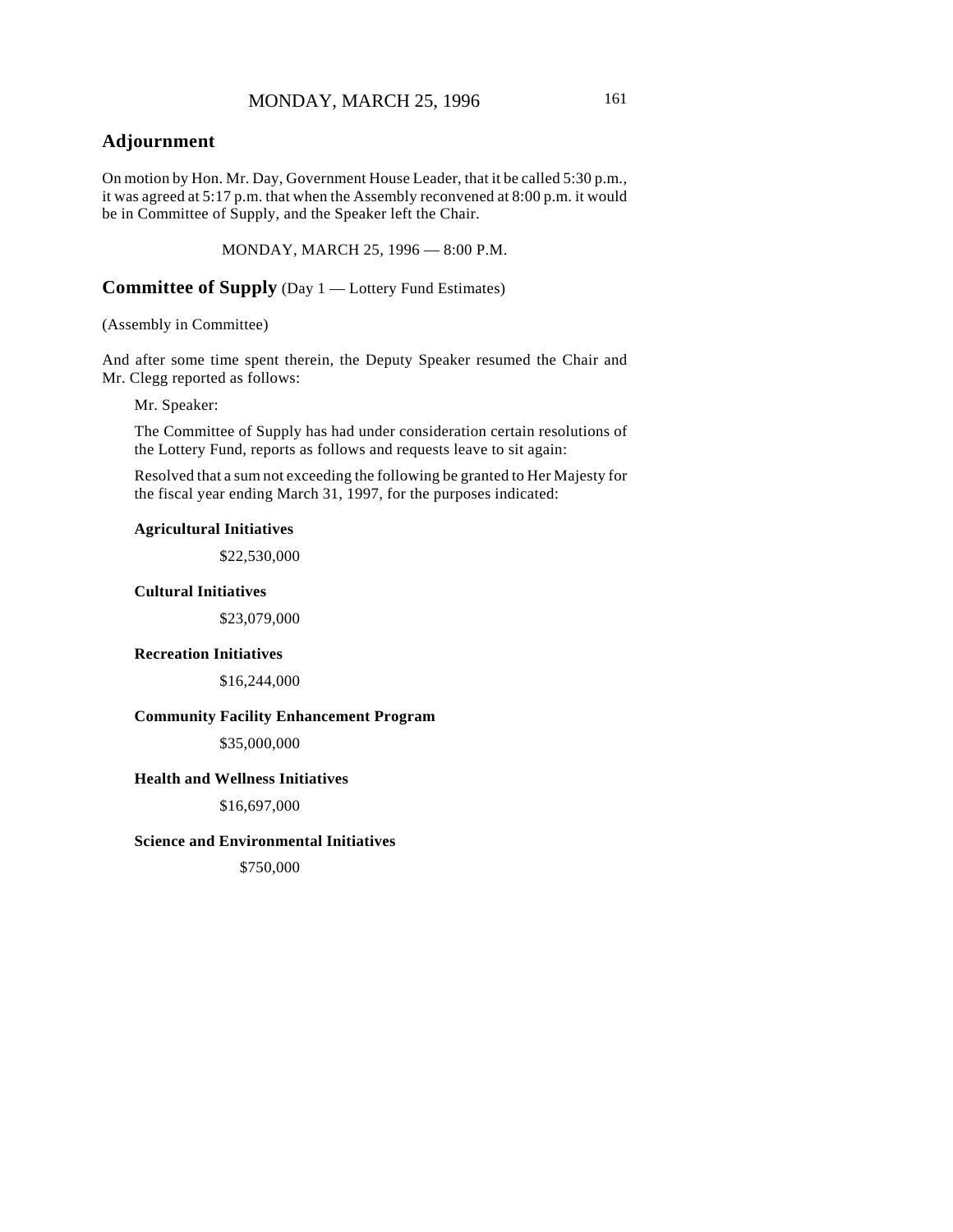## Adjournment

On motion by Hon. Mr. Day, Government House Leader, that it be called 5:30 p.m., it was agreed at 5:17 p.m. that when the Assembly reconvened at 8:00 p.m. it would be in Committee of Supply, and the Speaker left the Chair.

MONDAY, MARCH 25, 1996 — 8:00 P.M.

## Committee of Supply (Day 1 — Lottery Fund Estimates)

(Assembly in Committee)

And after some time spent therein, the Deputy Speaker resumed the Chair and Mr. Clegg reported as follows:

Mr. Speaker:

The Committee of Supply has had under consideration certain resolutions of the Lottery Fund, reports as follows and requests leave to sit again:

Resolved that a sum not exceeding the following be granted to Her Majesty for the fiscal year ending March 31, 1997, for the purposes indicated:

**Agricultural Initiatives**

$22,530,000

**Cultural Initiatives**

$23,079,000

**Recreation Initiatives**

$16,244,000

**Community Facility Enhancement Program**

$35,000,000

**Health and Wellness Initiatives**

$16,697,000

**Science and Environmental Initiatives**

$750,000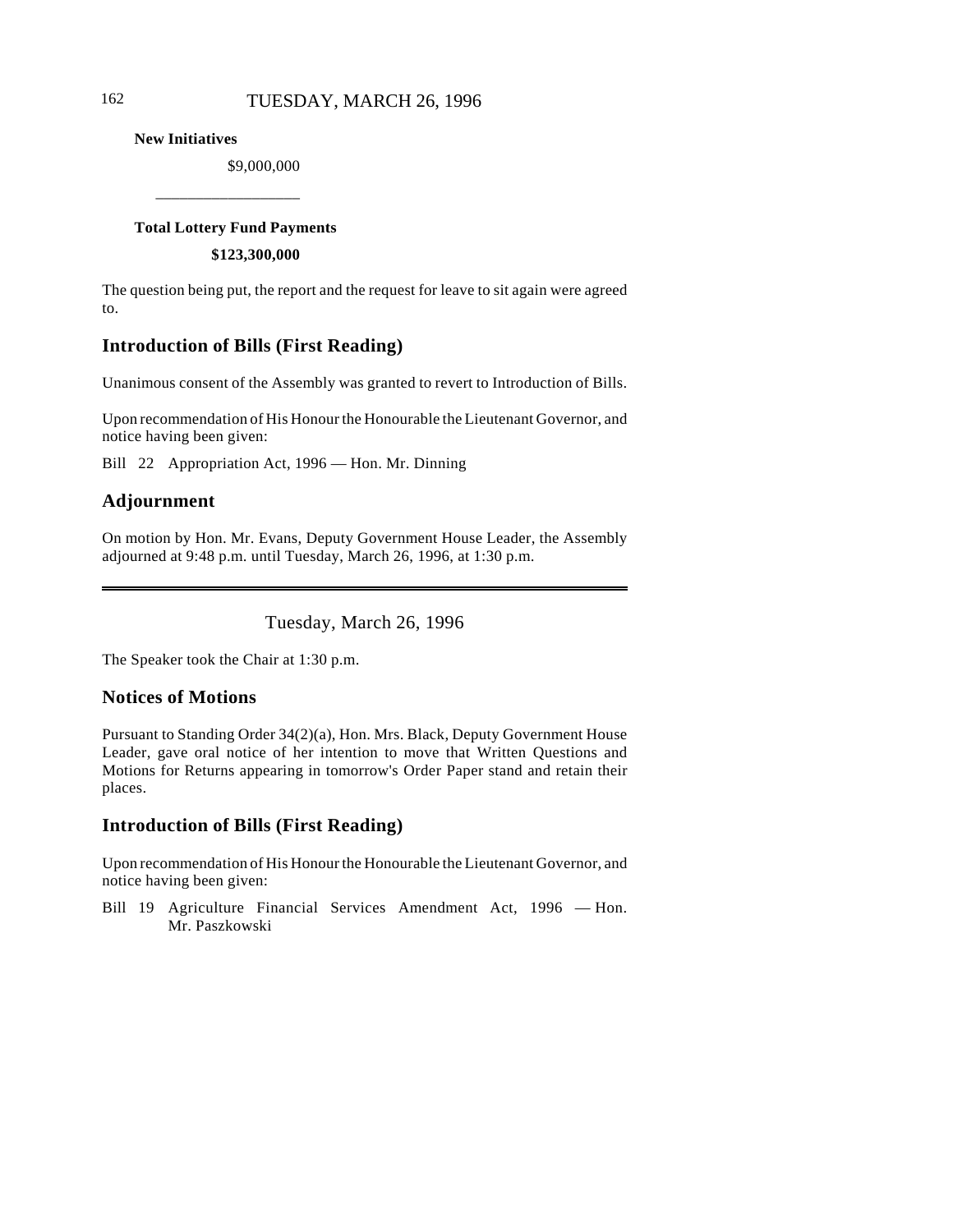**New Initiatives**

$9,000,000

---

**Total Lottery Fund Payments**

**$123,300,000**

The question being put, the report and the request for leave to sit again were agreed to.

## Introduction of Bills (First Reading)

Unanimous consent of the Assembly was granted to revert to Introduction of Bills.

Upon recommendation of His Honour the Honourable the Lieutenant Governor, and notice having been given:

Bill 22 Appropriation Act, 1996 — Hon. Mr. Dinning

## Adjournment

On motion by Hon. Mr. Evans, Deputy Government House Leader, the Assembly adjourned at 9:48 p.m. until Tuesday, March 26, 1996, at 1:30 p.m.

---

# Tuesday, March 26, 1996

The Speaker took the Chair at 1:30 p.m.

## Notices of Motions

Pursuant to Standing Order 34(2)(a), Hon. Mrs. Black, Deputy Government House Leader, gave oral notice of her intention to move that Written Questions and Motions for Returns appearing in tomorrow's Order Paper stand and retain their places.

## Introduction of Bills (First Reading)

Upon recommendation of His Honour the Honourable the Lieutenant Governor, and notice having been given:

Bill 19 Agriculture Financial Services Amendment Act, 1996 — Hon. Mr. Paszkowski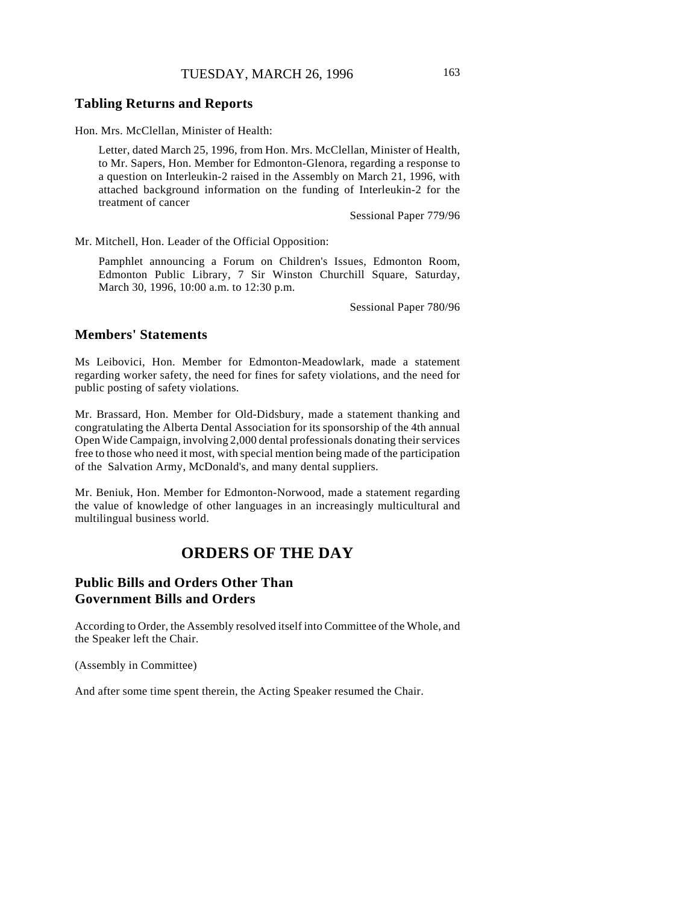## Tabling Returns and Reports

Hon. Mrs. McClellan, Minister of Health:

> Letter, dated March 25, 1996, from Hon. Mrs. McClellan, Minister of Health, to Mr. Sapers, Hon. Member for Edmonton-Glenora, regarding a response to a question on Interleukin-2 raised in the Assembly on March 21, 1996, with attached background information on the funding of Interleukin-2 for the treatment of cancer
>
> Sessional Paper 779/96

Mr. Mitchell, Hon. Leader of the Official Opposition:

> Pamphlet announcing a Forum on Children's Issues, Edmonton Room, Edmonton Public Library, 7 Sir Winston Churchill Square, Saturday, March 30, 1996, 10:00 a.m. to 12:30 p.m.
>
> Sessional Paper 780/96

## Members' Statements

Ms Leibovici, Hon. Member for Edmonton-Meadowlark, made a statement regarding worker safety, the need for fines for safety violations, and the need for public posting of safety violations.

Mr. Brassard, Hon. Member for Old-Didsbury, made a statement thanking and congratulating the Alberta Dental Association for its sponsorship of the 4th annual Open Wide Campaign, involving 2,000 dental professionals donating their services free to those who need it most, with special mention being made of the participation of the Salvation Army, McDonald's, and many dental suppliers.

Mr. Beniuk, Hon. Member for Edmonton-Norwood, made a statement regarding the value of knowledge of other languages in an increasingly multicultural and multilingual business world.

# ORDERS OF THE DAY

## Public Bills and Orders Other Than Government Bills and Orders

According to Order, the Assembly resolved itself into Committee of the Whole, and the Speaker left the Chair.

(Assembly in Committee)

And after some time spent therein, the Acting Speaker resumed the Chair.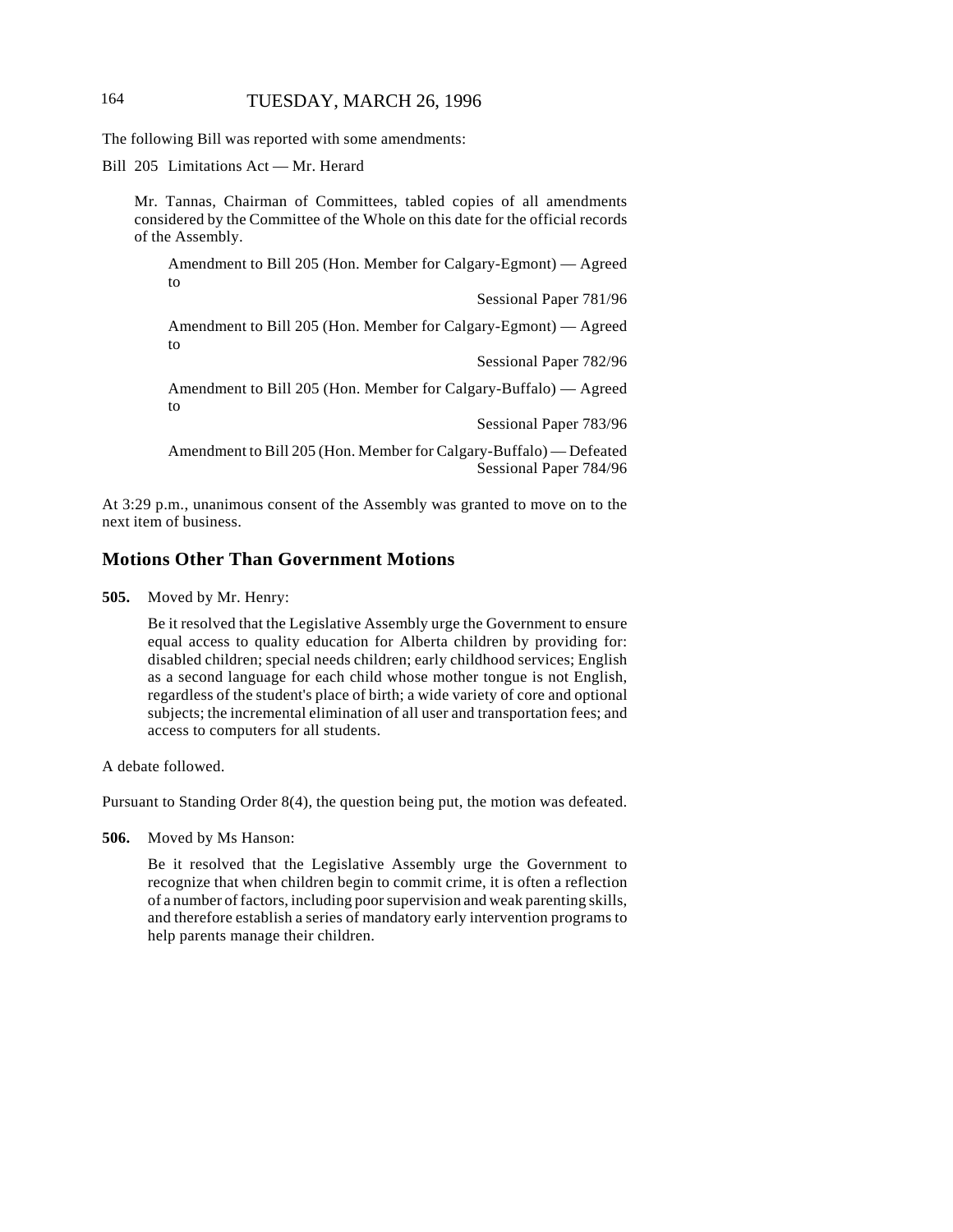The following Bill was reported with some amendments:

Bill 205 Limitations Act — Mr. Herard

Mr. Tannas, Chairman of Committees, tabled copies of all amendments considered by the Committee of the Whole on this date for the official records of the Assembly.

Amendment to Bill 205 (Hon. Member for Calgary-Egmont) — Agreed to
Sessional Paper 781/96

Amendment to Bill 205 (Hon. Member for Calgary-Egmont) — Agreed to
Sessional Paper 782/96

Amendment to Bill 205 (Hon. Member for Calgary-Buffalo) — Agreed to
Sessional Paper 783/96

Amendment to Bill 205 (Hon. Member for Calgary-Buffalo) — Defeated
Sessional Paper 784/96

At 3:29 p.m., unanimous consent of the Assembly was granted to move on to the next item of business.

## Motions Other Than Government Motions

**505.** Moved by Mr. Henry:

Be it resolved that the Legislative Assembly urge the Government to ensure equal access to quality education for Alberta children by providing for: disabled children; special needs children; early childhood services; English as a second language for each child whose mother tongue is not English, regardless of the student's place of birth; a wide variety of core and optional subjects; the incremental elimination of all user and transportation fees; and access to computers for all students.

A debate followed.

Pursuant to Standing Order 8(4), the question being put, the motion was defeated.

**506.** Moved by Ms Hanson:

Be it resolved that the Legislative Assembly urge the Government to recognize that when children begin to commit crime, it is often a reflection of a number of factors, including poor supervision and weak parenting skills, and therefore establish a series of mandatory early intervention programs to help parents manage their children.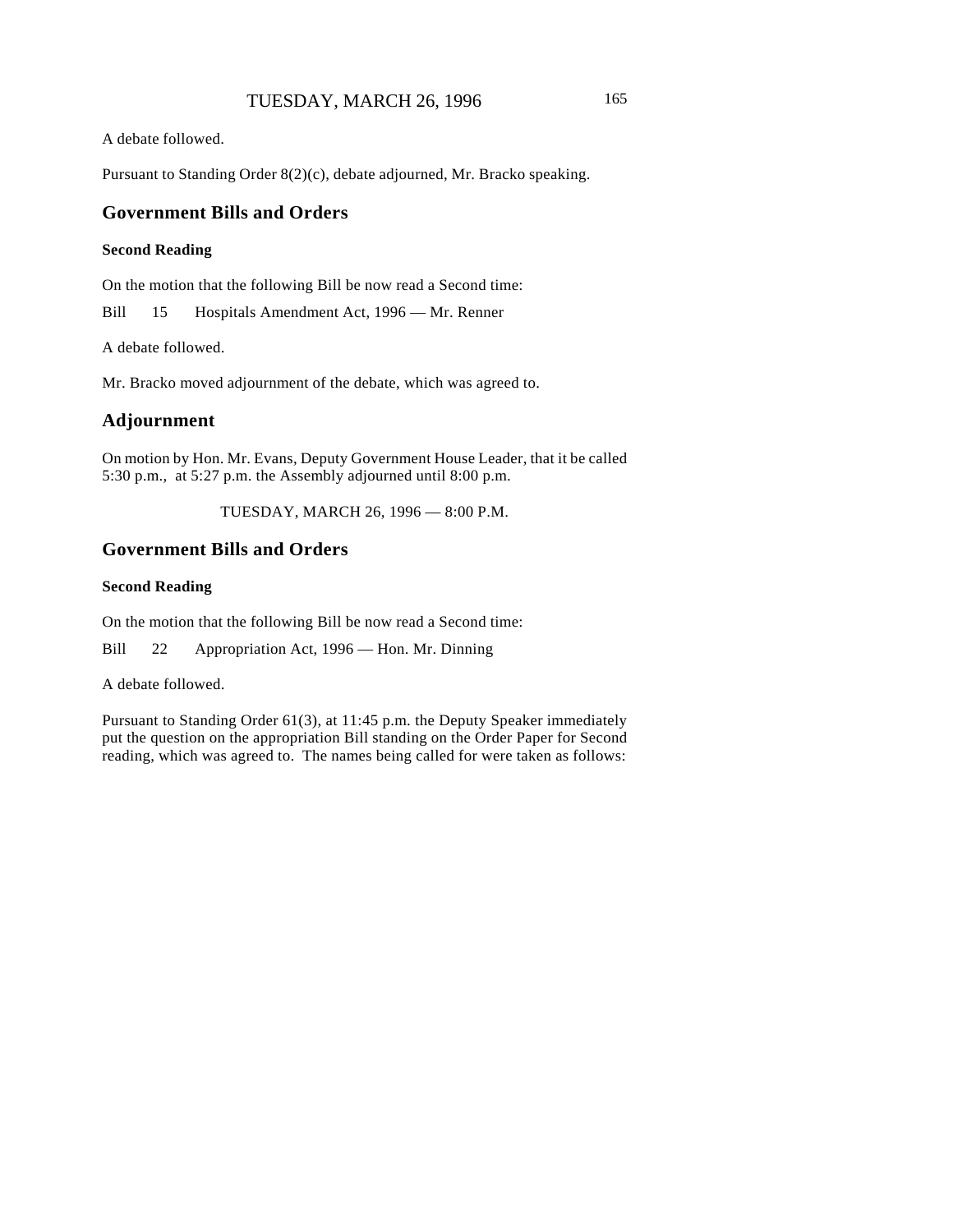A debate followed.

Pursuant to Standing Order 8(2)(c), debate adjourned, Mr. Bracko speaking.

## Government Bills and Orders

### Second Reading

On the motion that the following Bill be now read a Second time:

Bill 15 Hospitals Amendment Act, 1996 — Mr. Renner

A debate followed.

Mr. Bracko moved adjournment of the debate, which was agreed to.

## Adjournment

On motion by Hon. Mr. Evans, Deputy Government House Leader, that it be called 5:30 p.m., at 5:27 p.m. the Assembly adjourned until 8:00 p.m.

TUESDAY, MARCH 26, 1996 — 8:00 P.M.

## Government Bills and Orders

### Second Reading

On the motion that the following Bill be now read a Second time:

Bill 22 Appropriation Act, 1996 — Hon. Mr. Dinning

A debate followed.

Pursuant to Standing Order 61(3), at 11:45 p.m. the Deputy Speaker immediately put the question on the appropriation Bill standing on the Order Paper for Second reading, which was agreed to. The names being called for were taken as follows: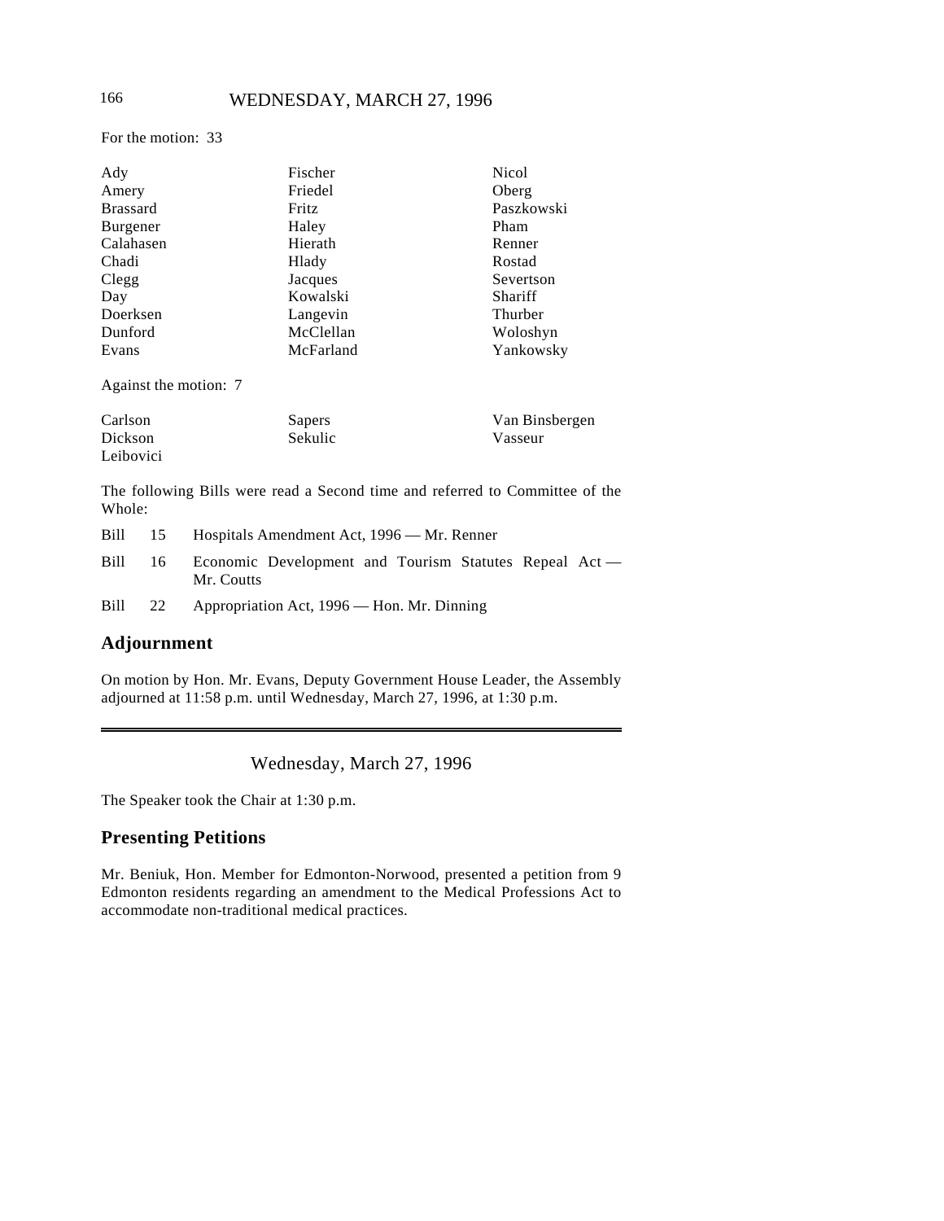For the motion: 33

| | | |
|---|---|---|
| Ady | Fischer | Nicol |
| Amery | Friedel | Oberg |
| Brassard | Fritz | Paszkowski |
| Burgener | Haley | Pham |
| Calahasen | Hierath | Renner |
| Chadi | Hlady | Rostad |
| Clegg | Jacques | Severtson |
| Day | Kowalski | Shariff |
| Doerksen | Langevin | Thurber |
| Dunford | McClellan | Woloshyn |
| Evans | McFarland | Yankowsky |

Against the motion: 7

| | | |
|---|---|---|
| Carlson | Sapers | Van Binsbergen |
| Dickson | Sekulic | Vasseur |
| Leibovici | | |

The following Bills were read a Second time and referred to Committee of the Whole:

Bill 15 Hospitals Amendment Act, 1996 — Mr. Renner

Bill 16 Economic Development and Tourism Statutes Repeal Act — Mr. Coutts

Bill 22 Appropriation Act, 1996 — Hon. Mr. Dinning

## Adjournment

On motion by Hon. Mr. Evans, Deputy Government House Leader, the Assembly adjourned at 11:58 p.m. until Wednesday, March 27, 1996, at 1:30 p.m.

---

Wednesday, March 27, 1996

The Speaker took the Chair at 1:30 p.m.

## Presenting Petitions

Mr. Beniuk, Hon. Member for Edmonton-Norwood, presented a petition from 9 Edmonton residents regarding an amendment to the Medical Professions Act to accommodate non-traditional medical practices.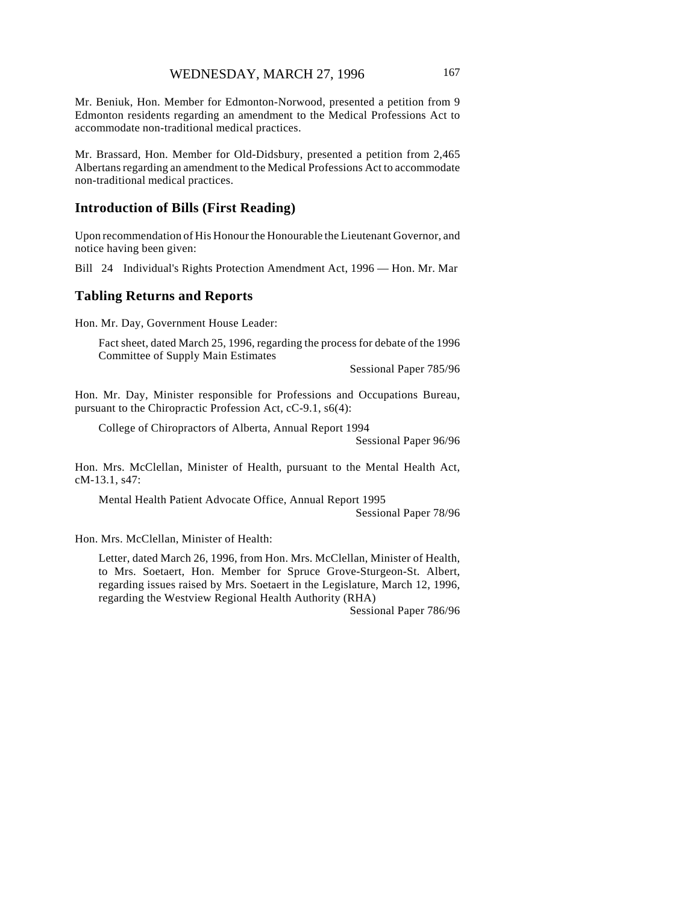Mr. Beniuk, Hon. Member for Edmonton-Norwood, presented a petition from 9 Edmonton residents regarding an amendment to the Medical Professions Act to accommodate non-traditional medical practices.

Mr. Brassard, Hon. Member for Old-Didsbury, presented a petition from 2,465 Albertans regarding an amendment to the Medical Professions Act to accommodate non-traditional medical practices.

## Introduction of Bills (First Reading)

Upon recommendation of His Honour the Honourable the Lieutenant Governor, and notice having been given:

Bill 24 Individual's Rights Protection Amendment Act, 1996 — Hon. Mr. Mar

## Tabling Returns and Reports

Hon. Mr. Day, Government House Leader:

> Fact sheet, dated March 25, 1996, regarding the process for debate of the 1996 Committee of Supply Main Estimates
>
> Sessional Paper 785/96

Hon. Mr. Day, Minister responsible for Professions and Occupations Bureau, pursuant to the Chiropractic Profession Act, cC-9.1, s6(4):

> College of Chiropractors of Alberta, Annual Report 1994
>
> Sessional Paper 96/96

Hon. Mrs. McClellan, Minister of Health, pursuant to the Mental Health Act, cM-13.1, s47:

> Mental Health Patient Advocate Office, Annual Report 1995
>
> Sessional Paper 78/96

Hon. Mrs. McClellan, Minister of Health:

> Letter, dated March 26, 1996, from Hon. Mrs. McClellan, Minister of Health, to Mrs. Soetaert, Hon. Member for Spruce Grove-Sturgeon-St. Albert, regarding issues raised by Mrs. Soetaert in the Legislature, March 12, 1996, regarding the Westview Regional Health Authority (RHA)
>
> Sessional Paper 786/96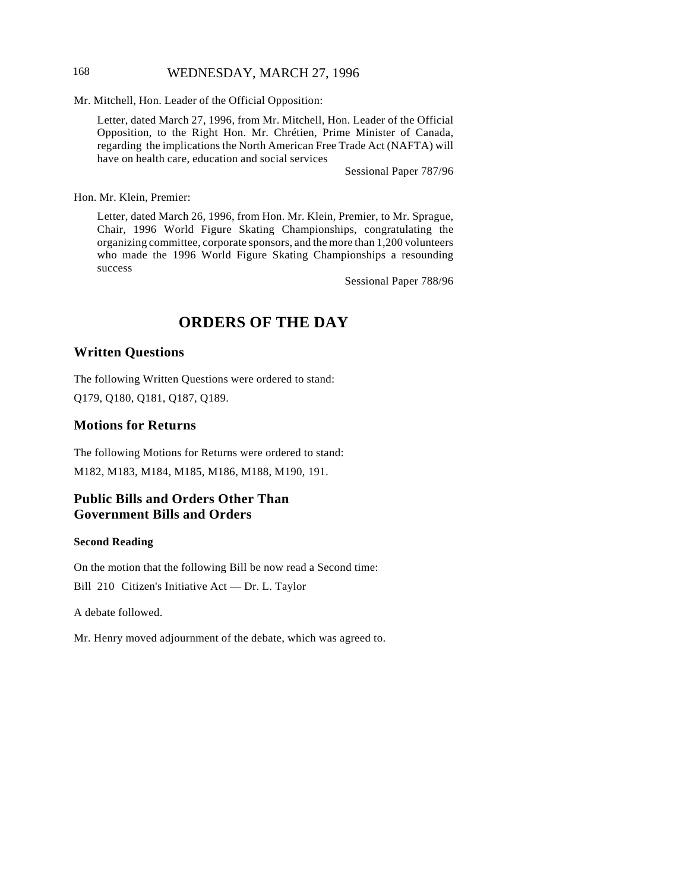Mr. Mitchell, Hon. Leader of the Official Opposition:

> Letter, dated March 27, 1996, from Mr. Mitchell, Hon. Leader of the Official Opposition, to the Right Hon. Mr. Chrétien, Prime Minister of Canada, regarding the implications the North American Free Trade Act (NAFTA) will have on health care, education and social services
>
> Sessional Paper 787/96

Hon. Mr. Klein, Premier:

> Letter, dated March 26, 1996, from Hon. Mr. Klein, Premier, to Mr. Sprague, Chair, 1996 World Figure Skating Championships, congratulating the organizing committee, corporate sponsors, and the more than 1,200 volunteers who made the 1996 World Figure Skating Championships a resounding success
>
> Sessional Paper 788/96

# ORDERS OF THE DAY

## Written Questions

The following Written Questions were ordered to stand:

Q179, Q180, Q181, Q187, Q189.

## Motions for Returns

The following Motions for Returns were ordered to stand:

M182, M183, M184, M185, M186, M188, M190, 191.

## Public Bills and Orders Other Than Government Bills and Orders

#### Second Reading

On the motion that the following Bill be now read a Second time:

Bill 210 Citizen's Initiative Act — Dr. L. Taylor

A debate followed.

Mr. Henry moved adjournment of the debate, which was agreed to.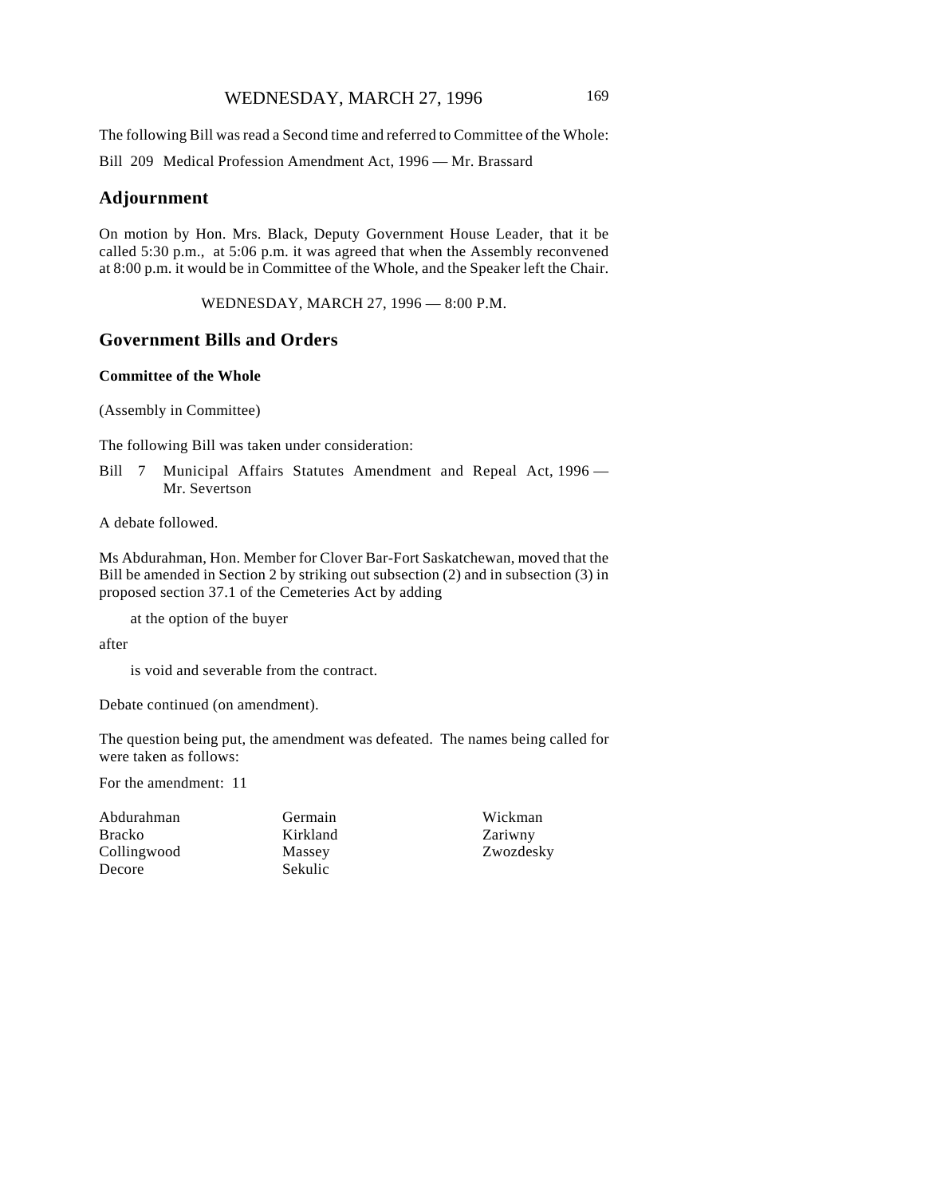The following Bill was read a Second time and referred to Committee of the Whole:

Bill 209 Medical Profession Amendment Act, 1996 — Mr. Brassard

## Adjournment

On motion by Hon. Mrs. Black, Deputy Government House Leader, that it be called 5:30 p.m., at 5:06 p.m. it was agreed that when the Assembly reconvened at 8:00 p.m. it would be in Committee of the Whole, and the Speaker left the Chair.

WEDNESDAY, MARCH 27, 1996 — 8:00 P.M.

## Government Bills and Orders

### Committee of the Whole

(Assembly in Committee)

The following Bill was taken under consideration:

Bill 7 Municipal Affairs Statutes Amendment and Repeal Act, 1996 — Mr. Severtson

A debate followed.

Ms Abdurahman, Hon. Member for Clover Bar-Fort Saskatchewan, moved that the Bill be amended in Section 2 by striking out subsection (2) and in subsection (3) in proposed section 37.1 of the Cemeteries Act by adding

at the option of the buyer

after

is void and severable from the contract.

Debate continued (on amendment).

The question being put, the amendment was defeated. The names being called for were taken as follows:

For the amendment: 11

| | | |
|---|---|---|
| Abdurahman | Germain | Wickman |
| Bracko | Kirkland | Zariwny |
| Collingwood | Massey | Zwozdesky |
| Decore | Sekulic | |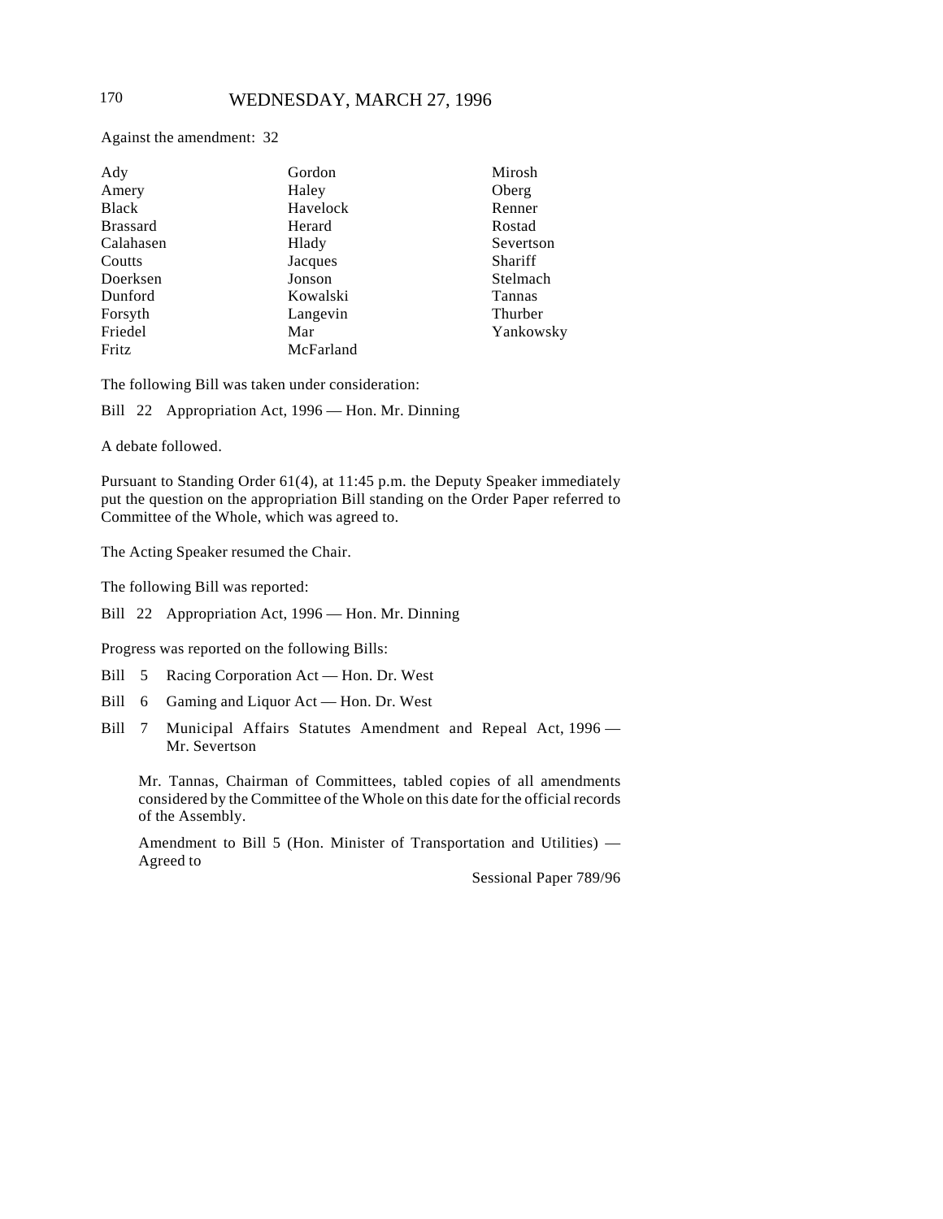Against the amendment: 32

| | | |
|---|---|---|
| Ady | Gordon | Mirosh |
| Amery | Haley | Oberg |
| Black | Havelock | Renner |
| Brassard | Herard | Rostad |
| Calahasen | Hlady | Severtson |
| Coutts | Jacques | Shariff |
| Doerksen | Jonson | Stelmach |
| Dunford | Kowalski | Tannas |
| Forsyth | Langevin | Thurber |
| Friedel | Mar | Yankowsky |
| Fritz | McFarland | |

The following Bill was taken under consideration:

Bill 22 Appropriation Act, 1996 — Hon. Mr. Dinning

A debate followed.

Pursuant to Standing Order 61(4), at 11:45 p.m. the Deputy Speaker immediately put the question on the appropriation Bill standing on the Order Paper referred to Committee of the Whole, which was agreed to.

The Acting Speaker resumed the Chair.

The following Bill was reported:

Bill 22 Appropriation Act, 1996 — Hon. Mr. Dinning

Progress was reported on the following Bills:

Bill 5 Racing Corporation Act — Hon. Dr. West

Bill 6 Gaming and Liquor Act — Hon. Dr. West

Bill 7 Municipal Affairs Statutes Amendment and Repeal Act, 1996 — Mr. Severtson

Mr. Tannas, Chairman of Committees, tabled copies of all amendments considered by the Committee of the Whole on this date for the official records of the Assembly.

Amendment to Bill 5 (Hon. Minister of Transportation and Utilities) — Agreed to

Sessional Paper 789/96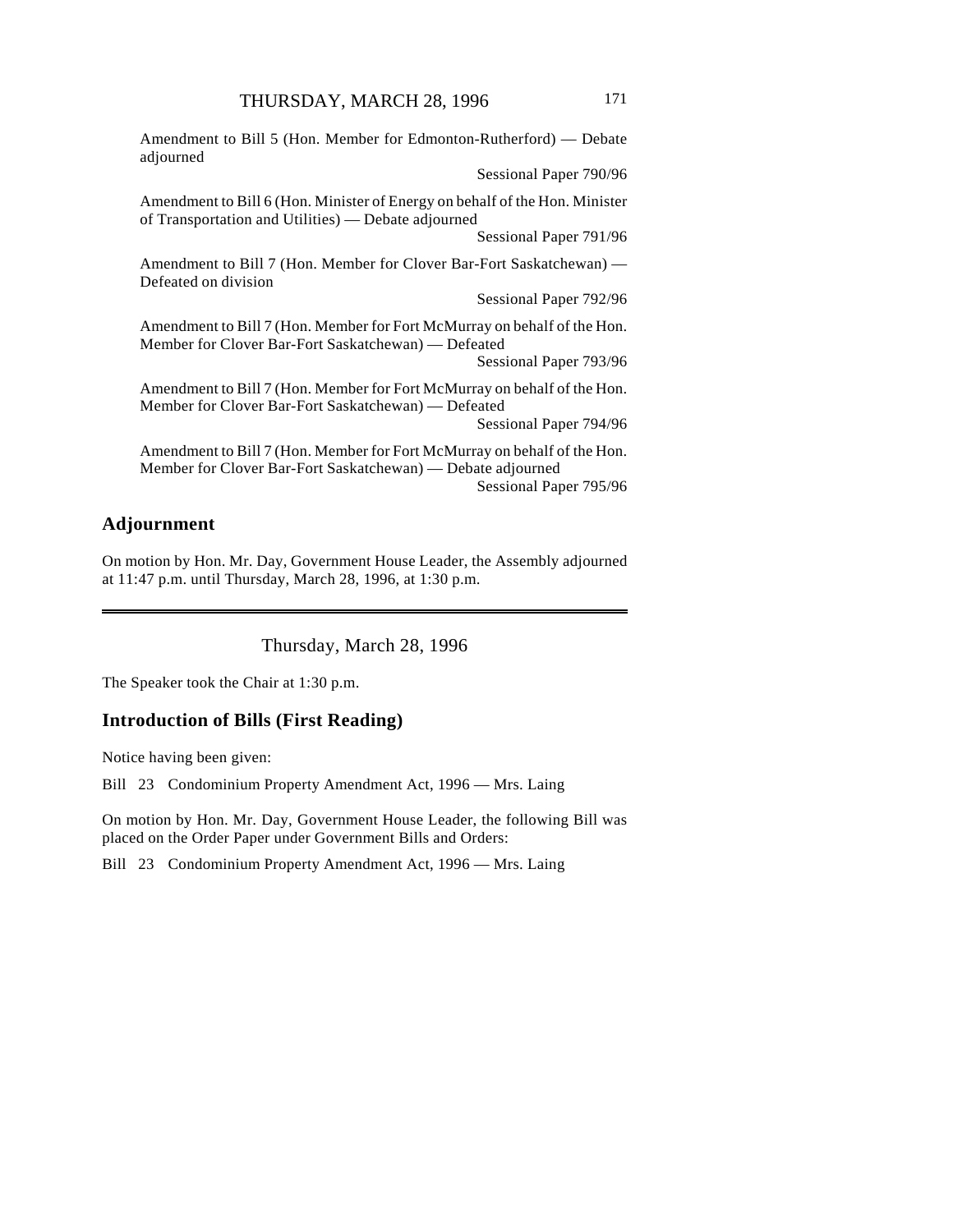Amendment to Bill 5 (Hon. Member for Edmonton-Rutherford) — Debate adjourned

Sessional Paper 790/96

Amendment to Bill 6 (Hon. Minister of Energy on behalf of the Hon. Minister of Transportation and Utilities) — Debate adjourned

Sessional Paper 791/96

Amendment to Bill 7 (Hon. Member for Clover Bar-Fort Saskatchewan) — Defeated on division

Sessional Paper 792/96

Amendment to Bill 7 (Hon. Member for Fort McMurray on behalf of the Hon. Member for Clover Bar-Fort Saskatchewan) — Defeated

Sessional Paper 793/96

Amendment to Bill 7 (Hon. Member for Fort McMurray on behalf of the Hon. Member for Clover Bar-Fort Saskatchewan) — Defeated

Sessional Paper 794/96

Amendment to Bill 7 (Hon. Member for Fort McMurray on behalf of the Hon. Member for Clover Bar-Fort Saskatchewan) — Debate adjourned

Sessional Paper 795/96

## Adjournment

On motion by Hon. Mr. Day, Government House Leader, the Assembly adjourned at 11:47 p.m. until Thursday, March 28, 1996, at 1:30 p.m.

---

Thursday, March 28, 1996

The Speaker took the Chair at 1:30 p.m.

## Introduction of Bills (First Reading)

Notice having been given:

Bill 23 Condominium Property Amendment Act, 1996 — Mrs. Laing

On motion by Hon. Mr. Day, Government House Leader, the following Bill was placed on the Order Paper under Government Bills and Orders:

Bill 23 Condominium Property Amendment Act, 1996 — Mrs. Laing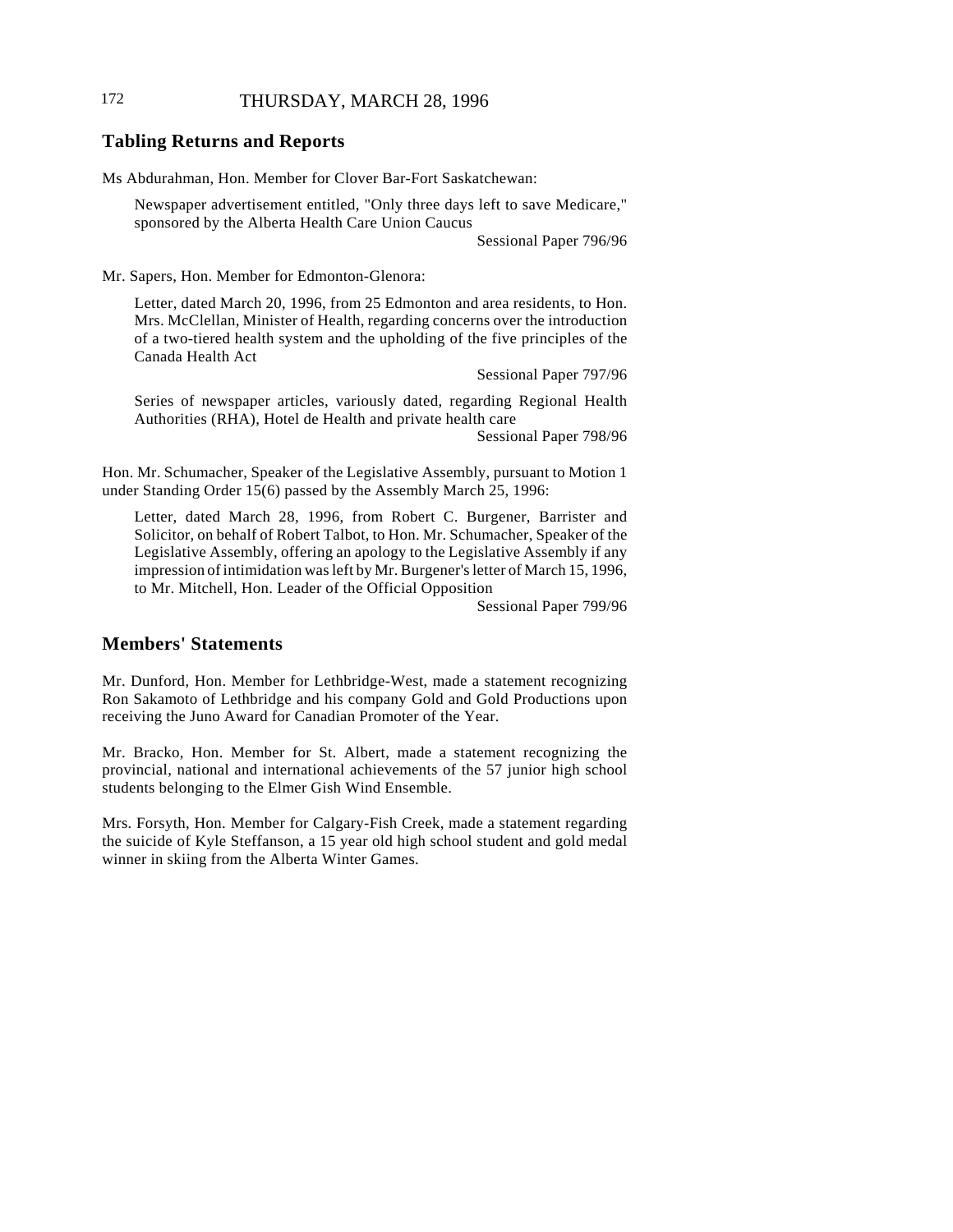## Tabling Returns and Reports

Ms Abdurahman, Hon. Member for Clover Bar-Fort Saskatchewan:

> Newspaper advertisement entitled, "Only three days left to save Medicare," sponsored by the Alberta Health Care Union Caucus
>
> Sessional Paper 796/96

Mr. Sapers, Hon. Member for Edmonton-Glenora:

> Letter, dated March 20, 1996, from 25 Edmonton and area residents, to Hon. Mrs. McClellan, Minister of Health, regarding concerns over the introduction of a two-tiered health system and the upholding of the five principles of the Canada Health Act
>
> Sessional Paper 797/96
>
> Series of newspaper articles, variously dated, regarding Regional Health Authorities (RHA), Hotel de Health and private health care
>
> Sessional Paper 798/96

Hon. Mr. Schumacher, Speaker of the Legislative Assembly, pursuant to Motion 1 under Standing Order 15(6) passed by the Assembly March 25, 1996:

> Letter, dated March 28, 1996, from Robert C. Burgener, Barrister and Solicitor, on behalf of Robert Talbot, to Hon. Mr. Schumacher, Speaker of the Legislative Assembly, offering an apology to the Legislative Assembly if any impression of intimidation was left by Mr. Burgener's letter of March 15, 1996, to Mr. Mitchell, Hon. Leader of the Official Opposition
>
> Sessional Paper 799/96

## Members' Statements

Mr. Dunford, Hon. Member for Lethbridge-West, made a statement recognizing Ron Sakamoto of Lethbridge and his company Gold and Gold Productions upon receiving the Juno Award for Canadian Promoter of the Year.

Mr. Bracko, Hon. Member for St. Albert, made a statement recognizing the provincial, national and international achievements of the 57 junior high school students belonging to the Elmer Gish Wind Ensemble.

Mrs. Forsyth, Hon. Member for Calgary-Fish Creek, made a statement regarding the suicide of Kyle Steffanson, a 15 year old high school student and gold medal winner in skiing from the Alberta Winter Games.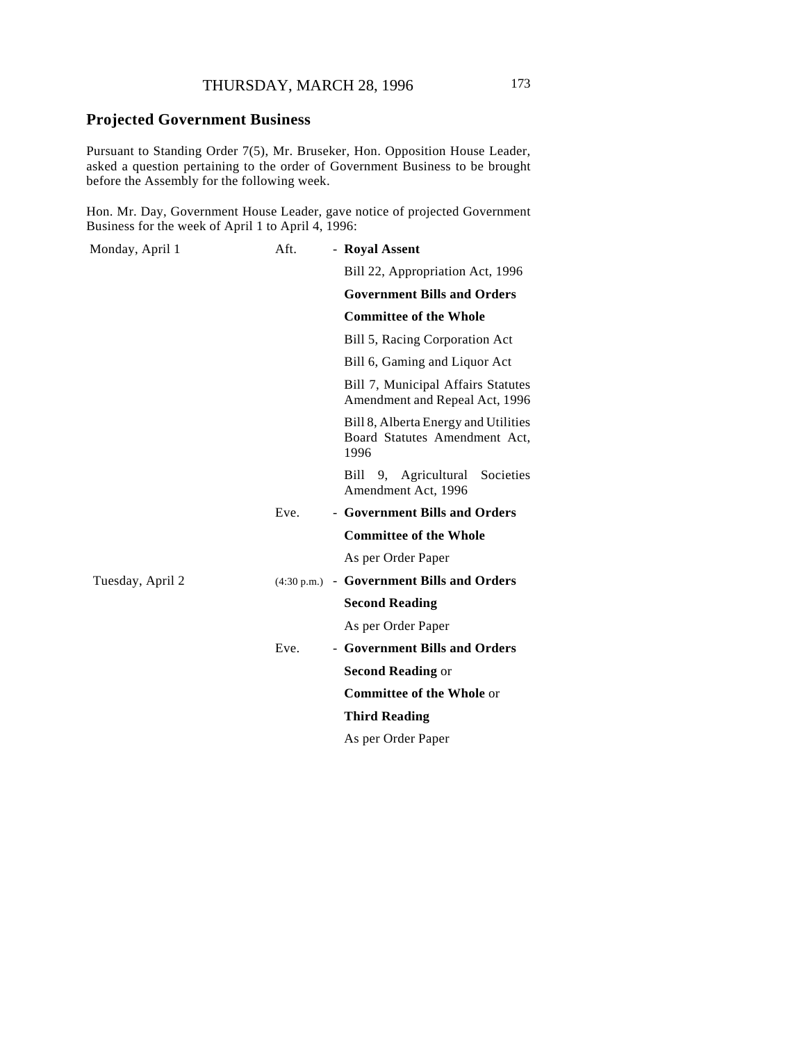## Projected Government Business

Pursuant to Standing Order 7(5), Mr. Bruseker, Hon. Opposition House Leader, asked a question pertaining to the order of Government Business to be brought before the Assembly for the following week.

Hon. Mr. Day, Government House Leader, gave notice of projected Government Business for the week of April 1 to April 4, 1996:

| | | |
|---|---|---|
| Monday, April 1 | Aft. | - **Royal Assent** |
| | | Bill 22, Appropriation Act, 1996 |
| | | **Government Bills and Orders** |
| | | **Committee of the Whole** |
| | | Bill 5, Racing Corporation Act |
| | | Bill 6, Gaming and Liquor Act |
| | | Bill 7, Municipal Affairs Statutes Amendment and Repeal Act, 1996 |
| | | Bill 8, Alberta Energy and Utilities Board Statutes Amendment Act, 1996 |
| | | Bill 9, Agricultural Societies Amendment Act, 1996 |
| | Eve. | - **Government Bills and Orders** |
| | | **Committee of the Whole** |
| | | As per Order Paper |
| Tuesday, April 2 | (4:30 p.m.) | - **Government Bills and Orders** |
| | | **Second Reading** |
| | | As per Order Paper |
| | Eve. | - **Government Bills and Orders** |
| | | **Second Reading** or |
| | | **Committee of the Whole** or |
| | | **Third Reading** |
| | | As per Order Paper |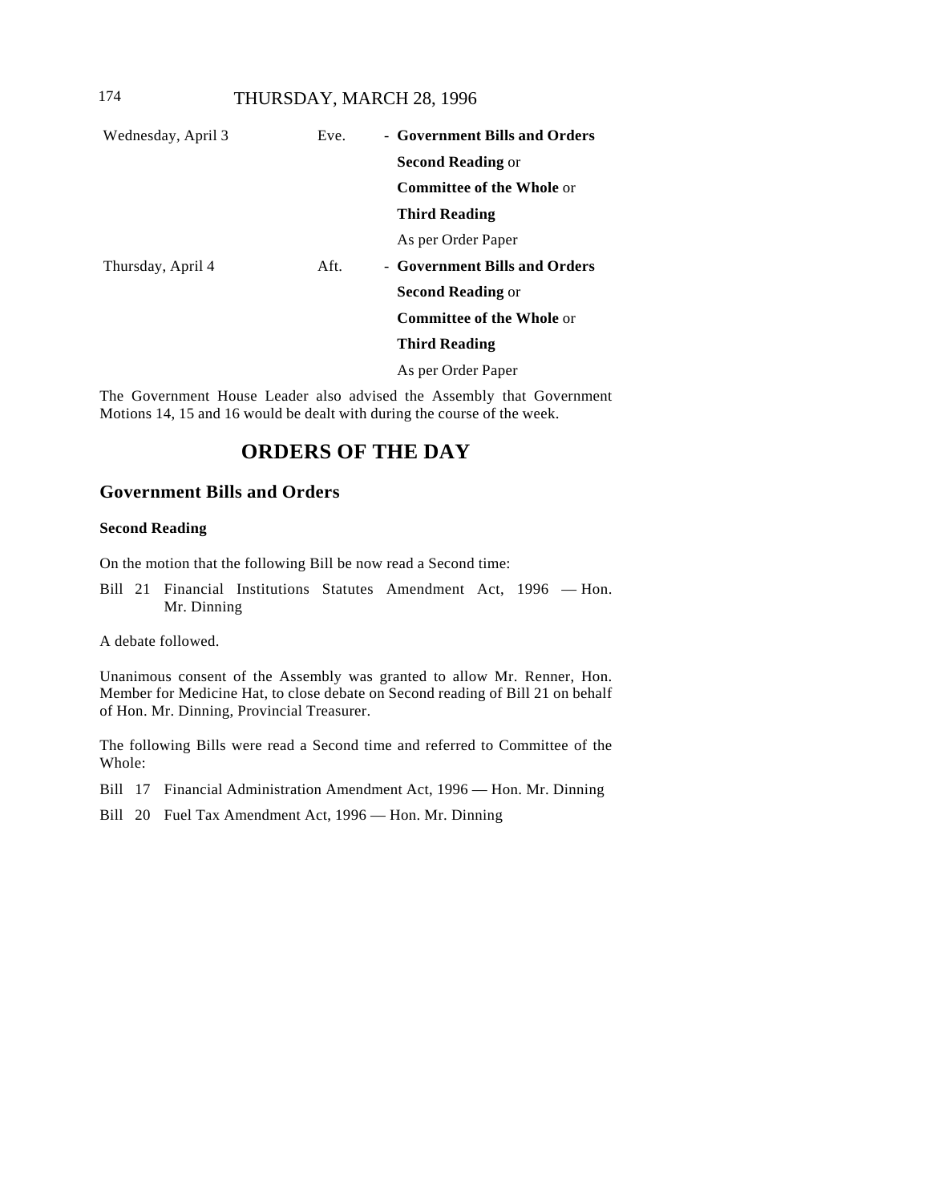| | | |
|---|---|---|
| Wednesday, April 3 | Eve. | - **Government Bills and Orders** |
| | | **Second Reading** or |
| | | **Committee of the Whole** or |
| | | **Third Reading** |
| | | As per Order Paper |
| Thursday, April 4 | Aft. | - **Government Bills and Orders** |
| | | **Second Reading** or |
| | | **Committee of the Whole** or |
| | | **Third Reading** |
| | | As per Order Paper |

The Government House Leader also advised the Assembly that Government Motions 14, 15 and 16 would be dealt with during the course of the week.

# ORDERS OF THE DAY

## Government Bills and Orders

### Second Reading

On the motion that the following Bill be now read a Second time:

Bill 21 Financial Institutions Statutes Amendment Act, 1996 — Hon. Mr. Dinning

A debate followed.

Unanimous consent of the Assembly was granted to allow Mr. Renner, Hon. Member for Medicine Hat, to close debate on Second reading of Bill 21 on behalf of Hon. Mr. Dinning, Provincial Treasurer.

The following Bills were read a Second time and referred to Committee of the Whole:

Bill 17 Financial Administration Amendment Act, 1996 — Hon. Mr. Dinning

Bill 20 Fuel Tax Amendment Act, 1996 — Hon. Mr. Dinning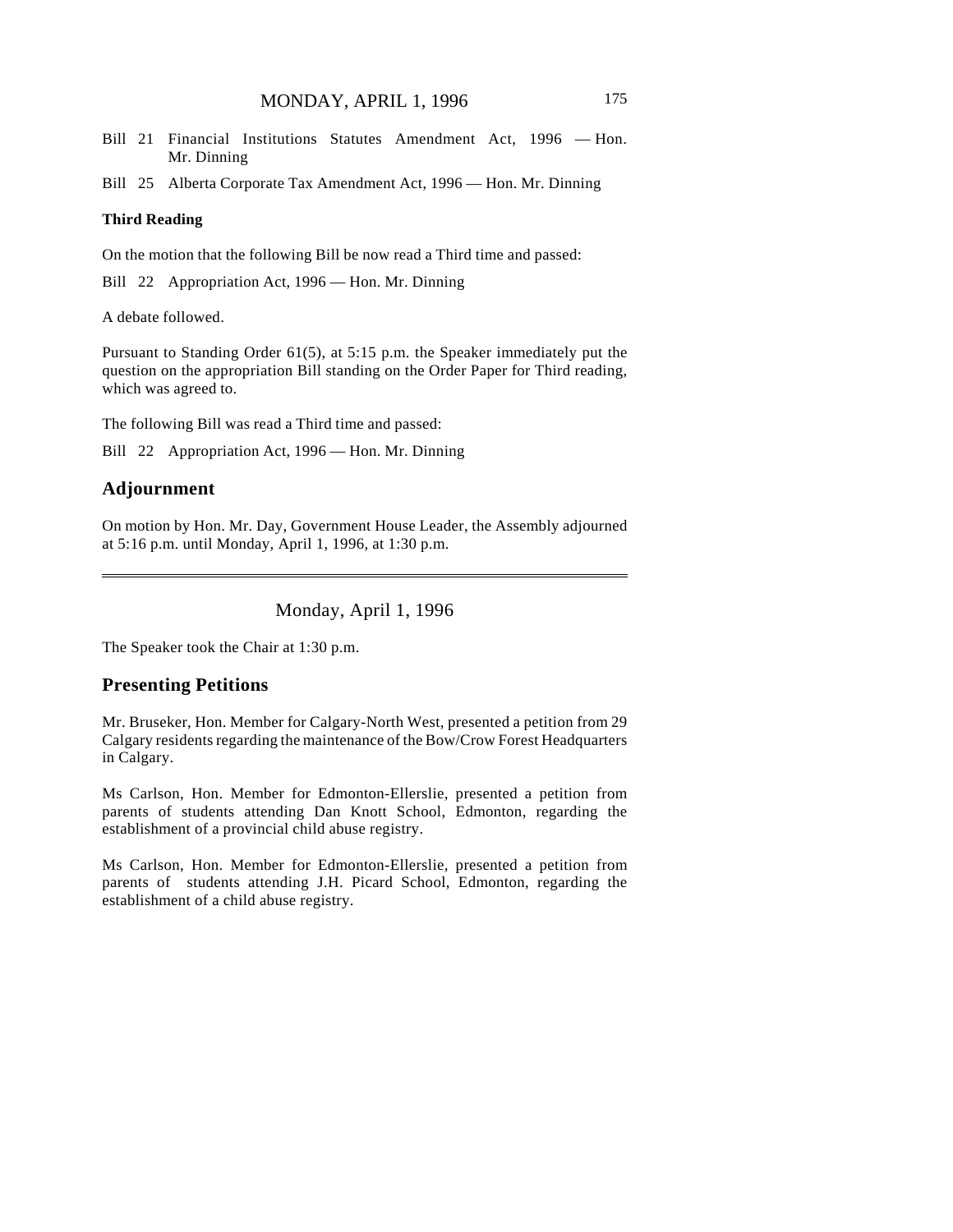Bill 21 Financial Institutions Statutes Amendment Act, 1996 — Hon. Mr. Dinning

Bill 25 Alberta Corporate Tax Amendment Act, 1996 — Hon. Mr. Dinning

**Third Reading**

On the motion that the following Bill be now read a Third time and passed:

Bill 22 Appropriation Act, 1996 — Hon. Mr. Dinning

A debate followed.

Pursuant to Standing Order 61(5), at 5:15 p.m. the Speaker immediately put the question on the appropriation Bill standing on the Order Paper for Third reading, which was agreed to.

The following Bill was read a Third time and passed:

Bill 22 Appropriation Act, 1996 — Hon. Mr. Dinning

## Adjournment

On motion by Hon. Mr. Day, Government House Leader, the Assembly adjourned at 5:16 p.m. until Monday, April 1, 1996, at 1:30 p.m.

---

# Monday, April 1, 1996

The Speaker took the Chair at 1:30 p.m.

## Presenting Petitions

Mr. Bruseker, Hon. Member for Calgary-North West, presented a petition from 29 Calgary residents regarding the maintenance of the Bow/Crow Forest Headquarters in Calgary.

Ms Carlson, Hon. Member for Edmonton-Ellerslie, presented a petition from parents of students attending Dan Knott School, Edmonton, regarding the establishment of a provincial child abuse registry.

Ms Carlson, Hon. Member for Edmonton-Ellerslie, presented a petition from parents of students attending J.H. Picard School, Edmonton, regarding the establishment of a child abuse registry.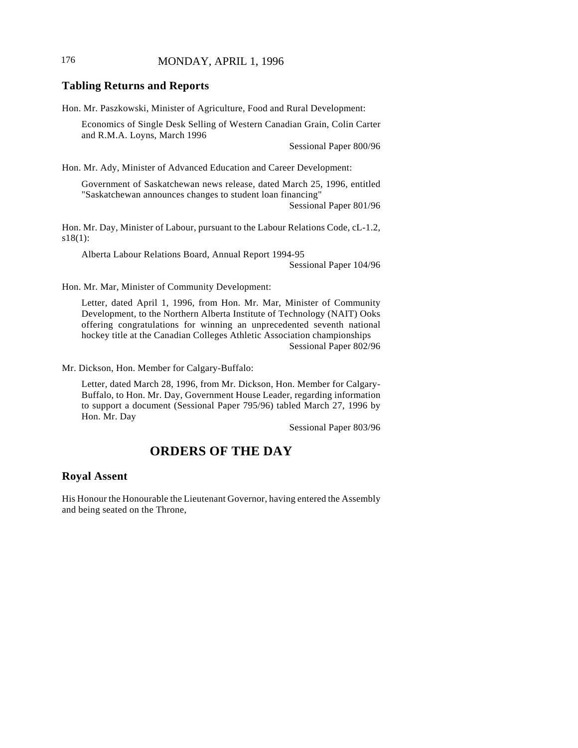## Tabling Returns and Reports

Hon. Mr. Paszkowski, Minister of Agriculture, Food and Rural Development:

> Economics of Single Desk Selling of Western Canadian Grain, Colin Carter and R.M.A. Loyns, March 1996
>
> Sessional Paper 800/96

Hon. Mr. Ady, Minister of Advanced Education and Career Development:

> Government of Saskatchewan news release, dated March 25, 1996, entitled "Saskatchewan announces changes to student loan financing"
>
> Sessional Paper 801/96

Hon. Mr. Day, Minister of Labour, pursuant to the Labour Relations Code, cL-1.2, s18(1):

> Alberta Labour Relations Board, Annual Report 1994-95
>
> Sessional Paper 104/96

Hon. Mr. Mar, Minister of Community Development:

> Letter, dated April 1, 1996, from Hon. Mr. Mar, Minister of Community Development, to the Northern Alberta Institute of Technology (NAIT) Ooks offering congratulations for winning an unprecedented seventh national hockey title at the Canadian Colleges Athletic Association championships
>
> Sessional Paper 802/96

Mr. Dickson, Hon. Member for Calgary-Buffalo:

> Letter, dated March 28, 1996, from Mr. Dickson, Hon. Member for Calgary-Buffalo, to Hon. Mr. Day, Government House Leader, regarding information to support a document (Sessional Paper 795/96) tabled March 27, 1996 by Hon. Mr. Day
>
> Sessional Paper 803/96

# ORDERS OF THE DAY

## Royal Assent

His Honour the Honourable the Lieutenant Governor, having entered the Assembly and being seated on the Throne,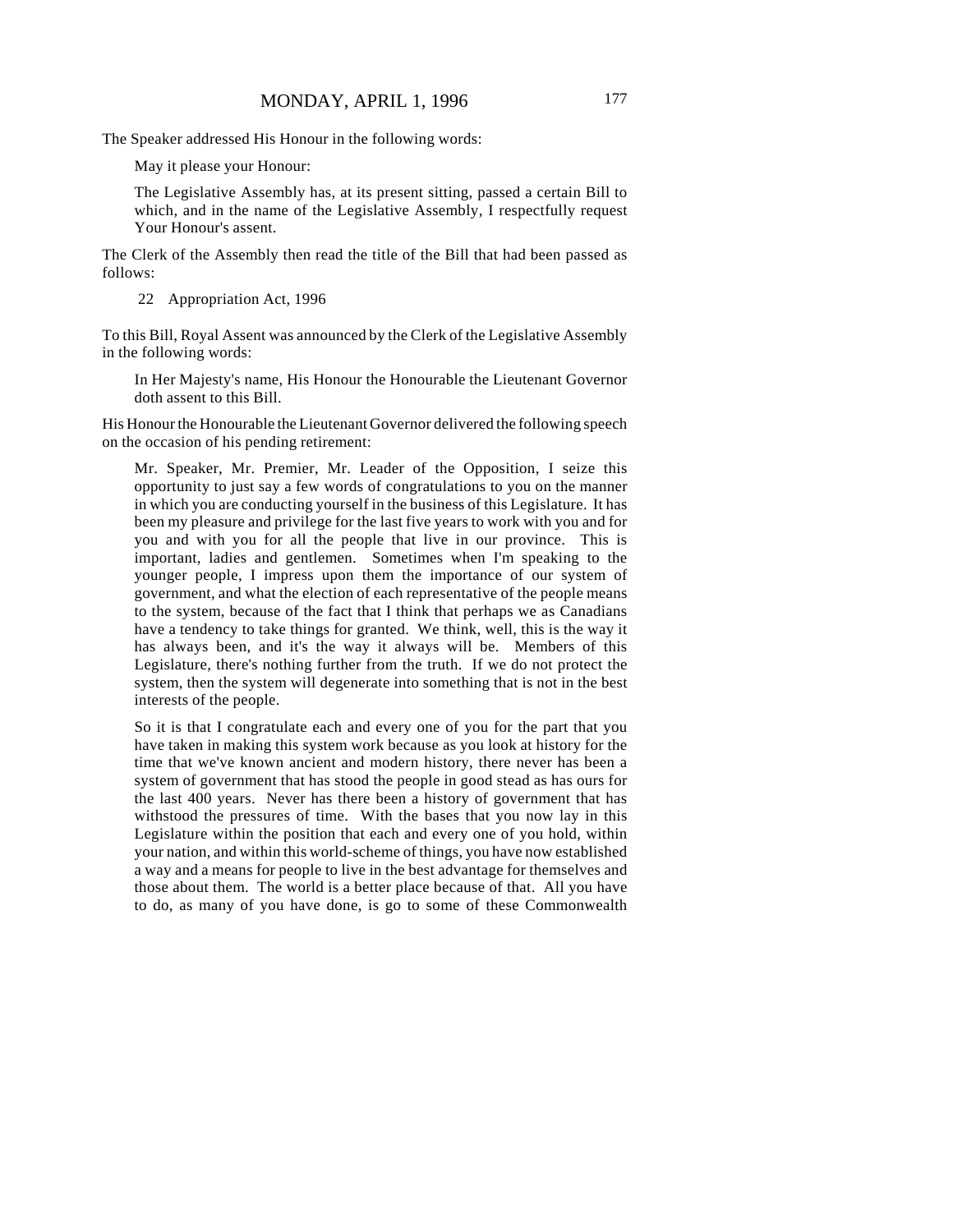The Speaker addressed His Honour in the following words:

> May it please your Honour:
>
> The Legislative Assembly has, at its present sitting, passed a certain Bill to which, and in the name of the Legislative Assembly, I respectfully request Your Honour's assent.

The Clerk of the Assembly then read the title of the Bill that had been passed as follows:

> 22 Appropriation Act, 1996

To this Bill, Royal Assent was announced by the Clerk of the Legislative Assembly in the following words:

> In Her Majesty's name, His Honour the Honourable the Lieutenant Governor doth assent to this Bill.

His Honour the Honourable the Lieutenant Governor delivered the following speech on the occasion of his pending retirement:

> Mr. Speaker, Mr. Premier, Mr. Leader of the Opposition, I seize this opportunity to just say a few words of congratulations to you on the manner in which you are conducting yourself in the business of this Legislature. It has been my pleasure and privilege for the last five years to work with you and for you and with you for all the people that live in our province. This is important, ladies and gentlemen. Sometimes when I'm speaking to the younger people, I impress upon them the importance of our system of government, and what the election of each representative of the people means to the system, because of the fact that I think that perhaps we as Canadians have a tendency to take things for granted. We think, well, this is the way it has always been, and it's the way it always will be. Members of this Legislature, there's nothing further from the truth. If we do not protect the system, then the system will degenerate into something that is not in the best interests of the people.
>
> So it is that I congratulate each and every one of you for the part that you have taken in making this system work because as you look at history for the time that we've known ancient and modern history, there never has been a system of government that has stood the people in good stead as has ours for the last 400 years. Never has there been a history of government that has withstood the pressures of time. With the bases that you now lay in this Legislature within the position that each and every one of you hold, within your nation, and within this world-scheme of things, you have now established a way and a means for people to live in the best advantage for themselves and those about them. The world is a better place because of that. All you have to do, as many of you have done, is go to some of these Commonwealth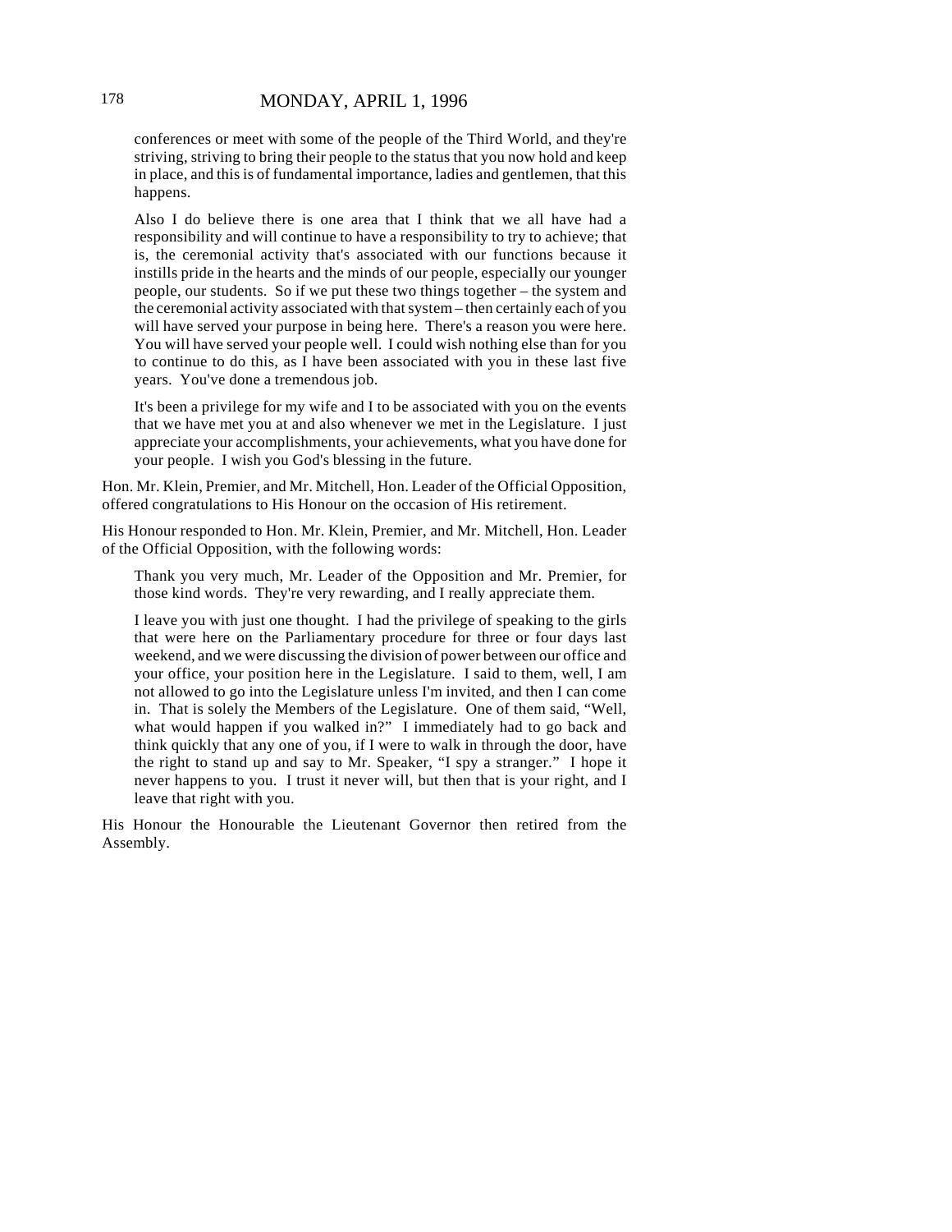conferences or meet with some of the people of the Third World, and they're striving, striving to bring their people to the status that you now hold and keep in place, and this is of fundamental importance, ladies and gentlemen, that this happens.

Also I do believe there is one area that I think that we all have had a responsibility and will continue to have a responsibility to try to achieve; that is, the ceremonial activity that's associated with our functions because it instills pride in the hearts and the minds of our people, especially our younger people, our students. So if we put these two things together – the system and the ceremonial activity associated with that system – then certainly each of you will have served your purpose in being here. There's a reason you were here. You will have served your people well. I could wish nothing else than for you to continue to do this, as I have been associated with you in these last five years. You've done a tremendous job.

It's been a privilege for my wife and I to be associated with you on the events that we have met you at and also whenever we met in the Legislature. I just appreciate your accomplishments, your achievements, what you have done for your people. I wish you God's blessing in the future.

Hon. Mr. Klein, Premier, and Mr. Mitchell, Hon. Leader of the Official Opposition, offered congratulations to His Honour on the occasion of His retirement.

His Honour responded to Hon. Mr. Klein, Premier, and Mr. Mitchell, Hon. Leader of the Official Opposition, with the following words:

Thank you very much, Mr. Leader of the Opposition and Mr. Premier, for those kind words. They're very rewarding, and I really appreciate them.

I leave you with just one thought. I had the privilege of speaking to the girls that were here on the Parliamentary procedure for three or four days last weekend, and we were discussing the division of power between our office and your office, your position here in the Legislature. I said to them, well, I am not allowed to go into the Legislature unless I'm invited, and then I can come in. That is solely the Members of the Legislature. One of them said, "Well, what would happen if you walked in?" I immediately had to go back and think quickly that any one of you, if I were to walk in through the door, have the right to stand up and say to Mr. Speaker, "I spy a stranger." I hope it never happens to you. I trust it never will, but then that is your right, and I leave that right with you.

His Honour the Honourable the Lieutenant Governor then retired from the Assembly.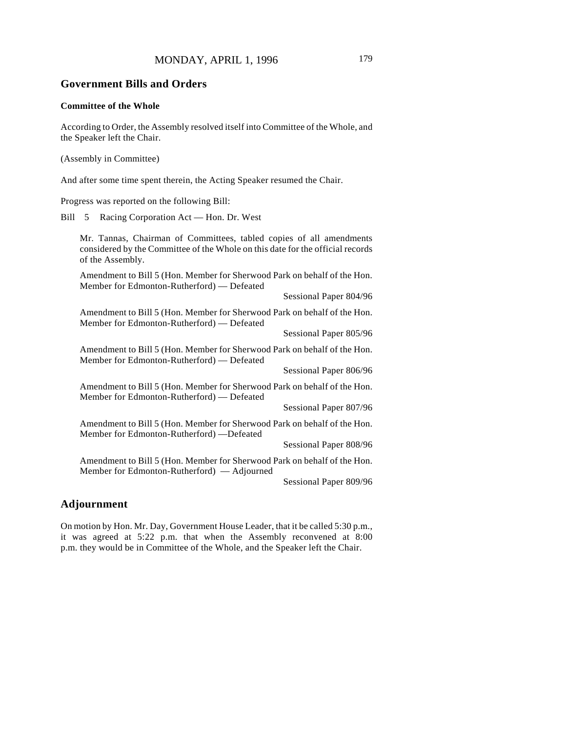## Government Bills and Orders

### Committee of the Whole

According to Order, the Assembly resolved itself into Committee of the Whole, and the Speaker left the Chair.

(Assembly in Committee)

And after some time spent therein, the Acting Speaker resumed the Chair.

Progress was reported on the following Bill:

Bill 5 Racing Corporation Act — Hon. Dr. West

> Mr. Tannas, Chairman of Committees, tabled copies of all amendments considered by the Committee of the Whole on this date for the official records of the Assembly.
>
> Amendment to Bill 5 (Hon. Member for Sherwood Park on behalf of the Hon. Member for Edmonton-Rutherford) — Defeated
>
> Sessional Paper 804/96
>
> Amendment to Bill 5 (Hon. Member for Sherwood Park on behalf of the Hon. Member for Edmonton-Rutherford) — Defeated
>
> Sessional Paper 805/96
>
> Amendment to Bill 5 (Hon. Member for Sherwood Park on behalf of the Hon. Member for Edmonton-Rutherford) — Defeated
>
> Sessional Paper 806/96
>
> Amendment to Bill 5 (Hon. Member for Sherwood Park on behalf of the Hon. Member for Edmonton-Rutherford) — Defeated
>
> Sessional Paper 807/96
>
> Amendment to Bill 5 (Hon. Member for Sherwood Park on behalf of the Hon. Member for Edmonton-Rutherford) —Defeated
>
> Sessional Paper 808/96
>
> Amendment to Bill 5 (Hon. Member for Sherwood Park on behalf of the Hon. Member for Edmonton-Rutherford) — Adjourned
>
> Sessional Paper 809/96

## Adjournment

On motion by Hon. Mr. Day, Government House Leader, that it be called 5:30 p.m., it was agreed at 5:22 p.m. that when the Assembly reconvened at 8:00 p.m. they would be in Committee of the Whole, and the Speaker left the Chair.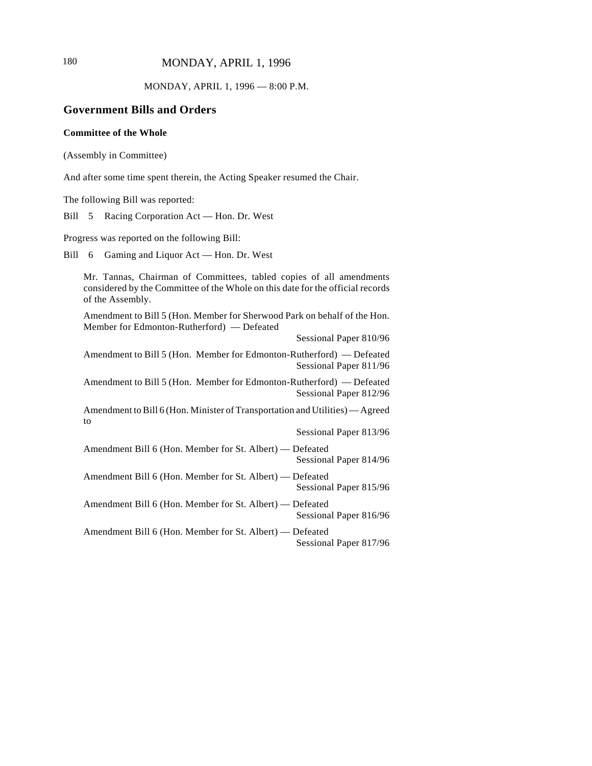MONDAY, APRIL 1, 1996 — 8:00 P.M.

## Government Bills and Orders

### Committee of the Whole

(Assembly in Committee)

And after some time spent therein, the Acting Speaker resumed the Chair.

The following Bill was reported:

Bill 5 Racing Corporation Act — Hon. Dr. West

Progress was reported on the following Bill:

Bill 6 Gaming and Liquor Act — Hon. Dr. West

Mr. Tannas, Chairman of Committees, tabled copies of all amendments considered by the Committee of the Whole on this date for the official records of the Assembly.

Amendment to Bill 5 (Hon. Member for Sherwood Park on behalf of the Hon. Member for Edmonton-Rutherford) — Defeated
Sessional Paper 810/96

Amendment to Bill 5 (Hon. Member for Edmonton-Rutherford) — Defeated
Sessional Paper 811/96

Amendment to Bill 5 (Hon. Member for Edmonton-Rutherford) — Defeated
Sessional Paper 812/96

Amendment to Bill 6 (Hon. Minister of Transportation and Utilities) — Agreed to
Sessional Paper 813/96

Amendment Bill 6 (Hon. Member for St. Albert) — Defeated
Sessional Paper 814/96

Amendment Bill 6 (Hon. Member for St. Albert) — Defeated
Sessional Paper 815/96

Amendment Bill 6 (Hon. Member for St. Albert) — Defeated
Sessional Paper 816/96

Amendment Bill 6 (Hon. Member for St. Albert) — Defeated
Sessional Paper 817/96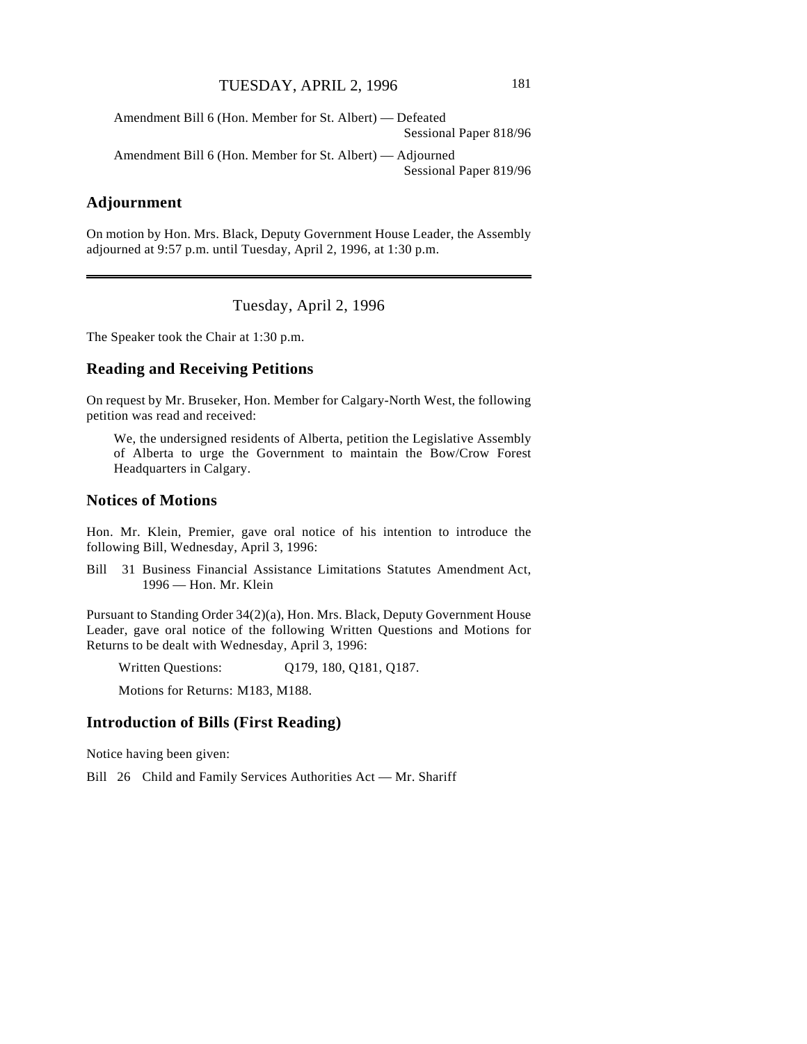Amendment Bill 6 (Hon. Member for St. Albert) — Defeated
Sessional Paper 818/96

Amendment Bill 6 (Hon. Member for St. Albert) — Adjourned
Sessional Paper 819/96

## Adjournment

On motion by Hon. Mrs. Black, Deputy Government House Leader, the Assembly adjourned at 9:57 p.m. until Tuesday, April 2, 1996, at 1:30 p.m.

---

Tuesday, April 2, 1996

The Speaker took the Chair at 1:30 p.m.

## Reading and Receiving Petitions

On request by Mr. Bruseker, Hon. Member for Calgary-North West, the following petition was read and received:

> We, the undersigned residents of Alberta, petition the Legislative Assembly of Alberta to urge the Government to maintain the Bow/Crow Forest Headquarters in Calgary.

## Notices of Motions

Hon. Mr. Klein, Premier, gave oral notice of his intention to introduce the following Bill, Wednesday, April 3, 1996:

Bill 31 Business Financial Assistance Limitations Statutes Amendment Act, 1996 — Hon. Mr. Klein

Pursuant to Standing Order 34(2)(a), Hon. Mrs. Black, Deputy Government House Leader, gave oral notice of the following Written Questions and Motions for Returns to be dealt with Wednesday, April 3, 1996:

Written Questions: Q179, 180, Q181, Q187.

Motions for Returns: M183, M188.

## Introduction of Bills (First Reading)

Notice having been given:

Bill 26 Child and Family Services Authorities Act — Mr. Shariff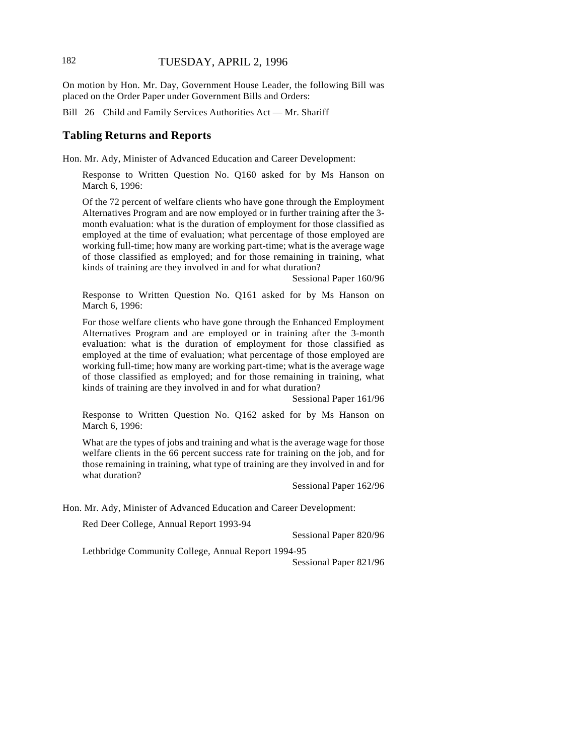On motion by Hon. Mr. Day, Government House Leader, the following Bill was placed on the Order Paper under Government Bills and Orders:

Bill 26 Child and Family Services Authorities Act — Mr. Shariff

## Tabling Returns and Reports

Hon. Mr. Ady, Minister of Advanced Education and Career Development:

> Response to Written Question No. Q160 asked for by Ms Hanson on March 6, 1996:
>
> Of the 72 percent of welfare clients who have gone through the Employment Alternatives Program and are now employed or in further training after the 3-month evaluation: what is the duration of employment for those classified as employed at the time of evaluation; what percentage of those employed are working full-time; how many are working part-time; what is the average wage of those classified as employed; and for those remaining in training, what kinds of training are they involved in and for what duration?
>
> Sessional Paper 160/96
>
> Response to Written Question No. Q161 asked for by Ms Hanson on March 6, 1996:
>
> For those welfare clients who have gone through the Enhanced Employment Alternatives Program and are employed or in training after the 3-month evaluation: what is the duration of employment for those classified as employed at the time of evaluation; what percentage of those employed are working full-time; how many are working part-time; what is the average wage of those classified as employed; and for those remaining in training, what kinds of training are they involved in and for what duration?
>
> Sessional Paper 161/96
>
> Response to Written Question No. Q162 asked for by Ms Hanson on March 6, 1996:
>
> What are the types of jobs and training and what is the average wage for those welfare clients in the 66 percent success rate for training on the job, and for those remaining in training, what type of training are they involved in and for what duration?
>
> Sessional Paper 162/96

Hon. Mr. Ady, Minister of Advanced Education and Career Development:

> Red Deer College, Annual Report 1993-94
>
> Sessional Paper 820/96
>
> Lethbridge Community College, Annual Report 1994-95
>
> Sessional Paper 821/96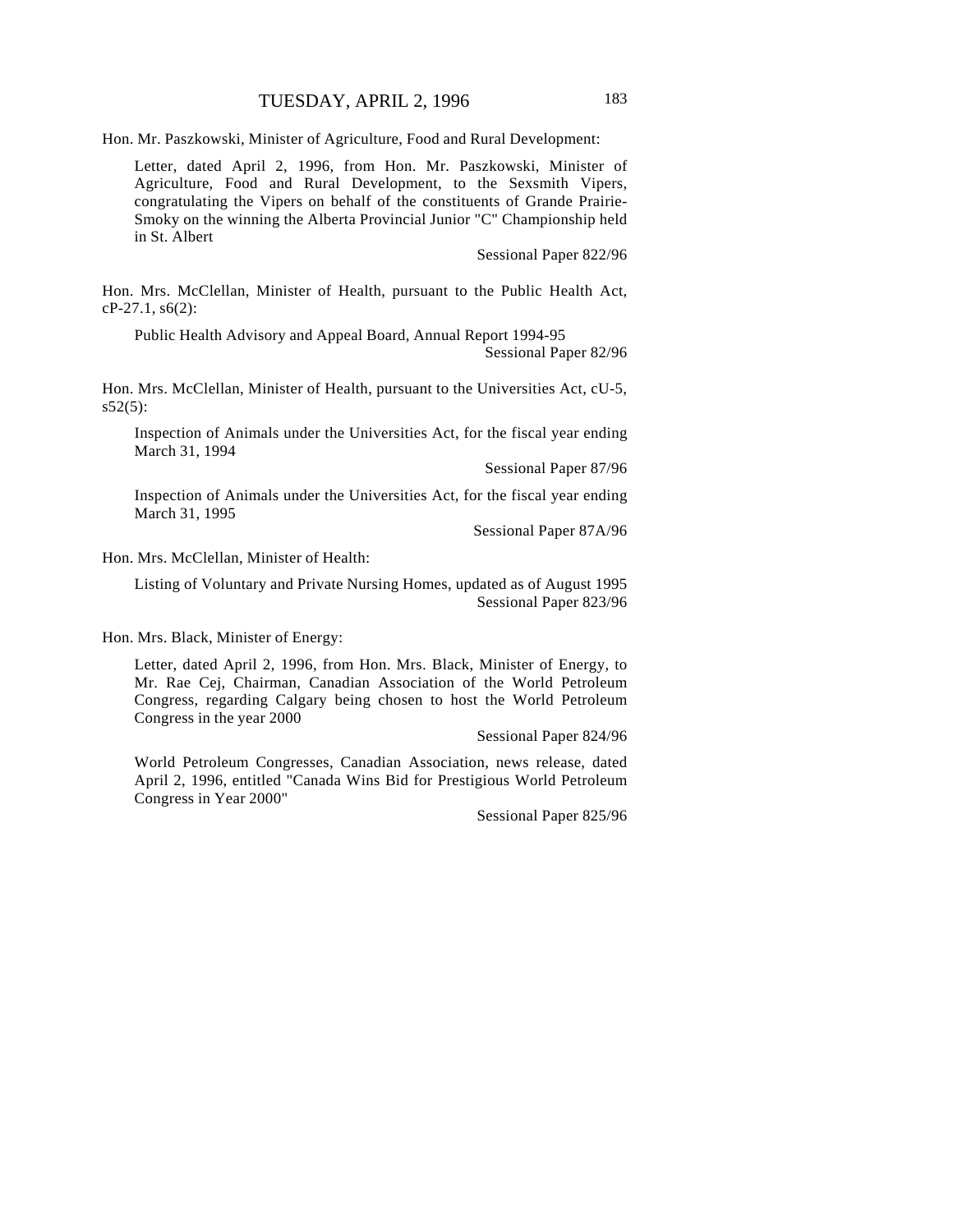Hon. Mr. Paszkowski, Minister of Agriculture, Food and Rural Development:

> Letter, dated April 2, 1996, from Hon. Mr. Paszkowski, Minister of Agriculture, Food and Rural Development, to the Sexsmith Vipers, congratulating the Vipers on behalf of the constituents of Grande Prairie-Smoky on the winning the Alberta Provincial Junior "C" Championship held in St. Albert
>
> Sessional Paper 822/96

Hon. Mrs. McClellan, Minister of Health, pursuant to the Public Health Act, cP-27.1, s6(2):

> Public Health Advisory and Appeal Board, Annual Report 1994-95
>
> Sessional Paper 82/96

Hon. Mrs. McClellan, Minister of Health, pursuant to the Universities Act, cU-5, s52(5):

> Inspection of Animals under the Universities Act, for the fiscal year ending March 31, 1994
>
> Sessional Paper 87/96
>
> Inspection of Animals under the Universities Act, for the fiscal year ending March 31, 1995
>
> Sessional Paper 87A/96

Hon. Mrs. McClellan, Minister of Health:

> Listing of Voluntary and Private Nursing Homes, updated as of August 1995
>
> Sessional Paper 823/96

Hon. Mrs. Black, Minister of Energy:

> Letter, dated April 2, 1996, from Hon. Mrs. Black, Minister of Energy, to Mr. Rae Cej, Chairman, Canadian Association of the World Petroleum Congress, regarding Calgary being chosen to host the World Petroleum Congress in the year 2000
>
> Sessional Paper 824/96
>
> World Petroleum Congresses, Canadian Association, news release, dated April 2, 1996, entitled "Canada Wins Bid for Prestigious World Petroleum Congress in Year 2000"
>
> Sessional Paper 825/96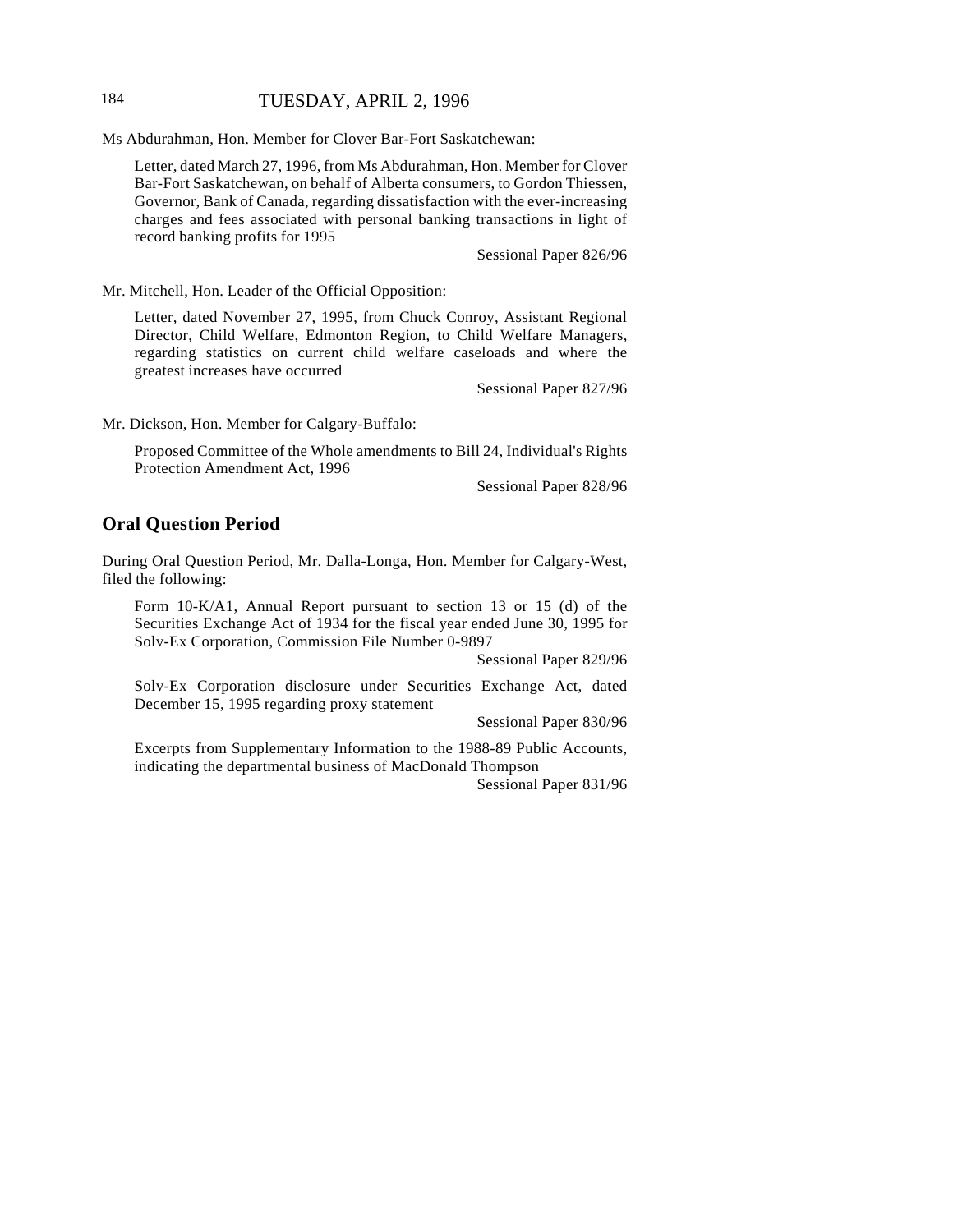Ms Abdurahman, Hon. Member for Clover Bar-Fort Saskatchewan:

> Letter, dated March 27, 1996, from Ms Abdurahman, Hon. Member for Clover Bar-Fort Saskatchewan, on behalf of Alberta consumers, to Gordon Thiessen, Governor, Bank of Canada, regarding dissatisfaction with the ever-increasing charges and fees associated with personal banking transactions in light of record banking profits for 1995
>
> Sessional Paper 826/96

Mr. Mitchell, Hon. Leader of the Official Opposition:

> Letter, dated November 27, 1995, from Chuck Conroy, Assistant Regional Director, Child Welfare, Edmonton Region, to Child Welfare Managers, regarding statistics on current child welfare caseloads and where the greatest increases have occurred
>
> Sessional Paper 827/96

Mr. Dickson, Hon. Member for Calgary-Buffalo:

> Proposed Committee of the Whole amendments to Bill 24, Individual's Rights Protection Amendment Act, 1996
>
> Sessional Paper 828/96

## Oral Question Period

During Oral Question Period, Mr. Dalla-Longa, Hon. Member for Calgary-West, filed the following:

> Form 10-K/A1, Annual Report pursuant to section 13 or 15 (d) of the Securities Exchange Act of 1934 for the fiscal year ended June 30, 1995 for Solv-Ex Corporation, Commission File Number 0-9897
>
> Sessional Paper 829/96
>
> Solv-Ex Corporation disclosure under Securities Exchange Act, dated December 15, 1995 regarding proxy statement
>
> Sessional Paper 830/96
>
> Excerpts from Supplementary Information to the 1988-89 Public Accounts, indicating the departmental business of MacDonald Thompson
>
> Sessional Paper 831/96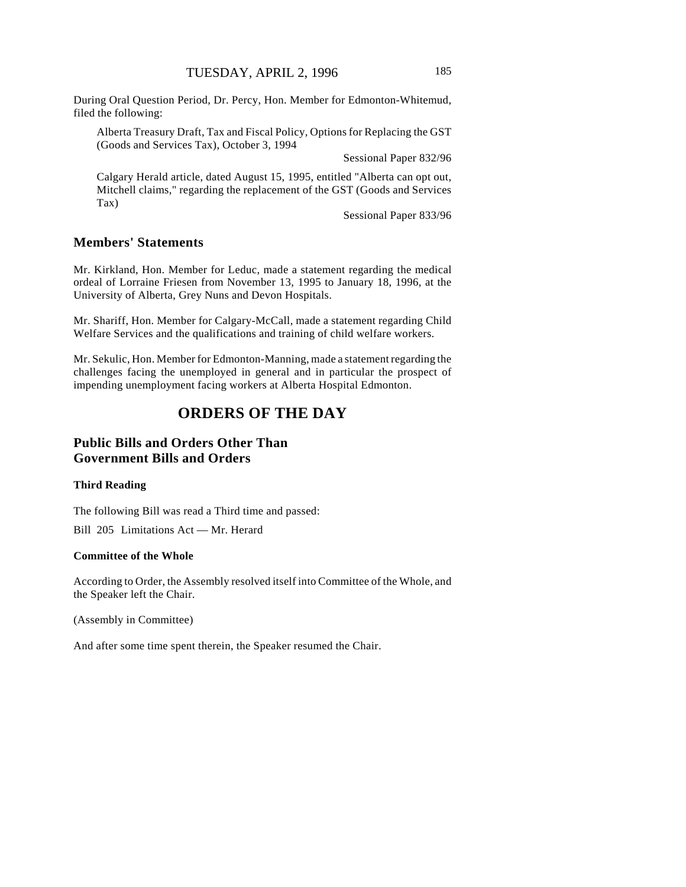During Oral Question Period, Dr. Percy, Hon. Member for Edmonton-Whitemud, filed the following:

> Alberta Treasury Draft, Tax and Fiscal Policy, Options for Replacing the GST (Goods and Services Tax), October 3, 1994
>
> Sessional Paper 832/96
>
> Calgary Herald article, dated August 15, 1995, entitled "Alberta can opt out, Mitchell claims," regarding the replacement of the GST (Goods and Services Tax)
>
> Sessional Paper 833/96

## Members' Statements

Mr. Kirkland, Hon. Member for Leduc, made a statement regarding the medical ordeal of Lorraine Friesen from November 13, 1995 to January 18, 1996, at the University of Alberta, Grey Nuns and Devon Hospitals.

Mr. Shariff, Hon. Member for Calgary-McCall, made a statement regarding Child Welfare Services and the qualifications and training of child welfare workers.

Mr. Sekulic, Hon. Member for Edmonton-Manning, made a statement regarding the challenges facing the unemployed in general and in particular the prospect of impending unemployment facing workers at Alberta Hospital Edmonton.

# ORDERS OF THE DAY

## Public Bills and Orders Other Than Government Bills and Orders

### Third Reading

The following Bill was read a Third time and passed:

Bill 205 Limitations Act — Mr. Herard

### Committee of the Whole

According to Order, the Assembly resolved itself into Committee of the Whole, and the Speaker left the Chair.

(Assembly in Committee)

And after some time spent therein, the Speaker resumed the Chair.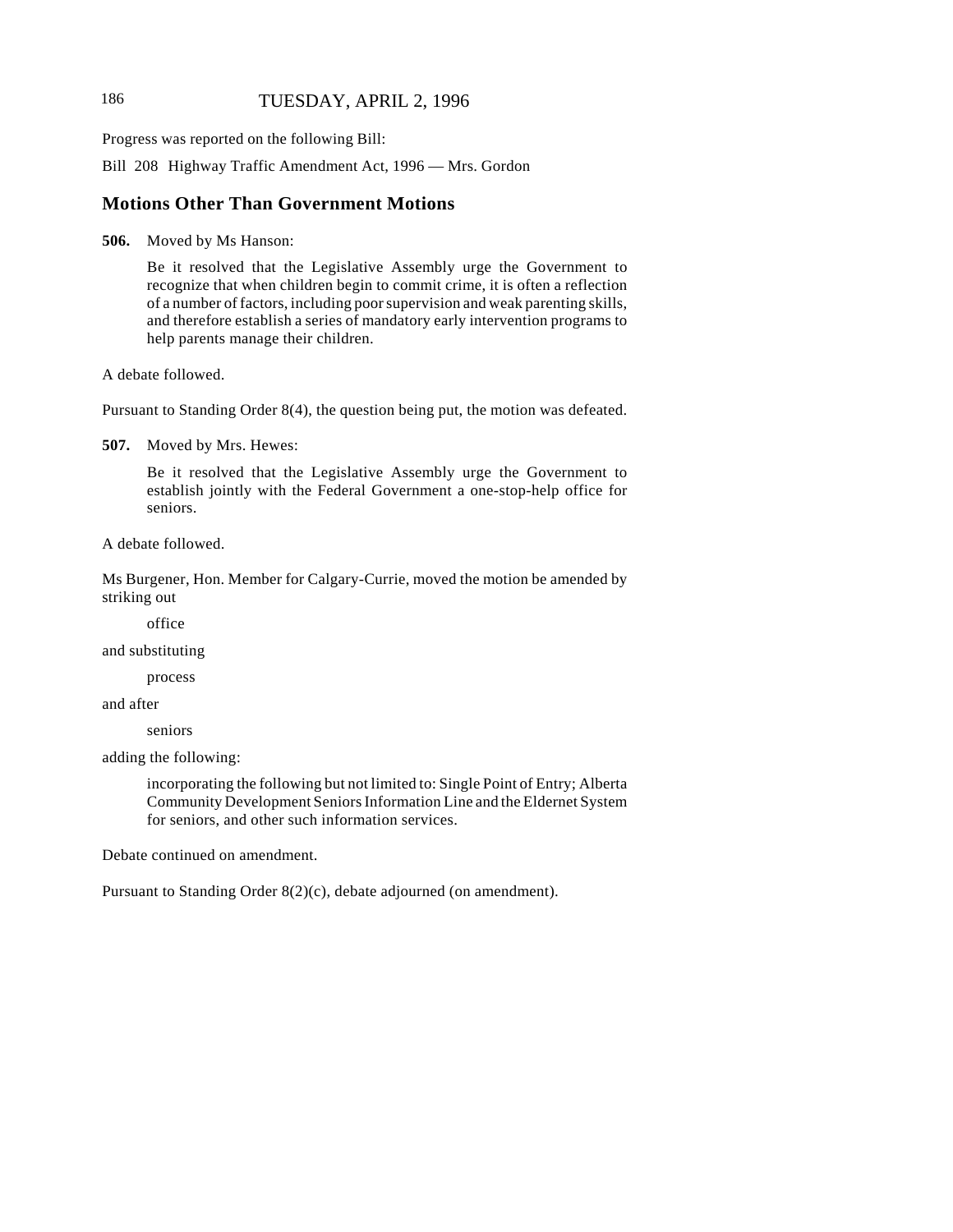Progress was reported on the following Bill:

Bill 208 Highway Traffic Amendment Act, 1996 — Mrs. Gordon

## Motions Other Than Government Motions

**506.** Moved by Ms Hanson:

> Be it resolved that the Legislative Assembly urge the Government to recognize that when children begin to commit crime, it is often a reflection of a number of factors, including poor supervision and weak parenting skills, and therefore establish a series of mandatory early intervention programs to help parents manage their children.

A debate followed.

Pursuant to Standing Order 8(4), the question being put, the motion was defeated.

**507.** Moved by Mrs. Hewes:

> Be it resolved that the Legislative Assembly urge the Government to establish jointly with the Federal Government a one-stop-help office for seniors.

A debate followed.

Ms Burgener, Hon. Member for Calgary-Currie, moved the motion be amended by striking out

> office

and substituting

> process

and after

> seniors

adding the following:

> incorporating the following but not limited to: Single Point of Entry; Alberta Community Development Seniors Information Line and the Eldernet System for seniors, and other such information services.

Debate continued on amendment.

Pursuant to Standing Order 8(2)(c), debate adjourned (on amendment).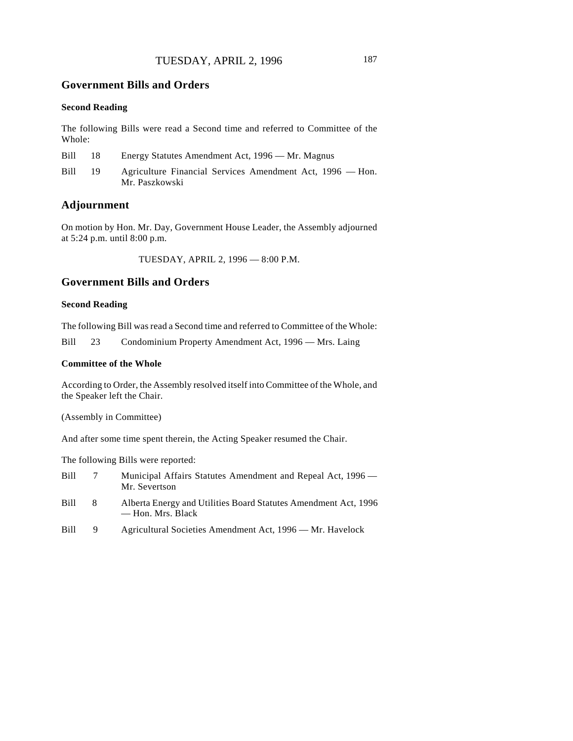## Government Bills and Orders

### Second Reading

The following Bills were read a Second time and referred to Committee of the Whole:

Bill 18 Energy Statutes Amendment Act, 1996 — Mr. Magnus

Bill 19 Agriculture Financial Services Amendment Act, 1996 — Hon. Mr. Paszkowski

## Adjournment

On motion by Hon. Mr. Day, Government House Leader, the Assembly adjourned at 5:24 p.m. until 8:00 p.m.

TUESDAY, APRIL 2, 1996 — 8:00 P.M.

## Government Bills and Orders

### Second Reading

The following Bill was read a Second time and referred to Committee of the Whole:

Bill 23 Condominium Property Amendment Act, 1996 — Mrs. Laing

### Committee of the Whole

According to Order, the Assembly resolved itself into Committee of the Whole, and the Speaker left the Chair.

(Assembly in Committee)

And after some time spent therein, the Acting Speaker resumed the Chair.

The following Bills were reported:

Bill 7 Municipal Affairs Statutes Amendment and Repeal Act, 1996 — Mr. Severtson

Bill 8 Alberta Energy and Utilities Board Statutes Amendment Act, 1996 — Hon. Mrs. Black

Bill 9 Agricultural Societies Amendment Act, 1996 — Mr. Havelock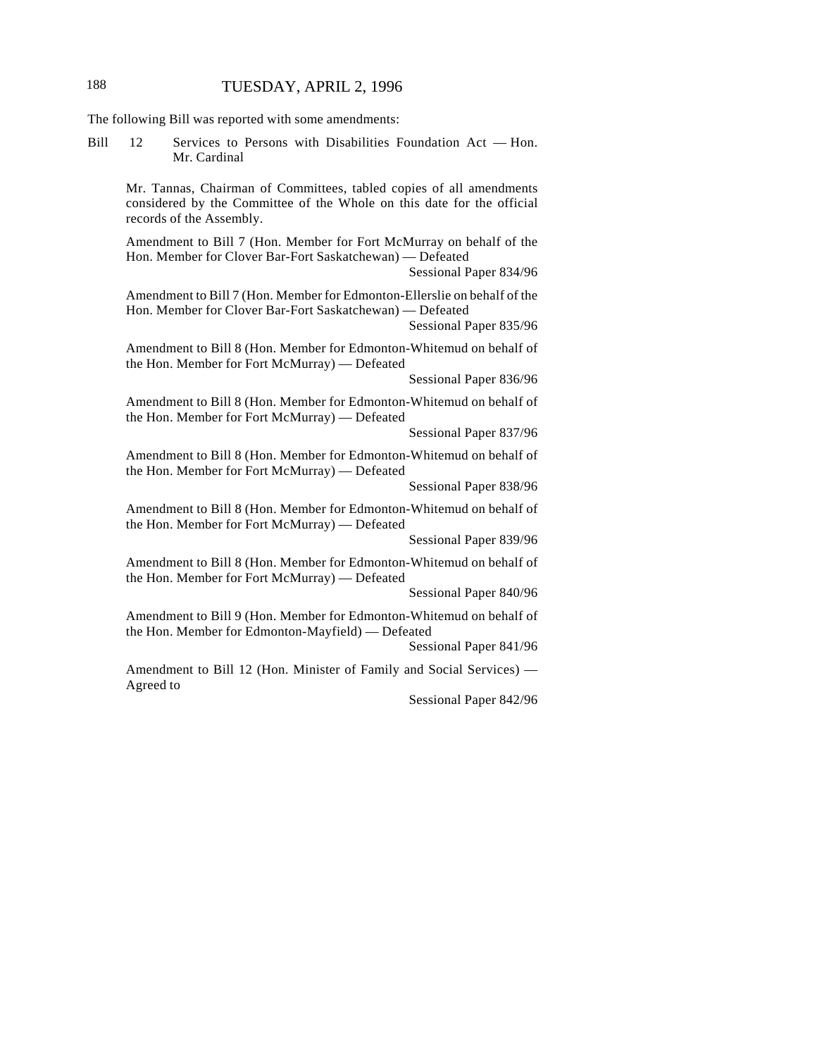The following Bill was reported with some amendments:

Bill 12 Services to Persons with Disabilities Foundation Act — Hon. Mr. Cardinal

Mr. Tannas, Chairman of Committees, tabled copies of all amendments considered by the Committee of the Whole on this date for the official records of the Assembly.

Amendment to Bill 7 (Hon. Member for Fort McMurray on behalf of the Hon. Member for Clover Bar-Fort Saskatchewan) — Defeated
Sessional Paper 834/96

Amendment to Bill 7 (Hon. Member for Edmonton-Ellerslie on behalf of the Hon. Member for Clover Bar-Fort Saskatchewan) — Defeated
Sessional Paper 835/96

Amendment to Bill 8 (Hon. Member for Edmonton-Whitemud on behalf of the Hon. Member for Fort McMurray) — Defeated
Sessional Paper 836/96

Amendment to Bill 8 (Hon. Member for Edmonton-Whitemud on behalf of the Hon. Member for Fort McMurray) — Defeated
Sessional Paper 837/96

Amendment to Bill 8 (Hon. Member for Edmonton-Whitemud on behalf of the Hon. Member for Fort McMurray) — Defeated
Sessional Paper 838/96

Amendment to Bill 8 (Hon. Member for Edmonton-Whitemud on behalf of the Hon. Member for Fort McMurray) — Defeated
Sessional Paper 839/96

Amendment to Bill 8 (Hon. Member for Edmonton-Whitemud on behalf of the Hon. Member for Fort McMurray) — Defeated
Sessional Paper 840/96

Amendment to Bill 9 (Hon. Member for Edmonton-Whitemud on behalf of the Hon. Member for Edmonton-Mayfield) — Defeated
Sessional Paper 841/96

Amendment to Bill 12 (Hon. Minister of Family and Social Services) — Agreed to
Sessional Paper 842/96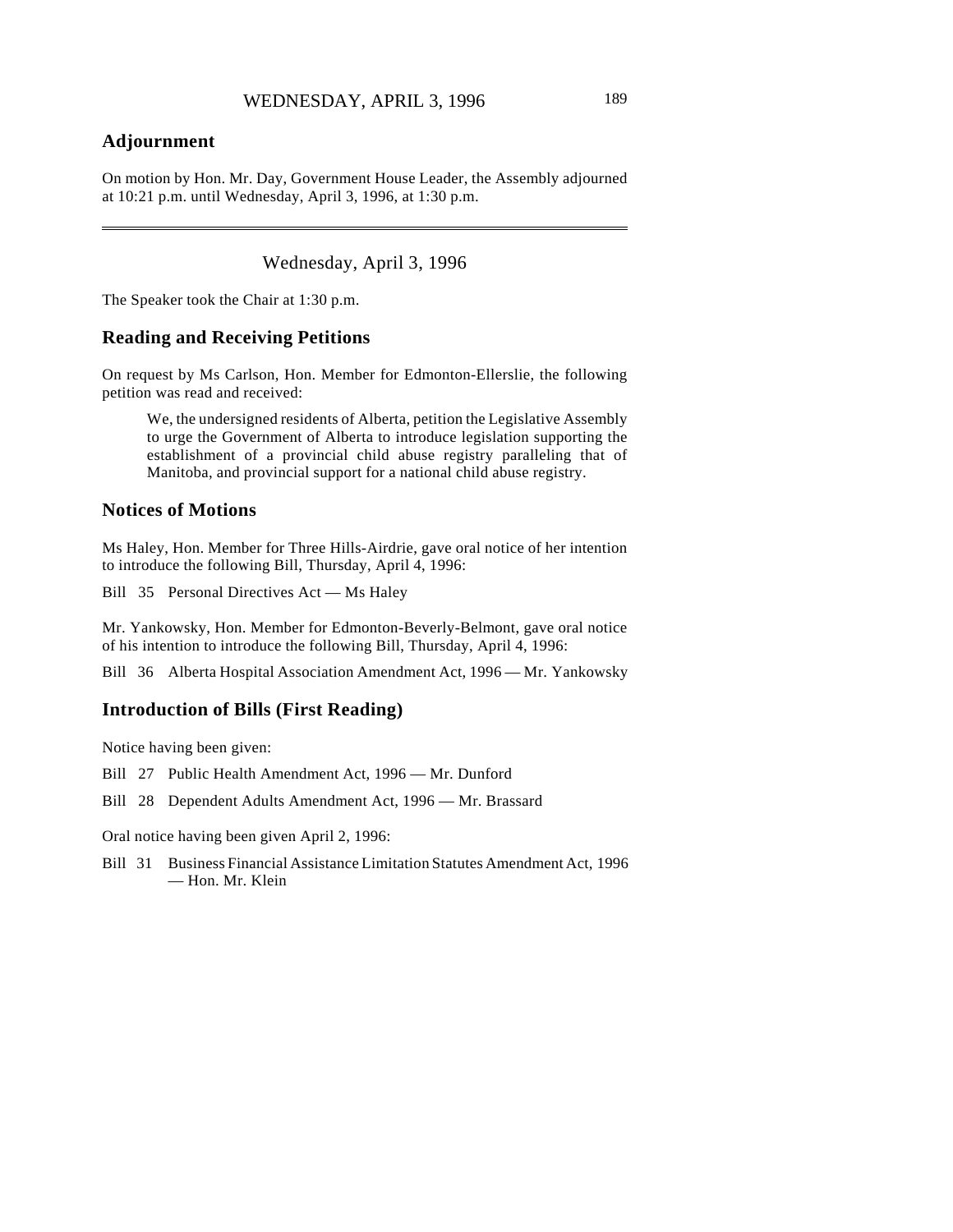## Adjournment

On motion by Hon. Mr. Day, Government House Leader, the Assembly adjourned at 10:21 p.m. until Wednesday, April 3, 1996, at 1:30 p.m.

---

Wednesday, April 3, 1996

The Speaker took the Chair at 1:30 p.m.

## Reading and Receiving Petitions

On request by Ms Carlson, Hon. Member for Edmonton-Ellerslie, the following petition was read and received:

> We, the undersigned residents of Alberta, petition the Legislative Assembly to urge the Government of Alberta to introduce legislation supporting the establishment of a provincial child abuse registry paralleling that of Manitoba, and provincial support for a national child abuse registry.

## Notices of Motions

Ms Haley, Hon. Member for Three Hills-Airdrie, gave oral notice of her intention to introduce the following Bill, Thursday, April 4, 1996:

Bill 35 Personal Directives Act — Ms Haley

Mr. Yankowsky, Hon. Member for Edmonton-Beverly-Belmont, gave oral notice of his intention to introduce the following Bill, Thursday, April 4, 1996:

Bill 36 Alberta Hospital Association Amendment Act, 1996 — Mr. Yankowsky

## Introduction of Bills (First Reading)

Notice having been given:

Bill 27 Public Health Amendment Act, 1996 — Mr. Dunford

Bill 28 Dependent Adults Amendment Act, 1996 — Mr. Brassard

Oral notice having been given April 2, 1996:

Bill 31 Business Financial Assistance Limitation Statutes Amendment Act, 1996 — Hon. Mr. Klein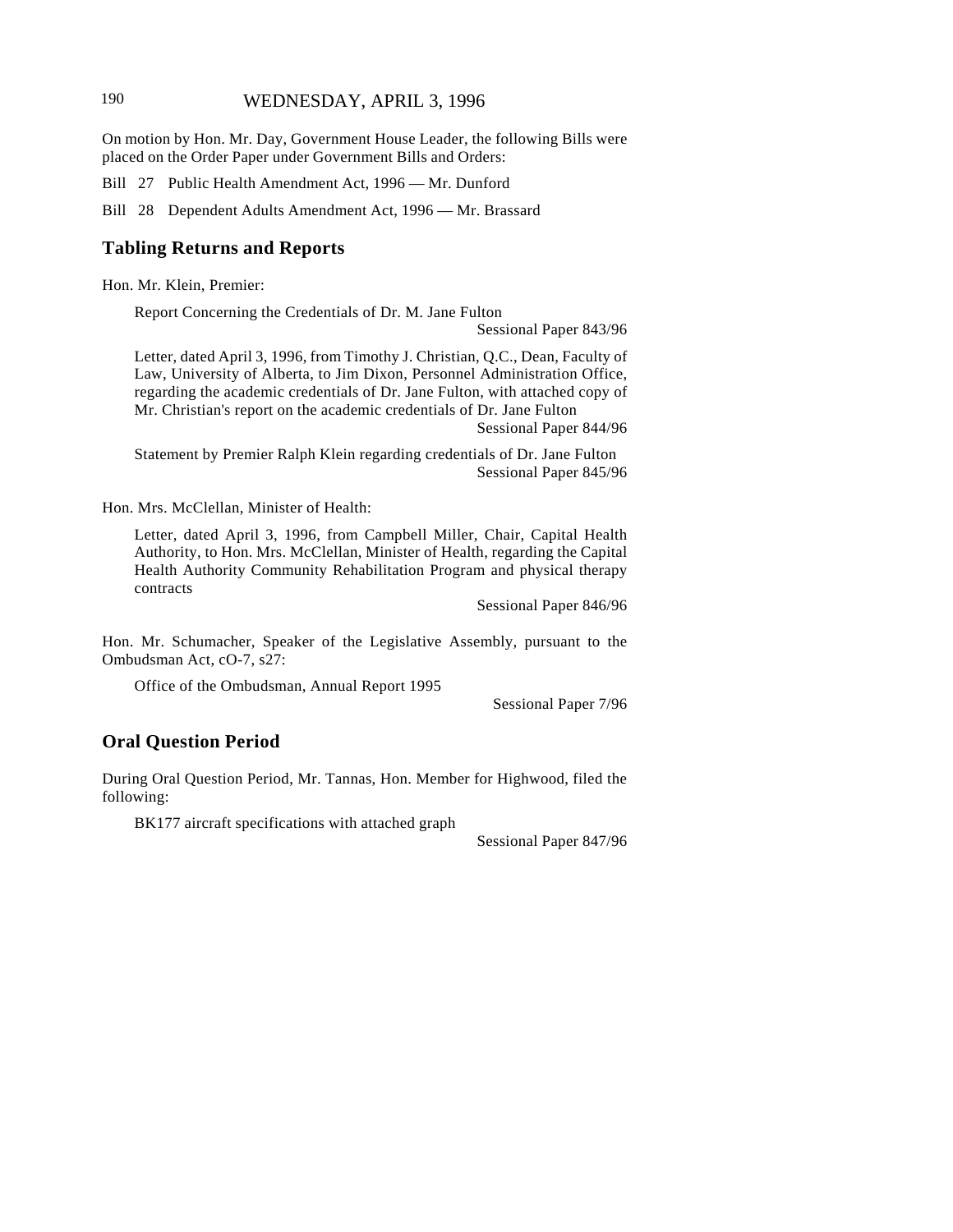On motion by Hon. Mr. Day, Government House Leader, the following Bills were placed on the Order Paper under Government Bills and Orders:

Bill 27 Public Health Amendment Act, 1996 — Mr. Dunford

Bill 28 Dependent Adults Amendment Act, 1996 — Mr. Brassard

## Tabling Returns and Reports

Hon. Mr. Klein, Premier:

Report Concerning the Credentials of Dr. M. Jane Fulton
Sessional Paper 843/96

Letter, dated April 3, 1996, from Timothy J. Christian, Q.C., Dean, Faculty of Law, University of Alberta, to Jim Dixon, Personnel Administration Office, regarding the academic credentials of Dr. Jane Fulton, with attached copy of Mr. Christian's report on the academic credentials of Dr. Jane Fulton
Sessional Paper 844/96

Statement by Premier Ralph Klein regarding credentials of Dr. Jane Fulton
Sessional Paper 845/96

Hon. Mrs. McClellan, Minister of Health:

Letter, dated April 3, 1996, from Campbell Miller, Chair, Capital Health Authority, to Hon. Mrs. McClellan, Minister of Health, regarding the Capital Health Authority Community Rehabilitation Program and physical therapy contracts
Sessional Paper 846/96

Hon. Mr. Schumacher, Speaker of the Legislative Assembly, pursuant to the Ombudsman Act, cO-7, s27:

Office of the Ombudsman, Annual Report 1995
Sessional Paper 7/96

## Oral Question Period

During Oral Question Period, Mr. Tannas, Hon. Member for Highwood, filed the following:

BK177 aircraft specifications with attached graph
Sessional Paper 847/96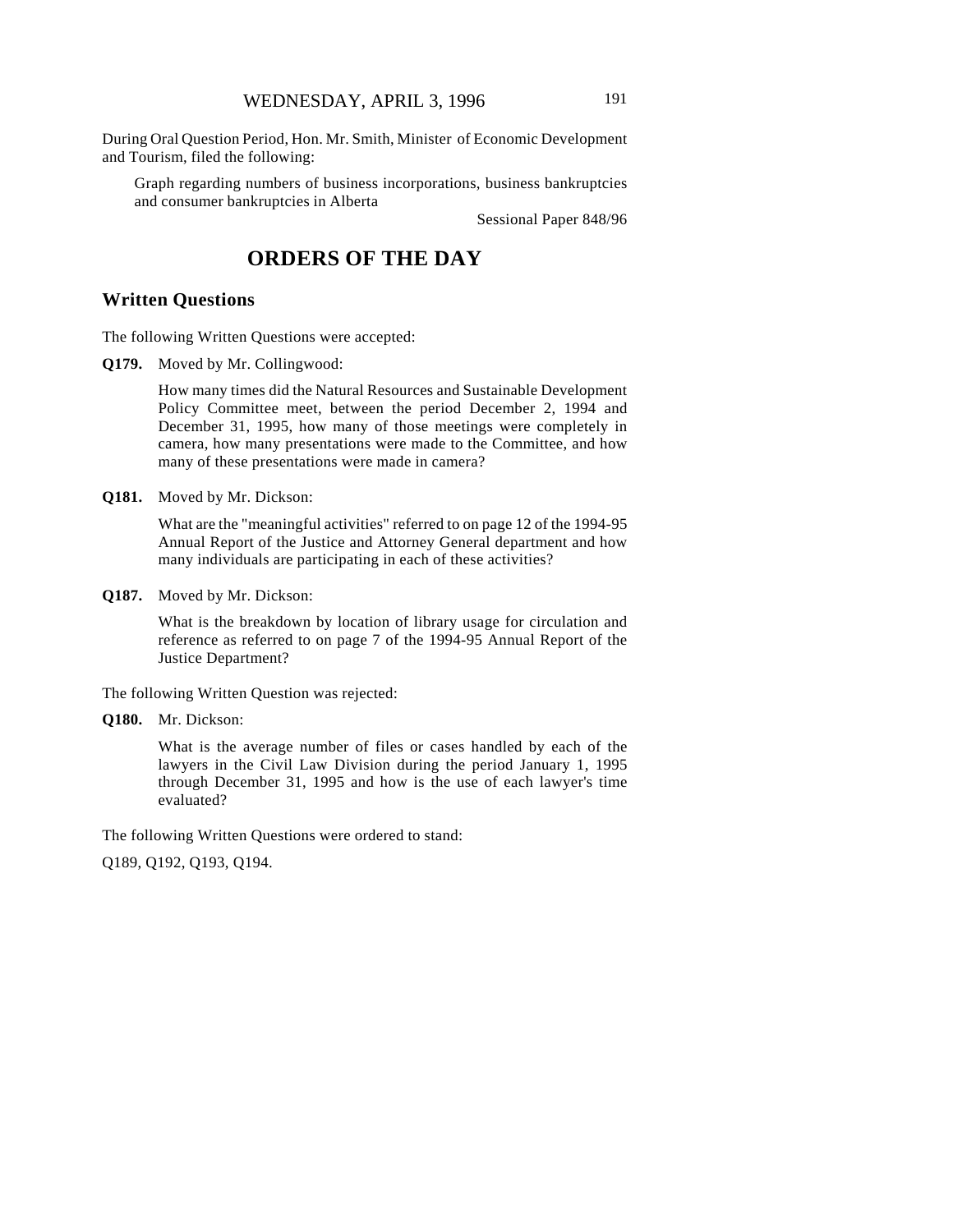During Oral Question Period, Hon. Mr. Smith, Minister of Economic Development and Tourism, filed the following:

> Graph regarding numbers of business incorporations, business bankruptcies and consumer bankruptcies in Alberta
>
> Sessional Paper 848/96

# ORDERS OF THE DAY

## Written Questions

The following Written Questions were accepted:

**Q179.** Moved by Mr. Collingwood:

> How many times did the Natural Resources and Sustainable Development Policy Committee meet, between the period December 2, 1994 and December 31, 1995, how many of those meetings were completely in camera, how many presentations were made to the Committee, and how many of these presentations were made in camera?

**Q181.** Moved by Mr. Dickson:

> What are the "meaningful activities" referred to on page 12 of the 1994-95 Annual Report of the Justice and Attorney General department and how many individuals are participating in each of these activities?

**Q187.** Moved by Mr. Dickson:

> What is the breakdown by location of library usage for circulation and reference as referred to on page 7 of the 1994-95 Annual Report of the Justice Department?

The following Written Question was rejected:

**Q180.** Mr. Dickson:

> What is the average number of files or cases handled by each of the lawyers in the Civil Law Division during the period January 1, 1995 through December 31, 1995 and how is the use of each lawyer's time evaluated?

The following Written Questions were ordered to stand:

Q189, Q192, Q193, Q194.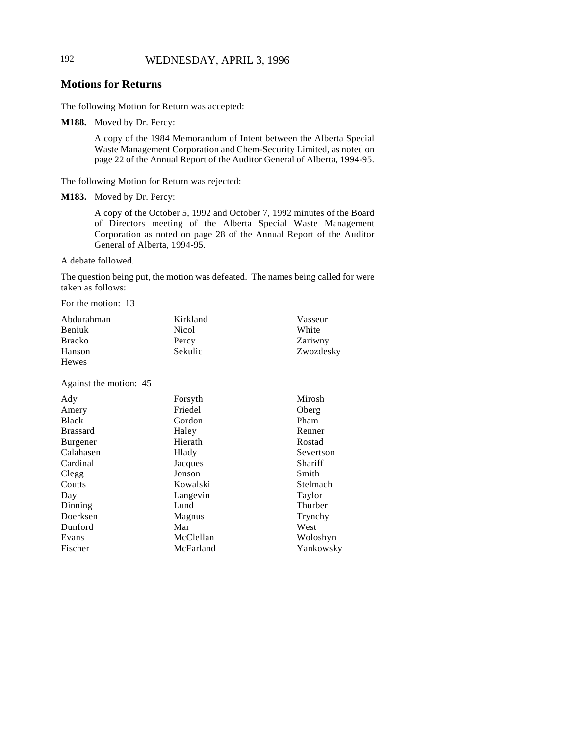## Motions for Returns

The following Motion for Return was accepted:

**M188.** Moved by Dr. Percy:

> A copy of the 1984 Memorandum of Intent between the Alberta Special Waste Management Corporation and Chem-Security Limited, as noted on page 22 of the Annual Report of the Auditor General of Alberta, 1994-95.

The following Motion for Return was rejected:

**M183.** Moved by Dr. Percy:

> A copy of the October 5, 1992 and October 7, 1992 minutes of the Board of Directors meeting of the Alberta Special Waste Management Corporation as noted on page 28 of the Annual Report of the Auditor General of Alberta, 1994-95.

A debate followed.

The question being put, the motion was defeated. The names being called for were taken as follows:

For the motion: 13

| | | |
|---|---|---|
| Abdurahman | Kirkland | Vasseur |
| Beniuk | Nicol | White |
| Bracko | Percy | Zariwny |
| Hanson | Sekulic | Zwozdesky |
| Hewes | | |

Against the motion: 45

| | | |
|---|---|---|
| Ady | Forsyth | Mirosh |
| Amery | Friedel | Oberg |
| Black | Gordon | Pham |
| Brassard | Haley | Renner |
| Burgener | Hierath | Rostad |
| Calahasen | Hlady | Severtson |
| Cardinal | Jacques | Shariff |
| Clegg | Jonson | Smith |
| Coutts | Kowalski | Stelmach |
| Day | Langevin | Taylor |
| Dinning | Lund | Thurber |
| Doerksen | Magnus | Trynchy |
| Dunford | Mar | West |
| Evans | McClellan | Woloshyn |
| Fischer | McFarland | Yankowsky |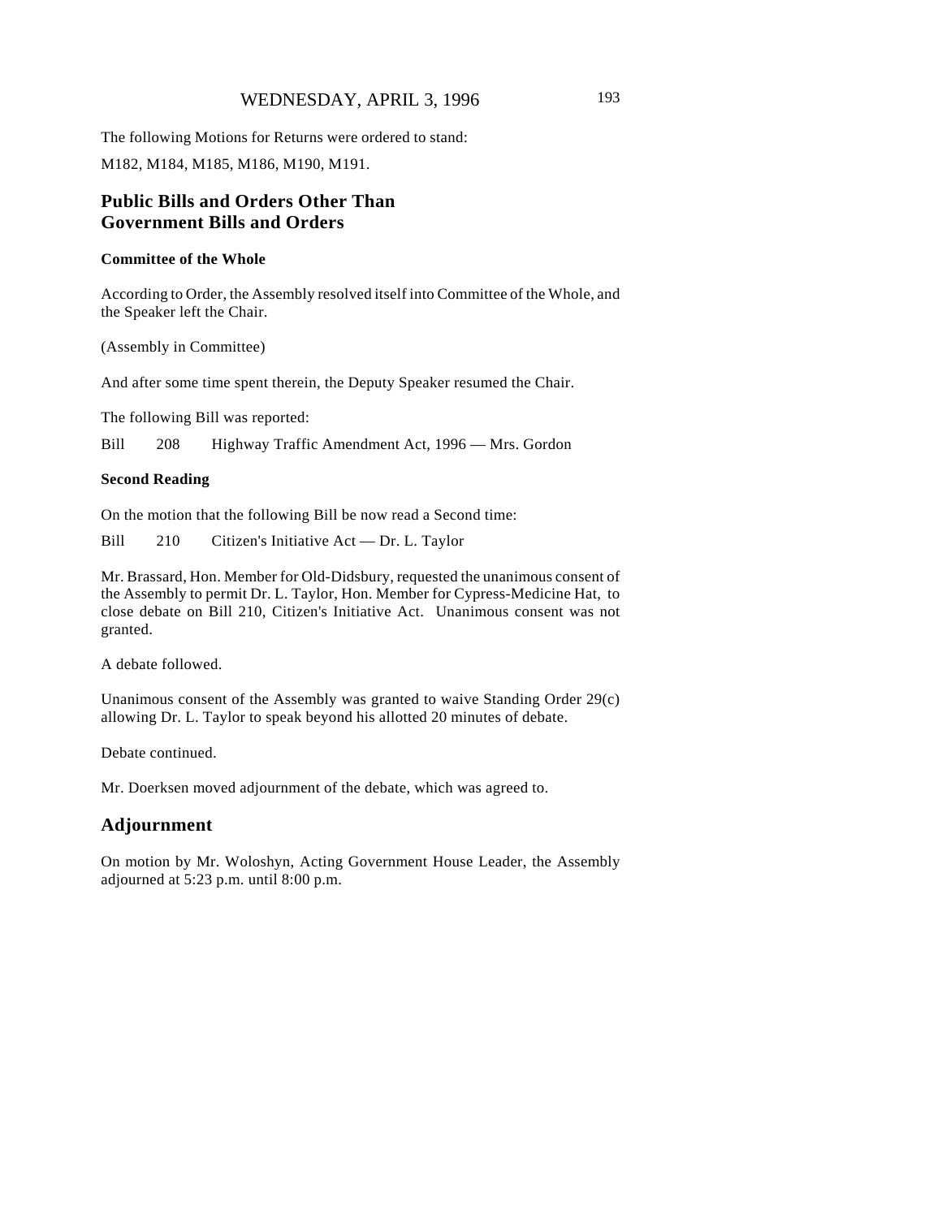The following Motions for Returns were ordered to stand:

M182, M184, M185, M186, M190, M191.

## Public Bills and Orders Other Than Government Bills and Orders

### Committee of the Whole

According to Order, the Assembly resolved itself into Committee of the Whole, and the Speaker left the Chair.

(Assembly in Committee)

And after some time spent therein, the Deputy Speaker resumed the Chair.

The following Bill was reported:

Bill 208 Highway Traffic Amendment Act, 1996 — Mrs. Gordon

### Second Reading

On the motion that the following Bill be now read a Second time:

Bill 210 Citizen's Initiative Act — Dr. L. Taylor

Mr. Brassard, Hon. Member for Old-Didsbury, requested the unanimous consent of the Assembly to permit Dr. L. Taylor, Hon. Member for Cypress-Medicine Hat, to close debate on Bill 210, Citizen's Initiative Act. Unanimous consent was not granted.

A debate followed.

Unanimous consent of the Assembly was granted to waive Standing Order 29(c) allowing Dr. L. Taylor to speak beyond his allotted 20 minutes of debate.

Debate continued.

Mr. Doerksen moved adjournment of the debate, which was agreed to.

## Adjournment

On motion by Mr. Woloshyn, Acting Government House Leader, the Assembly adjourned at 5:23 p.m. until 8:00 p.m.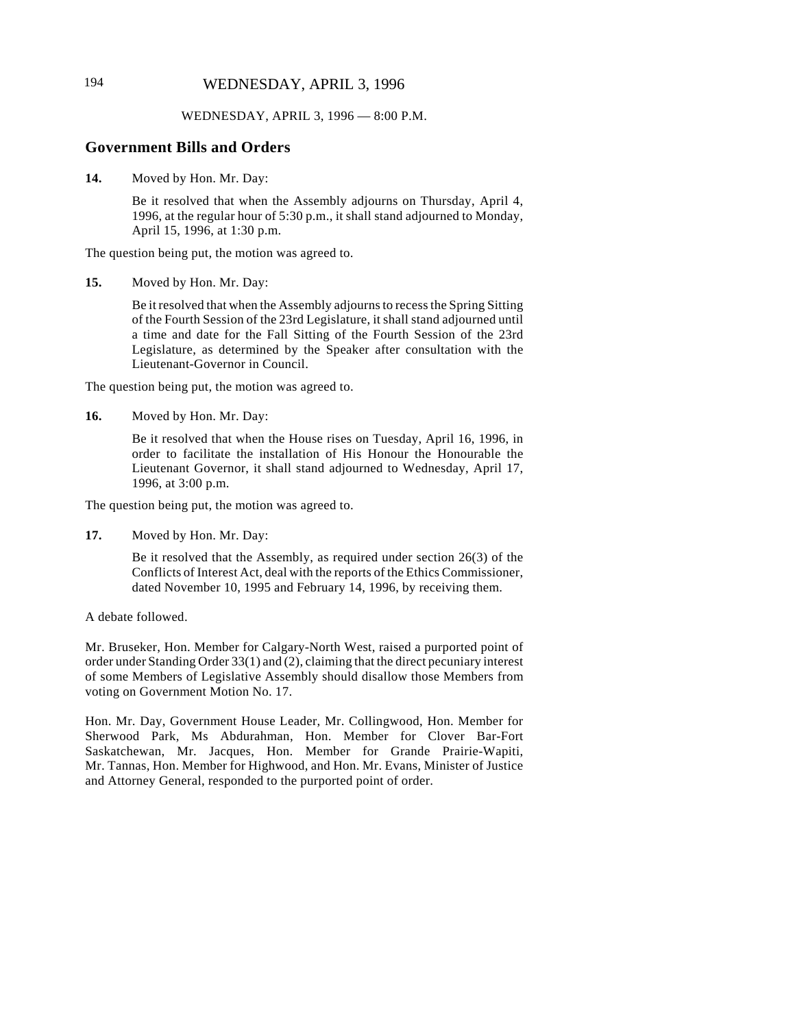WEDNESDAY, APRIL 3, 1996 — 8:00 P.M.

## Government Bills and Orders

**14.** Moved by Hon. Mr. Day:

Be it resolved that when the Assembly adjourns on Thursday, April 4, 1996, at the regular hour of 5:30 p.m., it shall stand adjourned to Monday, April 15, 1996, at 1:30 p.m.

The question being put, the motion was agreed to.

**15.** Moved by Hon. Mr. Day:

Be it resolved that when the Assembly adjourns to recess the Spring Sitting of the Fourth Session of the 23rd Legislature, it shall stand adjourned until a time and date for the Fall Sitting of the Fourth Session of the 23rd Legislature, as determined by the Speaker after consultation with the Lieutenant-Governor in Council.

The question being put, the motion was agreed to.

**16.** Moved by Hon. Mr. Day:

Be it resolved that when the House rises on Tuesday, April 16, 1996, in order to facilitate the installation of His Honour the Honourable the Lieutenant Governor, it shall stand adjourned to Wednesday, April 17, 1996, at 3:00 p.m.

The question being put, the motion was agreed to.

**17.** Moved by Hon. Mr. Day:

Be it resolved that the Assembly, as required under section 26(3) of the Conflicts of Interest Act, deal with the reports of the Ethics Commissioner, dated November 10, 1995 and February 14, 1996, by receiving them.

A debate followed.

Mr. Bruseker, Hon. Member for Calgary-North West, raised a purported point of order under Standing Order 33(1) and (2), claiming that the direct pecuniary interest of some Members of Legislative Assembly should disallow those Members from voting on Government Motion No. 17.

Hon. Mr. Day, Government House Leader, Mr. Collingwood, Hon. Member for Sherwood Park, Ms Abdurahman, Hon. Member for Clover Bar-Fort Saskatchewan, Mr. Jacques, Hon. Member for Grande Prairie-Wapiti, Mr. Tannas, Hon. Member for Highwood, and Hon. Mr. Evans, Minister of Justice and Attorney General, responded to the purported point of order.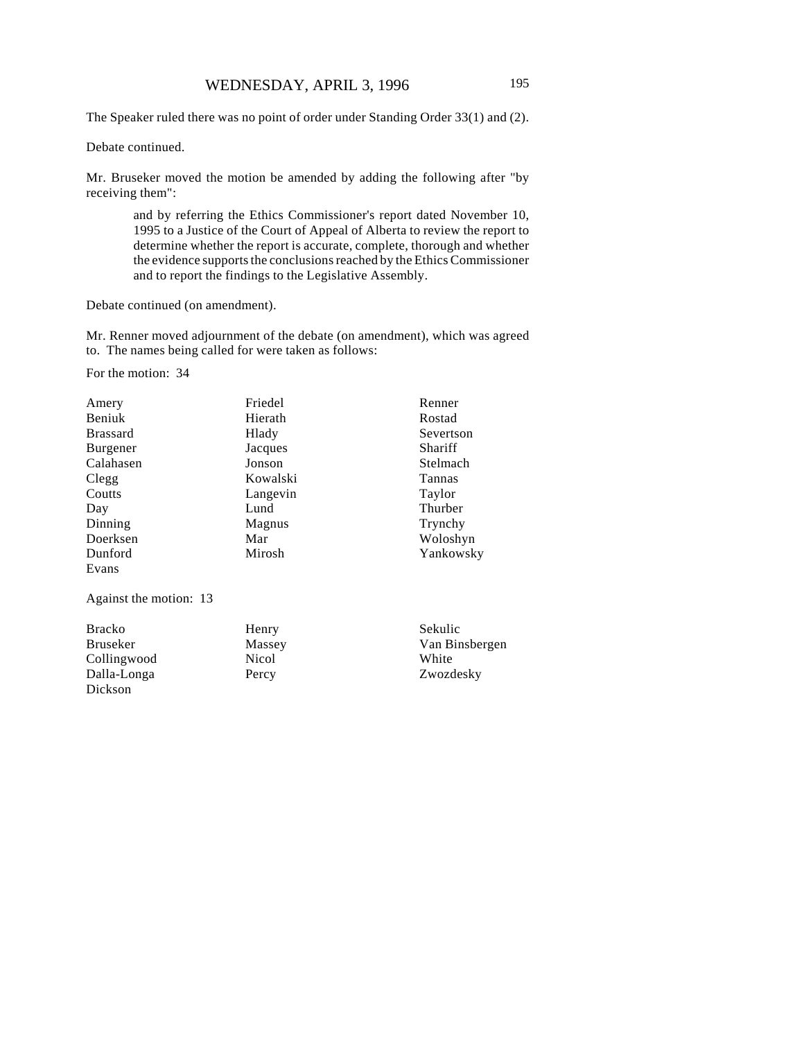The Speaker ruled there was no point of order under Standing Order 33(1) and (2).

Debate continued.

Mr. Bruseker moved the motion be amended by adding the following after "by receiving them":

> and by referring the Ethics Commissioner's report dated November 10, 1995 to a Justice of the Court of Appeal of Alberta to review the report to determine whether the report is accurate, complete, thorough and whether the evidence supports the conclusions reached by the Ethics Commissioner and to report the findings to the Legislative Assembly.

Debate continued (on amendment).

Mr. Renner moved adjournment of the debate (on amendment), which was agreed to. The names being called for were taken as follows:

For the motion: 34

| | | |
|---|---|---|
| Amery | Friedel | Renner |
| Beniuk | Hierath | Rostad |
| Brassard | Hlady | Severtson |
| Burgener | Jacques | Shariff |
| Calahasen | Jonson | Stelmach |
| Clegg | Kowalski | Tannas |
| Coutts | Langevin | Taylor |
| Day | Lund | Thurber |
| Dinning | Magnus | Trynchy |
| Doerksen | Mar | Woloshyn |
| Dunford | Mirosh | Yankowsky |
| Evans | | |

Against the motion: 13

| | | |
|---|---|---|
| Bracko | Henry | Sekulic |
| Bruseker | Massey | Van Binsbergen |
| Collingwood | Nicol | White |
| Dalla-Longa | Percy | Zwozdesky |
| Dickson | | |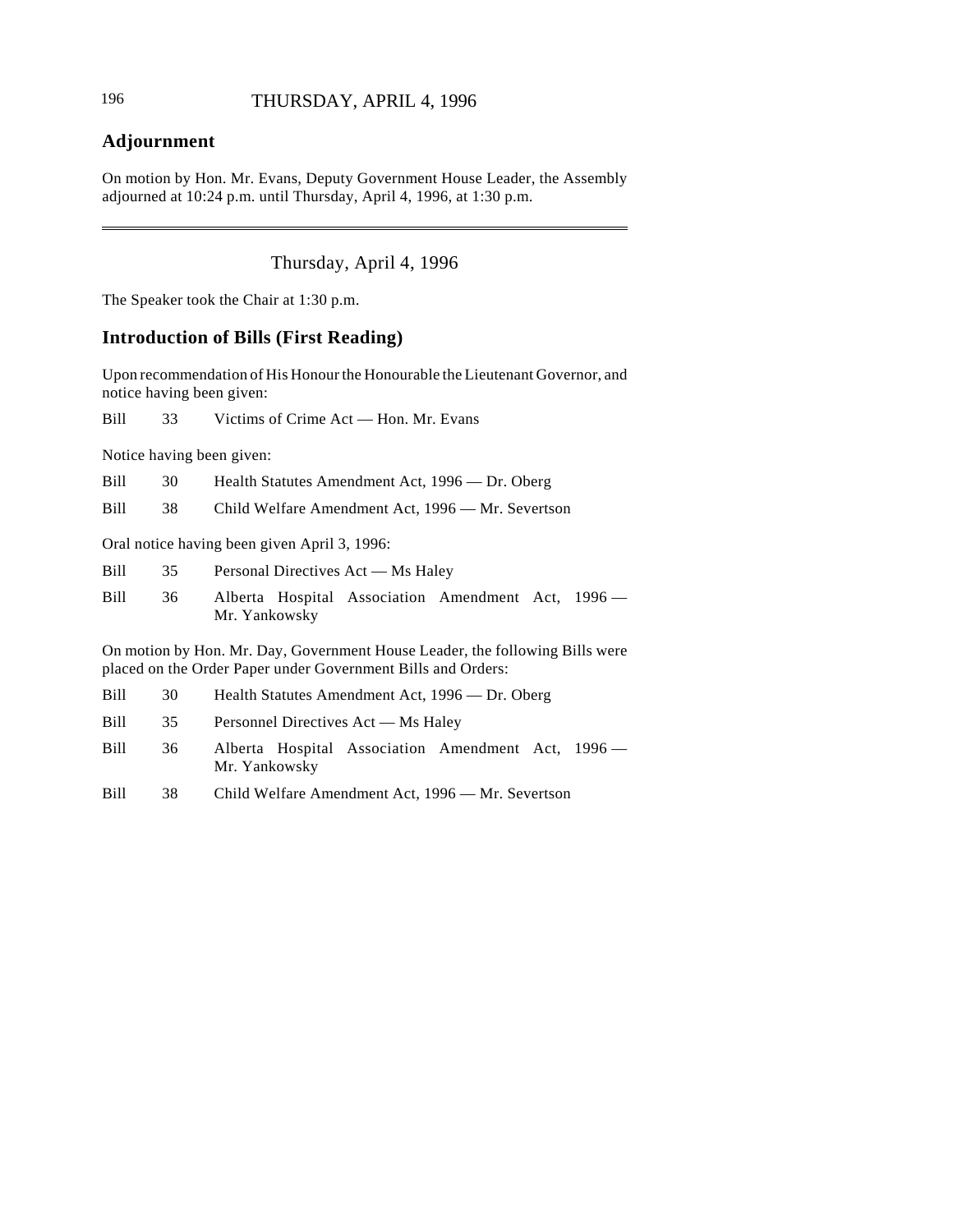## Adjournment

On motion by Hon. Mr. Evans, Deputy Government House Leader, the Assembly adjourned at 10:24 p.m. until Thursday, April 4, 1996, at 1:30 p.m.

---

Thursday, April 4, 1996

The Speaker took the Chair at 1:30 p.m.

## Introduction of Bills (First Reading)

Upon recommendation of His Honour the Honourable the Lieutenant Governor, and notice having been given:

Bill 33 Victims of Crime Act — Hon. Mr. Evans

Notice having been given:

Bill 30 Health Statutes Amendment Act, 1996 — Dr. Oberg

Bill 38 Child Welfare Amendment Act, 1996 — Mr. Severtson

Oral notice having been given April 3, 1996:

Bill 35 Personal Directives Act — Ms Haley

Bill 36 Alberta Hospital Association Amendment Act, 1996 — Mr. Yankowsky

On motion by Hon. Mr. Day, Government House Leader, the following Bills were placed on the Order Paper under Government Bills and Orders:

Bill 30 Health Statutes Amendment Act, 1996 — Dr. Oberg

Bill 35 Personnel Directives Act — Ms Haley

Bill 36 Alberta Hospital Association Amendment Act, 1996 — Mr. Yankowsky

Bill 38 Child Welfare Amendment Act, 1996 — Mr. Severtson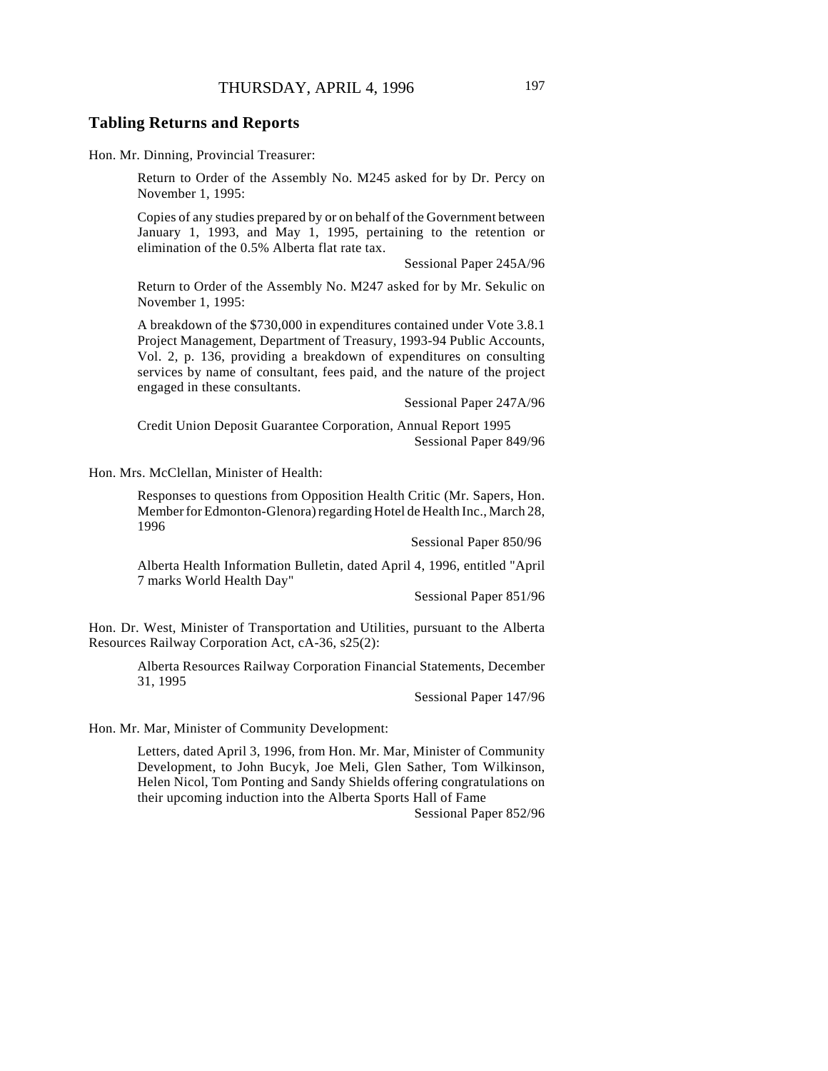## Tabling Returns and Reports

Hon. Mr. Dinning, Provincial Treasurer:

> Return to Order of the Assembly No. M245 asked for by Dr. Percy on November 1, 1995:
>
> Copies of any studies prepared by or on behalf of the Government between January 1, 1993, and May 1, 1995, pertaining to the retention or elimination of the 0.5% Alberta flat rate tax.
>
> Sessional Paper 245A/96
>
> Return to Order of the Assembly No. M247 asked for by Mr. Sekulic on November 1, 1995:
>
> A breakdown of the $730,000 in expenditures contained under Vote 3.8.1 Project Management, Department of Treasury, 1993-94 Public Accounts, Vol. 2, p. 136, providing a breakdown of expenditures on consulting services by name of consultant, fees paid, and the nature of the project engaged in these consultants.
>
> Sessional Paper 247A/96
>
> Credit Union Deposit Guarantee Corporation, Annual Report 1995
>
> Sessional Paper 849/96

Hon. Mrs. McClellan, Minister of Health:

> Responses to questions from Opposition Health Critic (Mr. Sapers, Hon. Member for Edmonton-Glenora) regarding Hotel de Health Inc., March 28, 1996
>
> Sessional Paper 850/96
>
> Alberta Health Information Bulletin, dated April 4, 1996, entitled "April 7 marks World Health Day"
>
> Sessional Paper 851/96

Hon. Dr. West, Minister of Transportation and Utilities, pursuant to the Alberta Resources Railway Corporation Act, cA-36, s25(2):

> Alberta Resources Railway Corporation Financial Statements, December 31, 1995
>
> Sessional Paper 147/96

Hon. Mr. Mar, Minister of Community Development:

> Letters, dated April 3, 1996, from Hon. Mr. Mar, Minister of Community Development, to John Bucyk, Joe Meli, Glen Sather, Tom Wilkinson, Helen Nicol, Tom Ponting and Sandy Shields offering congratulations on their upcoming induction into the Alberta Sports Hall of Fame
>
> Sessional Paper 852/96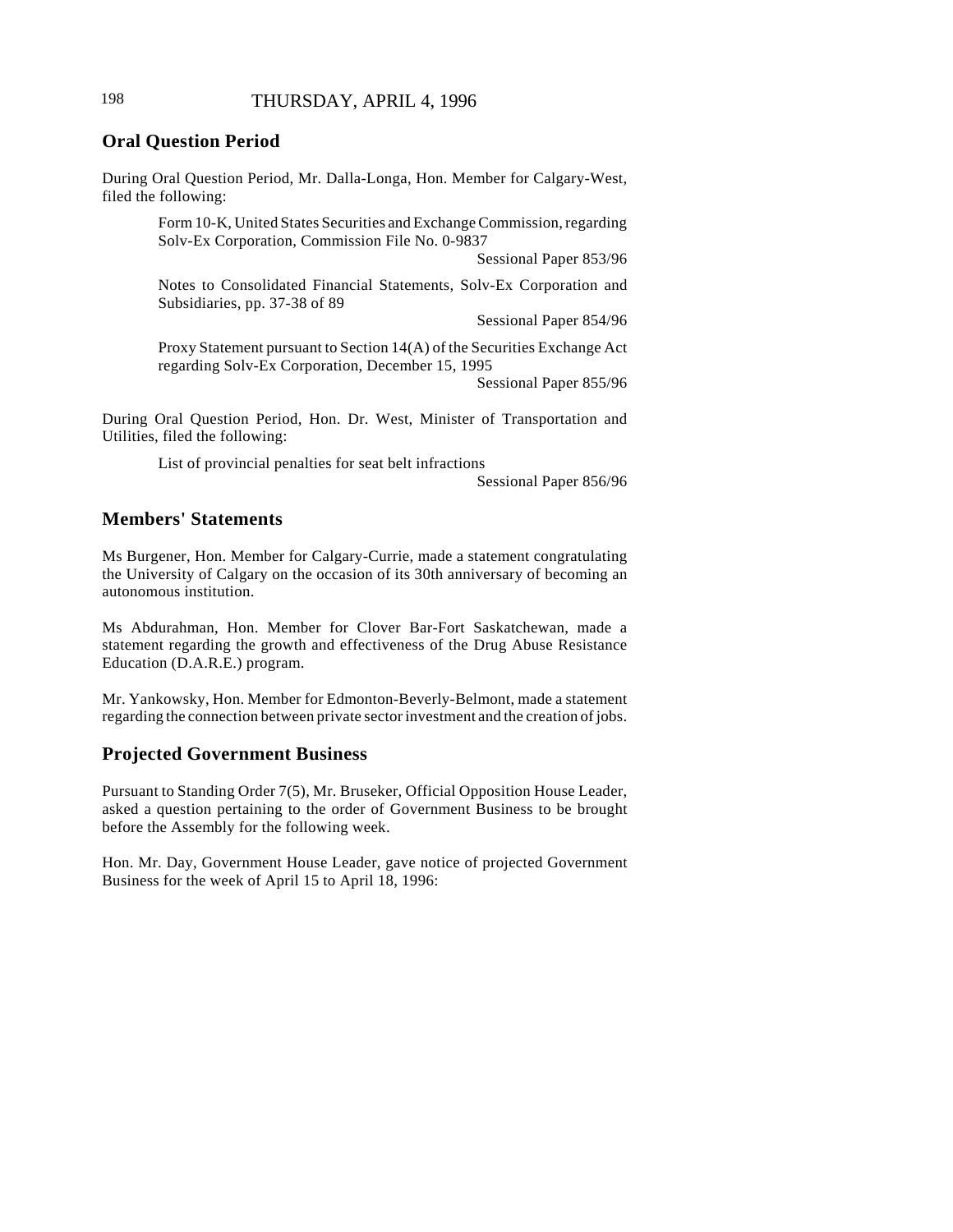## Oral Question Period

During Oral Question Period, Mr. Dalla-Longa, Hon. Member for Calgary-West, filed the following:

> Form 10-K, United States Securities and Exchange Commission, regarding Solv-Ex Corporation, Commission File No. 0-9837
>
> Sessional Paper 853/96
>
> Notes to Consolidated Financial Statements, Solv-Ex Corporation and Subsidiaries, pp. 37-38 of 89
>
> Sessional Paper 854/96
>
> Proxy Statement pursuant to Section 14(A) of the Securities Exchange Act regarding Solv-Ex Corporation, December 15, 1995
>
> Sessional Paper 855/96

During Oral Question Period, Hon. Dr. West, Minister of Transportation and Utilities, filed the following:

> List of provincial penalties for seat belt infractions
>
> Sessional Paper 856/96

## Members' Statements

Ms Burgener, Hon. Member for Calgary-Currie, made a statement congratulating the University of Calgary on the occasion of its 30th anniversary of becoming an autonomous institution.

Ms Abdurahman, Hon. Member for Clover Bar-Fort Saskatchewan, made a statement regarding the growth and effectiveness of the Drug Abuse Resistance Education (D.A.R.E.) program.

Mr. Yankowsky, Hon. Member for Edmonton-Beverly-Belmont, made a statement regarding the connection between private sector investment and the creation of jobs.

## Projected Government Business

Pursuant to Standing Order 7(5), Mr. Bruseker, Official Opposition House Leader, asked a question pertaining to the order of Government Business to be brought before the Assembly for the following week.

Hon. Mr. Day, Government House Leader, gave notice of projected Government Business for the week of April 15 to April 18, 1996: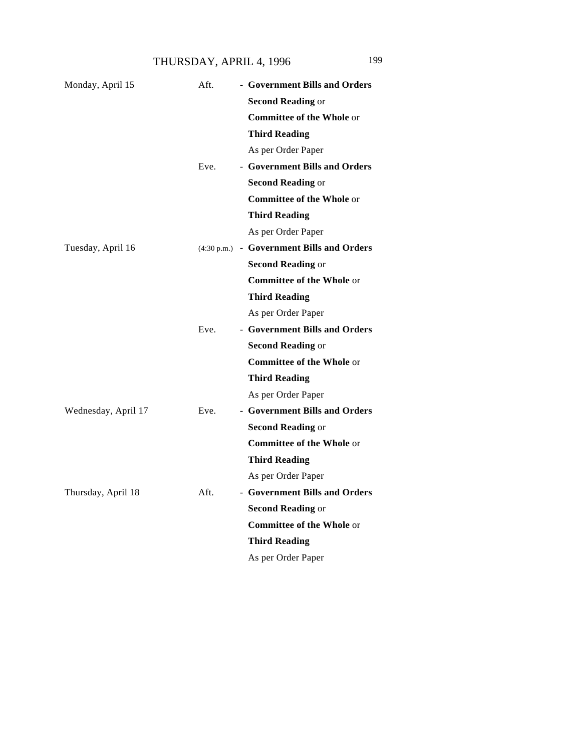| | | |
|---|---|---|
| Monday, April 15 | Aft. | - **Government Bills and Orders** |
| | | **Second Reading** or |
| | | **Committee of the Whole** or |
| | | **Third Reading** |
| | | As per Order Paper |
| | Eve. | - **Government Bills and Orders** |
| | | **Second Reading** or |
| | | **Committee of the Whole** or |
| | | **Third Reading** |
| | | As per Order Paper |
| Tuesday, April 16 | (4:30 p.m.) | - **Government Bills and Orders** |
| | | **Second Reading** or |
| | | **Committee of the Whole** or |
| | | **Third Reading** |
| | | As per Order Paper |
| | Eve. | - **Government Bills and Orders** |
| | | **Second Reading** or |
| | | **Committee of the Whole** or |
| | | **Third Reading** |
| | | As per Order Paper |
| Wednesday, April 17 | Eve. | - **Government Bills and Orders** |
| | | **Second Reading** or |
| | | **Committee of the Whole** or |
| | | **Third Reading** |
| | | As per Order Paper |
| Thursday, April 18 | Aft. | - **Government Bills and Orders** |
| | | **Second Reading** or |
| | | **Committee of the Whole** or |
| | | **Third Reading** |
| | | As per Order Paper |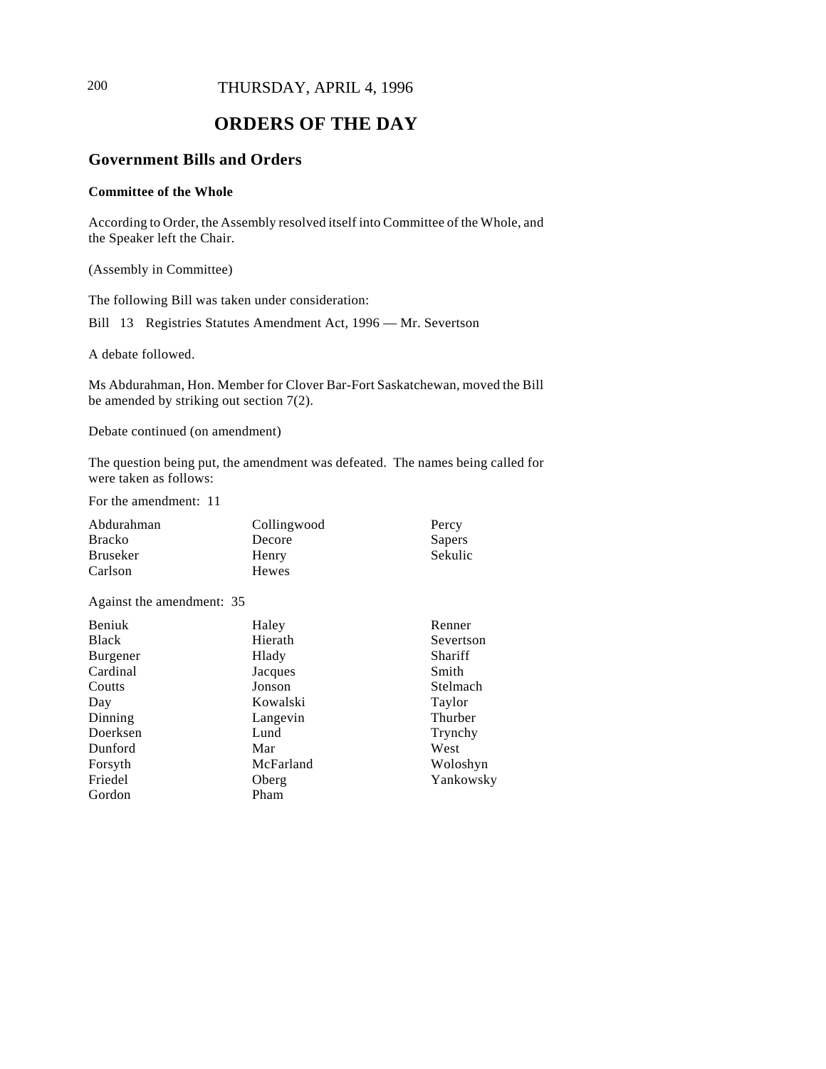# ORDERS OF THE DAY

## Government Bills and Orders

### Committee of the Whole

According to Order, the Assembly resolved itself into Committee of the Whole, and the Speaker left the Chair.

(Assembly in Committee)

The following Bill was taken under consideration:

Bill 13 Registries Statutes Amendment Act, 1996 — Mr. Severtson

A debate followed.

Ms Abdurahman, Hon. Member for Clover Bar-Fort Saskatchewan, moved the Bill be amended by striking out section 7(2).

Debate continued (on amendment)

The question being put, the amendment was defeated. The names being called for were taken as follows:

For the amendment: 11

| | | |
|---|---|---|
| Abdurahman | Collingwood | Percy |
| Bracko | Decore | Sapers |
| Bruseker | Henry | Sekulic |
| Carlson | Hewes | |

Against the amendment: 35

| | | |
|---|---|---|
| Beniuk | Haley | Renner |
| Black | Hierath | Severtson |
| Burgener | Hlady | Shariff |
| Cardinal | Jacques | Smith |
| Coutts | Jonson | Stelmach |
| Day | Kowalski | Taylor |
| Dinning | Langevin | Thurber |
| Doerksen | Lund | Trynchy |
| Dunford | Mar | West |
| Forsyth | McFarland | Woloshyn |
| Friedel | Oberg | Yankowsky |
| Gordon | Pham | |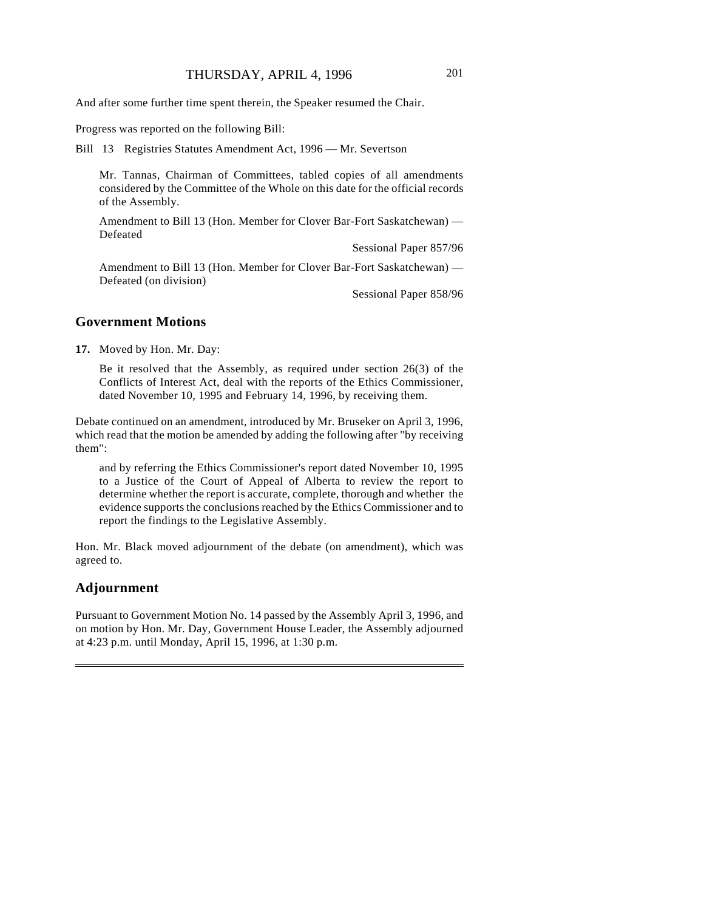And after some further time spent therein, the Speaker resumed the Chair.

Progress was reported on the following Bill:

Bill 13 Registries Statutes Amendment Act, 1996 — Mr. Severtson

Mr. Tannas, Chairman of Committees, tabled copies of all amendments considered by the Committee of the Whole on this date for the official records of the Assembly.

Amendment to Bill 13 (Hon. Member for Clover Bar-Fort Saskatchewan) — Defeated

Sessional Paper 857/96

Amendment to Bill 13 (Hon. Member for Clover Bar-Fort Saskatchewan) — Defeated (on division)

Sessional Paper 858/96

## Government Motions

**17.** Moved by Hon. Mr. Day:

Be it resolved that the Assembly, as required under section 26(3) of the Conflicts of Interest Act, deal with the reports of the Ethics Commissioner, dated November 10, 1995 and February 14, 1996, by receiving them.

Debate continued on an amendment, introduced by Mr. Bruseker on April 3, 1996, which read that the motion be amended by adding the following after "by receiving them":

and by referring the Ethics Commissioner's report dated November 10, 1995 to a Justice of the Court of Appeal of Alberta to review the report to determine whether the report is accurate, complete, thorough and whether the evidence supports the conclusions reached by the Ethics Commissioner and to report the findings to the Legislative Assembly.

Hon. Mr. Black moved adjournment of the debate (on amendment), which was agreed to.

## Adjournment

Pursuant to Government Motion No. 14 passed by the Assembly April 3, 1996, and on motion by Hon. Mr. Day, Government House Leader, the Assembly adjourned at 4:23 p.m. until Monday, April 15, 1996, at 1:30 p.m.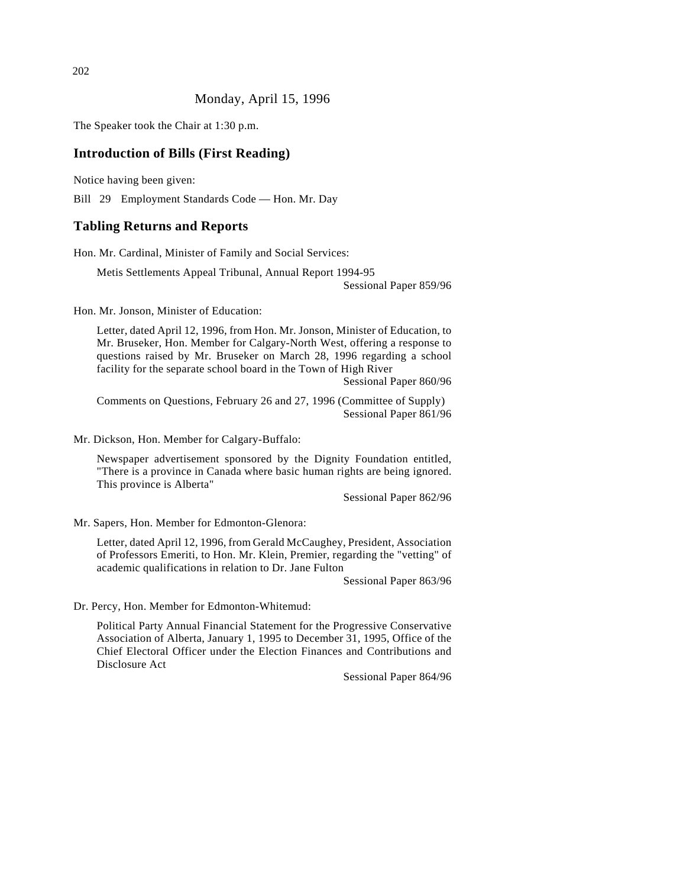Monday, April 15, 1996

The Speaker took the Chair at 1:30 p.m.

## Introduction of Bills (First Reading)

Notice having been given:

Bill 29 Employment Standards Code — Hon. Mr. Day

## Tabling Returns and Reports

Hon. Mr. Cardinal, Minister of Family and Social Services:

Metis Settlements Appeal Tribunal, Annual Report 1994-95
Sessional Paper 859/96

Hon. Mr. Jonson, Minister of Education:

Letter, dated April 12, 1996, from Hon. Mr. Jonson, Minister of Education, to Mr. Bruseker, Hon. Member for Calgary-North West, offering a response to questions raised by Mr. Bruseker on March 28, 1996 regarding a school facility for the separate school board in the Town of High River
Sessional Paper 860/96

Comments on Questions, February 26 and 27, 1996 (Committee of Supply)
Sessional Paper 861/96

Mr. Dickson, Hon. Member for Calgary-Buffalo:

Newspaper advertisement sponsored by the Dignity Foundation entitled, "There is a province in Canada where basic human rights are being ignored. This province is Alberta"
Sessional Paper 862/96

Mr. Sapers, Hon. Member for Edmonton-Glenora:

Letter, dated April 12, 1996, from Gerald McCaughey, President, Association of Professors Emeriti, to Hon. Mr. Klein, Premier, regarding the "vetting" of academic qualifications in relation to Dr. Jane Fulton
Sessional Paper 863/96

Dr. Percy, Hon. Member for Edmonton-Whitemud:

Political Party Annual Financial Statement for the Progressive Conservative Association of Alberta, January 1, 1995 to December 31, 1995, Office of the Chief Electoral Officer under the Election Finances and Contributions and Disclosure Act
Sessional Paper 864/96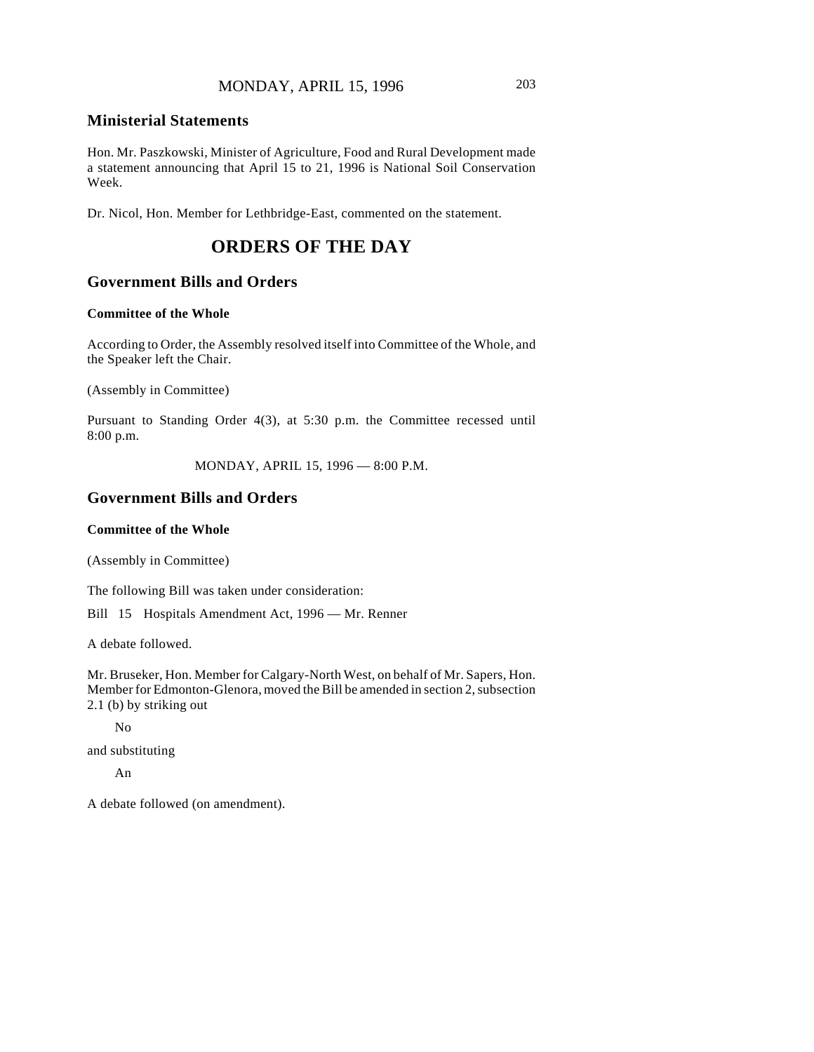## Ministerial Statements

Hon. Mr. Paszkowski, Minister of Agriculture, Food and Rural Development made a statement announcing that April 15 to 21, 1996 is National Soil Conservation Week.

Dr. Nicol, Hon. Member for Lethbridge-East, commented on the statement.

# ORDERS OF THE DAY

## Government Bills and Orders

### Committee of the Whole

According to Order, the Assembly resolved itself into Committee of the Whole, and the Speaker left the Chair.

(Assembly in Committee)

Pursuant to Standing Order 4(3), at 5:30 p.m. the Committee recessed until 8:00 p.m.

MONDAY, APRIL 15, 1996 — 8:00 P.M.

## Government Bills and Orders

### Committee of the Whole

(Assembly in Committee)

The following Bill was taken under consideration:

Bill 15 Hospitals Amendment Act, 1996 — Mr. Renner

A debate followed.

Mr. Bruseker, Hon. Member for Calgary-North West, on behalf of Mr. Sapers, Hon. Member for Edmonton-Glenora, moved the Bill be amended in section 2, subsection 2.1 (b) by striking out

No

and substituting

An

A debate followed (on amendment).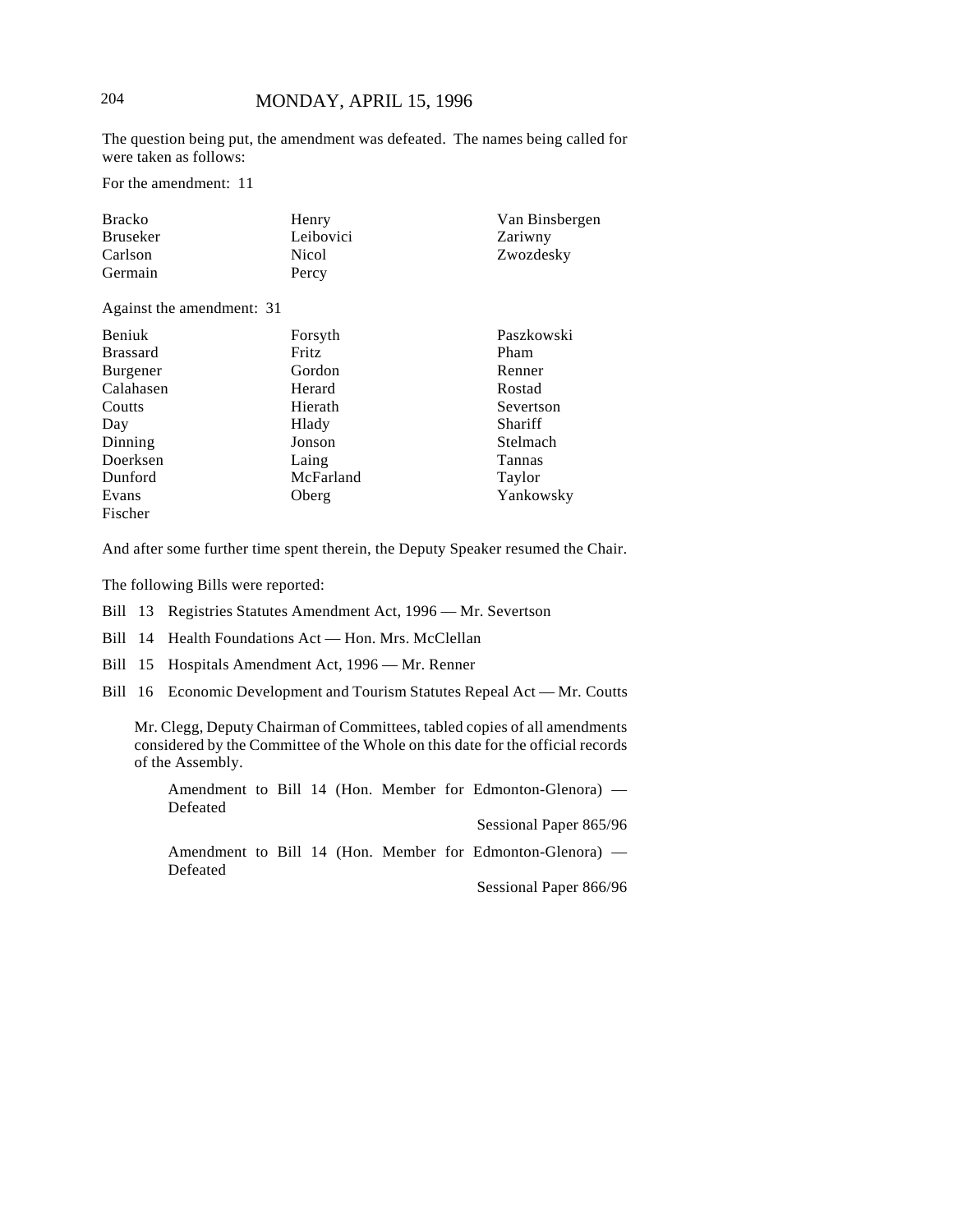The question being put, the amendment was defeated. The names being called for were taken as follows:

For the amendment: 11

| | | |
|---|---|---|
| Bracko | Henry | Van Binsbergen |
| Bruseker | Leibovici | Zariwny |
| Carlson | Nicol | Zwozdesky |
| Germain | Percy | |

Against the amendment: 31

| | | |
|---|---|---|
| Beniuk | Forsyth | Paszkowski |
| Brassard | Fritz | Pham |
| Burgener | Gordon | Renner |
| Calahasen | Herard | Rostad |
| Coutts | Hierath | Severtson |
| Day | Hlady | Shariff |
| Dinning | Jonson | Stelmach |
| Doerksen | Laing | Tannas |
| Dunford | McFarland | Taylor |
| Evans | Oberg | Yankowsky |
| Fischer | | |

And after some further time spent therein, the Deputy Speaker resumed the Chair.

The following Bills were reported:

Bill 13 Registries Statutes Amendment Act, 1996 — Mr. Severtson

Bill 14 Health Foundations Act — Hon. Mrs. McClellan

Bill 15 Hospitals Amendment Act, 1996 — Mr. Renner

Bill 16 Economic Development and Tourism Statutes Repeal Act — Mr. Coutts

Mr. Clegg, Deputy Chairman of Committees, tabled copies of all amendments considered by the Committee of the Whole on this date for the official records of the Assembly.

Amendment to Bill 14 (Hon. Member for Edmonton-Glenora) — Defeated

Sessional Paper 865/96

Amendment to Bill 14 (Hon. Member for Edmonton-Glenora) — Defeated

Sessional Paper 866/96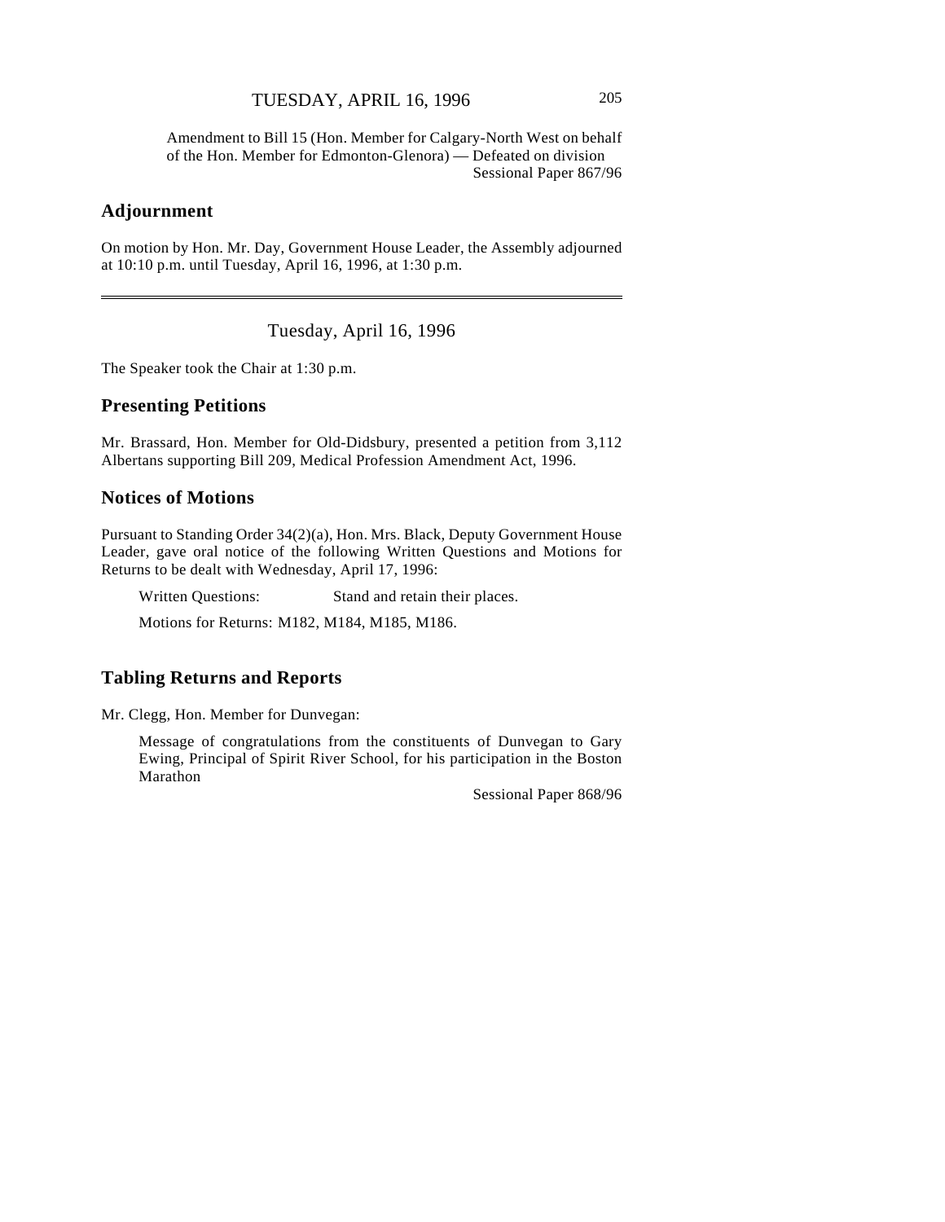Amendment to Bill 15 (Hon. Member for Calgary-North West on behalf of the Hon. Member for Edmonton-Glenora) — Defeated on division
Sessional Paper 867/96

## Adjournment

On motion by Hon. Mr. Day, Government House Leader, the Assembly adjourned at 10:10 p.m. until Tuesday, April 16, 1996, at 1:30 p.m.

---

Tuesday, April 16, 1996

The Speaker took the Chair at 1:30 p.m.

## Presenting Petitions

Mr. Brassard, Hon. Member for Old-Didsbury, presented a petition from 3,112 Albertans supporting Bill 209, Medical Profession Amendment Act, 1996.

## Notices of Motions

Pursuant to Standing Order 34(2)(a), Hon. Mrs. Black, Deputy Government House Leader, gave oral notice of the following Written Questions and Motions for Returns to be dealt with Wednesday, April 17, 1996:

Written Questions: Stand and retain their places.

Motions for Returns: M182, M184, M185, M186.

## Tabling Returns and Reports

Mr. Clegg, Hon. Member for Dunvegan:

Message of congratulations from the constituents of Dunvegan to Gary Ewing, Principal of Spirit River School, for his participation in the Boston Marathon
Sessional Paper 868/96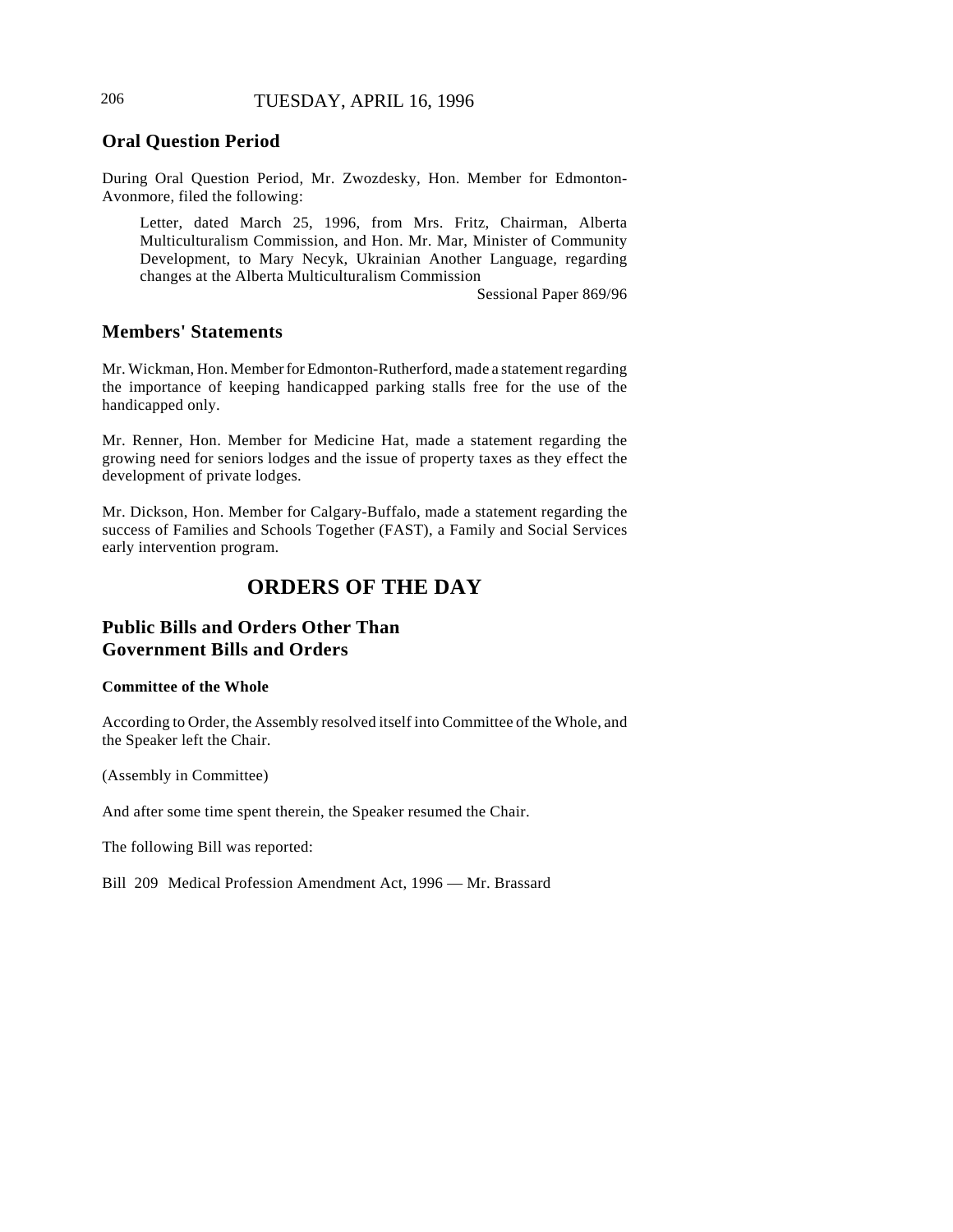## Oral Question Period

During Oral Question Period, Mr. Zwozdesky, Hon. Member for Edmonton-Avonmore, filed the following:

> Letter, dated March 25, 1996, from Mrs. Fritz, Chairman, Alberta Multiculturalism Commission, and Hon. Mr. Mar, Minister of Community Development, to Mary Necyk, Ukrainian Another Language, regarding changes at the Alberta Multiculturalism Commission
>
> Sessional Paper 869/96

## Members' Statements

Mr. Wickman, Hon. Member for Edmonton-Rutherford, made a statement regarding the importance of keeping handicapped parking stalls free for the use of the handicapped only.

Mr. Renner, Hon. Member for Medicine Hat, made a statement regarding the growing need for seniors lodges and the issue of property taxes as they effect the development of private lodges.

Mr. Dickson, Hon. Member for Calgary-Buffalo, made a statement regarding the success of Families and Schools Together (FAST), a Family and Social Services early intervention program.

# ORDERS OF THE DAY

## Public Bills and Orders Other Than Government Bills and Orders

### Committee of the Whole

According to Order, the Assembly resolved itself into Committee of the Whole, and the Speaker left the Chair.

(Assembly in Committee)

And after some time spent therein, the Speaker resumed the Chair.

The following Bill was reported:

Bill 209 Medical Profession Amendment Act, 1996 — Mr. Brassard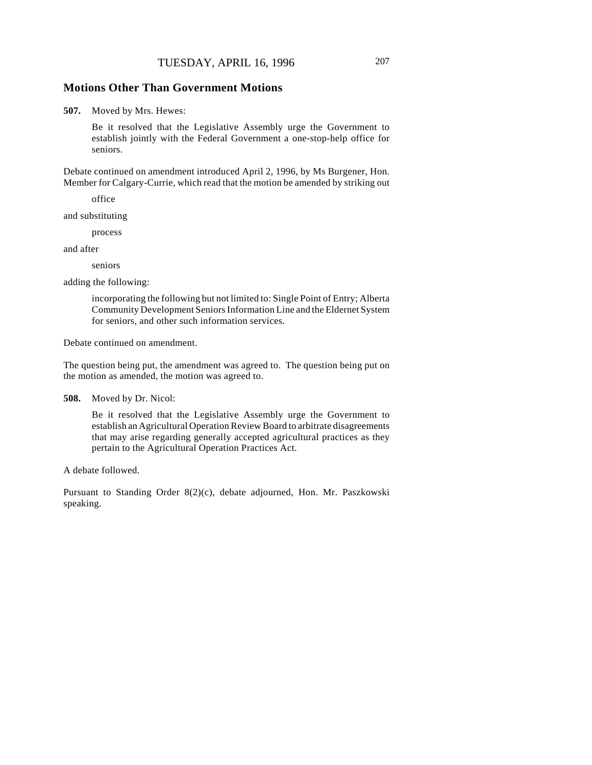## Motions Other Than Government Motions

**507.** Moved by Mrs. Hewes:

> Be it resolved that the Legislative Assembly urge the Government to establish jointly with the Federal Government a one-stop-help office for seniors.

Debate continued on amendment introduced April 2, 1996, by Ms Burgener, Hon. Member for Calgary-Currie, which read that the motion be amended by striking out

> office

and substituting

> process

and after

> seniors

adding the following:

> incorporating the following but not limited to: Single Point of Entry; Alberta Community Development Seniors Information Line and the Eldernet System for seniors, and other such information services.

Debate continued on amendment.

The question being put, the amendment was agreed to. The question being put on the motion as amended, the motion was agreed to.

**508.** Moved by Dr. Nicol:

> Be it resolved that the Legislative Assembly urge the Government to establish an Agricultural Operation Review Board to arbitrate disagreements that may arise regarding generally accepted agricultural practices as they pertain to the Agricultural Operation Practices Act.

A debate followed.

Pursuant to Standing Order 8(2)(c), debate adjourned, Hon. Mr. Paszkowski speaking.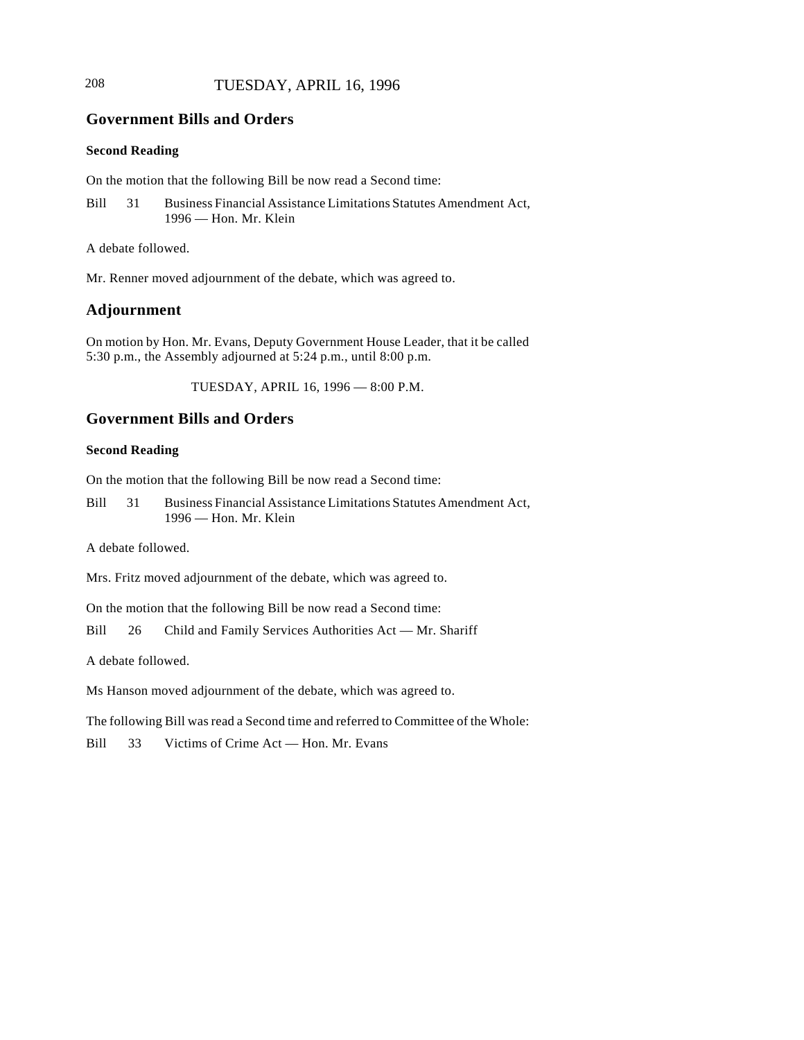## Government Bills and Orders

### Second Reading

On the motion that the following Bill be now read a Second time:

Bill 31 Business Financial Assistance Limitations Statutes Amendment Act, 1996 — Hon. Mr. Klein

A debate followed.

Mr. Renner moved adjournment of the debate, which was agreed to.

## Adjournment

On motion by Hon. Mr. Evans, Deputy Government House Leader, that it be called 5:30 p.m., the Assembly adjourned at 5:24 p.m., until 8:00 p.m.

TUESDAY, APRIL 16, 1996 — 8:00 P.M.

## Government Bills and Orders

### Second Reading

On the motion that the following Bill be now read a Second time:

Bill 31 Business Financial Assistance Limitations Statutes Amendment Act, 1996 — Hon. Mr. Klein

A debate followed.

Mrs. Fritz moved adjournment of the debate, which was agreed to.

On the motion that the following Bill be now read a Second time:

Bill 26 Child and Family Services Authorities Act — Mr. Shariff

A debate followed.

Ms Hanson moved adjournment of the debate, which was agreed to.

The following Bill was read a Second time and referred to Committee of the Whole:

Bill 33 Victims of Crime Act — Hon. Mr. Evans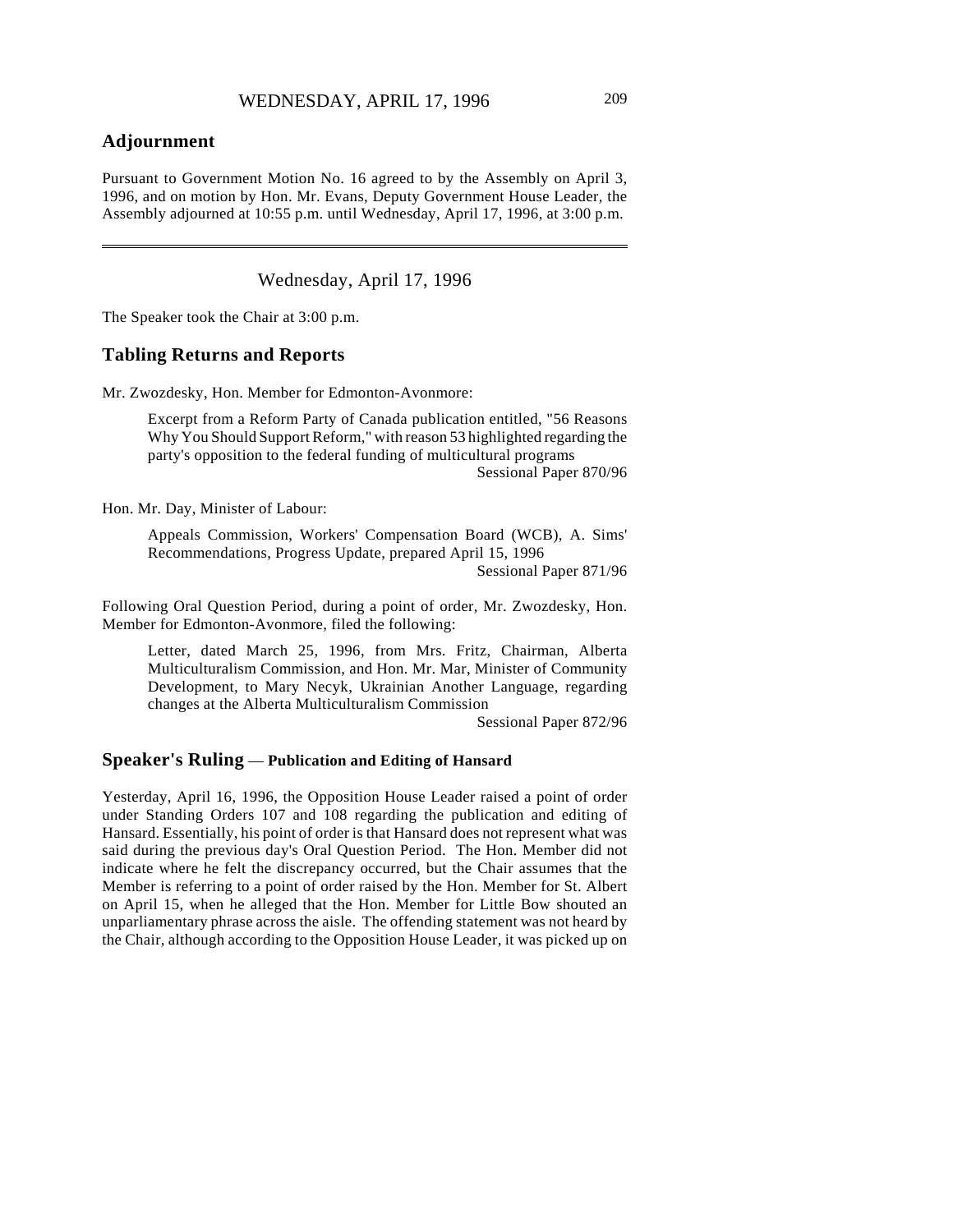## Adjournment

Pursuant to Government Motion No. 16 agreed to by the Assembly on April 3, 1996, and on motion by Hon. Mr. Evans, Deputy Government House Leader, the Assembly adjourned at 10:55 p.m. until Wednesday, April 17, 1996, at 3:00 p.m.

---

Wednesday, April 17, 1996

The Speaker took the Chair at 3:00 p.m.

## Tabling Returns and Reports

Mr. Zwozdesky, Hon. Member for Edmonton-Avonmore:

> Excerpt from a Reform Party of Canada publication entitled, "56 Reasons Why You Should Support Reform," with reason 53 highlighted regarding the party's opposition to the federal funding of multicultural programs
> Sessional Paper 870/96

Hon. Mr. Day, Minister of Labour:

> Appeals Commission, Workers' Compensation Board (WCB), A. Sims' Recommendations, Progress Update, prepared April 15, 1996
> Sessional Paper 871/96

Following Oral Question Period, during a point of order, Mr. Zwozdesky, Hon. Member for Edmonton-Avonmore, filed the following:

> Letter, dated March 25, 1996, from Mrs. Fritz, Chairman, Alberta Multiculturalism Commission, and Hon. Mr. Mar, Minister of Community Development, to Mary Necyk, Ukrainian Another Language, regarding changes at the Alberta Multiculturalism Commission
> Sessional Paper 872/96

## Speaker's Ruling — Publication and Editing of Hansard

Yesterday, April 16, 1996, the Opposition House Leader raised a point of order under Standing Orders 107 and 108 regarding the publication and editing of Hansard. Essentially, his point of order is that Hansard does not represent what was said during the previous day's Oral Question Period. The Hon. Member did not indicate where he felt the discrepancy occurred, but the Chair assumes that the Member is referring to a point of order raised by the Hon. Member for St. Albert on April 15, when he alleged that the Hon. Member for Little Bow shouted an unparliamentary phrase across the aisle. The offending statement was not heard by the Chair, although according to the Opposition House Leader, it was picked up on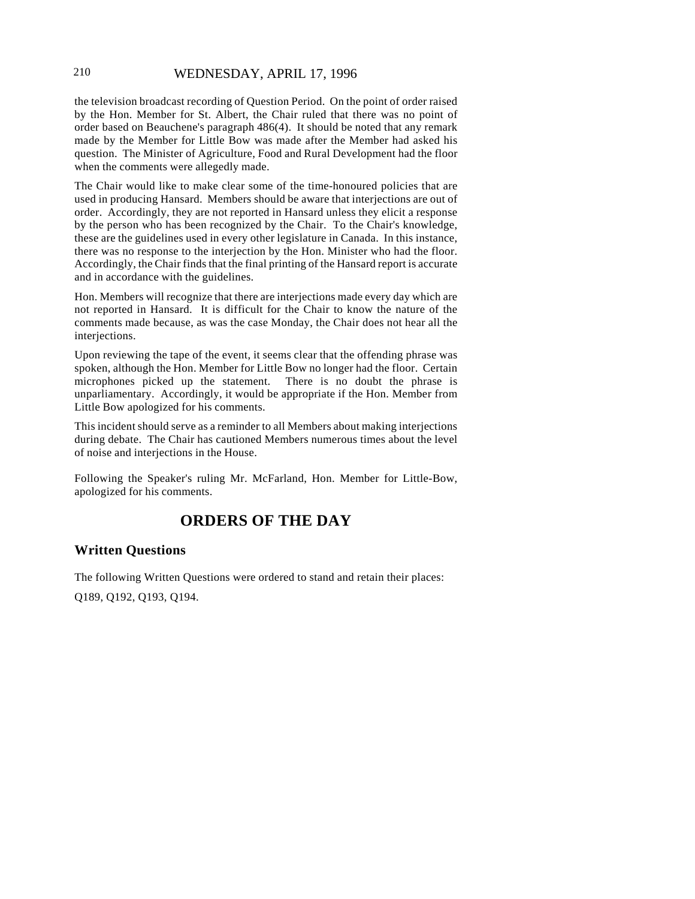the television broadcast recording of Question Period. On the point of order raised by the Hon. Member for St. Albert, the Chair ruled that there was no point of order based on Beauchene's paragraph 486(4). It should be noted that any remark made by the Member for Little Bow was made after the Member had asked his question. The Minister of Agriculture, Food and Rural Development had the floor when the comments were allegedly made.

The Chair would like to make clear some of the time-honoured policies that are used in producing Hansard. Members should be aware that interjections are out of order. Accordingly, they are not reported in Hansard unless they elicit a response by the person who has been recognized by the Chair. To the Chair's knowledge, these are the guidelines used in every other legislature in Canada. In this instance, there was no response to the interjection by the Hon. Minister who had the floor. Accordingly, the Chair finds that the final printing of the Hansard report is accurate and in accordance with the guidelines.

Hon. Members will recognize that there are interjections made every day which are not reported in Hansard. It is difficult for the Chair to know the nature of the comments made because, as was the case Monday, the Chair does not hear all the interjections.

Upon reviewing the tape of the event, it seems clear that the offending phrase was spoken, although the Hon. Member for Little Bow no longer had the floor. Certain microphones picked up the statement. There is no doubt the phrase is unparliamentary. Accordingly, it would be appropriate if the Hon. Member from Little Bow apologized for his comments.

This incident should serve as a reminder to all Members about making interjections during debate. The Chair has cautioned Members numerous times about the level of noise and interjections in the House.

Following the Speaker's ruling Mr. McFarland, Hon. Member for Little-Bow, apologized for his comments.

# ORDERS OF THE DAY

## Written Questions

The following Written Questions were ordered to stand and retain their places:

Q189, Q192, Q193, Q194.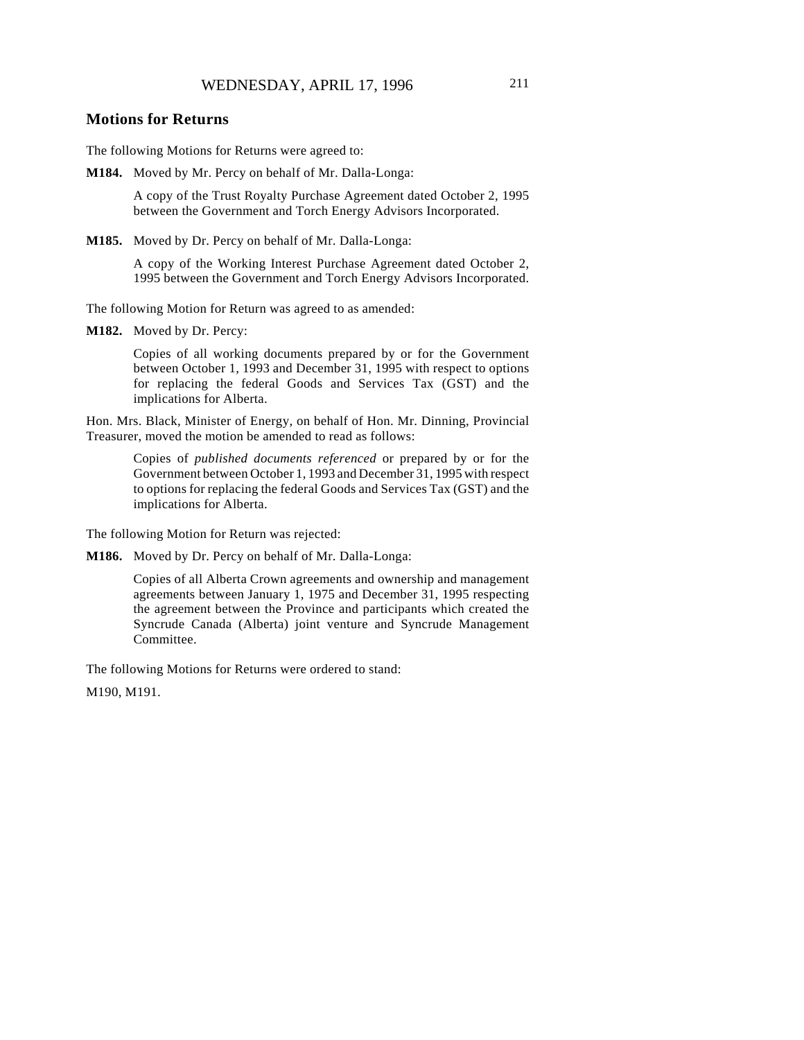## Motions for Returns

The following Motions for Returns were agreed to:

**M184.** Moved by Mr. Percy on behalf of Mr. Dalla-Longa:

> A copy of the Trust Royalty Purchase Agreement dated October 2, 1995 between the Government and Torch Energy Advisors Incorporated.

**M185.** Moved by Dr. Percy on behalf of Mr. Dalla-Longa:

> A copy of the Working Interest Purchase Agreement dated October 2, 1995 between the Government and Torch Energy Advisors Incorporated.

The following Motion for Return was agreed to as amended:

**M182.** Moved by Dr. Percy:

> Copies of all working documents prepared by or for the Government between October 1, 1993 and December 31, 1995 with respect to options for replacing the federal Goods and Services Tax (GST) and the implications for Alberta.

Hon. Mrs. Black, Minister of Energy, on behalf of Hon. Mr. Dinning, Provincial Treasurer, moved the motion be amended to read as follows:

> Copies of *published documents referenced* or prepared by or for the Government between October 1, 1993 and December 31, 1995 with respect to options for replacing the federal Goods and Services Tax (GST) and the implications for Alberta.

The following Motion for Return was rejected:

**M186.** Moved by Dr. Percy on behalf of Mr. Dalla-Longa:

> Copies of all Alberta Crown agreements and ownership and management agreements between January 1, 1975 and December 31, 1995 respecting the agreement between the Province and participants which created the Syncrude Canada (Alberta) joint venture and Syncrude Management Committee.

The following Motions for Returns were ordered to stand:

M190, M191.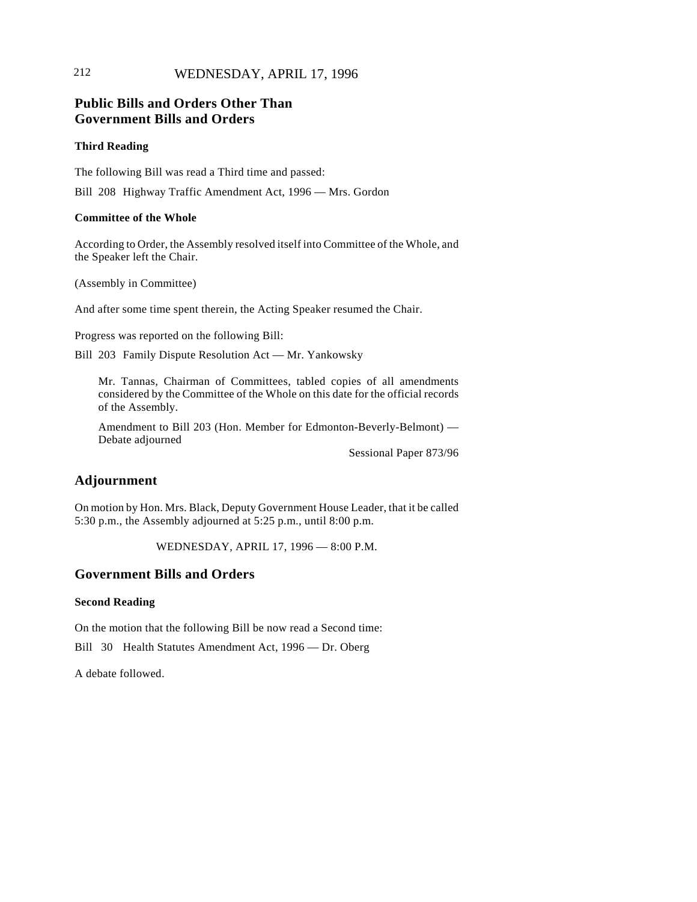## Public Bills and Orders Other Than Government Bills and Orders

### Third Reading

The following Bill was read a Third time and passed:

Bill 208 Highway Traffic Amendment Act, 1996 — Mrs. Gordon

### Committee of the Whole

According to Order, the Assembly resolved itself into Committee of the Whole, and the Speaker left the Chair.

(Assembly in Committee)

And after some time spent therein, the Acting Speaker resumed the Chair.

Progress was reported on the following Bill:

Bill 203 Family Dispute Resolution Act — Mr. Yankowsky

> Mr. Tannas, Chairman of Committees, tabled copies of all amendments considered by the Committee of the Whole on this date for the official records of the Assembly.
>
> Amendment to Bill 203 (Hon. Member for Edmonton-Beverly-Belmont) — Debate adjourned
>
> Sessional Paper 873/96

## Adjournment

On motion by Hon. Mrs. Black, Deputy Government House Leader, that it be called 5:30 p.m., the Assembly adjourned at 5:25 p.m., until 8:00 p.m.

WEDNESDAY, APRIL 17, 1996 — 8:00 P.M.

## Government Bills and Orders

### Second Reading

On the motion that the following Bill be now read a Second time:

Bill 30 Health Statutes Amendment Act, 1996 — Dr. Oberg

A debate followed.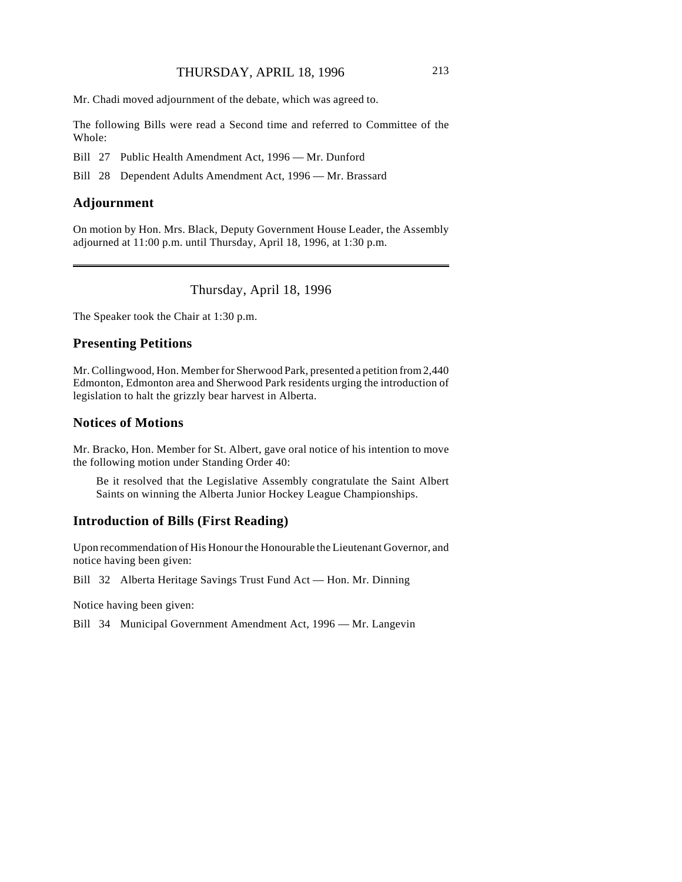Mr. Chadi moved adjournment of the debate, which was agreed to.

The following Bills were read a Second time and referred to Committee of the Whole:

Bill 27 Public Health Amendment Act, 1996 — Mr. Dunford

Bill 28 Dependent Adults Amendment Act, 1996 — Mr. Brassard

## Adjournment

On motion by Hon. Mrs. Black, Deputy Government House Leader, the Assembly adjourned at 11:00 p.m. until Thursday, April 18, 1996, at 1:30 p.m.

---

Thursday, April 18, 1996

The Speaker took the Chair at 1:30 p.m.

## Presenting Petitions

Mr. Collingwood, Hon. Member for Sherwood Park, presented a petition from 2,440 Edmonton, Edmonton area and Sherwood Park residents urging the introduction of legislation to halt the grizzly bear harvest in Alberta.

## Notices of Motions

Mr. Bracko, Hon. Member for St. Albert, gave oral notice of his intention to move the following motion under Standing Order 40:

> Be it resolved that the Legislative Assembly congratulate the Saint Albert Saints on winning the Alberta Junior Hockey League Championships.

## Introduction of Bills (First Reading)

Upon recommendation of His Honour the Honourable the Lieutenant Governor, and notice having been given:

Bill 32 Alberta Heritage Savings Trust Fund Act — Hon. Mr. Dinning

Notice having been given:

Bill 34 Municipal Government Amendment Act, 1996 — Mr. Langevin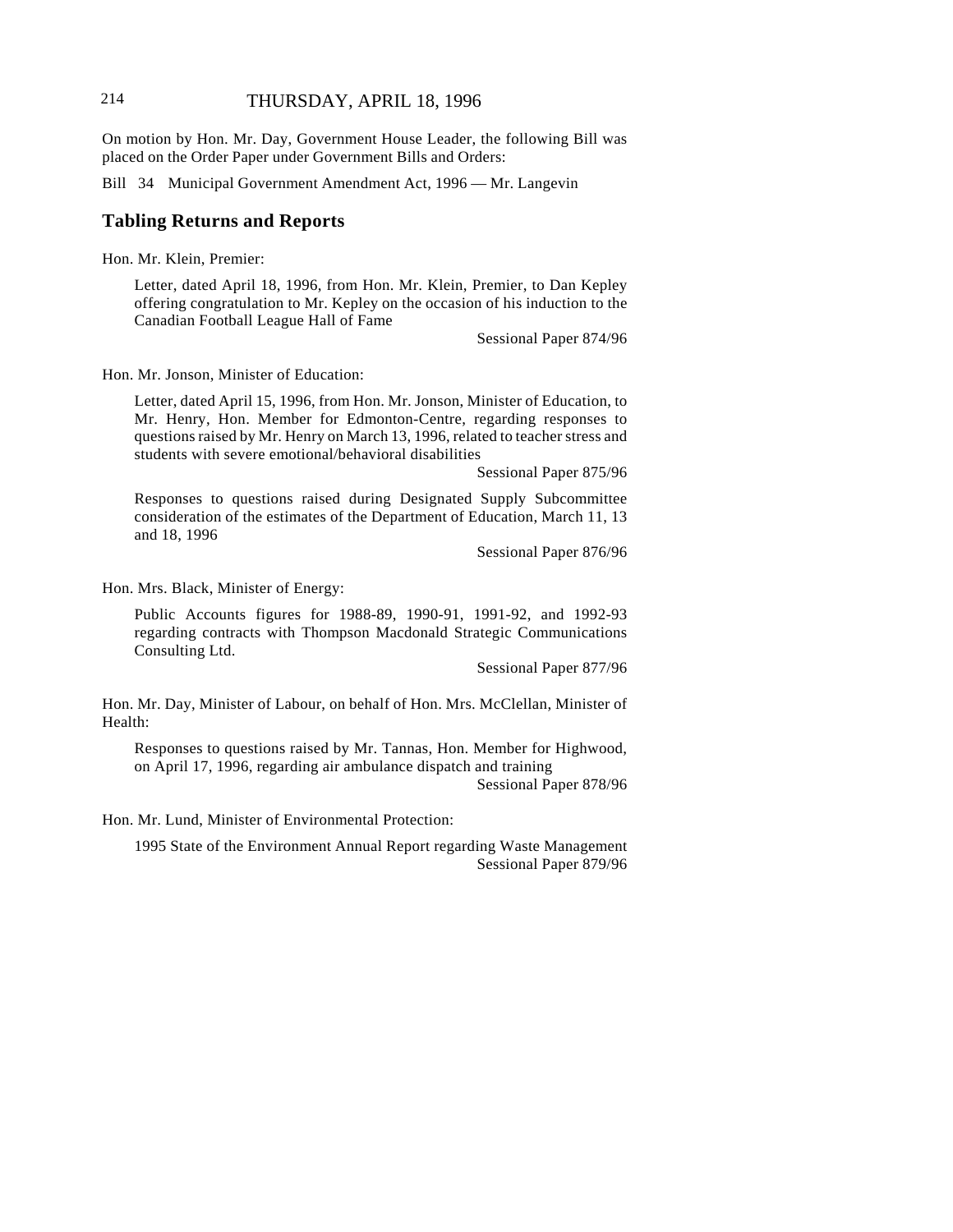On motion by Hon. Mr. Day, Government House Leader, the following Bill was placed on the Order Paper under Government Bills and Orders:

Bill 34 Municipal Government Amendment Act, 1996 — Mr. Langevin

## Tabling Returns and Reports

Hon. Mr. Klein, Premier:

Letter, dated April 18, 1996, from Hon. Mr. Klein, Premier, to Dan Kepley offering congratulation to Mr. Kepley on the occasion of his induction to the Canadian Football League Hall of Fame

Sessional Paper 874/96

Hon. Mr. Jonson, Minister of Education:

Letter, dated April 15, 1996, from Hon. Mr. Jonson, Minister of Education, to Mr. Henry, Hon. Member for Edmonton-Centre, regarding responses to questions raised by Mr. Henry on March 13, 1996, related to teacher stress and students with severe emotional/behavioral disabilities

Sessional Paper 875/96

Responses to questions raised during Designated Supply Subcommittee consideration of the estimates of the Department of Education, March 11, 13 and 18, 1996

Sessional Paper 876/96

Hon. Mrs. Black, Minister of Energy:

Public Accounts figures for 1988-89, 1990-91, 1991-92, and 1992-93 regarding contracts with Thompson Macdonald Strategic Communications Consulting Ltd.

Sessional Paper 877/96

Hon. Mr. Day, Minister of Labour, on behalf of Hon. Mrs. McClellan, Minister of Health:

Responses to questions raised by Mr. Tannas, Hon. Member for Highwood, on April 17, 1996, regarding air ambulance dispatch and training

Sessional Paper 878/96

Hon. Mr. Lund, Minister of Environmental Protection:

1995 State of the Environment Annual Report regarding Waste Management

Sessional Paper 879/96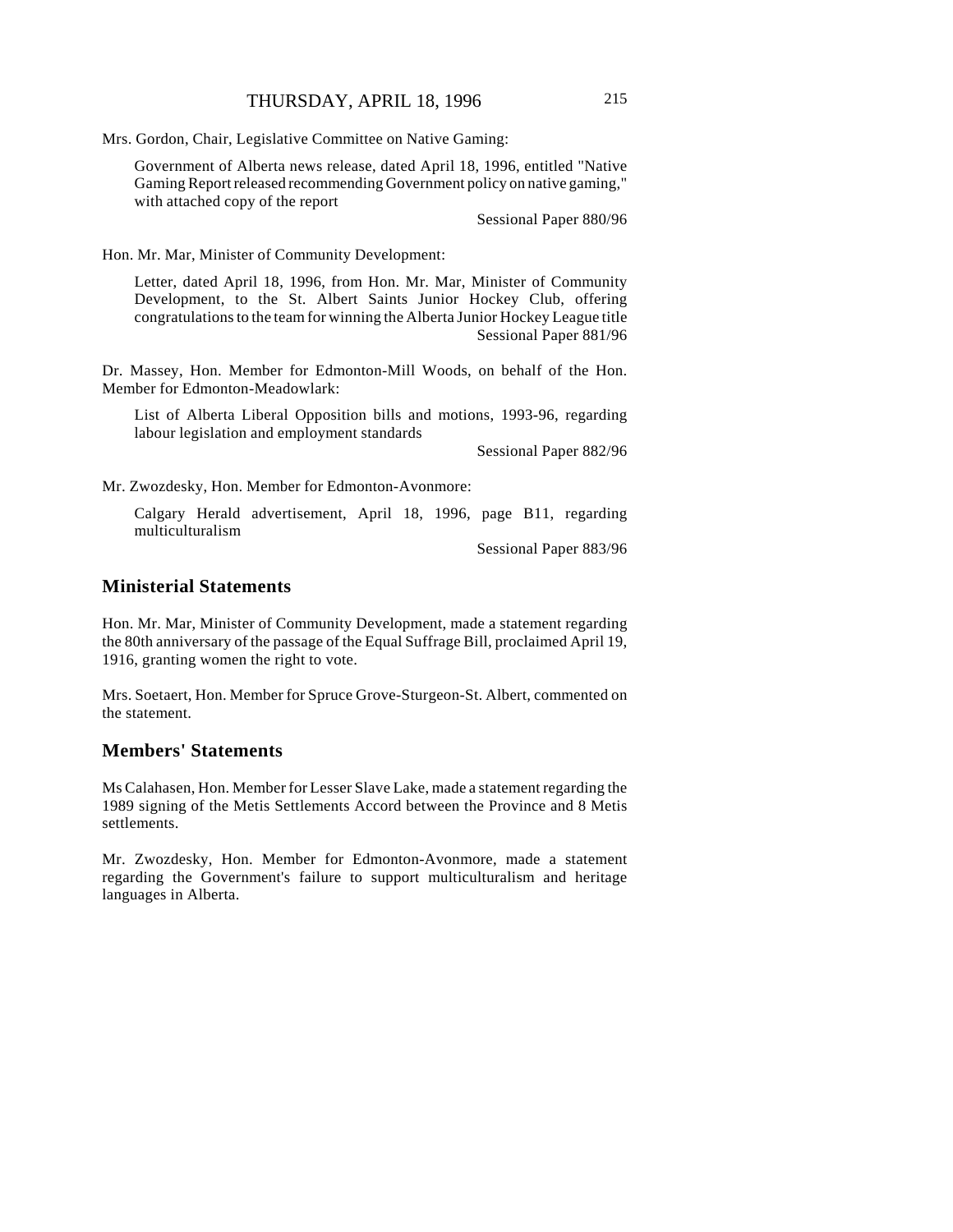Mrs. Gordon, Chair, Legislative Committee on Native Gaming:

Government of Alberta news release, dated April 18, 1996, entitled "Native Gaming Report released recommending Government policy on native gaming," with attached copy of the report

Sessional Paper 880/96

Hon. Mr. Mar, Minister of Community Development:

Letter, dated April 18, 1996, from Hon. Mr. Mar, Minister of Community Development, to the St. Albert Saints Junior Hockey Club, offering congratulations to the team for winning the Alberta Junior Hockey League title

Sessional Paper 881/96

Dr. Massey, Hon. Member for Edmonton-Mill Woods, on behalf of the Hon. Member for Edmonton-Meadowlark:

List of Alberta Liberal Opposition bills and motions, 1993-96, regarding labour legislation and employment standards

Sessional Paper 882/96

Mr. Zwozdesky, Hon. Member for Edmonton-Avonmore:

Calgary Herald advertisement, April 18, 1996, page B11, regarding multiculturalism

Sessional Paper 883/96

## Ministerial Statements

Hon. Mr. Mar, Minister of Community Development, made a statement regarding the 80th anniversary of the passage of the Equal Suffrage Bill, proclaimed April 19, 1916, granting women the right to vote.

Mrs. Soetaert, Hon. Member for Spruce Grove-Sturgeon-St. Albert, commented on the statement.

## Members' Statements

Ms Calahasen, Hon. Member for Lesser Slave Lake, made a statement regarding the 1989 signing of the Metis Settlements Accord between the Province and 8 Metis settlements.

Mr. Zwozdesky, Hon. Member for Edmonton-Avonmore, made a statement regarding the Government's failure to support multiculturalism and heritage languages in Alberta.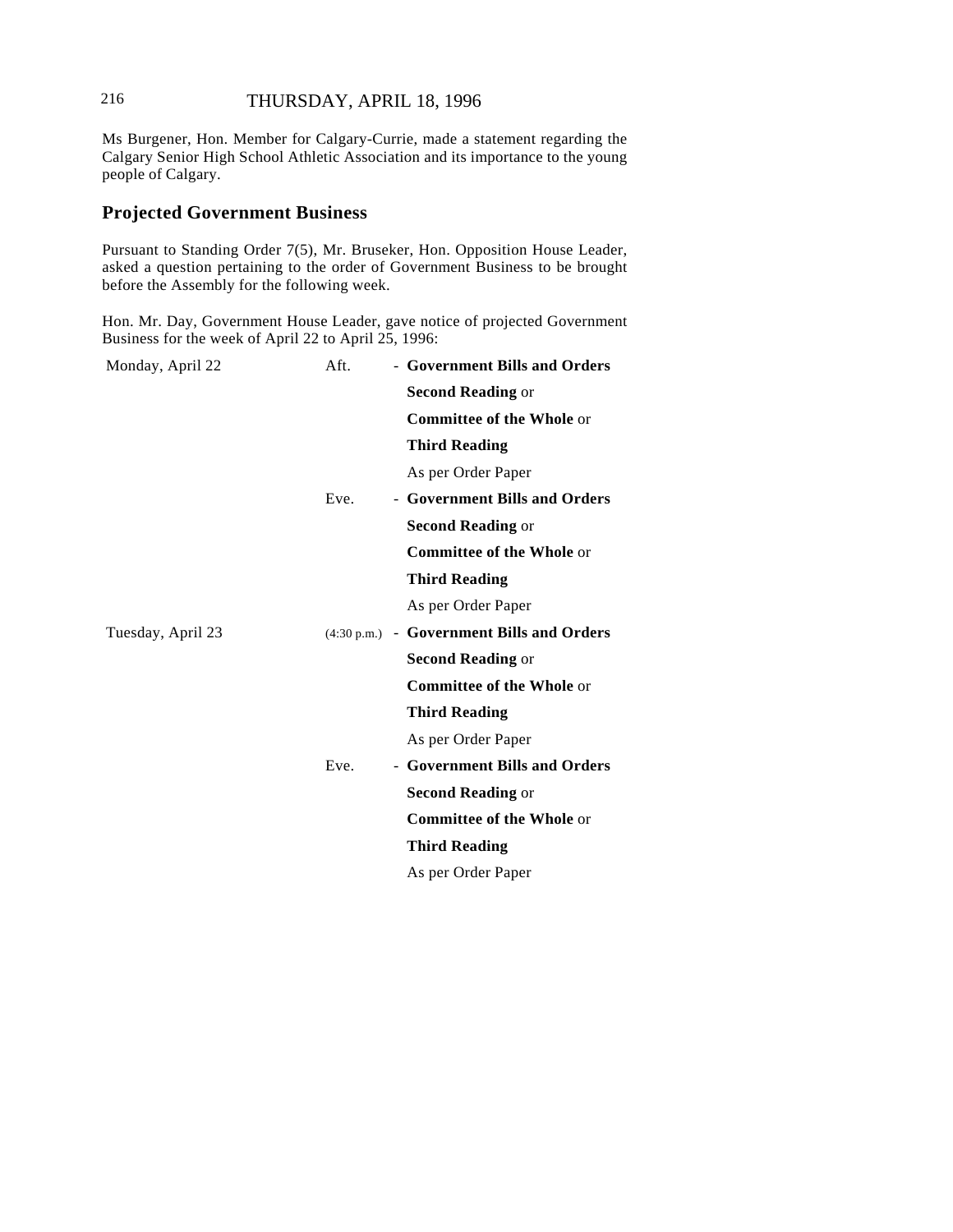Ms Burgener, Hon. Member for Calgary-Currie, made a statement regarding the Calgary Senior High School Athletic Association and its importance to the young people of Calgary.

## Projected Government Business

Pursuant to Standing Order 7(5), Mr. Bruseker, Hon. Opposition House Leader, asked a question pertaining to the order of Government Business to be brought before the Assembly for the following week.

Hon. Mr. Day, Government House Leader, gave notice of projected Government Business for the week of April 22 to April 25, 1996:

| | | |
|---|---|---|
| Monday, April 22 | Aft. | - **Government Bills and Orders** |
| | | **Second Reading** or |
| | | **Committee of the Whole** or |
| | | **Third Reading** |
| | | As per Order Paper |
| | Eve. | - **Government Bills and Orders** |
| | | **Second Reading** or |
| | | **Committee of the Whole** or |
| | | **Third Reading** |
| | | As per Order Paper |
| Tuesday, April 23 | (4:30 p.m.) | - **Government Bills and Orders** |
| | | **Second Reading** or |
| | | **Committee of the Whole** or |
| | | **Third Reading** |
| | | As per Order Paper |
| | Eve. | - **Government Bills and Orders** |
| | | **Second Reading** or |
| | | **Committee of the Whole** or |
| | | **Third Reading** |
| | | As per Order Paper |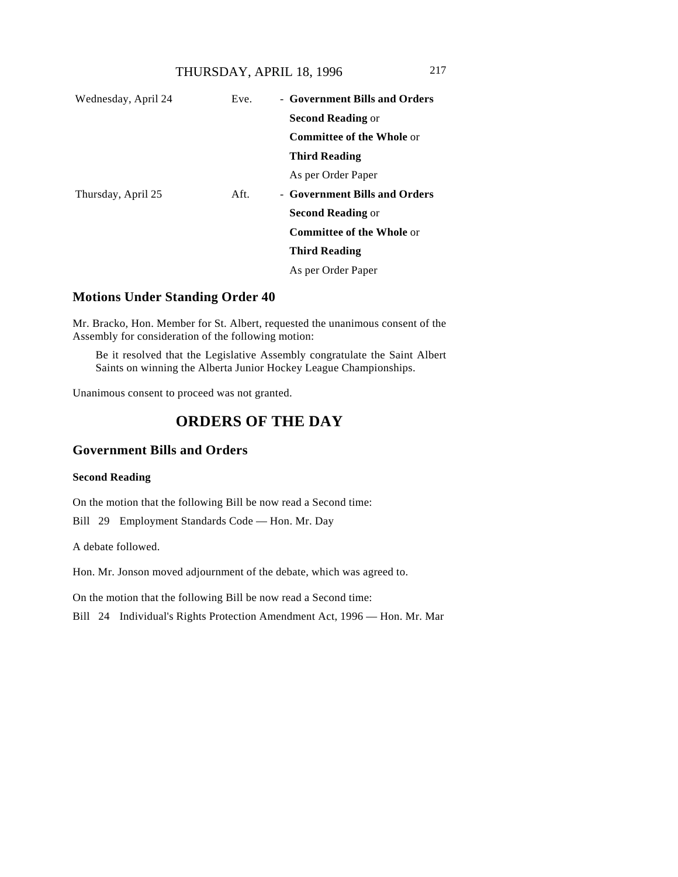| | | |
|---|---|---|
| Wednesday, April 24 | Eve. | - **Government Bills and Orders** |
| | | **Second Reading** or |
| | | **Committee of the Whole** or |
| | | **Third Reading** |
| | | As per Order Paper |
| Thursday, April 25 | Aft. | - **Government Bills and Orders** |
| | | **Second Reading** or |
| | | **Committee of the Whole** or |
| | | **Third Reading** |
| | | As per Order Paper |

## Motions Under Standing Order 40

Mr. Bracko, Hon. Member for St. Albert, requested the unanimous consent of the Assembly for consideration of the following motion:

> Be it resolved that the Legislative Assembly congratulate the Saint Albert Saints on winning the Alberta Junior Hockey League Championships.

Unanimous consent to proceed was not granted.

# ORDERS OF THE DAY

## Government Bills and Orders

### Second Reading

On the motion that the following Bill be now read a Second time:

Bill 29 Employment Standards Code — Hon. Mr. Day

A debate followed.

Hon. Mr. Jonson moved adjournment of the debate, which was agreed to.

On the motion that the following Bill be now read a Second time:

Bill 24 Individual's Rights Protection Amendment Act, 1996 — Hon. Mr. Mar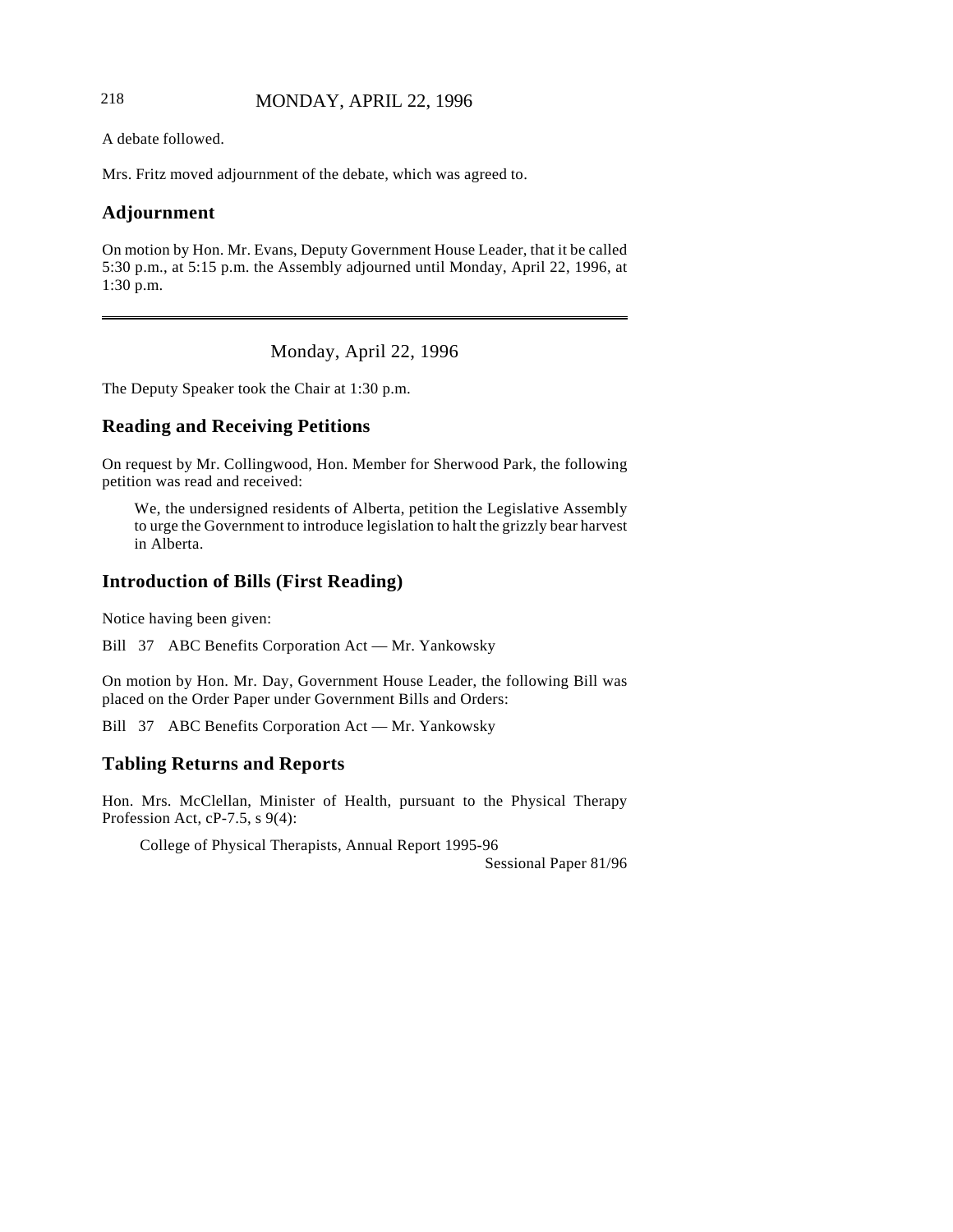A debate followed.

Mrs. Fritz moved adjournment of the debate, which was agreed to.

## Adjournment

On motion by Hon. Mr. Evans, Deputy Government House Leader, that it be called 5:30 p.m., at 5:15 p.m. the Assembly adjourned until Monday, April 22, 1996, at 1:30 p.m.

---

Monday, April 22, 1996

The Deputy Speaker took the Chair at 1:30 p.m.

## Reading and Receiving Petitions

On request by Mr. Collingwood, Hon. Member for Sherwood Park, the following petition was read and received:

> We, the undersigned residents of Alberta, petition the Legislative Assembly to urge the Government to introduce legislation to halt the grizzly bear harvest in Alberta.

## Introduction of Bills (First Reading)

Notice having been given:

Bill 37 ABC Benefits Corporation Act — Mr. Yankowsky

On motion by Hon. Mr. Day, Government House Leader, the following Bill was placed on the Order Paper under Government Bills and Orders:

Bill 37 ABC Benefits Corporation Act — Mr. Yankowsky

## Tabling Returns and Reports

Hon. Mrs. McClellan, Minister of Health, pursuant to the Physical Therapy Profession Act, cP-7.5, s 9(4):

College of Physical Therapists, Annual Report 1995-96
Sessional Paper 81/96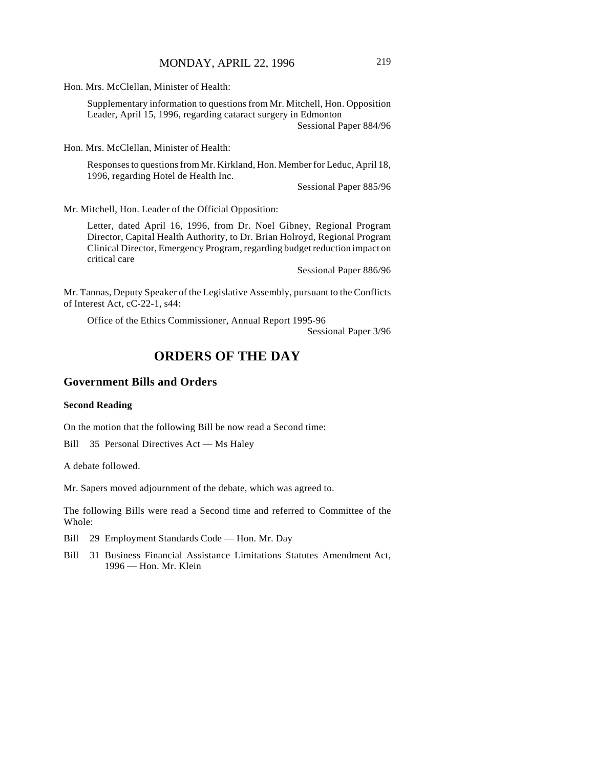Hon. Mrs. McClellan, Minister of Health:

Supplementary information to questions from Mr. Mitchell, Hon. Opposition Leader, April 15, 1996, regarding cataract surgery in Edmonton

Sessional Paper 884/96

Hon. Mrs. McClellan, Minister of Health:

Responses to questions from Mr. Kirkland, Hon. Member for Leduc, April 18, 1996, regarding Hotel de Health Inc.

Sessional Paper 885/96

Mr. Mitchell, Hon. Leader of the Official Opposition:

Letter, dated April 16, 1996, from Dr. Noel Gibney, Regional Program Director, Capital Health Authority, to Dr. Brian Holroyd, Regional Program Clinical Director, Emergency Program, regarding budget reduction impact on critical care

Sessional Paper 886/96

Mr. Tannas, Deputy Speaker of the Legislative Assembly, pursuant to the Conflicts of Interest Act, cC-22-1, s44:

Office of the Ethics Commissioner, Annual Report 1995-96

Sessional Paper 3/96

# ORDERS OF THE DAY

## Government Bills and Orders

### Second Reading

On the motion that the following Bill be now read a Second time:

Bill 35 Personal Directives Act — Ms Haley

A debate followed.

Mr. Sapers moved adjournment of the debate, which was agreed to.

The following Bills were read a Second time and referred to Committee of the Whole:

Bill 29 Employment Standards Code — Hon. Mr. Day

Bill 31 Business Financial Assistance Limitations Statutes Amendment Act, 1996 — Hon. Mr. Klein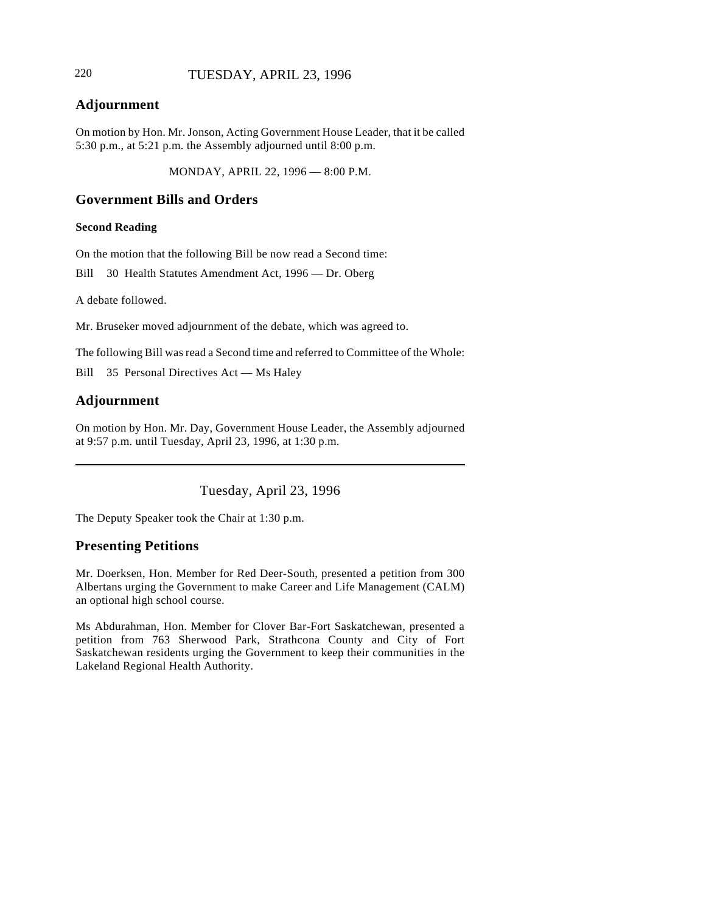## Adjournment

On motion by Hon. Mr. Jonson, Acting Government House Leader, that it be called 5:30 p.m., at 5:21 p.m. the Assembly adjourned until 8:00 p.m.

MONDAY, APRIL 22, 1996 — 8:00 P.M.

## Government Bills and Orders

### Second Reading

On the motion that the following Bill be now read a Second time:

Bill 30 Health Statutes Amendment Act, 1996 — Dr. Oberg

A debate followed.

Mr. Bruseker moved adjournment of the debate, which was agreed to.

The following Bill was read a Second time and referred to Committee of the Whole:

Bill 35 Personal Directives Act — Ms Haley

## Adjournment

On motion by Hon. Mr. Day, Government House Leader, the Assembly adjourned at 9:57 p.m. until Tuesday, April 23, 1996, at 1:30 p.m.

---

Tuesday, April 23, 1996

The Deputy Speaker took the Chair at 1:30 p.m.

## Presenting Petitions

Mr. Doerksen, Hon. Member for Red Deer-South, presented a petition from 300 Albertans urging the Government to make Career and Life Management (CALM) an optional high school course.

Ms Abdurahman, Hon. Member for Clover Bar-Fort Saskatchewan, presented a petition from 763 Sherwood Park, Strathcona County and City of Fort Saskatchewan residents urging the Government to keep their communities in the Lakeland Regional Health Authority.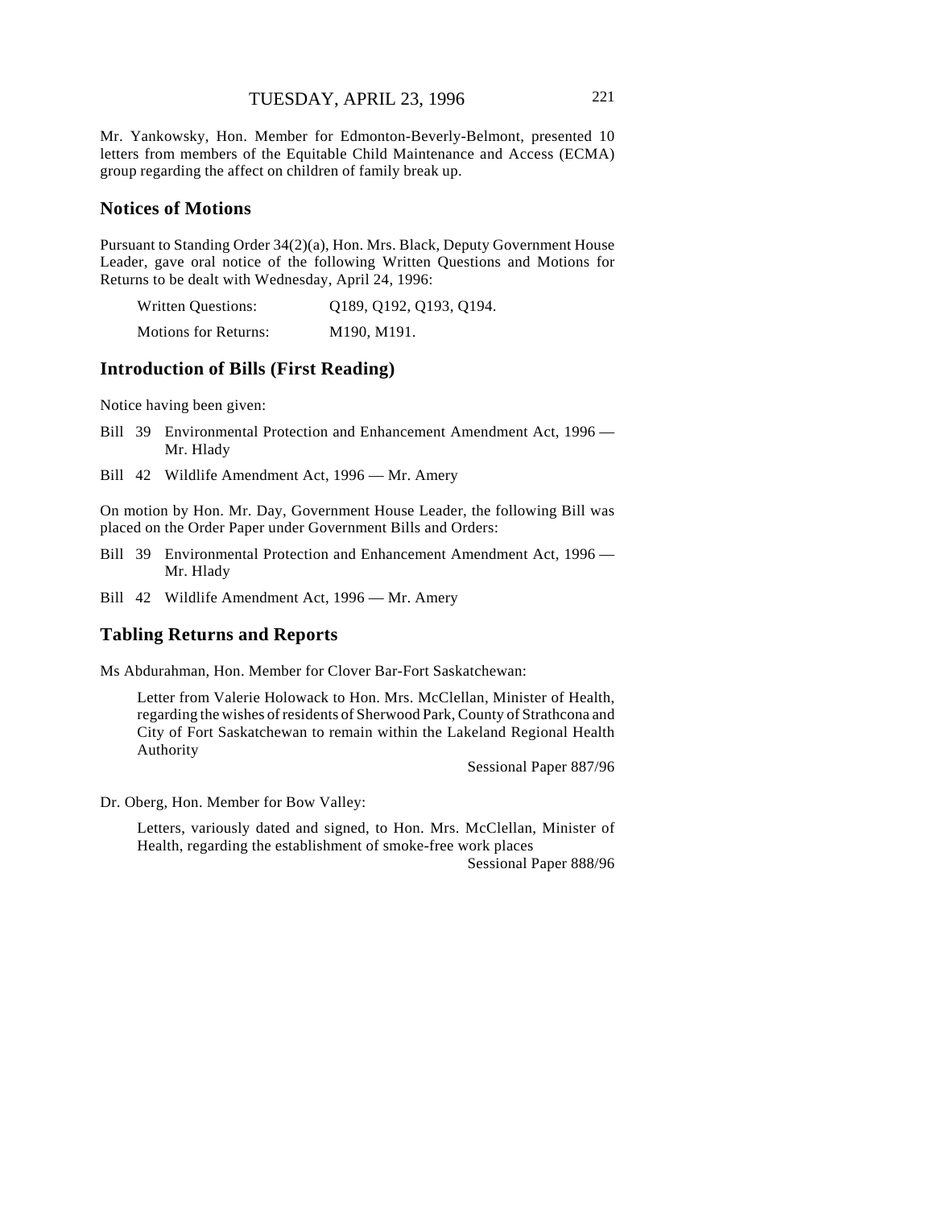Mr. Yankowsky, Hon. Member for Edmonton-Beverly-Belmont, presented 10 letters from members of the Equitable Child Maintenance and Access (ECMA) group regarding the affect on children of family break up.

## Notices of Motions

Pursuant to Standing Order 34(2)(a), Hon. Mrs. Black, Deputy Government House Leader, gave oral notice of the following Written Questions and Motions for Returns to be dealt with Wednesday, April 24, 1996:

| | |
|---|---|
| Written Questions: | Q189, Q192, Q193, Q194. |
| Motions for Returns: | M190, M191. |

## Introduction of Bills (First Reading)

Notice having been given:

Bill 39 Environmental Protection and Enhancement Amendment Act, 1996 — Mr. Hlady

Bill 42 Wildlife Amendment Act, 1996 — Mr. Amery

On motion by Hon. Mr. Day, Government House Leader, the following Bill was placed on the Order Paper under Government Bills and Orders:

Bill 39 Environmental Protection and Enhancement Amendment Act, 1996 — Mr. Hlady

Bill 42 Wildlife Amendment Act, 1996 — Mr. Amery

## Tabling Returns and Reports

Ms Abdurahman, Hon. Member for Clover Bar-Fort Saskatchewan:

Letter from Valerie Holowack to Hon. Mrs. McClellan, Minister of Health, regarding the wishes of residents of Sherwood Park, County of Strathcona and City of Fort Saskatchewan to remain within the Lakeland Regional Health Authority

Sessional Paper 887/96

Dr. Oberg, Hon. Member for Bow Valley:

Letters, variously dated and signed, to Hon. Mrs. McClellan, Minister of Health, regarding the establishment of smoke-free work places

Sessional Paper 888/96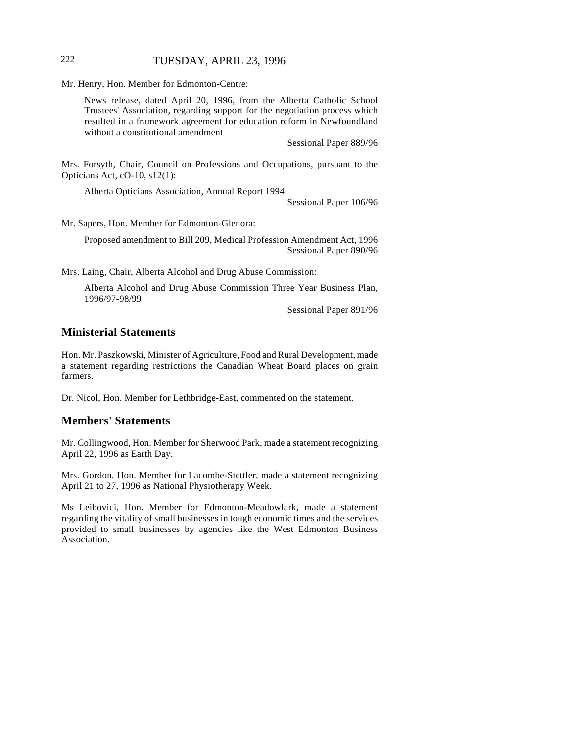Mr. Henry, Hon. Member for Edmonton-Centre:

News release, dated April 20, 1996, from the Alberta Catholic School Trustees' Association, regarding support for the negotiation process which resulted in a framework agreement for education reform in Newfoundland without a constitutional amendment

Sessional Paper 889/96

Mrs. Forsyth, Chair, Council on Professions and Occupations, pursuant to the Opticians Act, cO-10, s12(1):

Alberta Opticians Association, Annual Report 1994

Sessional Paper 106/96

Mr. Sapers, Hon. Member for Edmonton-Glenora:

Proposed amendment to Bill 209, Medical Profession Amendment Act, 1996

Sessional Paper 890/96

Mrs. Laing, Chair, Alberta Alcohol and Drug Abuse Commission:

Alberta Alcohol and Drug Abuse Commission Three Year Business Plan, 1996/97-98/99

Sessional Paper 891/96

## Ministerial Statements

Hon. Mr. Paszkowski, Minister of Agriculture, Food and Rural Development, made a statement regarding restrictions the Canadian Wheat Board places on grain farmers.

Dr. Nicol, Hon. Member for Lethbridge-East, commented on the statement.

## Members' Statements

Mr. Collingwood, Hon. Member for Sherwood Park, made a statement recognizing April 22, 1996 as Earth Day.

Mrs. Gordon, Hon. Member for Lacombe-Stettler, made a statement recognizing April 21 to 27, 1996 as National Physiotherapy Week.

Ms Leibovici, Hon. Member for Edmonton-Meadowlark, made a statement regarding the vitality of small businesses in tough economic times and the services provided to small businesses by agencies like the West Edmonton Business Association.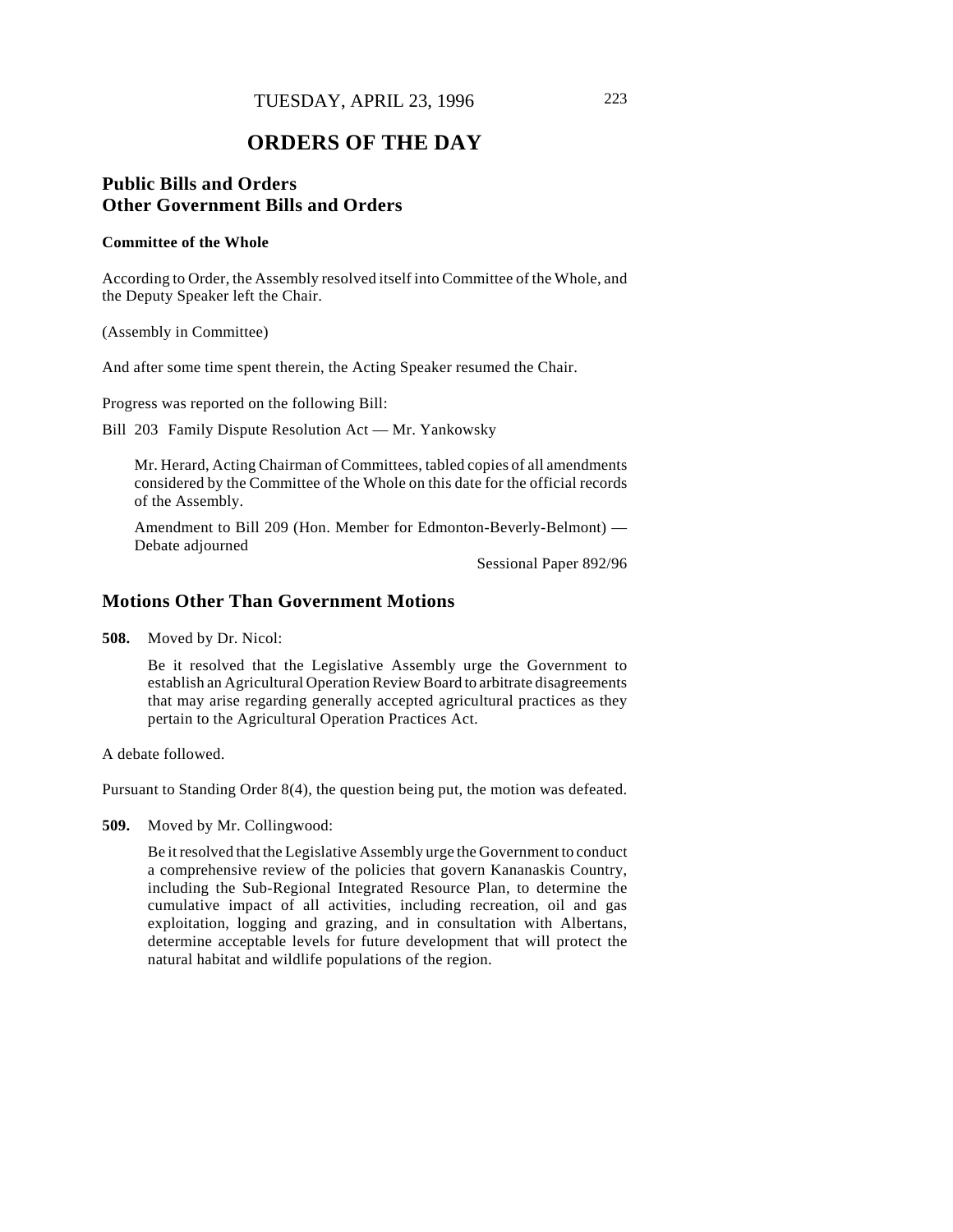# ORDERS OF THE DAY

## Public Bills and Orders
## Other Government Bills and Orders

### Committee of the Whole

According to Order, the Assembly resolved itself into Committee of the Whole, and the Deputy Speaker left the Chair.

(Assembly in Committee)

And after some time spent therein, the Acting Speaker resumed the Chair.

Progress was reported on the following Bill:

Bill 203 Family Dispute Resolution Act — Mr. Yankowsky

> Mr. Herard, Acting Chairman of Committees, tabled copies of all amendments considered by the Committee of the Whole on this date for the official records of the Assembly.
>
> Amendment to Bill 209 (Hon. Member for Edmonton-Beverly-Belmont) — Debate adjourned
>
> Sessional Paper 892/96

## Motions Other Than Government Motions

**508.** Moved by Dr. Nicol:

> Be it resolved that the Legislative Assembly urge the Government to establish an Agricultural Operation Review Board to arbitrate disagreements that may arise regarding generally accepted agricultural practices as they pertain to the Agricultural Operation Practices Act.

A debate followed.

Pursuant to Standing Order 8(4), the question being put, the motion was defeated.

**509.** Moved by Mr. Collingwood:

> Be it resolved that the Legislative Assembly urge the Government to conduct a comprehensive review of the policies that govern Kananaskis Country, including the Sub-Regional Integrated Resource Plan, to determine the cumulative impact of all activities, including recreation, oil and gas exploitation, logging and grazing, and in consultation with Albertans, determine acceptable levels for future development that will protect the natural habitat and wildlife populations of the region.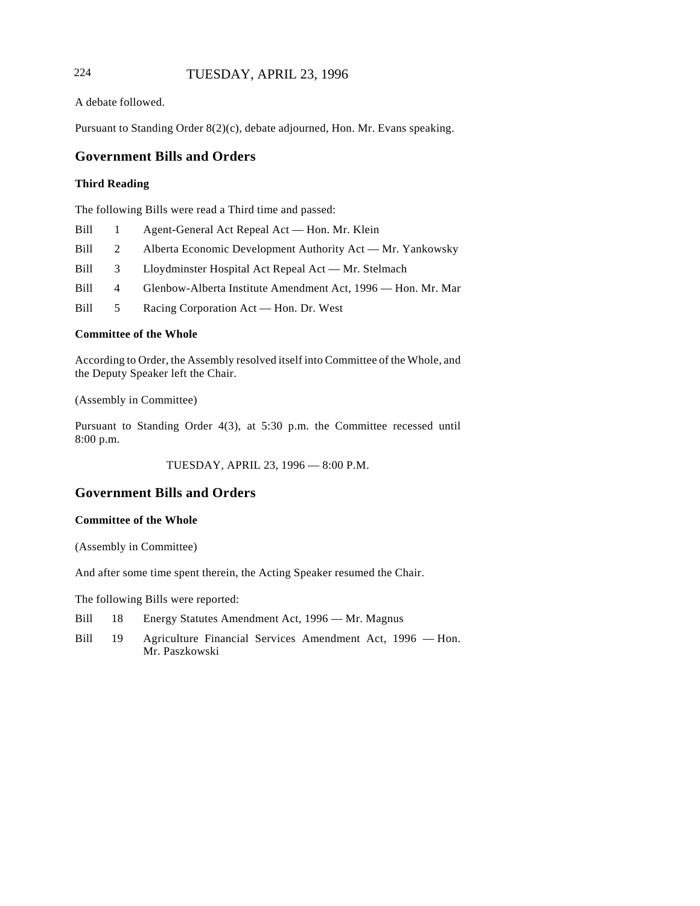A debate followed.

Pursuant to Standing Order 8(2)(c), debate adjourned, Hon. Mr. Evans speaking.

## Government Bills and Orders

### Third Reading

The following Bills were read a Third time and passed:

Bill 1 Agent-General Act Repeal Act — Hon. Mr. Klein

Bill 2 Alberta Economic Development Authority Act — Mr. Yankowsky

Bill 3 Lloydminster Hospital Act Repeal Act — Mr. Stelmach

Bill 4 Glenbow-Alberta Institute Amendment Act, 1996 — Hon. Mr. Mar

Bill 5 Racing Corporation Act — Hon. Dr. West

### Committee of the Whole

According to Order, the Assembly resolved itself into Committee of the Whole, and the Deputy Speaker left the Chair.

(Assembly in Committee)

Pursuant to Standing Order 4(3), at 5:30 p.m. the Committee recessed until 8:00 p.m.

TUESDAY, APRIL 23, 1996 — 8:00 P.M.

## Government Bills and Orders

### Committee of the Whole

(Assembly in Committee)

And after some time spent therein, the Acting Speaker resumed the Chair.

The following Bills were reported:

Bill 18 Energy Statutes Amendment Act, 1996 — Mr. Magnus

Bill 19 Agriculture Financial Services Amendment Act, 1996 — Hon. Mr. Paszkowski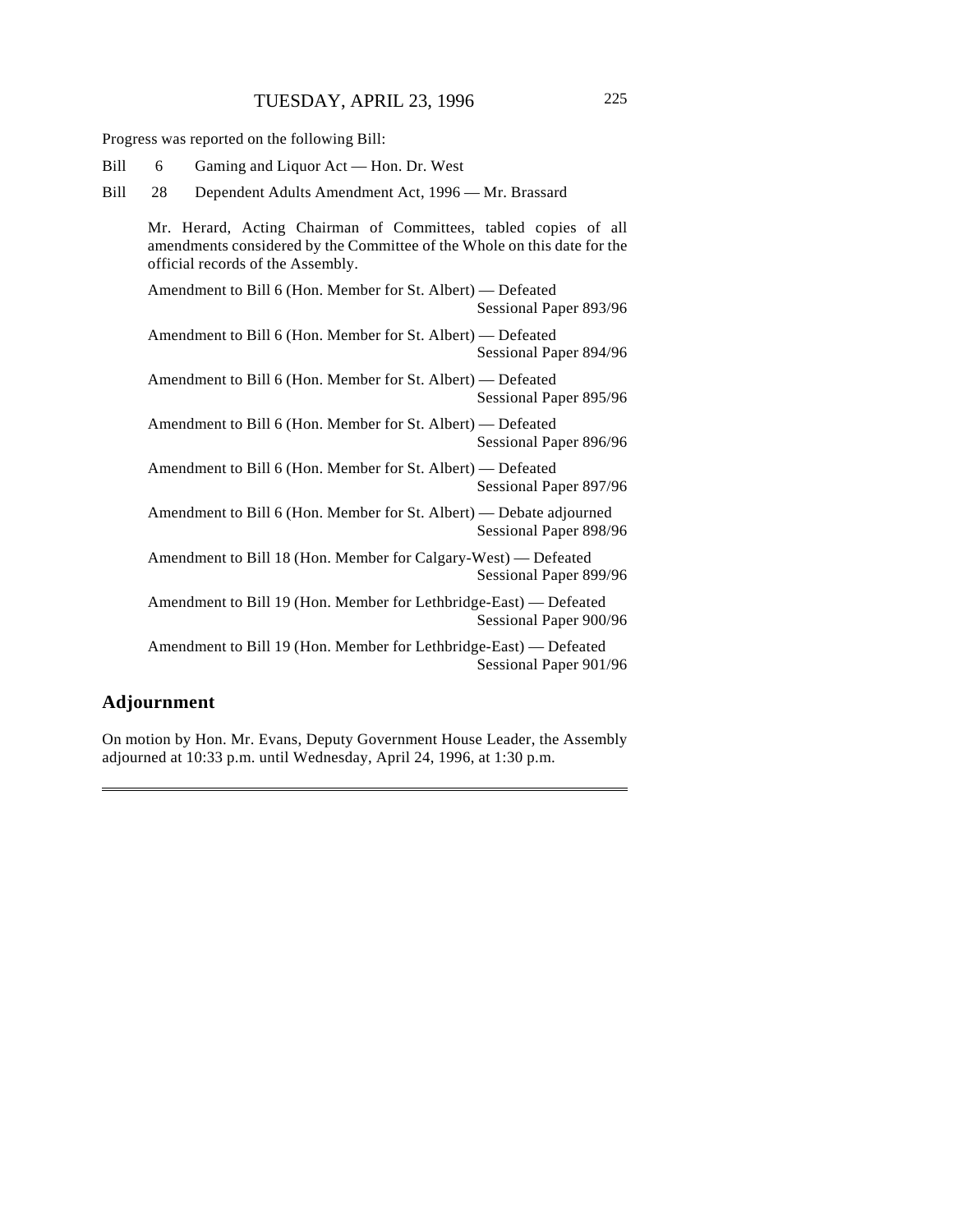Progress was reported on the following Bill:

Bill 6 Gaming and Liquor Act — Hon. Dr. West

Bill 28 Dependent Adults Amendment Act, 1996 — Mr. Brassard

Mr. Herard, Acting Chairman of Committees, tabled copies of all amendments considered by the Committee of the Whole on this date for the official records of the Assembly.

Amendment to Bill 6 (Hon. Member for St. Albert) — Defeated
Sessional Paper 893/96

Amendment to Bill 6 (Hon. Member for St. Albert) — Defeated
Sessional Paper 894/96

Amendment to Bill 6 (Hon. Member for St. Albert) — Defeated
Sessional Paper 895/96

Amendment to Bill 6 (Hon. Member for St. Albert) — Defeated
Sessional Paper 896/96

Amendment to Bill 6 (Hon. Member for St. Albert) — Defeated
Sessional Paper 897/96

Amendment to Bill 6 (Hon. Member for St. Albert) — Debate adjourned
Sessional Paper 898/96

Amendment to Bill 18 (Hon. Member for Calgary-West) — Defeated
Sessional Paper 899/96

Amendment to Bill 19 (Hon. Member for Lethbridge-East) — Defeated
Sessional Paper 900/96

Amendment to Bill 19 (Hon. Member for Lethbridge-East) — Defeated
Sessional Paper 901/96

## Adjournment

On motion by Hon. Mr. Evans, Deputy Government House Leader, the Assembly adjourned at 10:33 p.m. until Wednesday, April 24, 1996, at 1:30 p.m.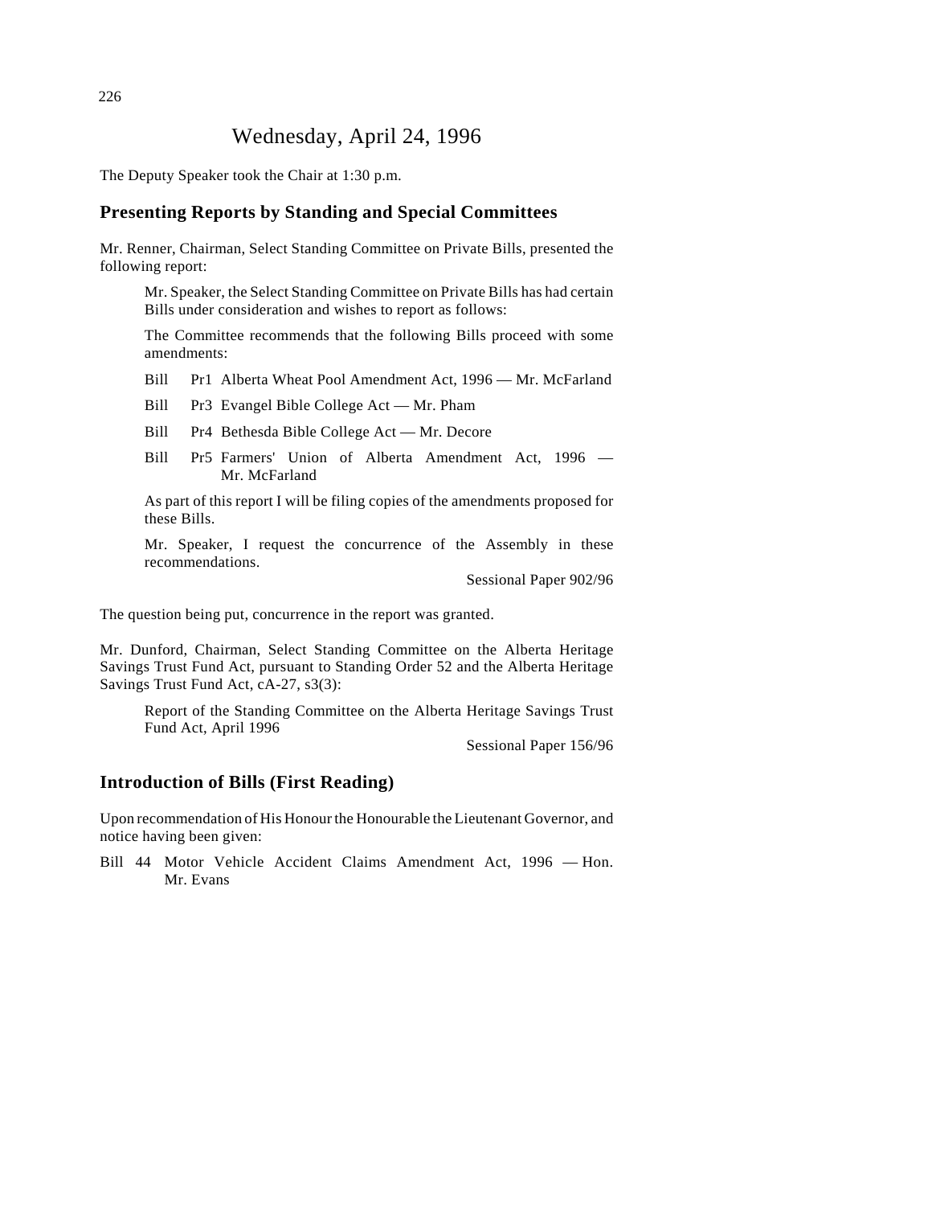# Wednesday, April 24, 1996

The Deputy Speaker took the Chair at 1:30 p.m.

## Presenting Reports by Standing and Special Committees

Mr. Renner, Chairman, Select Standing Committee on Private Bills, presented the following report:

> Mr. Speaker, the Select Standing Committee on Private Bills has had certain Bills under consideration and wishes to report as follows:
>
> The Committee recommends that the following Bills proceed with some amendments:
>
> Bill Pr1 Alberta Wheat Pool Amendment Act, 1996 — Mr. McFarland
>
> Bill Pr3 Evangel Bible College Act — Mr. Pham
>
> Bill Pr4 Bethesda Bible College Act — Mr. Decore
>
> Bill Pr5 Farmers' Union of Alberta Amendment Act, 1996 — Mr. McFarland
>
> As part of this report I will be filing copies of the amendments proposed for these Bills.
>
> Mr. Speaker, I request the concurrence of the Assembly in these recommendations.
>
> Sessional Paper 902/96

The question being put, concurrence in the report was granted.

Mr. Dunford, Chairman, Select Standing Committee on the Alberta Heritage Savings Trust Fund Act, pursuant to Standing Order 52 and the Alberta Heritage Savings Trust Fund Act, cA-27, s3(3):

> Report of the Standing Committee on the Alberta Heritage Savings Trust Fund Act, April 1996
>
> Sessional Paper 156/96

## Introduction of Bills (First Reading)

Upon recommendation of His Honour the Honourable the Lieutenant Governor, and notice having been given:

Bill 44 Motor Vehicle Accident Claims Amendment Act, 1996 — Hon. Mr. Evans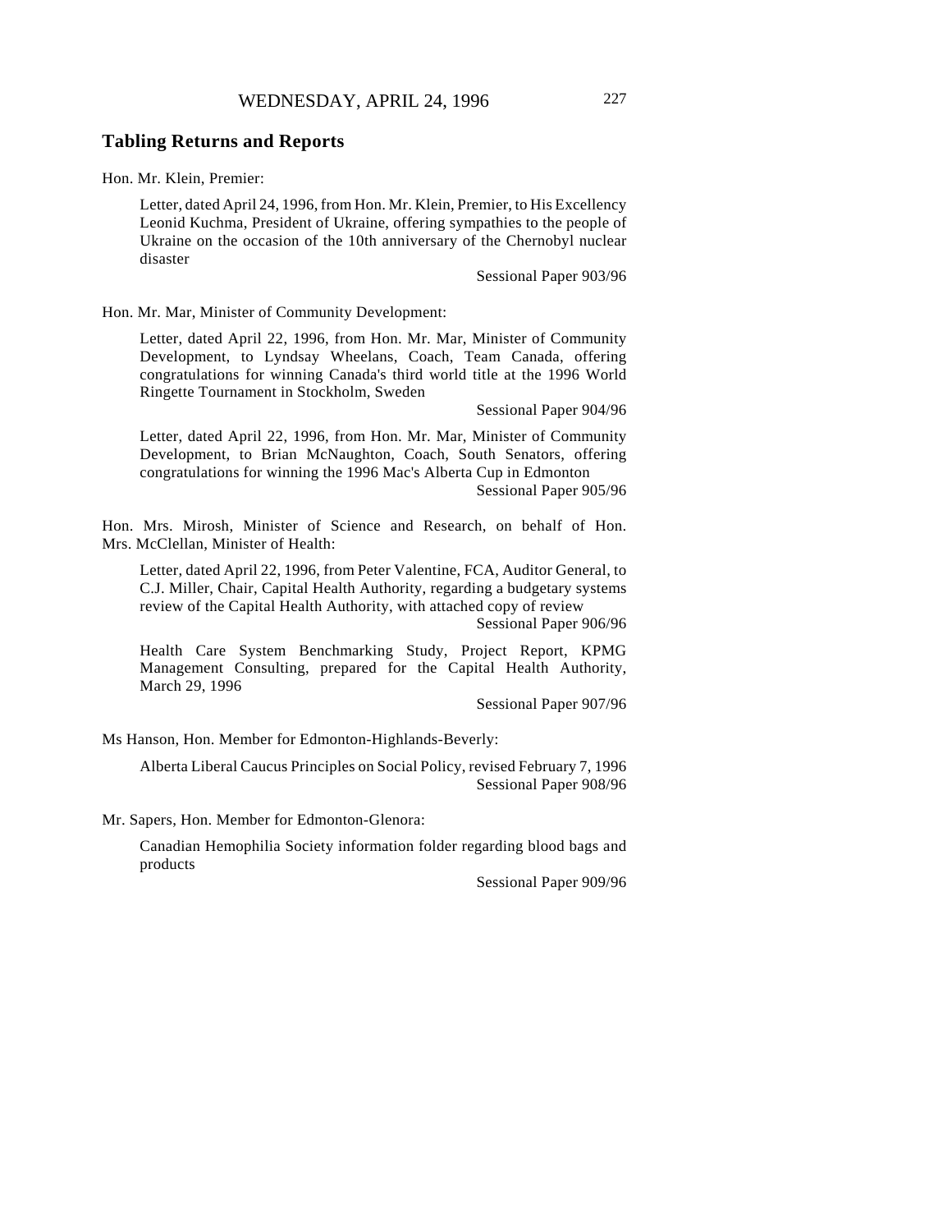## Tabling Returns and Reports

Hon. Mr. Klein, Premier:

> Letter, dated April 24, 1996, from Hon. Mr. Klein, Premier, to His Excellency Leonid Kuchma, President of Ukraine, offering sympathies to the people of Ukraine on the occasion of the 10th anniversary of the Chernobyl nuclear disaster
>
> Sessional Paper 903/96

Hon. Mr. Mar, Minister of Community Development:

> Letter, dated April 22, 1996, from Hon. Mr. Mar, Minister of Community Development, to Lyndsay Wheelans, Coach, Team Canada, offering congratulations for winning Canada's third world title at the 1996 World Ringette Tournament in Stockholm, Sweden
>
> Sessional Paper 904/96
>
> Letter, dated April 22, 1996, from Hon. Mr. Mar, Minister of Community Development, to Brian McNaughton, Coach, South Senators, offering congratulations for winning the 1996 Mac's Alberta Cup in Edmonton
>
> Sessional Paper 905/96

Hon. Mrs. Mirosh, Minister of Science and Research, on behalf of Hon. Mrs. McClellan, Minister of Health:

> Letter, dated April 22, 1996, from Peter Valentine, FCA, Auditor General, to C.J. Miller, Chair, Capital Health Authority, regarding a budgetary systems review of the Capital Health Authority, with attached copy of review
>
> Sessional Paper 906/96
>
> Health Care System Benchmarking Study, Project Report, KPMG Management Consulting, prepared for the Capital Health Authority, March 29, 1996
>
> Sessional Paper 907/96

Ms Hanson, Hon. Member for Edmonton-Highlands-Beverly:

> Alberta Liberal Caucus Principles on Social Policy, revised February 7, 1996
>
> Sessional Paper 908/96

Mr. Sapers, Hon. Member for Edmonton-Glenora:

> Canadian Hemophilia Society information folder regarding blood bags and products
>
> Sessional Paper 909/96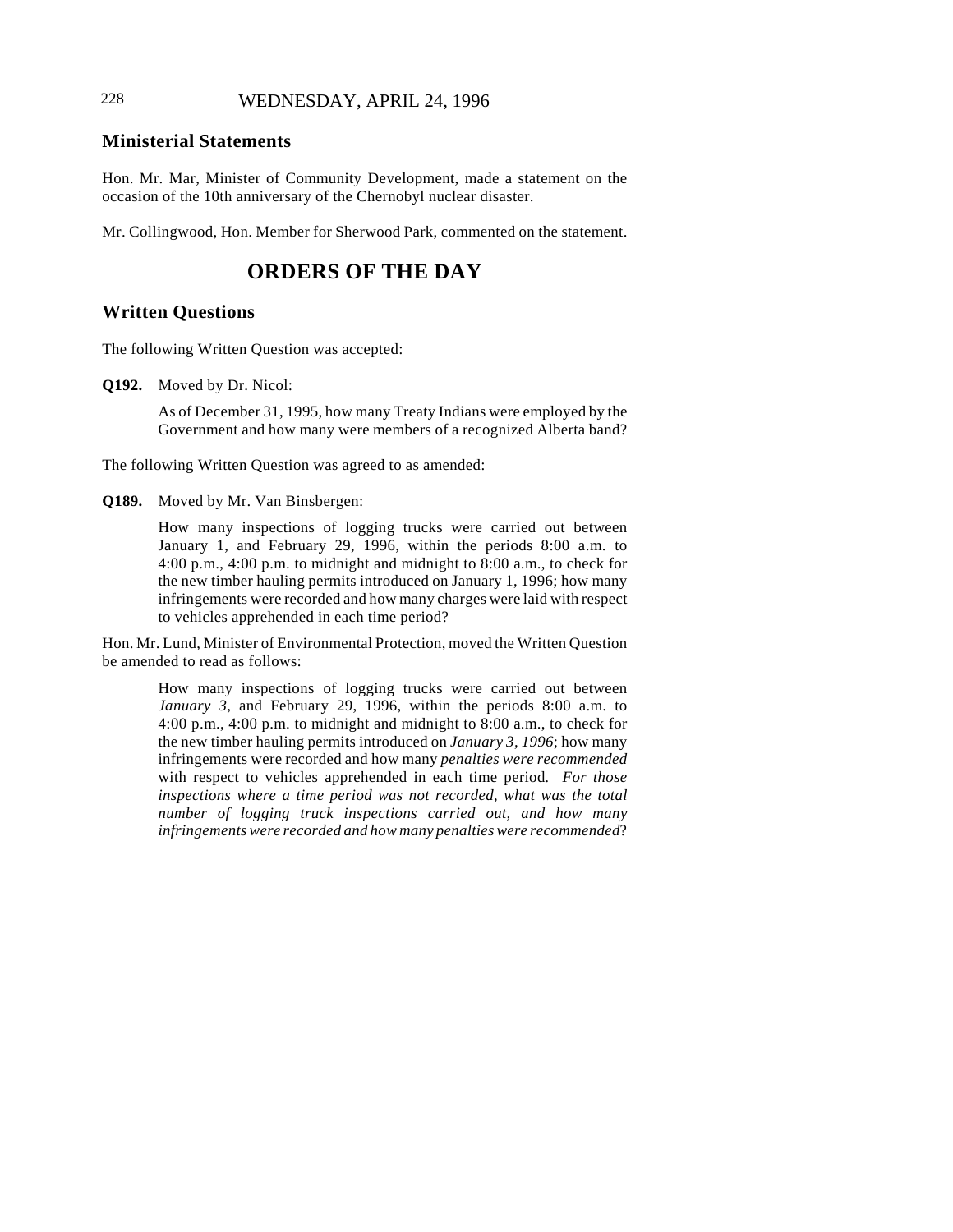## Ministerial Statements

Hon. Mr. Mar, Minister of Community Development, made a statement on the occasion of the 10th anniversary of the Chernobyl nuclear disaster.

Mr. Collingwood, Hon. Member for Sherwood Park, commented on the statement.

# ORDERS OF THE DAY

## Written Questions

The following Written Question was accepted:

**Q192.** Moved by Dr. Nicol:

> As of December 31, 1995, how many Treaty Indians were employed by the Government and how many were members of a recognized Alberta band?

The following Written Question was agreed to as amended:

**Q189.** Moved by Mr. Van Binsbergen:

> How many inspections of logging trucks were carried out between January 1, and February 29, 1996, within the periods 8:00 a.m. to 4:00 p.m., 4:00 p.m. to midnight and midnight to 8:00 a.m., to check for the new timber hauling permits introduced on January 1, 1996; how many infringements were recorded and how many charges were laid with respect to vehicles apprehended in each time period?

Hon. Mr. Lund, Minister of Environmental Protection, moved the Written Question be amended to read as follows:

> How many inspections of logging trucks were carried out between *January 3*, and February 29, 1996, within the periods 8:00 a.m. to 4:00 p.m., 4:00 p.m. to midnight and midnight to 8:00 a.m., to check for the new timber hauling permits introduced on *January 3, 1996*; how many infringements were recorded and how many *penalties were recommended* with respect to vehicles apprehended in each time period. *For those inspections where a time period was not recorded, what was the total number of logging truck inspections carried out, and how many infringements were recorded and how many penalties were recommended*?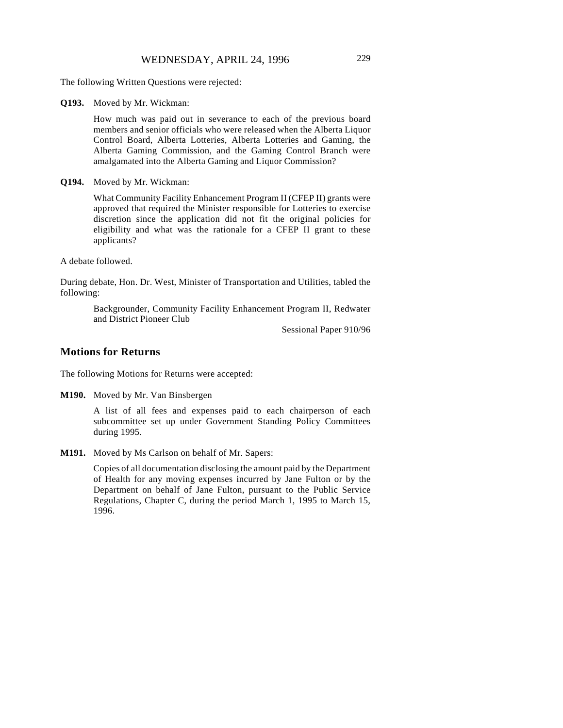The following Written Questions were rejected:

**Q193.** Moved by Mr. Wickman:

> How much was paid out in severance to each of the previous board members and senior officials who were released when the Alberta Liquor Control Board, Alberta Lotteries, Alberta Lotteries and Gaming, the Alberta Gaming Commission, and the Gaming Control Branch were amalgamated into the Alberta Gaming and Liquor Commission?

**Q194.** Moved by Mr. Wickman:

> What Community Facility Enhancement Program II (CFEP II) grants were approved that required the Minister responsible for Lotteries to exercise discretion since the application did not fit the original policies for eligibility and what was the rationale for a CFEP II grant to these applicants?

A debate followed.

During debate, Hon. Dr. West, Minister of Transportation and Utilities, tabled the following:

> Backgrounder, Community Facility Enhancement Program II, Redwater and District Pioneer Club
>
> Sessional Paper 910/96

## Motions for Returns

The following Motions for Returns were accepted:

**M190.** Moved by Mr. Van Binsbergen

> A list of all fees and expenses paid to each chairperson of each subcommittee set up under Government Standing Policy Committees during 1995.

**M191.** Moved by Ms Carlson on behalf of Mr. Sapers:

> Copies of all documentation disclosing the amount paid by the Department of Health for any moving expenses incurred by Jane Fulton or by the Department on behalf of Jane Fulton, pursuant to the Public Service Regulations, Chapter C, during the period March 1, 1995 to March 15, 1996.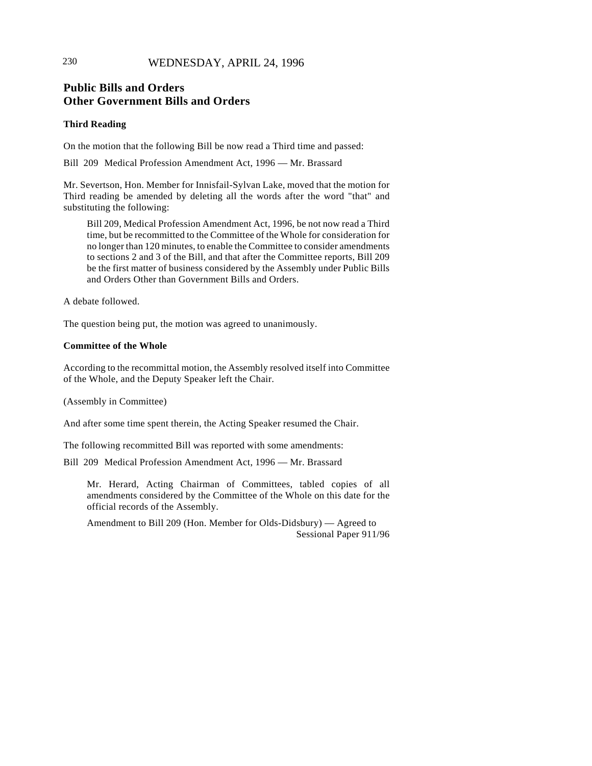## Public Bills and Orders
## Other Government Bills and Orders

### Third Reading

On the motion that the following Bill be now read a Third time and passed:

Bill 209 Medical Profession Amendment Act, 1996 — Mr. Brassard

Mr. Severtson, Hon. Member for Innisfail-Sylvan Lake, moved that the motion for Third reading be amended by deleting all the words after the word "that" and substituting the following:

> Bill 209, Medical Profession Amendment Act, 1996, be not now read a Third time, but be recommitted to the Committee of the Whole for consideration for no longer than 120 minutes, to enable the Committee to consider amendments to sections 2 and 3 of the Bill, and that after the Committee reports, Bill 209 be the first matter of business considered by the Assembly under Public Bills and Orders Other than Government Bills and Orders.

A debate followed.

The question being put, the motion was agreed to unanimously.

### Committee of the Whole

According to the recommittal motion, the Assembly resolved itself into Committee of the Whole, and the Deputy Speaker left the Chair.

(Assembly in Committee)

And after some time spent therein, the Acting Speaker resumed the Chair.

The following recommitted Bill was reported with some amendments:

Bill 209 Medical Profession Amendment Act, 1996 — Mr. Brassard

> Mr. Herard, Acting Chairman of Committees, tabled copies of all amendments considered by the Committee of the Whole on this date for the official records of the Assembly.
>
> Amendment to Bill 209 (Hon. Member for Olds-Didsbury) — Agreed to
> Sessional Paper 911/96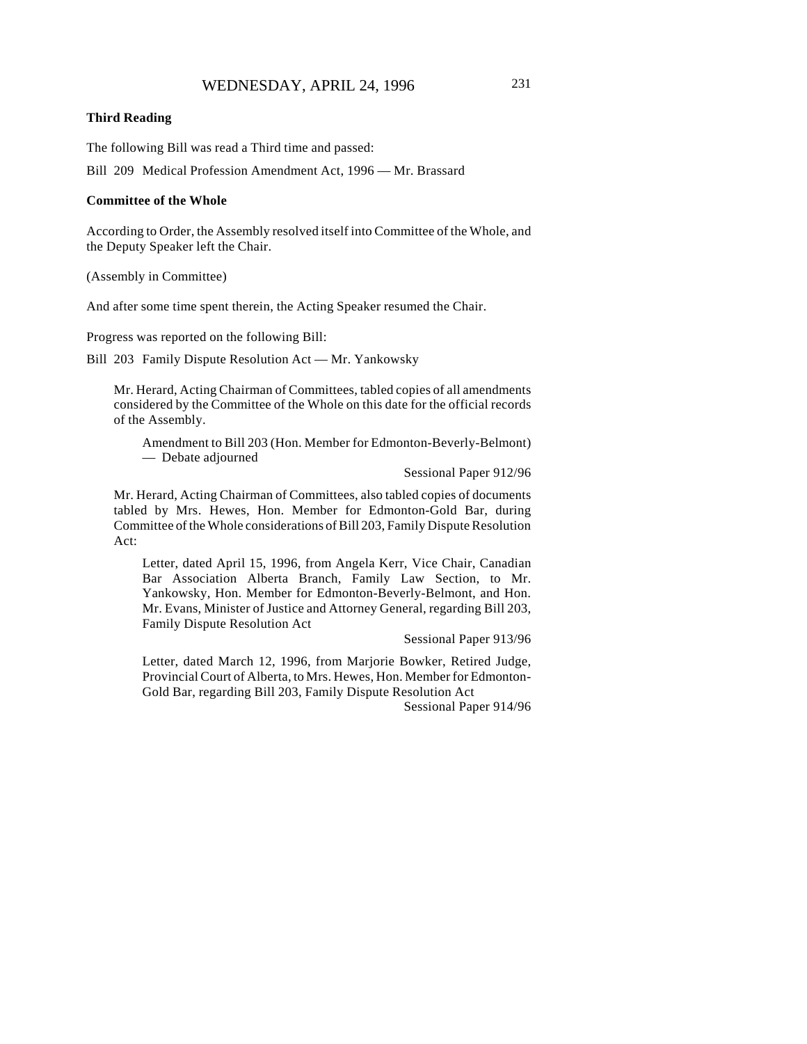### Third Reading

The following Bill was read a Third time and passed:

Bill 209 Medical Profession Amendment Act, 1996 — Mr. Brassard

### Committee of the Whole

According to Order, the Assembly resolved itself into Committee of the Whole, and the Deputy Speaker left the Chair.

(Assembly in Committee)

And after some time spent therein, the Acting Speaker resumed the Chair.

Progress was reported on the following Bill:

Bill 203 Family Dispute Resolution Act — Mr. Yankowsky

Mr. Herard, Acting Chairman of Committees, tabled copies of all amendments considered by the Committee of the Whole on this date for the official records of the Assembly.

Amendment to Bill 203 (Hon. Member for Edmonton-Beverly-Belmont) — Debate adjourned

Sessional Paper 912/96

Mr. Herard, Acting Chairman of Committees, also tabled copies of documents tabled by Mrs. Hewes, Hon. Member for Edmonton-Gold Bar, during Committee of the Whole considerations of Bill 203, Family Dispute Resolution Act:

Letter, dated April 15, 1996, from Angela Kerr, Vice Chair, Canadian Bar Association Alberta Branch, Family Law Section, to Mr. Yankowsky, Hon. Member for Edmonton-Beverly-Belmont, and Hon. Mr. Evans, Minister of Justice and Attorney General, regarding Bill 203, Family Dispute Resolution Act

Sessional Paper 913/96

Letter, dated March 12, 1996, from Marjorie Bowker, Retired Judge, Provincial Court of Alberta, to Mrs. Hewes, Hon. Member for Edmonton-Gold Bar, regarding Bill 203, Family Dispute Resolution Act

Sessional Paper 914/96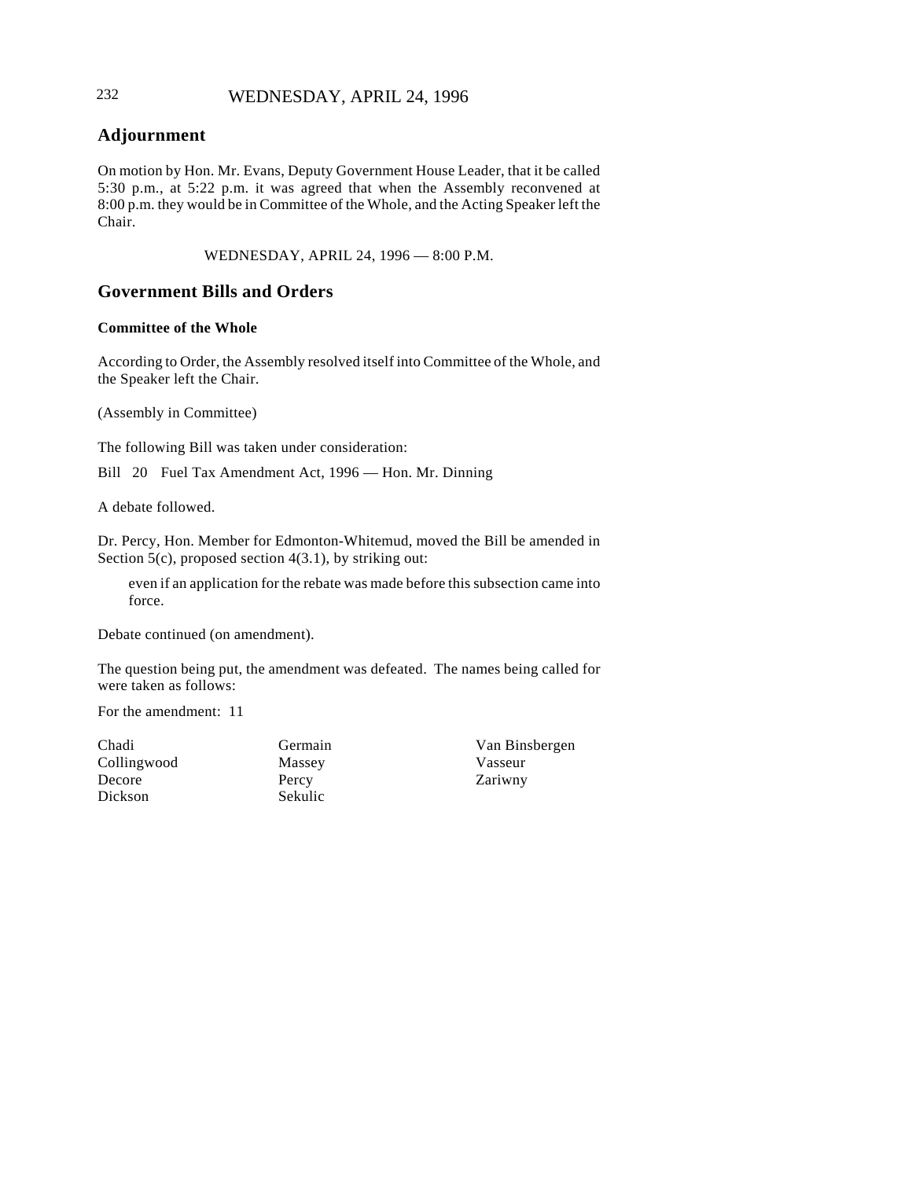## Adjournment

On motion by Hon. Mr. Evans, Deputy Government House Leader, that it be called 5:30 p.m., at 5:22 p.m. it was agreed that when the Assembly reconvened at 8:00 p.m. they would be in Committee of the Whole, and the Acting Speaker left the Chair.

WEDNESDAY, APRIL 24, 1996 — 8:00 P.M.

## Government Bills and Orders

### Committee of the Whole

According to Order, the Assembly resolved itself into Committee of the Whole, and the Speaker left the Chair.

(Assembly in Committee)

The following Bill was taken under consideration:

Bill 20 Fuel Tax Amendment Act, 1996 — Hon. Mr. Dinning

A debate followed.

Dr. Percy, Hon. Member for Edmonton-Whitemud, moved the Bill be amended in Section 5(c), proposed section 4(3.1), by striking out:

> even if an application for the rebate was made before this subsection came into force.

Debate continued (on amendment).

The question being put, the amendment was defeated. The names being called for were taken as follows:

For the amendment: 11

| | | |
|---|---|---|
| Chadi | Germain | Van Binsbergen |
| Collingwood | Massey | Vasseur |
| Decore | Percy | Zariwny |
| Dickson | Sekulic | |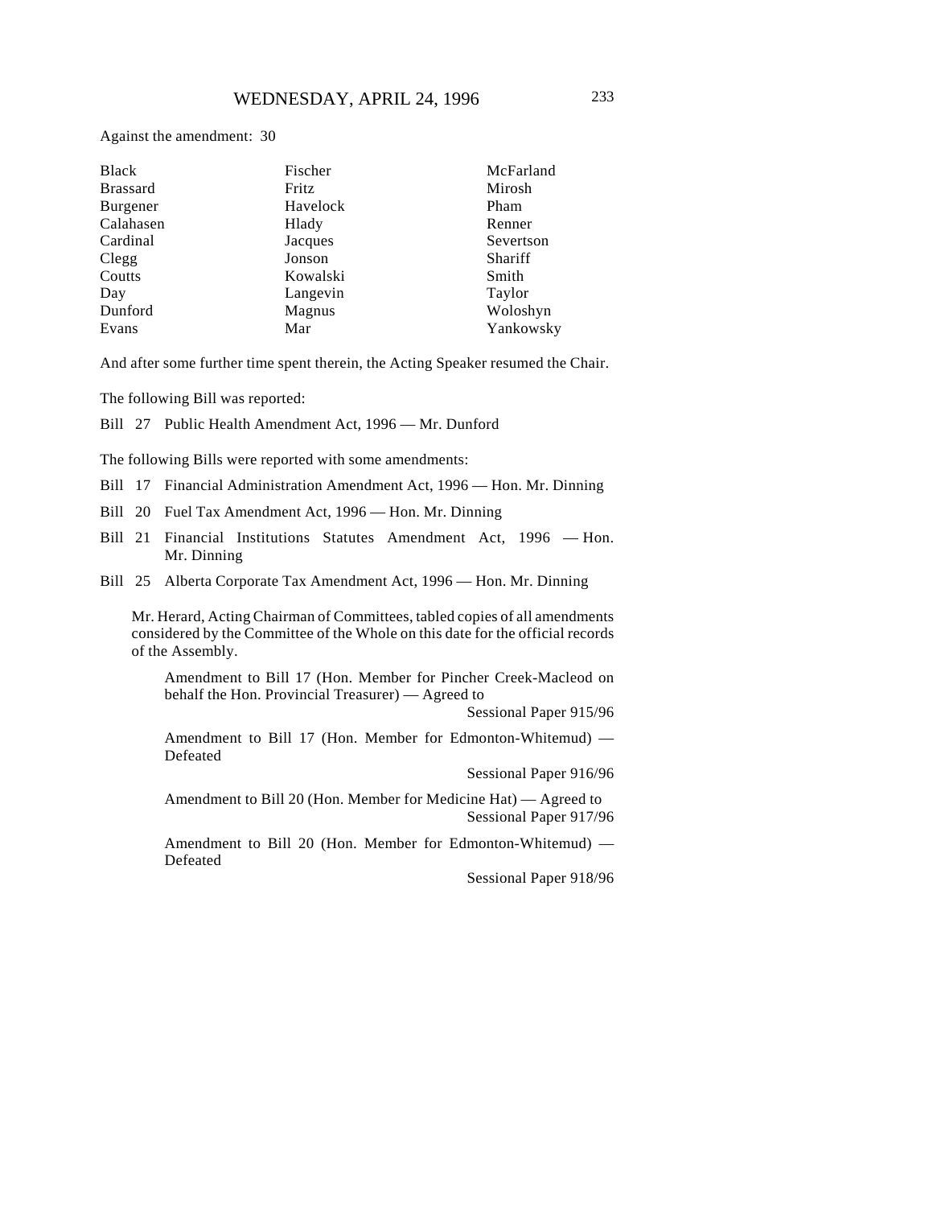Against the amendment: 30

| | | |
|---|---|---|
| Black | Fischer | McFarland |
| Brassard | Fritz | Mirosh |
| Burgener | Havelock | Pham |
| Calahasen | Hlady | Renner |
| Cardinal | Jacques | Severtson |
| Clegg | Jonson | Shariff |
| Coutts | Kowalski | Smith |
| Day | Langevin | Taylor |
| Dunford | Magnus | Woloshyn |
| Evans | Mar | Yankowsky |

And after some further time spent therein, the Acting Speaker resumed the Chair.

The following Bill was reported:

Bill 27 Public Health Amendment Act, 1996 — Mr. Dunford

The following Bills were reported with some amendments:

Bill 17 Financial Administration Amendment Act, 1996 — Hon. Mr. Dinning

Bill 20 Fuel Tax Amendment Act, 1996 — Hon. Mr. Dinning

Bill 21 Financial Institutions Statutes Amendment Act, 1996 — Hon. Mr. Dinning

Bill 25 Alberta Corporate Tax Amendment Act, 1996 — Hon. Mr. Dinning

Mr. Herard, Acting Chairman of Committees, tabled copies of all amendments considered by the Committee of the Whole on this date for the official records of the Assembly.

Amendment to Bill 17 (Hon. Member for Pincher Creek-Macleod on behalf the Hon. Provincial Treasurer) — Agreed to
Sessional Paper 915/96

Amendment to Bill 17 (Hon. Member for Edmonton-Whitemud) — Defeated
Sessional Paper 916/96

Amendment to Bill 20 (Hon. Member for Medicine Hat) — Agreed to
Sessional Paper 917/96

Amendment to Bill 20 (Hon. Member for Edmonton-Whitemud) — Defeated
Sessional Paper 918/96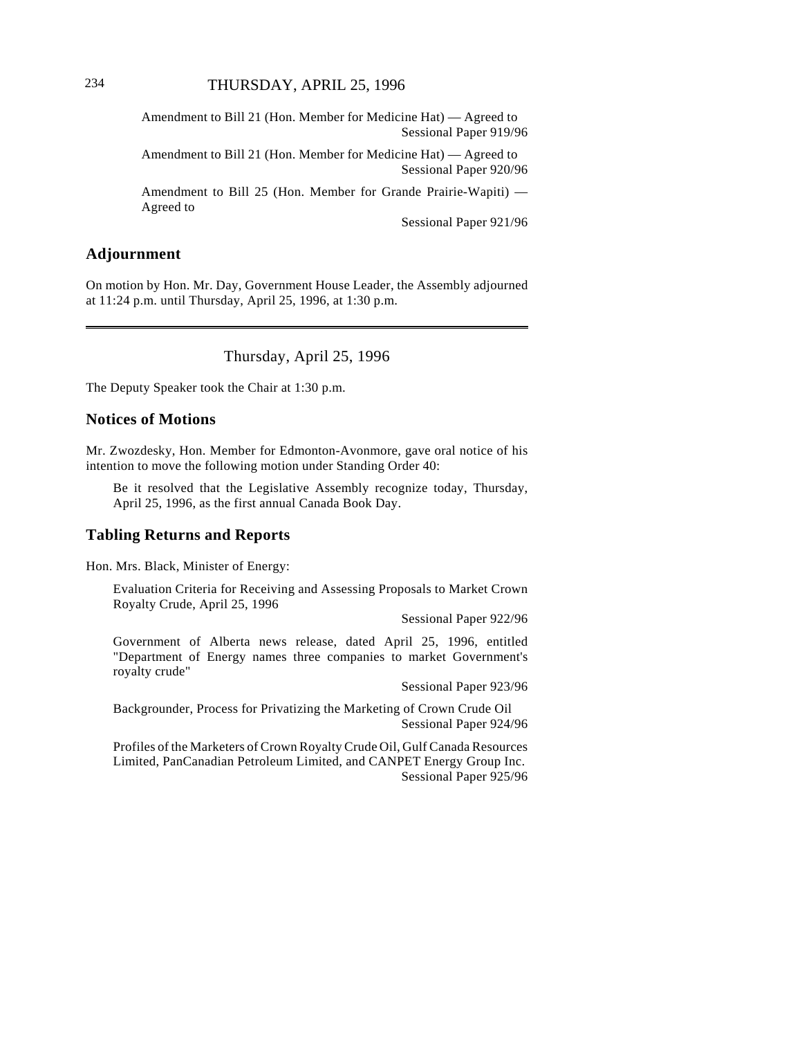Amendment to Bill 21 (Hon. Member for Medicine Hat) — Agreed to
Sessional Paper 919/96

Amendment to Bill 21 (Hon. Member for Medicine Hat) — Agreed to
Sessional Paper 920/96

Amendment to Bill 25 (Hon. Member for Grande Prairie-Wapiti) — Agreed to
Sessional Paper 921/96

## Adjournment

On motion by Hon. Mr. Day, Government House Leader, the Assembly adjourned at 11:24 p.m. until Thursday, April 25, 1996, at 1:30 p.m.

---

# Thursday, April 25, 1996

The Deputy Speaker took the Chair at 1:30 p.m.

## Notices of Motions

Mr. Zwozdesky, Hon. Member for Edmonton-Avonmore, gave oral notice of his intention to move the following motion under Standing Order 40:

> Be it resolved that the Legislative Assembly recognize today, Thursday, April 25, 1996, as the first annual Canada Book Day.

## Tabling Returns and Reports

Hon. Mrs. Black, Minister of Energy:

Evaluation Criteria for Receiving and Assessing Proposals to Market Crown Royalty Crude, April 25, 1996
Sessional Paper 922/96

Government of Alberta news release, dated April 25, 1996, entitled "Department of Energy names three companies to market Government's royalty crude"
Sessional Paper 923/96

Backgrounder, Process for Privatizing the Marketing of Crown Crude Oil
Sessional Paper 924/96

Profiles of the Marketers of Crown Royalty Crude Oil, Gulf Canada Resources Limited, PanCanadian Petroleum Limited, and CANPET Energy Group Inc.
Sessional Paper 925/96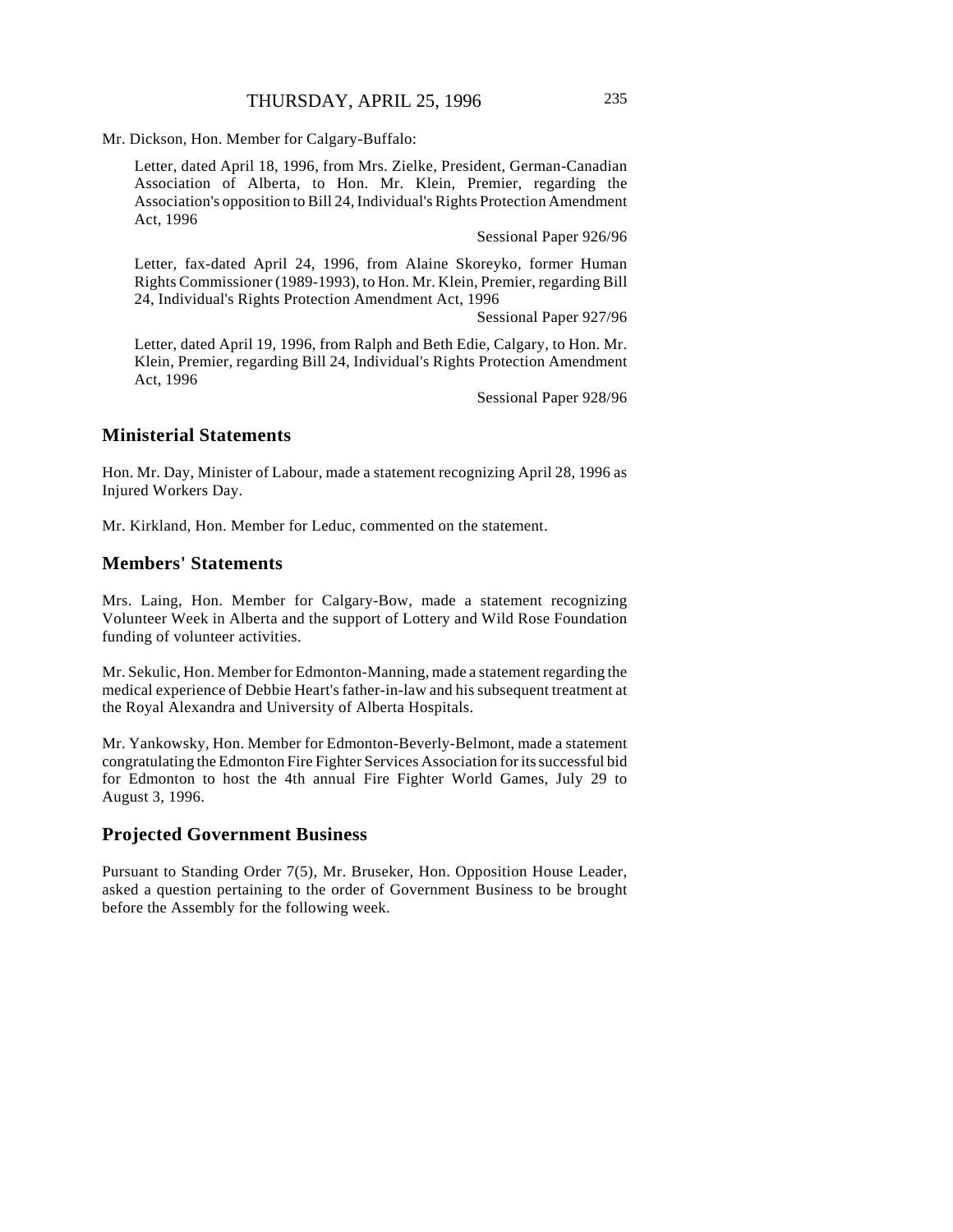Mr. Dickson, Hon. Member for Calgary-Buffalo:

> Letter, dated April 18, 1996, from Mrs. Zielke, President, German-Canadian Association of Alberta, to Hon. Mr. Klein, Premier, regarding the Association's opposition to Bill 24, Individual's Rights Protection Amendment Act, 1996
>
> Sessional Paper 926/96
>
> Letter, fax-dated April 24, 1996, from Alaine Skoreyko, former Human Rights Commissioner (1989-1993), to Hon. Mr. Klein, Premier, regarding Bill 24, Individual's Rights Protection Amendment Act, 1996
>
> Sessional Paper 927/96
>
> Letter, dated April 19, 1996, from Ralph and Beth Edie, Calgary, to Hon. Mr. Klein, Premier, regarding Bill 24, Individual's Rights Protection Amendment Act, 1996
>
> Sessional Paper 928/96

## Ministerial Statements

Hon. Mr. Day, Minister of Labour, made a statement recognizing April 28, 1996 as Injured Workers Day.

Mr. Kirkland, Hon. Member for Leduc, commented on the statement.

## Members' Statements

Mrs. Laing, Hon. Member for Calgary-Bow, made a statement recognizing Volunteer Week in Alberta and the support of Lottery and Wild Rose Foundation funding of volunteer activities.

Mr. Sekulic, Hon. Member for Edmonton-Manning, made a statement regarding the medical experience of Debbie Heart's father-in-law and his subsequent treatment at the Royal Alexandra and University of Alberta Hospitals.

Mr. Yankowsky, Hon. Member for Edmonton-Beverly-Belmont, made a statement congratulating the Edmonton Fire Fighter Services Association for its successful bid for Edmonton to host the 4th annual Fire Fighter World Games, July 29 to August 3, 1996.

## Projected Government Business

Pursuant to Standing Order 7(5), Mr. Bruseker, Hon. Opposition House Leader, asked a question pertaining to the order of Government Business to be brought before the Assembly for the following week.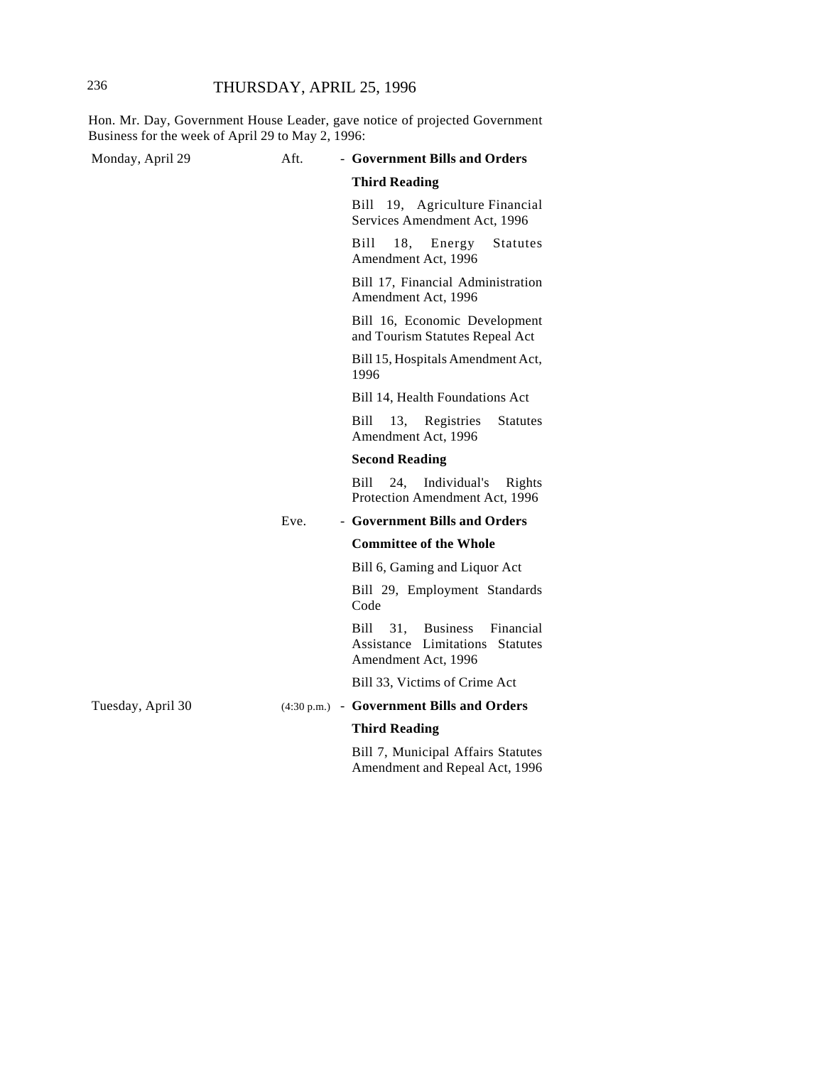Hon. Mr. Day, Government House Leader, gave notice of projected Government Business for the week of April 29 to May 2, 1996:

| | | |
|---|---|---|
| Monday, April 29 | Aft. | - **Government Bills and Orders** |
| | | **Third Reading** |
| | | Bill 19, Agriculture Financial Services Amendment Act, 1996 |
| | | Bill 18, Energy Statutes Amendment Act, 1996 |
| | | Bill 17, Financial Administration Amendment Act, 1996 |
| | | Bill 16, Economic Development and Tourism Statutes Repeal Act |
| | | Bill 15, Hospitals Amendment Act, 1996 |
| | | Bill 14, Health Foundations Act |
| | | Bill 13, Registries Statutes Amendment Act, 1996 |
| | | **Second Reading** |
| | | Bill 24, Individual's Rights Protection Amendment Act, 1996 |
| | Eve. | - **Government Bills and Orders** |
| | | **Committee of the Whole** |
| | | Bill 6, Gaming and Liquor Act |
| | | Bill 29, Employment Standards Code |
| | | Bill 31, Business Financial Assistance Limitations Statutes Amendment Act, 1996 |
| | | Bill 33, Victims of Crime Act |
| Tuesday, April 30 | (4:30 p.m.) | - **Government Bills and Orders** |
| | | **Third Reading** |
| | | Bill 7, Municipal Affairs Statutes Amendment and Repeal Act, 1996 |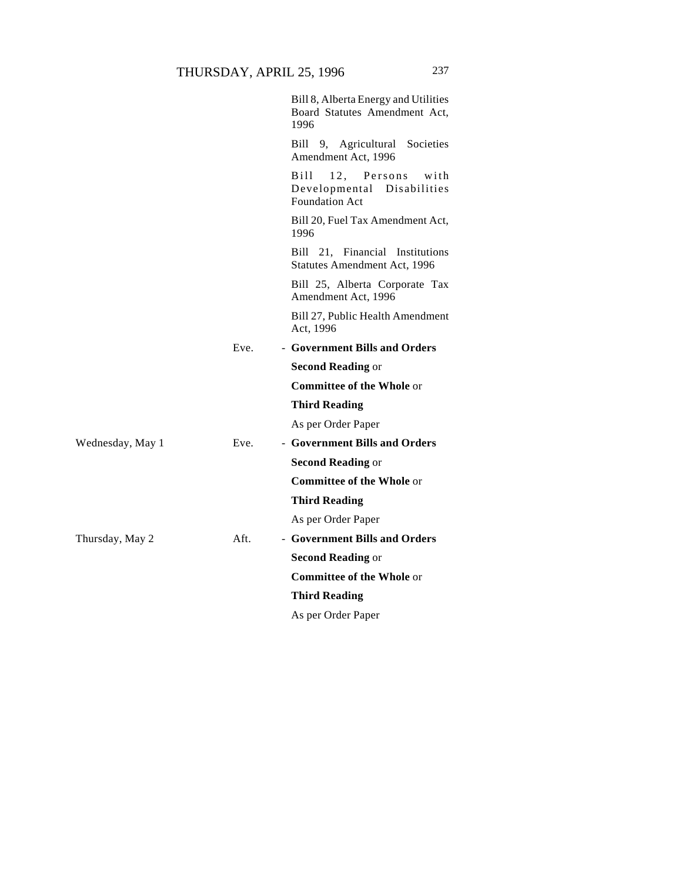Bill 8, Alberta Energy and Utilities Board Statutes Amendment Act, 1996

Bill 9, Agricultural Societies Amendment Act, 1996

Bill 12, Persons with Developmental Disabilities Foundation Act

Bill 20, Fuel Tax Amendment Act, 1996

Bill 21, Financial Institutions Statutes Amendment Act, 1996

Bill 25, Alberta Corporate Tax Amendment Act, 1996

Bill 27, Public Health Amendment Act, 1996

| | | |
|---|---|---|
| | Eve. | - **Government Bills and Orders** |
| | | **Second Reading** or |
| | | **Committee of the Whole** or |
| | | **Third Reading** |
| | | As per Order Paper |
| Wednesday, May 1 | Eve. | - **Government Bills and Orders** |
| | | **Second Reading** or |
| | | **Committee of the Whole** or |
| | | **Third Reading** |
| | | As per Order Paper |
| Thursday, May 2 | Aft. | - **Government Bills and Orders** |
| | | **Second Reading** or |
| | | **Committee of the Whole** or |
| | | **Third Reading** |
| | | As per Order Paper |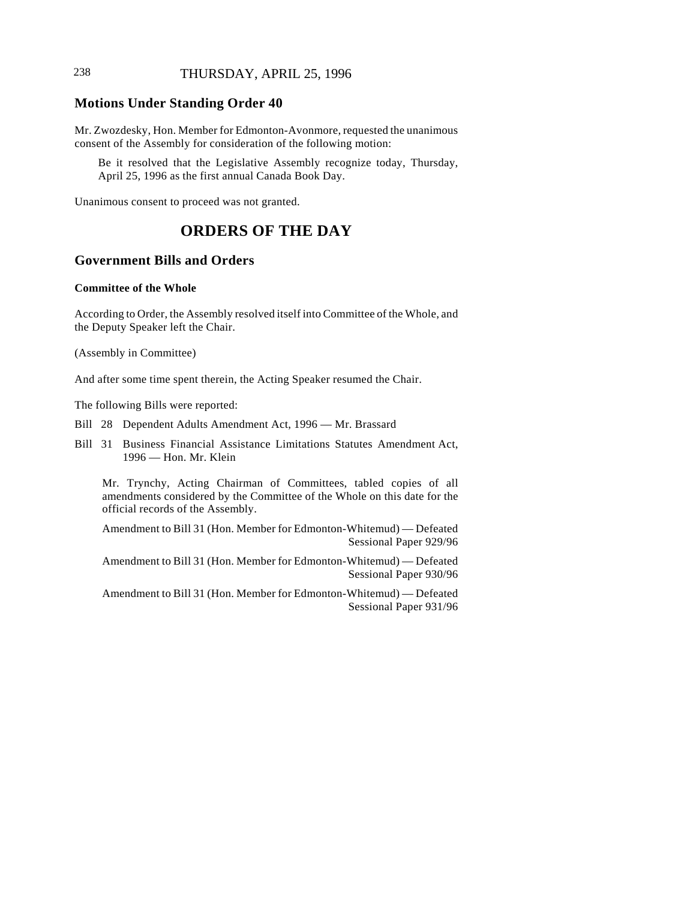## Motions Under Standing Order 40

Mr. Zwozdesky, Hon. Member for Edmonton-Avonmore, requested the unanimous consent of the Assembly for consideration of the following motion:

> Be it resolved that the Legislative Assembly recognize today, Thursday, April 25, 1996 as the first annual Canada Book Day.

Unanimous consent to proceed was not granted.

# ORDERS OF THE DAY

## Government Bills and Orders

### Committee of the Whole

According to Order, the Assembly resolved itself into Committee of the Whole, and the Deputy Speaker left the Chair.

(Assembly in Committee)

And after some time spent therein, the Acting Speaker resumed the Chair.

The following Bills were reported:

Bill 28 Dependent Adults Amendment Act, 1996 — Mr. Brassard

Bill 31 Business Financial Assistance Limitations Statutes Amendment Act, 1996 — Hon. Mr. Klein

> Mr. Trynchy, Acting Chairman of Committees, tabled copies of all amendments considered by the Committee of the Whole on this date for the official records of the Assembly.
>
> Amendment to Bill 31 (Hon. Member for Edmonton-Whitemud) — Defeated
> Sessional Paper 929/96
>
> Amendment to Bill 31 (Hon. Member for Edmonton-Whitemud) — Defeated
> Sessional Paper 930/96
>
> Amendment to Bill 31 (Hon. Member for Edmonton-Whitemud) — Defeated
> Sessional Paper 931/96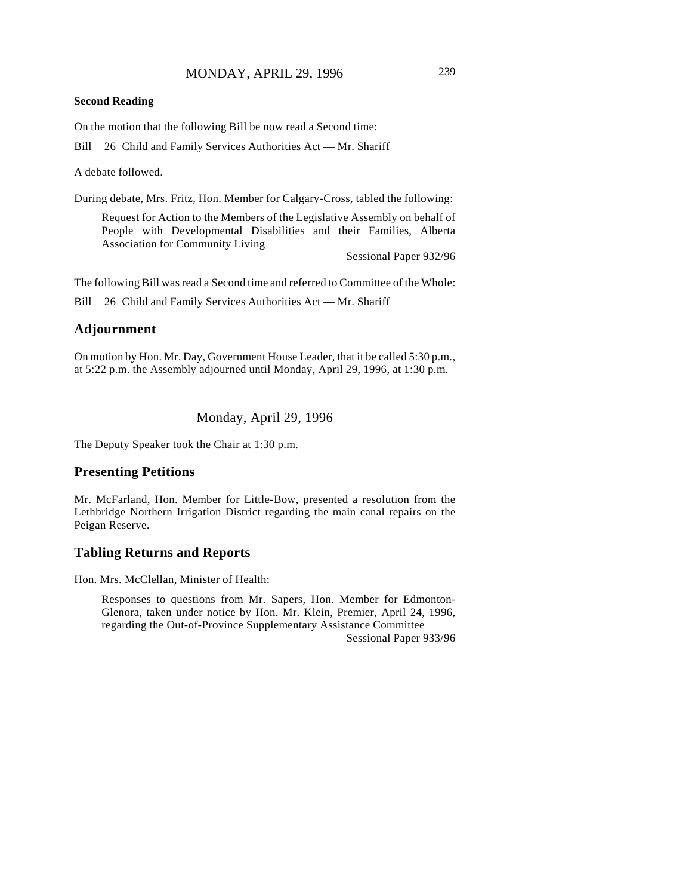**Second Reading**

On the motion that the following Bill be now read a Second time:

Bill 26 Child and Family Services Authorities Act — Mr. Shariff

A debate followed.

During debate, Mrs. Fritz, Hon. Member for Calgary-Cross, tabled the following:

> Request for Action to the Members of the Legislative Assembly on behalf of People with Developmental Disabilities and their Families, Alberta Association for Community Living
>
> Sessional Paper 932/96

The following Bill was read a Second time and referred to Committee of the Whole:

Bill 26 Child and Family Services Authorities Act — Mr. Shariff

## Adjournment

On motion by Hon. Mr. Day, Government House Leader, that it be called 5:30 p.m., at 5:22 p.m. the Assembly adjourned until Monday, April 29, 1996, at 1:30 p.m.

---

Monday, April 29, 1996

The Deputy Speaker took the Chair at 1:30 p.m.

## Presenting Petitions

Mr. McFarland, Hon. Member for Little-Bow, presented a resolution from the Lethbridge Northern Irrigation District regarding the main canal repairs on the Peigan Reserve.

## Tabling Returns and Reports

Hon. Mrs. McClellan, Minister of Health:

> Responses to questions from Mr. Sapers, Hon. Member for Edmonton-Glenora, taken under notice by Hon. Mr. Klein, Premier, April 24, 1996, regarding the Out-of-Province Supplementary Assistance Committee
>
> Sessional Paper 933/96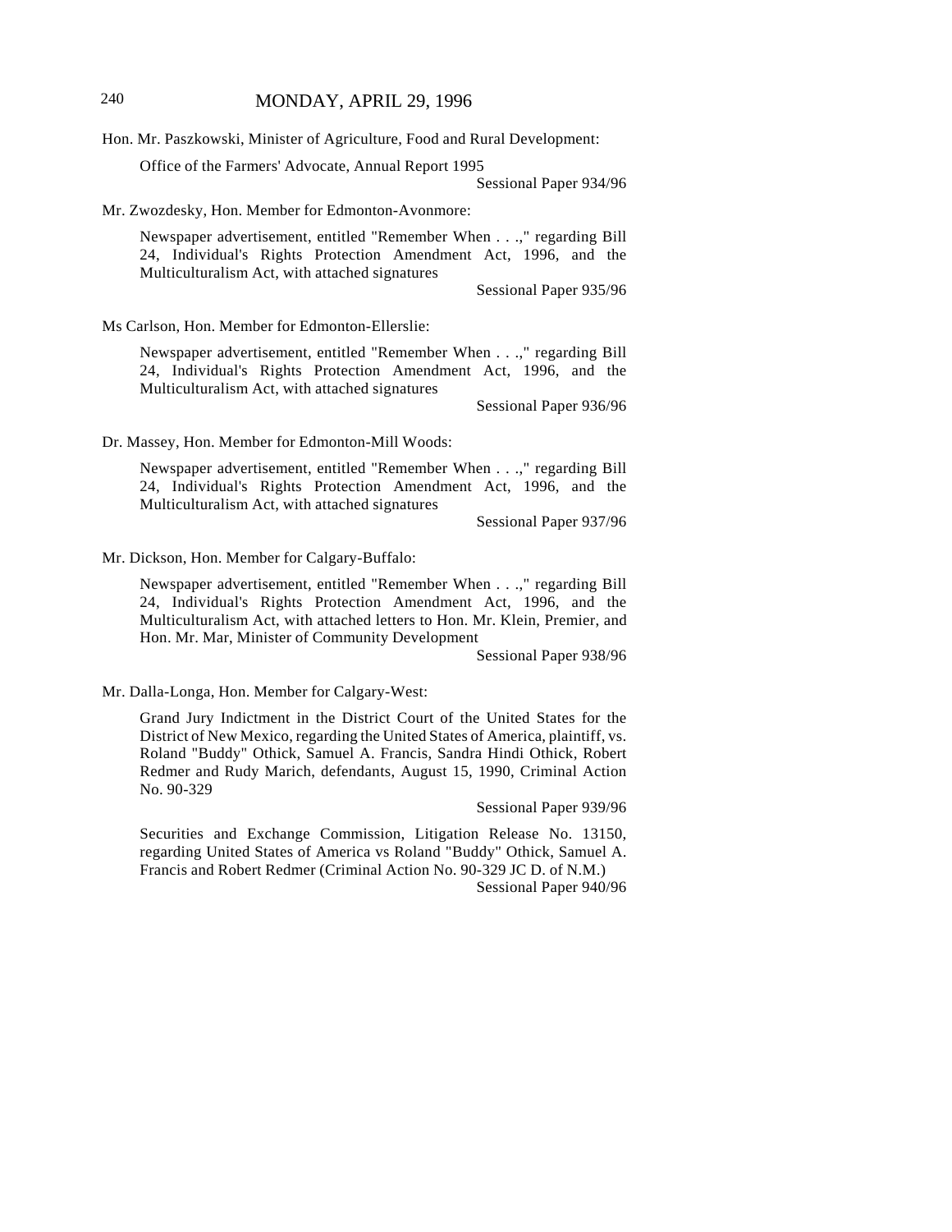Hon. Mr. Paszkowski, Minister of Agriculture, Food and Rural Development:

Office of the Farmers' Advocate, Annual Report 1995

Sessional Paper 934/96

Mr. Zwozdesky, Hon. Member for Edmonton-Avonmore:

Newspaper advertisement, entitled "Remember When . . .," regarding Bill 24, Individual's Rights Protection Amendment Act, 1996, and the Multiculturalism Act, with attached signatures

Sessional Paper 935/96

Ms Carlson, Hon. Member for Edmonton-Ellerslie:

Newspaper advertisement, entitled "Remember When . . .," regarding Bill 24, Individual's Rights Protection Amendment Act, 1996, and the Multiculturalism Act, with attached signatures

Sessional Paper 936/96

Dr. Massey, Hon. Member for Edmonton-Mill Woods:

Newspaper advertisement, entitled "Remember When . . .," regarding Bill 24, Individual's Rights Protection Amendment Act, 1996, and the Multiculturalism Act, with attached signatures

Sessional Paper 937/96

Mr. Dickson, Hon. Member for Calgary-Buffalo:

Newspaper advertisement, entitled "Remember When . . .," regarding Bill 24, Individual's Rights Protection Amendment Act, 1996, and the Multiculturalism Act, with attached letters to Hon. Mr. Klein, Premier, and Hon. Mr. Mar, Minister of Community Development

Sessional Paper 938/96

Mr. Dalla-Longa, Hon. Member for Calgary-West:

Grand Jury Indictment in the District Court of the United States for the District of New Mexico, regarding the United States of America, plaintiff, vs. Roland "Buddy" Othick, Samuel A. Francis, Sandra Hindi Othick, Robert Redmer and Rudy Marich, defendants, August 15, 1990, Criminal Action No. 90-329

Sessional Paper 939/96

Securities and Exchange Commission, Litigation Release No. 13150, regarding United States of America vs Roland "Buddy" Othick, Samuel A. Francis and Robert Redmer (Criminal Action No. 90-329 JC D. of N.M.)

Sessional Paper 940/96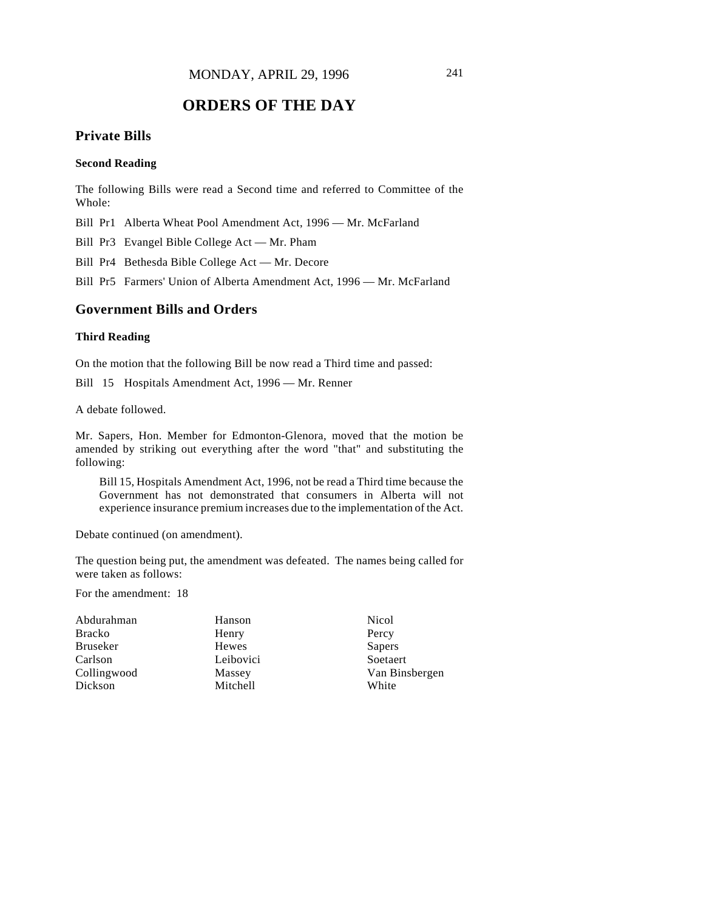MONDAY, APRIL 29, 1996

# ORDERS OF THE DAY

## Private Bills

### Second Reading

The following Bills were read a Second time and referred to Committee of the Whole:

Bill Pr1 Alberta Wheat Pool Amendment Act, 1996 — Mr. McFarland

Bill Pr3 Evangel Bible College Act — Mr. Pham

Bill Pr4 Bethesda Bible College Act — Mr. Decore

Bill Pr5 Farmers' Union of Alberta Amendment Act, 1996 — Mr. McFarland

## Government Bills and Orders

### Third Reading

On the motion that the following Bill be now read a Third time and passed:

Bill 15 Hospitals Amendment Act, 1996 — Mr. Renner

A debate followed.

Mr. Sapers, Hon. Member for Edmonton-Glenora, moved that the motion be amended by striking out everything after the word "that" and substituting the following:

> Bill 15, Hospitals Amendment Act, 1996, not be read a Third time because the Government has not demonstrated that consumers in Alberta will not experience insurance premium increases due to the implementation of the Act.

Debate continued (on amendment).

The question being put, the amendment was defeated. The names being called for were taken as follows:

For the amendment: 18

| | | |
|---|---|---|
| Abdurahman | Hanson | Nicol |
| Bracko | Henry | Percy |
| Bruseker | Hewes | Sapers |
| Carlson | Leibovici | Soetaert |
| Collingwood | Massey | Van Binsbergen |
| Dickson | Mitchell | White |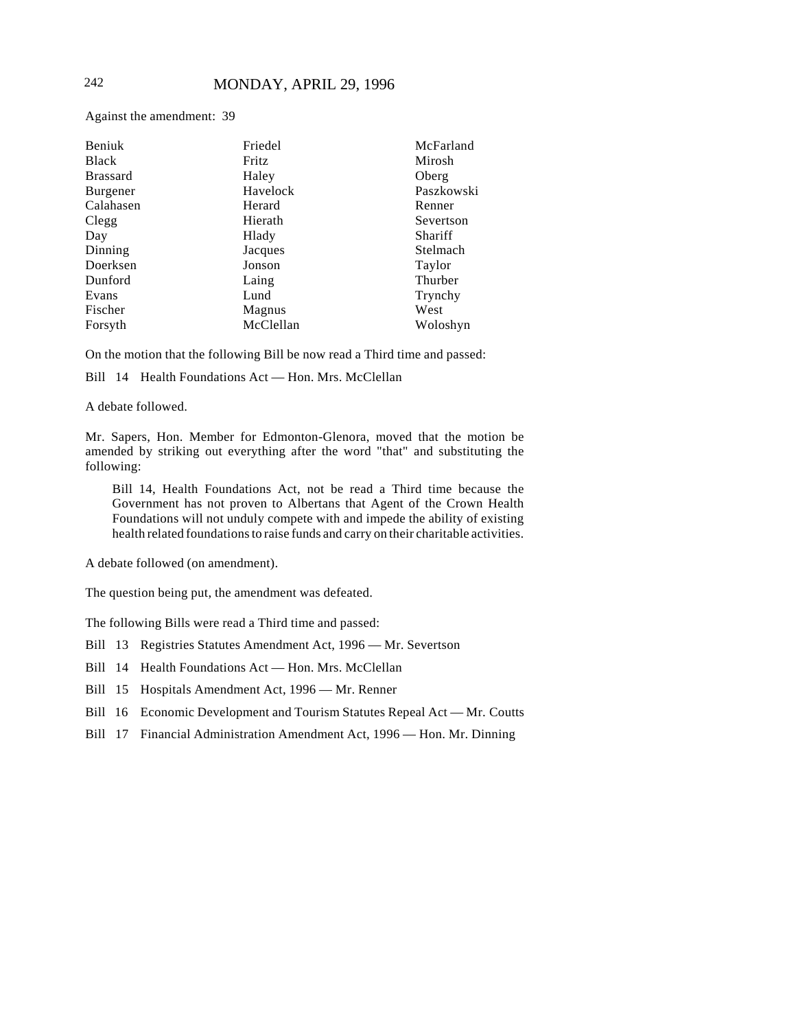Against the amendment: 39

| | | |
|---|---|---|
| Beniuk | Friedel | McFarland |
| Black | Fritz | Mirosh |
| Brassard | Haley | Oberg |
| Burgener | Havelock | Paszkowski |
| Calahasen | Herard | Renner |
| Clegg | Hierath | Severtson |
| Day | Hlady | Shariff |
| Dinning | Jacques | Stelmach |
| Doerksen | Jonson | Taylor |
| Dunford | Laing | Thurber |
| Evans | Lund | Trynchy |
| Fischer | Magnus | West |
| Forsyth | McClellan | Woloshyn |

On the motion that the following Bill be now read a Third time and passed:

Bill 14 Health Foundations Act — Hon. Mrs. McClellan

A debate followed.

Mr. Sapers, Hon. Member for Edmonton-Glenora, moved that the motion be amended by striking out everything after the word "that" and substituting the following:

> Bill 14, Health Foundations Act, not be read a Third time because the Government has not proven to Albertans that Agent of the Crown Health Foundations will not unduly compete with and impede the ability of existing health related foundations to raise funds and carry on their charitable activities.

A debate followed (on amendment).

The question being put, the amendment was defeated.

The following Bills were read a Third time and passed:

Bill 13 Registries Statutes Amendment Act, 1996 — Mr. Severtson

Bill 14 Health Foundations Act — Hon. Mrs. McClellan

Bill 15 Hospitals Amendment Act, 1996 — Mr. Renner

Bill 16 Economic Development and Tourism Statutes Repeal Act — Mr. Coutts

Bill 17 Financial Administration Amendment Act, 1996 — Hon. Mr. Dinning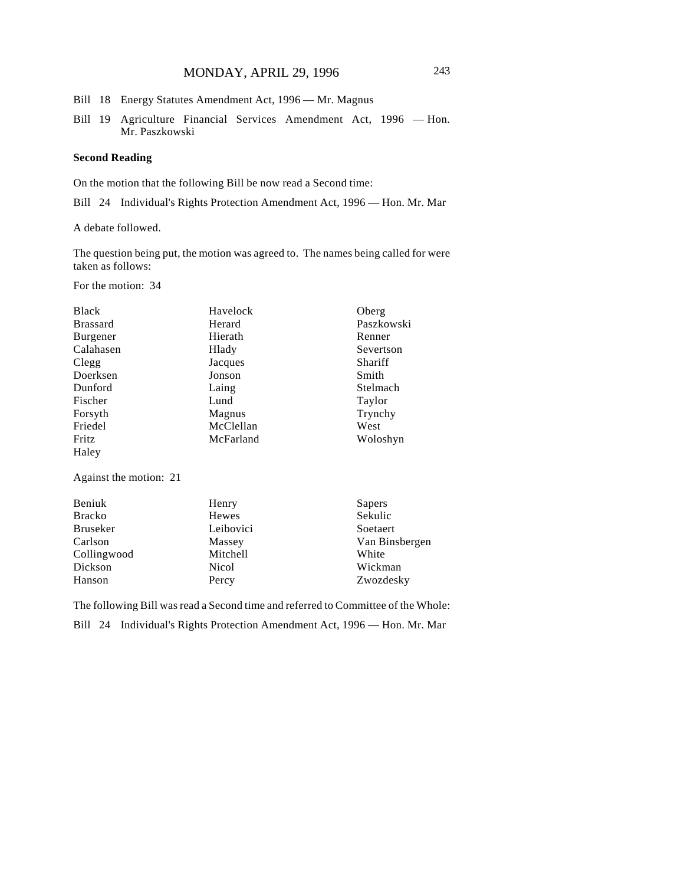Bill 18 Energy Statutes Amendment Act, 1996 — Mr. Magnus

Bill 19 Agriculture Financial Services Amendment Act, 1996 — Hon. Mr. Paszkowski

**Second Reading**

On the motion that the following Bill be now read a Second time:

Bill 24 Individual's Rights Protection Amendment Act, 1996 — Hon. Mr. Mar

A debate followed.

The question being put, the motion was agreed to. The names being called for were taken as follows:

For the motion: 34

| | | |
|---|---|---|
| Black | Havelock | Oberg |
| Brassard | Herard | Paszkowski |
| Burgener | Hierath | Renner |
| Calahasen | Hlady | Severtson |
| Clegg | Jacques | Shariff |
| Doerksen | Jonson | Smith |
| Dunford | Laing | Stelmach |
| Fischer | Lund | Taylor |
| Forsyth | Magnus | Trynchy |
| Friedel | McClellan | West |
| Fritz | McFarland | Woloshyn |
| Haley | | |

Against the motion: 21

| | | |
|---|---|---|
| Beniuk | Henry | Sapers |
| Bracko | Hewes | Sekulic |
| Bruseker | Leibovici | Soetaert |
| Carlson | Massey | Van Binsbergen |
| Collingwood | Mitchell | White |
| Dickson | Nicol | Wickman |
| Hanson | Percy | Zwozdesky |

The following Bill was read a Second time and referred to Committee of the Whole:

Bill 24 Individual's Rights Protection Amendment Act, 1996 — Hon. Mr. Mar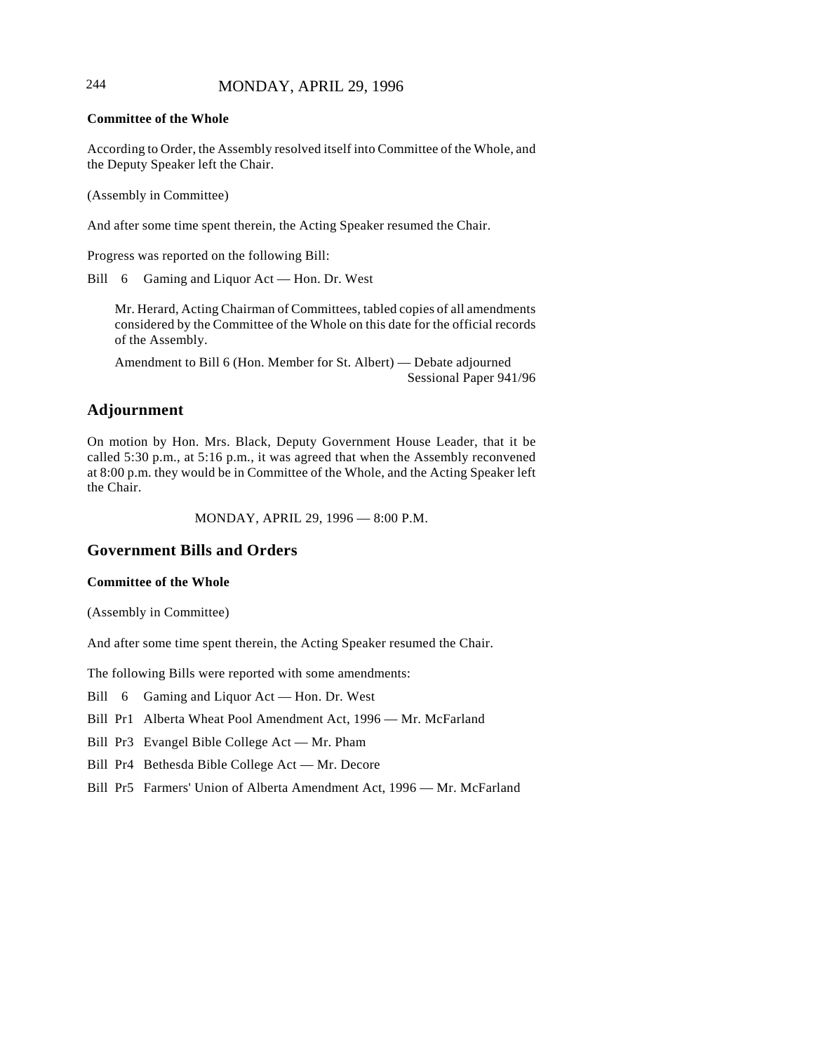**Committee of the Whole**

According to Order, the Assembly resolved itself into Committee of the Whole, and the Deputy Speaker left the Chair.

(Assembly in Committee)

And after some time spent therein, the Acting Speaker resumed the Chair.

Progress was reported on the following Bill:

Bill 6 Gaming and Liquor Act — Hon. Dr. West

> Mr. Herard, Acting Chairman of Committees, tabled copies of all amendments considered by the Committee of the Whole on this date for the official records of the Assembly.
>
> Amendment to Bill 6 (Hon. Member for St. Albert) — Debate adjourned
> Sessional Paper 941/96

## Adjournment

On motion by Hon. Mrs. Black, Deputy Government House Leader, that it be called 5:30 p.m., at 5:16 p.m., it was agreed that when the Assembly reconvened at 8:00 p.m. they would be in Committee of the Whole, and the Acting Speaker left the Chair.

MONDAY, APRIL 29, 1996 — 8:00 P.M.

## Government Bills and Orders

**Committee of the Whole**

(Assembly in Committee)

And after some time spent therein, the Acting Speaker resumed the Chair.

The following Bills were reported with some amendments:

Bill 6 Gaming and Liquor Act — Hon. Dr. West

Bill Pr1 Alberta Wheat Pool Amendment Act, 1996 — Mr. McFarland

Bill Pr3 Evangel Bible College Act — Mr. Pham

Bill Pr4 Bethesda Bible College Act — Mr. Decore

Bill Pr5 Farmers' Union of Alberta Amendment Act, 1996 — Mr. McFarland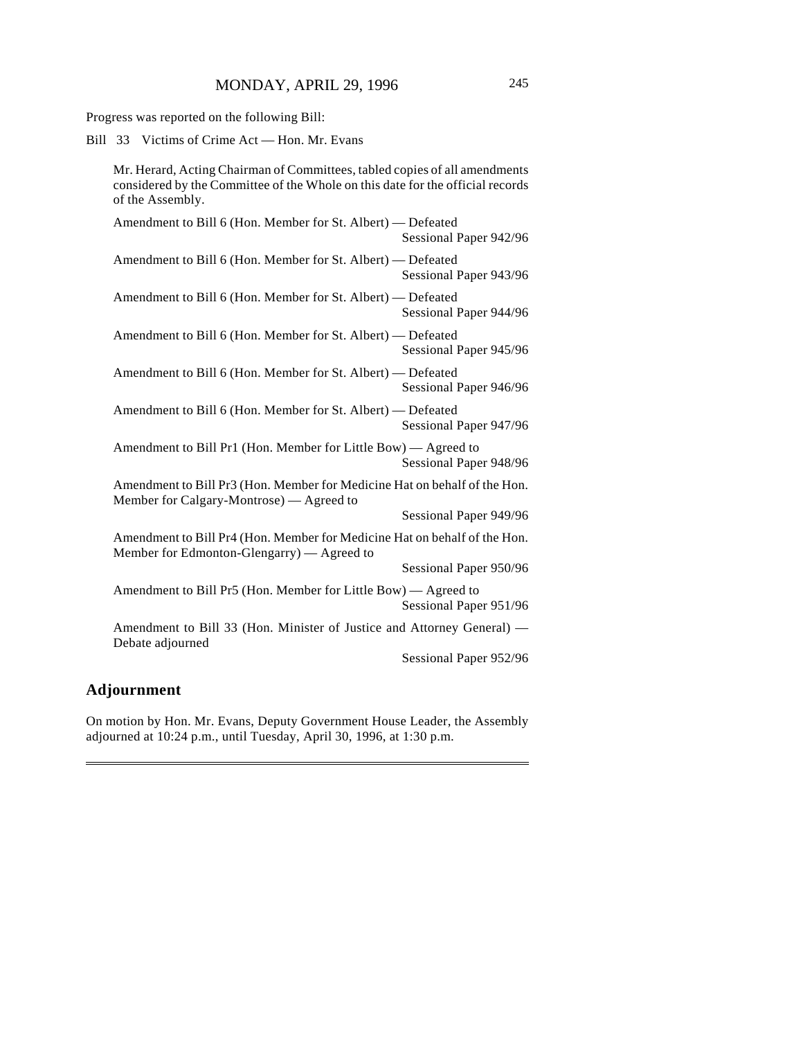Progress was reported on the following Bill:

Bill 33 Victims of Crime Act — Hon. Mr. Evans

Mr. Herard, Acting Chairman of Committees, tabled copies of all amendments considered by the Committee of the Whole on this date for the official records of the Assembly.

Amendment to Bill 6 (Hon. Member for St. Albert) — Defeated
Sessional Paper 942/96

Amendment to Bill 6 (Hon. Member for St. Albert) — Defeated
Sessional Paper 943/96

Amendment to Bill 6 (Hon. Member for St. Albert) — Defeated
Sessional Paper 944/96

Amendment to Bill 6 (Hon. Member for St. Albert) — Defeated
Sessional Paper 945/96

Amendment to Bill 6 (Hon. Member for St. Albert) — Defeated
Sessional Paper 946/96

Amendment to Bill 6 (Hon. Member for St. Albert) — Defeated
Sessional Paper 947/96

Amendment to Bill Pr1 (Hon. Member for Little Bow) — Agreed to
Sessional Paper 948/96

Amendment to Bill Pr3 (Hon. Member for Medicine Hat on behalf of the Hon. Member for Calgary-Montrose) — Agreed to
Sessional Paper 949/96

Amendment to Bill Pr4 (Hon. Member for Medicine Hat on behalf of the Hon. Member for Edmonton-Glengarry) — Agreed to
Sessional Paper 950/96

Amendment to Bill Pr5 (Hon. Member for Little Bow) — Agreed to
Sessional Paper 951/96

Amendment to Bill 33 (Hon. Minister of Justice and Attorney General) — Debate adjourned
Sessional Paper 952/96

## Adjournment

On motion by Hon. Mr. Evans, Deputy Government House Leader, the Assembly adjourned at 10:24 p.m., until Tuesday, April 30, 1996, at 1:30 p.m.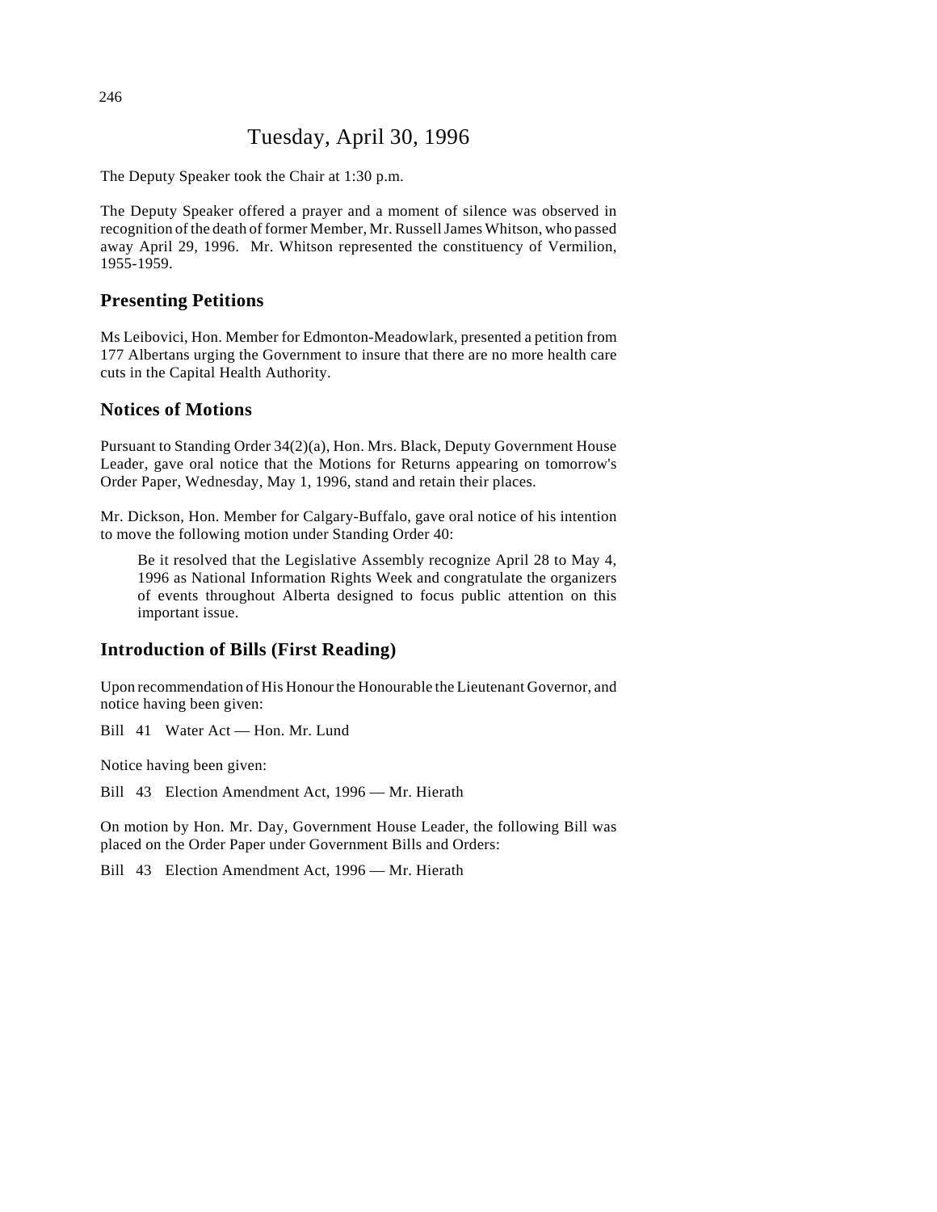# Tuesday, April 30, 1996

The Deputy Speaker took the Chair at 1:30 p.m.

The Deputy Speaker offered a prayer and a moment of silence was observed in recognition of the death of former Member, Mr. Russell James Whitson, who passed away April 29, 1996. Mr. Whitson represented the constituency of Vermilion, 1955-1959.

## Presenting Petitions

Ms Leibovici, Hon. Member for Edmonton-Meadowlark, presented a petition from 177 Albertans urging the Government to insure that there are no more health care cuts in the Capital Health Authority.

## Notices of Motions

Pursuant to Standing Order 34(2)(a), Hon. Mrs. Black, Deputy Government House Leader, gave oral notice that the Motions for Returns appearing on tomorrow's Order Paper, Wednesday, May 1, 1996, stand and retain their places.

Mr. Dickson, Hon. Member for Calgary-Buffalo, gave oral notice of his intention to move the following motion under Standing Order 40:

> Be it resolved that the Legislative Assembly recognize April 28 to May 4, 1996 as National Information Rights Week and congratulate the organizers of events throughout Alberta designed to focus public attention on this important issue.

## Introduction of Bills (First Reading)

Upon recommendation of His Honour the Honourable the Lieutenant Governor, and notice having been given:

Bill 41 Water Act — Hon. Mr. Lund

Notice having been given:

Bill 43 Election Amendment Act, 1996 — Mr. Hierath

On motion by Hon. Mr. Day, Government House Leader, the following Bill was placed on the Order Paper under Government Bills and Orders:

Bill 43 Election Amendment Act, 1996 — Mr. Hierath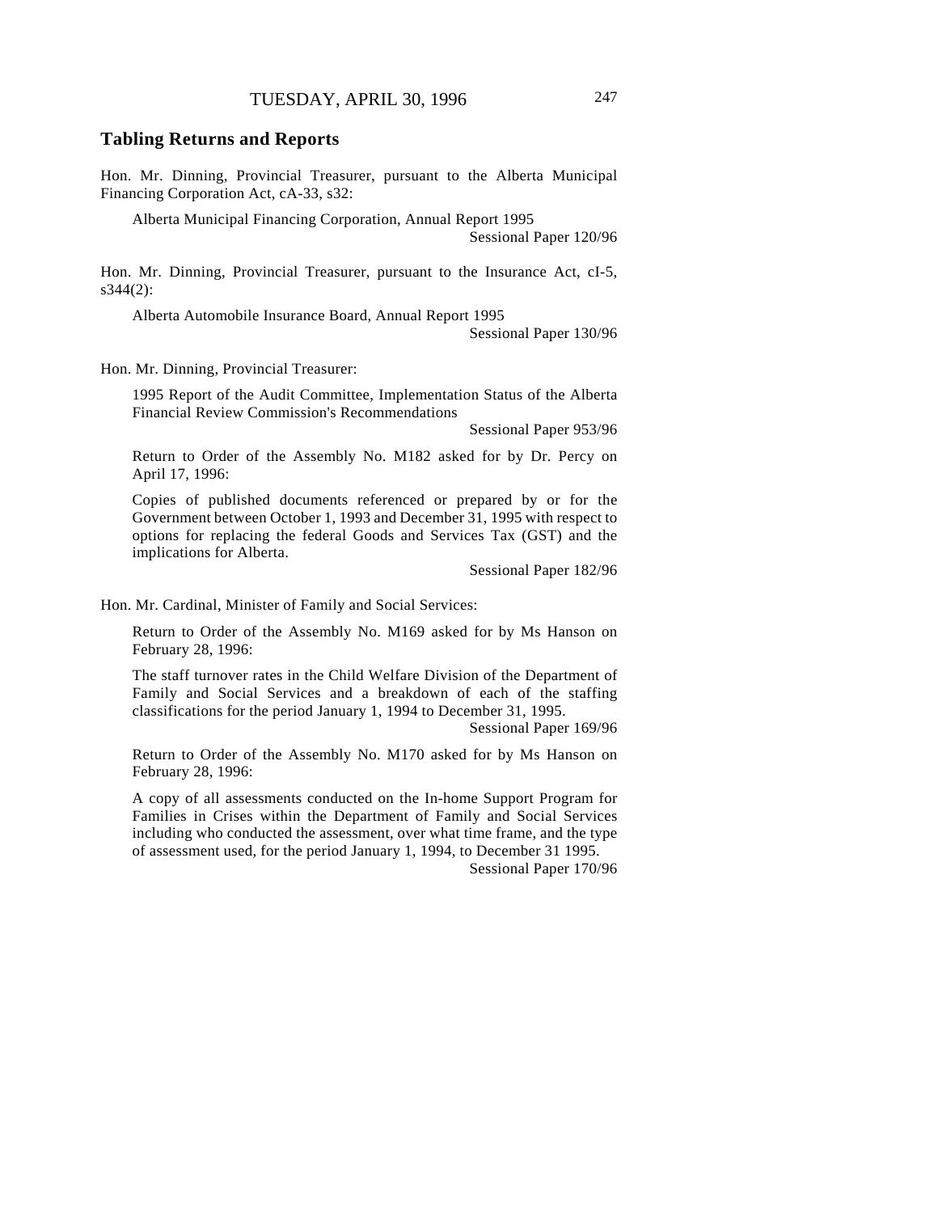## Tabling Returns and Reports

Hon. Mr. Dinning, Provincial Treasurer, pursuant to the Alberta Municipal Financing Corporation Act, cA-33, s32:

> Alberta Municipal Financing Corporation, Annual Report 1995
>
> Sessional Paper 120/96

Hon. Mr. Dinning, Provincial Treasurer, pursuant to the Insurance Act, cI-5, s344(2):

> Alberta Automobile Insurance Board, Annual Report 1995
>
> Sessional Paper 130/96

Hon. Mr. Dinning, Provincial Treasurer:

> 1995 Report of the Audit Committee, Implementation Status of the Alberta Financial Review Commission's Recommendations
>
> Sessional Paper 953/96
>
> Return to Order of the Assembly No. M182 asked for by Dr. Percy on April 17, 1996:
>
> Copies of published documents referenced or prepared by or for the Government between October 1, 1993 and December 31, 1995 with respect to options for replacing the federal Goods and Services Tax (GST) and the implications for Alberta.
>
> Sessional Paper 182/96

Hon. Mr. Cardinal, Minister of Family and Social Services:

> Return to Order of the Assembly No. M169 asked for by Ms Hanson on February 28, 1996:
>
> The staff turnover rates in the Child Welfare Division of the Department of Family and Social Services and a breakdown of each of the staffing classifications for the period January 1, 1994 to December 31, 1995.
>
> Sessional Paper 169/96
>
> Return to Order of the Assembly No. M170 asked for by Ms Hanson on February 28, 1996:
>
> A copy of all assessments conducted on the In-home Support Program for Families in Crises within the Department of Family and Social Services including who conducted the assessment, over what time frame, and the type of assessment used, for the period January 1, 1994, to December 31 1995.
>
> Sessional Paper 170/96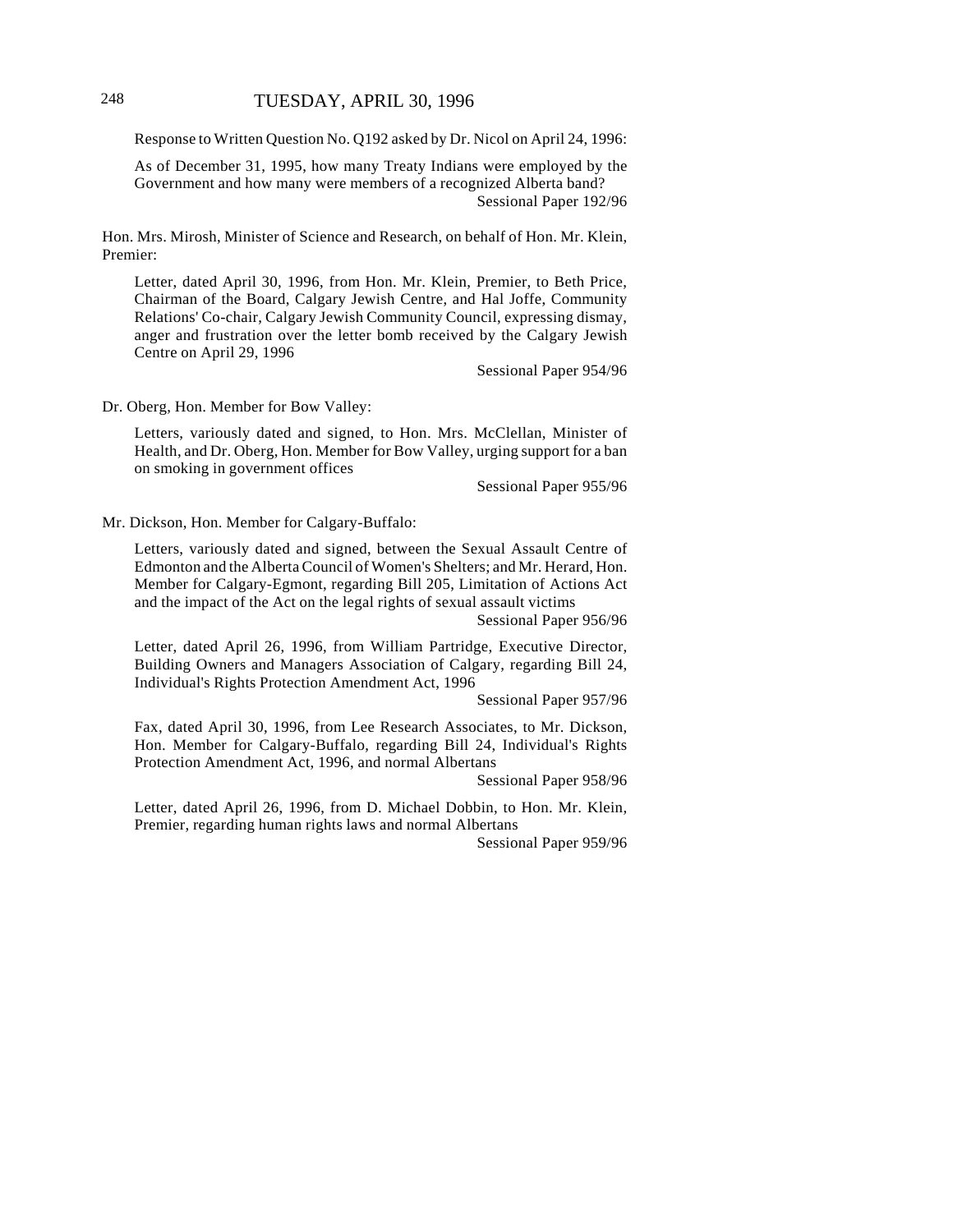Response to Written Question No. Q192 asked by Dr. Nicol on April 24, 1996:

As of December 31, 1995, how many Treaty Indians were employed by the Government and how many were members of a recognized Alberta band?
Sessional Paper 192/96

Hon. Mrs. Mirosh, Minister of Science and Research, on behalf of Hon. Mr. Klein, Premier:

Letter, dated April 30, 1996, from Hon. Mr. Klein, Premier, to Beth Price, Chairman of the Board, Calgary Jewish Centre, and Hal Joffe, Community Relations' Co-chair, Calgary Jewish Community Council, expressing dismay, anger and frustration over the letter bomb received by the Calgary Jewish Centre on April 29, 1996
Sessional Paper 954/96

Dr. Oberg, Hon. Member for Bow Valley:

Letters, variously dated and signed, to Hon. Mrs. McClellan, Minister of Health, and Dr. Oberg, Hon. Member for Bow Valley, urging support for a ban on smoking in government offices
Sessional Paper 955/96

Mr. Dickson, Hon. Member for Calgary-Buffalo:

Letters, variously dated and signed, between the Sexual Assault Centre of Edmonton and the Alberta Council of Women's Shelters; and Mr. Herard, Hon. Member for Calgary-Egmont, regarding Bill 205, Limitation of Actions Act and the impact of the Act on the legal rights of sexual assault victims
Sessional Paper 956/96

Letter, dated April 26, 1996, from William Partridge, Executive Director, Building Owners and Managers Association of Calgary, regarding Bill 24, Individual's Rights Protection Amendment Act, 1996
Sessional Paper 957/96

Fax, dated April 30, 1996, from Lee Research Associates, to Mr. Dickson, Hon. Member for Calgary-Buffalo, regarding Bill 24, Individual's Rights Protection Amendment Act, 1996, and normal Albertans
Sessional Paper 958/96

Letter, dated April 26, 1996, from D. Michael Dobbin, to Hon. Mr. Klein, Premier, regarding human rights laws and normal Albertans
Sessional Paper 959/96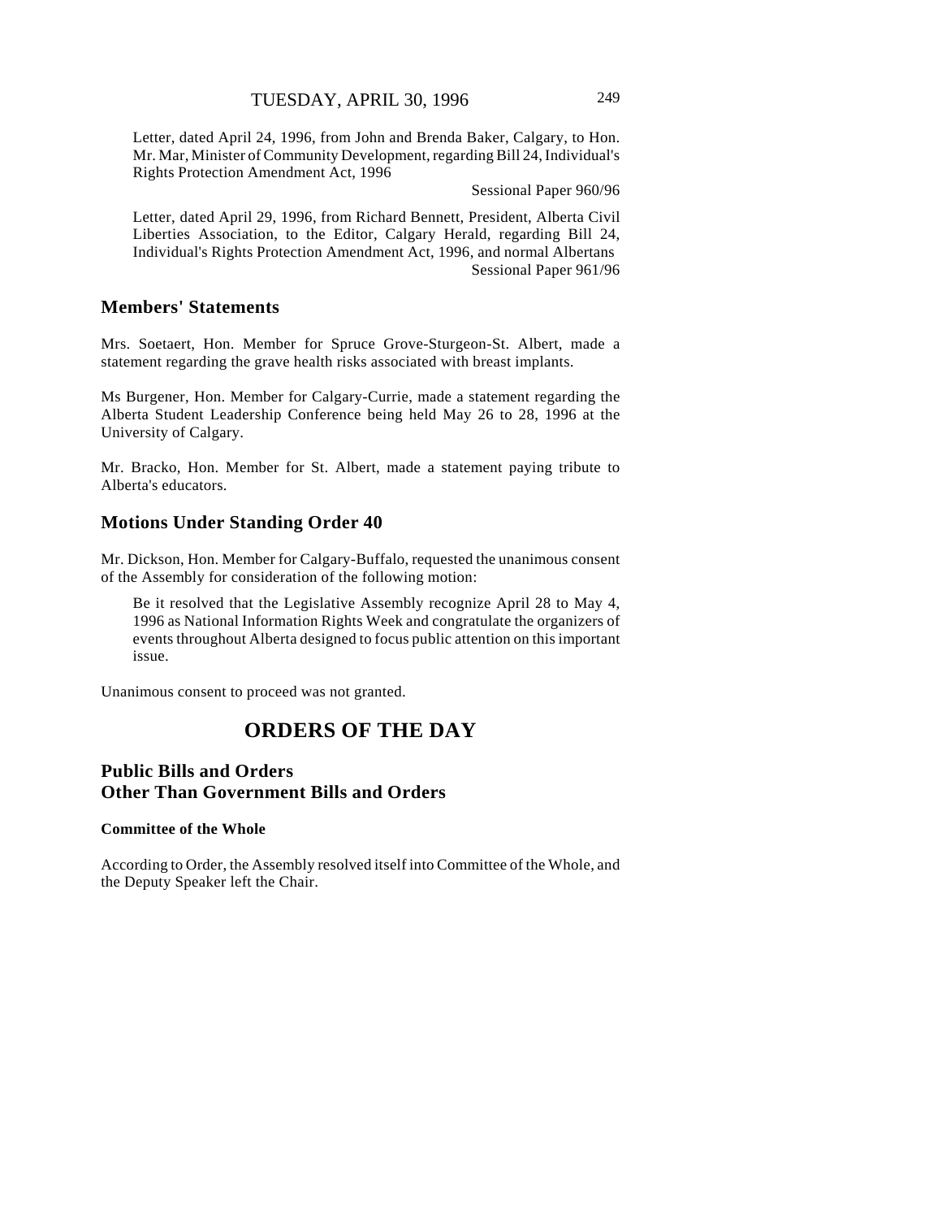Letter, dated April 24, 1996, from John and Brenda Baker, Calgary, to Hon. Mr. Mar, Minister of Community Development, regarding Bill 24, Individual's Rights Protection Amendment Act, 1996

Sessional Paper 960/96

Letter, dated April 29, 1996, from Richard Bennett, President, Alberta Civil Liberties Association, to the Editor, Calgary Herald, regarding Bill 24, Individual's Rights Protection Amendment Act, 1996, and normal Albertans

Sessional Paper 961/96

## Members' Statements

Mrs. Soetaert, Hon. Member for Spruce Grove-Sturgeon-St. Albert, made a statement regarding the grave health risks associated with breast implants.

Ms Burgener, Hon. Member for Calgary-Currie, made a statement regarding the Alberta Student Leadership Conference being held May 26 to 28, 1996 at the University of Calgary.

Mr. Bracko, Hon. Member for St. Albert, made a statement paying tribute to Alberta's educators.

## Motions Under Standing Order 40

Mr. Dickson, Hon. Member for Calgary-Buffalo, requested the unanimous consent of the Assembly for consideration of the following motion:

> Be it resolved that the Legislative Assembly recognize April 28 to May 4, 1996 as National Information Rights Week and congratulate the organizers of events throughout Alberta designed to focus public attention on this important issue.

Unanimous consent to proceed was not granted.

# ORDERS OF THE DAY

## Public Bills and Orders Other Than Government Bills and Orders

### Committee of the Whole

According to Order, the Assembly resolved itself into Committee of the Whole, and the Deputy Speaker left the Chair.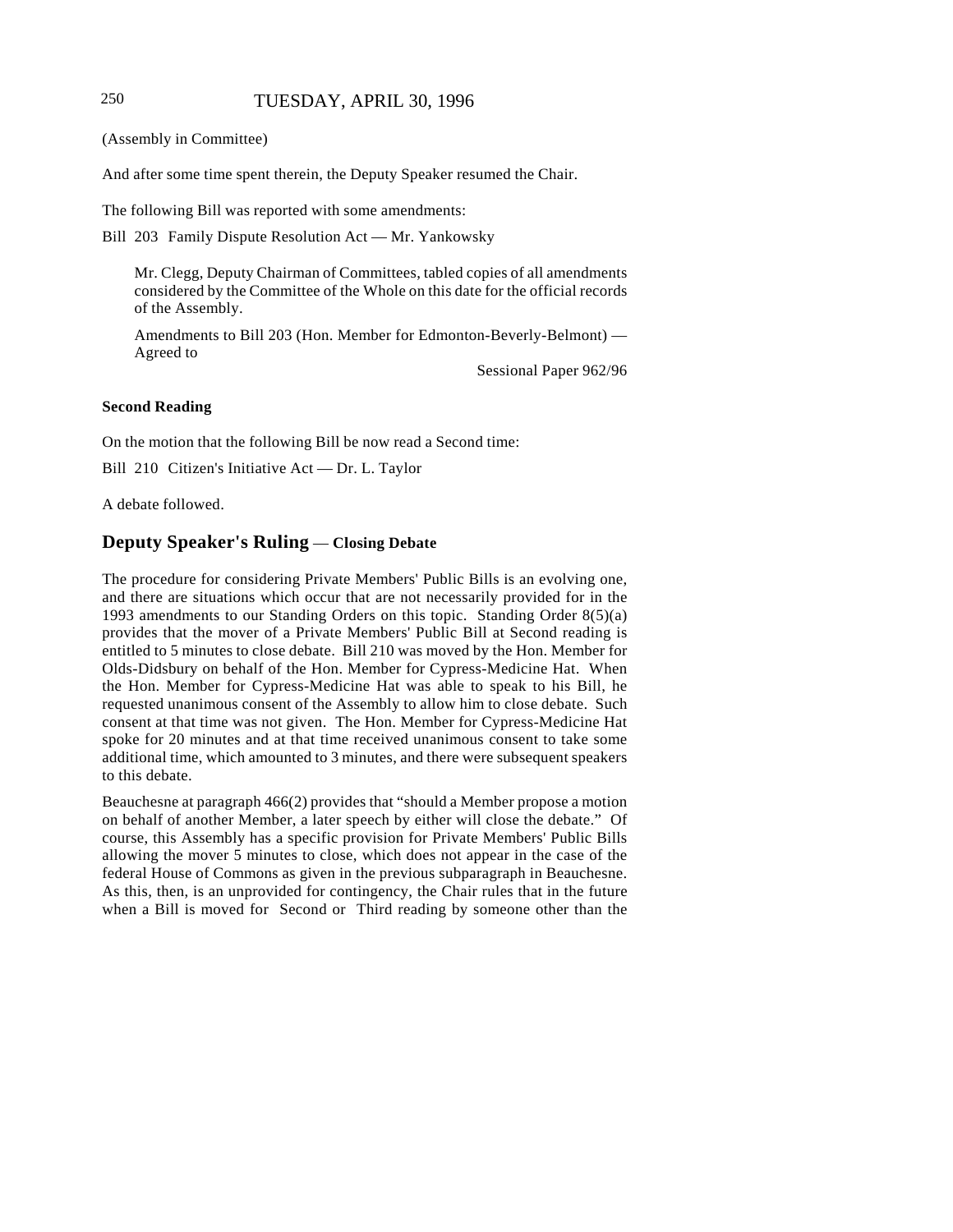(Assembly in Committee)

And after some time spent therein, the Deputy Speaker resumed the Chair.

The following Bill was reported with some amendments:

Bill 203 Family Dispute Resolution Act — Mr. Yankowsky

> Mr. Clegg, Deputy Chairman of Committees, tabled copies of all amendments considered by the Committee of the Whole on this date for the official records of the Assembly.
>
> Amendments to Bill 203 (Hon. Member for Edmonton-Beverly-Belmont) — Agreed to
>
> Sessional Paper 962/96

**Second Reading**

On the motion that the following Bill be now read a Second time:

Bill 210 Citizen's Initiative Act — Dr. L. Taylor

A debate followed.

## Deputy Speaker's Ruling — Closing Debate

The procedure for considering Private Members' Public Bills is an evolving one, and there are situations which occur that are not necessarily provided for in the 1993 amendments to our Standing Orders on this topic. Standing Order 8(5)(a) provides that the mover of a Private Members' Public Bill at Second reading is entitled to 5 minutes to close debate. Bill 210 was moved by the Hon. Member for Olds-Didsbury on behalf of the Hon. Member for Cypress-Medicine Hat. When the Hon. Member for Cypress-Medicine Hat was able to speak to his Bill, he requested unanimous consent of the Assembly to allow him to close debate. Such consent at that time was not given. The Hon. Member for Cypress-Medicine Hat spoke for 20 minutes and at that time received unanimous consent to take some additional time, which amounted to 3 minutes, and there were subsequent speakers to this debate.

Beauchesne at paragraph 466(2) provides that "should a Member propose a motion on behalf of another Member, a later speech by either will close the debate." Of course, this Assembly has a specific provision for Private Members' Public Bills allowing the mover 5 minutes to close, which does not appear in the case of the federal House of Commons as given in the previous subparagraph in Beauchesne. As this, then, is an unprovided for contingency, the Chair rules that in the future when a Bill is moved for Second or Third reading by someone other than the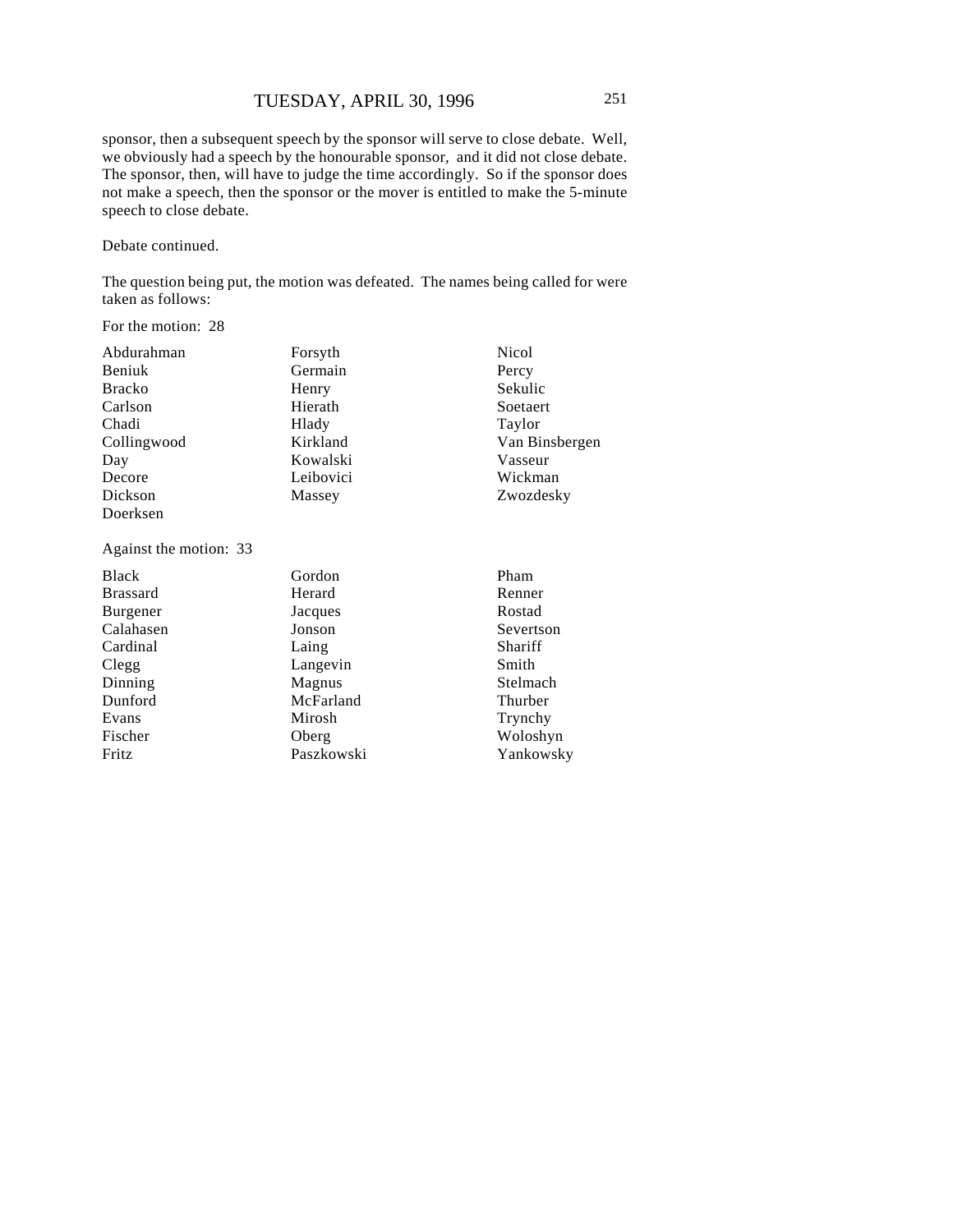sponsor, then a subsequent speech by the sponsor will serve to close debate. Well, we obviously had a speech by the honourable sponsor, and it did not close debate. The sponsor, then, will have to judge the time accordingly. So if the sponsor does not make a speech, then the sponsor or the mover is entitled to make the 5-minute speech to close debate.

Debate continued.

The question being put, the motion was defeated. The names being called for were taken as follows:

For the motion: 28

| | | |
|---|---|---|
| Abdurahman | Forsyth | Nicol |
| Beniuk | Germain | Percy |
| Bracko | Henry | Sekulic |
| Carlson | Hierath | Soetaert |
| Chadi | Hlady | Taylor |
| Collingwood | Kirkland | Van Binsbergen |
| Day | Kowalski | Vasseur |
| Decore | Leibovici | Wickman |
| Dickson | Massey | Zwozdesky |
| Doerksen | | |

Against the motion: 33

| | | |
|---|---|---|
| Black | Gordon | Pham |
| Brassard | Herard | Renner |
| Burgener | Jacques | Rostad |
| Calahasen | Jonson | Severtson |
| Cardinal | Laing | Shariff |
| Clegg | Langevin | Smith |
| Dinning | Magnus | Stelmach |
| Dunford | McFarland | Thurber |
| Evans | Mirosh | Trynchy |
| Fischer | Oberg | Woloshyn |
| Fritz | Paszkowski | Yankowsky |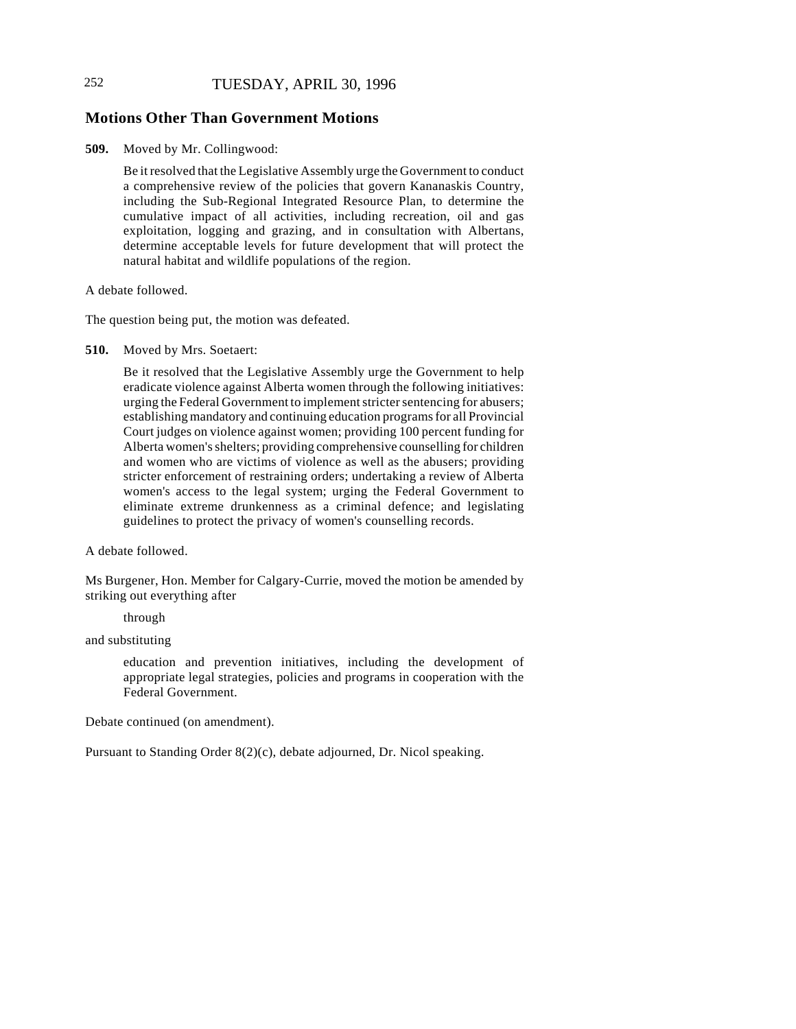## Motions Other Than Government Motions

**509.** Moved by Mr. Collingwood:

> Be it resolved that the Legislative Assembly urge the Government to conduct a comprehensive review of the policies that govern Kananaskis Country, including the Sub-Regional Integrated Resource Plan, to determine the cumulative impact of all activities, including recreation, oil and gas exploitation, logging and grazing, and in consultation with Albertans, determine acceptable levels for future development that will protect the natural habitat and wildlife populations of the region.

A debate followed.

The question being put, the motion was defeated.

**510.** Moved by Mrs. Soetaert:

> Be it resolved that the Legislative Assembly urge the Government to help eradicate violence against Alberta women through the following initiatives: urging the Federal Government to implement stricter sentencing for abusers; establishing mandatory and continuing education programs for all Provincial Court judges on violence against women; providing 100 percent funding for Alberta women's shelters; providing comprehensive counselling for children and women who are victims of violence as well as the abusers; providing stricter enforcement of restraining orders; undertaking a review of Alberta women's access to the legal system; urging the Federal Government to eliminate extreme drunkenness as a criminal defence; and legislating guidelines to protect the privacy of women's counselling records.

A debate followed.

Ms Burgener, Hon. Member for Calgary-Currie, moved the motion be amended by striking out everything after

> through

and substituting

> education and prevention initiatives, including the development of appropriate legal strategies, policies and programs in cooperation with the Federal Government.

Debate continued (on amendment).

Pursuant to Standing Order 8(2)(c), debate adjourned, Dr. Nicol speaking.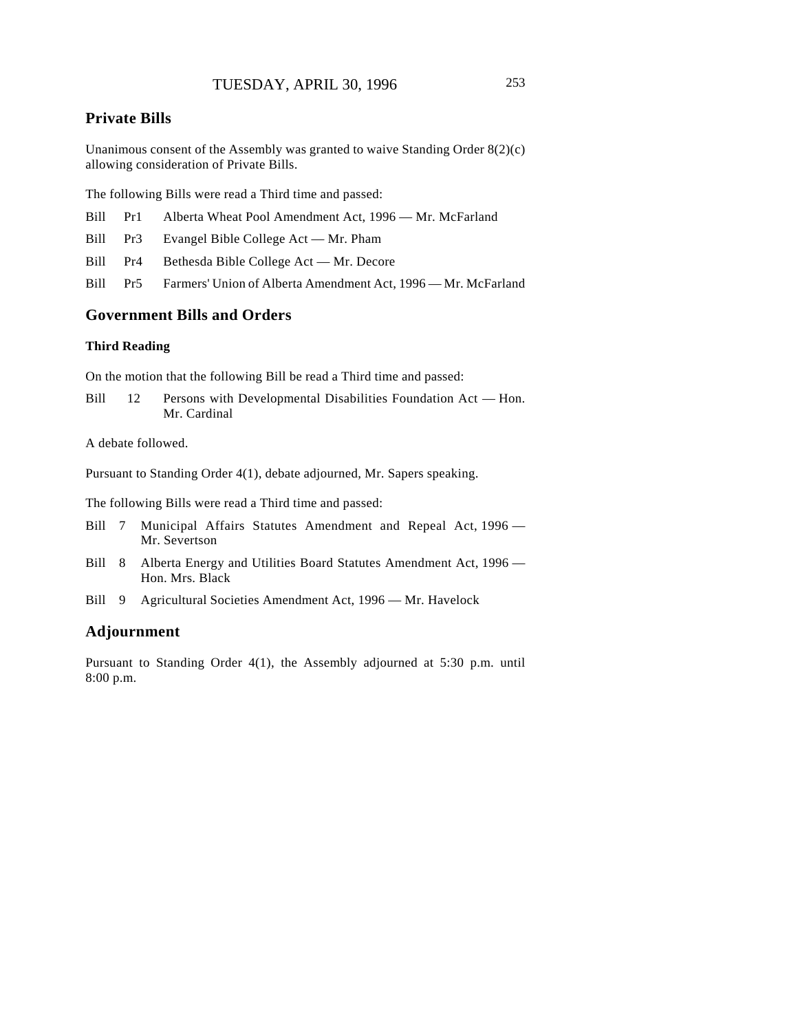## Private Bills

Unanimous consent of the Assembly was granted to waive Standing Order 8(2)(c) allowing consideration of Private Bills.

The following Bills were read a Third time and passed:

Bill Pr1 Alberta Wheat Pool Amendment Act, 1996 — Mr. McFarland

Bill Pr3 Evangel Bible College Act — Mr. Pham

Bill Pr4 Bethesda Bible College Act — Mr. Decore

Bill Pr5 Farmers' Union of Alberta Amendment Act, 1996 — Mr. McFarland

## Government Bills and Orders

### Third Reading

On the motion that the following Bill be read a Third time and passed:

Bill 12 Persons with Developmental Disabilities Foundation Act — Hon. Mr. Cardinal

A debate followed.

Pursuant to Standing Order 4(1), debate adjourned, Mr. Sapers speaking.

The following Bills were read a Third time and passed:

Bill 7 Municipal Affairs Statutes Amendment and Repeal Act, 1996 — Mr. Severtson

Bill 8 Alberta Energy and Utilities Board Statutes Amendment Act, 1996 — Hon. Mrs. Black

Bill 9 Agricultural Societies Amendment Act, 1996 — Mr. Havelock

## Adjournment

Pursuant to Standing Order 4(1), the Assembly adjourned at 5:30 p.m. until 8:00 p.m.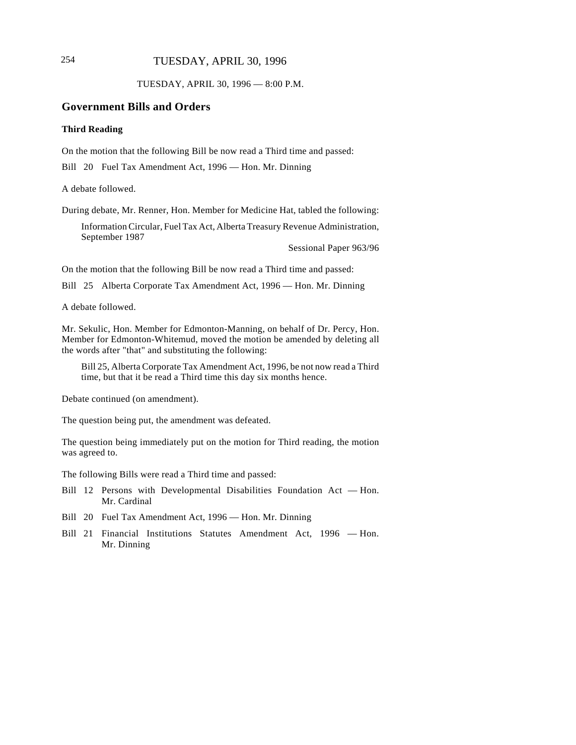TUESDAY, APRIL 30, 1996 — 8:00 P.M.

## Government Bills and Orders

### Third Reading

On the motion that the following Bill be now read a Third time and passed:

Bill 20 Fuel Tax Amendment Act, 1996 — Hon. Mr. Dinning

A debate followed.

During debate, Mr. Renner, Hon. Member for Medicine Hat, tabled the following:

> Information Circular, Fuel Tax Act, Alberta Treasury Revenue Administration, September 1987
>
> Sessional Paper 963/96

On the motion that the following Bill be now read a Third time and passed:

Bill 25 Alberta Corporate Tax Amendment Act, 1996 — Hon. Mr. Dinning

A debate followed.

Mr. Sekulic, Hon. Member for Edmonton-Manning, on behalf of Dr. Percy, Hon. Member for Edmonton-Whitemud, moved the motion be amended by deleting all the words after "that" and substituting the following:

> Bill 25, Alberta Corporate Tax Amendment Act, 1996, be not now read a Third time, but that it be read a Third time this day six months hence.

Debate continued (on amendment).

The question being put, the amendment was defeated.

The question being immediately put on the motion for Third reading, the motion was agreed to.

The following Bills were read a Third time and passed:

Bill 12 Persons with Developmental Disabilities Foundation Act — Hon. Mr. Cardinal

Bill 20 Fuel Tax Amendment Act, 1996 — Hon. Mr. Dinning

Bill 21 Financial Institutions Statutes Amendment Act, 1996 — Hon. Mr. Dinning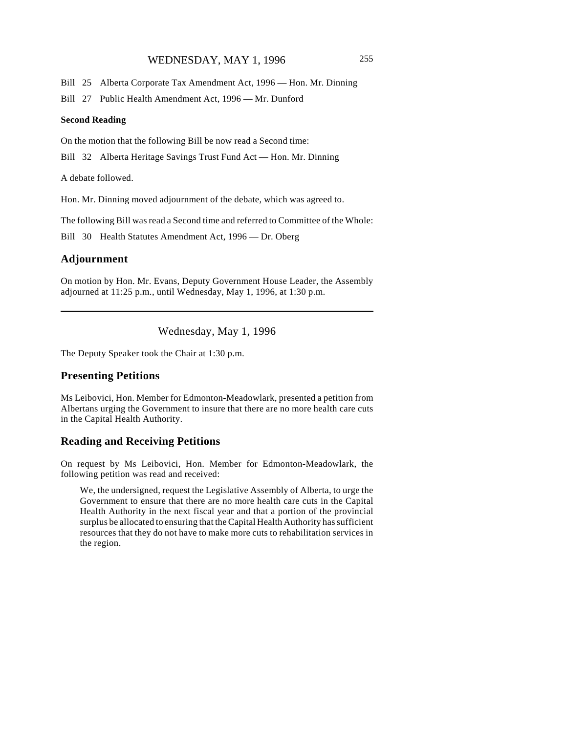Bill 25 Alberta Corporate Tax Amendment Act, 1996 — Hon. Mr. Dinning

Bill 27 Public Health Amendment Act, 1996 — Mr. Dunford

**Second Reading**

On the motion that the following Bill be now read a Second time:

Bill 32 Alberta Heritage Savings Trust Fund Act — Hon. Mr. Dinning

A debate followed.

Hon. Mr. Dinning moved adjournment of the debate, which was agreed to.

The following Bill was read a Second time and referred to Committee of the Whole:

Bill 30 Health Statutes Amendment Act, 1996 — Dr. Oberg

## Adjournment

On motion by Hon. Mr. Evans, Deputy Government House Leader, the Assembly adjourned at 11:25 p.m., until Wednesday, May 1, 1996, at 1:30 p.m.

---

# Wednesday, May 1, 1996

The Deputy Speaker took the Chair at 1:30 p.m.

## Presenting Petitions

Ms Leibovici, Hon. Member for Edmonton-Meadowlark, presented a petition from Albertans urging the Government to insure that there are no more health care cuts in the Capital Health Authority.

## Reading and Receiving Petitions

On request by Ms Leibovici, Hon. Member for Edmonton-Meadowlark, the following petition was read and received:

> We, the undersigned, request the Legislative Assembly of Alberta, to urge the Government to ensure that there are no more health care cuts in the Capital Health Authority in the next fiscal year and that a portion of the provincial surplus be allocated to ensuring that the Capital Health Authority has sufficient resources that they do not have to make more cuts to rehabilitation services in the region.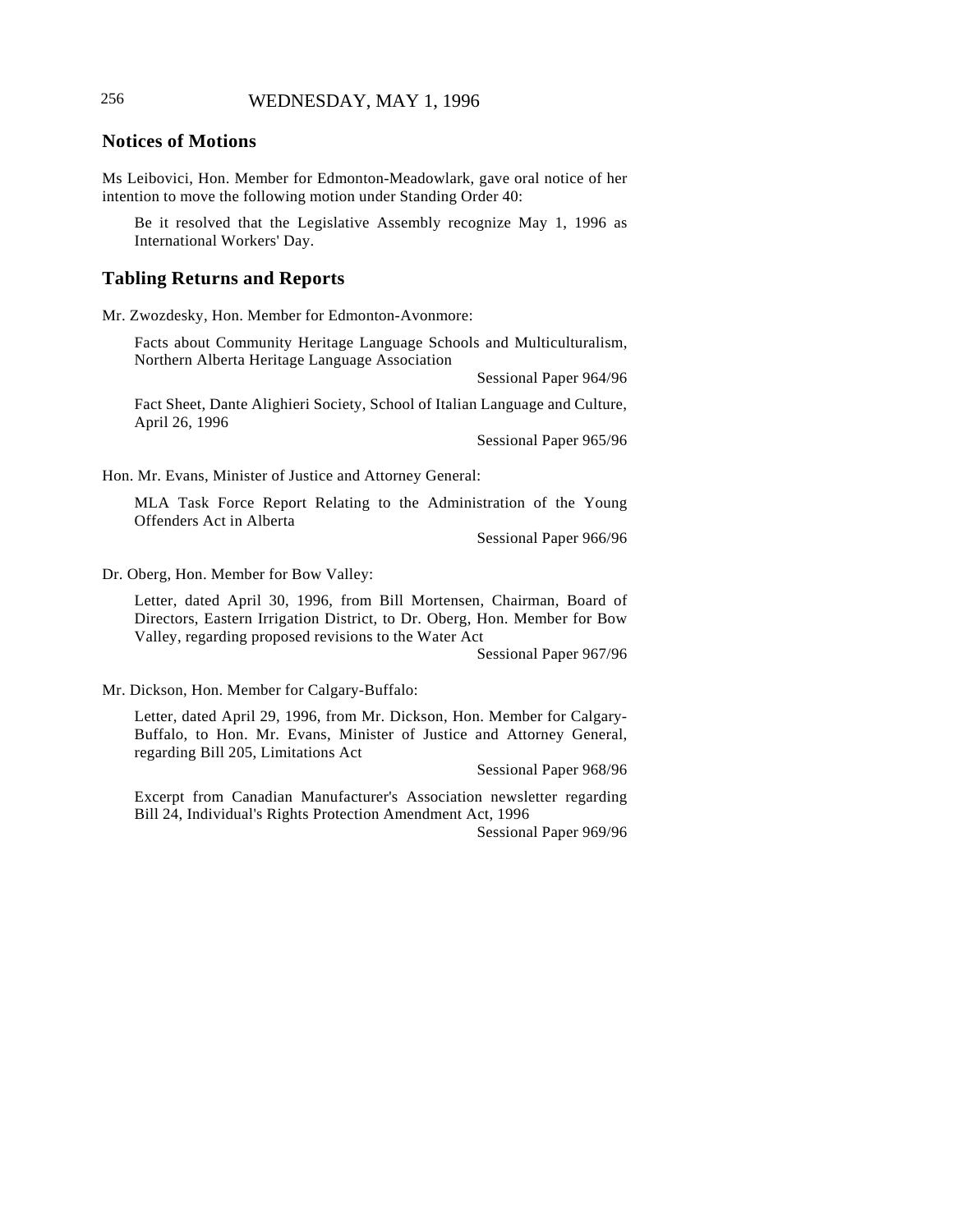## Notices of Motions

Ms Leibovici, Hon. Member for Edmonton-Meadowlark, gave oral notice of her intention to move the following motion under Standing Order 40:

> Be it resolved that the Legislative Assembly recognize May 1, 1996 as International Workers' Day.

## Tabling Returns and Reports

Mr. Zwozdesky, Hon. Member for Edmonton-Avonmore:

> Facts about Community Heritage Language Schools and Multiculturalism, Northern Alberta Heritage Language Association
>
> Sessional Paper 964/96

> Fact Sheet, Dante Alighieri Society, School of Italian Language and Culture, April 26, 1996
>
> Sessional Paper 965/96

Hon. Mr. Evans, Minister of Justice and Attorney General:

> MLA Task Force Report Relating to the Administration of the Young Offenders Act in Alberta
>
> Sessional Paper 966/96

Dr. Oberg, Hon. Member for Bow Valley:

> Letter, dated April 30, 1996, from Bill Mortensen, Chairman, Board of Directors, Eastern Irrigation District, to Dr. Oberg, Hon. Member for Bow Valley, regarding proposed revisions to the Water Act
>
> Sessional Paper 967/96

Mr. Dickson, Hon. Member for Calgary-Buffalo:

> Letter, dated April 29, 1996, from Mr. Dickson, Hon. Member for Calgary-Buffalo, to Hon. Mr. Evans, Minister of Justice and Attorney General, regarding Bill 205, Limitations Act
>
> Sessional Paper 968/96

> Excerpt from Canadian Manufacturer's Association newsletter regarding Bill 24, Individual's Rights Protection Amendment Act, 1996
>
> Sessional Paper 969/96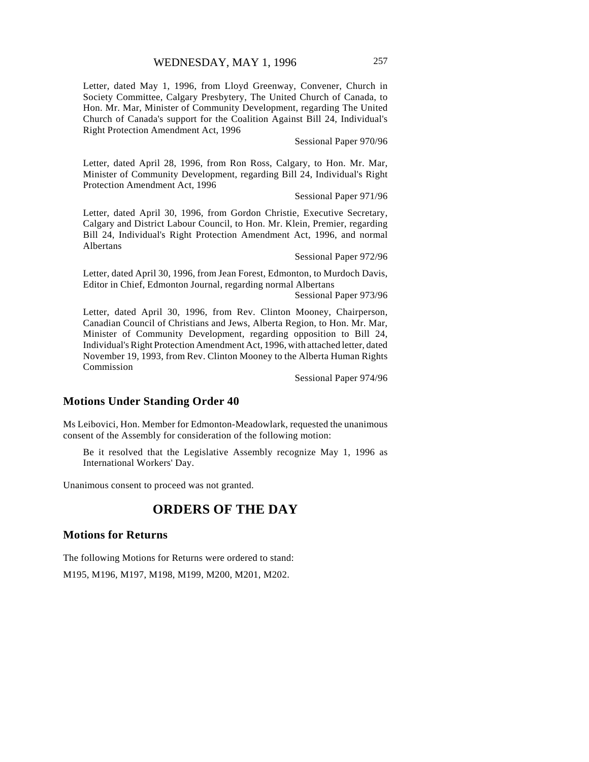Letter, dated May 1, 1996, from Lloyd Greenway, Convener, Church in Society Committee, Calgary Presbytery, The United Church of Canada, to Hon. Mr. Mar, Minister of Community Development, regarding The United Church of Canada's support for the Coalition Against Bill 24, Individual's Right Protection Amendment Act, 1996

Sessional Paper 970/96

Letter, dated April 28, 1996, from Ron Ross, Calgary, to Hon. Mr. Mar, Minister of Community Development, regarding Bill 24, Individual's Right Protection Amendment Act, 1996

Sessional Paper 971/96

Letter, dated April 30, 1996, from Gordon Christie, Executive Secretary, Calgary and District Labour Council, to Hon. Mr. Klein, Premier, regarding Bill 24, Individual's Right Protection Amendment Act, 1996, and normal Albertans

Sessional Paper 972/96

Letter, dated April 30, 1996, from Jean Forest, Edmonton, to Murdoch Davis, Editor in Chief, Edmonton Journal, regarding normal Albertans

Sessional Paper 973/96

Letter, dated April 30, 1996, from Rev. Clinton Mooney, Chairperson, Canadian Council of Christians and Jews, Alberta Region, to Hon. Mr. Mar, Minister of Community Development, regarding opposition to Bill 24, Individual's Right Protection Amendment Act, 1996, with attached letter, dated November 19, 1993, from Rev. Clinton Mooney to the Alberta Human Rights Commission

Sessional Paper 974/96

## Motions Under Standing Order 40

Ms Leibovici, Hon. Member for Edmonton-Meadowlark, requested the unanimous consent of the Assembly for consideration of the following motion:

> Be it resolved that the Legislative Assembly recognize May 1, 1996 as International Workers' Day.

Unanimous consent to proceed was not granted.

# ORDERS OF THE DAY

## Motions for Returns

The following Motions for Returns were ordered to stand:

M195, M196, M197, M198, M199, M200, M201, M202.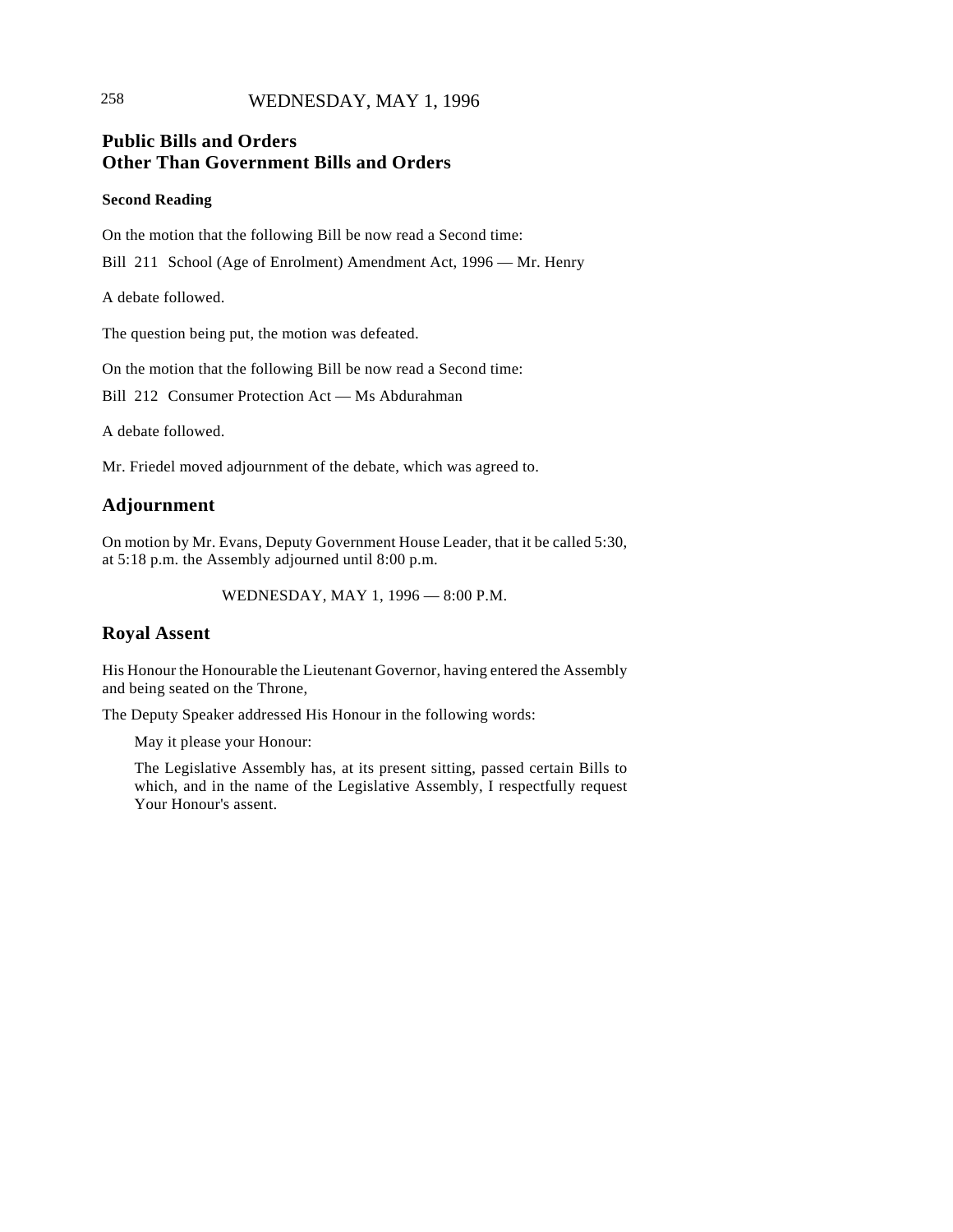## Public Bills and Orders Other Than Government Bills and Orders

### Second Reading

On the motion that the following Bill be now read a Second time:

Bill 211 School (Age of Enrolment) Amendment Act, 1996 — Mr. Henry

A debate followed.

The question being put, the motion was defeated.

On the motion that the following Bill be now read a Second time:

Bill 212 Consumer Protection Act — Ms Abdurahman

A debate followed.

Mr. Friedel moved adjournment of the debate, which was agreed to.

## Adjournment

On motion by Mr. Evans, Deputy Government House Leader, that it be called 5:30, at 5:18 p.m. the Assembly adjourned until 8:00 p.m.

WEDNESDAY, MAY 1, 1996 — 8:00 P.M.

## Royal Assent

His Honour the Honourable the Lieutenant Governor, having entered the Assembly and being seated on the Throne,

The Deputy Speaker addressed His Honour in the following words:

> May it please your Honour:
>
> The Legislative Assembly has, at its present sitting, passed certain Bills to which, and in the name of the Legislative Assembly, I respectfully request Your Honour's assent.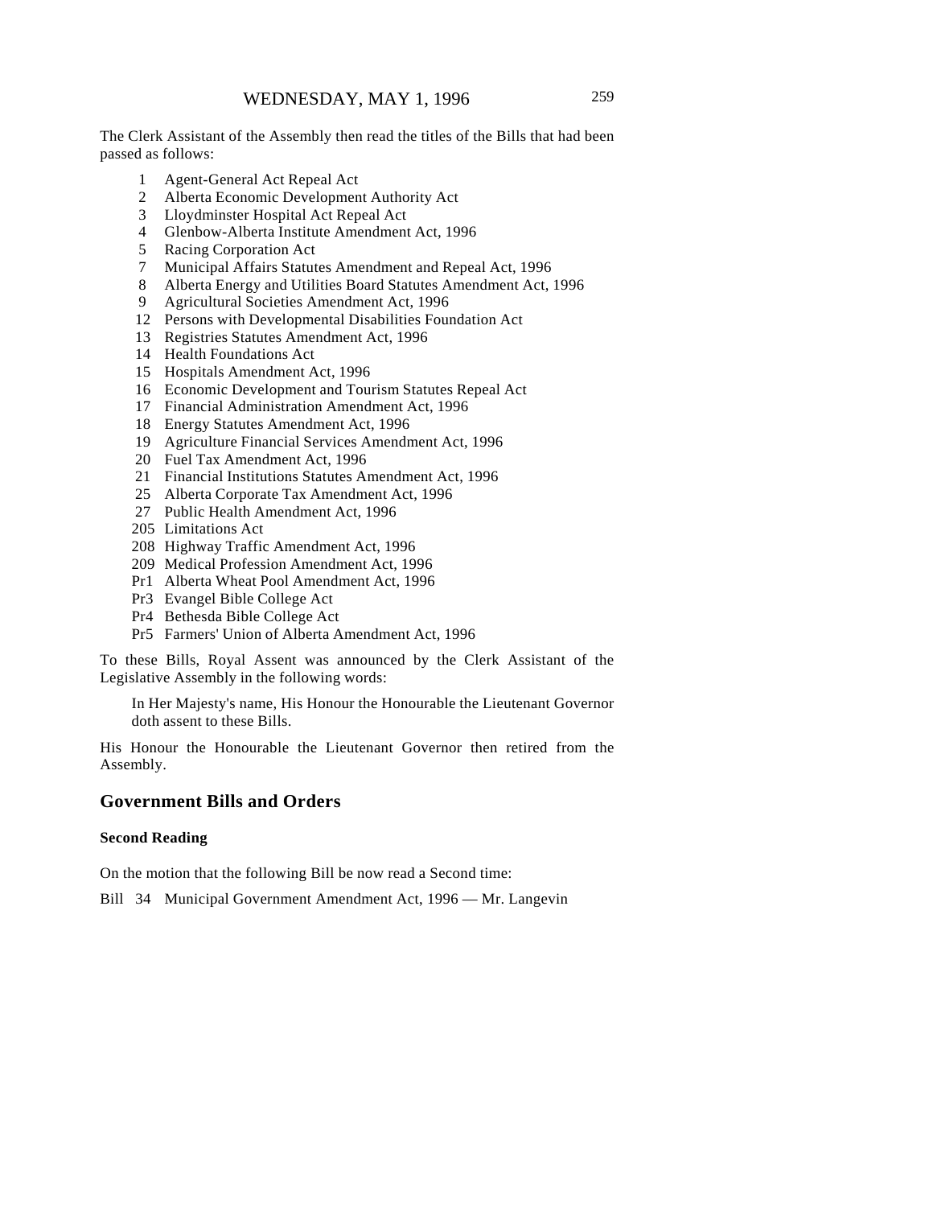The Clerk Assistant of the Assembly then read the titles of the Bills that had been passed as follows:

| | |
|---|---|
| 1 | Agent-General Act Repeal Act |
| 2 | Alberta Economic Development Authority Act |
| 3 | Lloydminster Hospital Act Repeal Act |
| 4 | Glenbow-Alberta Institute Amendment Act, 1996 |
| 5 | Racing Corporation Act |
| 7 | Municipal Affairs Statutes Amendment and Repeal Act, 1996 |
| 8 | Alberta Energy and Utilities Board Statutes Amendment Act, 1996 |
| 9 | Agricultural Societies Amendment Act, 1996 |
| 12 | Persons with Developmental Disabilities Foundation Act |
| 13 | Registries Statutes Amendment Act, 1996 |
| 14 | Health Foundations Act |
| 15 | Hospitals Amendment Act, 1996 |
| 16 | Economic Development and Tourism Statutes Repeal Act |
| 17 | Financial Administration Amendment Act, 1996 |
| 18 | Energy Statutes Amendment Act, 1996 |
| 19 | Agriculture Financial Services Amendment Act, 1996 |
| 20 | Fuel Tax Amendment Act, 1996 |
| 21 | Financial Institutions Statutes Amendment Act, 1996 |
| 25 | Alberta Corporate Tax Amendment Act, 1996 |
| 27 | Public Health Amendment Act, 1996 |
| 205 | Limitations Act |
| 208 | Highway Traffic Amendment Act, 1996 |
| 209 | Medical Profession Amendment Act, 1996 |
| Pr1 | Alberta Wheat Pool Amendment Act, 1996 |
| Pr3 | Evangel Bible College Act |
| Pr4 | Bethesda Bible College Act |
| Pr5 | Farmers' Union of Alberta Amendment Act, 1996 |

To these Bills, Royal Assent was announced by the Clerk Assistant of the Legislative Assembly in the following words:

> In Her Majesty's name, His Honour the Honourable the Lieutenant Governor doth assent to these Bills.

His Honour the Honourable the Lieutenant Governor then retired from the Assembly.

## Government Bills and Orders

### Second Reading

On the motion that the following Bill be now read a Second time:

Bill 34 Municipal Government Amendment Act, 1996 — Mr. Langevin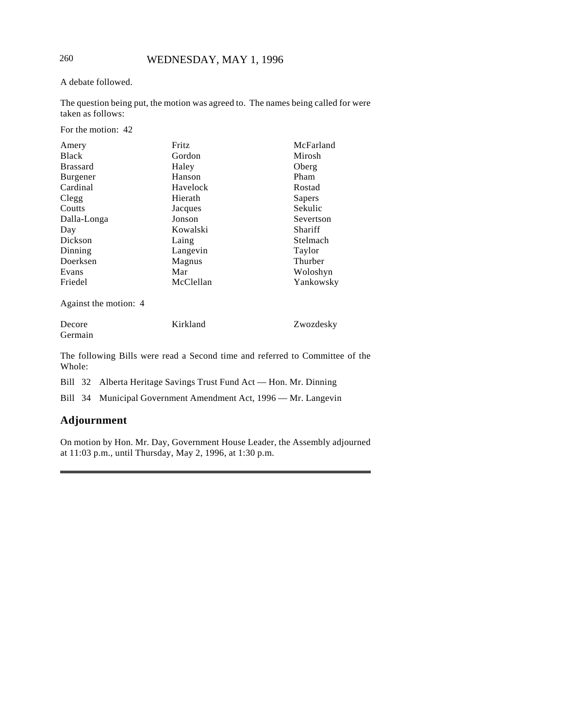A debate followed.

The question being put, the motion was agreed to. The names being called for were taken as follows:

For the motion: 42

| | | |
|---|---|---|
| Amery | Fritz | McFarland |
| Black | Gordon | Mirosh |
| Brassard | Haley | Oberg |
| Burgener | Hanson | Pham |
| Cardinal | Havelock | Rostad |
| Clegg | Hierath | Sapers |
| Coutts | Jacques | Sekulic |
| Dalla-Longa | Jonson | Severtson |
| Day | Kowalski | Shariff |
| Dickson | Laing | Stelmach |
| Dinning | Langevin | Taylor |
| Doerksen | Magnus | Thurber |
| Evans | Mar | Woloshyn |
| Friedel | McClellan | Yankowsky |

Against the motion: 4

| | | |
|---|---|---|
| Decore | Kirkland | Zwozdesky |
| Germain | | |

The following Bills were read a Second time and referred to Committee of the Whole:

Bill 32 Alberta Heritage Savings Trust Fund Act — Hon. Mr. Dinning

Bill 34 Municipal Government Amendment Act, 1996 — Mr. Langevin

## Adjournment

On motion by Hon. Mr. Day, Government House Leader, the Assembly adjourned at 11:03 p.m., until Thursday, May 2, 1996, at 1:30 p.m.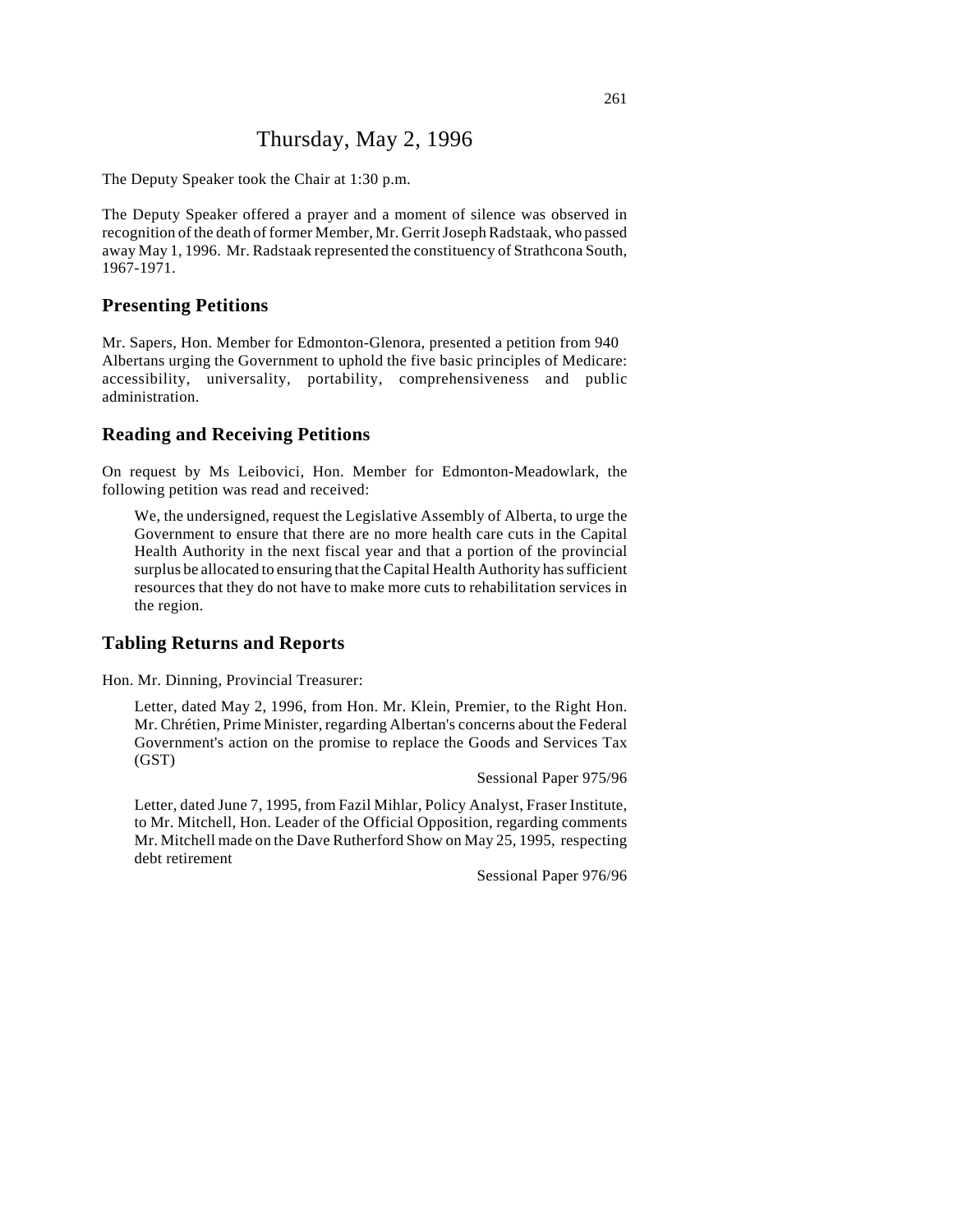# Thursday, May 2, 1996

The Deputy Speaker took the Chair at 1:30 p.m.

The Deputy Speaker offered a prayer and a moment of silence was observed in recognition of the death of former Member, Mr. Gerrit Joseph Radstaak, who passed away May 1, 1996. Mr. Radstaak represented the constituency of Strathcona South, 1967-1971.

## Presenting Petitions

Mr. Sapers, Hon. Member for Edmonton-Glenora, presented a petition from 940 Albertans urging the Government to uphold the five basic principles of Medicare: accessibility, universality, portability, comprehensiveness and public administration.

## Reading and Receiving Petitions

On request by Ms Leibovici, Hon. Member for Edmonton-Meadowlark, the following petition was read and received:

> We, the undersigned, request the Legislative Assembly of Alberta, to urge the Government to ensure that there are no more health care cuts in the Capital Health Authority in the next fiscal year and that a portion of the provincial surplus be allocated to ensuring that the Capital Health Authority has sufficient resources that they do not have to make more cuts to rehabilitation services in the region.

## Tabling Returns and Reports

Hon. Mr. Dinning, Provincial Treasurer:

> Letter, dated May 2, 1996, from Hon. Mr. Klein, Premier, to the Right Hon. Mr. Chrétien, Prime Minister, regarding Albertan's concerns about the Federal Government's action on the promise to replace the Goods and Services Tax (GST)
>
> Sessional Paper 975/96
>
> Letter, dated June 7, 1995, from Fazil Mihlar, Policy Analyst, Fraser Institute, to Mr. Mitchell, Hon. Leader of the Official Opposition, regarding comments Mr. Mitchell made on the Dave Rutherford Show on May 25, 1995, respecting debt retirement
>
> Sessional Paper 976/96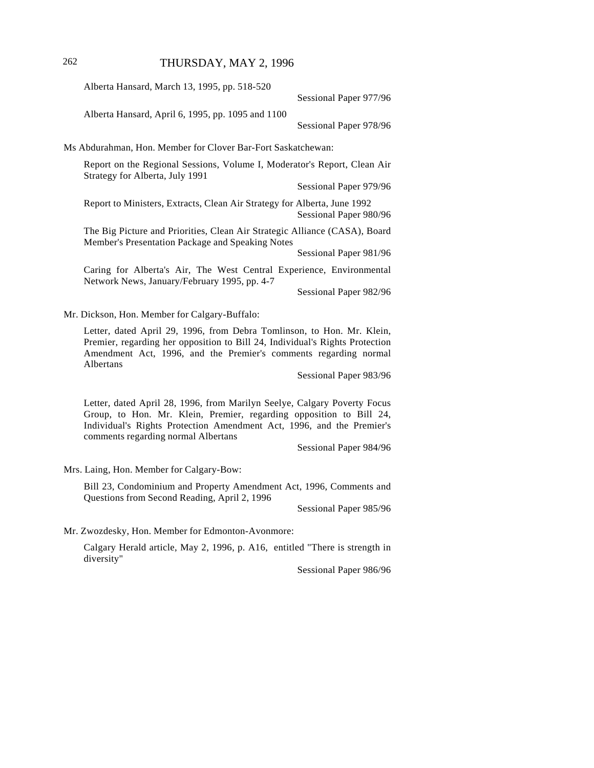Alberta Hansard, March 13, 1995, pp. 518-520

Sessional Paper 977/96

Alberta Hansard, April 6, 1995, pp. 1095 and 1100

Sessional Paper 978/96

Ms Abdurahman, Hon. Member for Clover Bar-Fort Saskatchewan:

Report on the Regional Sessions, Volume I, Moderator's Report, Clean Air Strategy for Alberta, July 1991

Sessional Paper 979/96

Report to Ministers, Extracts, Clean Air Strategy for Alberta, June 1992

Sessional Paper 980/96

The Big Picture and Priorities, Clean Air Strategic Alliance (CASA), Board Member's Presentation Package and Speaking Notes

Sessional Paper 981/96

Caring for Alberta's Air, The West Central Experience, Environmental Network News, January/February 1995, pp. 4-7

Sessional Paper 982/96

Mr. Dickson, Hon. Member for Calgary-Buffalo:

Letter, dated April 29, 1996, from Debra Tomlinson, to Hon. Mr. Klein, Premier, regarding her opposition to Bill 24, Individual's Rights Protection Amendment Act, 1996, and the Premier's comments regarding normal Albertans

Sessional Paper 983/96

Letter, dated April 28, 1996, from Marilyn Seelye, Calgary Poverty Focus Group, to Hon. Mr. Klein, Premier, regarding opposition to Bill 24, Individual's Rights Protection Amendment Act, 1996, and the Premier's comments regarding normal Albertans

Sessional Paper 984/96

Mrs. Laing, Hon. Member for Calgary-Bow:

Bill 23, Condominium and Property Amendment Act, 1996, Comments and Questions from Second Reading, April 2, 1996

Sessional Paper 985/96

Mr. Zwozdesky, Hon. Member for Edmonton-Avonmore:

Calgary Herald article, May 2, 1996, p. A16, entitled "There is strength in diversity"

Sessional Paper 986/96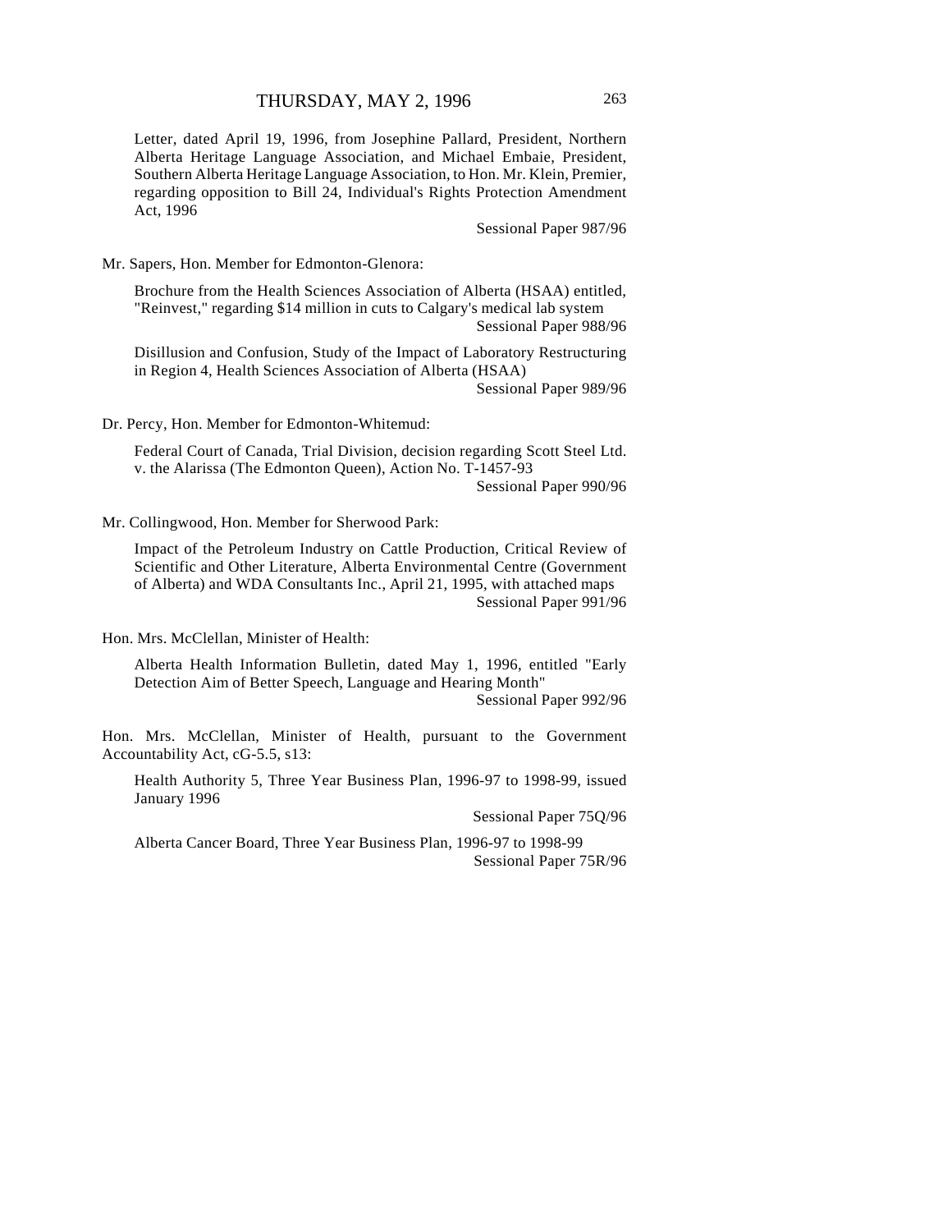Letter, dated April 19, 1996, from Josephine Pallard, President, Northern Alberta Heritage Language Association, and Michael Embaie, President, Southern Alberta Heritage Language Association, to Hon. Mr. Klein, Premier, regarding opposition to Bill 24, Individual's Rights Protection Amendment Act, 1996

Sessional Paper 987/96

Mr. Sapers, Hon. Member for Edmonton-Glenora:

Brochure from the Health Sciences Association of Alberta (HSAA) entitled, "Reinvest," regarding $14 million in cuts to Calgary's medical lab system

Sessional Paper 988/96

Disillusion and Confusion, Study of the Impact of Laboratory Restructuring in Region 4, Health Sciences Association of Alberta (HSAA)

Sessional Paper 989/96

Dr. Percy, Hon. Member for Edmonton-Whitemud:

Federal Court of Canada, Trial Division, decision regarding Scott Steel Ltd. v. the Alarissa (The Edmonton Queen), Action No. T-1457-93

Sessional Paper 990/96

Mr. Collingwood, Hon. Member for Sherwood Park:

Impact of the Petroleum Industry on Cattle Production, Critical Review of Scientific and Other Literature, Alberta Environmental Centre (Government of Alberta) and WDA Consultants Inc., April 21, 1995, with attached maps

Sessional Paper 991/96

Hon. Mrs. McClellan, Minister of Health:

Alberta Health Information Bulletin, dated May 1, 1996, entitled "Early Detection Aim of Better Speech, Language and Hearing Month"

Sessional Paper 992/96

Hon. Mrs. McClellan, Minister of Health, pursuant to the Government Accountability Act, cG-5.5, s13:

Health Authority 5, Three Year Business Plan, 1996-97 to 1998-99, issued January 1996

Sessional Paper 75Q/96

Alberta Cancer Board, Three Year Business Plan, 1996-97 to 1998-99

Sessional Paper 75R/96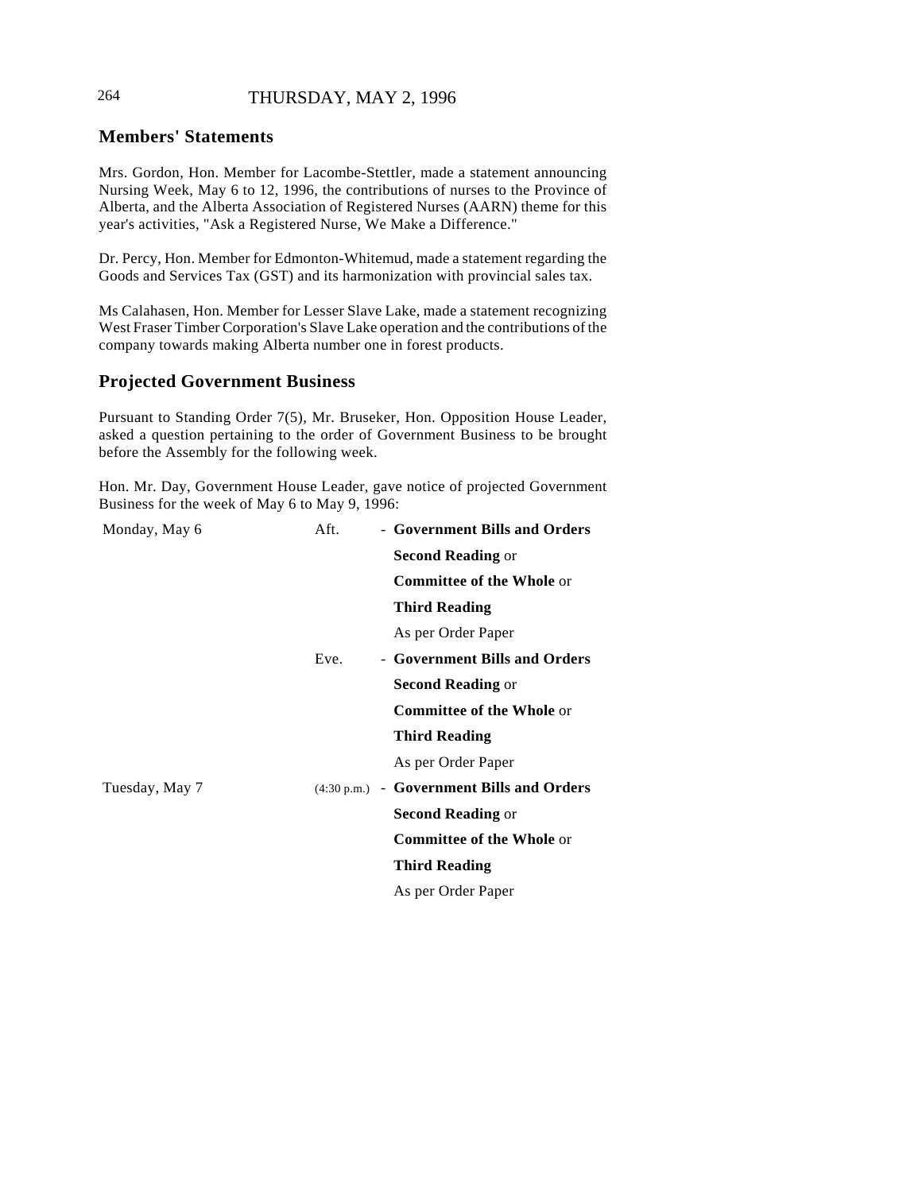## Members' Statements

Mrs. Gordon, Hon. Member for Lacombe-Stettler, made a statement announcing Nursing Week, May 6 to 12, 1996, the contributions of nurses to the Province of Alberta, and the Alberta Association of Registered Nurses (AARN) theme for this year's activities, "Ask a Registered Nurse, We Make a Difference."

Dr. Percy, Hon. Member for Edmonton-Whitemud, made a statement regarding the Goods and Services Tax (GST) and its harmonization with provincial sales tax.

Ms Calahasen, Hon. Member for Lesser Slave Lake, made a statement recognizing West Fraser Timber Corporation's Slave Lake operation and the contributions of the company towards making Alberta number one in forest products.

## Projected Government Business

Pursuant to Standing Order 7(5), Mr. Bruseker, Hon. Opposition House Leader, asked a question pertaining to the order of Government Business to be brought before the Assembly for the following week.

Hon. Mr. Day, Government House Leader, gave notice of projected Government Business for the week of May 6 to May 9, 1996:

| | | |
|---|---|---|
| Monday, May 6 | Aft. | - **Government Bills and Orders** |
| | | **Second Reading** or |
| | | **Committee of the Whole** or |
| | | **Third Reading** |
| | | As per Order Paper |
| | Eve. | - **Government Bills and Orders** |
| | | **Second Reading** or |
| | | **Committee of the Whole** or |
| | | **Third Reading** |
| | | As per Order Paper |
| Tuesday, May 7 | (4:30 p.m.) | - **Government Bills and Orders** |
| | | **Second Reading** or |
| | | **Committee of the Whole** or |
| | | **Third Reading** |
| | | As per Order Paper |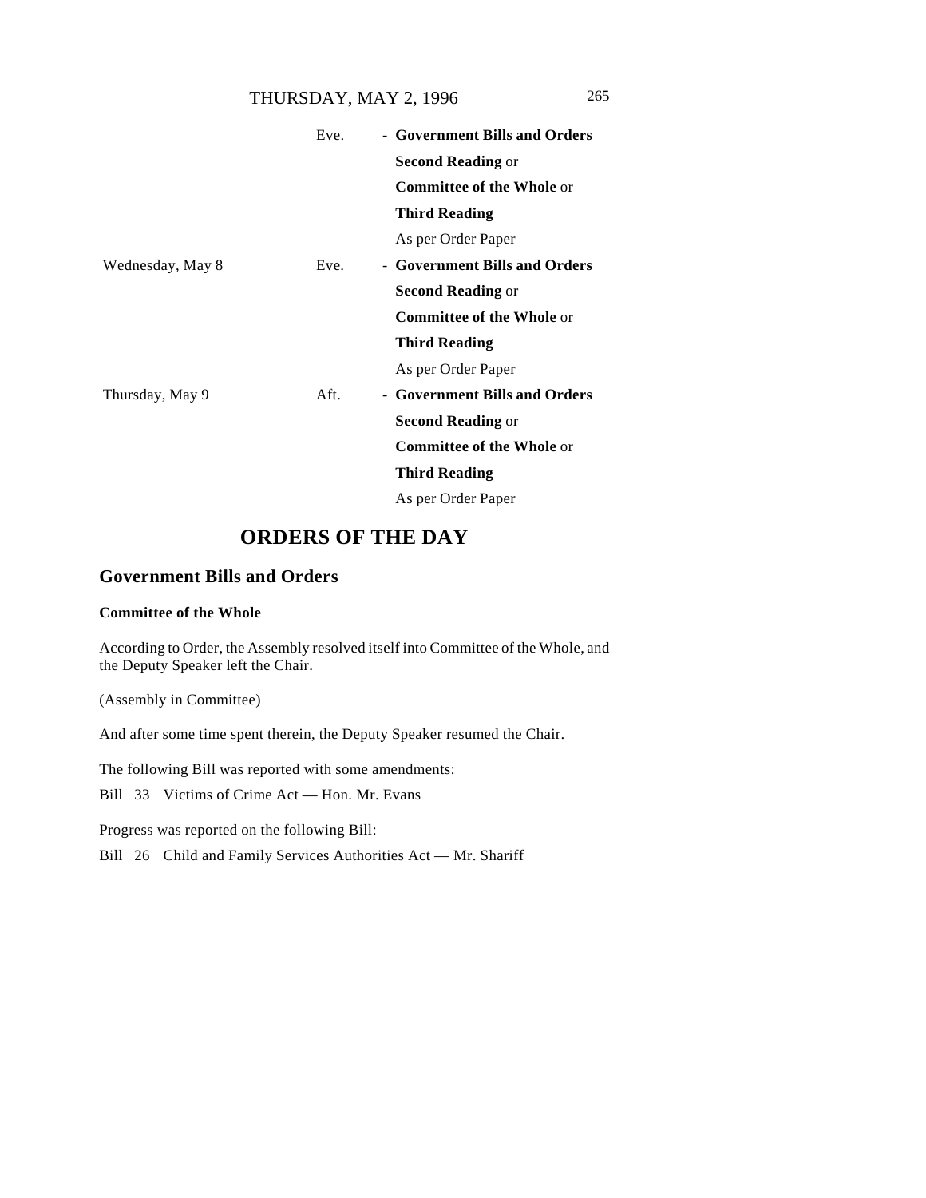| | | |
|---|---|---|
| | Eve. | - **Government Bills and Orders** |
| | | **Second Reading** or |
| | | **Committee of the Whole** or |
| | | **Third Reading** |
| | | As per Order Paper |
| Wednesday, May 8 | Eve. | - **Government Bills and Orders** |
| | | **Second Reading** or |
| | | **Committee of the Whole** or |
| | | **Third Reading** |
| | | As per Order Paper |
| Thursday, May 9 | Aft. | - **Government Bills and Orders** |
| | | **Second Reading** or |
| | | **Committee of the Whole** or |
| | | **Third Reading** |
| | | As per Order Paper |

# ORDERS OF THE DAY

## Government Bills and Orders

### Committee of the Whole

According to Order, the Assembly resolved itself into Committee of the Whole, and the Deputy Speaker left the Chair.

(Assembly in Committee)

And after some time spent therein, the Deputy Speaker resumed the Chair.

The following Bill was reported with some amendments:

Bill 33 Victims of Crime Act — Hon. Mr. Evans

Progress was reported on the following Bill:

Bill 26 Child and Family Services Authorities Act — Mr. Shariff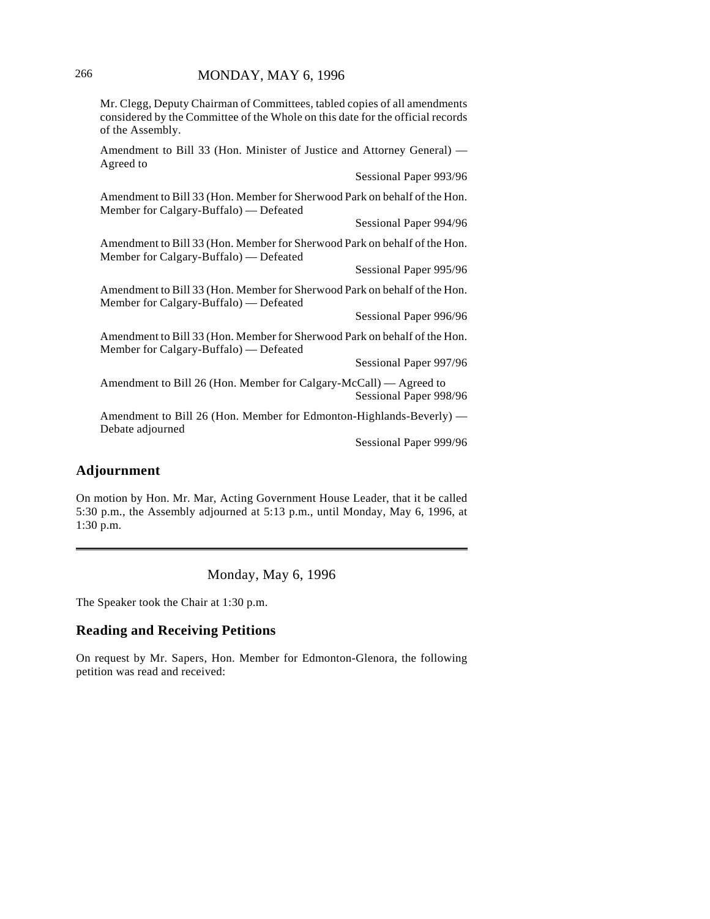Mr. Clegg, Deputy Chairman of Committees, tabled copies of all amendments considered by the Committee of the Whole on this date for the official records of the Assembly.

Amendment to Bill 33 (Hon. Minister of Justice and Attorney General) — Agreed to

Sessional Paper 993/96

Amendment to Bill 33 (Hon. Member for Sherwood Park on behalf of the Hon. Member for Calgary-Buffalo) — Defeated

Sessional Paper 994/96

Amendment to Bill 33 (Hon. Member for Sherwood Park on behalf of the Hon. Member for Calgary-Buffalo) — Defeated

Sessional Paper 995/96

Amendment to Bill 33 (Hon. Member for Sherwood Park on behalf of the Hon. Member for Calgary-Buffalo) — Defeated

Sessional Paper 996/96

Amendment to Bill 33 (Hon. Member for Sherwood Park on behalf of the Hon. Member for Calgary-Buffalo) — Defeated

Sessional Paper 997/96

Amendment to Bill 26 (Hon. Member for Calgary-McCall) — Agreed to

Sessional Paper 998/96

Amendment to Bill 26 (Hon. Member for Edmonton-Highlands-Beverly) — Debate adjourned

Sessional Paper 999/96

## Adjournment

On motion by Hon. Mr. Mar, Acting Government House Leader, that it be called 5:30 p.m., the Assembly adjourned at 5:13 p.m., until Monday, May 6, 1996, at 1:30 p.m.

---

Monday, May 6, 1996

The Speaker took the Chair at 1:30 p.m.

## Reading and Receiving Petitions

On request by Mr. Sapers, Hon. Member for Edmonton-Glenora, the following petition was read and received: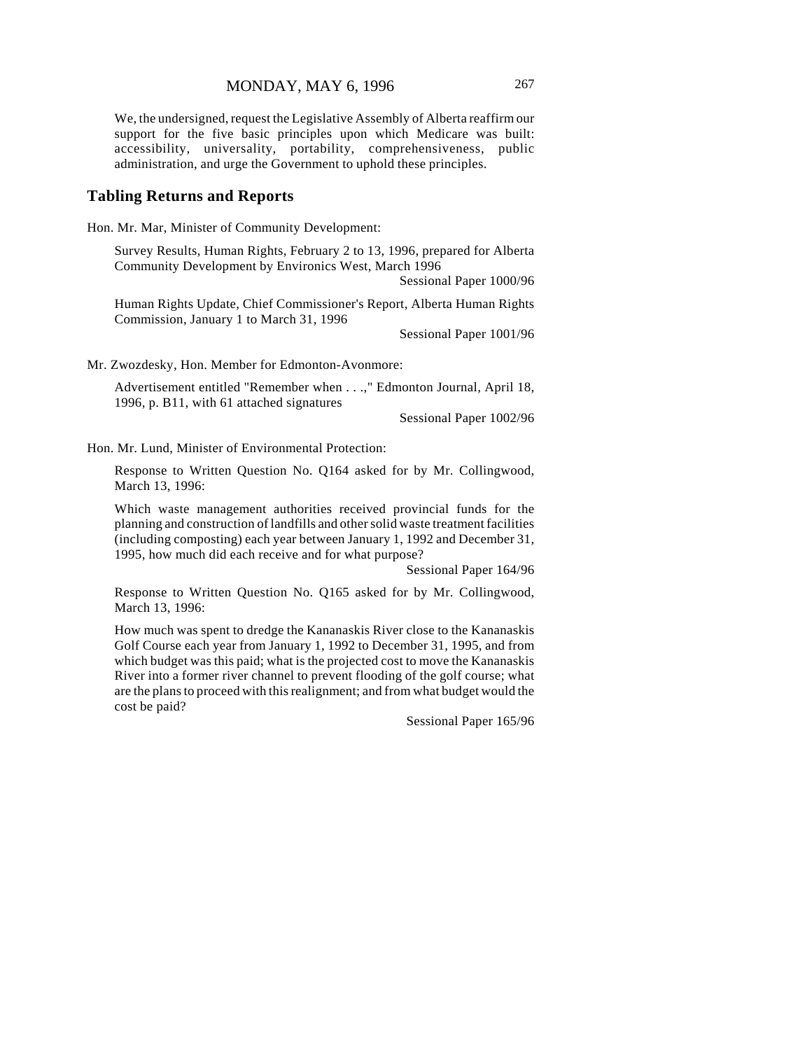We, the undersigned, request the Legislative Assembly of Alberta reaffirm our support for the five basic principles upon which Medicare was built: accessibility, universality, portability, comprehensiveness, public administration, and urge the Government to uphold these principles.

## Tabling Returns and Reports

Hon. Mr. Mar, Minister of Community Development:

Survey Results, Human Rights, February 2 to 13, 1996, prepared for Alberta Community Development by Environics West, March 1996

Sessional Paper 1000/96

Human Rights Update, Chief Commissioner's Report, Alberta Human Rights Commission, January 1 to March 31, 1996

Sessional Paper 1001/96

Mr. Zwozdesky, Hon. Member for Edmonton-Avonmore:

Advertisement entitled "Remember when . . .," Edmonton Journal, April 18, 1996, p. B11, with 61 attached signatures

Sessional Paper 1002/96

Hon. Mr. Lund, Minister of Environmental Protection:

Response to Written Question No. Q164 asked for by Mr. Collingwood, March 13, 1996:

Which waste management authorities received provincial funds for the planning and construction of landfills and other solid waste treatment facilities (including composting) each year between January 1, 1992 and December 31, 1995, how much did each receive and for what purpose?

Sessional Paper 164/96

Response to Written Question No. Q165 asked for by Mr. Collingwood, March 13, 1996:

How much was spent to dredge the Kananaskis River close to the Kananaskis Golf Course each year from January 1, 1992 to December 31, 1995, and from which budget was this paid; what is the projected cost to move the Kananaskis River into a former river channel to prevent flooding of the golf course; what are the plans to proceed with this realignment; and from what budget would the cost be paid?

Sessional Paper 165/96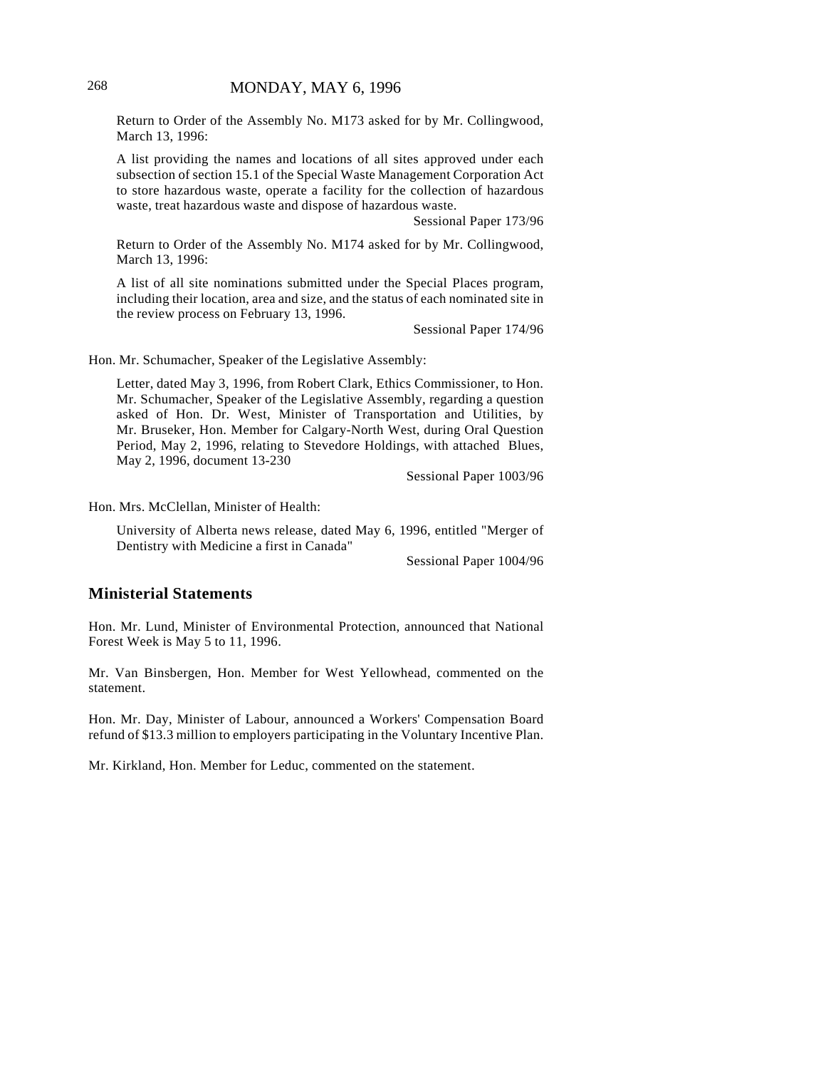Return to Order of the Assembly No. M173 asked for by Mr. Collingwood, March 13, 1996:

A list providing the names and locations of all sites approved under each subsection of section 15.1 of the Special Waste Management Corporation Act to store hazardous waste, operate a facility for the collection of hazardous waste, treat hazardous waste and dispose of hazardous waste.

Sessional Paper 173/96

Return to Order of the Assembly No. M174 asked for by Mr. Collingwood, March 13, 1996:

A list of all site nominations submitted under the Special Places program, including their location, area and size, and the status of each nominated site in the review process on February 13, 1996.

Sessional Paper 174/96

Hon. Mr. Schumacher, Speaker of the Legislative Assembly:

Letter, dated May 3, 1996, from Robert Clark, Ethics Commissioner, to Hon. Mr. Schumacher, Speaker of the Legislative Assembly, regarding a question asked of Hon. Dr. West, Minister of Transportation and Utilities, by Mr. Bruseker, Hon. Member for Calgary-North West, during Oral Question Period, May 2, 1996, relating to Stevedore Holdings, with attached Blues, May 2, 1996, document 13-230

Sessional Paper 1003/96

Hon. Mrs. McClellan, Minister of Health:

University of Alberta news release, dated May 6, 1996, entitled "Merger of Dentistry with Medicine a first in Canada"

Sessional Paper 1004/96

## Ministerial Statements

Hon. Mr. Lund, Minister of Environmental Protection, announced that National Forest Week is May 5 to 11, 1996.

Mr. Van Binsbergen, Hon. Member for West Yellowhead, commented on the statement.

Hon. Mr. Day, Minister of Labour, announced a Workers' Compensation Board refund of $13.3 million to employers participating in the Voluntary Incentive Plan.

Mr. Kirkland, Hon. Member for Leduc, commented on the statement.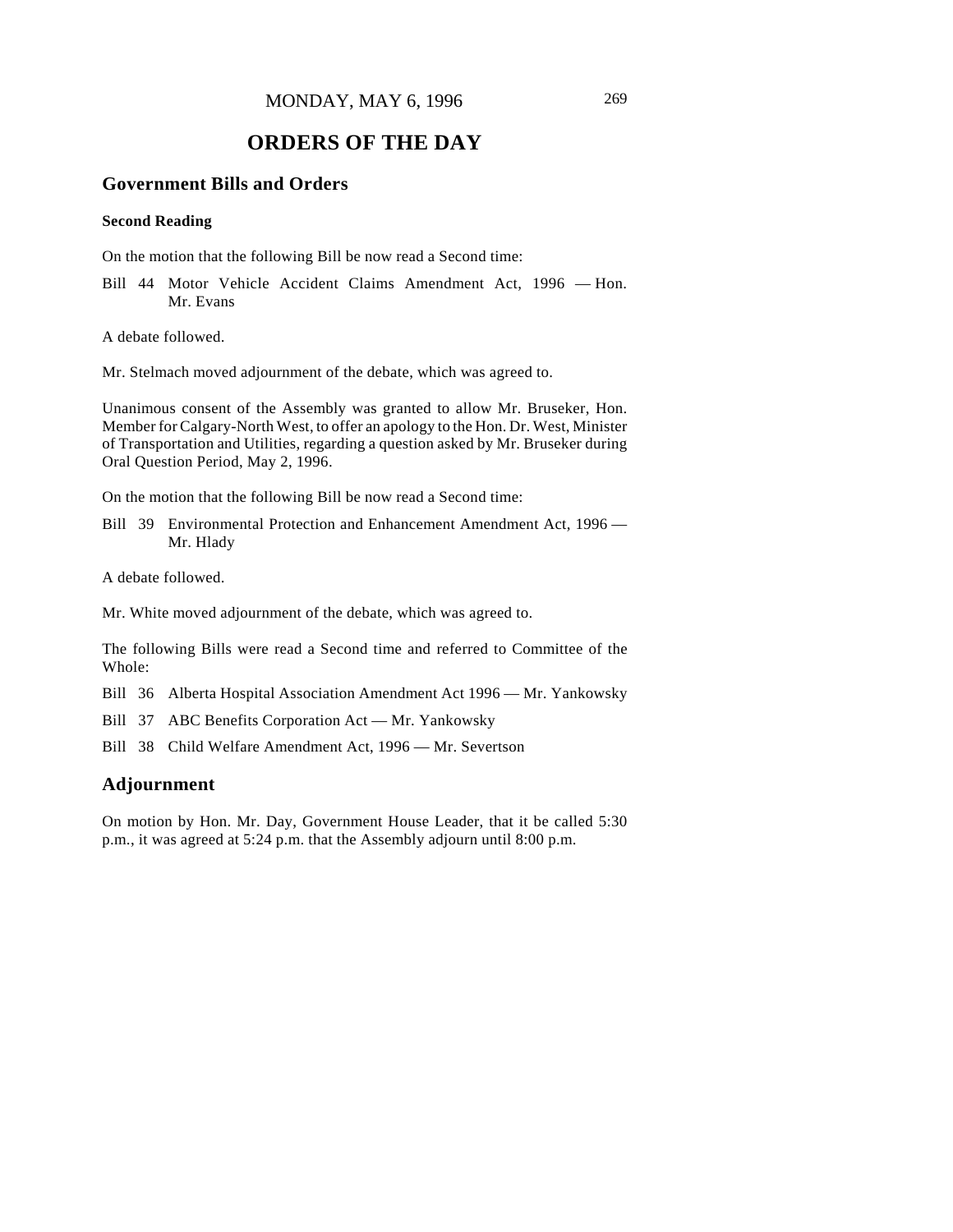MONDAY, MAY 6, 1996

# ORDERS OF THE DAY

## Government Bills and Orders

### Second Reading

On the motion that the following Bill be now read a Second time:

Bill 44 Motor Vehicle Accident Claims Amendment Act, 1996 — Hon. Mr. Evans

A debate followed.

Mr. Stelmach moved adjournment of the debate, which was agreed to.

Unanimous consent of the Assembly was granted to allow Mr. Bruseker, Hon. Member for Calgary-North West, to offer an apology to the Hon. Dr. West, Minister of Transportation and Utilities, regarding a question asked by Mr. Bruseker during Oral Question Period, May 2, 1996.

On the motion that the following Bill be now read a Second time:

Bill 39 Environmental Protection and Enhancement Amendment Act, 1996 — Mr. Hlady

A debate followed.

Mr. White moved adjournment of the debate, which was agreed to.

The following Bills were read a Second time and referred to Committee of the Whole:

Bill 36 Alberta Hospital Association Amendment Act 1996 — Mr. Yankowsky

Bill 37 ABC Benefits Corporation Act — Mr. Yankowsky

Bill 38 Child Welfare Amendment Act, 1996 — Mr. Severtson

## Adjournment

On motion by Hon. Mr. Day, Government House Leader, that it be called 5:30 p.m., it was agreed at 5:24 p.m. that the Assembly adjourn until 8:00 p.m.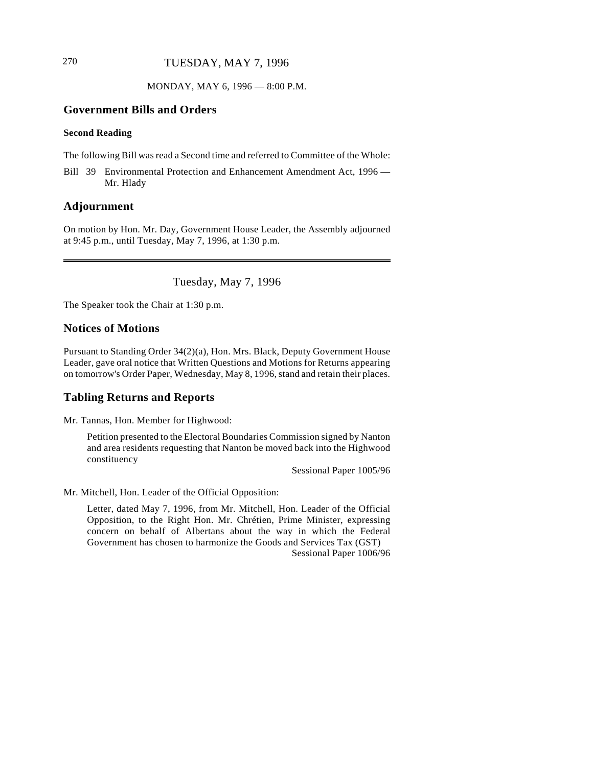MONDAY, MAY 6, 1996 — 8:00 P.M.

## Government Bills and Orders

### Second Reading

The following Bill was read a Second time and referred to Committee of the Whole:

Bill 39 Environmental Protection and Enhancement Amendment Act, 1996 — Mr. Hlady

## Adjournment

On motion by Hon. Mr. Day, Government House Leader, the Assembly adjourned at 9:45 p.m., until Tuesday, May 7, 1996, at 1:30 p.m.

---

Tuesday, May 7, 1996

The Speaker took the Chair at 1:30 p.m.

## Notices of Motions

Pursuant to Standing Order 34(2)(a), Hon. Mrs. Black, Deputy Government House Leader, gave oral notice that Written Questions and Motions for Returns appearing on tomorrow's Order Paper, Wednesday, May 8, 1996, stand and retain their places.

## Tabling Returns and Reports

Mr. Tannas, Hon. Member for Highwood:

> Petition presented to the Electoral Boundaries Commission signed by Nanton and area residents requesting that Nanton be moved back into the Highwood constituency
>
> Sessional Paper 1005/96

Mr. Mitchell, Hon. Leader of the Official Opposition:

> Letter, dated May 7, 1996, from Mr. Mitchell, Hon. Leader of the Official Opposition, to the Right Hon. Mr. Chrétien, Prime Minister, expressing concern on behalf of Albertans about the way in which the Federal Government has chosen to harmonize the Goods and Services Tax (GST)
>
> Sessional Paper 1006/96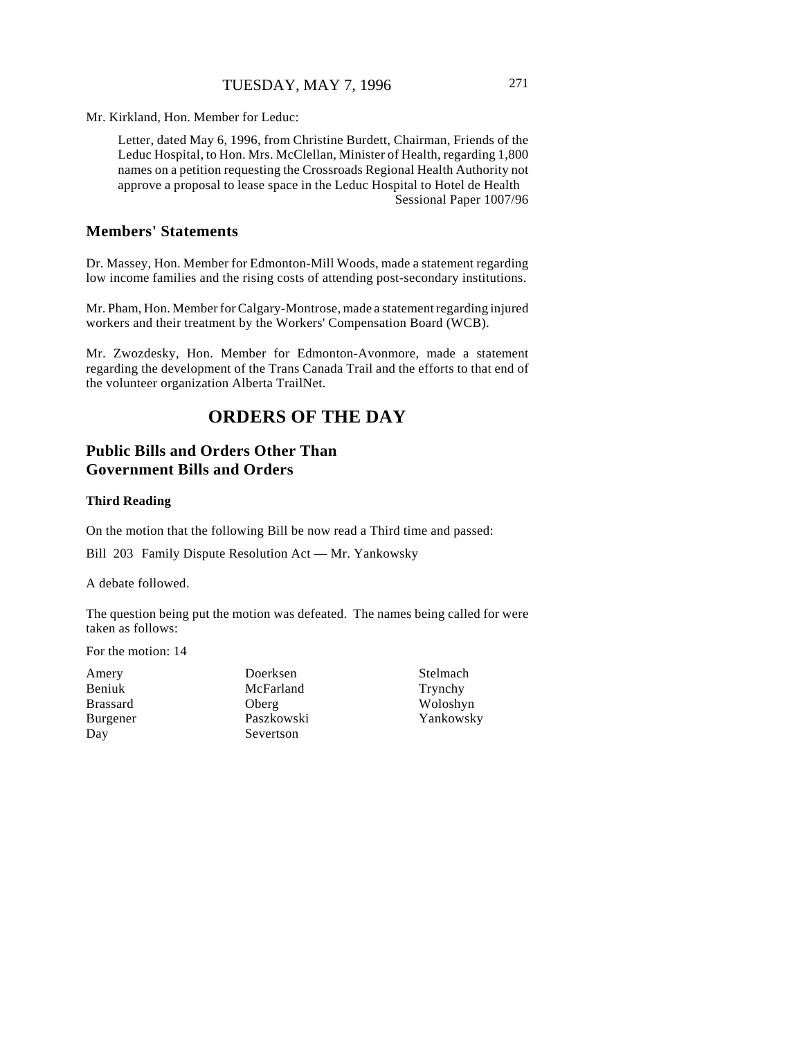Mr. Kirkland, Hon. Member for Leduc:

> Letter, dated May 6, 1996, from Christine Burdett, Chairman, Friends of the Leduc Hospital, to Hon. Mrs. McClellan, Minister of Health, regarding 1,800 names on a petition requesting the Crossroads Regional Health Authority not approve a proposal to lease space in the Leduc Hospital to Hotel de Health
> Sessional Paper 1007/96

## Members' Statements

Dr. Massey, Hon. Member for Edmonton-Mill Woods, made a statement regarding low income families and the rising costs of attending post-secondary institutions.

Mr. Pham, Hon. Member for Calgary-Montrose, made a statement regarding injured workers and their treatment by the Workers' Compensation Board (WCB).

Mr. Zwozdesky, Hon. Member for Edmonton-Avonmore, made a statement regarding the development of the Trans Canada Trail and the efforts to that end of the volunteer organization Alberta TrailNet.

# ORDERS OF THE DAY

## Public Bills and Orders Other Than Government Bills and Orders

### Third Reading

On the motion that the following Bill be now read a Third time and passed:

Bill 203 Family Dispute Resolution Act — Mr. Yankowsky

A debate followed.

The question being put the motion was defeated. The names being called for were taken as follows:

For the motion: 14

| | | |
|---|---|---|
| Amery | Doerksen | Stelmach |
| Beniuk | McFarland | Trynchy |
| Brassard | Oberg | Woloshyn |
| Burgener | Paszkowski | Yankowsky |
| Day | Severtson | |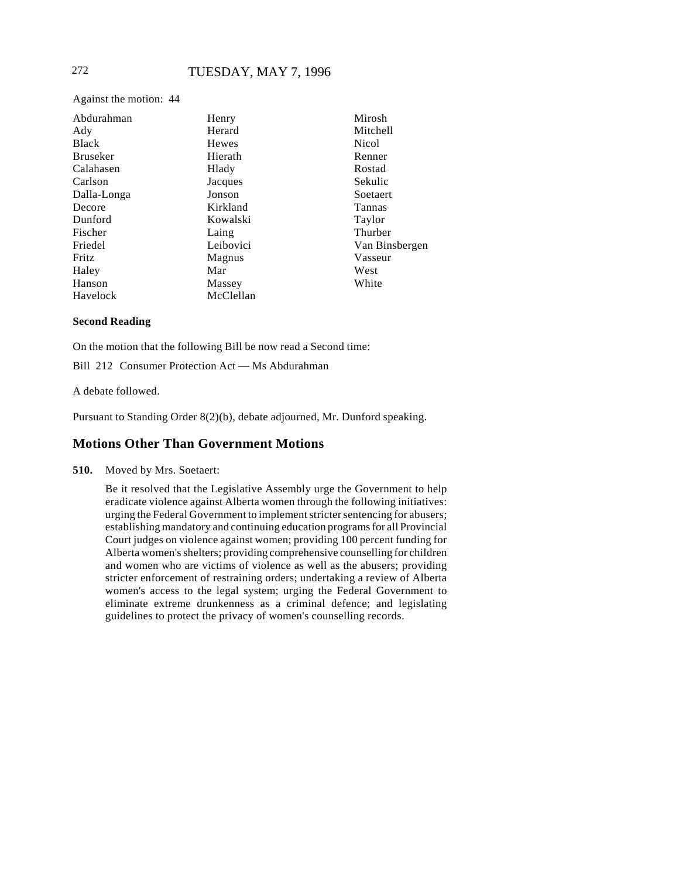Against the motion: 44

| | | |
|---|---|---|
| Abdurahman | Henry | Mirosh |
| Ady | Herard | Mitchell |
| Black | Hewes | Nicol |
| Bruseker | Hierath | Renner |
| Calahasen | Hlady | Rostad |
| Carlson | Jacques | Sekulic |
| Dalla-Longa | Jonson | Soetaert |
| Decore | Kirkland | Tannas |
| Dunford | Kowalski | Taylor |
| Fischer | Laing | Thurber |
| Friedel | Leibovici | Van Binsbergen |
| Fritz | Magnus | Vasseur |
| Haley | Mar | West |
| Hanson | Massey | White |
| Havelock | McClellan | |

**Second Reading**

On the motion that the following Bill be now read a Second time:

Bill 212 Consumer Protection Act — Ms Abdurahman

A debate followed.

Pursuant to Standing Order 8(2)(b), debate adjourned, Mr. Dunford speaking.

## Motions Other Than Government Motions

**510.** Moved by Mrs. Soetaert:

Be it resolved that the Legislative Assembly urge the Government to help eradicate violence against Alberta women through the following initiatives: urging the Federal Government to implement stricter sentencing for abusers; establishing mandatory and continuing education programs for all Provincial Court judges on violence against women; providing 100 percent funding for Alberta women's shelters; providing comprehensive counselling for children and women who are victims of violence as well as the abusers; providing stricter enforcement of restraining orders; undertaking a review of Alberta women's access to the legal system; urging the Federal Government to eliminate extreme drunkenness as a criminal defence; and legislating guidelines to protect the privacy of women's counselling records.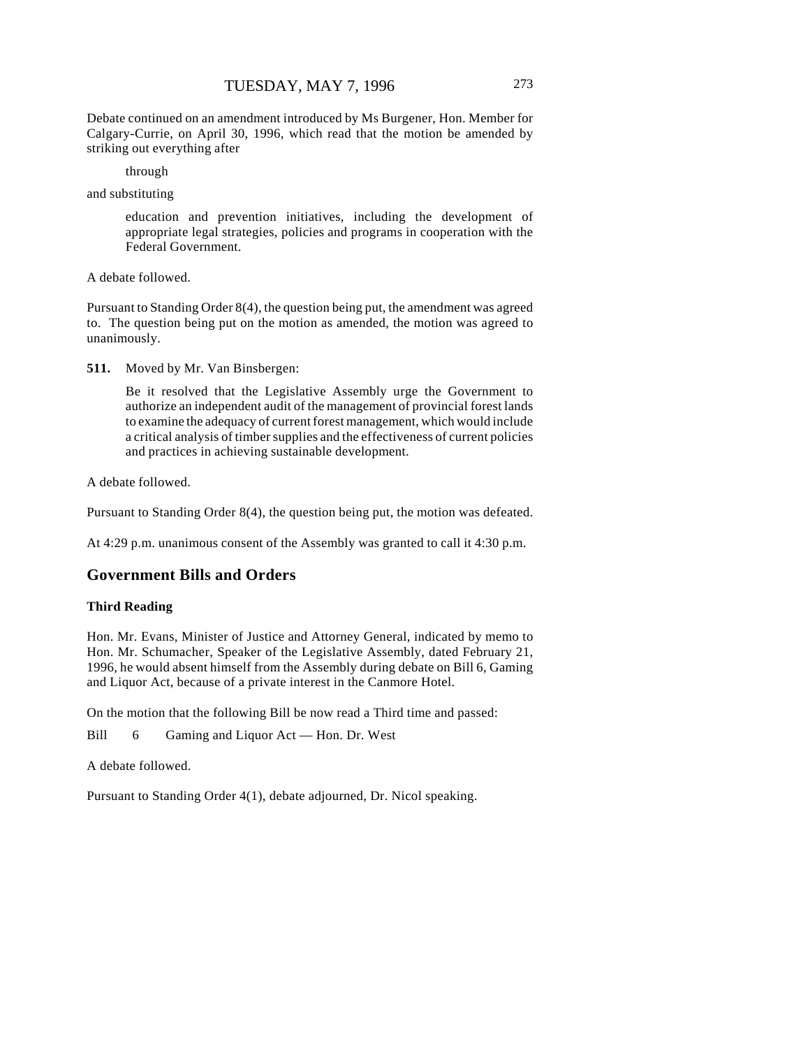Debate continued on an amendment introduced by Ms Burgener, Hon. Member for Calgary-Currie, on April 30, 1996, which read that the motion be amended by striking out everything after

> through

and substituting

> education and prevention initiatives, including the development of appropriate legal strategies, policies and programs in cooperation with the Federal Government.

A debate followed.

Pursuant to Standing Order 8(4), the question being put, the amendment was agreed to. The question being put on the motion as amended, the motion was agreed to unanimously.

**511.** Moved by Mr. Van Binsbergen:

> Be it resolved that the Legislative Assembly urge the Government to authorize an independent audit of the management of provincial forest lands to examine the adequacy of current forest management, which would include a critical analysis of timber supplies and the effectiveness of current policies and practices in achieving sustainable development.

A debate followed.

Pursuant to Standing Order 8(4), the question being put, the motion was defeated.

At 4:29 p.m. unanimous consent of the Assembly was granted to call it 4:30 p.m.

## Government Bills and Orders

### Third Reading

Hon. Mr. Evans, Minister of Justice and Attorney General, indicated by memo to Hon. Mr. Schumacher, Speaker of the Legislative Assembly, dated February 21, 1996, he would absent himself from the Assembly during debate on Bill 6, Gaming and Liquor Act, because of a private interest in the Canmore Hotel.

On the motion that the following Bill be now read a Third time and passed:

Bill 6 Gaming and Liquor Act — Hon. Dr. West

A debate followed.

Pursuant to Standing Order 4(1), debate adjourned, Dr. Nicol speaking.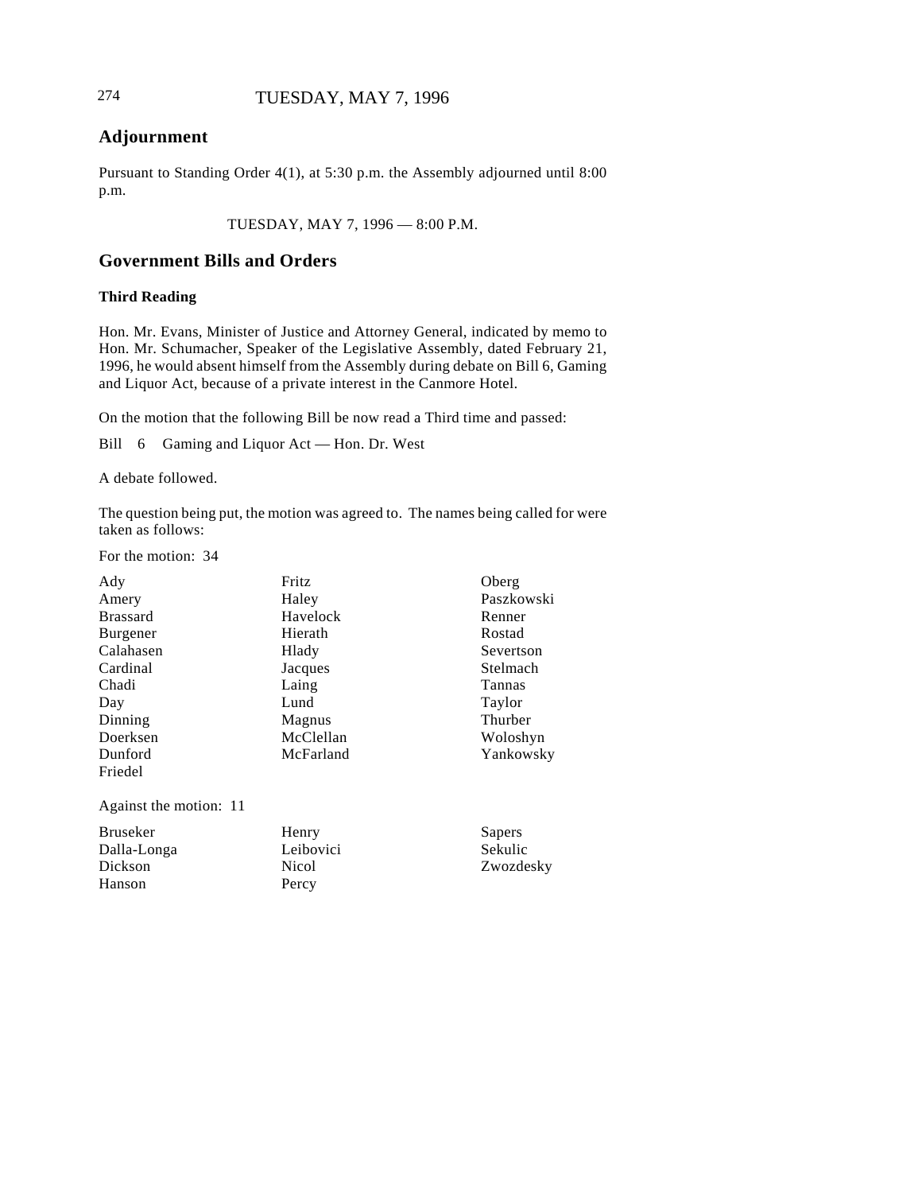## Adjournment

Pursuant to Standing Order 4(1), at 5:30 p.m. the Assembly adjourned until 8:00 p.m.

TUESDAY, MAY 7, 1996 — 8:00 P.M.

## Government Bills and Orders

### Third Reading

Hon. Mr. Evans, Minister of Justice and Attorney General, indicated by memo to Hon. Mr. Schumacher, Speaker of the Legislative Assembly, dated February 21, 1996, he would absent himself from the Assembly during debate on Bill 6, Gaming and Liquor Act, because of a private interest in the Canmore Hotel.

On the motion that the following Bill be now read a Third time and passed:

Bill 6 Gaming and Liquor Act — Hon. Dr. West

A debate followed.

The question being put, the motion was agreed to. The names being called for were taken as follows:

For the motion: 34

| | | |
|---|---|---|
| Ady | Fritz | Oberg |
| Amery | Haley | Paszkowski |
| Brassard | Havelock | Renner |
| Burgener | Hierath | Rostad |
| Calahasen | Hlady | Severtson |
| Cardinal | Jacques | Stelmach |
| Chadi | Laing | Tannas |
| Day | Lund | Taylor |
| Dinning | Magnus | Thurber |
| Doerksen | McClellan | Woloshyn |
| Dunford | McFarland | Yankowsky |
| Friedel | | |

Against the motion: 11

| | | |
|---|---|---|
| Bruseker | Henry | Sapers |
| Dalla-Longa | Leibovici | Sekulic |
| Dickson | Nicol | Zwozdesky |
| Hanson | Percy | |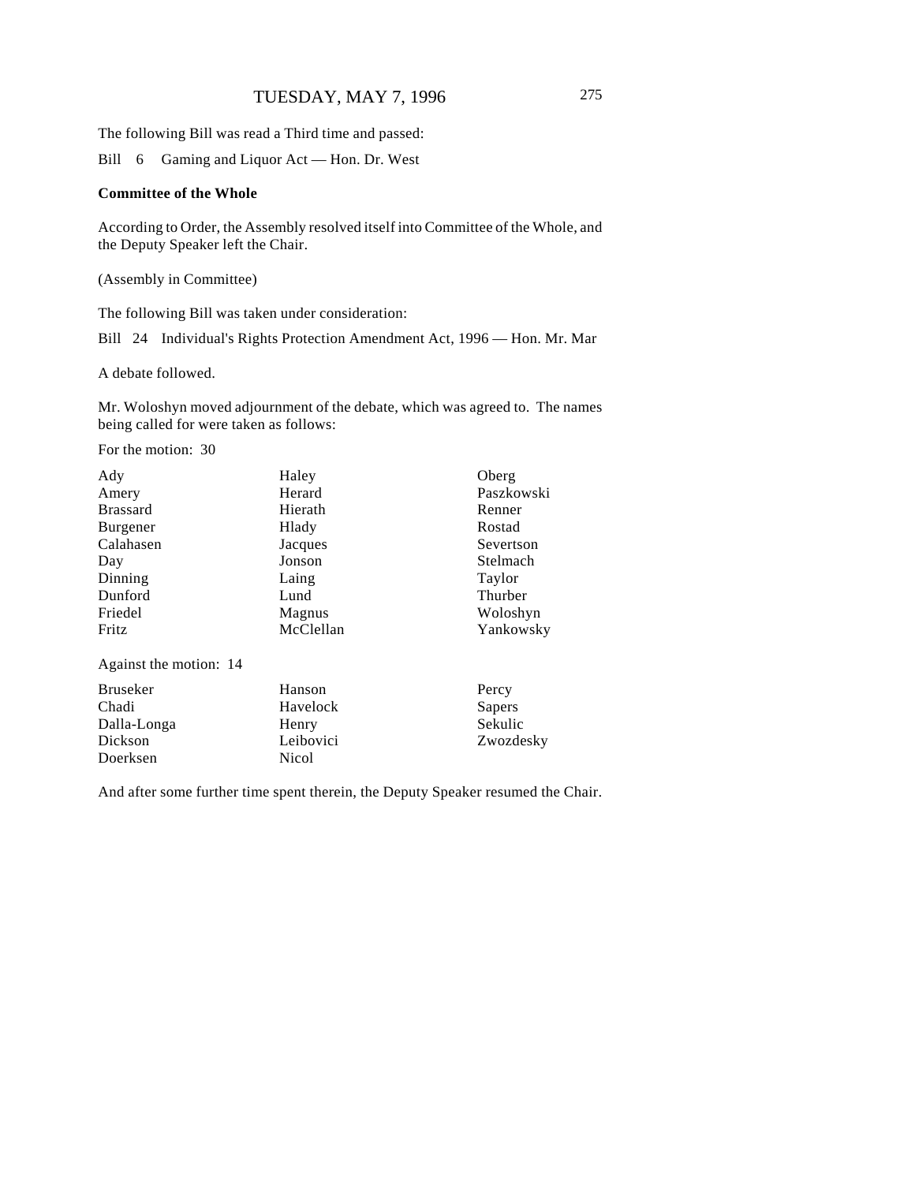The following Bill was read a Third time and passed:

Bill 6 Gaming and Liquor Act — Hon. Dr. West

**Committee of the Whole**

According to Order, the Assembly resolved itself into Committee of the Whole, and the Deputy Speaker left the Chair.

(Assembly in Committee)

The following Bill was taken under consideration:

Bill 24 Individual's Rights Protection Amendment Act, 1996 — Hon. Mr. Mar

A debate followed.

Mr. Woloshyn moved adjournment of the debate, which was agreed to. The names being called for were taken as follows:

For the motion: 30

| | | |
|---|---|---|
| Ady | Haley | Oberg |
| Amery | Herard | Paszkowski |
| Brassard | Hierath | Renner |
| Burgener | Hlady | Rostad |
| Calahasen | Jacques | Severtson |
| Day | Jonson | Stelmach |
| Dinning | Laing | Taylor |
| Dunford | Lund | Thurber |
| Friedel | Magnus | Woloshyn |
| Fritz | McClellan | Yankowsky |

Against the motion: 14

| | | |
|---|---|---|
| Bruseker | Hanson | Percy |
| Chadi | Havelock | Sapers |
| Dalla-Longa | Henry | Sekulic |
| Dickson | Leibovici | Zwozdesky |
| Doerksen | Nicol | |

And after some further time spent therein, the Deputy Speaker resumed the Chair.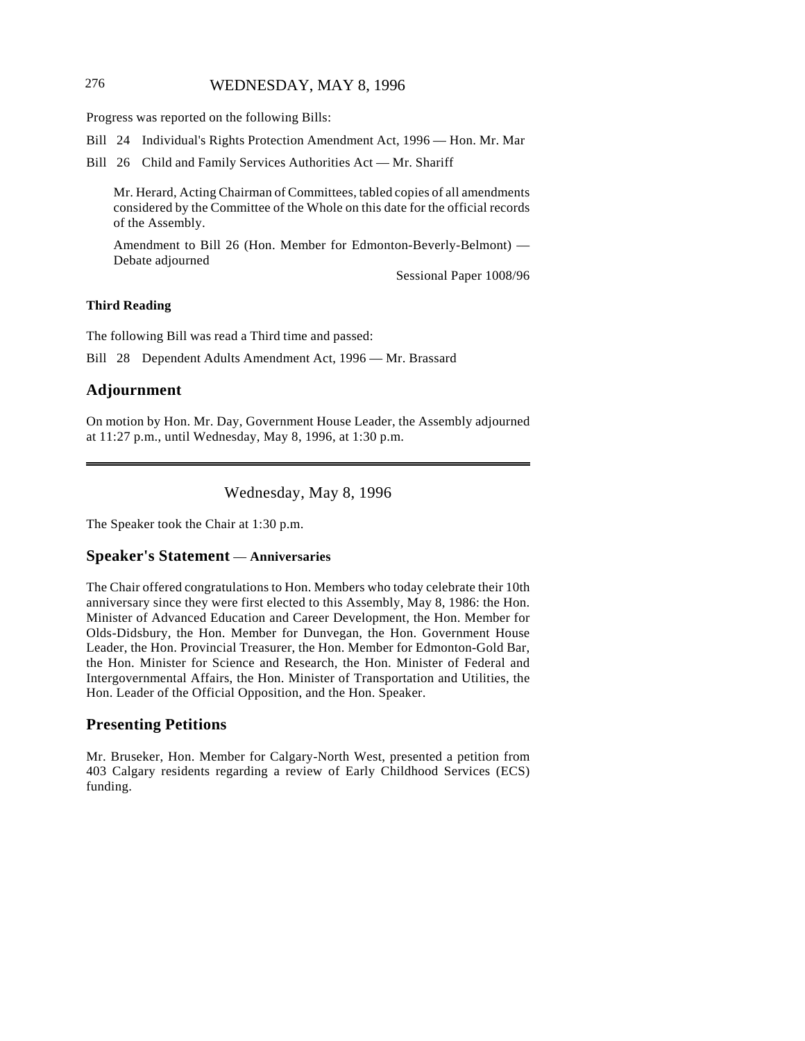Progress was reported on the following Bills:

Bill 24 Individual's Rights Protection Amendment Act, 1996 — Hon. Mr. Mar

Bill 26 Child and Family Services Authorities Act — Mr. Shariff

> Mr. Herard, Acting Chairman of Committees, tabled copies of all amendments considered by the Committee of the Whole on this date for the official records of the Assembly.
>
> Amendment to Bill 26 (Hon. Member for Edmonton-Beverly-Belmont) — Debate adjourned
>
> Sessional Paper 1008/96

**Third Reading**

The following Bill was read a Third time and passed:

Bill 28 Dependent Adults Amendment Act, 1996 — Mr. Brassard

## Adjournment

On motion by Hon. Mr. Day, Government House Leader, the Assembly adjourned at 11:27 p.m., until Wednesday, May 8, 1996, at 1:30 p.m.

---

Wednesday, May 8, 1996

The Speaker took the Chair at 1:30 p.m.

## Speaker's Statement — Anniversaries

The Chair offered congratulations to Hon. Members who today celebrate their 10th anniversary since they were first elected to this Assembly, May 8, 1986: the Hon. Minister of Advanced Education and Career Development, the Hon. Member for Olds-Didsbury, the Hon. Member for Dunvegan, the Hon. Government House Leader, the Hon. Provincial Treasurer, the Hon. Member for Edmonton-Gold Bar, the Hon. Minister for Science and Research, the Hon. Minister of Federal and Intergovernmental Affairs, the Hon. Minister of Transportation and Utilities, the Hon. Leader of the Official Opposition, and the Hon. Speaker.

## Presenting Petitions

Mr. Bruseker, Hon. Member for Calgary-North West, presented a petition from 403 Calgary residents regarding a review of Early Childhood Services (ECS) funding.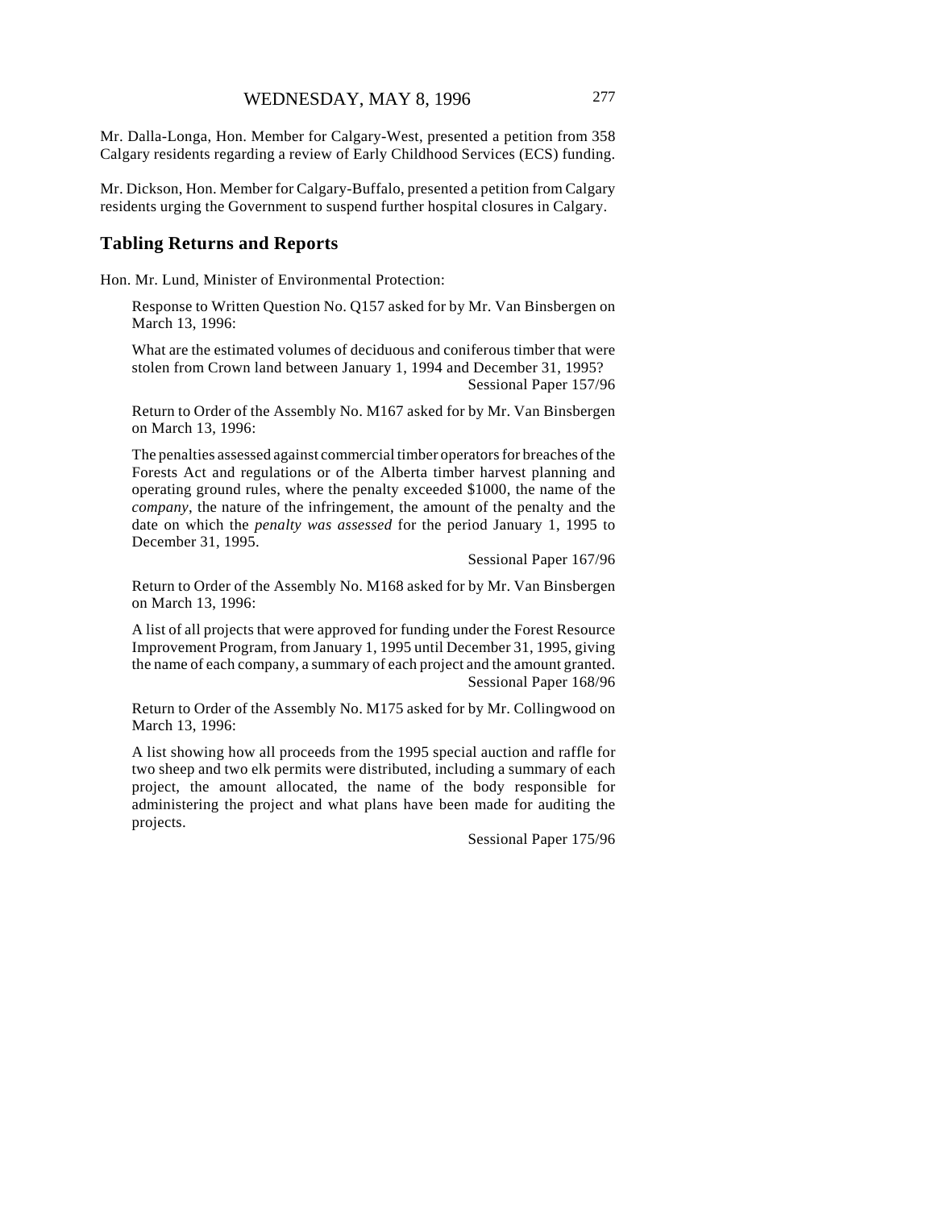Mr. Dalla-Longa, Hon. Member for Calgary-West, presented a petition from 358 Calgary residents regarding a review of Early Childhood Services (ECS) funding.

Mr. Dickson, Hon. Member for Calgary-Buffalo, presented a petition from Calgary residents urging the Government to suspend further hospital closures in Calgary.

## Tabling Returns and Reports

Hon. Mr. Lund, Minister of Environmental Protection:

> Response to Written Question No. Q157 asked for by Mr. Van Binsbergen on March 13, 1996:
>
> What are the estimated volumes of deciduous and coniferous timber that were stolen from Crown land between January 1, 1994 and December 31, 1995?
>
> Sessional Paper 157/96
>
> Return to Order of the Assembly No. M167 asked for by Mr. Van Binsbergen on March 13, 1996:
>
> The penalties assessed against commercial timber operators for breaches of the Forests Act and regulations or of the Alberta timber harvest planning and operating ground rules, where the penalty exceeded $1000, the name of the *company*, the nature of the infringement, the amount of the penalty and the date on which the *penalty was assessed* for the period January 1, 1995 to December 31, 1995.
>
> Sessional Paper 167/96
>
> Return to Order of the Assembly No. M168 asked for by Mr. Van Binsbergen on March 13, 1996:
>
> A list of all projects that were approved for funding under the Forest Resource Improvement Program, from January 1, 1995 until December 31, 1995, giving the name of each company, a summary of each project and the amount granted.
>
> Sessional Paper 168/96
>
> Return to Order of the Assembly No. M175 asked for by Mr. Collingwood on March 13, 1996:
>
> A list showing how all proceeds from the 1995 special auction and raffle for two sheep and two elk permits were distributed, including a summary of each project, the amount allocated, the name of the body responsible for administering the project and what plans have been made for auditing the projects.
>
> Sessional Paper 175/96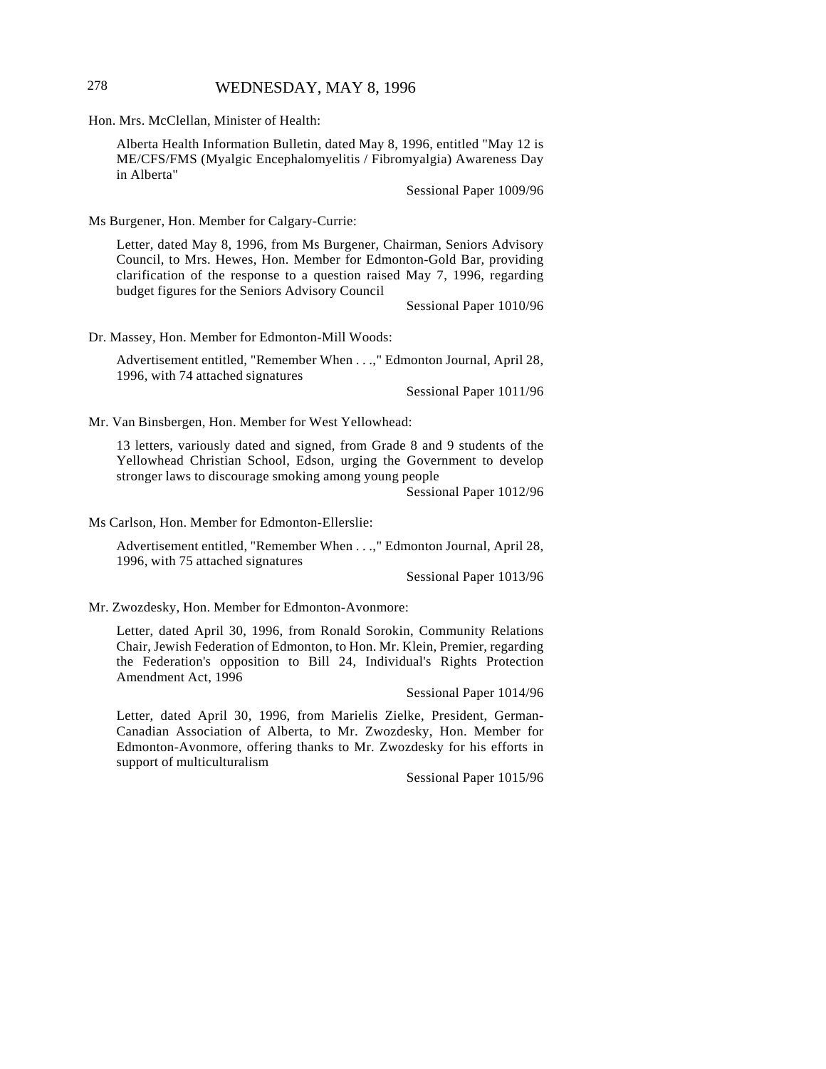Hon. Mrs. McClellan, Minister of Health:

> Alberta Health Information Bulletin, dated May 8, 1996, entitled "May 12 is ME/CFS/FMS (Myalgic Encephalomyelitis / Fibromyalgia) Awareness Day in Alberta"
>
> Sessional Paper 1009/96

Ms Burgener, Hon. Member for Calgary-Currie:

> Letter, dated May 8, 1996, from Ms Burgener, Chairman, Seniors Advisory Council, to Mrs. Hewes, Hon. Member for Edmonton-Gold Bar, providing clarification of the response to a question raised May 7, 1996, regarding budget figures for the Seniors Advisory Council
>
> Sessional Paper 1010/96

Dr. Massey, Hon. Member for Edmonton-Mill Woods:

> Advertisement entitled, "Remember When . . .," Edmonton Journal, April 28, 1996, with 74 attached signatures
>
> Sessional Paper 1011/96

Mr. Van Binsbergen, Hon. Member for West Yellowhead:

> 13 letters, variously dated and signed, from Grade 8 and 9 students of the Yellowhead Christian School, Edson, urging the Government to develop stronger laws to discourage smoking among young people
>
> Sessional Paper 1012/96

Ms Carlson, Hon. Member for Edmonton-Ellerslie:

> Advertisement entitled, "Remember When . . .," Edmonton Journal, April 28, 1996, with 75 attached signatures
>
> Sessional Paper 1013/96

Mr. Zwozdesky, Hon. Member for Edmonton-Avonmore:

> Letter, dated April 30, 1996, from Ronald Sorokin, Community Relations Chair, Jewish Federation of Edmonton, to Hon. Mr. Klein, Premier, regarding the Federation's opposition to Bill 24, Individual's Rights Protection Amendment Act, 1996
>
> Sessional Paper 1014/96
>
> Letter, dated April 30, 1996, from Marielis Zielke, President, German-Canadian Association of Alberta, to Mr. Zwozdesky, Hon. Member for Edmonton-Avonmore, offering thanks to Mr. Zwozdesky for his efforts in support of multiculturalism
>
> Sessional Paper 1015/96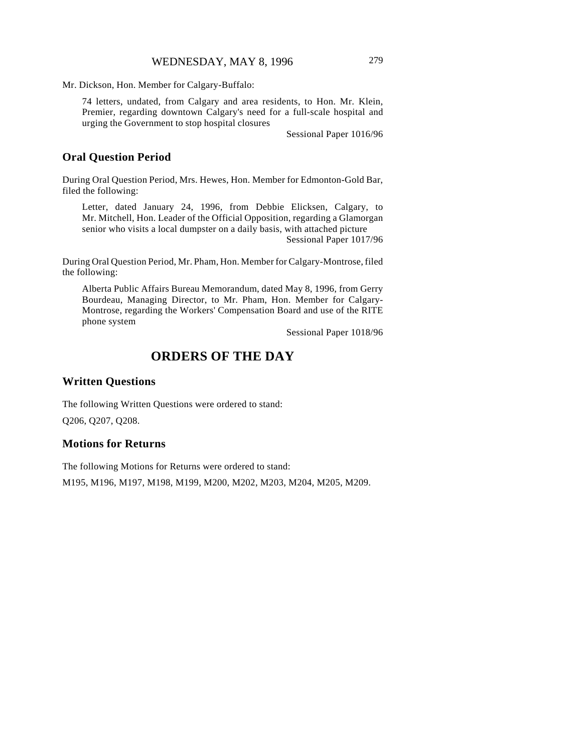Mr. Dickson, Hon. Member for Calgary-Buffalo:

> 74 letters, undated, from Calgary and area residents, to Hon. Mr. Klein, Premier, regarding downtown Calgary's need for a full-scale hospital and urging the Government to stop hospital closures
>
> Sessional Paper 1016/96

## Oral Question Period

During Oral Question Period, Mrs. Hewes, Hon. Member for Edmonton-Gold Bar, filed the following:

> Letter, dated January 24, 1996, from Debbie Elicksen, Calgary, to Mr. Mitchell, Hon. Leader of the Official Opposition, regarding a Glamorgan senior who visits a local dumpster on a daily basis, with attached picture
>
> Sessional Paper 1017/96

During Oral Question Period, Mr. Pham, Hon. Member for Calgary-Montrose, filed the following:

> Alberta Public Affairs Bureau Memorandum, dated May 8, 1996, from Gerry Bourdeau, Managing Director, to Mr. Pham, Hon. Member for Calgary-Montrose, regarding the Workers' Compensation Board and use of the RITE phone system
>
> Sessional Paper 1018/96

# ORDERS OF THE DAY

## Written Questions

The following Written Questions were ordered to stand:

Q206, Q207, Q208.

## Motions for Returns

The following Motions for Returns were ordered to stand:

M195, M196, M197, M198, M199, M200, M202, M203, M204, M205, M209.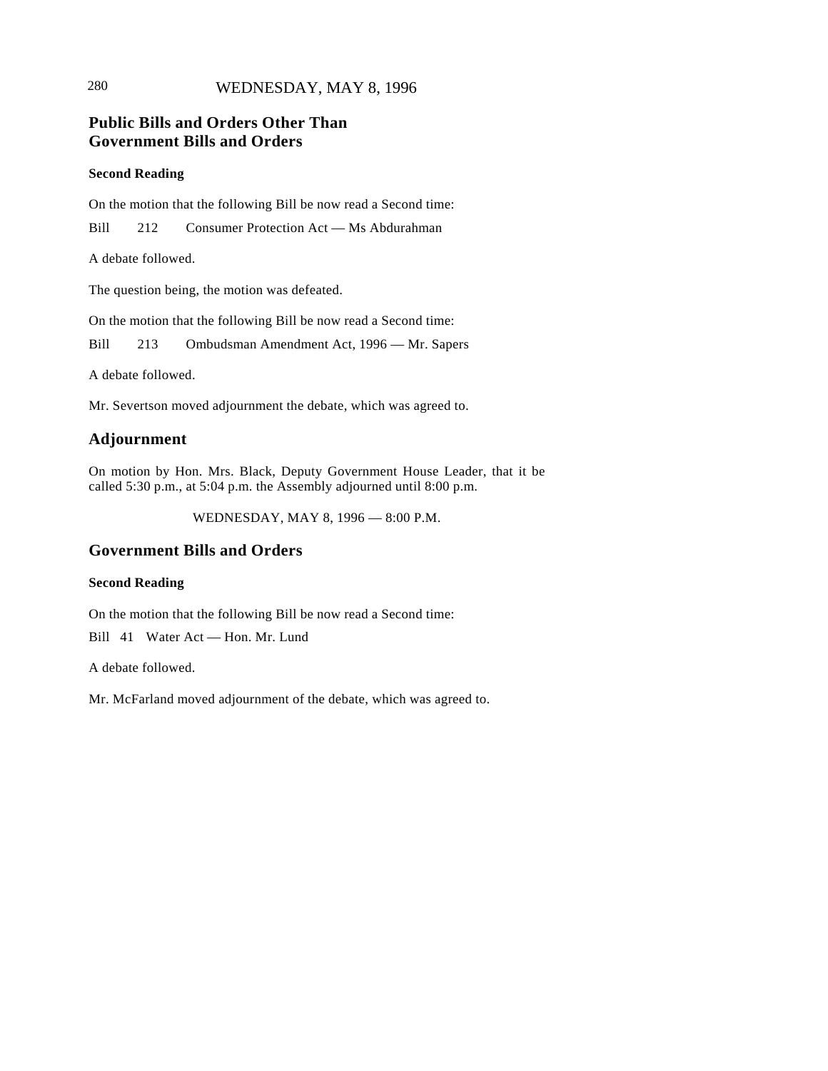## Public Bills and Orders Other Than Government Bills and Orders

**Second Reading**

On the motion that the following Bill be now read a Second time:

Bill 212 Consumer Protection Act — Ms Abdurahman

A debate followed.

The question being, the motion was defeated.

On the motion that the following Bill be now read a Second time:

Bill 213 Ombudsman Amendment Act, 1996 — Mr. Sapers

A debate followed.

Mr. Severtson moved adjournment the debate, which was agreed to.

## Adjournment

On motion by Hon. Mrs. Black, Deputy Government House Leader, that it be called 5:30 p.m., at 5:04 p.m. the Assembly adjourned until 8:00 p.m.

WEDNESDAY, MAY 8, 1996 — 8:00 P.M.

## Government Bills and Orders

**Second Reading**

On the motion that the following Bill be now read a Second time:

Bill 41 Water Act — Hon. Mr. Lund

A debate followed.

Mr. McFarland moved adjournment of the debate, which was agreed to.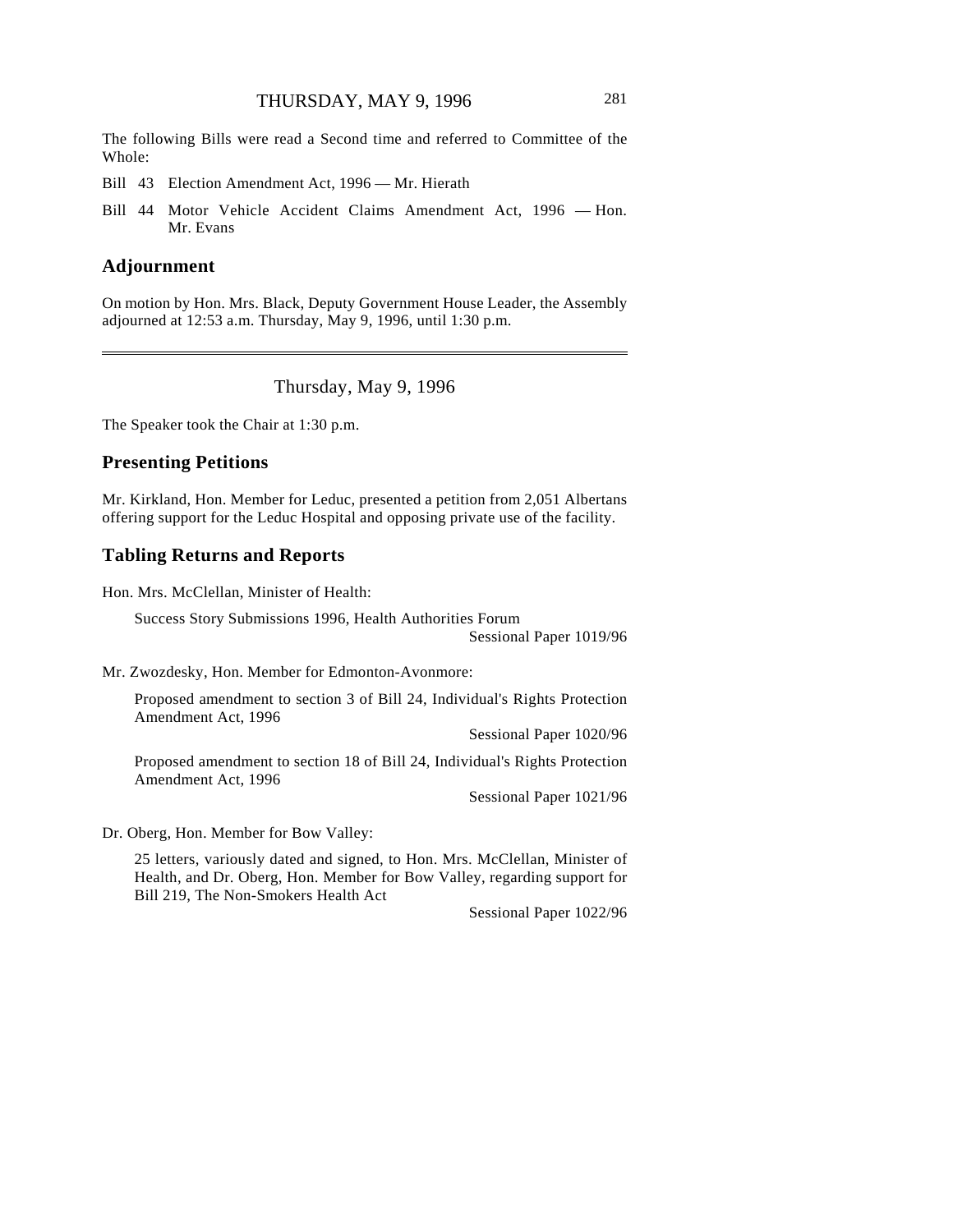The following Bills were read a Second time and referred to Committee of the Whole:

Bill 43 Election Amendment Act, 1996 — Mr. Hierath

Bill 44 Motor Vehicle Accident Claims Amendment Act, 1996 — Hon. Mr. Evans

## Adjournment

On motion by Hon. Mrs. Black, Deputy Government House Leader, the Assembly adjourned at 12:53 a.m. Thursday, May 9, 1996, until 1:30 p.m.

---

Thursday, May 9, 1996

The Speaker took the Chair at 1:30 p.m.

## Presenting Petitions

Mr. Kirkland, Hon. Member for Leduc, presented a petition from 2,051 Albertans offering support for the Leduc Hospital and opposing private use of the facility.

## Tabling Returns and Reports

Hon. Mrs. McClellan, Minister of Health:

Success Story Submissions 1996, Health Authorities Forum
Sessional Paper 1019/96

Mr. Zwozdesky, Hon. Member for Edmonton-Avonmore:

Proposed amendment to section 3 of Bill 24, Individual's Rights Protection Amendment Act, 1996
Sessional Paper 1020/96

Proposed amendment to section 18 of Bill 24, Individual's Rights Protection Amendment Act, 1996
Sessional Paper 1021/96

Dr. Oberg, Hon. Member for Bow Valley:

25 letters, variously dated and signed, to Hon. Mrs. McClellan, Minister of Health, and Dr. Oberg, Hon. Member for Bow Valley, regarding support for Bill 219, The Non-Smokers Health Act
Sessional Paper 1022/96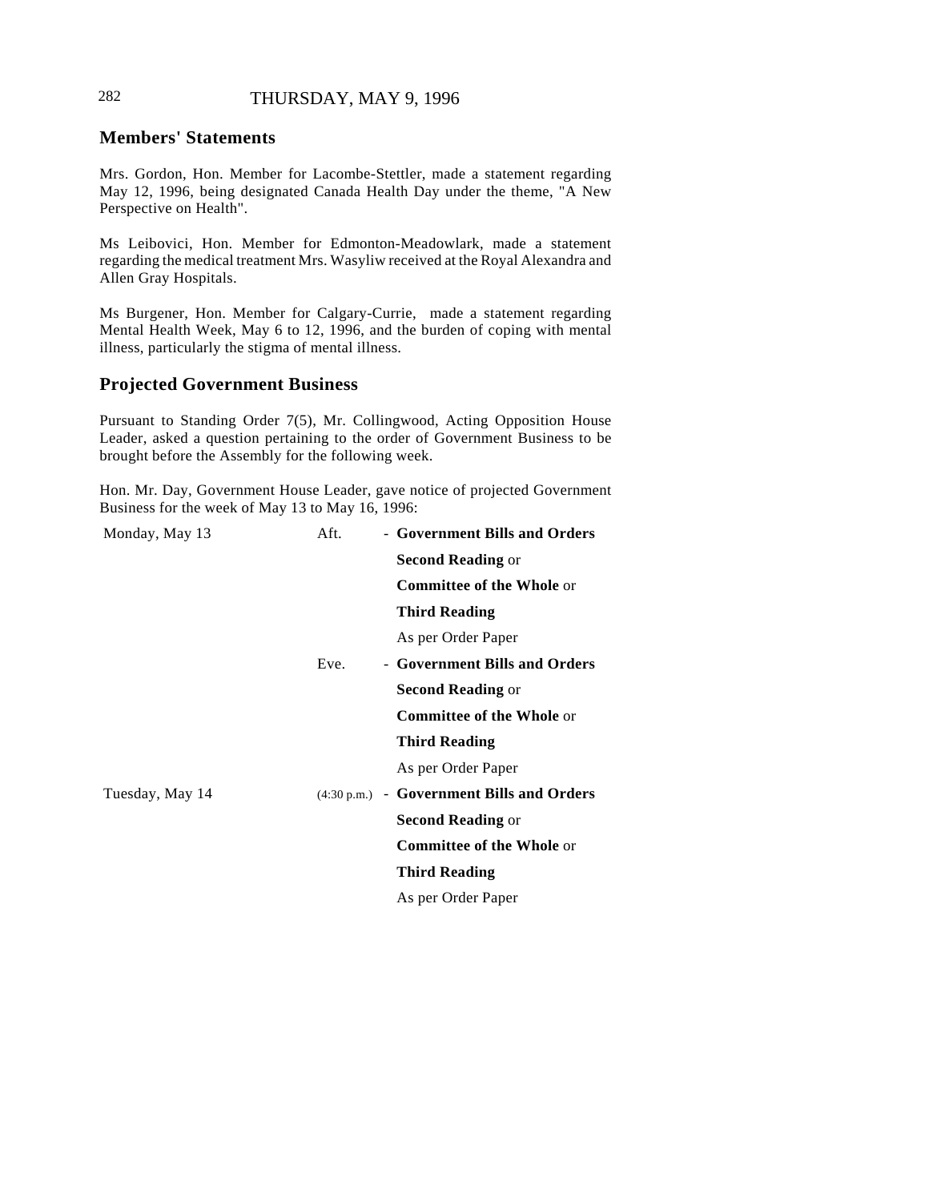## Members' Statements

Mrs. Gordon, Hon. Member for Lacombe-Stettler, made a statement regarding May 12, 1996, being designated Canada Health Day under the theme, "A New Perspective on Health".

Ms Leibovici, Hon. Member for Edmonton-Meadowlark, made a statement regarding the medical treatment Mrs. Wasyliw received at the Royal Alexandra and Allen Gray Hospitals.

Ms Burgener, Hon. Member for Calgary-Currie, made a statement regarding Mental Health Week, May 6 to 12, 1996, and the burden of coping with mental illness, particularly the stigma of mental illness.

## Projected Government Business

Pursuant to Standing Order 7(5), Mr. Collingwood, Acting Opposition House Leader, asked a question pertaining to the order of Government Business to be brought before the Assembly for the following week.

Hon. Mr. Day, Government House Leader, gave notice of projected Government Business for the week of May 13 to May 16, 1996:

| | | |
|---|---|---|
| Monday, May 13 | Aft. | - **Government Bills and Orders**<br>**Second Reading** or<br>**Committee of the Whole** or<br>**Third Reading**<br>As per Order Paper |
| | Eve. | - **Government Bills and Orders**<br>**Second Reading** or<br>**Committee of the Whole** or<br>**Third Reading**<br>As per Order Paper |
| Tuesday, May 14 | (4:30 p.m.) | - **Government Bills and Orders**<br>**Second Reading** or<br>**Committee of the Whole** or<br>**Third Reading**<br>As per Order Paper |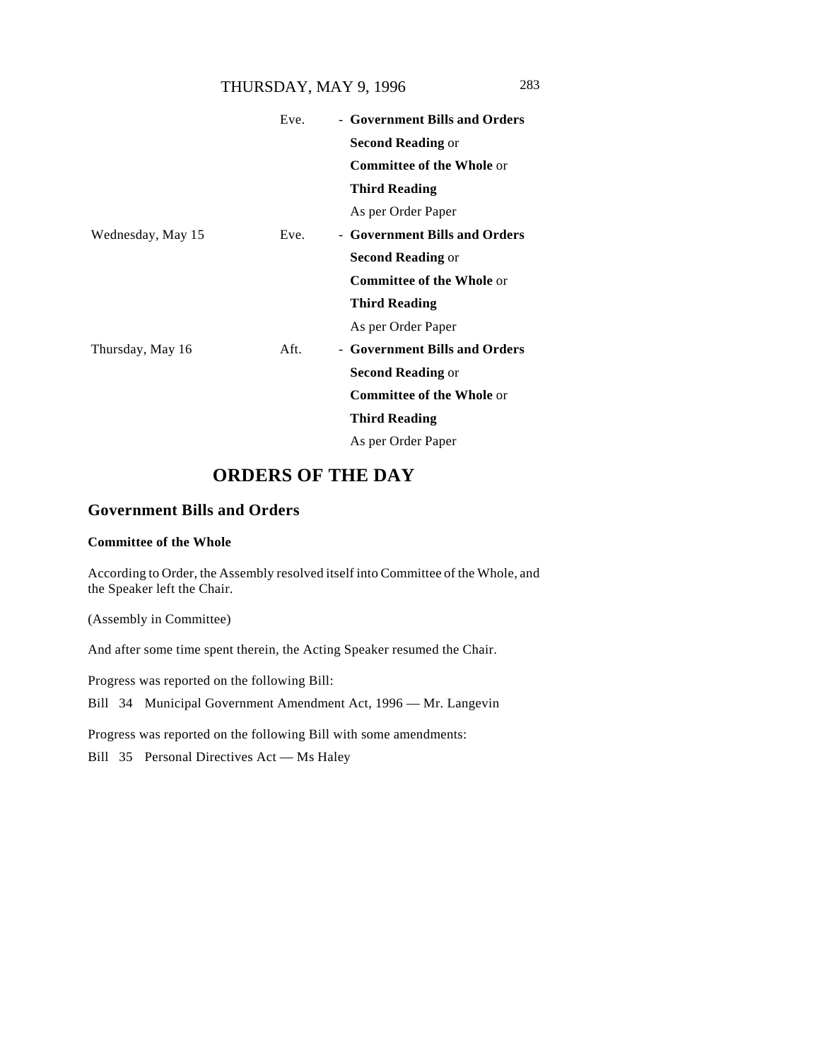| | | |
|---|---|---|
| | Eve. | - **Government Bills and Orders**<br>**Second Reading** or<br>**Committee of the Whole** or<br>**Third Reading**<br>As per Order Paper |
| Wednesday, May 15 | Eve. | - **Government Bills and Orders**<br>**Second Reading** or<br>**Committee of the Whole** or<br>**Third Reading**<br>As per Order Paper |
| Thursday, May 16 | Aft. | - **Government Bills and Orders**<br>**Second Reading** or<br>**Committee of the Whole** or<br>**Third Reading**<br>As per Order Paper |

# ORDERS OF THE DAY

## Government Bills and Orders

### Committee of the Whole

According to Order, the Assembly resolved itself into Committee of the Whole, and the Speaker left the Chair.

(Assembly in Committee)

And after some time spent therein, the Acting Speaker resumed the Chair.

Progress was reported on the following Bill:

Bill 34 Municipal Government Amendment Act, 1996 — Mr. Langevin

Progress was reported on the following Bill with some amendments:

Bill 35 Personal Directives Act — Ms Haley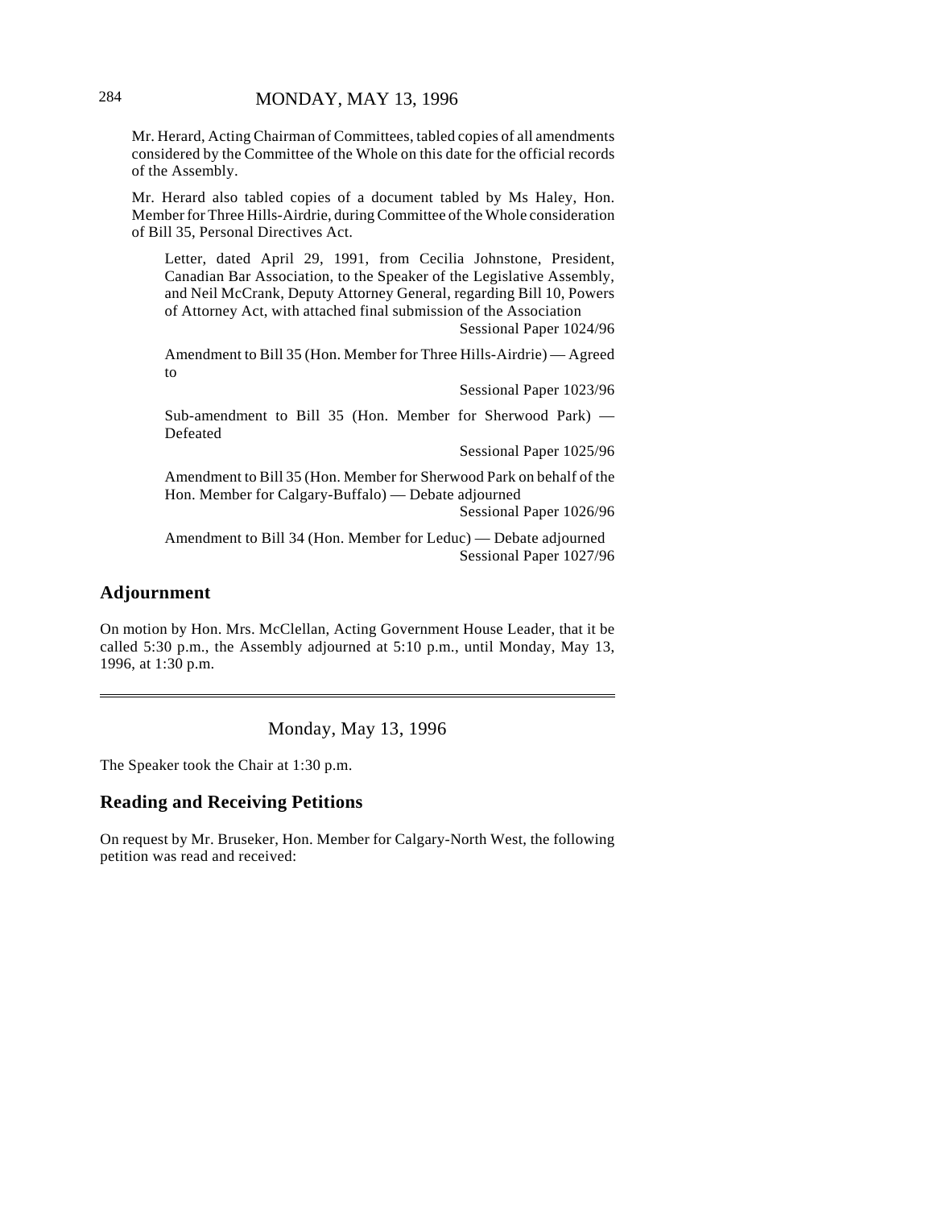Mr. Herard, Acting Chairman of Committees, tabled copies of all amendments considered by the Committee of the Whole on this date for the official records of the Assembly.

Mr. Herard also tabled copies of a document tabled by Ms Haley, Hon. Member for Three Hills-Airdrie, during Committee of the Whole consideration of Bill 35, Personal Directives Act.

> Letter, dated April 29, 1991, from Cecilia Johnstone, President, Canadian Bar Association, to the Speaker of the Legislative Assembly, and Neil McCrank, Deputy Attorney General, regarding Bill 10, Powers of Attorney Act, with attached final submission of the Association
> Sessional Paper 1024/96
>
> Amendment to Bill 35 (Hon. Member for Three Hills-Airdrie) — Agreed to
> Sessional Paper 1023/96
>
> Sub-amendment to Bill 35 (Hon. Member for Sherwood Park) — Defeated
> Sessional Paper 1025/96
>
> Amendment to Bill 35 (Hon. Member for Sherwood Park on behalf of the Hon. Member for Calgary-Buffalo) — Debate adjourned
> Sessional Paper 1026/96
>
> Amendment to Bill 34 (Hon. Member for Leduc) — Debate adjourned
> Sessional Paper 1027/96

## Adjournment

On motion by Hon. Mrs. McClellan, Acting Government House Leader, that it be called 5:30 p.m., the Assembly adjourned at 5:10 p.m., until Monday, May 13, 1996, at 1:30 p.m.

---

Monday, May 13, 1996

The Speaker took the Chair at 1:30 p.m.

## Reading and Receiving Petitions

On request by Mr. Bruseker, Hon. Member for Calgary-North West, the following petition was read and received: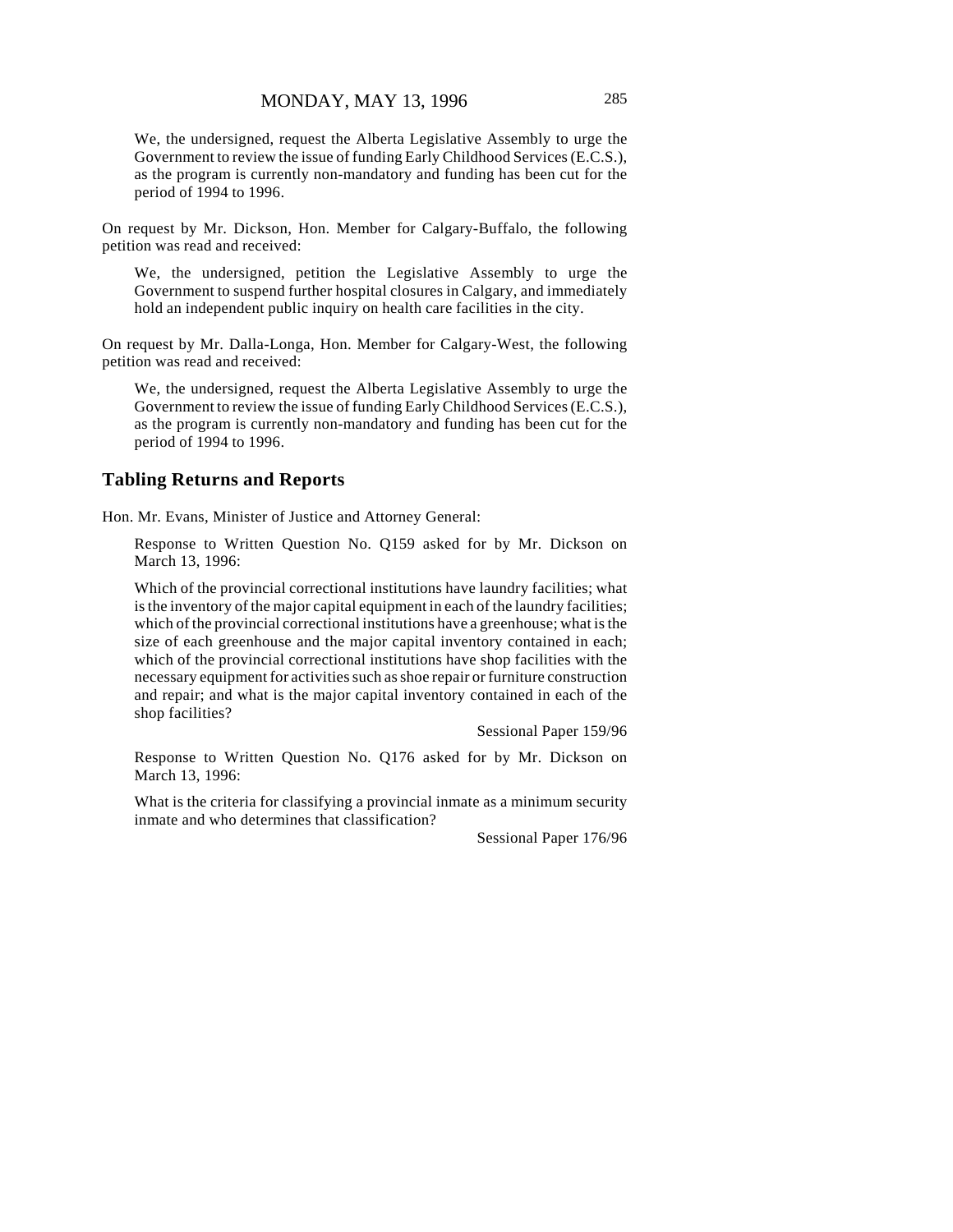We, the undersigned, request the Alberta Legislative Assembly to urge the Government to review the issue of funding Early Childhood Services (E.C.S.), as the program is currently non-mandatory and funding has been cut for the period of 1994 to 1996.

On request by Mr. Dickson, Hon. Member for Calgary-Buffalo, the following petition was read and received:

We, the undersigned, petition the Legislative Assembly to urge the Government to suspend further hospital closures in Calgary, and immediately hold an independent public inquiry on health care facilities in the city.

On request by Mr. Dalla-Longa, Hon. Member for Calgary-West, the following petition was read and received:

We, the undersigned, request the Alberta Legislative Assembly to urge the Government to review the issue of funding Early Childhood Services (E.C.S.), as the program is currently non-mandatory and funding has been cut for the period of 1994 to 1996.

## Tabling Returns and Reports

Hon. Mr. Evans, Minister of Justice and Attorney General:

Response to Written Question No. Q159 asked for by Mr. Dickson on March 13, 1996:

Which of the provincial correctional institutions have laundry facilities; what is the inventory of the major capital equipment in each of the laundry facilities; which of the provincial correctional institutions have a greenhouse; what is the size of each greenhouse and the major capital inventory contained in each; which of the provincial correctional institutions have shop facilities with the necessary equipment for activities such as shoe repair or furniture construction and repair; and what is the major capital inventory contained in each of the shop facilities?

Sessional Paper 159/96

Response to Written Question No. Q176 asked for by Mr. Dickson on March 13, 1996:

What is the criteria for classifying a provincial inmate as a minimum security inmate and who determines that classification?

Sessional Paper 176/96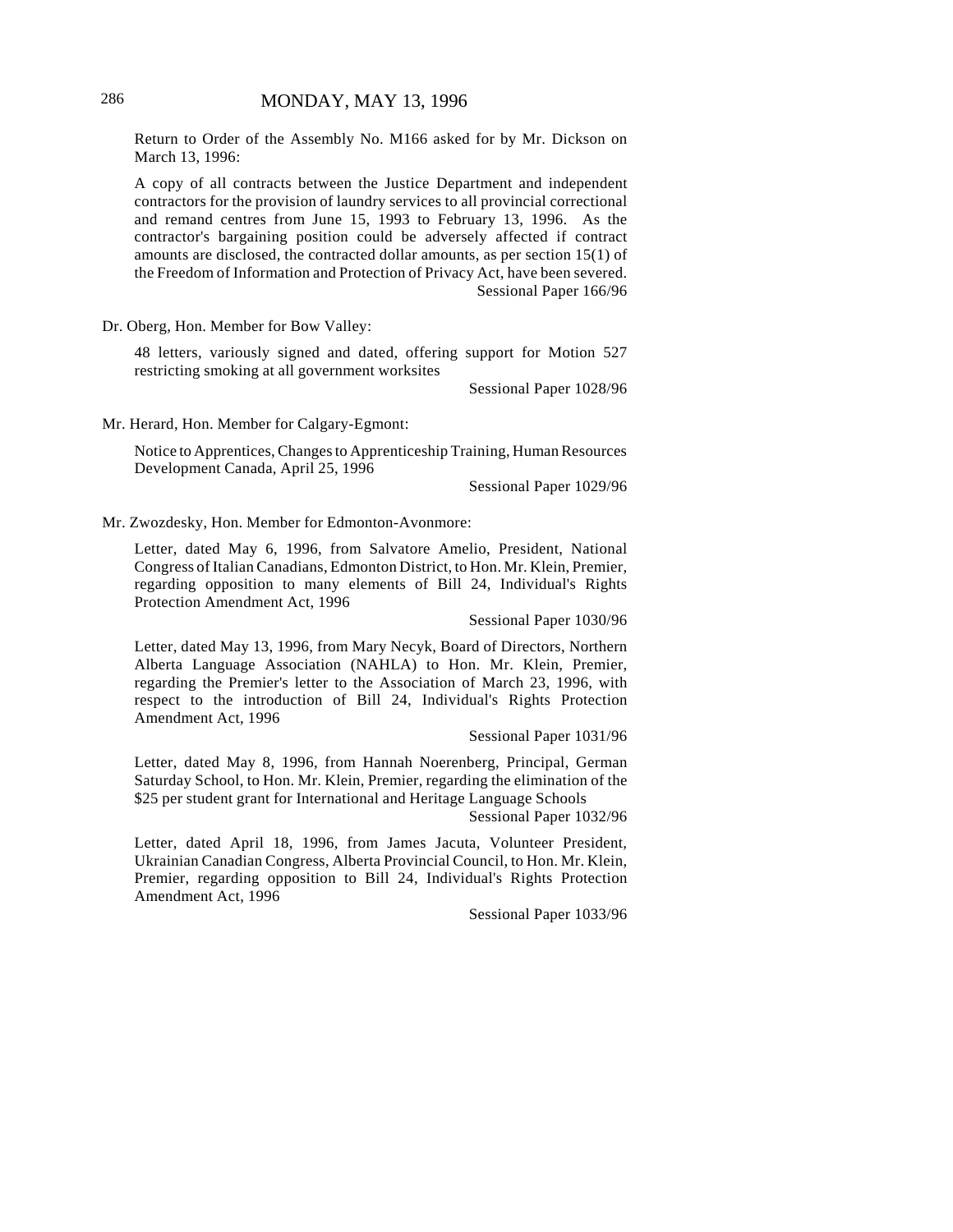Return to Order of the Assembly No. M166 asked for by Mr. Dickson on March 13, 1996:

A copy of all contracts between the Justice Department and independent contractors for the provision of laundry services to all provincial correctional and remand centres from June 15, 1993 to February 13, 1996. As the contractor's bargaining position could be adversely affected if contract amounts are disclosed, the contracted dollar amounts, as per section 15(1) of the Freedom of Information and Protection of Privacy Act, have been severed.
Sessional Paper 166/96

Dr. Oberg, Hon. Member for Bow Valley:

48 letters, variously signed and dated, offering support for Motion 527 restricting smoking at all government worksites
Sessional Paper 1028/96

Mr. Herard, Hon. Member for Calgary-Egmont:

Notice to Apprentices, Changes to Apprenticeship Training, Human Resources Development Canada, April 25, 1996
Sessional Paper 1029/96

Mr. Zwozdesky, Hon. Member for Edmonton-Avonmore:

Letter, dated May 6, 1996, from Salvatore Amelio, President, National Congress of Italian Canadians, Edmonton District, to Hon. Mr. Klein, Premier, regarding opposition to many elements of Bill 24, Individual's Rights Protection Amendment Act, 1996
Sessional Paper 1030/96

Letter, dated May 13, 1996, from Mary Necyk, Board of Directors, Northern Alberta Language Association (NAHLA) to Hon. Mr. Klein, Premier, regarding the Premier's letter to the Association of March 23, 1996, with respect to the introduction of Bill 24, Individual's Rights Protection Amendment Act, 1996
Sessional Paper 1031/96

Letter, dated May 8, 1996, from Hannah Noerenberg, Principal, German Saturday School, to Hon. Mr. Klein, Premier, regarding the elimination of the $25 per student grant for International and Heritage Language Schools
Sessional Paper 1032/96

Letter, dated April 18, 1996, from James Jacuta, Volunteer President, Ukrainian Canadian Congress, Alberta Provincial Council, to Hon. Mr. Klein, Premier, regarding opposition to Bill 24, Individual's Rights Protection Amendment Act, 1996
Sessional Paper 1033/96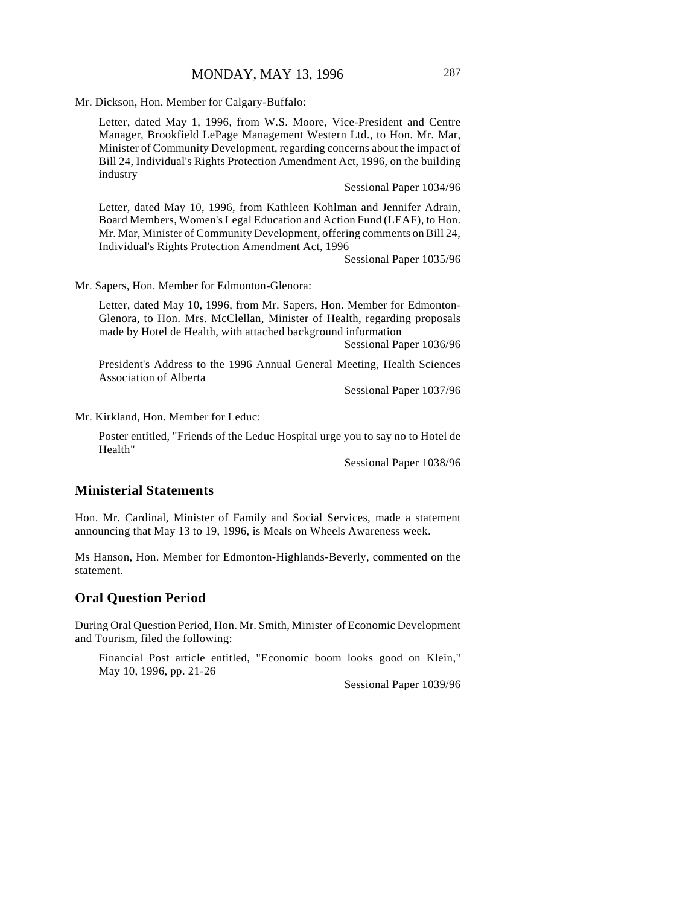Mr. Dickson, Hon. Member for Calgary-Buffalo:

Letter, dated May 1, 1996, from W.S. Moore, Vice-President and Centre Manager, Brookfield LePage Management Western Ltd., to Hon. Mr. Mar, Minister of Community Development, regarding concerns about the impact of Bill 24, Individual's Rights Protection Amendment Act, 1996, on the building industry

Sessional Paper 1034/96

Letter, dated May 10, 1996, from Kathleen Kohlman and Jennifer Adrain, Board Members, Women's Legal Education and Action Fund (LEAF), to Hon. Mr. Mar, Minister of Community Development, offering comments on Bill 24, Individual's Rights Protection Amendment Act, 1996

Sessional Paper 1035/96

Mr. Sapers, Hon. Member for Edmonton-Glenora:

Letter, dated May 10, 1996, from Mr. Sapers, Hon. Member for Edmonton-Glenora, to Hon. Mrs. McClellan, Minister of Health, regarding proposals made by Hotel de Health, with attached background information

Sessional Paper 1036/96

President's Address to the 1996 Annual General Meeting, Health Sciences Association of Alberta

Sessional Paper 1037/96

Mr. Kirkland, Hon. Member for Leduc:

Poster entitled, "Friends of the Leduc Hospital urge you to say no to Hotel de Health"

Sessional Paper 1038/96

## Ministerial Statements

Hon. Mr. Cardinal, Minister of Family and Social Services, made a statement announcing that May 13 to 19, 1996, is Meals on Wheels Awareness week.

Ms Hanson, Hon. Member for Edmonton-Highlands-Beverly, commented on the statement.

## Oral Question Period

During Oral Question Period, Hon. Mr. Smith, Minister of Economic Development and Tourism, filed the following:

Financial Post article entitled, "Economic boom looks good on Klein," May 10, 1996, pp. 21-26

Sessional Paper 1039/96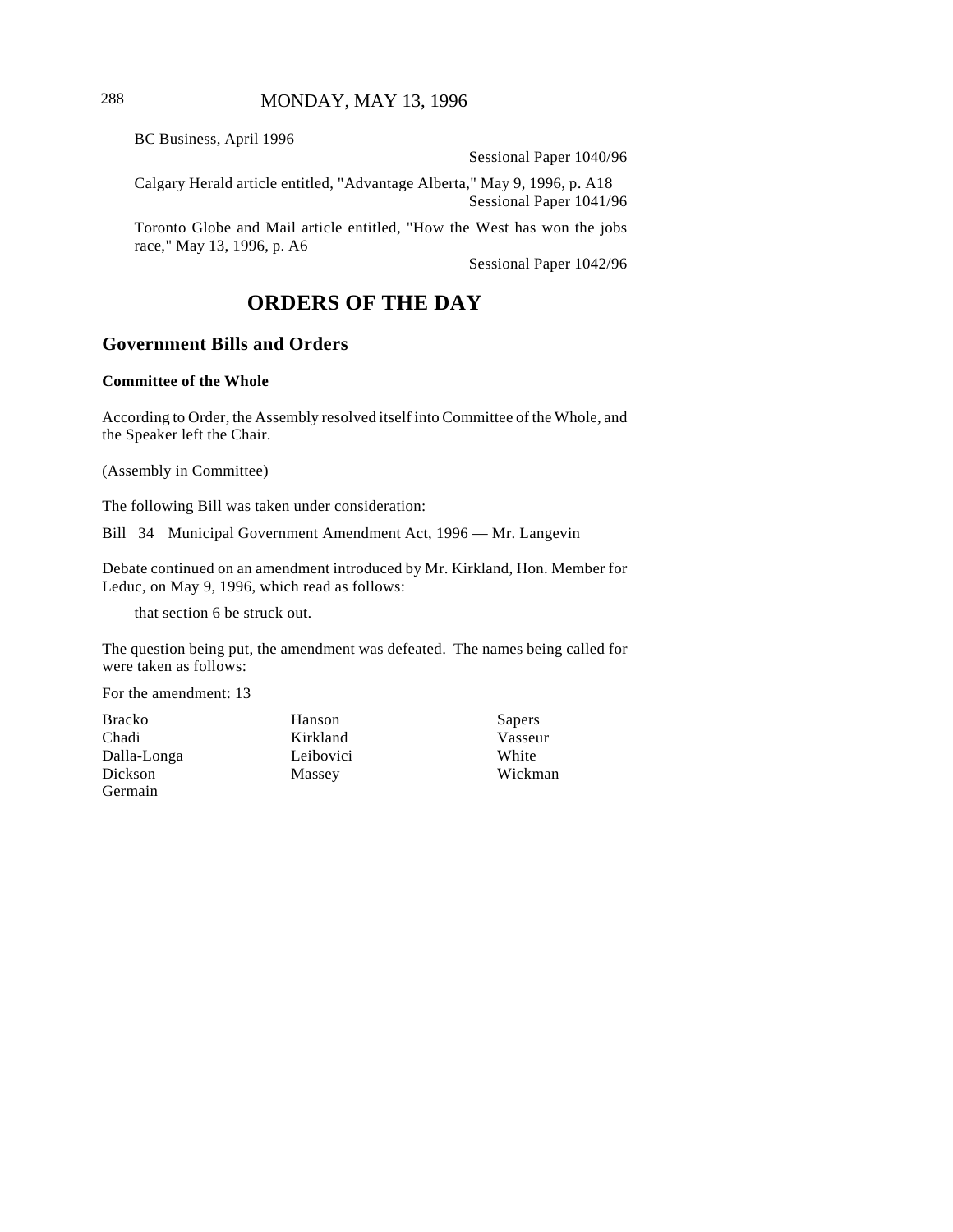BC Business, April 1996

Sessional Paper 1040/96

Calgary Herald article entitled, "Advantage Alberta," May 9, 1996, p. A18

Sessional Paper 1041/96

Toronto Globe and Mail article entitled, "How the West has won the jobs race," May 13, 1996, p. A6

Sessional Paper 1042/96

# ORDERS OF THE DAY

## Government Bills and Orders

### Committee of the Whole

According to Order, the Assembly resolved itself into Committee of the Whole, and the Speaker left the Chair.

(Assembly in Committee)

The following Bill was taken under consideration:

Bill 34 Municipal Government Amendment Act, 1996 — Mr. Langevin

Debate continued on an amendment introduced by Mr. Kirkland, Hon. Member for Leduc, on May 9, 1996, which read as follows:

> that section 6 be struck out.

The question being put, the amendment was defeated. The names being called for were taken as follows:

For the amendment: 13

| | | |
|---|---|---|
| Bracko | Hanson | Sapers |
| Chadi | Kirkland | Vasseur |
| Dalla-Longa | Leibovici | White |
| Dickson | Massey | Wickman |
| Germain | | |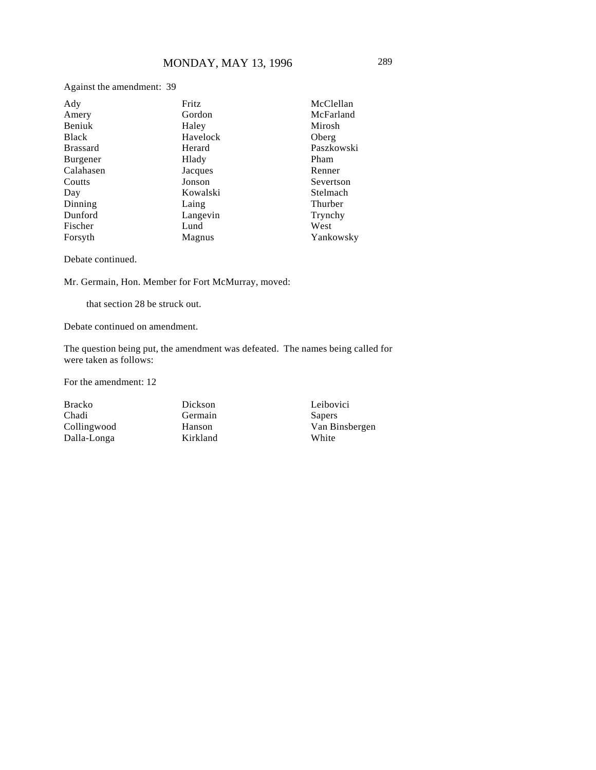Against the amendment: 39

| | | |
|---|---|---|
| Ady | Fritz | McClellan |
| Amery | Gordon | McFarland |
| Beniuk | Haley | Mirosh |
| Black | Havelock | Oberg |
| Brassard | Herard | Paszkowski |
| Burgener | Hlady | Pham |
| Calahasen | Jacques | Renner |
| Coutts | Jonson | Severtson |
| Day | Kowalski | Stelmach |
| Dinning | Laing | Thurber |
| Dunford | Langevin | Trynchy |
| Fischer | Lund | West |
| Forsyth | Magnus | Yankowsky |

Debate continued.

Mr. Germain, Hon. Member for Fort McMurray, moved:

> that section 28 be struck out.

Debate continued on amendment.

The question being put, the amendment was defeated. The names being called for were taken as follows:

For the amendment: 12

| | | |
|---|---|---|
| Bracko | Dickson | Leibovici |
| Chadi | Germain | Sapers |
| Collingwood | Hanson | Van Binsbergen |
| Dalla-Longa | Kirkland | White |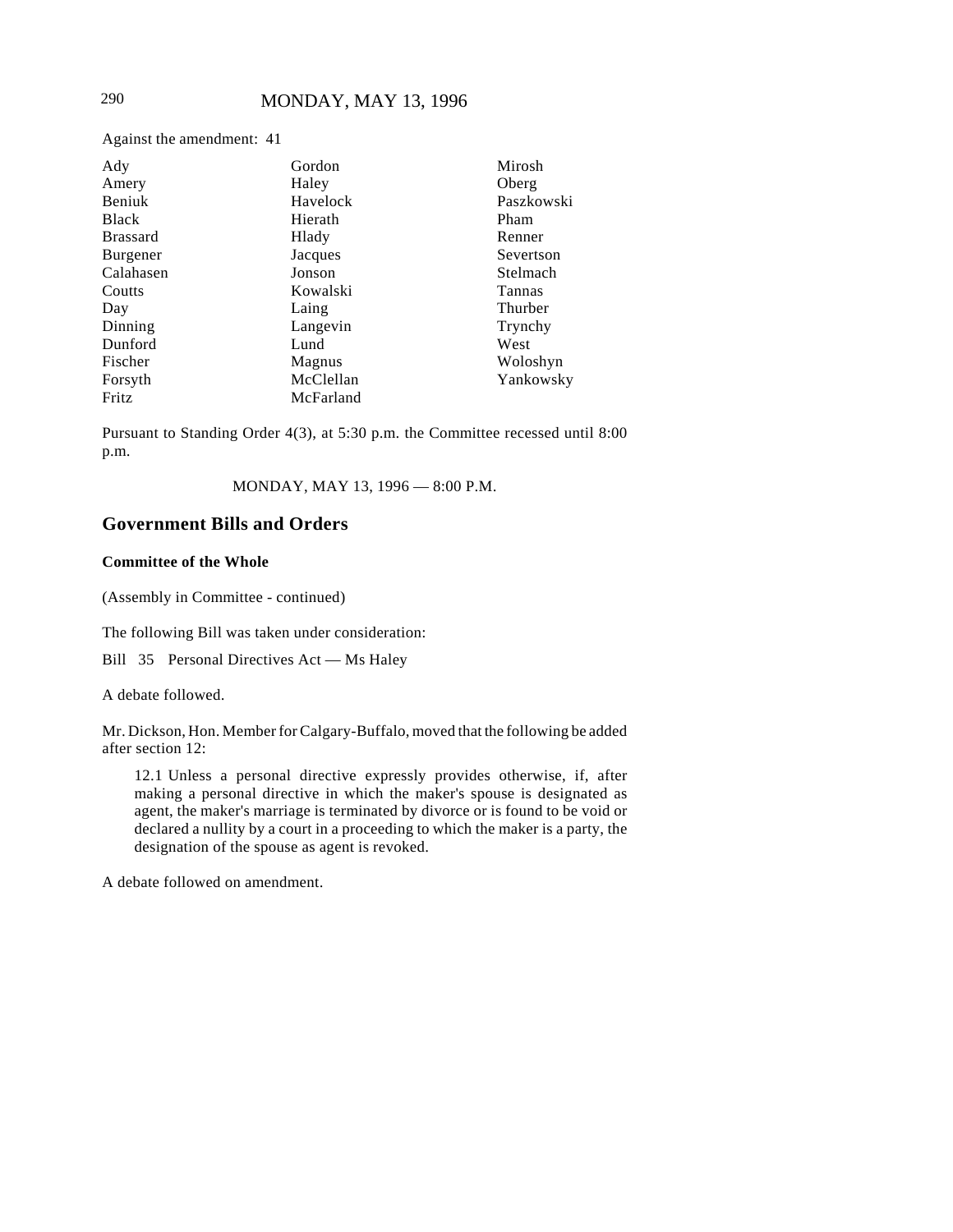Against the amendment: 41

| | | |
|---|---|---|
| Ady | Gordon | Mirosh |
| Amery | Haley | Oberg |
| Beniuk | Havelock | Paszkowski |
| Black | Hierath | Pham |
| Brassard | Hlady | Renner |
| Burgener | Jacques | Severtson |
| Calahasen | Jonson | Stelmach |
| Coutts | Kowalski | Tannas |
| Day | Laing | Thurber |
| Dinning | Langevin | Trynchy |
| Dunford | Lund | West |
| Fischer | Magnus | Woloshyn |
| Forsyth | McClellan | Yankowsky |
| Fritz | McFarland | |

Pursuant to Standing Order 4(3), at 5:30 p.m. the Committee recessed until 8:00 p.m.

MONDAY, MAY 13, 1996 — 8:00 P.M.

## Government Bills and Orders

### Committee of the Whole

(Assembly in Committee - continued)

The following Bill was taken under consideration:

Bill 35 Personal Directives Act — Ms Haley

A debate followed.

Mr. Dickson, Hon. Member for Calgary-Buffalo, moved that the following be added after section 12:

> 12.1 Unless a personal directive expressly provides otherwise, if, after making a personal directive in which the maker's spouse is designated as agent, the maker's marriage is terminated by divorce or is found to be void or declared a nullity by a court in a proceeding to which the maker is a party, the designation of the spouse as agent is revoked.

A debate followed on amendment.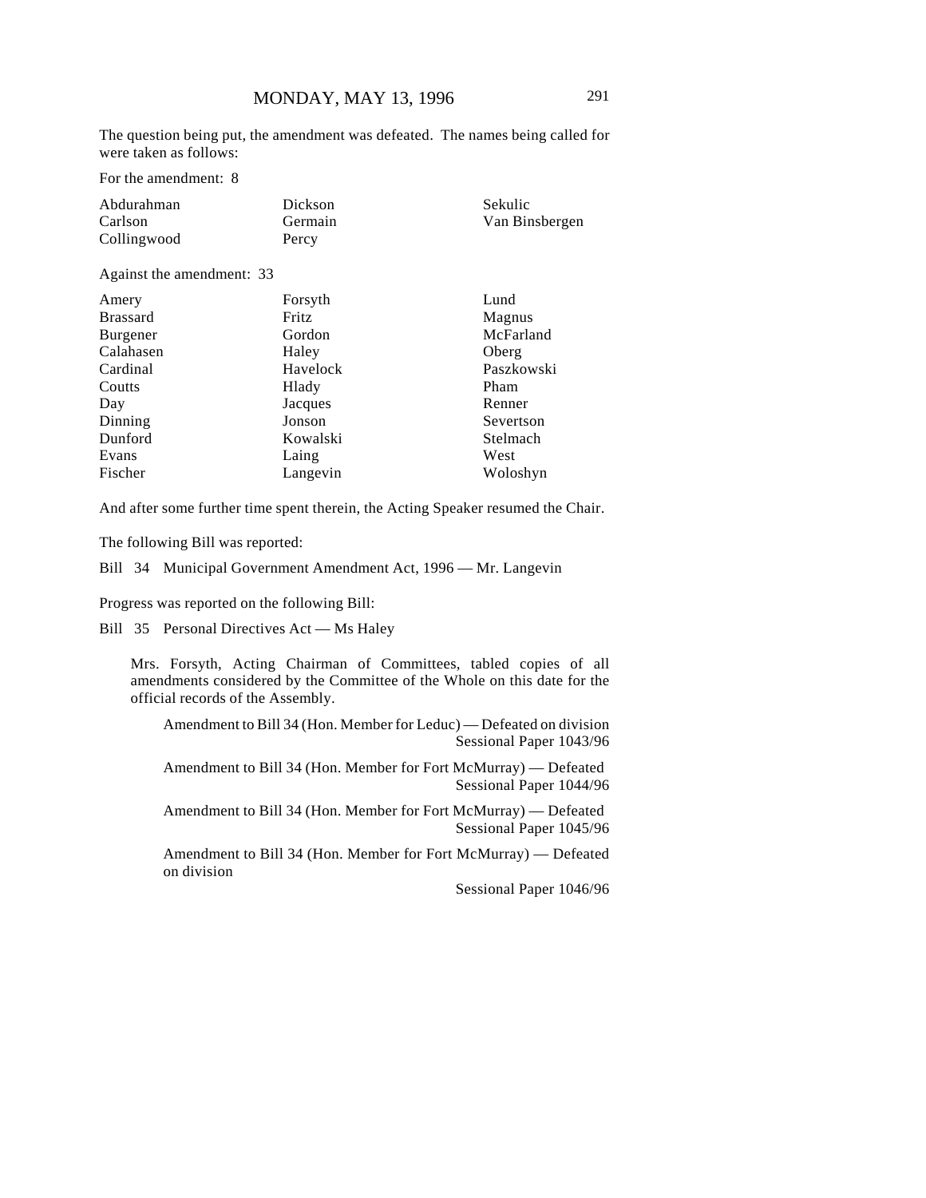The question being put, the amendment was defeated. The names being called for were taken as follows:

For the amendment: 8

| | | |
|---|---|---|
| Abdurahman | Dickson | Sekulic |
| Carlson | Germain | Van Binsbergen |
| Collingwood | Percy | |

Against the amendment: 33

| | | |
|---|---|---|
| Amery | Forsyth | Lund |
| Brassard | Fritz | Magnus |
| Burgener | Gordon | McFarland |
| Calahasen | Haley | Oberg |
| Cardinal | Havelock | Paszkowski |
| Coutts | Hlady | Pham |
| Day | Jacques | Renner |
| Dinning | Jonson | Severtson |
| Dunford | Kowalski | Stelmach |
| Evans | Laing | West |
| Fischer | Langevin | Woloshyn |

And after some further time spent therein, the Acting Speaker resumed the Chair.

The following Bill was reported:

Bill 34 Municipal Government Amendment Act, 1996 — Mr. Langevin

Progress was reported on the following Bill:

Bill 35 Personal Directives Act — Ms Haley

Mrs. Forsyth, Acting Chairman of Committees, tabled copies of all amendments considered by the Committee of the Whole on this date for the official records of the Assembly.

Amendment to Bill 34 (Hon. Member for Leduc) — Defeated on division
Sessional Paper 1043/96

Amendment to Bill 34 (Hon. Member for Fort McMurray) — Defeated
Sessional Paper 1044/96

Amendment to Bill 34 (Hon. Member for Fort McMurray) — Defeated
Sessional Paper 1045/96

Amendment to Bill 34 (Hon. Member for Fort McMurray) — Defeated on division
Sessional Paper 1046/96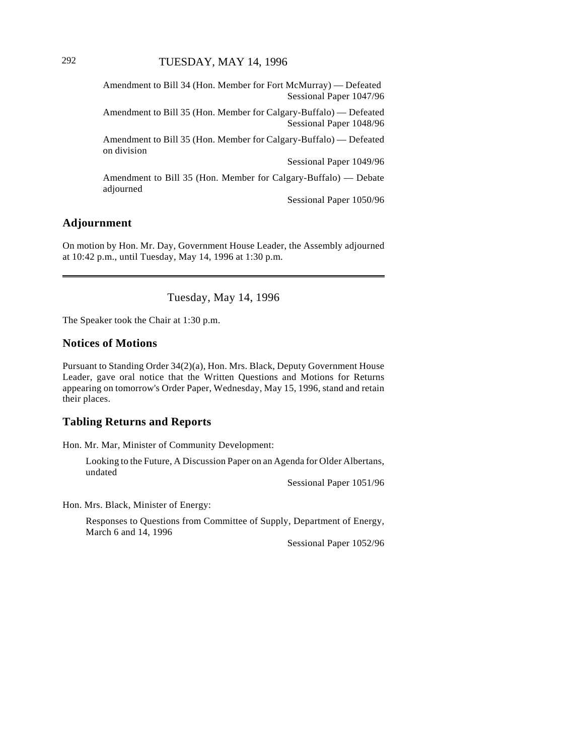Amendment to Bill 34 (Hon. Member for Fort McMurray) — Defeated
Sessional Paper 1047/96

Amendment to Bill 35 (Hon. Member for Calgary-Buffalo) — Defeated
Sessional Paper 1048/96

Amendment to Bill 35 (Hon. Member for Calgary-Buffalo) — Defeated on division
Sessional Paper 1049/96

Amendment to Bill 35 (Hon. Member for Calgary-Buffalo) — Debate adjourned
Sessional Paper 1050/96

## Adjournment

On motion by Hon. Mr. Day, Government House Leader, the Assembly adjourned at 10:42 p.m., until Tuesday, May 14, 1996 at 1:30 p.m.

---

# Tuesday, May 14, 1996

The Speaker took the Chair at 1:30 p.m.

## Notices of Motions

Pursuant to Standing Order 34(2)(a), Hon. Mrs. Black, Deputy Government House Leader, gave oral notice that the Written Questions and Motions for Returns appearing on tomorrow's Order Paper, Wednesday, May 15, 1996, stand and retain their places.

## Tabling Returns and Reports

Hon. Mr. Mar, Minister of Community Development:

Looking to the Future, A Discussion Paper on an Agenda for Older Albertans, undated
Sessional Paper 1051/96

Hon. Mrs. Black, Minister of Energy:

Responses to Questions from Committee of Supply, Department of Energy, March 6 and 14, 1996
Sessional Paper 1052/96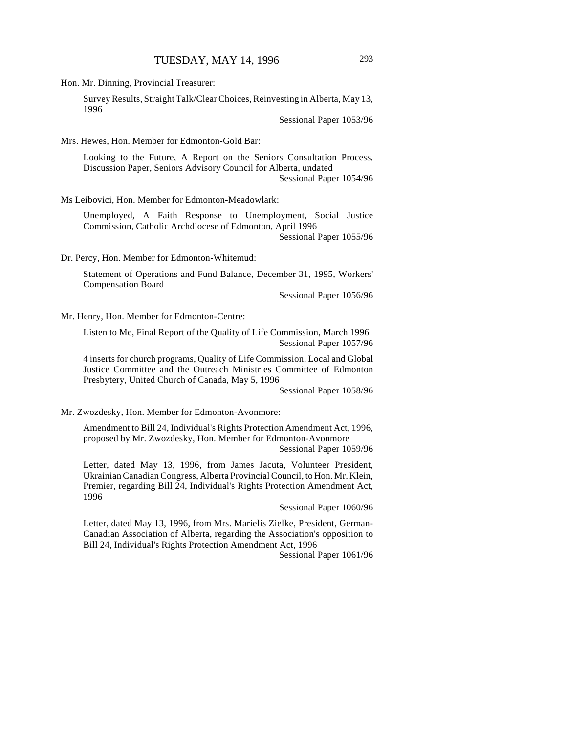Hon. Mr. Dinning, Provincial Treasurer:

Survey Results, Straight Talk/Clear Choices, Reinvesting in Alberta, May 13, 1996

Sessional Paper 1053/96

Mrs. Hewes, Hon. Member for Edmonton-Gold Bar:

Looking to the Future, A Report on the Seniors Consultation Process, Discussion Paper, Seniors Advisory Council for Alberta, undated

Sessional Paper 1054/96

Ms Leibovici, Hon. Member for Edmonton-Meadowlark:

Unemployed, A Faith Response to Unemployment, Social Justice Commission, Catholic Archdiocese of Edmonton, April 1996

Sessional Paper 1055/96

Dr. Percy, Hon. Member for Edmonton-Whitemud:

Statement of Operations and Fund Balance, December 31, 1995, Workers' Compensation Board

Sessional Paper 1056/96

Mr. Henry, Hon. Member for Edmonton-Centre:

Listen to Me, Final Report of the Quality of Life Commission, March 1996

Sessional Paper 1057/96

4 inserts for church programs, Quality of Life Commission, Local and Global Justice Committee and the Outreach Ministries Committee of Edmonton Presbytery, United Church of Canada, May 5, 1996

Sessional Paper 1058/96

Mr. Zwozdesky, Hon. Member for Edmonton-Avonmore:

Amendment to Bill 24, Individual's Rights Protection Amendment Act, 1996, proposed by Mr. Zwozdesky, Hon. Member for Edmonton-Avonmore

Sessional Paper 1059/96

Letter, dated May 13, 1996, from James Jacuta, Volunteer President, Ukrainian Canadian Congress, Alberta Provincial Council, to Hon. Mr. Klein, Premier, regarding Bill 24, Individual's Rights Protection Amendment Act, 1996

Sessional Paper 1060/96

Letter, dated May 13, 1996, from Mrs. Marielis Zielke, President, German-Canadian Association of Alberta, regarding the Association's opposition to Bill 24, Individual's Rights Protection Amendment Act, 1996

Sessional Paper 1061/96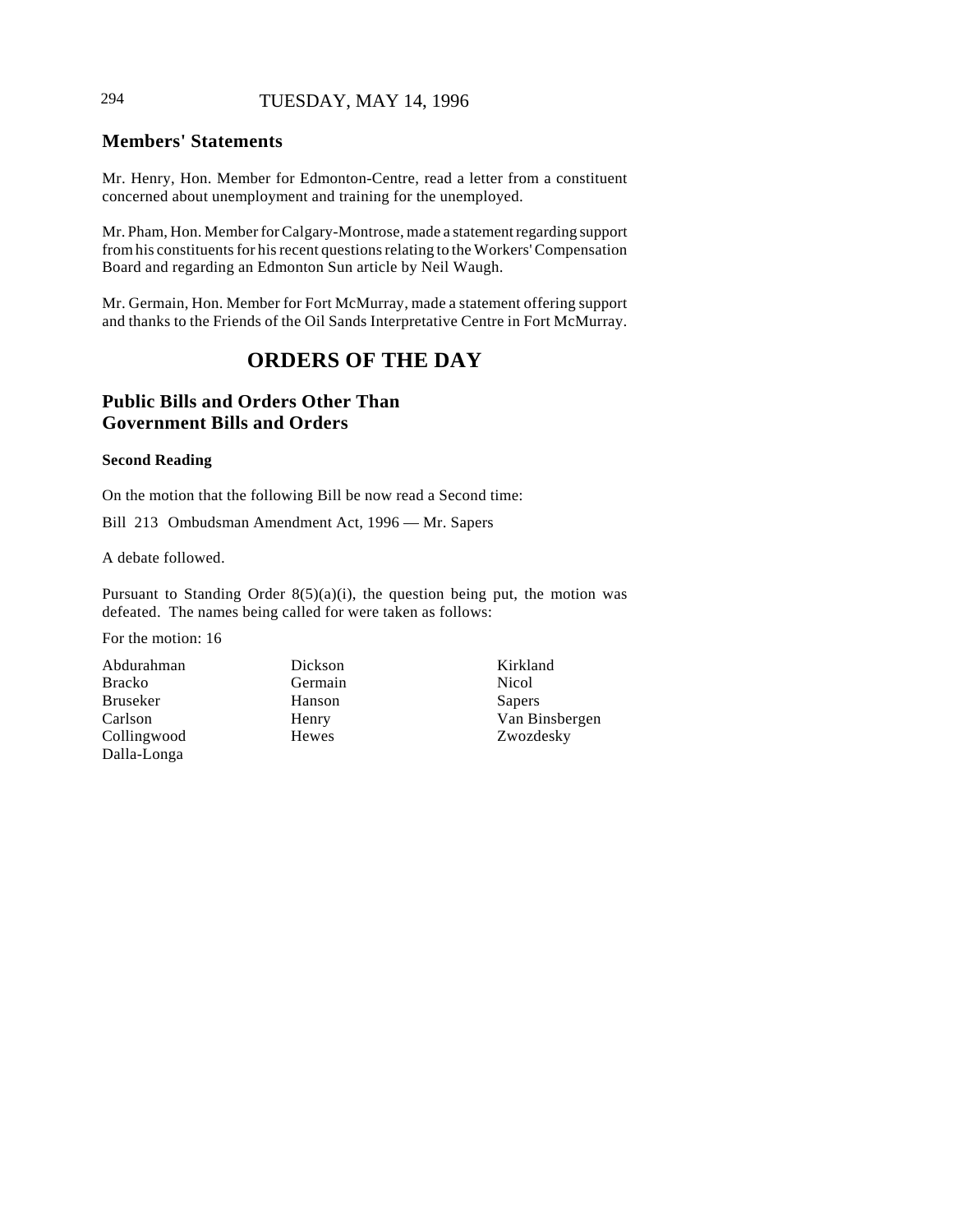## Members' Statements

Mr. Henry, Hon. Member for Edmonton-Centre, read a letter from a constituent concerned about unemployment and training for the unemployed.

Mr. Pham, Hon. Member for Calgary-Montrose, made a statement regarding support from his constituents for his recent questions relating to the Workers' Compensation Board and regarding an Edmonton Sun article by Neil Waugh.

Mr. Germain, Hon. Member for Fort McMurray, made a statement offering support and thanks to the Friends of the Oil Sands Interpretative Centre in Fort McMurray.

# ORDERS OF THE DAY

## Public Bills and Orders Other Than Government Bills and Orders

### Second Reading

On the motion that the following Bill be now read a Second time:

Bill 213 Ombudsman Amendment Act, 1996 — Mr. Sapers

A debate followed.

Pursuant to Standing Order 8(5)(a)(i), the question being put, the motion was defeated. The names being called for were taken as follows:

For the motion: 16

| | | |
|---|---|---|
| Abdurahman | Dickson | Kirkland |
| Bracko | Germain | Nicol |
| Bruseker | Hanson | Sapers |
| Carlson | Henry | Van Binsbergen |
| Collingwood | Hewes | Zwozdesky |
| Dalla-Longa | | |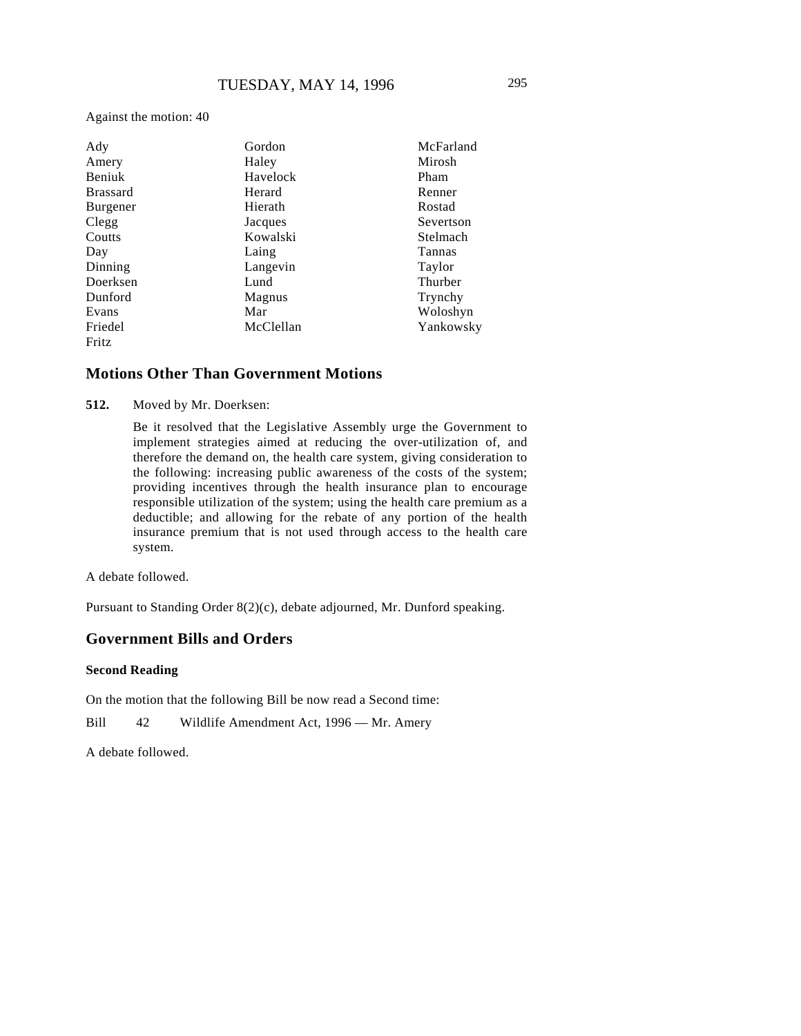Against the motion: 40

| | | |
|---|---|---|
| Ady | Gordon | McFarland |
| Amery | Haley | Mirosh |
| Beniuk | Havelock | Pham |
| Brassard | Herard | Renner |
| Burgener | Hierath | Rostad |
| Clegg | Jacques | Severtson |
| Coutts | Kowalski | Stelmach |
| Day | Laing | Tannas |
| Dinning | Langevin | Taylor |
| Doerksen | Lund | Thurber |
| Dunford | Magnus | Trynchy |
| Evans | Mar | Woloshyn |
| Friedel | McClellan | Yankowsky |
| Fritz | | |

## Motions Other Than Government Motions

**512.** Moved by Mr. Doerksen:

> Be it resolved that the Legislative Assembly urge the Government to implement strategies aimed at reducing the over-utilization of, and therefore the demand on, the health care system, giving consideration to the following: increasing public awareness of the costs of the system; providing incentives through the health insurance plan to encourage responsible utilization of the system; using the health care premium as a deductible; and allowing for the rebate of any portion of the health insurance premium that is not used through access to the health care system.

A debate followed.

Pursuant to Standing Order 8(2)(c), debate adjourned, Mr. Dunford speaking.

## Government Bills and Orders

### Second Reading

On the motion that the following Bill be now read a Second time:

Bill 42 Wildlife Amendment Act, 1996 — Mr. Amery

A debate followed.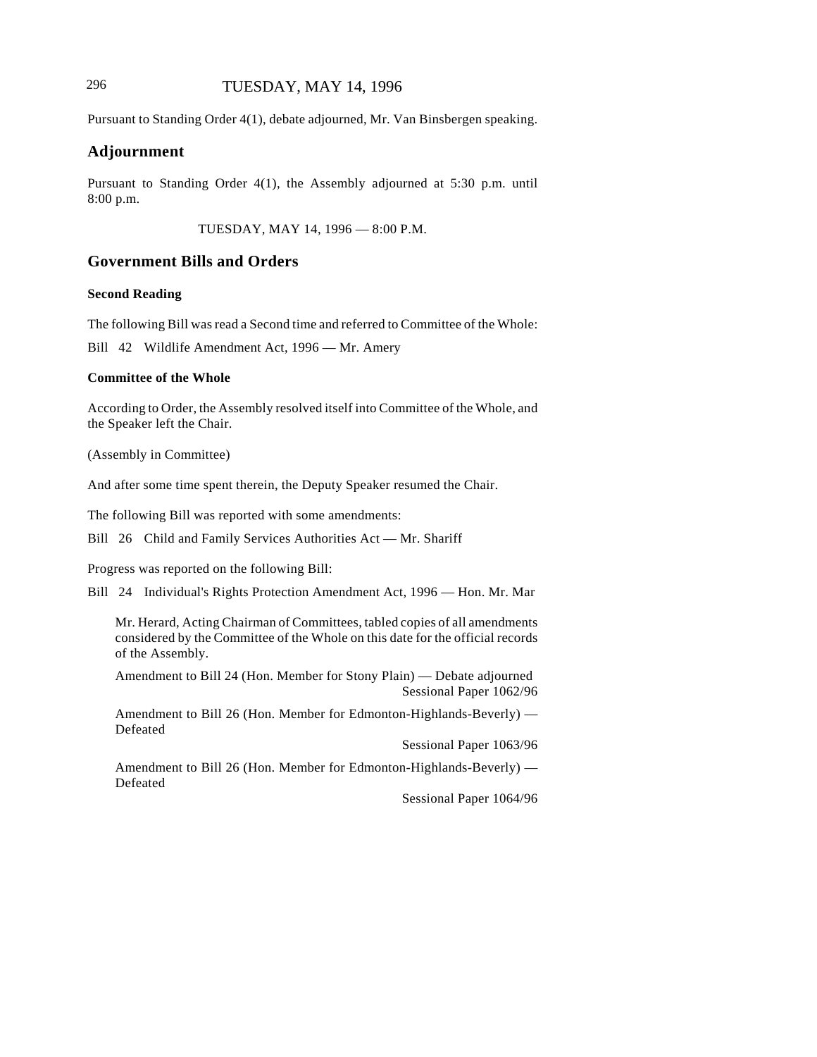Pursuant to Standing Order 4(1), debate adjourned, Mr. Van Binsbergen speaking.

## Adjournment

Pursuant to Standing Order 4(1), the Assembly adjourned at 5:30 p.m. until 8:00 p.m.

TUESDAY, MAY 14, 1996 — 8:00 P.M.

## Government Bills and Orders

### Second Reading

The following Bill was read a Second time and referred to Committee of the Whole:

Bill 42 Wildlife Amendment Act, 1996 — Mr. Amery

### Committee of the Whole

According to Order, the Assembly resolved itself into Committee of the Whole, and the Speaker left the Chair.

(Assembly in Committee)

And after some time spent therein, the Deputy Speaker resumed the Chair.

The following Bill was reported with some amendments:

Bill 26 Child and Family Services Authorities Act — Mr. Shariff

Progress was reported on the following Bill:

Bill 24 Individual's Rights Protection Amendment Act, 1996 — Hon. Mr. Mar

Mr. Herard, Acting Chairman of Committees, tabled copies of all amendments considered by the Committee of the Whole on this date for the official records of the Assembly.

Amendment to Bill 24 (Hon. Member for Stony Plain) — Debate adjourned
Sessional Paper 1062/96

Amendment to Bill 26 (Hon. Member for Edmonton-Highlands-Beverly) — Defeated
Sessional Paper 1063/96

Amendment to Bill 26 (Hon. Member for Edmonton-Highlands-Beverly) — Defeated
Sessional Paper 1064/96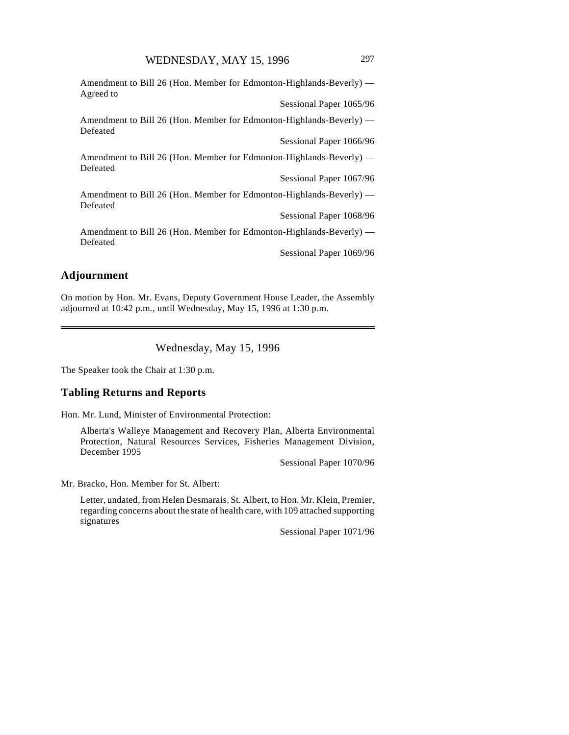Amendment to Bill 26 (Hon. Member for Edmonton-Highlands-Beverly) — Agreed to

Sessional Paper 1065/96

Amendment to Bill 26 (Hon. Member for Edmonton-Highlands-Beverly) — Defeated

Sessional Paper 1066/96

Amendment to Bill 26 (Hon. Member for Edmonton-Highlands-Beverly) — Defeated

Sessional Paper 1067/96

Amendment to Bill 26 (Hon. Member for Edmonton-Highlands-Beverly) — Defeated

Sessional Paper 1068/96

Amendment to Bill 26 (Hon. Member for Edmonton-Highlands-Beverly) — Defeated

Sessional Paper 1069/96

## Adjournment

On motion by Hon. Mr. Evans, Deputy Government House Leader, the Assembly adjourned at 10:42 p.m., until Wednesday, May 15, 1996 at 1:30 p.m.

---

# Wednesday, May 15, 1996

The Speaker took the Chair at 1:30 p.m.

## Tabling Returns and Reports

Hon. Mr. Lund, Minister of Environmental Protection:

Alberta's Walleye Management and Recovery Plan, Alberta Environmental Protection, Natural Resources Services, Fisheries Management Division, December 1995

Sessional Paper 1070/96

Mr. Bracko, Hon. Member for St. Albert:

Letter, undated, from Helen Desmarais, St. Albert, to Hon. Mr. Klein, Premier, regarding concerns about the state of health care, with 109 attached supporting signatures

Sessional Paper 1071/96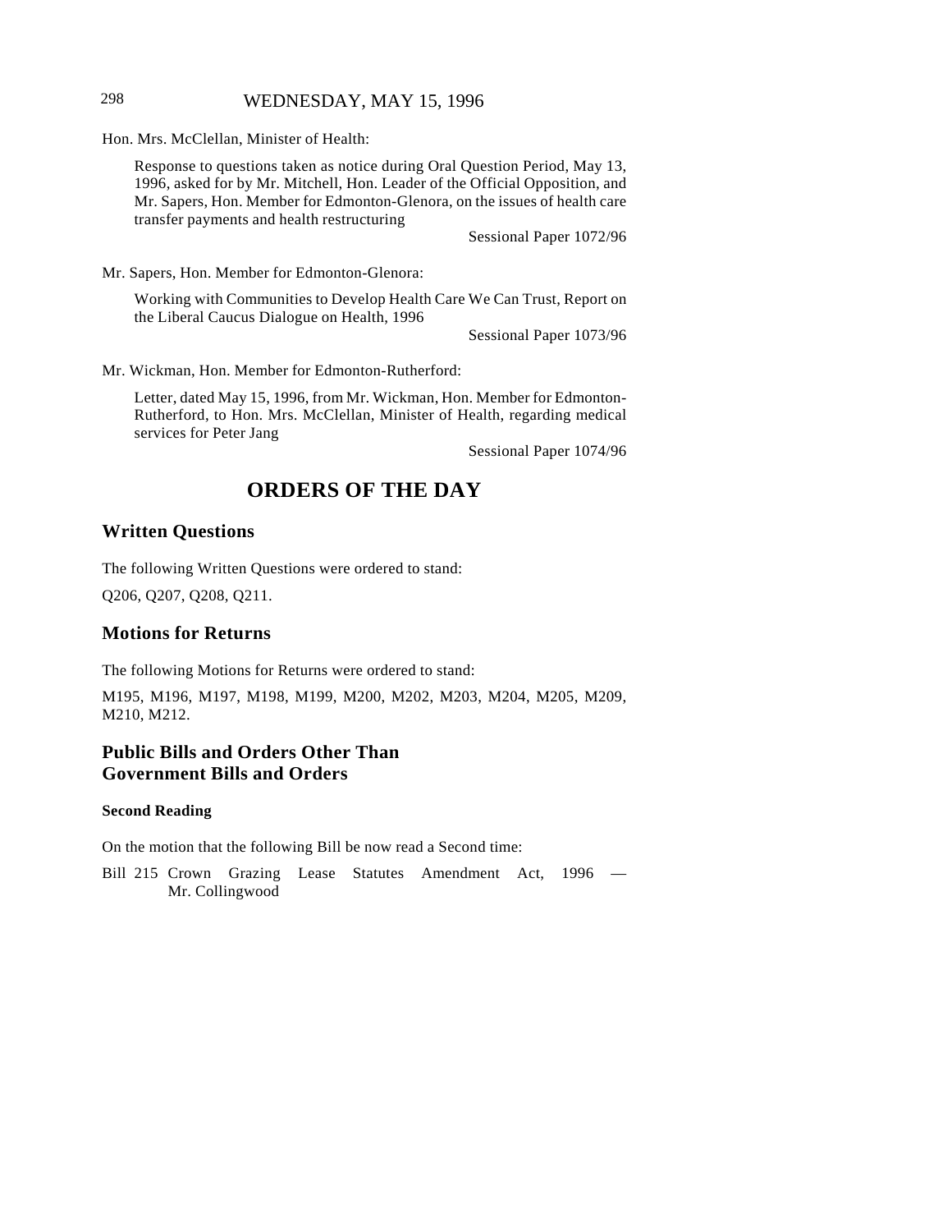Hon. Mrs. McClellan, Minister of Health:

Response to questions taken as notice during Oral Question Period, May 13, 1996, asked for by Mr. Mitchell, Hon. Leader of the Official Opposition, and Mr. Sapers, Hon. Member for Edmonton-Glenora, on the issues of health care transfer payments and health restructuring

Sessional Paper 1072/96

Mr. Sapers, Hon. Member for Edmonton-Glenora:

Working with Communities to Develop Health Care We Can Trust, Report on the Liberal Caucus Dialogue on Health, 1996

Sessional Paper 1073/96

Mr. Wickman, Hon. Member for Edmonton-Rutherford:

Letter, dated May 15, 1996, from Mr. Wickman, Hon. Member for Edmonton-Rutherford, to Hon. Mrs. McClellan, Minister of Health, regarding medical services for Peter Jang

Sessional Paper 1074/96

# ORDERS OF THE DAY

## Written Questions

The following Written Questions were ordered to stand:

Q206, Q207, Q208, Q211.

## Motions for Returns

The following Motions for Returns were ordered to stand:

M195, M196, M197, M198, M199, M200, M202, M203, M204, M205, M209, M210, M212.

## Public Bills and Orders Other Than Government Bills and Orders

### Second Reading

On the motion that the following Bill be now read a Second time:

Bill 215 Crown Grazing Lease Statutes Amendment Act, 1996 — Mr. Collingwood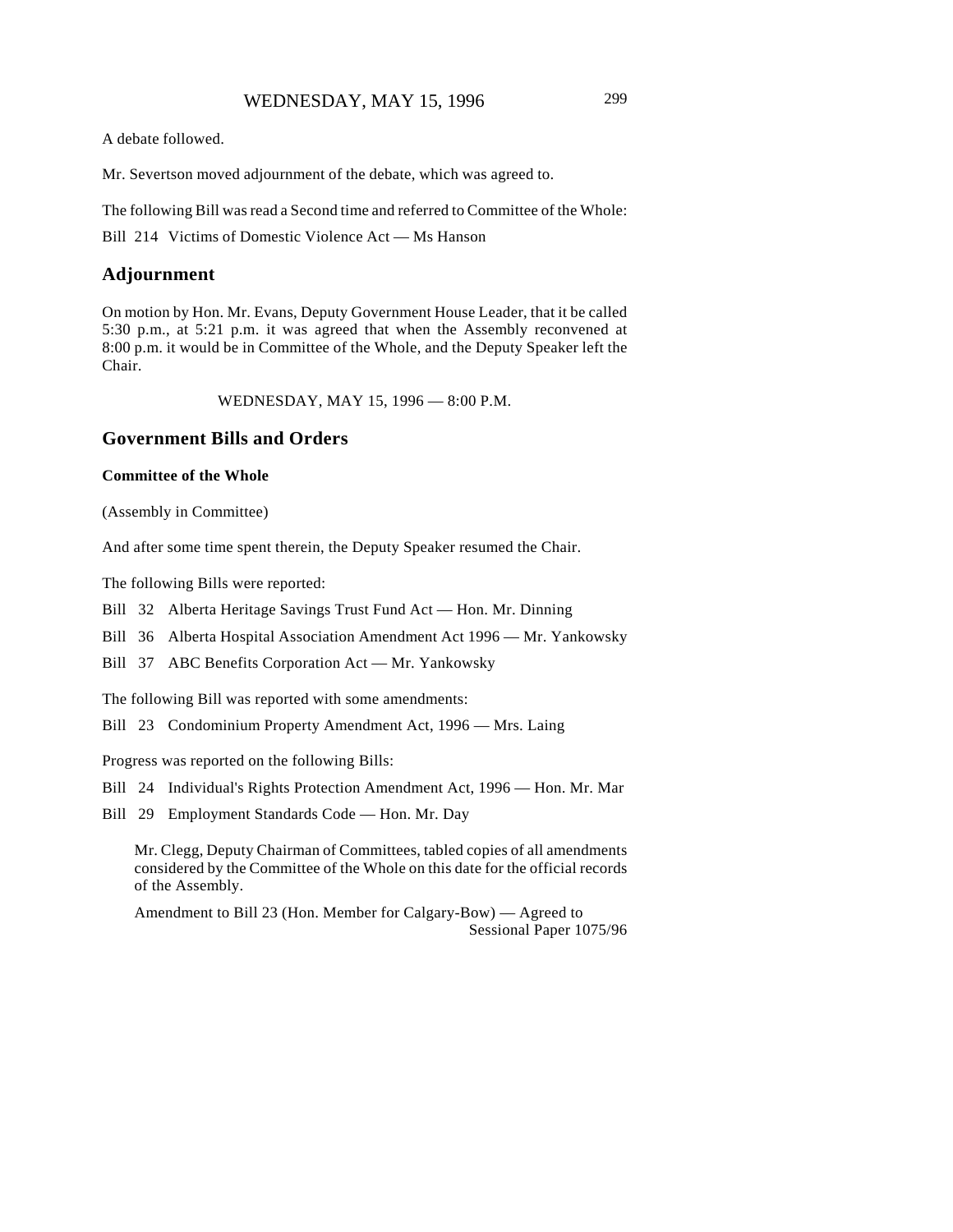A debate followed.

Mr. Severtson moved adjournment of the debate, which was agreed to.

The following Bill was read a Second time and referred to Committee of the Whole:

Bill 214 Victims of Domestic Violence Act — Ms Hanson

## Adjournment

On motion by Hon. Mr. Evans, Deputy Government House Leader, that it be called 5:30 p.m., at 5:21 p.m. it was agreed that when the Assembly reconvened at 8:00 p.m. it would be in Committee of the Whole, and the Deputy Speaker left the Chair.

WEDNESDAY, MAY 15, 1996 — 8:00 P.M.

## Government Bills and Orders

### Committee of the Whole

(Assembly in Committee)

And after some time spent therein, the Deputy Speaker resumed the Chair.

The following Bills were reported:

Bill 32 Alberta Heritage Savings Trust Fund Act — Hon. Mr. Dinning

Bill 36 Alberta Hospital Association Amendment Act 1996 — Mr. Yankowsky

Bill 37 ABC Benefits Corporation Act — Mr. Yankowsky

The following Bill was reported with some amendments:

Bill 23 Condominium Property Amendment Act, 1996 — Mrs. Laing

Progress was reported on the following Bills:

Bill 24 Individual's Rights Protection Amendment Act, 1996 — Hon. Mr. Mar

Bill 29 Employment Standards Code — Hon. Mr. Day

Mr. Clegg, Deputy Chairman of Committees, tabled copies of all amendments considered by the Committee of the Whole on this date for the official records of the Assembly.

Amendment to Bill 23 (Hon. Member for Calgary-Bow) — Agreed to
Sessional Paper 1075/96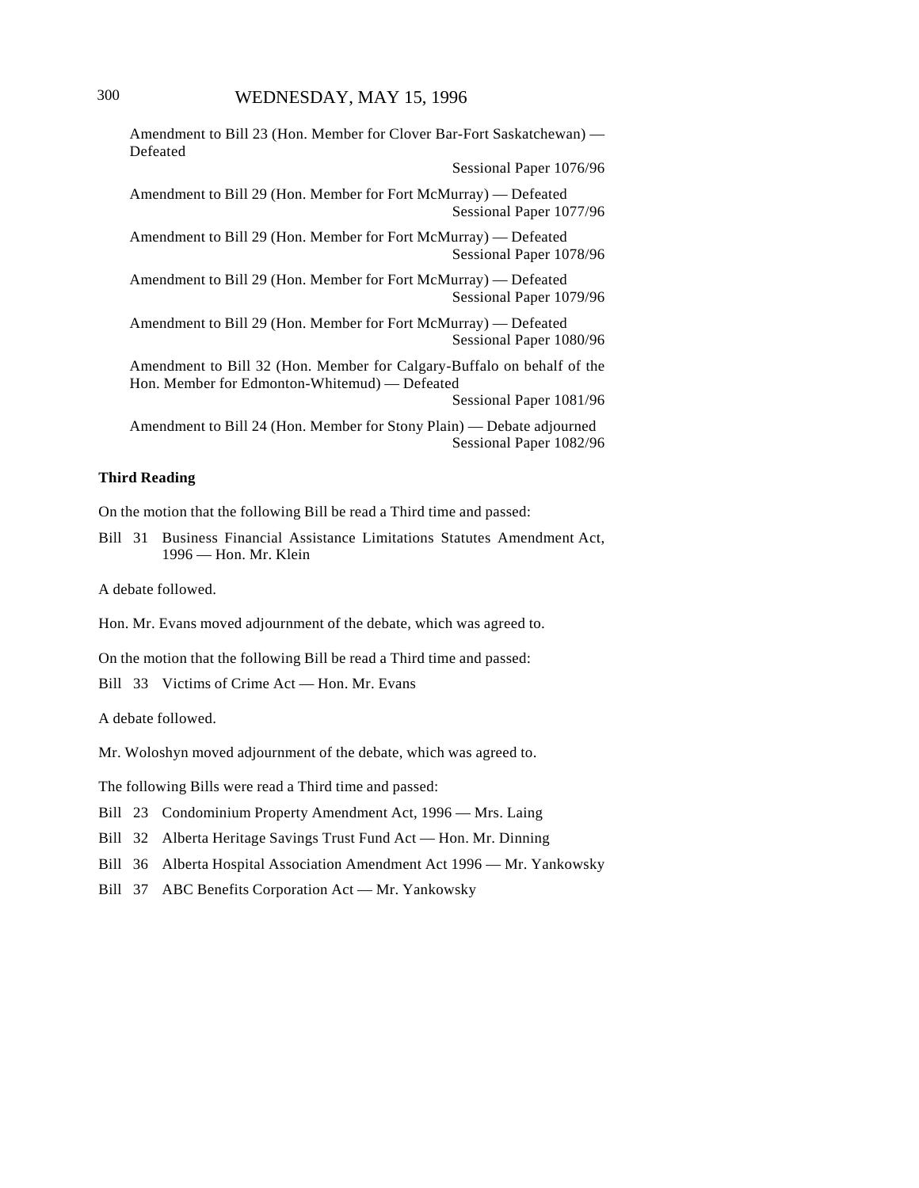Amendment to Bill 23 (Hon. Member for Clover Bar-Fort Saskatchewan) — Defeated
Sessional Paper 1076/96

Amendment to Bill 29 (Hon. Member for Fort McMurray) — Defeated
Sessional Paper 1077/96

Amendment to Bill 29 (Hon. Member for Fort McMurray) — Defeated
Sessional Paper 1078/96

Amendment to Bill 29 (Hon. Member for Fort McMurray) — Defeated
Sessional Paper 1079/96

Amendment to Bill 29 (Hon. Member for Fort McMurray) — Defeated
Sessional Paper 1080/96

Amendment to Bill 32 (Hon. Member for Calgary-Buffalo on behalf of the Hon. Member for Edmonton-Whitemud) — Defeated
Sessional Paper 1081/96

Amendment to Bill 24 (Hon. Member for Stony Plain) — Debate adjourned
Sessional Paper 1082/96

**Third Reading**

On the motion that the following Bill be read a Third time and passed:

Bill 31 Business Financial Assistance Limitations Statutes Amendment Act, 1996 — Hon. Mr. Klein

A debate followed.

Hon. Mr. Evans moved adjournment of the debate, which was agreed to.

On the motion that the following Bill be read a Third time and passed:

Bill 33 Victims of Crime Act — Hon. Mr. Evans

A debate followed.

Mr. Woloshyn moved adjournment of the debate, which was agreed to.

The following Bills were read a Third time and passed:

Bill 23 Condominium Property Amendment Act, 1996 — Mrs. Laing

Bill 32 Alberta Heritage Savings Trust Fund Act — Hon. Mr. Dinning

Bill 36 Alberta Hospital Association Amendment Act 1996 — Mr. Yankowsky

Bill 37 ABC Benefits Corporation Act — Mr. Yankowsky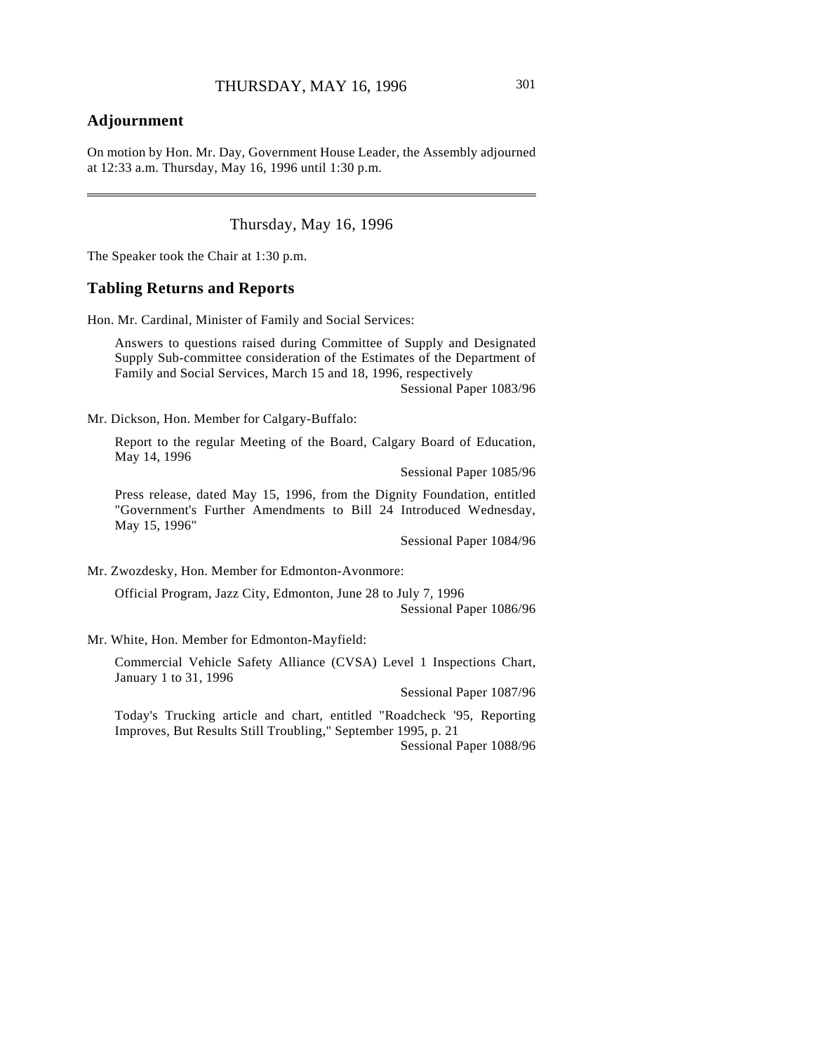## Adjournment

On motion by Hon. Mr. Day, Government House Leader, the Assembly adjourned at 12:33 a.m. Thursday, May 16, 1996 until 1:30 p.m.

---

Thursday, May 16, 1996

The Speaker took the Chair at 1:30 p.m.

## Tabling Returns and Reports

Hon. Mr. Cardinal, Minister of Family and Social Services:

Answers to questions raised during Committee of Supply and Designated Supply Sub-committee consideration of the Estimates of the Department of Family and Social Services, March 15 and 18, 1996, respectively
Sessional Paper 1083/96

Mr. Dickson, Hon. Member for Calgary-Buffalo:

Report to the regular Meeting of the Board, Calgary Board of Education, May 14, 1996
Sessional Paper 1085/96

Press release, dated May 15, 1996, from the Dignity Foundation, entitled "Government's Further Amendments to Bill 24 Introduced Wednesday, May 15, 1996"
Sessional Paper 1084/96

Mr. Zwozdesky, Hon. Member for Edmonton-Avonmore:

Official Program, Jazz City, Edmonton, June 28 to July 7, 1996
Sessional Paper 1086/96

Mr. White, Hon. Member for Edmonton-Mayfield:

Commercial Vehicle Safety Alliance (CVSA) Level 1 Inspections Chart, January 1 to 31, 1996
Sessional Paper 1087/96

Today's Trucking article and chart, entitled "Roadcheck '95, Reporting Improves, But Results Still Troubling," September 1995, p. 21
Sessional Paper 1088/96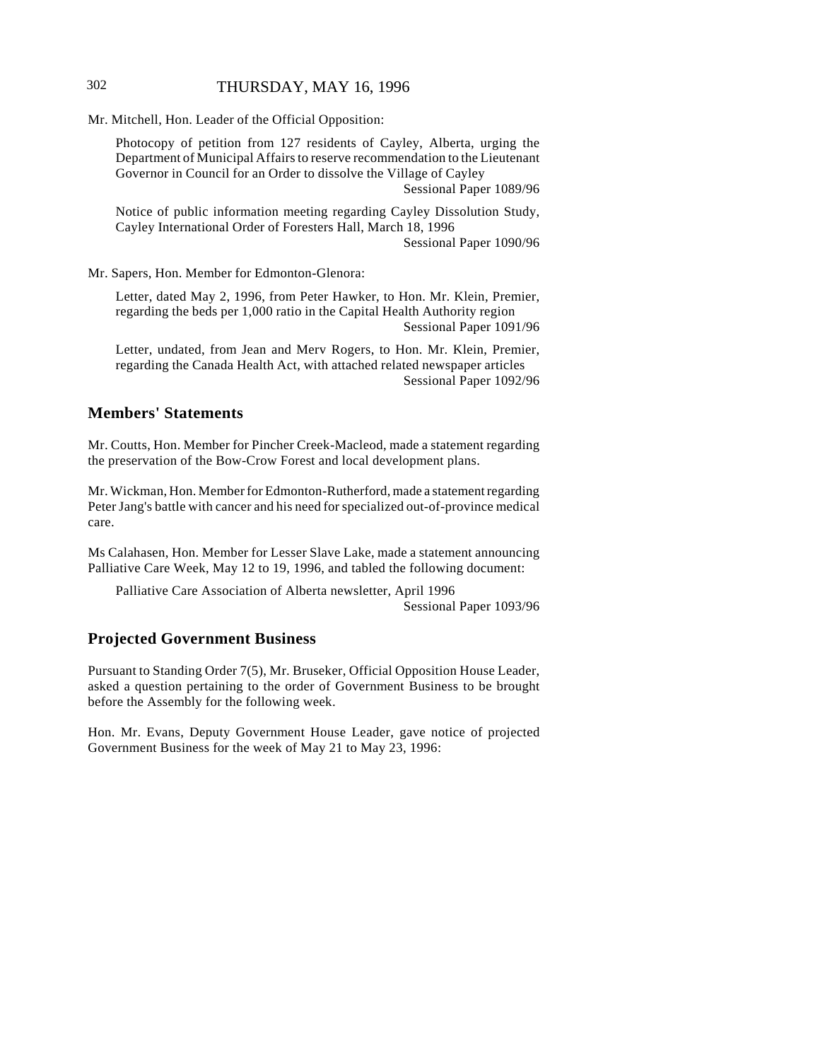Mr. Mitchell, Hon. Leader of the Official Opposition:

> Photocopy of petition from 127 residents of Cayley, Alberta, urging the Department of Municipal Affairs to reserve recommendation to the Lieutenant Governor in Council for an Order to dissolve the Village of Cayley
> Sessional Paper 1089/96

> Notice of public information meeting regarding Cayley Dissolution Study, Cayley International Order of Foresters Hall, March 18, 1996
> Sessional Paper 1090/96

Mr. Sapers, Hon. Member for Edmonton-Glenora:

> Letter, dated May 2, 1996, from Peter Hawker, to Hon. Mr. Klein, Premier, regarding the beds per 1,000 ratio in the Capital Health Authority region
> Sessional Paper 1091/96

> Letter, undated, from Jean and Merv Rogers, to Hon. Mr. Klein, Premier, regarding the Canada Health Act, with attached related newspaper articles
> Sessional Paper 1092/96

## Members' Statements

Mr. Coutts, Hon. Member for Pincher Creek-Macleod, made a statement regarding the preservation of the Bow-Crow Forest and local development plans.

Mr. Wickman, Hon. Member for Edmonton-Rutherford, made a statement regarding Peter Jang's battle with cancer and his need for specialized out-of-province medical care.

Ms Calahasen, Hon. Member for Lesser Slave Lake, made a statement announcing Palliative Care Week, May 12 to 19, 1996, and tabled the following document:

> Palliative Care Association of Alberta newsletter, April 1996
> Sessional Paper 1093/96

## Projected Government Business

Pursuant to Standing Order 7(5), Mr. Bruseker, Official Opposition House Leader, asked a question pertaining to the order of Government Business to be brought before the Assembly for the following week.

Hon. Mr. Evans, Deputy Government House Leader, gave notice of projected Government Business for the week of May 21 to May 23, 1996: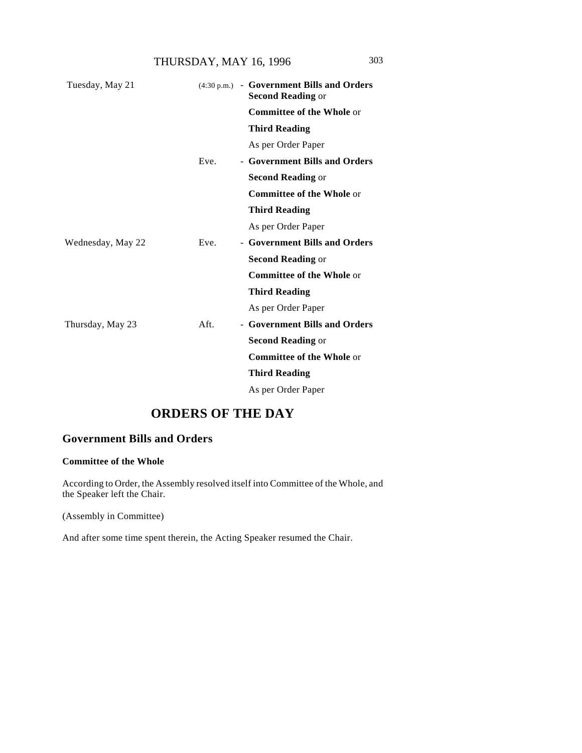| | | |
|---|---|---|
| Tuesday, May 21 | (4:30 p.m.) | - **Government Bills and Orders** **Second Reading** or **Committee of the Whole** or **Third Reading** As per Order Paper |
| | Eve. | - **Government Bills and Orders** **Second Reading** or **Committee of the Whole** or **Third Reading** As per Order Paper |
| Wednesday, May 22 | Eve. | - **Government Bills and Orders** **Second Reading** or **Committee of the Whole** or **Third Reading** As per Order Paper |
| Thursday, May 23 | Aft. | - **Government Bills and Orders** **Second Reading** or **Committee of the Whole** or **Third Reading** As per Order Paper |

# ORDERS OF THE DAY

## Government Bills and Orders

### Committee of the Whole

According to Order, the Assembly resolved itself into Committee of the Whole, and the Speaker left the Chair.

(Assembly in Committee)

And after some time spent therein, the Acting Speaker resumed the Chair.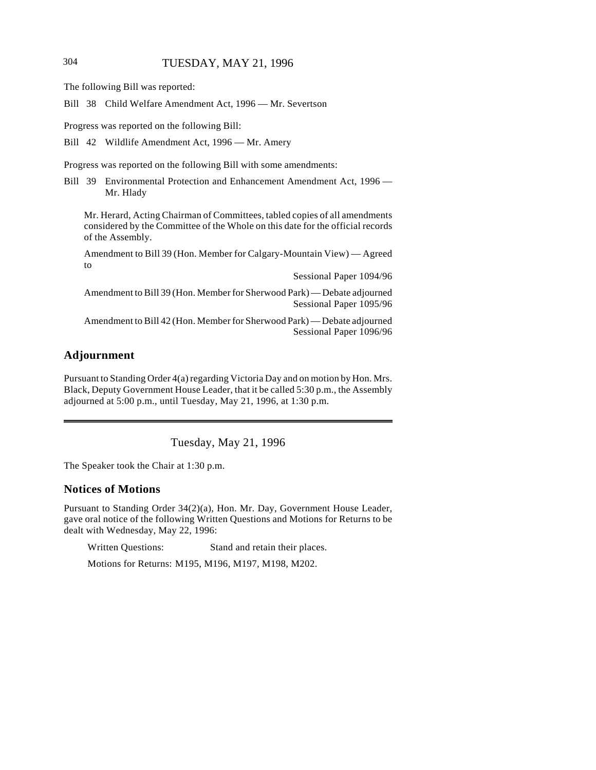The following Bill was reported:

Bill 38 Child Welfare Amendment Act, 1996 — Mr. Severtson

Progress was reported on the following Bill:

Bill 42 Wildlife Amendment Act, 1996 — Mr. Amery

Progress was reported on the following Bill with some amendments:

Bill 39 Environmental Protection and Enhancement Amendment Act, 1996 — Mr. Hlady

Mr. Herard, Acting Chairman of Committees, tabled copies of all amendments considered by the Committee of the Whole on this date for the official records of the Assembly.

Amendment to Bill 39 (Hon. Member for Calgary-Mountain View) — Agreed to
Sessional Paper 1094/96

Amendment to Bill 39 (Hon. Member for Sherwood Park) — Debate adjourned
Sessional Paper 1095/96

Amendment to Bill 42 (Hon. Member for Sherwood Park) — Debate adjourned
Sessional Paper 1096/96

## Adjournment

Pursuant to Standing Order 4(a) regarding Victoria Day and on motion by Hon. Mrs. Black, Deputy Government House Leader, that it be called 5:30 p.m., the Assembly adjourned at 5:00 p.m., until Tuesday, May 21, 1996, at 1:30 p.m.

---

Tuesday, May 21, 1996

The Speaker took the Chair at 1:30 p.m.

## Notices of Motions

Pursuant to Standing Order 34(2)(a), Hon. Mr. Day, Government House Leader, gave oral notice of the following Written Questions and Motions for Returns to be dealt with Wednesday, May 22, 1996:

Written Questions: Stand and retain their places.

Motions for Returns: M195, M196, M197, M198, M202.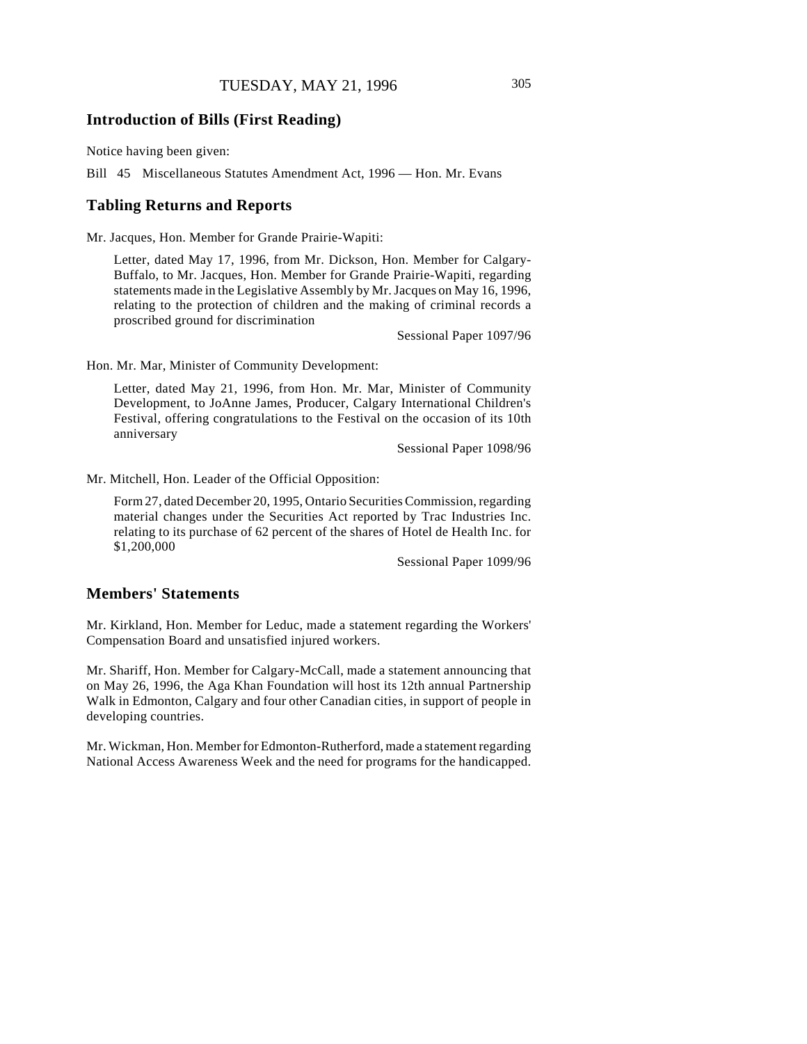## Introduction of Bills (First Reading)

Notice having been given:

Bill 45 Miscellaneous Statutes Amendment Act, 1996 — Hon. Mr. Evans

## Tabling Returns and Reports

Mr. Jacques, Hon. Member for Grande Prairie-Wapiti:

> Letter, dated May 17, 1996, from Mr. Dickson, Hon. Member for Calgary-Buffalo, to Mr. Jacques, Hon. Member for Grande Prairie-Wapiti, regarding statements made in the Legislative Assembly by Mr. Jacques on May 16, 1996, relating to the protection of children and the making of criminal records a proscribed ground for discrimination
>
> Sessional Paper 1097/96

Hon. Mr. Mar, Minister of Community Development:

> Letter, dated May 21, 1996, from Hon. Mr. Mar, Minister of Community Development, to JoAnne James, Producer, Calgary International Children's Festival, offering congratulations to the Festival on the occasion of its 10th anniversary
>
> Sessional Paper 1098/96

Mr. Mitchell, Hon. Leader of the Official Opposition:

> Form 27, dated December 20, 1995, Ontario Securities Commission, regarding material changes under the Securities Act reported by Trac Industries Inc. relating to its purchase of 62 percent of the shares of Hotel de Health Inc. for $1,200,000
>
> Sessional Paper 1099/96

## Members' Statements

Mr. Kirkland, Hon. Member for Leduc, made a statement regarding the Workers' Compensation Board and unsatisfied injured workers.

Mr. Shariff, Hon. Member for Calgary-McCall, made a statement announcing that on May 26, 1996, the Aga Khan Foundation will host its 12th annual Partnership Walk in Edmonton, Calgary and four other Canadian cities, in support of people in developing countries.

Mr. Wickman, Hon. Member for Edmonton-Rutherford, made a statement regarding National Access Awareness Week and the need for programs for the handicapped.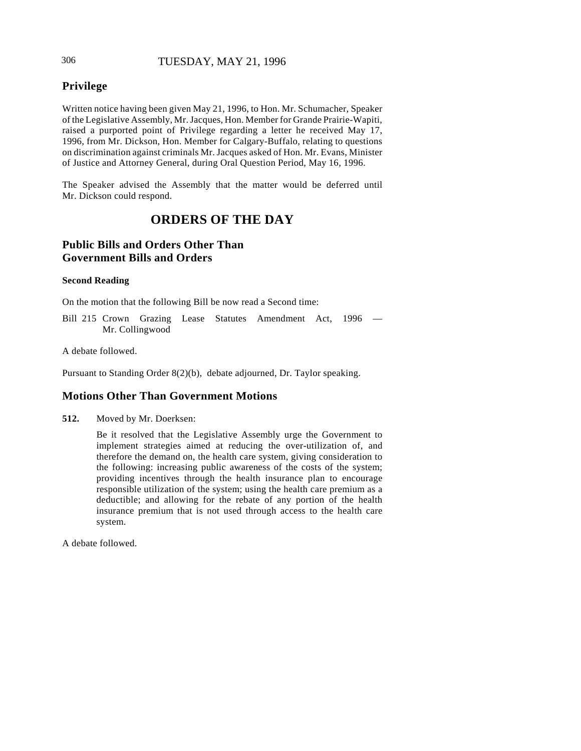## Privilege

Written notice having been given May 21, 1996, to Hon. Mr. Schumacher, Speaker of the Legislative Assembly, Mr. Jacques, Hon. Member for Grande Prairie-Wapiti, raised a purported point of Privilege regarding a letter he received May 17, 1996, from Mr. Dickson, Hon. Member for Calgary-Buffalo, relating to questions on discrimination against criminals Mr. Jacques asked of Hon. Mr. Evans, Minister of Justice and Attorney General, during Oral Question Period, May 16, 1996.

The Speaker advised the Assembly that the matter would be deferred until Mr. Dickson could respond.

# ORDERS OF THE DAY

## Public Bills and Orders Other Than Government Bills and Orders

### Second Reading

On the motion that the following Bill be now read a Second time:

Bill 215 Crown Grazing Lease Statutes Amendment Act, 1996 — Mr. Collingwood

A debate followed.

Pursuant to Standing Order 8(2)(b), debate adjourned, Dr. Taylor speaking.

## Motions Other Than Government Motions

**512.** Moved by Mr. Doerksen:

Be it resolved that the Legislative Assembly urge the Government to implement strategies aimed at reducing the over-utilization of, and therefore the demand on, the health care system, giving consideration to the following: increasing public awareness of the costs of the system; providing incentives through the health insurance plan to encourage responsible utilization of the system; using the health care premium as a deductible; and allowing for the rebate of any portion of the health insurance premium that is not used through access to the health care system.

A debate followed.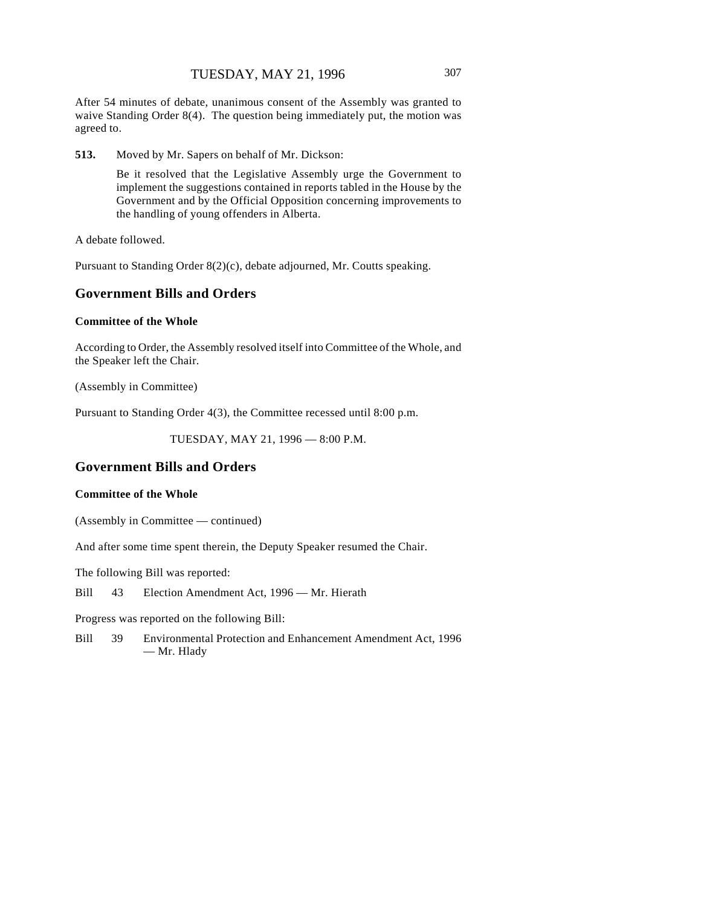After 54 minutes of debate, unanimous consent of the Assembly was granted to waive Standing Order 8(4). The question being immediately put, the motion was agreed to.

**513.** Moved by Mr. Sapers on behalf of Mr. Dickson:

> Be it resolved that the Legislative Assembly urge the Government to implement the suggestions contained in reports tabled in the House by the Government and by the Official Opposition concerning improvements to the handling of young offenders in Alberta.

A debate followed.

Pursuant to Standing Order 8(2)(c), debate adjourned, Mr. Coutts speaking.

## Government Bills and Orders

### Committee of the Whole

According to Order, the Assembly resolved itself into Committee of the Whole, and the Speaker left the Chair.

(Assembly in Committee)

Pursuant to Standing Order 4(3), the Committee recessed until 8:00 p.m.

TUESDAY, MAY 21, 1996 — 8:00 P.M.

## Government Bills and Orders

### Committee of the Whole

(Assembly in Committee — continued)

And after some time spent therein, the Deputy Speaker resumed the Chair.

The following Bill was reported:

Bill 43 Election Amendment Act, 1996 — Mr. Hierath

Progress was reported on the following Bill:

Bill 39 Environmental Protection and Enhancement Amendment Act, 1996 — Mr. Hlady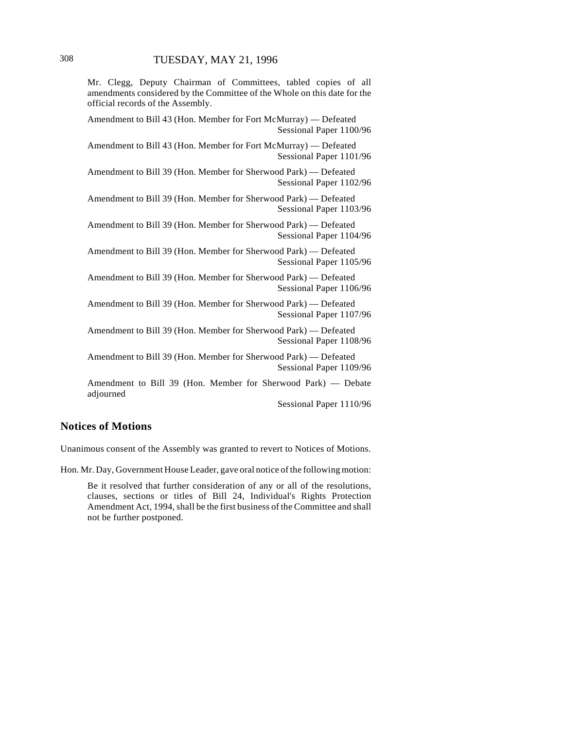Mr. Clegg, Deputy Chairman of Committees, tabled copies of all amendments considered by the Committee of the Whole on this date for the official records of the Assembly.

Amendment to Bill 43 (Hon. Member for Fort McMurray) — Defeated
Sessional Paper 1100/96

Amendment to Bill 43 (Hon. Member for Fort McMurray) — Defeated
Sessional Paper 1101/96

Amendment to Bill 39 (Hon. Member for Sherwood Park) — Defeated
Sessional Paper 1102/96

Amendment to Bill 39 (Hon. Member for Sherwood Park) — Defeated
Sessional Paper 1103/96

Amendment to Bill 39 (Hon. Member for Sherwood Park) — Defeated
Sessional Paper 1104/96

Amendment to Bill 39 (Hon. Member for Sherwood Park) — Defeated
Sessional Paper 1105/96

Amendment to Bill 39 (Hon. Member for Sherwood Park) — Defeated
Sessional Paper 1106/96

Amendment to Bill 39 (Hon. Member for Sherwood Park) — Defeated
Sessional Paper 1107/96

Amendment to Bill 39 (Hon. Member for Sherwood Park) — Defeated
Sessional Paper 1108/96

Amendment to Bill 39 (Hon. Member for Sherwood Park) — Defeated
Sessional Paper 1109/96

Amendment to Bill 39 (Hon. Member for Sherwood Park) — Debate adjourned
Sessional Paper 1110/96

## Notices of Motions

Unanimous consent of the Assembly was granted to revert to Notices of Motions.

Hon. Mr. Day, Government House Leader, gave oral notice of the following motion:

> Be it resolved that further consideration of any or all of the resolutions, clauses, sections or titles of Bill 24, Individual's Rights Protection Amendment Act, 1994, shall be the first business of the Committee and shall not be further postponed.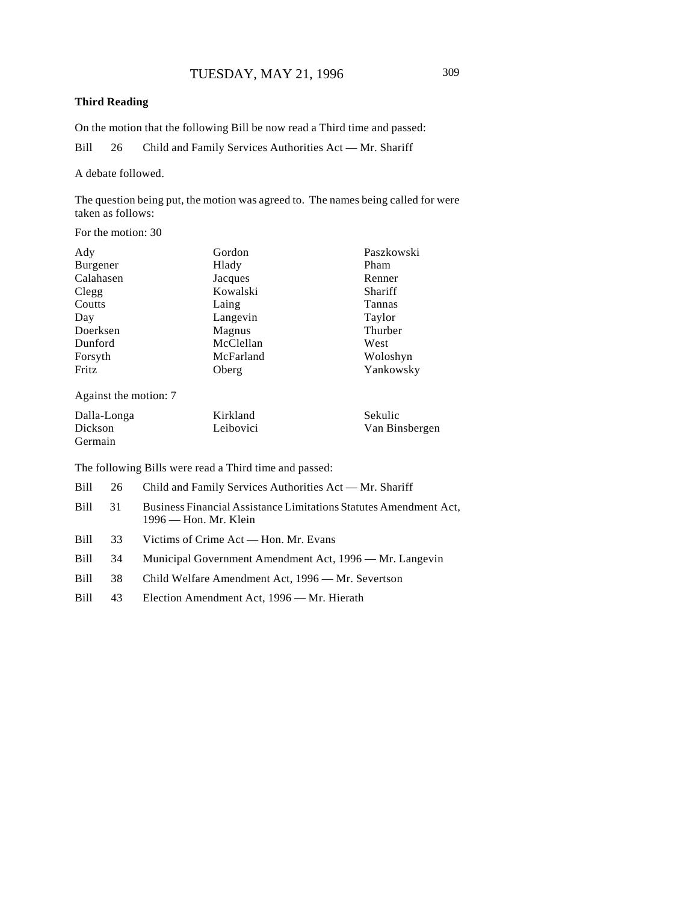**Third Reading**

On the motion that the following Bill be now read a Third time and passed:

Bill 26 Child and Family Services Authorities Act — Mr. Shariff

A debate followed.

The question being put, the motion was agreed to. The names being called for were taken as follows:

For the motion: 30

| | | |
|---|---|---|
| Ady | Gordon | Paszkowski |
| Burgener | Hlady | Pham |
| Calahasen | Jacques | Renner |
| Clegg | Kowalski | Shariff |
| Coutts | Laing | Tannas |
| Day | Langevin | Taylor |
| Doerksen | Magnus | Thurber |
| Dunford | McClellan | West |
| Forsyth | McFarland | Woloshyn |
| Fritz | Oberg | Yankowsky |

Against the motion: 7

| | | |
|---|---|---|
| Dalla-Longa | Kirkland | Sekulic |
| Dickson | Leibovici | Van Binsbergen |
| Germain | | |

The following Bills were read a Third time and passed:

Bill 26 Child and Family Services Authorities Act — Mr. Shariff

Bill 31 Business Financial Assistance Limitations Statutes Amendment Act, 1996 — Hon. Mr. Klein

Bill 33 Victims of Crime Act — Hon. Mr. Evans

Bill 34 Municipal Government Amendment Act, 1996 — Mr. Langevin

Bill 38 Child Welfare Amendment Act, 1996 — Mr. Severtson

Bill 43 Election Amendment Act, 1996 — Mr. Hierath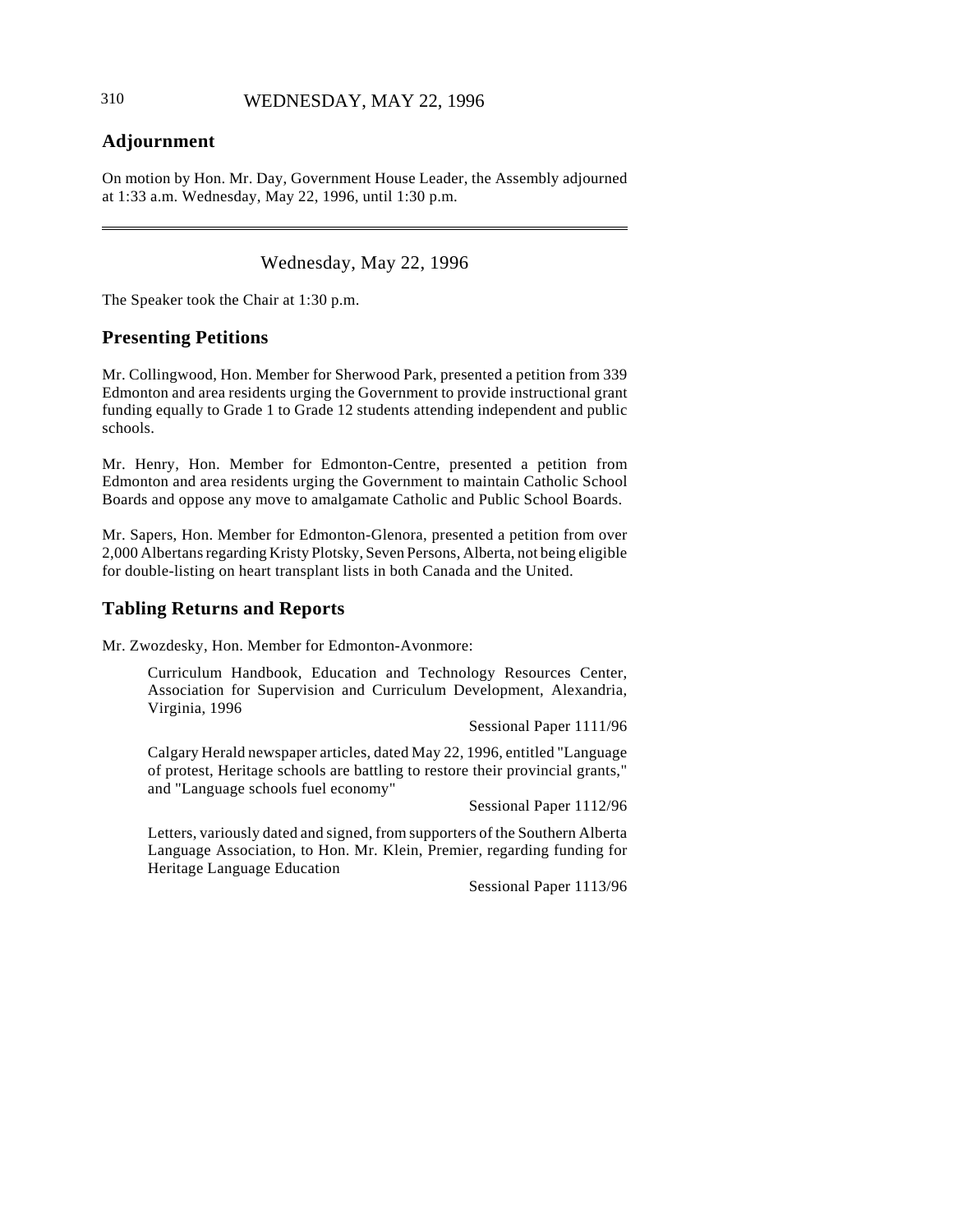## Adjournment

On motion by Hon. Mr. Day, Government House Leader, the Assembly adjourned at 1:33 a.m. Wednesday, May 22, 1996, until 1:30 p.m.

---

Wednesday, May 22, 1996

The Speaker took the Chair at 1:30 p.m.

## Presenting Petitions

Mr. Collingwood, Hon. Member for Sherwood Park, presented a petition from 339 Edmonton and area residents urging the Government to provide instructional grant funding equally to Grade 1 to Grade 12 students attending independent and public schools.

Mr. Henry, Hon. Member for Edmonton-Centre, presented a petition from Edmonton and area residents urging the Government to maintain Catholic School Boards and oppose any move to amalgamate Catholic and Public School Boards.

Mr. Sapers, Hon. Member for Edmonton-Glenora, presented a petition from over 2,000 Albertans regarding Kristy Plotsky, Seven Persons, Alberta, not being eligible for double-listing on heart transplant lists in both Canada and the United.

## Tabling Returns and Reports

Mr. Zwozdesky, Hon. Member for Edmonton-Avonmore:

> Curriculum Handbook, Education and Technology Resources Center, Association for Supervision and Curriculum Development, Alexandria, Virginia, 1996
>
> Sessional Paper 1111/96
>
> Calgary Herald newspaper articles, dated May 22, 1996, entitled "Language of protest, Heritage schools are battling to restore their provincial grants," and "Language schools fuel economy"
>
> Sessional Paper 1112/96
>
> Letters, variously dated and signed, from supporters of the Southern Alberta Language Association, to Hon. Mr. Klein, Premier, regarding funding for Heritage Language Education
>
> Sessional Paper 1113/96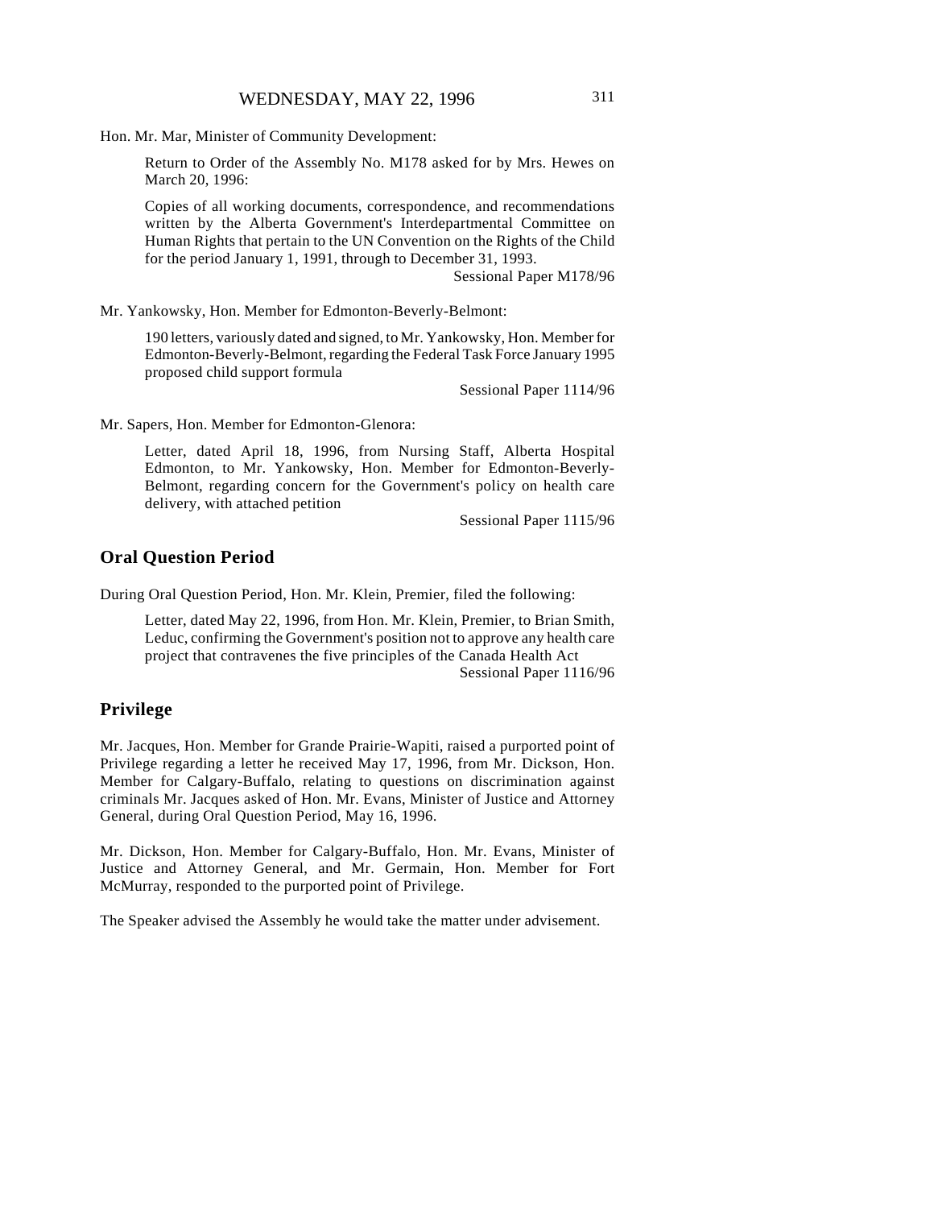Hon. Mr. Mar, Minister of Community Development:

> Return to Order of the Assembly No. M178 asked for by Mrs. Hewes on March 20, 1996:
>
> Copies of all working documents, correspondence, and recommendations written by the Alberta Government's Interdepartmental Committee on Human Rights that pertain to the UN Convention on the Rights of the Child for the period January 1, 1991, through to December 31, 1993.
>
> Sessional Paper M178/96

Mr. Yankowsky, Hon. Member for Edmonton-Beverly-Belmont:

> 190 letters, variously dated and signed, to Mr. Yankowsky, Hon. Member for Edmonton-Beverly-Belmont, regarding the Federal Task Force January 1995 proposed child support formula
>
> Sessional Paper 1114/96

Mr. Sapers, Hon. Member for Edmonton-Glenora:

> Letter, dated April 18, 1996, from Nursing Staff, Alberta Hospital Edmonton, to Mr. Yankowsky, Hon. Member for Edmonton-Beverly-Belmont, regarding concern for the Government's policy on health care delivery, with attached petition
>
> Sessional Paper 1115/96

## Oral Question Period

During Oral Question Period, Hon. Mr. Klein, Premier, filed the following:

> Letter, dated May 22, 1996, from Hon. Mr. Klein, Premier, to Brian Smith, Leduc, confirming the Government's position not to approve any health care project that contravenes the five principles of the Canada Health Act
>
> Sessional Paper 1116/96

## Privilege

Mr. Jacques, Hon. Member for Grande Prairie-Wapiti, raised a purported point of Privilege regarding a letter he received May 17, 1996, from Mr. Dickson, Hon. Member for Calgary-Buffalo, relating to questions on discrimination against criminals Mr. Jacques asked of Hon. Mr. Evans, Minister of Justice and Attorney General, during Oral Question Period, May 16, 1996.

Mr. Dickson, Hon. Member for Calgary-Buffalo, Hon. Mr. Evans, Minister of Justice and Attorney General, and Mr. Germain, Hon. Member for Fort McMurray, responded to the purported point of Privilege.

The Speaker advised the Assembly he would take the matter under advisement.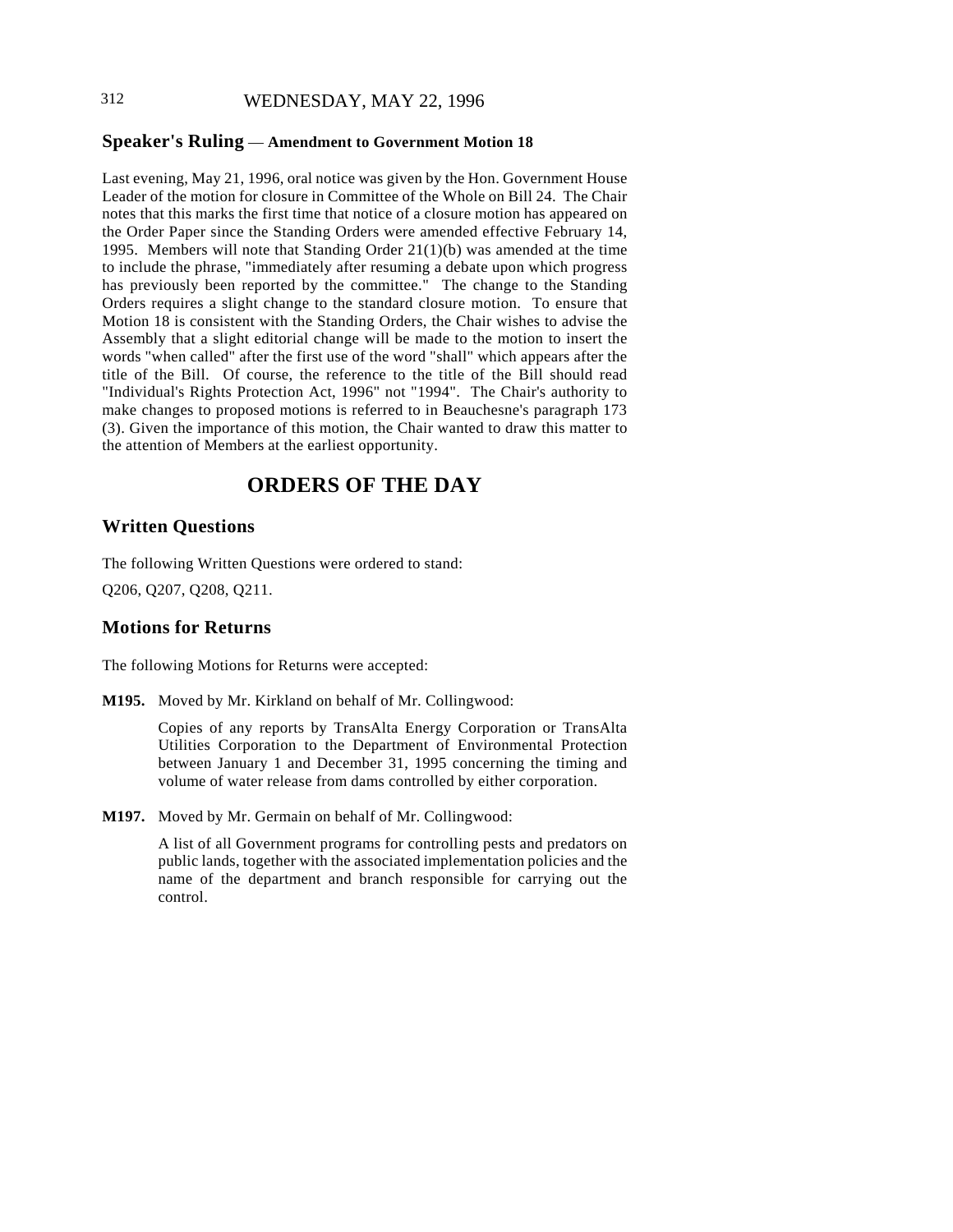## Speaker's Ruling — Amendment to Government Motion 18

Last evening, May 21, 1996, oral notice was given by the Hon. Government House Leader of the motion for closure in Committee of the Whole on Bill 24. The Chair notes that this marks the first time that notice of a closure motion has appeared on the Order Paper since the Standing Orders were amended effective February 14, 1995. Members will note that Standing Order 21(1)(b) was amended at the time to include the phrase, "immediately after resuming a debate upon which progress has previously been reported by the committee." The change to the Standing Orders requires a slight change to the standard closure motion. To ensure that Motion 18 is consistent with the Standing Orders, the Chair wishes to advise the Assembly that a slight editorial change will be made to the motion to insert the words "when called" after the first use of the word "shall" which appears after the title of the Bill. Of course, the reference to the title of the Bill should read "Individual's Rights Protection Act, 1996" not "1994". The Chair's authority to make changes to proposed motions is referred to in Beauchesne's paragraph 173 (3). Given the importance of this motion, the Chair wanted to draw this matter to the attention of Members at the earliest opportunity.

# ORDERS OF THE DAY

## Written Questions

The following Written Questions were ordered to stand:

Q206, Q207, Q208, Q211.

## Motions for Returns

The following Motions for Returns were accepted:

**M195.** Moved by Mr. Kirkland on behalf of Mr. Collingwood:

> Copies of any reports by TransAlta Energy Corporation or TransAlta Utilities Corporation to the Department of Environmental Protection between January 1 and December 31, 1995 concerning the timing and volume of water release from dams controlled by either corporation.

**M197.** Moved by Mr. Germain on behalf of Mr. Collingwood:

> A list of all Government programs for controlling pests and predators on public lands, together with the associated implementation policies and the name of the department and branch responsible for carrying out the control.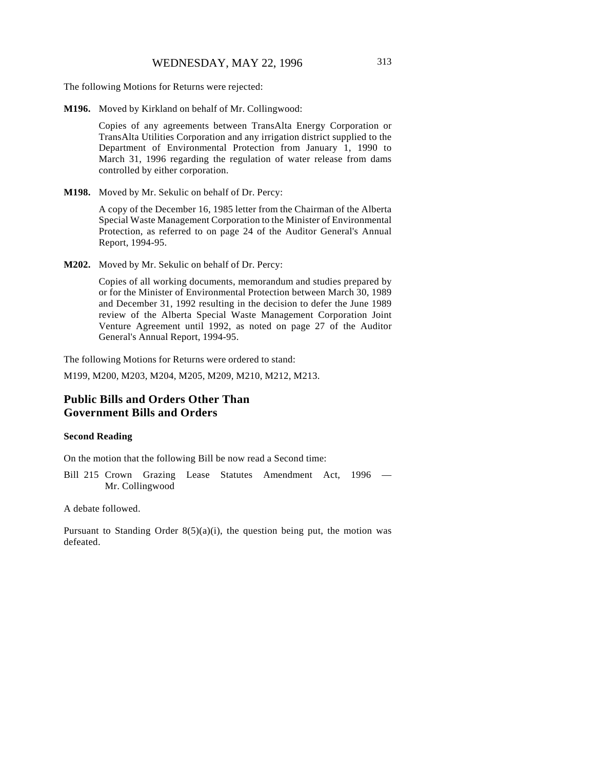The following Motions for Returns were rejected:

**M196.** Moved by Kirkland on behalf of Mr. Collingwood:

Copies of any agreements between TransAlta Energy Corporation or TransAlta Utilities Corporation and any irrigation district supplied to the Department of Environmental Protection from January 1, 1990 to March 31, 1996 regarding the regulation of water release from dams controlled by either corporation.

**M198.** Moved by Mr. Sekulic on behalf of Dr. Percy:

A copy of the December 16, 1985 letter from the Chairman of the Alberta Special Waste Management Corporation to the Minister of Environmental Protection, as referred to on page 24 of the Auditor General's Annual Report, 1994-95.

**M202.** Moved by Mr. Sekulic on behalf of Dr. Percy:

Copies of all working documents, memorandum and studies prepared by or for the Minister of Environmental Protection between March 30, 1989 and December 31, 1992 resulting in the decision to defer the June 1989 review of the Alberta Special Waste Management Corporation Joint Venture Agreement until 1992, as noted on page 27 of the Auditor General's Annual Report, 1994-95.

The following Motions for Returns were ordered to stand:

M199, M200, M203, M204, M205, M209, M210, M212, M213.

## Public Bills and Orders Other Than Government Bills and Orders

### Second Reading

On the motion that the following Bill be now read a Second time:

Bill 215 Crown Grazing Lease Statutes Amendment Act, 1996 — Mr. Collingwood

A debate followed.

Pursuant to Standing Order 8(5)(a)(i), the question being put, the motion was defeated.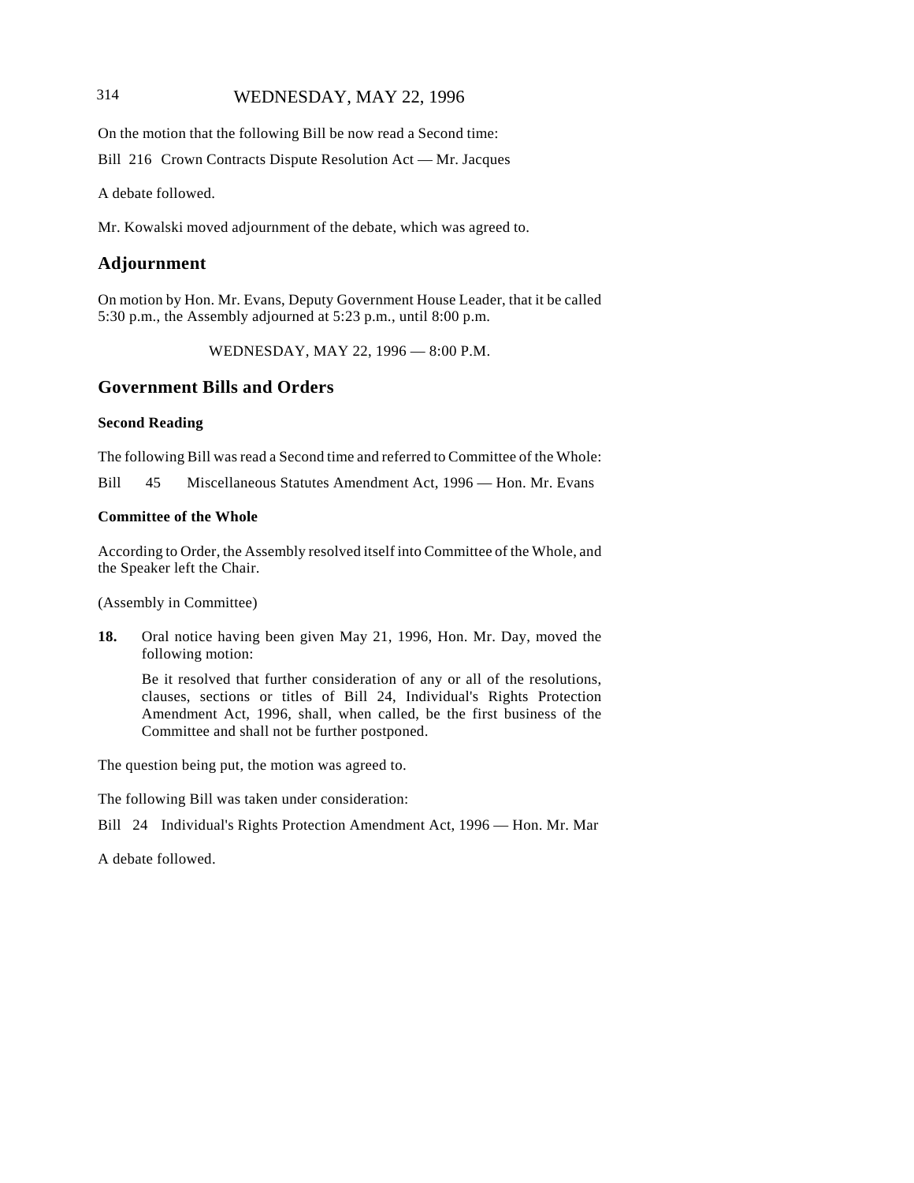On the motion that the following Bill be now read a Second time:

Bill 216 Crown Contracts Dispute Resolution Act — Mr. Jacques

A debate followed.

Mr. Kowalski moved adjournment of the debate, which was agreed to.

## Adjournment

On motion by Hon. Mr. Evans, Deputy Government House Leader, that it be called 5:30 p.m., the Assembly adjourned at 5:23 p.m., until 8:00 p.m.

WEDNESDAY, MAY 22, 1996 — 8:00 P.M.

## Government Bills and Orders

### Second Reading

The following Bill was read a Second time and referred to Committee of the Whole:

Bill 45 Miscellaneous Statutes Amendment Act, 1996 — Hon. Mr. Evans

### Committee of the Whole

According to Order, the Assembly resolved itself into Committee of the Whole, and the Speaker left the Chair.

(Assembly in Committee)

**18.** Oral notice having been given May 21, 1996, Hon. Mr. Day, moved the following motion:

> Be it resolved that further consideration of any or all of the resolutions, clauses, sections or titles of Bill 24, Individual's Rights Protection Amendment Act, 1996, shall, when called, be the first business of the Committee and shall not be further postponed.

The question being put, the motion was agreed to.

The following Bill was taken under consideration:

Bill 24 Individual's Rights Protection Amendment Act, 1996 — Hon. Mr. Mar

A debate followed.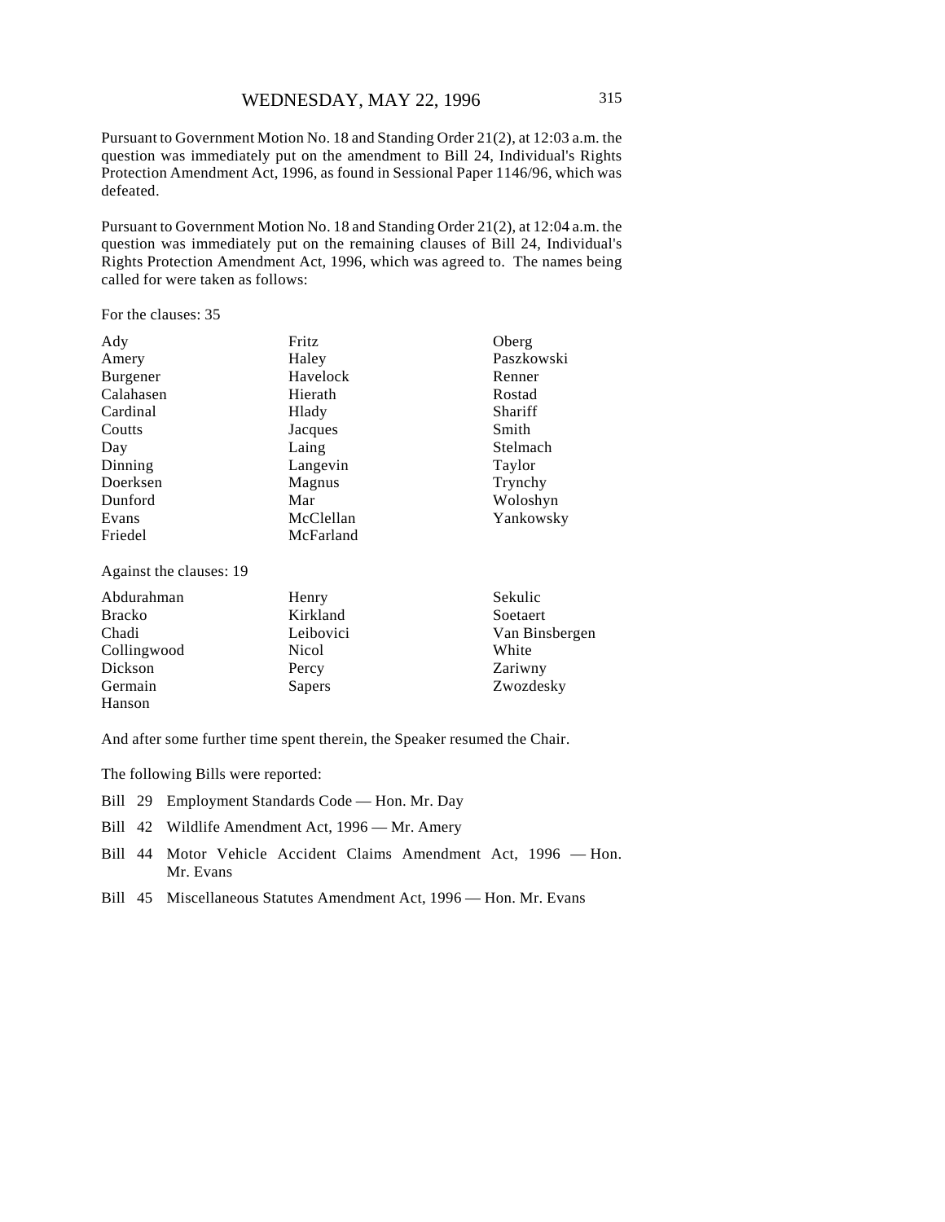Pursuant to Government Motion No. 18 and Standing Order 21(2), at 12:03 a.m. the question was immediately put on the amendment to Bill 24, Individual's Rights Protection Amendment Act, 1996, as found in Sessional Paper 1146/96, which was defeated.

Pursuant to Government Motion No. 18 and Standing Order 21(2), at 12:04 a.m. the question was immediately put on the remaining clauses of Bill 24, Individual's Rights Protection Amendment Act, 1996, which was agreed to. The names being called for were taken as follows:

For the clauses: 35

| | | |
|---|---|---|
| Ady | Fritz | Oberg |
| Amery | Haley | Paszkowski |
| Burgener | Havelock | Renner |
| Calahasen | Hierath | Rostad |
| Cardinal | Hlady | Shariff |
| Coutts | Jacques | Smith |
| Day | Laing | Stelmach |
| Dinning | Langevin | Taylor |
| Doerksen | Magnus | Trynchy |
| Dunford | Mar | Woloshyn |
| Evans | McClellan | Yankowsky |
| Friedel | McFarland | |

Against the clauses: 19

| | | |
|---|---|---|
| Abdurahman | Henry | Sekulic |
| Bracko | Kirkland | Soetaert |
| Chadi | Leibovici | Van Binsbergen |
| Collingwood | Nicol | White |
| Dickson | Percy | Zariwny |
| Germain | Sapers | Zwozdesky |
| Hanson | | |

And after some further time spent therein, the Speaker resumed the Chair.

The following Bills were reported:

Bill 29 Employment Standards Code — Hon. Mr. Day

Bill 42 Wildlife Amendment Act, 1996 — Mr. Amery

Bill 44 Motor Vehicle Accident Claims Amendment Act, 1996 — Hon. Mr. Evans

Bill 45 Miscellaneous Statutes Amendment Act, 1996 — Hon. Mr. Evans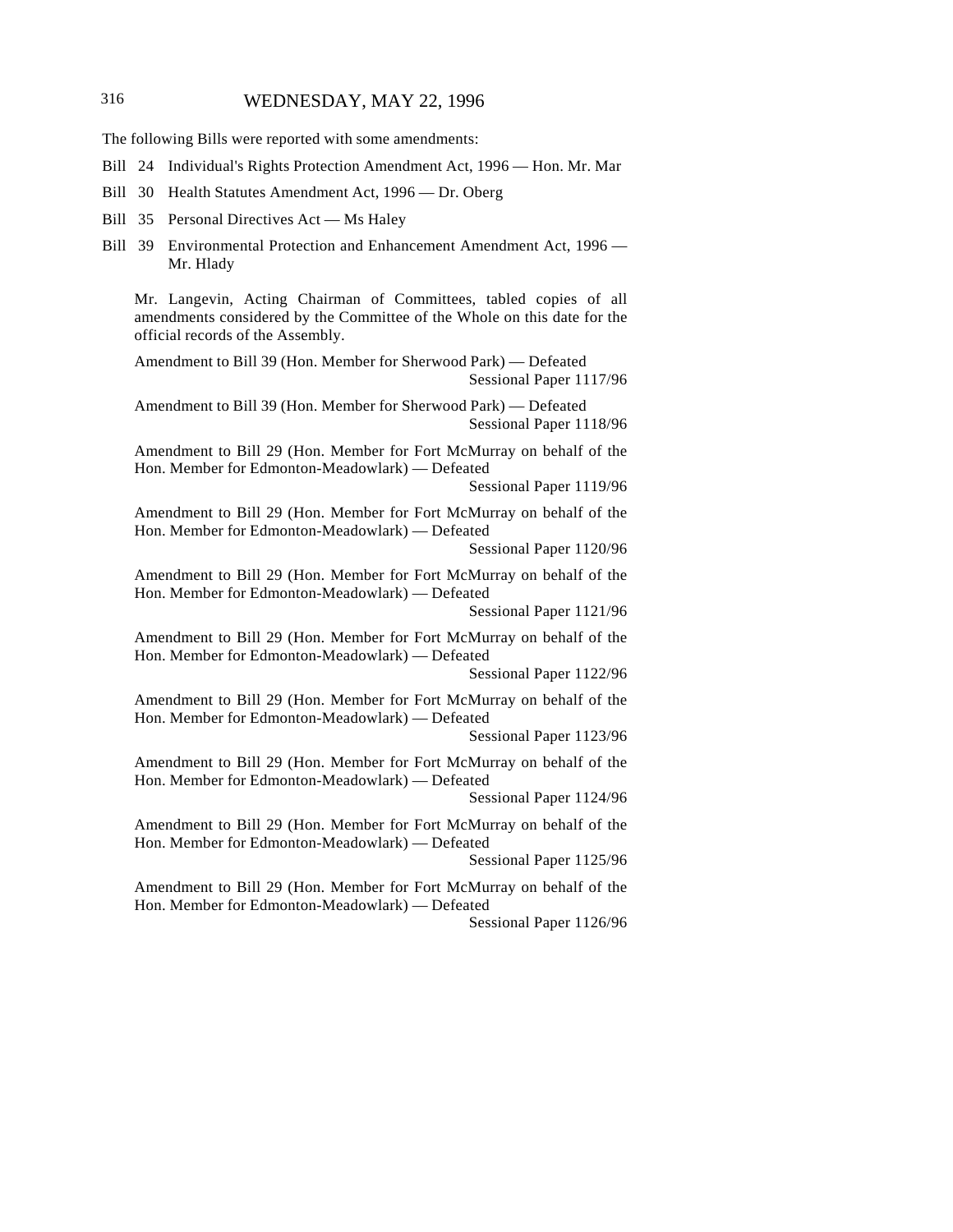The following Bills were reported with some amendments:

Bill 24 Individual's Rights Protection Amendment Act, 1996 — Hon. Mr. Mar

Bill 30 Health Statutes Amendment Act, 1996 — Dr. Oberg

Bill 35 Personal Directives Act — Ms Haley

Bill 39 Environmental Protection and Enhancement Amendment Act, 1996 — Mr. Hlady

Mr. Langevin, Acting Chairman of Committees, tabled copies of all amendments considered by the Committee of the Whole on this date for the official records of the Assembly.

Amendment to Bill 39 (Hon. Member for Sherwood Park) — Defeated
Sessional Paper 1117/96

Amendment to Bill 39 (Hon. Member for Sherwood Park) — Defeated
Sessional Paper 1118/96

Amendment to Bill 29 (Hon. Member for Fort McMurray on behalf of the Hon. Member for Edmonton-Meadowlark) — Defeated
Sessional Paper 1119/96

Amendment to Bill 29 (Hon. Member for Fort McMurray on behalf of the Hon. Member for Edmonton-Meadowlark) — Defeated
Sessional Paper 1120/96

Amendment to Bill 29 (Hon. Member for Fort McMurray on behalf of the Hon. Member for Edmonton-Meadowlark) — Defeated
Sessional Paper 1121/96

Amendment to Bill 29 (Hon. Member for Fort McMurray on behalf of the Hon. Member for Edmonton-Meadowlark) — Defeated
Sessional Paper 1122/96

Amendment to Bill 29 (Hon. Member for Fort McMurray on behalf of the Hon. Member for Edmonton-Meadowlark) — Defeated
Sessional Paper 1123/96

Amendment to Bill 29 (Hon. Member for Fort McMurray on behalf of the Hon. Member for Edmonton-Meadowlark) — Defeated
Sessional Paper 1124/96

Amendment to Bill 29 (Hon. Member for Fort McMurray on behalf of the Hon. Member for Edmonton-Meadowlark) — Defeated
Sessional Paper 1125/96

Amendment to Bill 29 (Hon. Member for Fort McMurray on behalf of the Hon. Member for Edmonton-Meadowlark) — Defeated
Sessional Paper 1126/96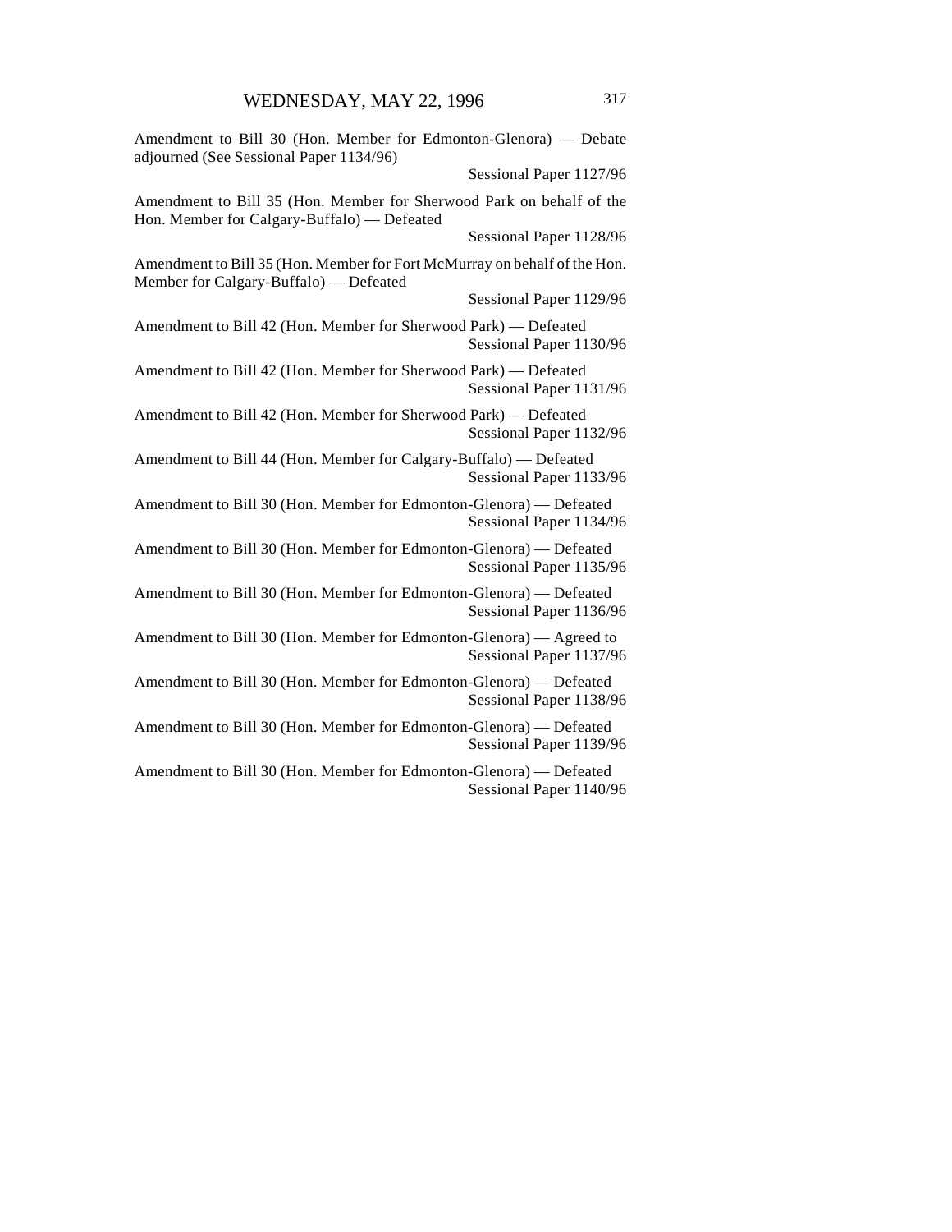Amendment to Bill 30 (Hon. Member for Edmonton-Glenora) — Debate adjourned (See Sessional Paper 1134/96)
Sessional Paper 1127/96

Amendment to Bill 35 (Hon. Member for Sherwood Park on behalf of the Hon. Member for Calgary-Buffalo) — Defeated
Sessional Paper 1128/96

Amendment to Bill 35 (Hon. Member for Fort McMurray on behalf of the Hon. Member for Calgary-Buffalo) — Defeated
Sessional Paper 1129/96

Amendment to Bill 42 (Hon. Member for Sherwood Park) — Defeated
Sessional Paper 1130/96

Amendment to Bill 42 (Hon. Member for Sherwood Park) — Defeated
Sessional Paper 1131/96

Amendment to Bill 42 (Hon. Member for Sherwood Park) — Defeated
Sessional Paper 1132/96

Amendment to Bill 44 (Hon. Member for Calgary-Buffalo) — Defeated
Sessional Paper 1133/96

Amendment to Bill 30 (Hon. Member for Edmonton-Glenora) — Defeated
Sessional Paper 1134/96

Amendment to Bill 30 (Hon. Member for Edmonton-Glenora) — Defeated
Sessional Paper 1135/96

Amendment to Bill 30 (Hon. Member for Edmonton-Glenora) — Defeated
Sessional Paper 1136/96

Amendment to Bill 30 (Hon. Member for Edmonton-Glenora) — Agreed to
Sessional Paper 1137/96

Amendment to Bill 30 (Hon. Member for Edmonton-Glenora) — Defeated
Sessional Paper 1138/96

Amendment to Bill 30 (Hon. Member for Edmonton-Glenora) — Defeated
Sessional Paper 1139/96

Amendment to Bill 30 (Hon. Member for Edmonton-Glenora) — Defeated
Sessional Paper 1140/96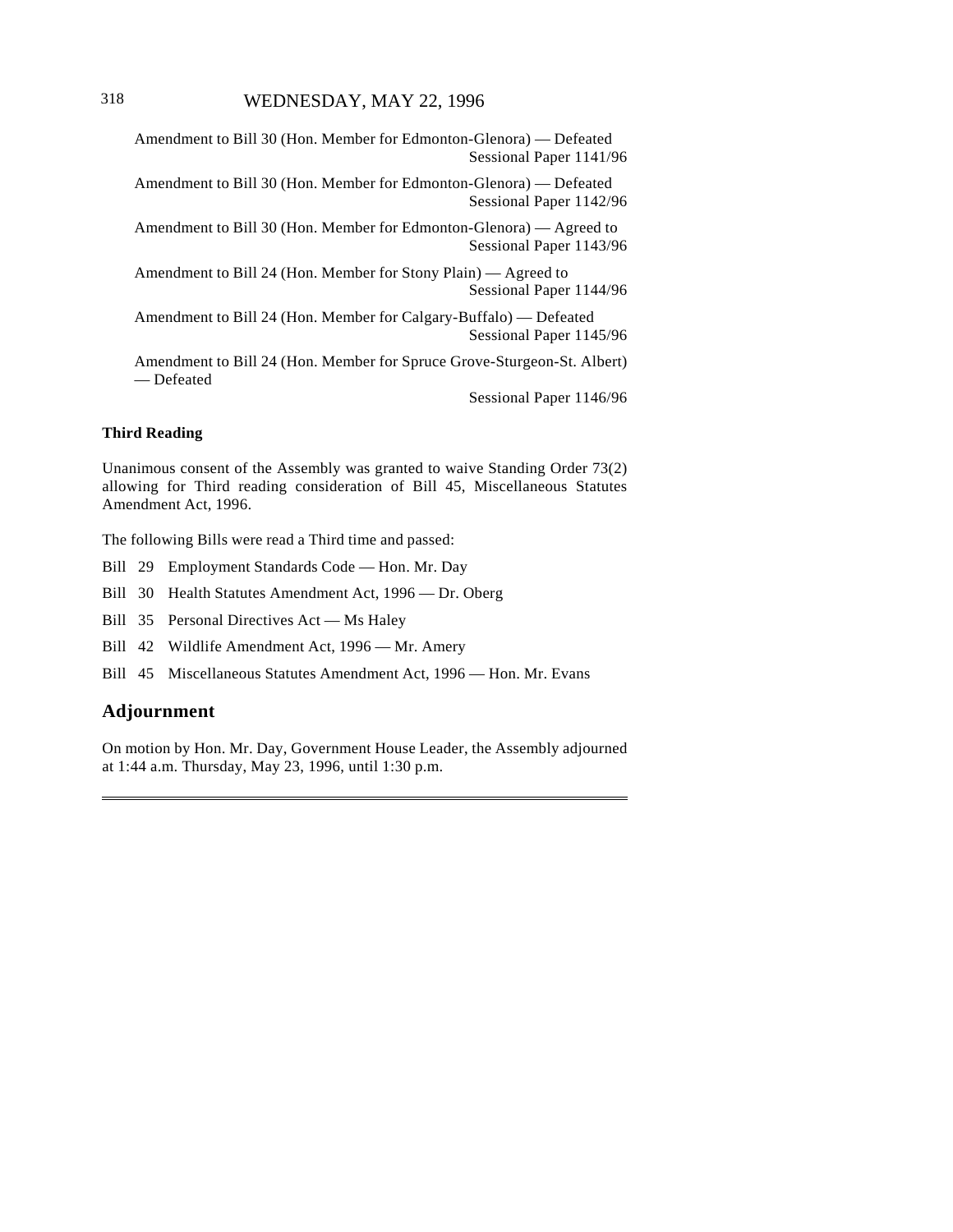Amendment to Bill 30 (Hon. Member for Edmonton-Glenora) — Defeated
Sessional Paper 1141/96

Amendment to Bill 30 (Hon. Member for Edmonton-Glenora) — Defeated
Sessional Paper 1142/96

Amendment to Bill 30 (Hon. Member for Edmonton-Glenora) — Agreed to
Sessional Paper 1143/96

Amendment to Bill 24 (Hon. Member for Stony Plain) — Agreed to
Sessional Paper 1144/96

Amendment to Bill 24 (Hon. Member for Calgary-Buffalo) — Defeated
Sessional Paper 1145/96

Amendment to Bill 24 (Hon. Member for Spruce Grove-Sturgeon-St. Albert) — Defeated
Sessional Paper 1146/96

**Third Reading**

Unanimous consent of the Assembly was granted to waive Standing Order 73(2) allowing for Third reading consideration of Bill 45, Miscellaneous Statutes Amendment Act, 1996.

The following Bills were read a Third time and passed:

Bill 29 Employment Standards Code — Hon. Mr. Day

Bill 30 Health Statutes Amendment Act, 1996 — Dr. Oberg

Bill 35 Personal Directives Act — Ms Haley

Bill 42 Wildlife Amendment Act, 1996 — Mr. Amery

Bill 45 Miscellaneous Statutes Amendment Act, 1996 — Hon. Mr. Evans

## Adjournment

On motion by Hon. Mr. Day, Government House Leader, the Assembly adjourned at 1:44 a.m. Thursday, May 23, 1996, until 1:30 p.m.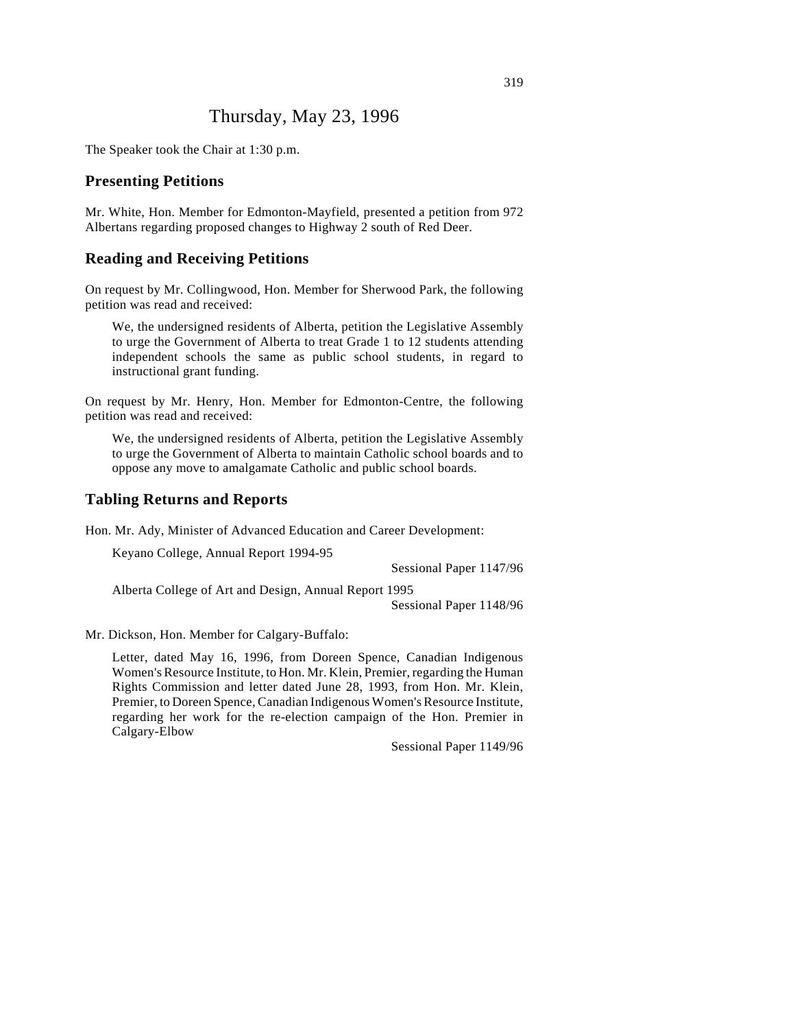# Thursday, May 23, 1996

The Speaker took the Chair at 1:30 p.m.

## Presenting Petitions

Mr. White, Hon. Member for Edmonton-Mayfield, presented a petition from 972 Albertans regarding proposed changes to Highway 2 south of Red Deer.

## Reading and Receiving Petitions

On request by Mr. Collingwood, Hon. Member for Sherwood Park, the following petition was read and received:

> We, the undersigned residents of Alberta, petition the Legislative Assembly to urge the Government of Alberta to treat Grade 1 to 12 students attending independent schools the same as public school students, in regard to instructional grant funding.

On request by Mr. Henry, Hon. Member for Edmonton-Centre, the following petition was read and received:

> We, the undersigned residents of Alberta, petition the Legislative Assembly to urge the Government of Alberta to maintain Catholic school boards and to oppose any move to amalgamate Catholic and public school boards.

## Tabling Returns and Reports

Hon. Mr. Ady, Minister of Advanced Education and Career Development:

> Keyano College, Annual Report 1994-95
>
> Sessional Paper 1147/96
>
> Alberta College of Art and Design, Annual Report 1995
>
> Sessional Paper 1148/96

Mr. Dickson, Hon. Member for Calgary-Buffalo:

> Letter, dated May 16, 1996, from Doreen Spence, Canadian Indigenous Women's Resource Institute, to Hon. Mr. Klein, Premier, regarding the Human Rights Commission and letter dated June 28, 1993, from Hon. Mr. Klein, Premier, to Doreen Spence, Canadian Indigenous Women's Resource Institute, regarding her work for the re-election campaign of the Hon. Premier in Calgary-Elbow
>
> Sessional Paper 1149/96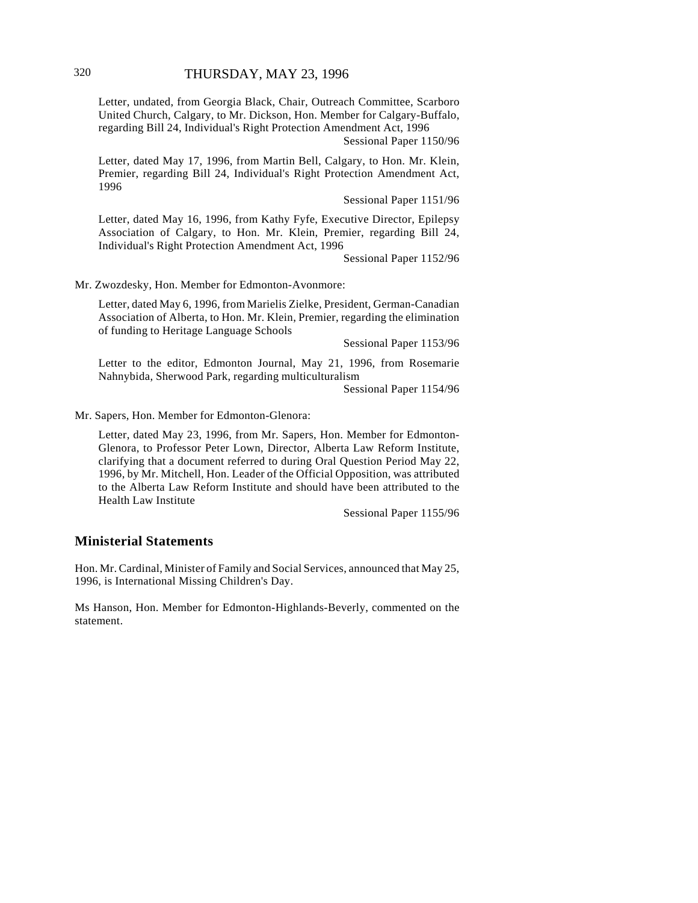Letter, undated, from Georgia Black, Chair, Outreach Committee, Scarboro United Church, Calgary, to Mr. Dickson, Hon. Member for Calgary-Buffalo, regarding Bill 24, Individual's Right Protection Amendment Act, 1996

Sessional Paper 1150/96

Letter, dated May 17, 1996, from Martin Bell, Calgary, to Hon. Mr. Klein, Premier, regarding Bill 24, Individual's Right Protection Amendment Act, 1996

Sessional Paper 1151/96

Letter, dated May 16, 1996, from Kathy Fyfe, Executive Director, Epilepsy Association of Calgary, to Hon. Mr. Klein, Premier, regarding Bill 24, Individual's Right Protection Amendment Act, 1996

Sessional Paper 1152/96

Mr. Zwozdesky, Hon. Member for Edmonton-Avonmore:

Letter, dated May 6, 1996, from Marielis Zielke, President, German-Canadian Association of Alberta, to Hon. Mr. Klein, Premier, regarding the elimination of funding to Heritage Language Schools

Sessional Paper 1153/96

Letter to the editor, Edmonton Journal, May 21, 1996, from Rosemarie Nahnybida, Sherwood Park, regarding multiculturalism

Sessional Paper 1154/96

Mr. Sapers, Hon. Member for Edmonton-Glenora:

Letter, dated May 23, 1996, from Mr. Sapers, Hon. Member for Edmonton-Glenora, to Professor Peter Lown, Director, Alberta Law Reform Institute, clarifying that a document referred to during Oral Question Period May 22, 1996, by Mr. Mitchell, Hon. Leader of the Official Opposition, was attributed to the Alberta Law Reform Institute and should have been attributed to the Health Law Institute

Sessional Paper 1155/96

## Ministerial Statements

Hon. Mr. Cardinal, Minister of Family and Social Services, announced that May 25, 1996, is International Missing Children's Day.

Ms Hanson, Hon. Member for Edmonton-Highlands-Beverly, commented on the statement.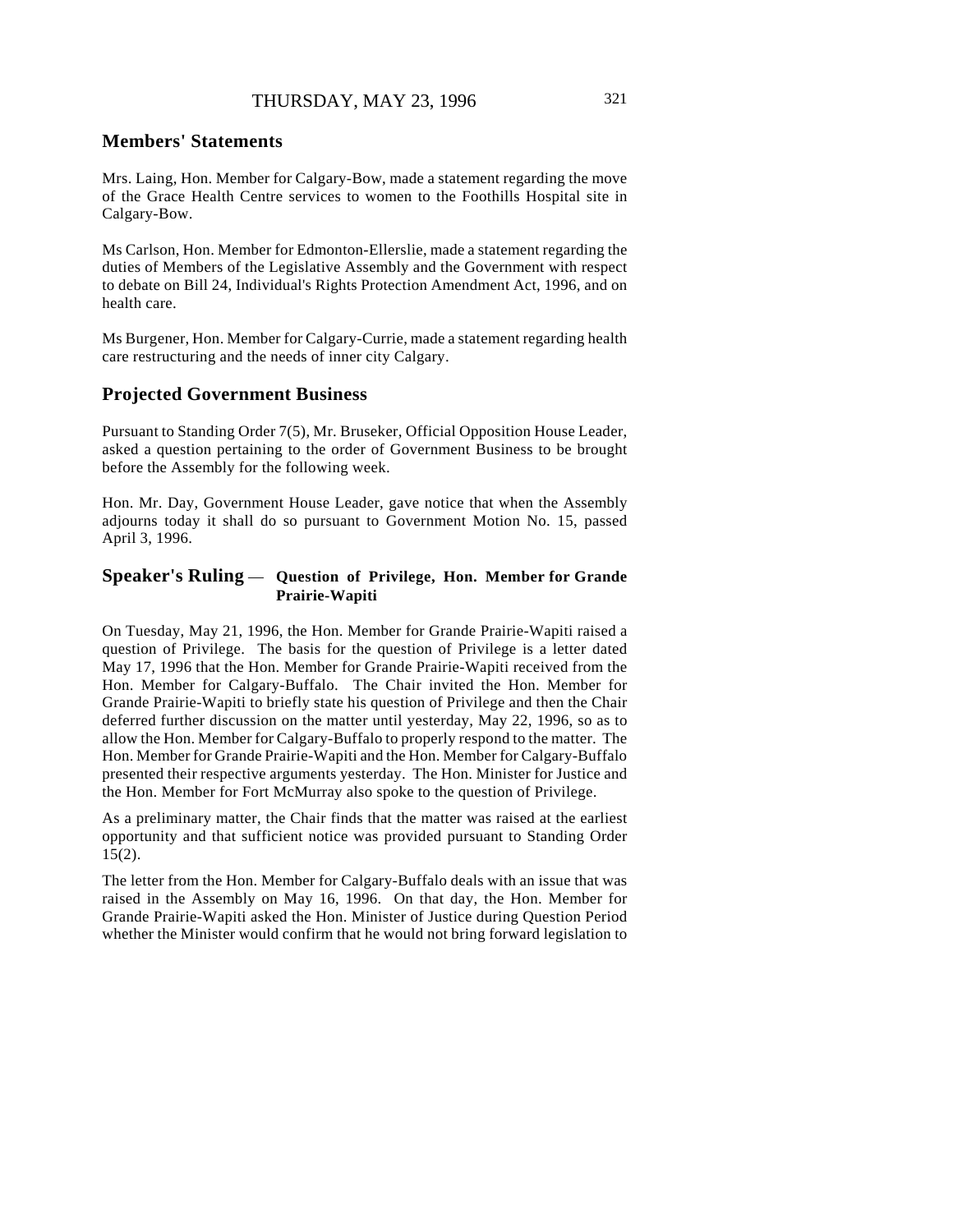## Members' Statements

Mrs. Laing, Hon. Member for Calgary-Bow, made a statement regarding the move of the Grace Health Centre services to women to the Foothills Hospital site in Calgary-Bow.

Ms Carlson, Hon. Member for Edmonton-Ellerslie, made a statement regarding the duties of Members of the Legislative Assembly and the Government with respect to debate on Bill 24, Individual's Rights Protection Amendment Act, 1996, and on health care.

Ms Burgener, Hon. Member for Calgary-Currie, made a statement regarding health care restructuring and the needs of inner city Calgary.

## Projected Government Business

Pursuant to Standing Order 7(5), Mr. Bruseker, Official Opposition House Leader, asked a question pertaining to the order of Government Business to be brought before the Assembly for the following week.

Hon. Mr. Day, Government House Leader, gave notice that when the Assembly adjourns today it shall do so pursuant to Government Motion No. 15, passed April 3, 1996.

## Speaker's Ruling — Question of Privilege, Hon. Member for Grande Prairie-Wapiti

On Tuesday, May 21, 1996, the Hon. Member for Grande Prairie-Wapiti raised a question of Privilege. The basis for the question of Privilege is a letter dated May 17, 1996 that the Hon. Member for Grande Prairie-Wapiti received from the Hon. Member for Calgary-Buffalo. The Chair invited the Hon. Member for Grande Prairie-Wapiti to briefly state his question of Privilege and then the Chair deferred further discussion on the matter until yesterday, May 22, 1996, so as to allow the Hon. Member for Calgary-Buffalo to properly respond to the matter. The Hon. Member for Grande Prairie-Wapiti and the Hon. Member for Calgary-Buffalo presented their respective arguments yesterday. The Hon. Minister for Justice and the Hon. Member for Fort McMurray also spoke to the question of Privilege.

As a preliminary matter, the Chair finds that the matter was raised at the earliest opportunity and that sufficient notice was provided pursuant to Standing Order 15(2).

The letter from the Hon. Member for Calgary-Buffalo deals with an issue that was raised in the Assembly on May 16, 1996. On that day, the Hon. Member for Grande Prairie-Wapiti asked the Hon. Minister of Justice during Question Period whether the Minister would confirm that he would not bring forward legislation to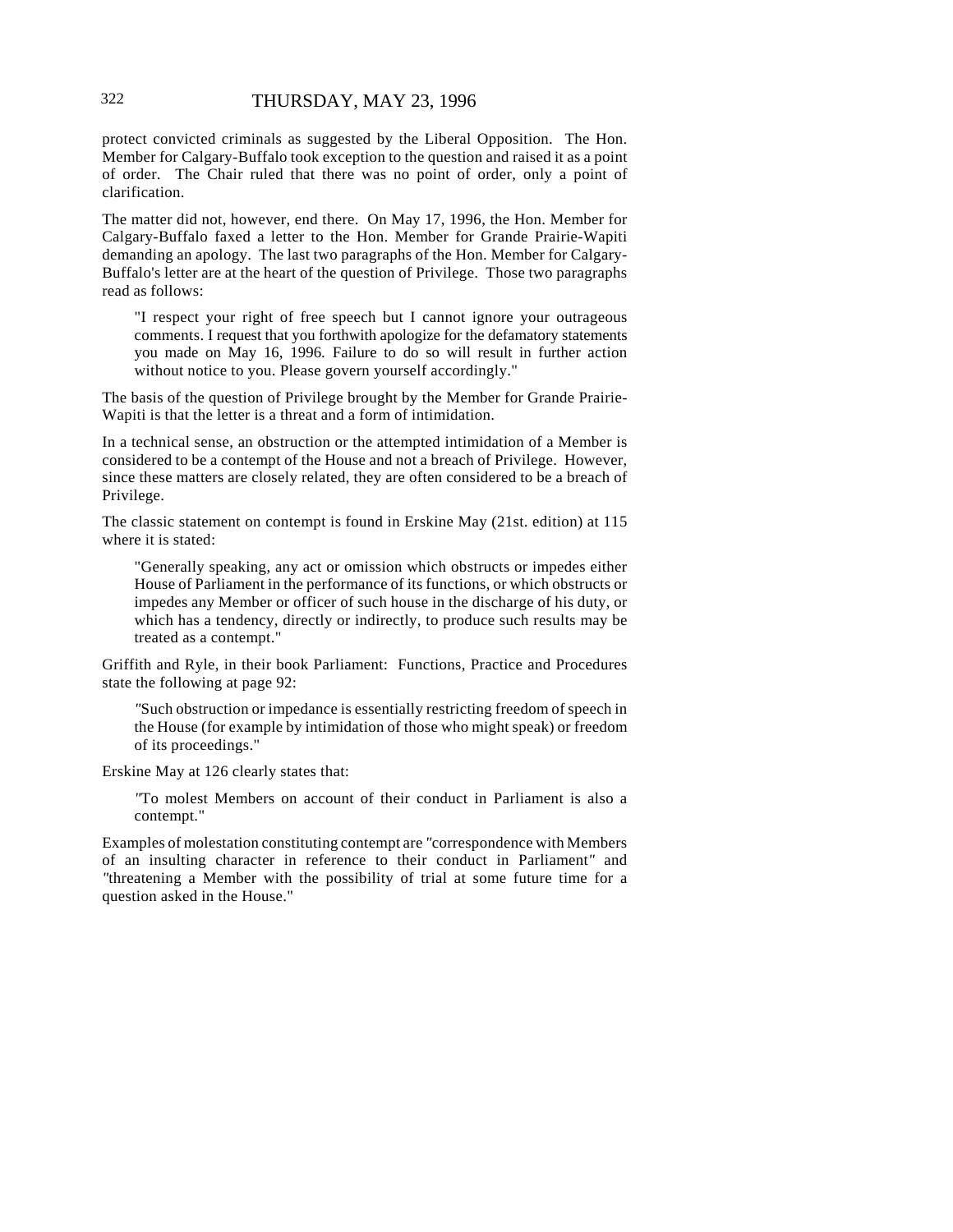protect convicted criminals as suggested by the Liberal Opposition. The Hon. Member for Calgary-Buffalo took exception to the question and raised it as a point of order. The Chair ruled that there was no point of order, only a point of clarification.

The matter did not, however, end there. On May 17, 1996, the Hon. Member for Calgary-Buffalo faxed a letter to the Hon. Member for Grande Prairie-Wapiti demanding an apology. The last two paragraphs of the Hon. Member for Calgary-Buffalo's letter are at the heart of the question of Privilege. Those two paragraphs read as follows:

> "I respect your right of free speech but I cannot ignore your outrageous comments. I request that you forthwith apologize for the defamatory statements you made on May 16, 1996. Failure to do so will result in further action without notice to you. Please govern yourself accordingly."

The basis of the question of Privilege brought by the Member for Grande Prairie-Wapiti is that the letter is a threat and a form of intimidation.

In a technical sense, an obstruction or the attempted intimidation of a Member is considered to be a contempt of the House and not a breach of Privilege. However, since these matters are closely related, they are often considered to be a breach of Privilege.

The classic statement on contempt is found in Erskine May (21st. edition) at 115 where it is stated:

> "Generally speaking, any act or omission which obstructs or impedes either House of Parliament in the performance of its functions, or which obstructs or impedes any Member or officer of such house in the discharge of his duty, or which has a tendency, directly or indirectly, to produce such results may be treated as a contempt."

Griffith and Ryle, in their book Parliament: Functions, Practice and Procedures state the following at page 92:

> "Such obstruction or impedance is essentially restricting freedom of speech in the House (for example by intimidation of those who might speak) or freedom of its proceedings."

Erskine May at 126 clearly states that:

> "To molest Members on account of their conduct in Parliament is also a contempt."

Examples of molestation constituting contempt are "correspondence with Members of an insulting character in reference to their conduct in Parliament" and "threatening a Member with the possibility of trial at some future time for a question asked in the House."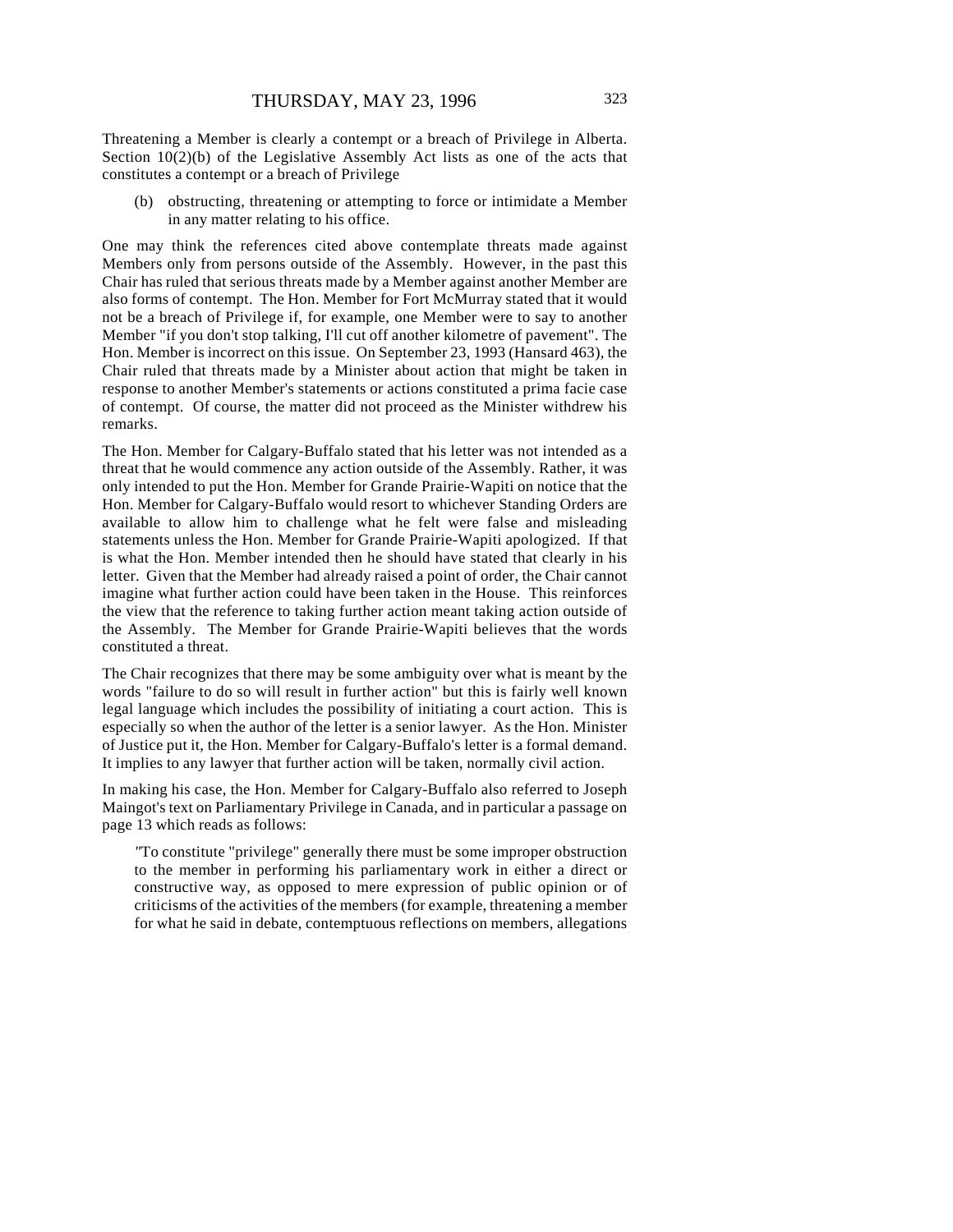Threatening a Member is clearly a contempt or a breach of Privilege in Alberta. Section 10(2)(b) of the Legislative Assembly Act lists as one of the acts that constitutes a contempt or a breach of Privilege

> (b) obstructing, threatening or attempting to force or intimidate a Member in any matter relating to his office.

One may think the references cited above contemplate threats made against Members only from persons outside of the Assembly. However, in the past this Chair has ruled that serious threats made by a Member against another Member are also forms of contempt. The Hon. Member for Fort McMurray stated that it would not be a breach of Privilege if, for example, one Member were to say to another Member "if you don't stop talking, I'll cut off another kilometre of pavement". The Hon. Member is incorrect on this issue. On September 23, 1993 (Hansard 463), the Chair ruled that threats made by a Minister about action that might be taken in response to another Member's statements or actions constituted a prima facie case of contempt. Of course, the matter did not proceed as the Minister withdrew his remarks.

The Hon. Member for Calgary-Buffalo stated that his letter was not intended as a threat that he would commence any action outside of the Assembly. Rather, it was only intended to put the Hon. Member for Grande Prairie-Wapiti on notice that the Hon. Member for Calgary-Buffalo would resort to whichever Standing Orders are available to allow him to challenge what he felt were false and misleading statements unless the Hon. Member for Grande Prairie-Wapiti apologized. If that is what the Hon. Member intended then he should have stated that clearly in his letter. Given that the Member had already raised a point of order, the Chair cannot imagine what further action could have been taken in the House. This reinforces the view that the reference to taking further action meant taking action outside of the Assembly. The Member for Grande Prairie-Wapiti believes that the words constituted a threat.

The Chair recognizes that there may be some ambiguity over what is meant by the words "failure to do so will result in further action" but this is fairly well known legal language which includes the possibility of initiating a court action. This is especially so when the author of the letter is a senior lawyer. As the Hon. Minister of Justice put it, the Hon. Member for Calgary-Buffalo's letter is a formal demand. It implies to any lawyer that further action will be taken, normally civil action.

In making his case, the Hon. Member for Calgary-Buffalo also referred to Joseph Maingot's text on Parliamentary Privilege in Canada, and in particular a passage on page 13 which reads as follows:

> "To constitute "privilege" generally there must be some improper obstruction to the member in performing his parliamentary work in either a direct or constructive way, as opposed to mere expression of public opinion or of criticisms of the activities of the members (for example, threatening a member for what he said in debate, contemptuous reflections on members, allegations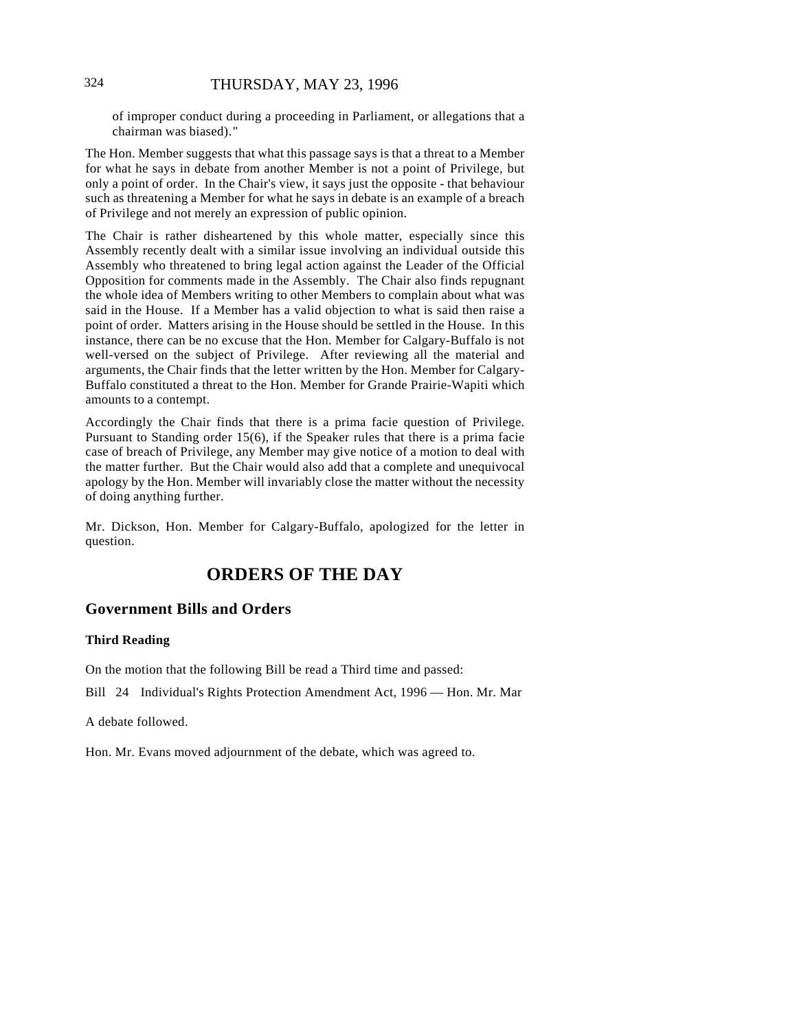of improper conduct during a proceeding in Parliament, or allegations that a chairman was biased)."

The Hon. Member suggests that what this passage says is that a threat to a Member for what he says in debate from another Member is not a point of Privilege, but only a point of order. In the Chair's view, it says just the opposite - that behaviour such as threatening a Member for what he says in debate is an example of a breach of Privilege and not merely an expression of public opinion.

The Chair is rather disheartened by this whole matter, especially since this Assembly recently dealt with a similar issue involving an individual outside this Assembly who threatened to bring legal action against the Leader of the Official Opposition for comments made in the Assembly. The Chair also finds repugnant the whole idea of Members writing to other Members to complain about what was said in the House. If a Member has a valid objection to what is said then raise a point of order. Matters arising in the House should be settled in the House. In this instance, there can be no excuse that the Hon. Member for Calgary-Buffalo is not well-versed on the subject of Privilege. After reviewing all the material and arguments, the Chair finds that the letter written by the Hon. Member for Calgary-Buffalo constituted a threat to the Hon. Member for Grande Prairie-Wapiti which amounts to a contempt.

Accordingly the Chair finds that there is a prima facie question of Privilege. Pursuant to Standing order 15(6), if the Speaker rules that there is a prima facie case of breach of Privilege, any Member may give notice of a motion to deal with the matter further. But the Chair would also add that a complete and unequivocal apology by the Hon. Member will invariably close the matter without the necessity of doing anything further.

Mr. Dickson, Hon. Member for Calgary-Buffalo, apologized for the letter in question.

# ORDERS OF THE DAY

## Government Bills and Orders

### Third Reading

On the motion that the following Bill be read a Third time and passed:

Bill 24 Individual's Rights Protection Amendment Act, 1996 — Hon. Mr. Mar

A debate followed.

Hon. Mr. Evans moved adjournment of the debate, which was agreed to.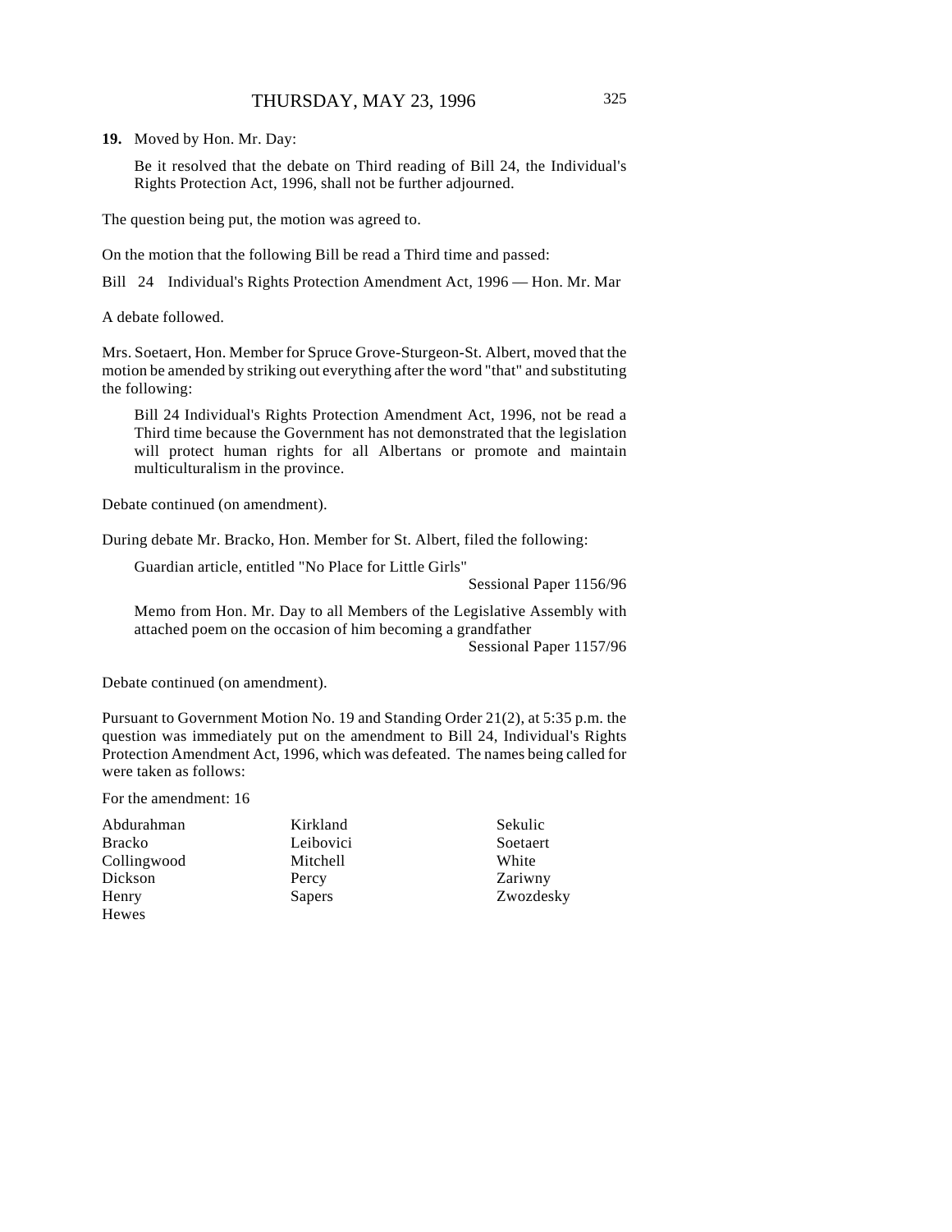**19.** Moved by Hon. Mr. Day:

> Be it resolved that the debate on Third reading of Bill 24, the Individual's Rights Protection Act, 1996, shall not be further adjourned.

The question being put, the motion was agreed to.

On the motion that the following Bill be read a Third time and passed:

Bill 24 Individual's Rights Protection Amendment Act, 1996 — Hon. Mr. Mar

A debate followed.

Mrs. Soetaert, Hon. Member for Spruce Grove-Sturgeon-St. Albert, moved that the motion be amended by striking out everything after the word "that" and substituting the following:

> Bill 24 Individual's Rights Protection Amendment Act, 1996, not be read a Third time because the Government has not demonstrated that the legislation will protect human rights for all Albertans or promote and maintain multiculturalism in the province.

Debate continued (on amendment).

During debate Mr. Bracko, Hon. Member for St. Albert, filed the following:

> Guardian article, entitled "No Place for Little Girls"
> Sessional Paper 1156/96
>
> Memo from Hon. Mr. Day to all Members of the Legislative Assembly with attached poem on the occasion of him becoming a grandfather
> Sessional Paper 1157/96

Debate continued (on amendment).

Pursuant to Government Motion No. 19 and Standing Order 21(2), at 5:35 p.m. the question was immediately put on the amendment to Bill 24, Individual's Rights Protection Amendment Act, 1996, which was defeated. The names being called for were taken as follows:

For the amendment: 16

| | | |
|---|---|---|
| Abdurahman | Kirkland | Sekulic |
| Bracko | Leibovici | Soetaert |
| Collingwood | Mitchell | White |
| Dickson | Percy | Zariwny |
| Henry | Sapers | Zwozdesky |
| Hewes | | |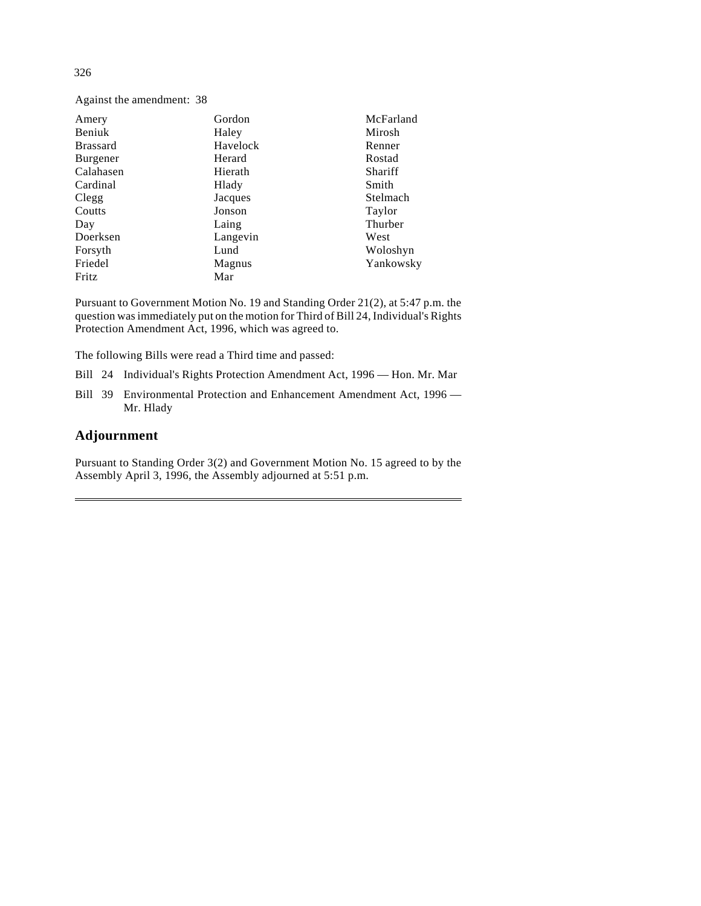Against the amendment: 38

| | | |
|---|---|---|
| Amery | Gordon | McFarland |
| Beniuk | Haley | Mirosh |
| Brassard | Havelock | Renner |
| Burgener | Herard | Rostad |
| Calahasen | Hierath | Shariff |
| Cardinal | Hlady | Smith |
| Clegg | Jacques | Stelmach |
| Coutts | Jonson | Taylor |
| Day | Laing | Thurber |
| Doerksen | Langevin | West |
| Forsyth | Lund | Woloshyn |
| Friedel | Magnus | Yankowsky |
| Fritz | Mar | |

Pursuant to Government Motion No. 19 and Standing Order 21(2), at 5:47 p.m. the question was immediately put on the motion for Third of Bill 24, Individual's Rights Protection Amendment Act, 1996, which was agreed to.

The following Bills were read a Third time and passed:

Bill 24 Individual's Rights Protection Amendment Act, 1996 — Hon. Mr. Mar

Bill 39 Environmental Protection and Enhancement Amendment Act, 1996 — Mr. Hlady

## Adjournment

Pursuant to Standing Order 3(2) and Government Motion No. 15 agreed to by the Assembly April 3, 1996, the Assembly adjourned at 5:51 p.m.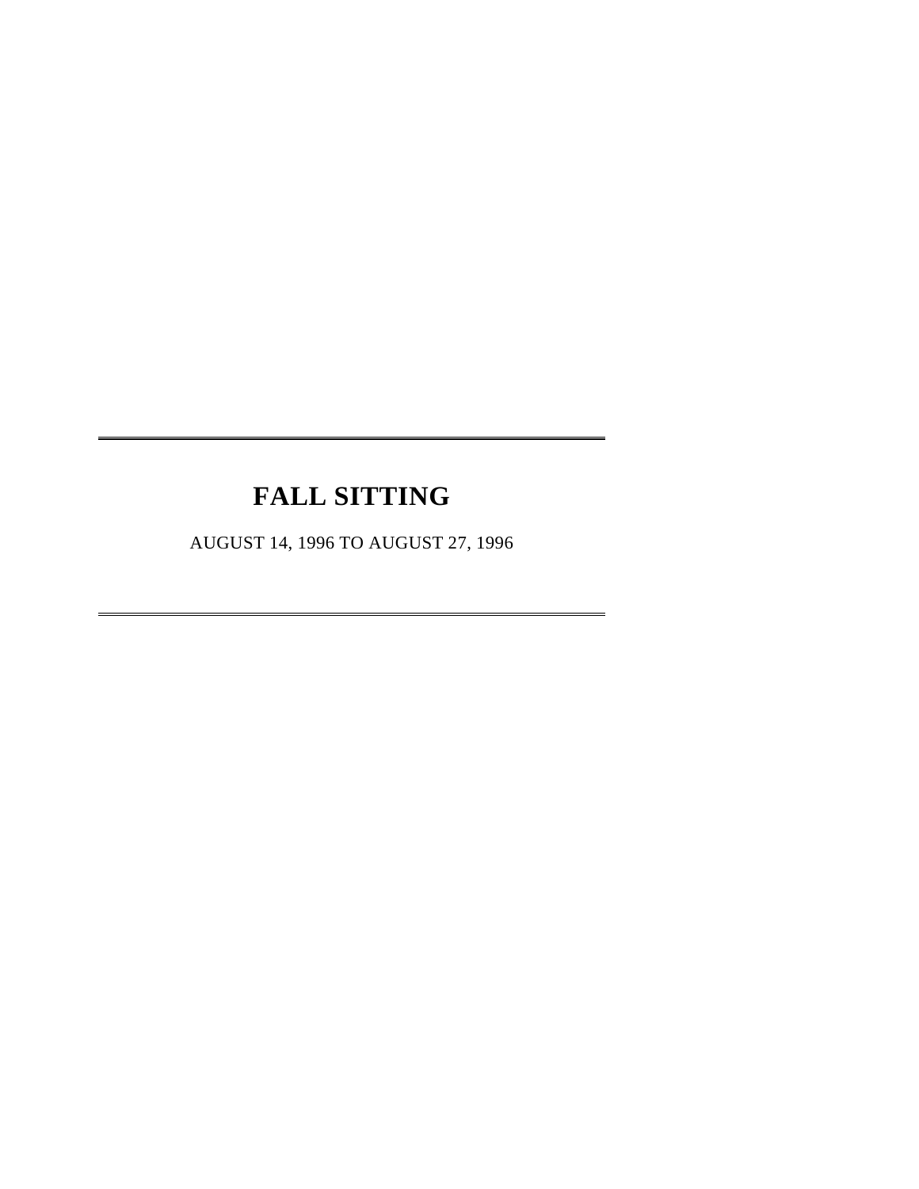---

# FALL SITTING

AUGUST 14, 1996 TO AUGUST 27, 1996

---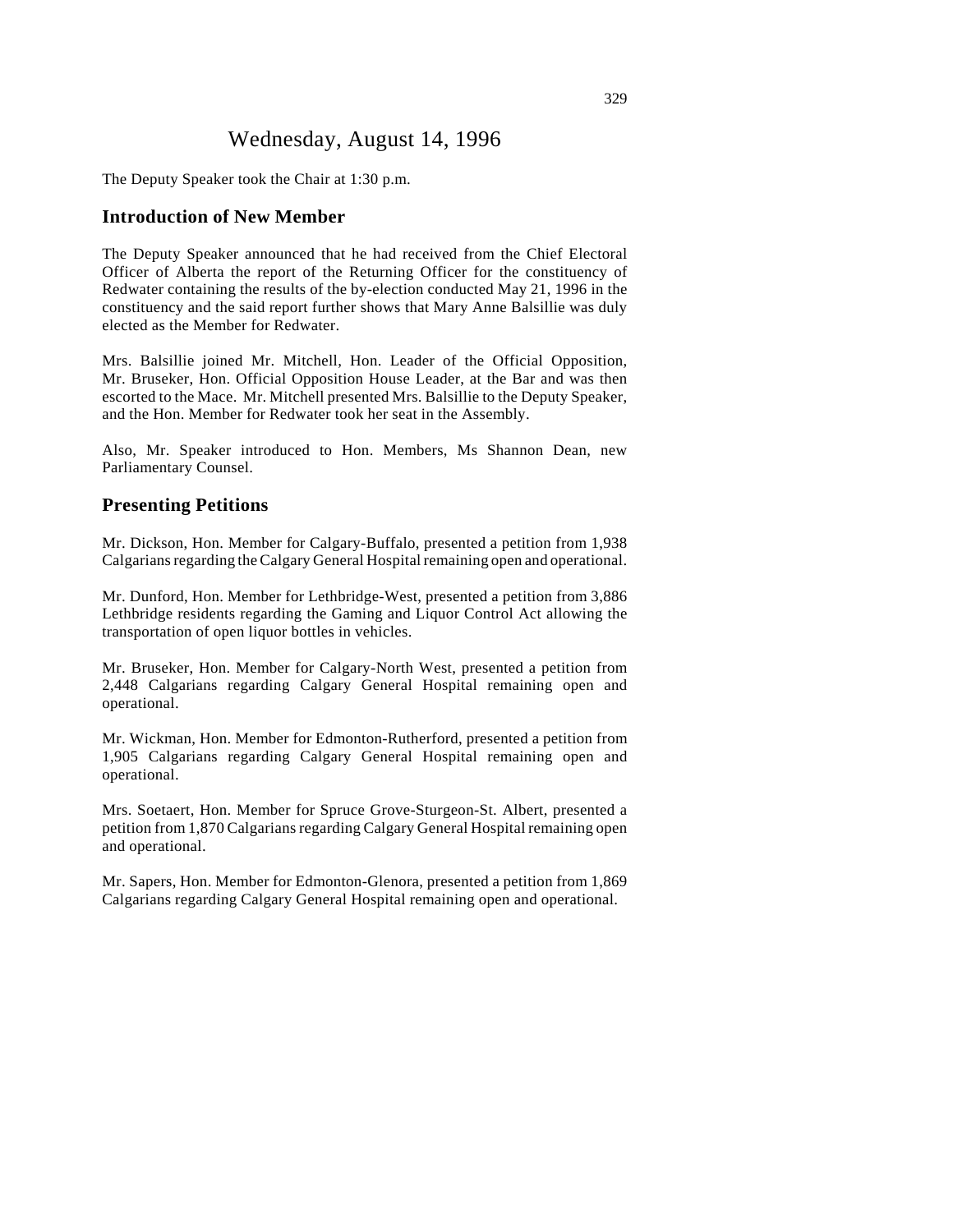# Wednesday, August 14, 1996

The Deputy Speaker took the Chair at 1:30 p.m.

## Introduction of New Member

The Deputy Speaker announced that he had received from the Chief Electoral Officer of Alberta the report of the Returning Officer for the constituency of Redwater containing the results of the by-election conducted May 21, 1996 in the constituency and the said report further shows that Mary Anne Balsillie was duly elected as the Member for Redwater.

Mrs. Balsillie joined Mr. Mitchell, Hon. Leader of the Official Opposition, Mr. Bruseker, Hon. Official Opposition House Leader, at the Bar and was then escorted to the Mace. Mr. Mitchell presented Mrs. Balsillie to the Deputy Speaker, and the Hon. Member for Redwater took her seat in the Assembly.

Also, Mr. Speaker introduced to Hon. Members, Ms Shannon Dean, new Parliamentary Counsel.

## Presenting Petitions

Mr. Dickson, Hon. Member for Calgary-Buffalo, presented a petition from 1,938 Calgarians regarding the Calgary General Hospital remaining open and operational.

Mr. Dunford, Hon. Member for Lethbridge-West, presented a petition from 3,886 Lethbridge residents regarding the Gaming and Liquor Control Act allowing the transportation of open liquor bottles in vehicles.

Mr. Bruseker, Hon. Member for Calgary-North West, presented a petition from 2,448 Calgarians regarding Calgary General Hospital remaining open and operational.

Mr. Wickman, Hon. Member for Edmonton-Rutherford, presented a petition from 1,905 Calgarians regarding Calgary General Hospital remaining open and operational.

Mrs. Soetaert, Hon. Member for Spruce Grove-Sturgeon-St. Albert, presented a petition from 1,870 Calgarians regarding Calgary General Hospital remaining open and operational.

Mr. Sapers, Hon. Member for Edmonton-Glenora, presented a petition from 1,869 Calgarians regarding Calgary General Hospital remaining open and operational.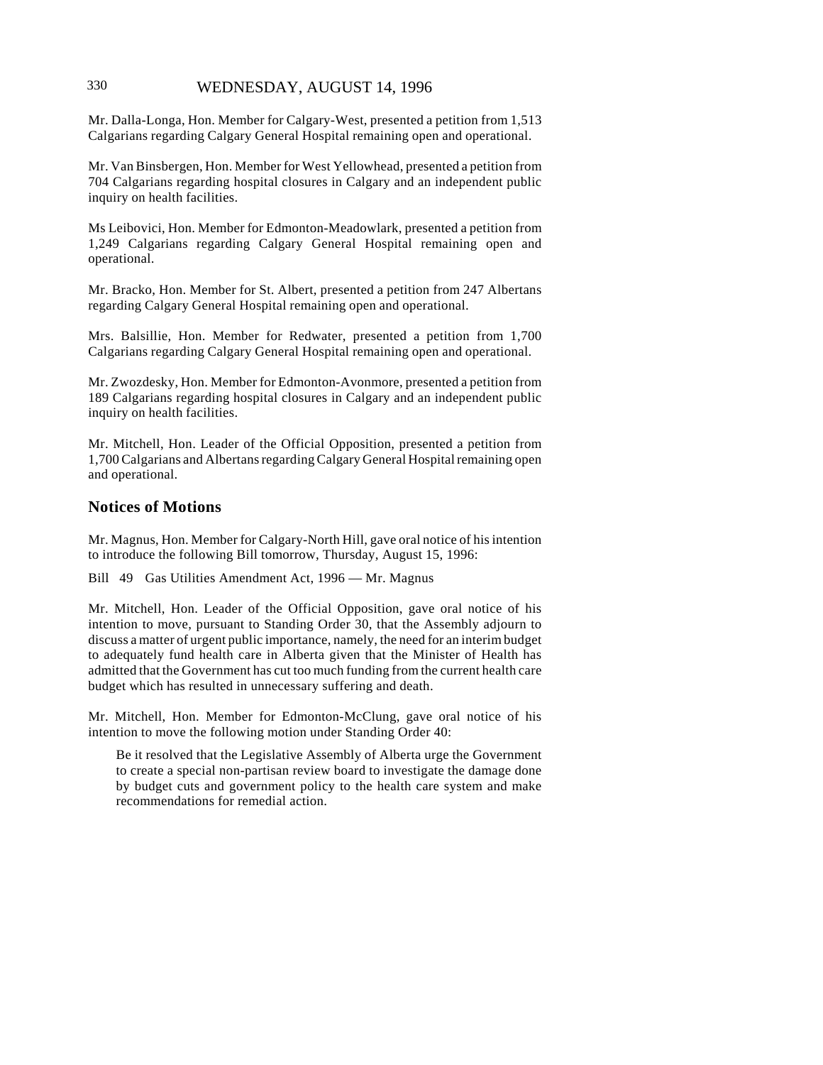Mr. Dalla-Longa, Hon. Member for Calgary-West, presented a petition from 1,513 Calgarians regarding Calgary General Hospital remaining open and operational.

Mr. Van Binsbergen, Hon. Member for West Yellowhead, presented a petition from 704 Calgarians regarding hospital closures in Calgary and an independent public inquiry on health facilities.

Ms Leibovici, Hon. Member for Edmonton-Meadowlark, presented a petition from 1,249 Calgarians regarding Calgary General Hospital remaining open and operational.

Mr. Bracko, Hon. Member for St. Albert, presented a petition from 247 Albertans regarding Calgary General Hospital remaining open and operational.

Mrs. Balsillie, Hon. Member for Redwater, presented a petition from 1,700 Calgarians regarding Calgary General Hospital remaining open and operational.

Mr. Zwozdesky, Hon. Member for Edmonton-Avonmore, presented a petition from 189 Calgarians regarding hospital closures in Calgary and an independent public inquiry on health facilities.

Mr. Mitchell, Hon. Leader of the Official Opposition, presented a petition from 1,700 Calgarians and Albertans regarding Calgary General Hospital remaining open and operational.

## Notices of Motions

Mr. Magnus, Hon. Member for Calgary-North Hill, gave oral notice of his intention to introduce the following Bill tomorrow, Thursday, August 15, 1996:

Bill 49 Gas Utilities Amendment Act, 1996 — Mr. Magnus

Mr. Mitchell, Hon. Leader of the Official Opposition, gave oral notice of his intention to move, pursuant to Standing Order 30, that the Assembly adjourn to discuss a matter of urgent public importance, namely, the need for an interim budget to adequately fund health care in Alberta given that the Minister of Health has admitted that the Government has cut too much funding from the current health care budget which has resulted in unnecessary suffering and death.

Mr. Mitchell, Hon. Member for Edmonton-McClung, gave oral notice of his intention to move the following motion under Standing Order 40:

> Be it resolved that the Legislative Assembly of Alberta urge the Government to create a special non-partisan review board to investigate the damage done by budget cuts and government policy to the health care system and make recommendations for remedial action.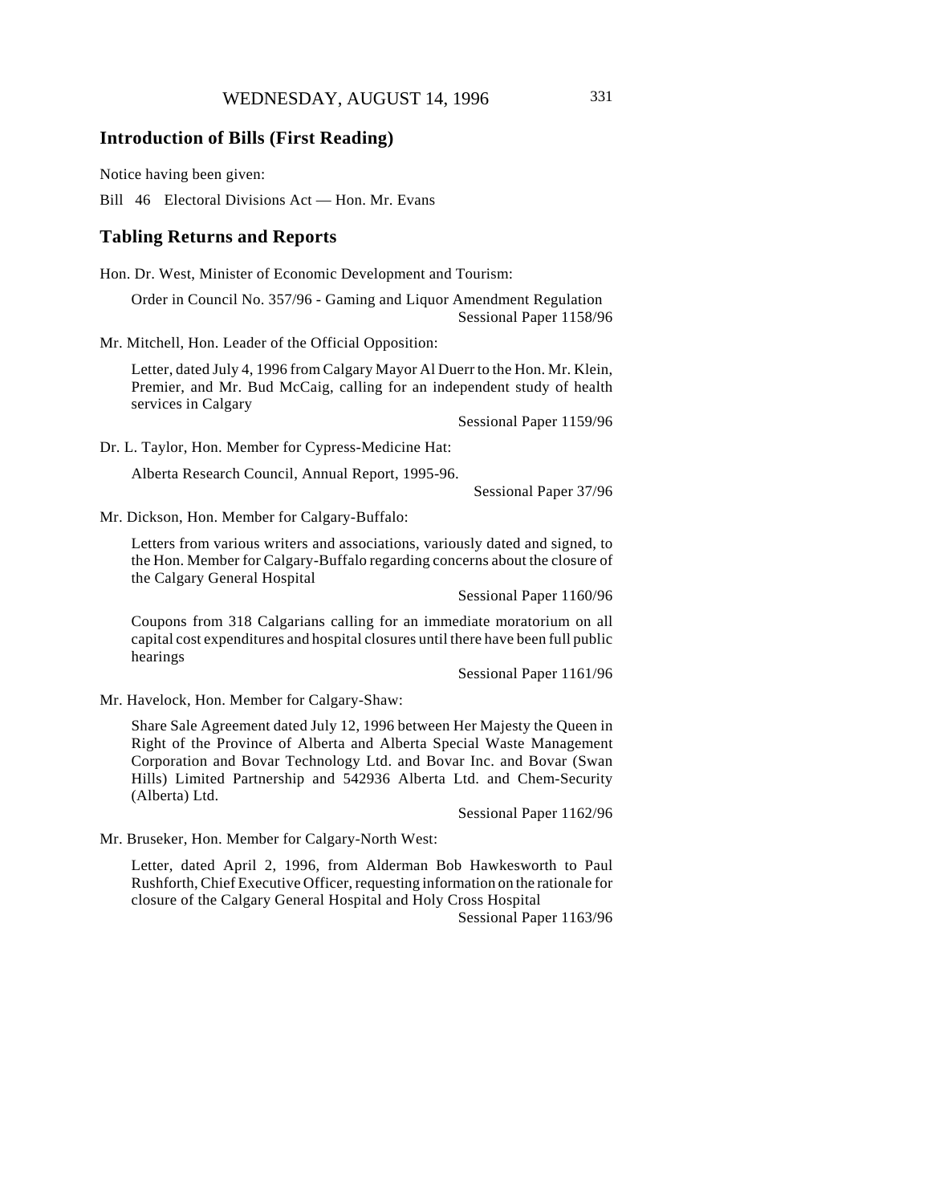## Introduction of Bills (First Reading)

Notice having been given:

Bill 46 Electoral Divisions Act — Hon. Mr. Evans

## Tabling Returns and Reports

Hon. Dr. West, Minister of Economic Development and Tourism:

Order in Council No. 357/96 - Gaming and Liquor Amendment Regulation
Sessional Paper 1158/96

Mr. Mitchell, Hon. Leader of the Official Opposition:

Letter, dated July 4, 1996 from Calgary Mayor Al Duerr to the Hon. Mr. Klein, Premier, and Mr. Bud McCaig, calling for an independent study of health services in Calgary
Sessional Paper 1159/96

Dr. L. Taylor, Hon. Member for Cypress-Medicine Hat:

Alberta Research Council, Annual Report, 1995-96.
Sessional Paper 37/96

Mr. Dickson, Hon. Member for Calgary-Buffalo:

Letters from various writers and associations, variously dated and signed, to the Hon. Member for Calgary-Buffalo regarding concerns about the closure of the Calgary General Hospital
Sessional Paper 1160/96

Coupons from 318 Calgarians calling for an immediate moratorium on all capital cost expenditures and hospital closures until there have been full public hearings
Sessional Paper 1161/96

Mr. Havelock, Hon. Member for Calgary-Shaw:

Share Sale Agreement dated July 12, 1996 between Her Majesty the Queen in Right of the Province of Alberta and Alberta Special Waste Management Corporation and Bovar Technology Ltd. and Bovar Inc. and Bovar (Swan Hills) Limited Partnership and 542936 Alberta Ltd. and Chem-Security (Alberta) Ltd.
Sessional Paper 1162/96

Mr. Bruseker, Hon. Member for Calgary-North West:

Letter, dated April 2, 1996, from Alderman Bob Hawkesworth to Paul Rushforth, Chief Executive Officer, requesting information on the rationale for closure of the Calgary General Hospital and Holy Cross Hospital
Sessional Paper 1163/96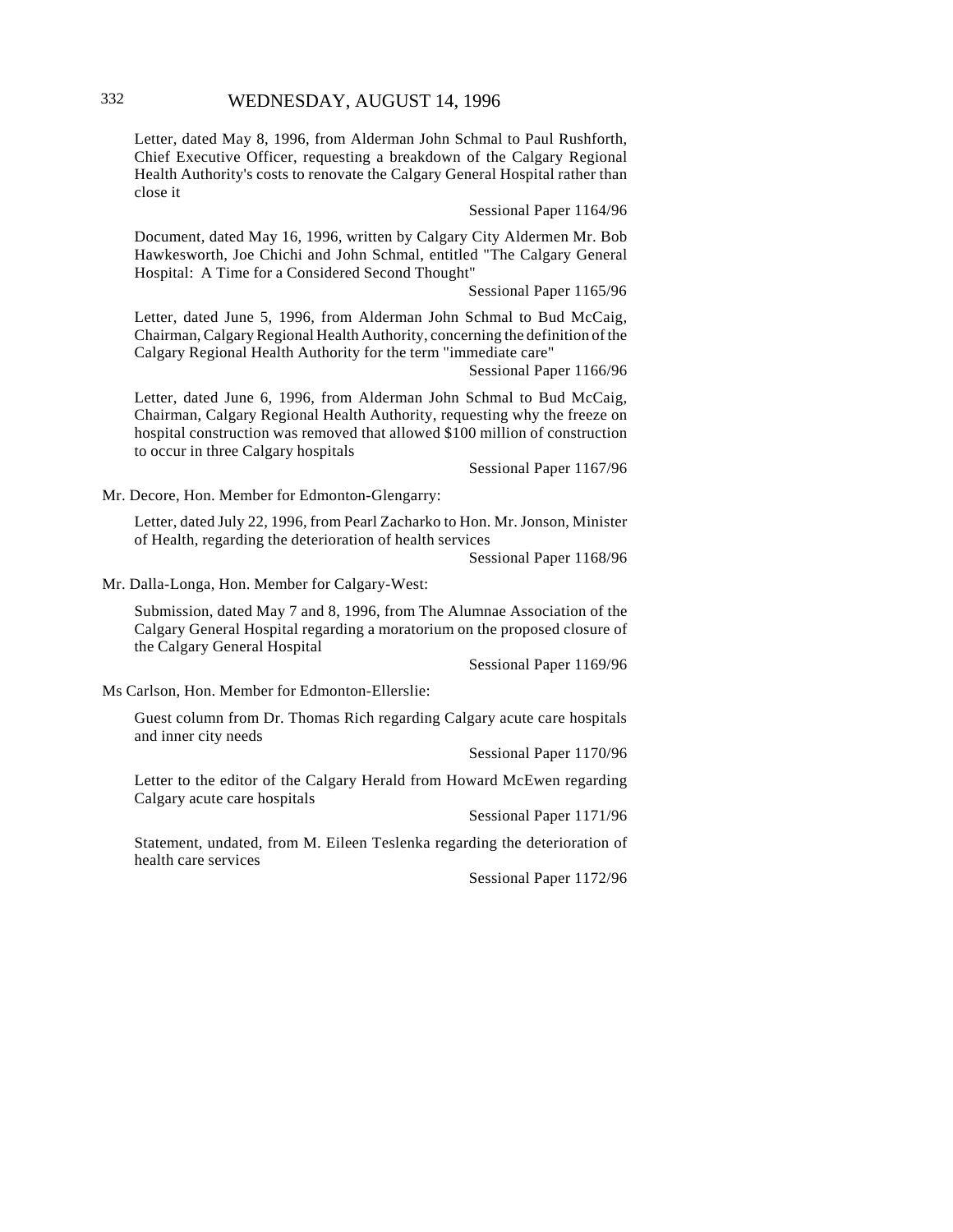Letter, dated May 8, 1996, from Alderman John Schmal to Paul Rushforth, Chief Executive Officer, requesting a breakdown of the Calgary Regional Health Authority's costs to renovate the Calgary General Hospital rather than close it

Sessional Paper 1164/96

Document, dated May 16, 1996, written by Calgary City Aldermen Mr. Bob Hawkesworth, Joe Chichi and John Schmal, entitled "The Calgary General Hospital: A Time for a Considered Second Thought"

Sessional Paper 1165/96

Letter, dated June 5, 1996, from Alderman John Schmal to Bud McCaig, Chairman, Calgary Regional Health Authority, concerning the definition of the Calgary Regional Health Authority for the term "immediate care"

Sessional Paper 1166/96

Letter, dated June 6, 1996, from Alderman John Schmal to Bud McCaig, Chairman, Calgary Regional Health Authority, requesting why the freeze on hospital construction was removed that allowed $100 million of construction to occur in three Calgary hospitals

Sessional Paper 1167/96

Mr. Decore, Hon. Member for Edmonton-Glengarry:

Letter, dated July 22, 1996, from Pearl Zacharko to Hon. Mr. Jonson, Minister of Health, regarding the deterioration of health services

Sessional Paper 1168/96

Mr. Dalla-Longa, Hon. Member for Calgary-West:

Submission, dated May 7 and 8, 1996, from The Alumnae Association of the Calgary General Hospital regarding a moratorium on the proposed closure of the Calgary General Hospital

Sessional Paper 1169/96

Ms Carlson, Hon. Member for Edmonton-Ellerslie:

Guest column from Dr. Thomas Rich regarding Calgary acute care hospitals and inner city needs

Sessional Paper 1170/96

Letter to the editor of the Calgary Herald from Howard McEwen regarding Calgary acute care hospitals

Sessional Paper 1171/96

Statement, undated, from M. Eileen Teslenka regarding the deterioration of health care services

Sessional Paper 1172/96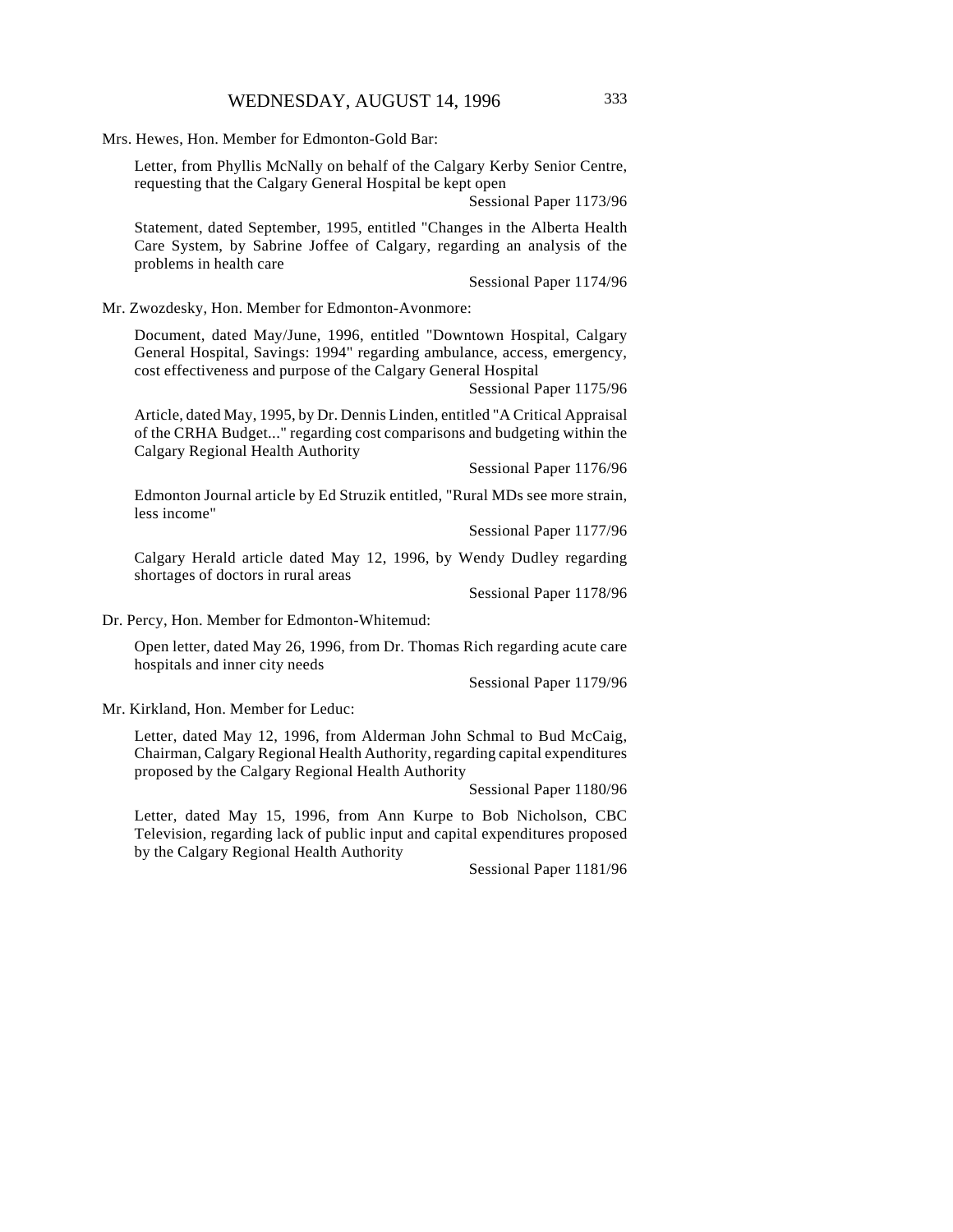Mrs. Hewes, Hon. Member for Edmonton-Gold Bar:

Letter, from Phyllis McNally on behalf of the Calgary Kerby Senior Centre, requesting that the Calgary General Hospital be kept open

Sessional Paper 1173/96

Statement, dated September, 1995, entitled "Changes in the Alberta Health Care System, by Sabrine Joffee of Calgary, regarding an analysis of the problems in health care

Sessional Paper 1174/96

Mr. Zwozdesky, Hon. Member for Edmonton-Avonmore:

Document, dated May/June, 1996, entitled "Downtown Hospital, Calgary General Hospital, Savings: 1994" regarding ambulance, access, emergency, cost effectiveness and purpose of the Calgary General Hospital

Sessional Paper 1175/96

Article, dated May, 1995, by Dr. Dennis Linden, entitled "A Critical Appraisal of the CRHA Budget..." regarding cost comparisons and budgeting within the Calgary Regional Health Authority

Sessional Paper 1176/96

Edmonton Journal article by Ed Struzik entitled, "Rural MDs see more strain, less income"

Sessional Paper 1177/96

Calgary Herald article dated May 12, 1996, by Wendy Dudley regarding shortages of doctors in rural areas

Sessional Paper 1178/96

Dr. Percy, Hon. Member for Edmonton-Whitemud:

Open letter, dated May 26, 1996, from Dr. Thomas Rich regarding acute care hospitals and inner city needs

Sessional Paper 1179/96

Mr. Kirkland, Hon. Member for Leduc:

Letter, dated May 12, 1996, from Alderman John Schmal to Bud McCaig, Chairman, Calgary Regional Health Authority, regarding capital expenditures proposed by the Calgary Regional Health Authority

Sessional Paper 1180/96

Letter, dated May 15, 1996, from Ann Kurpe to Bob Nicholson, CBC Television, regarding lack of public input and capital expenditures proposed by the Calgary Regional Health Authority

Sessional Paper 1181/96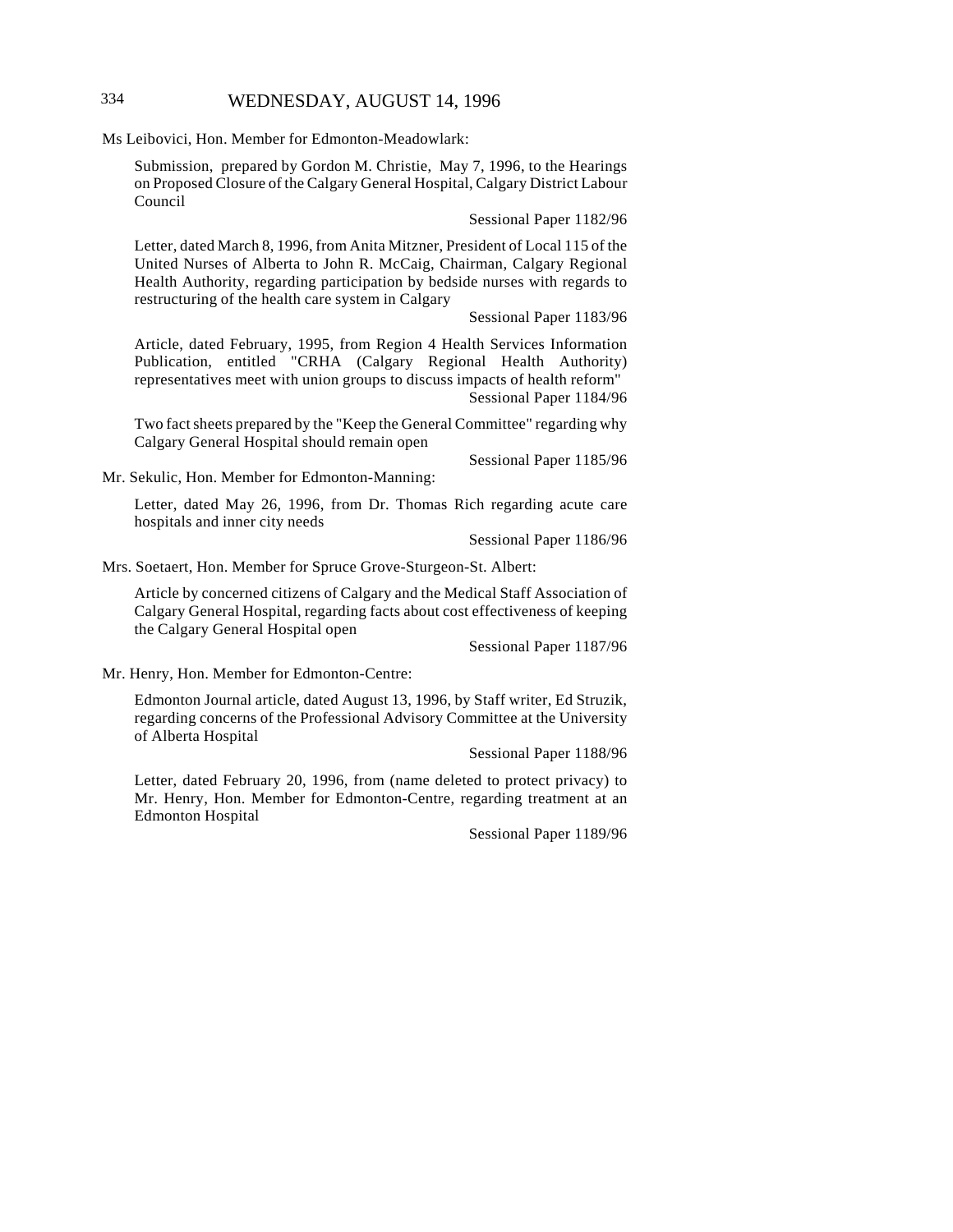Ms Leibovici, Hon. Member for Edmonton-Meadowlark:

Submission, prepared by Gordon M. Christie, May 7, 1996, to the Hearings on Proposed Closure of the Calgary General Hospital, Calgary District Labour Council

Sessional Paper 1182/96

Letter, dated March 8, 1996, from Anita Mitzner, President of Local 115 of the United Nurses of Alberta to John R. McCaig, Chairman, Calgary Regional Health Authority, regarding participation by bedside nurses with regards to restructuring of the health care system in Calgary

Sessional Paper 1183/96

Article, dated February, 1995, from Region 4 Health Services Information Publication, entitled "CRHA (Calgary Regional Health Authority) representatives meet with union groups to discuss impacts of health reform"

Sessional Paper 1184/96

Two fact sheets prepared by the "Keep the General Committee" regarding why Calgary General Hospital should remain open

Sessional Paper 1185/96

Mr. Sekulic, Hon. Member for Edmonton-Manning:

Letter, dated May 26, 1996, from Dr. Thomas Rich regarding acute care hospitals and inner city needs

Sessional Paper 1186/96

Mrs. Soetaert, Hon. Member for Spruce Grove-Sturgeon-St. Albert:

Article by concerned citizens of Calgary and the Medical Staff Association of Calgary General Hospital, regarding facts about cost effectiveness of keeping the Calgary General Hospital open

Sessional Paper 1187/96

Mr. Henry, Hon. Member for Edmonton-Centre:

Edmonton Journal article, dated August 13, 1996, by Staff writer, Ed Struzik, regarding concerns of the Professional Advisory Committee at the University of Alberta Hospital

Sessional Paper 1188/96

Letter, dated February 20, 1996, from (name deleted to protect privacy) to Mr. Henry, Hon. Member for Edmonton-Centre, regarding treatment at an Edmonton Hospital

Sessional Paper 1189/96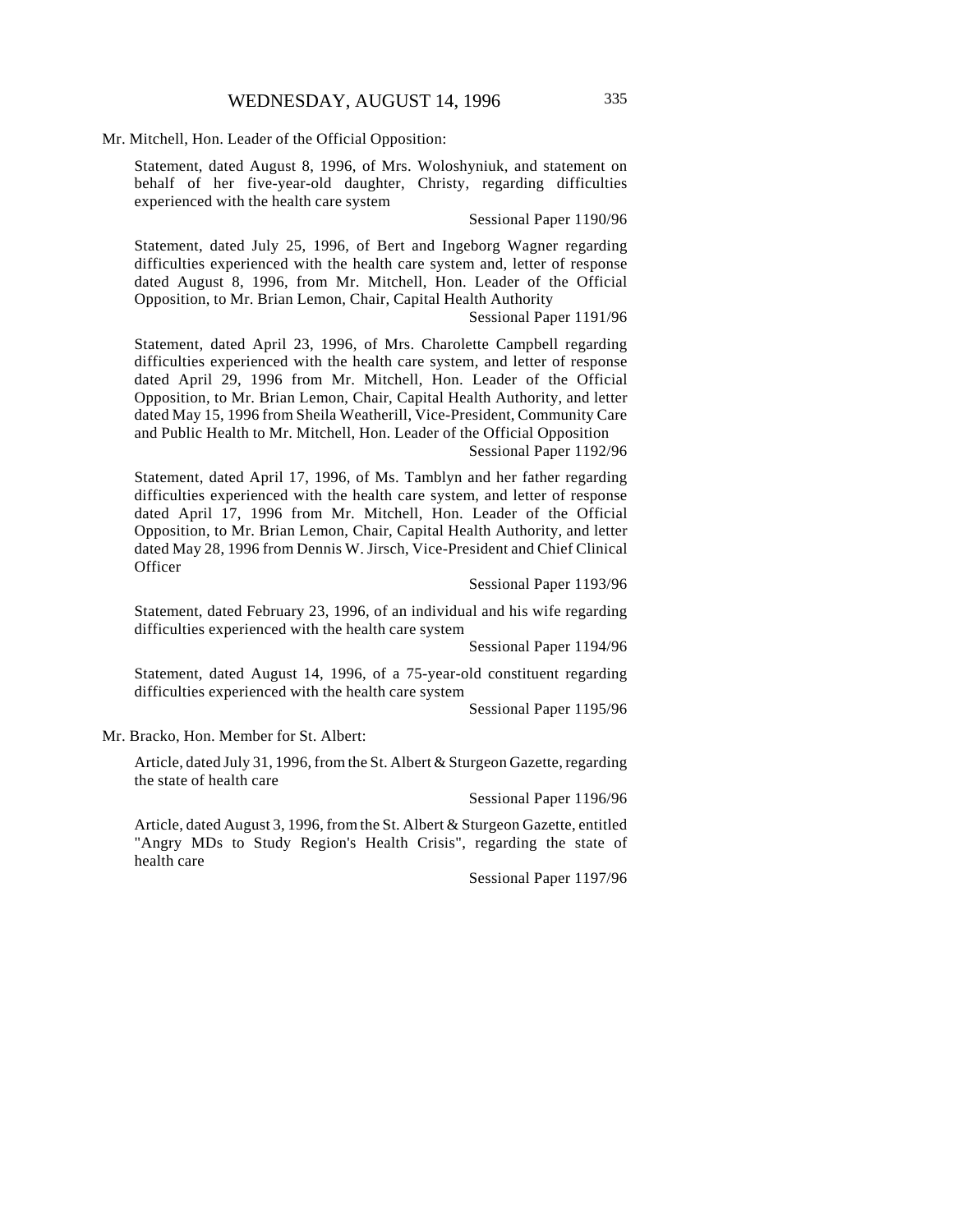Mr. Mitchell, Hon. Leader of the Official Opposition:

Statement, dated August 8, 1996, of Mrs. Woloshyniuk, and statement on behalf of her five-year-old daughter, Christy, regarding difficulties experienced with the health care system

Sessional Paper 1190/96

Statement, dated July 25, 1996, of Bert and Ingeborg Wagner regarding difficulties experienced with the health care system and, letter of response dated August 8, 1996, from Mr. Mitchell, Hon. Leader of the Official Opposition, to Mr. Brian Lemon, Chair, Capital Health Authority

Sessional Paper 1191/96

Statement, dated April 23, 1996, of Mrs. Charolette Campbell regarding difficulties experienced with the health care system, and letter of response dated April 29, 1996 from Mr. Mitchell, Hon. Leader of the Official Opposition, to Mr. Brian Lemon, Chair, Capital Health Authority, and letter dated May 15, 1996 from Sheila Weatherill, Vice-President, Community Care and Public Health to Mr. Mitchell, Hon. Leader of the Official Opposition

Sessional Paper 1192/96

Statement, dated April 17, 1996, of Ms. Tamblyn and her father regarding difficulties experienced with the health care system, and letter of response dated April 17, 1996 from Mr. Mitchell, Hon. Leader of the Official Opposition, to Mr. Brian Lemon, Chair, Capital Health Authority, and letter dated May 28, 1996 from Dennis W. Jirsch, Vice-President and Chief Clinical Officer

Sessional Paper 1193/96

Statement, dated February 23, 1996, of an individual and his wife regarding difficulties experienced with the health care system

Sessional Paper 1194/96

Statement, dated August 14, 1996, of a 75-year-old constituent regarding difficulties experienced with the health care system

Sessional Paper 1195/96

Mr. Bracko, Hon. Member for St. Albert:

Article, dated July 31, 1996, from the St. Albert & Sturgeon Gazette, regarding the state of health care

Sessional Paper 1196/96

Article, dated August 3, 1996, from the St. Albert & Sturgeon Gazette, entitled "Angry MDs to Study Region's Health Crisis", regarding the state of health care

Sessional Paper 1197/96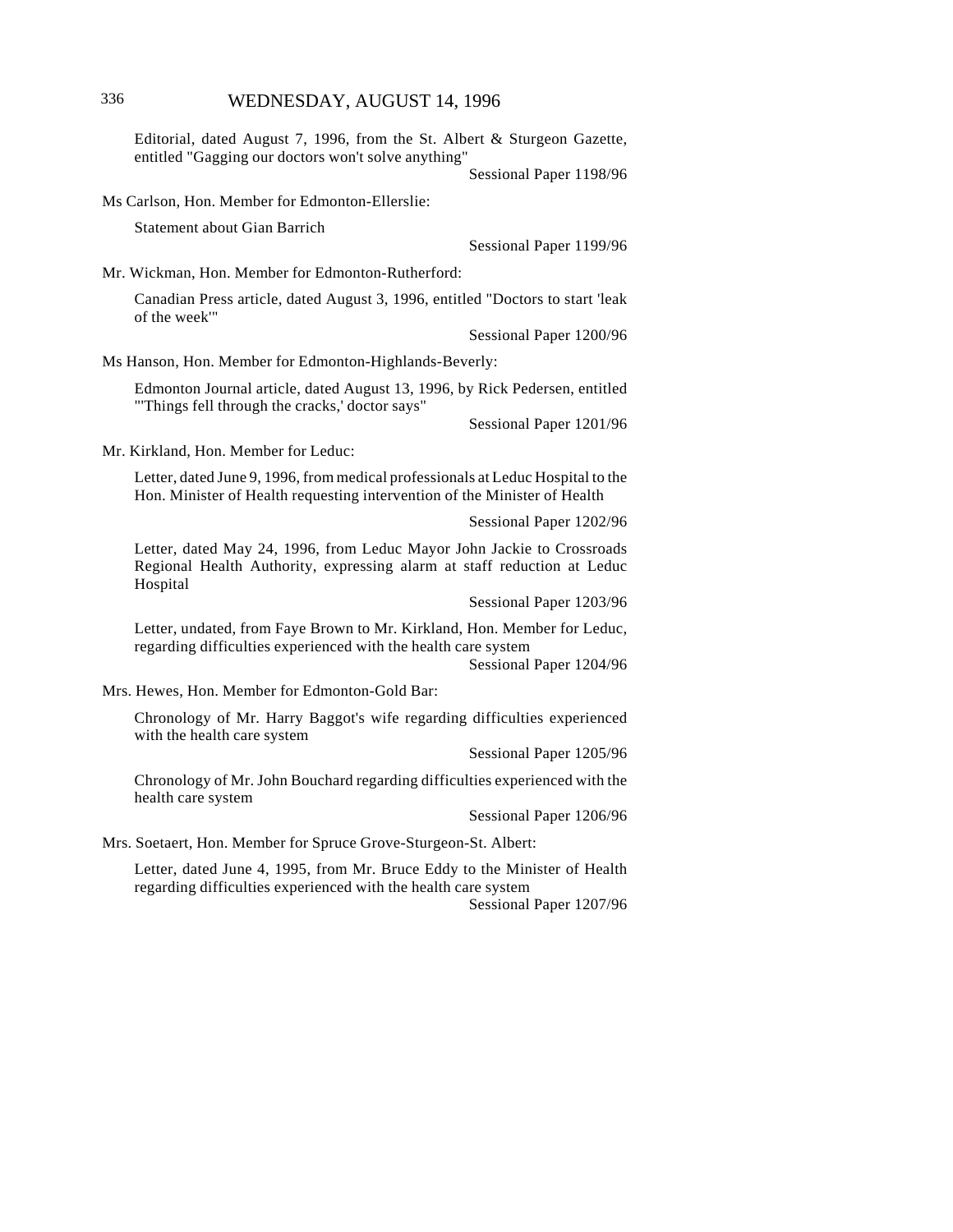Editorial, dated August 7, 1996, from the St. Albert & Sturgeon Gazette, entitled "Gagging our doctors won't solve anything"

Sessional Paper 1198/96

Ms Carlson, Hon. Member for Edmonton-Ellerslie:

Statement about Gian Barrich

Sessional Paper 1199/96

Mr. Wickman, Hon. Member for Edmonton-Rutherford:

Canadian Press article, dated August 3, 1996, entitled "Doctors to start 'leak of the week'"

Sessional Paper 1200/96

Ms Hanson, Hon. Member for Edmonton-Highlands-Beverly:

Edmonton Journal article, dated August 13, 1996, by Rick Pedersen, entitled "'Things fell through the cracks,' doctor says"

Sessional Paper 1201/96

Mr. Kirkland, Hon. Member for Leduc:

Letter, dated June 9, 1996, from medical professionals at Leduc Hospital to the Hon. Minister of Health requesting intervention of the Minister of Health

Sessional Paper 1202/96

Letter, dated May 24, 1996, from Leduc Mayor John Jackie to Crossroads Regional Health Authority, expressing alarm at staff reduction at Leduc Hospital

Sessional Paper 1203/96

Letter, undated, from Faye Brown to Mr. Kirkland, Hon. Member for Leduc, regarding difficulties experienced with the health care system

Sessional Paper 1204/96

Mrs. Hewes, Hon. Member for Edmonton-Gold Bar:

Chronology of Mr. Harry Baggot's wife regarding difficulties experienced with the health care system

Sessional Paper 1205/96

Chronology of Mr. John Bouchard regarding difficulties experienced with the health care system

Sessional Paper 1206/96

Mrs. Soetaert, Hon. Member for Spruce Grove-Sturgeon-St. Albert:

Letter, dated June 4, 1995, from Mr. Bruce Eddy to the Minister of Health regarding difficulties experienced with the health care system

Sessional Paper 1207/96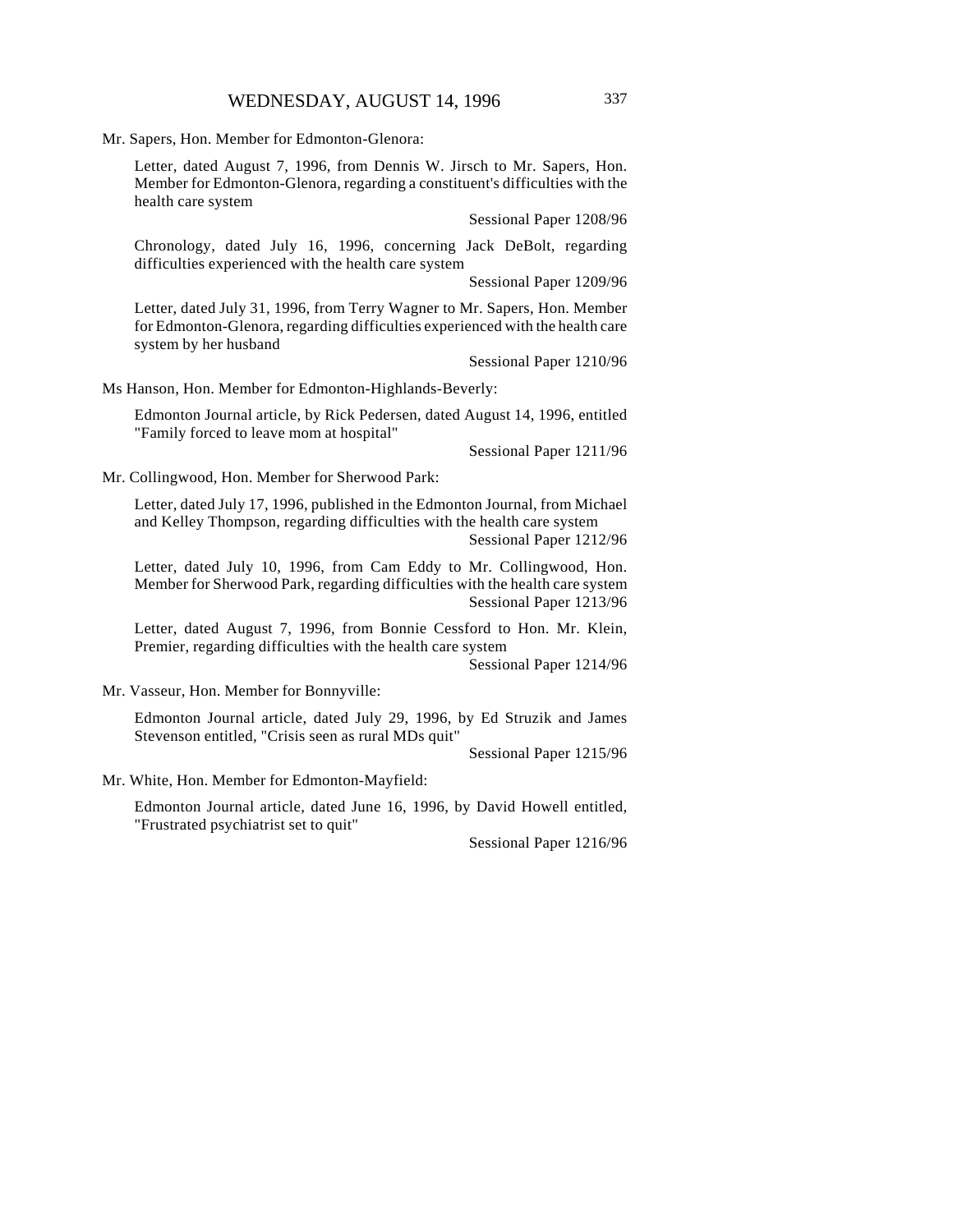Mr. Sapers, Hon. Member for Edmonton-Glenora:

Letter, dated August 7, 1996, from Dennis W. Jirsch to Mr. Sapers, Hon. Member for Edmonton-Glenora, regarding a constituent's difficulties with the health care system

Sessional Paper 1208/96

Chronology, dated July 16, 1996, concerning Jack DeBolt, regarding difficulties experienced with the health care system

Sessional Paper 1209/96

Letter, dated July 31, 1996, from Terry Wagner to Mr. Sapers, Hon. Member for Edmonton-Glenora, regarding difficulties experienced with the health care system by her husband

Sessional Paper 1210/96

Ms Hanson, Hon. Member for Edmonton-Highlands-Beverly:

Edmonton Journal article, by Rick Pedersen, dated August 14, 1996, entitled "Family forced to leave mom at hospital"

Sessional Paper 1211/96

Mr. Collingwood, Hon. Member for Sherwood Park:

Letter, dated July 17, 1996, published in the Edmonton Journal, from Michael and Kelley Thompson, regarding difficulties with the health care system

Sessional Paper 1212/96

Letter, dated July 10, 1996, from Cam Eddy to Mr. Collingwood, Hon. Member for Sherwood Park, regarding difficulties with the health care system

Sessional Paper 1213/96

Letter, dated August 7, 1996, from Bonnie Cessford to Hon. Mr. Klein, Premier, regarding difficulties with the health care system

Sessional Paper 1214/96

Mr. Vasseur, Hon. Member for Bonnyville:

Edmonton Journal article, dated July 29, 1996, by Ed Struzik and James Stevenson entitled, "Crisis seen as rural MDs quit"

Sessional Paper 1215/96

Mr. White, Hon. Member for Edmonton-Mayfield:

Edmonton Journal article, dated June 16, 1996, by David Howell entitled, "Frustrated psychiatrist set to quit"

Sessional Paper 1216/96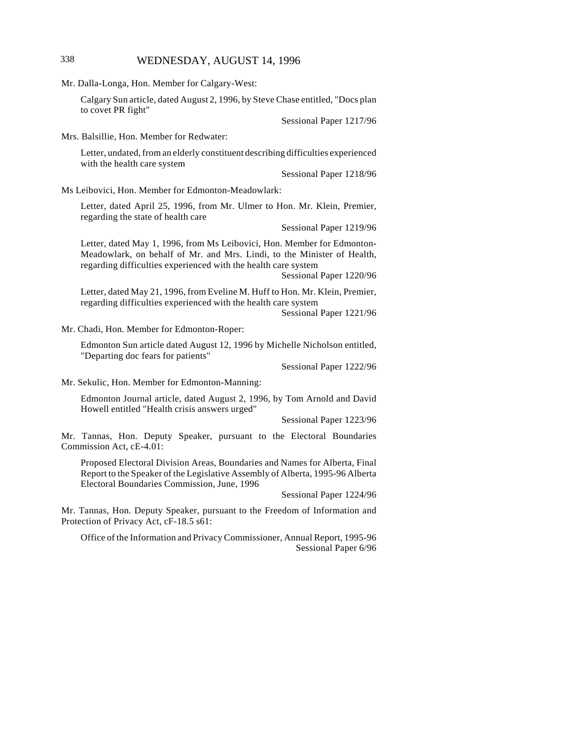Mr. Dalla-Longa, Hon. Member for Calgary-West:

Calgary Sun article, dated August 2, 1996, by Steve Chase entitled, "Docs plan to covet PR fight"

Sessional Paper 1217/96

Mrs. Balsillie, Hon. Member for Redwater:

Letter, undated, from an elderly constituent describing difficulties experienced with the health care system

Sessional Paper 1218/96

Ms Leibovici, Hon. Member for Edmonton-Meadowlark:

Letter, dated April 25, 1996, from Mr. Ulmer to Hon. Mr. Klein, Premier, regarding the state of health care

Sessional Paper 1219/96

Letter, dated May 1, 1996, from Ms Leibovici, Hon. Member for Edmonton-Meadowlark, on behalf of Mr. and Mrs. Lindi, to the Minister of Health, regarding difficulties experienced with the health care system

Sessional Paper 1220/96

Letter, dated May 21, 1996, from Eveline M. Huff to Hon. Mr. Klein, Premier, regarding difficulties experienced with the health care system

Sessional Paper 1221/96

Mr. Chadi, Hon. Member for Edmonton-Roper:

Edmonton Sun article dated August 12, 1996 by Michelle Nicholson entitled, "Departing doc fears for patients"

Sessional Paper 1222/96

Mr. Sekulic, Hon. Member for Edmonton-Manning:

Edmonton Journal article, dated August 2, 1996, by Tom Arnold and David Howell entitled "Health crisis answers urged"

Sessional Paper 1223/96

Mr. Tannas, Hon. Deputy Speaker, pursuant to the Electoral Boundaries Commission Act, cE-4.01:

Proposed Electoral Division Areas, Boundaries and Names for Alberta, Final Report to the Speaker of the Legislative Assembly of Alberta, 1995-96 Alberta Electoral Boundaries Commission, June, 1996

Sessional Paper 1224/96

Mr. Tannas, Hon. Deputy Speaker, pursuant to the Freedom of Information and Protection of Privacy Act, cF-18.5 s61:

Office of the Information and Privacy Commissioner, Annual Report, 1995-96

Sessional Paper 6/96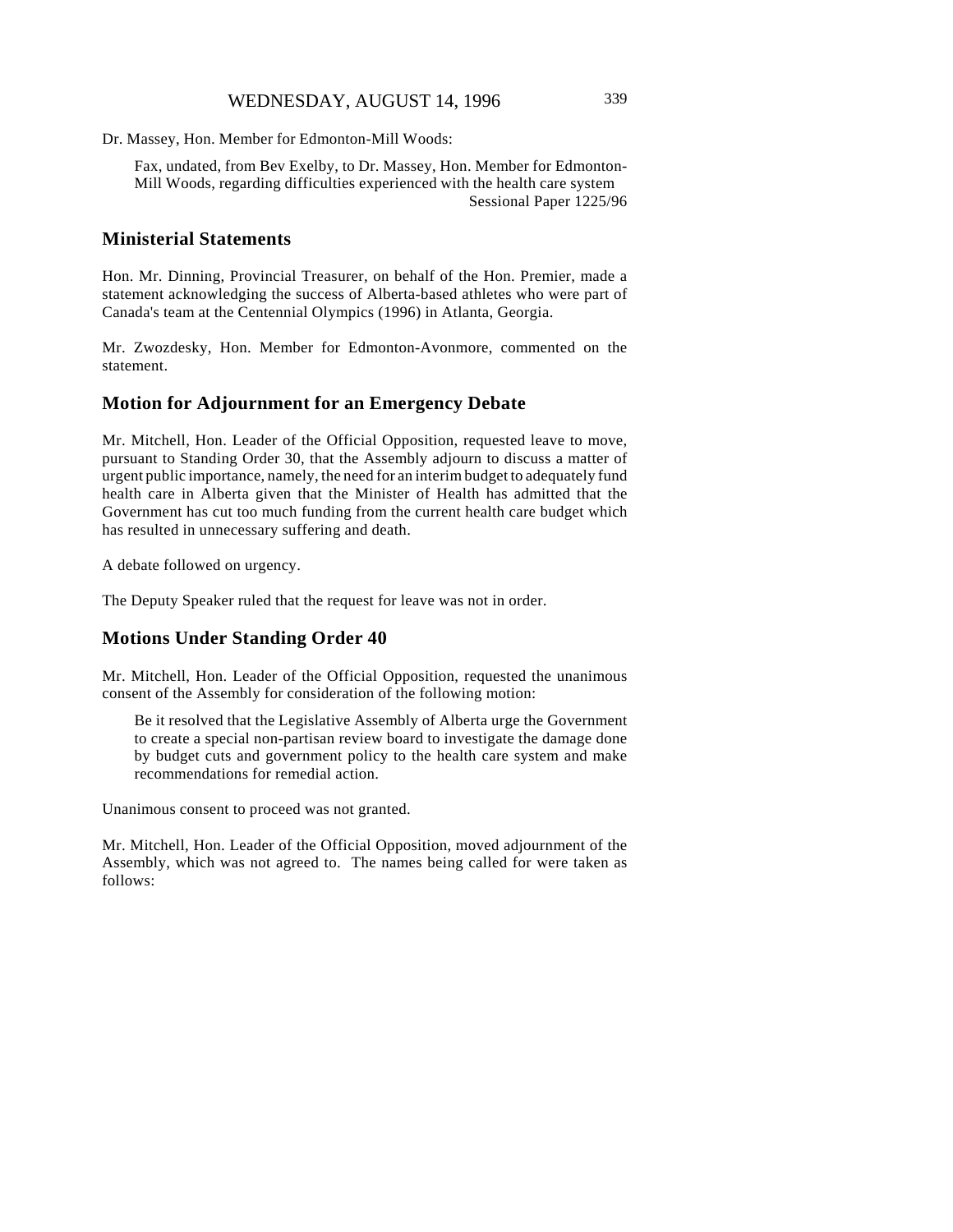Dr. Massey, Hon. Member for Edmonton-Mill Woods:

> Fax, undated, from Bev Exelby, to Dr. Massey, Hon. Member for Edmonton-Mill Woods, regarding difficulties experienced with the health care system
> Sessional Paper 1225/96

## Ministerial Statements

Hon. Mr. Dinning, Provincial Treasurer, on behalf of the Hon. Premier, made a statement acknowledging the success of Alberta-based athletes who were part of Canada's team at the Centennial Olympics (1996) in Atlanta, Georgia.

Mr. Zwozdesky, Hon. Member for Edmonton-Avonmore, commented on the statement.

## Motion for Adjournment for an Emergency Debate

Mr. Mitchell, Hon. Leader of the Official Opposition, requested leave to move, pursuant to Standing Order 30, that the Assembly adjourn to discuss a matter of urgent public importance, namely, the need for an interim budget to adequately fund health care in Alberta given that the Minister of Health has admitted that the Government has cut too much funding from the current health care budget which has resulted in unnecessary suffering and death.

A debate followed on urgency.

The Deputy Speaker ruled that the request for leave was not in order.

## Motions Under Standing Order 40

Mr. Mitchell, Hon. Leader of the Official Opposition, requested the unanimous consent of the Assembly for consideration of the following motion:

> Be it resolved that the Legislative Assembly of Alberta urge the Government to create a special non-partisan review board to investigate the damage done by budget cuts and government policy to the health care system and make recommendations for remedial action.

Unanimous consent to proceed was not granted.

Mr. Mitchell, Hon. Leader of the Official Opposition, moved adjournment of the Assembly, which was not agreed to. The names being called for were taken as follows: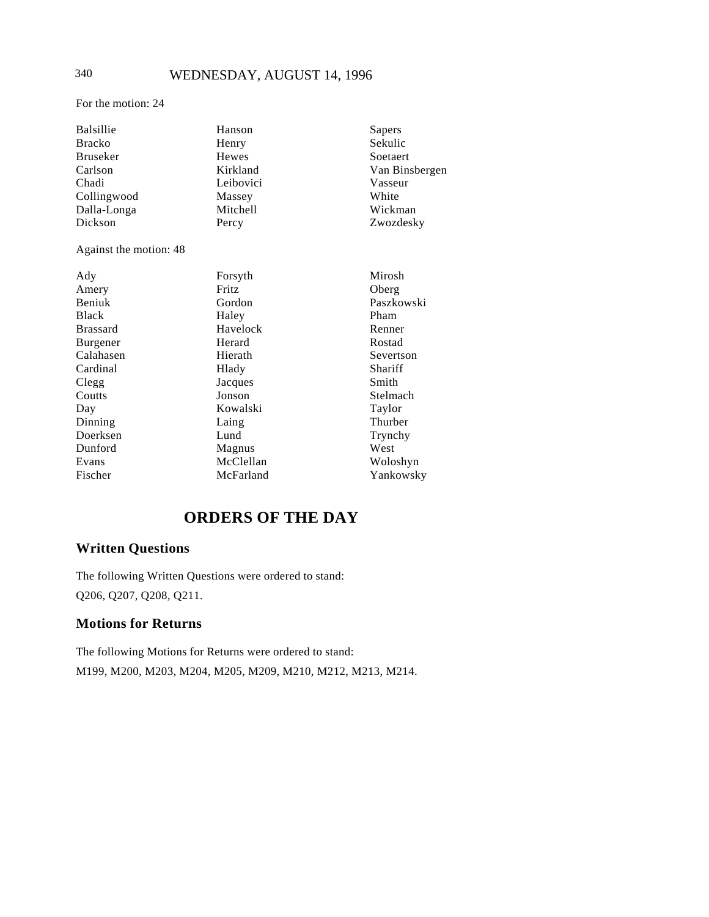For the motion: 24

| | | |
|---|---|---|
| Balsillie | Hanson | Sapers |
| Bracko | Henry | Sekulic |
| Bruseker | Hewes | Soetaert |
| Carlson | Kirkland | Van Binsbergen |
| Chadi | Leibovici | Vasseur |
| Collingwood | Massey | White |
| Dalla-Longa | Mitchell | Wickman |
| Dickson | Percy | Zwozdesky |

Against the motion: 48

| | | |
|---|---|---|
| Ady | Forsyth | Mirosh |
| Amery | Fritz | Oberg |
| Beniuk | Gordon | Paszkowski |
| Black | Haley | Pham |
| Brassard | Havelock | Renner |
| Burgener | Herard | Rostad |
| Calahasen | Hierath | Severtson |
| Cardinal | Hlady | Shariff |
| Clegg | Jacques | Smith |
| Coutts | Jonson | Stelmach |
| Day | Kowalski | Taylor |
| Dinning | Laing | Thurber |
| Doerksen | Lund | Trynchy |
| Dunford | Magnus | West |
| Evans | McClellan | Woloshyn |
| Fischer | McFarland | Yankowsky |

# ORDERS OF THE DAY

## Written Questions

The following Written Questions were ordered to stand:

Q206, Q207, Q208, Q211.

## Motions for Returns

The following Motions for Returns were ordered to stand:

M199, M200, M203, M204, M205, M209, M210, M212, M213, M214.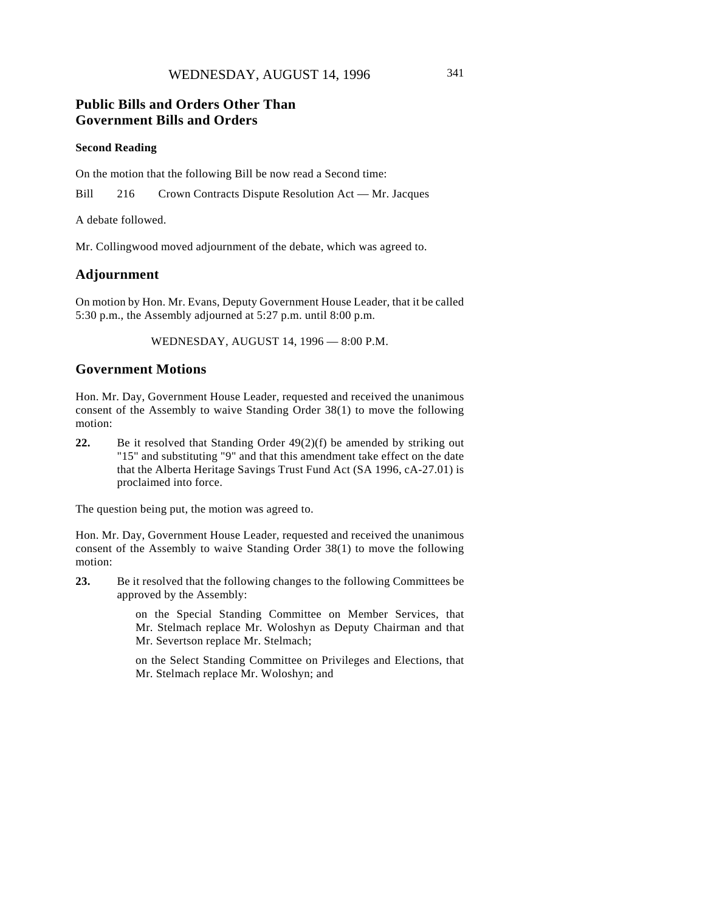## Public Bills and Orders Other Than Government Bills and Orders

### Second Reading

On the motion that the following Bill be now read a Second time:

Bill 216 Crown Contracts Dispute Resolution Act — Mr. Jacques

A debate followed.

Mr. Collingwood moved adjournment of the debate, which was agreed to.

## Adjournment

On motion by Hon. Mr. Evans, Deputy Government House Leader, that it be called 5:30 p.m., the Assembly adjourned at 5:27 p.m. until 8:00 p.m.

WEDNESDAY, AUGUST 14, 1996 — 8:00 P.M.

## Government Motions

Hon. Mr. Day, Government House Leader, requested and received the unanimous consent of the Assembly to waive Standing Order 38(1) to move the following motion:

**22.** Be it resolved that Standing Order 49(2)(f) be amended by striking out "15" and substituting "9" and that this amendment take effect on the date that the Alberta Heritage Savings Trust Fund Act (SA 1996, cA-27.01) is proclaimed into force.

The question being put, the motion was agreed to.

Hon. Mr. Day, Government House Leader, requested and received the unanimous consent of the Assembly to waive Standing Order 38(1) to move the following motion:

**23.** Be it resolved that the following changes to the following Committees be approved by the Assembly:

> on the Special Standing Committee on Member Services, that Mr. Stelmach replace Mr. Woloshyn as Deputy Chairman and that Mr. Severtson replace Mr. Stelmach;
>
> on the Select Standing Committee on Privileges and Elections, that Mr. Stelmach replace Mr. Woloshyn; and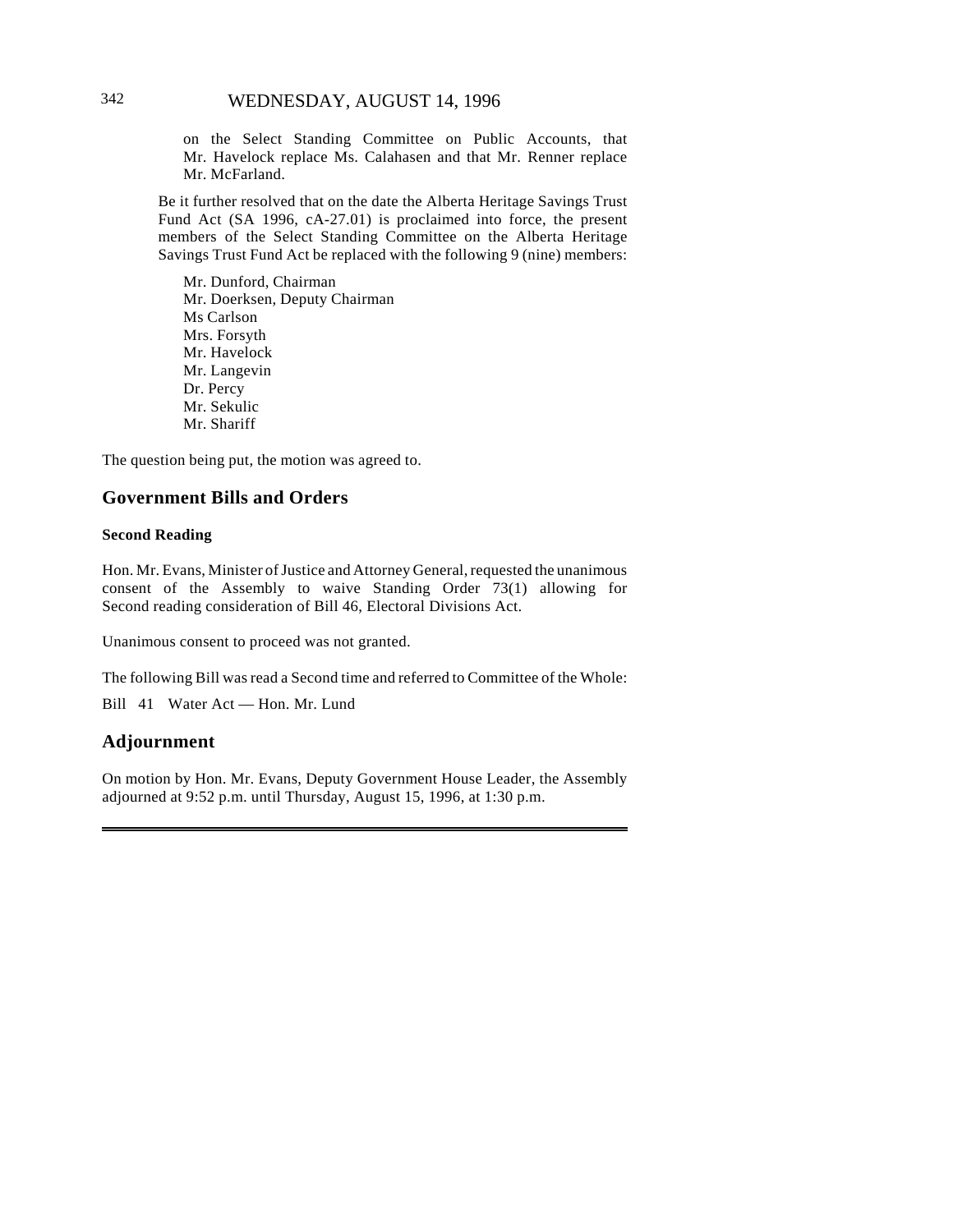on the Select Standing Committee on Public Accounts, that Mr. Havelock replace Ms. Calahasen and that Mr. Renner replace Mr. McFarland.

Be it further resolved that on the date the Alberta Heritage Savings Trust Fund Act (SA 1996, cA-27.01) is proclaimed into force, the present members of the Select Standing Committee on the Alberta Heritage Savings Trust Fund Act be replaced with the following 9 (nine) members:

Mr. Dunford, Chairman
Mr. Doerksen, Deputy Chairman
Ms Carlson
Mrs. Forsyth
Mr. Havelock
Mr. Langevin
Dr. Percy
Mr. Sekulic
Mr. Shariff

The question being put, the motion was agreed to.

## Government Bills and Orders

### Second Reading

Hon. Mr. Evans, Minister of Justice and Attorney General, requested the unanimous consent of the Assembly to waive Standing Order 73(1) allowing for Second reading consideration of Bill 46, Electoral Divisions Act.

Unanimous consent to proceed was not granted.

The following Bill was read a Second time and referred to Committee of the Whole:

Bill 41 Water Act — Hon. Mr. Lund

## Adjournment

On motion by Hon. Mr. Evans, Deputy Government House Leader, the Assembly adjourned at 9:52 p.m. until Thursday, August 15, 1996, at 1:30 p.m.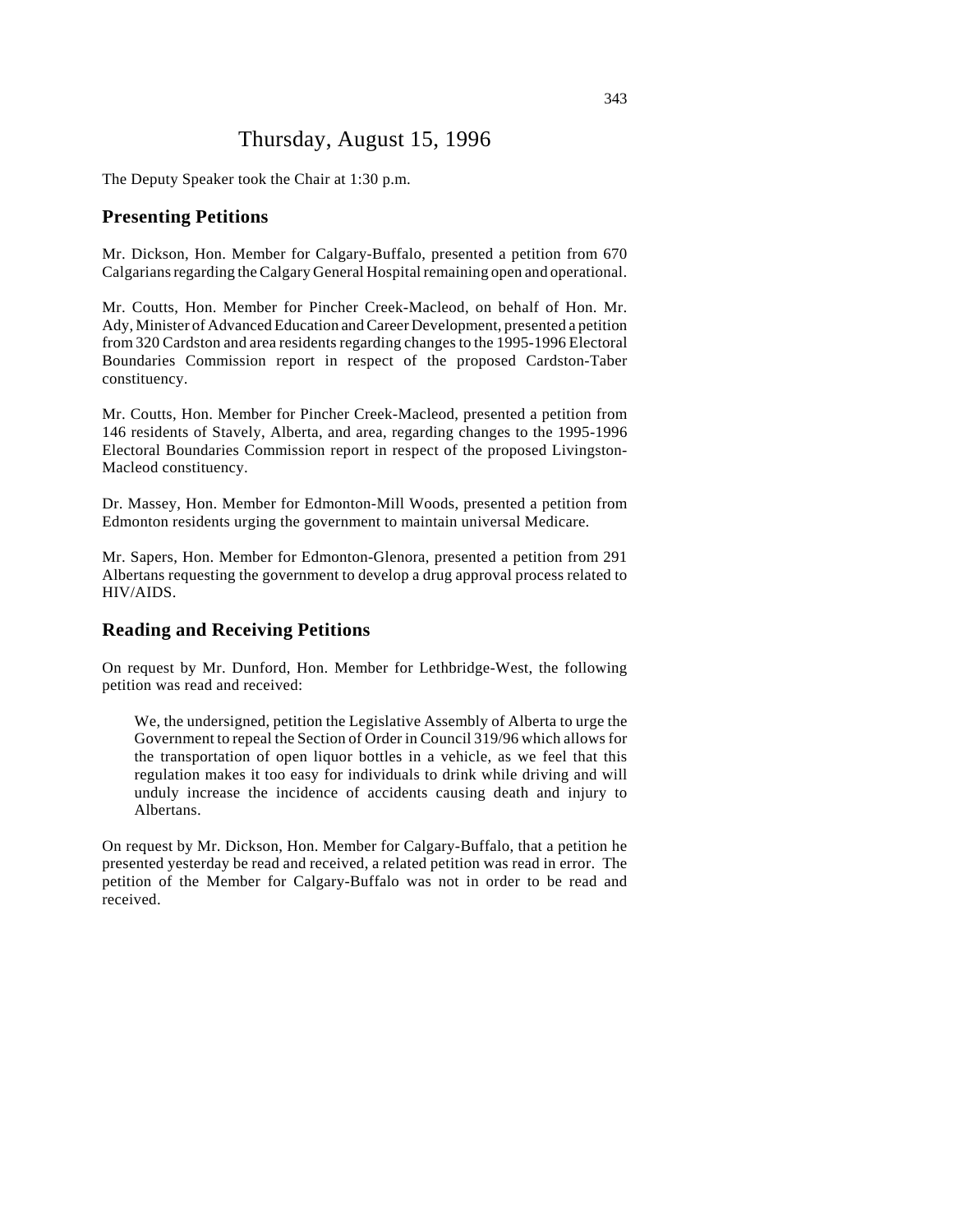# Thursday, August 15, 1996

The Deputy Speaker took the Chair at 1:30 p.m.

## Presenting Petitions

Mr. Dickson, Hon. Member for Calgary-Buffalo, presented a petition from 670 Calgarians regarding the Calgary General Hospital remaining open and operational.

Mr. Coutts, Hon. Member for Pincher Creek-Macleod, on behalf of Hon. Mr. Ady, Minister of Advanced Education and Career Development, presented a petition from 320 Cardston and area residents regarding changes to the 1995-1996 Electoral Boundaries Commission report in respect of the proposed Cardston-Taber constituency.

Mr. Coutts, Hon. Member for Pincher Creek-Macleod, presented a petition from 146 residents of Stavely, Alberta, and area, regarding changes to the 1995-1996 Electoral Boundaries Commission report in respect of the proposed Livingston-Macleod constituency.

Dr. Massey, Hon. Member for Edmonton-Mill Woods, presented a petition from Edmonton residents urging the government to maintain universal Medicare.

Mr. Sapers, Hon. Member for Edmonton-Glenora, presented a petition from 291 Albertans requesting the government to develop a drug approval process related to HIV/AIDS.

## Reading and Receiving Petitions

On request by Mr. Dunford, Hon. Member for Lethbridge-West, the following petition was read and received:

> We, the undersigned, petition the Legislative Assembly of Alberta to urge the Government to repeal the Section of Order in Council 319/96 which allows for the transportation of open liquor bottles in a vehicle, as we feel that this regulation makes it too easy for individuals to drink while driving and will unduly increase the incidence of accidents causing death and injury to Albertans.

On request by Mr. Dickson, Hon. Member for Calgary-Buffalo, that a petition he presented yesterday be read and received, a related petition was read in error. The petition of the Member for Calgary-Buffalo was not in order to be read and received.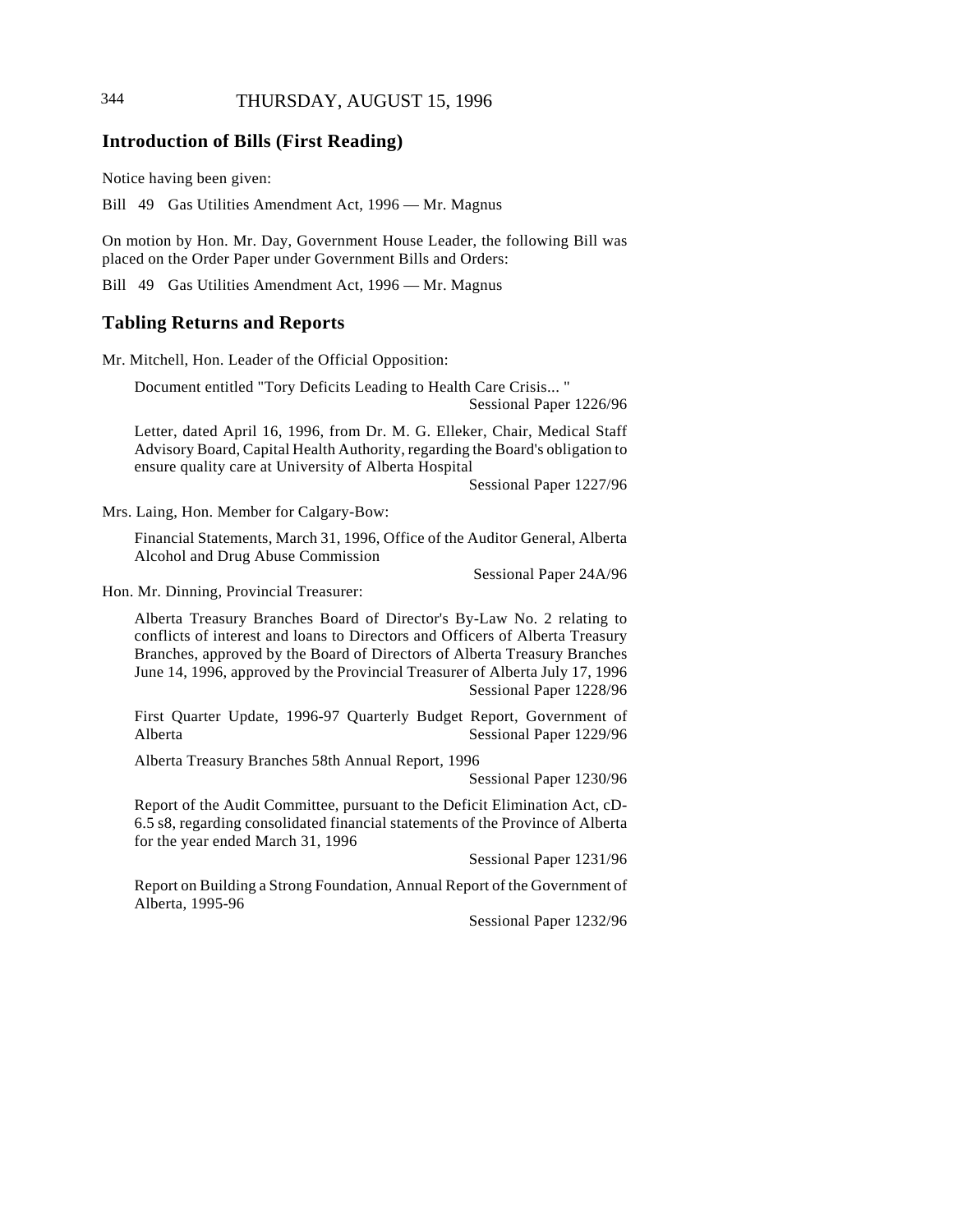## Introduction of Bills (First Reading)

Notice having been given:

Bill 49 Gas Utilities Amendment Act, 1996 — Mr. Magnus

On motion by Hon. Mr. Day, Government House Leader, the following Bill was placed on the Order Paper under Government Bills and Orders:

Bill 49 Gas Utilities Amendment Act, 1996 — Mr. Magnus

## Tabling Returns and Reports

Mr. Mitchell, Hon. Leader of the Official Opposition:

Document entitled "Tory Deficits Leading to Health Care Crisis... "
Sessional Paper 1226/96

Letter, dated April 16, 1996, from Dr. M. G. Elleker, Chair, Medical Staff Advisory Board, Capital Health Authority, regarding the Board's obligation to ensure quality care at University of Alberta Hospital
Sessional Paper 1227/96

Mrs. Laing, Hon. Member for Calgary-Bow:

Financial Statements, March 31, 1996, Office of the Auditor General, Alberta Alcohol and Drug Abuse Commission
Sessional Paper 24A/96

Hon. Mr. Dinning, Provincial Treasurer:

Alberta Treasury Branches Board of Director's By-Law No. 2 relating to conflicts of interest and loans to Directors and Officers of Alberta Treasury Branches, approved by the Board of Directors of Alberta Treasury Branches June 14, 1996, approved by the Provincial Treasurer of Alberta July 17, 1996
Sessional Paper 1228/96

First Quarter Update, 1996-97 Quarterly Budget Report, Government of Alberta
Sessional Paper 1229/96

Alberta Treasury Branches 58th Annual Report, 1996
Sessional Paper 1230/96

Report of the Audit Committee, pursuant to the Deficit Elimination Act, cD-6.5 s8, regarding consolidated financial statements of the Province of Alberta for the year ended March 31, 1996
Sessional Paper 1231/96

Report on Building a Strong Foundation, Annual Report of the Government of Alberta, 1995-96
Sessional Paper 1232/96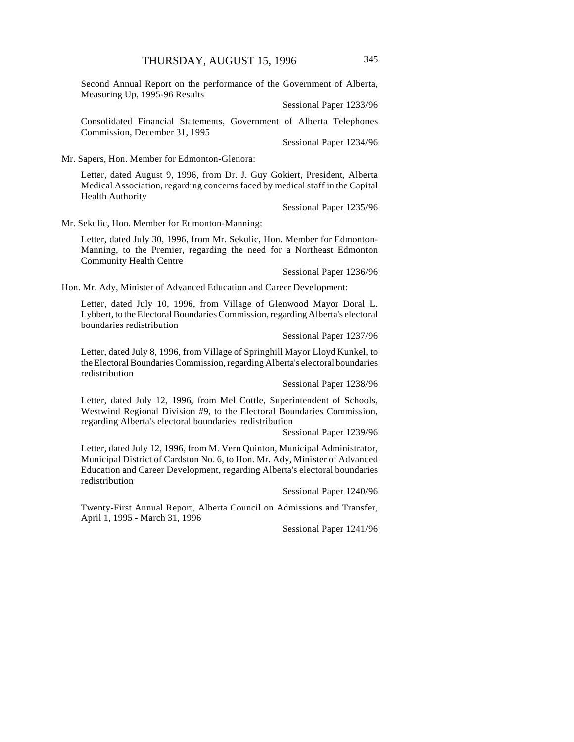Second Annual Report on the performance of the Government of Alberta, Measuring Up, 1995-96 Results

Sessional Paper 1233/96

Consolidated Financial Statements, Government of Alberta Telephones Commission, December 31, 1995

Sessional Paper 1234/96

Mr. Sapers, Hon. Member for Edmonton-Glenora:

Letter, dated August 9, 1996, from Dr. J. Guy Gokiert, President, Alberta Medical Association, regarding concerns faced by medical staff in the Capital Health Authority

Sessional Paper 1235/96

Mr. Sekulic, Hon. Member for Edmonton-Manning:

Letter, dated July 30, 1996, from Mr. Sekulic, Hon. Member for Edmonton-Manning, to the Premier, regarding the need for a Northeast Edmonton Community Health Centre

Sessional Paper 1236/96

Hon. Mr. Ady, Minister of Advanced Education and Career Development:

Letter, dated July 10, 1996, from Village of Glenwood Mayor Doral L. Lybbert, to the Electoral Boundaries Commission, regarding Alberta's electoral boundaries redistribution

Sessional Paper 1237/96

Letter, dated July 8, 1996, from Village of Springhill Mayor Lloyd Kunkel, to the Electoral Boundaries Commission, regarding Alberta's electoral boundaries redistribution

Sessional Paper 1238/96

Letter, dated July 12, 1996, from Mel Cottle, Superintendent of Schools, Westwind Regional Division #9, to the Electoral Boundaries Commission, regarding Alberta's electoral boundaries redistribution

Sessional Paper 1239/96

Letter, dated July 12, 1996, from M. Vern Quinton, Municipal Administrator, Municipal District of Cardston No. 6, to Hon. Mr. Ady, Minister of Advanced Education and Career Development, regarding Alberta's electoral boundaries redistribution

Sessional Paper 1240/96

Twenty-First Annual Report, Alberta Council on Admissions and Transfer, April 1, 1995 - March 31, 1996

Sessional Paper 1241/96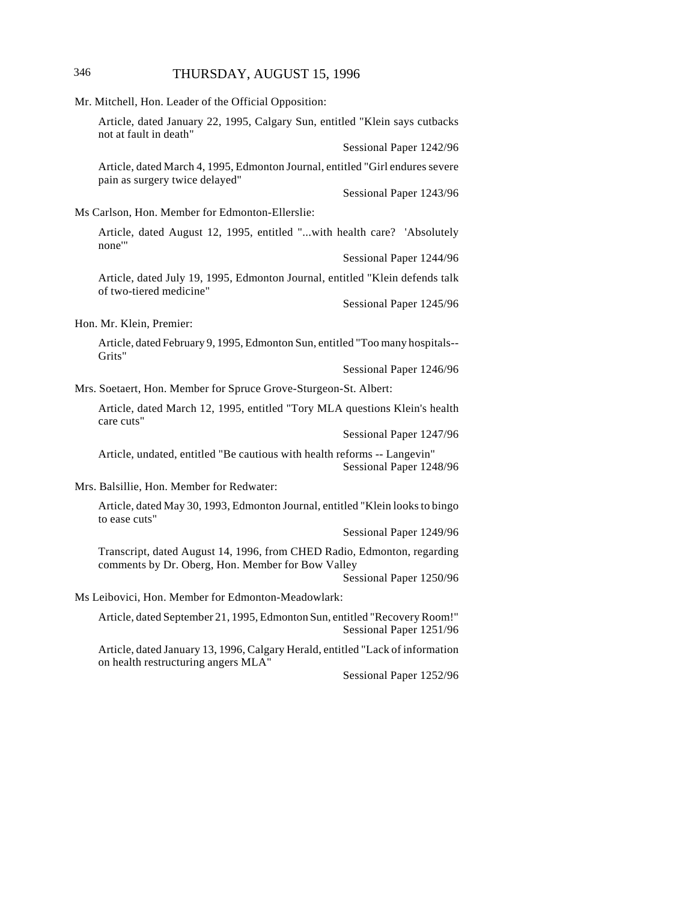Mr. Mitchell, Hon. Leader of the Official Opposition:

Article, dated January 22, 1995, Calgary Sun, entitled "Klein says cutbacks not at fault in death"

Sessional Paper 1242/96

Article, dated March 4, 1995, Edmonton Journal, entitled "Girl endures severe pain as surgery twice delayed"

Sessional Paper 1243/96

Ms Carlson, Hon. Member for Edmonton-Ellerslie:

Article, dated August 12, 1995, entitled "...with health care? 'Absolutely none'"

Sessional Paper 1244/96

Article, dated July 19, 1995, Edmonton Journal, entitled "Klein defends talk of two-tiered medicine"

Sessional Paper 1245/96

Hon. Mr. Klein, Premier:

Article, dated February 9, 1995, Edmonton Sun, entitled "Too many hospitals--Grits"

Sessional Paper 1246/96

Mrs. Soetaert, Hon. Member for Spruce Grove-Sturgeon-St. Albert:

Article, dated March 12, 1995, entitled "Tory MLA questions Klein's health care cuts"

Sessional Paper 1247/96

Article, undated, entitled "Be cautious with health reforms -- Langevin"

Sessional Paper 1248/96

Mrs. Balsillie, Hon. Member for Redwater:

Article, dated May 30, 1993, Edmonton Journal, entitled "Klein looks to bingo to ease cuts"

Sessional Paper 1249/96

Transcript, dated August 14, 1996, from CHED Radio, Edmonton, regarding comments by Dr. Oberg, Hon. Member for Bow Valley

Sessional Paper 1250/96

Ms Leibovici, Hon. Member for Edmonton-Meadowlark:

Article, dated September 21, 1995, Edmonton Sun, entitled "Recovery Room!"

Sessional Paper 1251/96

Article, dated January 13, 1996, Calgary Herald, entitled "Lack of information on health restructuring angers MLA"

Sessional Paper 1252/96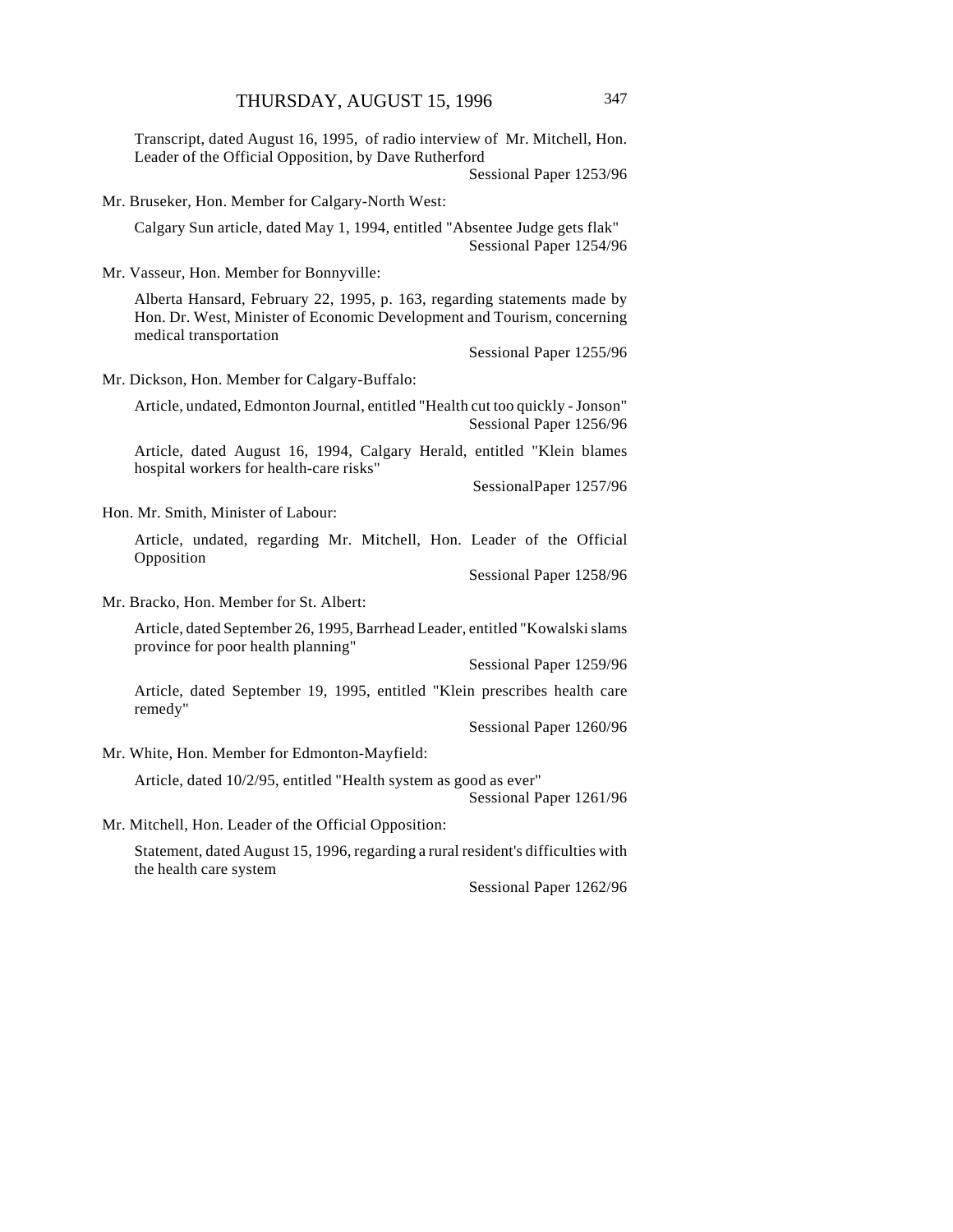Transcript, dated August 16, 1995, of radio interview of Mr. Mitchell, Hon. Leader of the Official Opposition, by Dave Rutherford

Sessional Paper 1253/96

Mr. Bruseker, Hon. Member for Calgary-North West:

Calgary Sun article, dated May 1, 1994, entitled "Absentee Judge gets flak"

Sessional Paper 1254/96

Mr. Vasseur, Hon. Member for Bonnyville:

Alberta Hansard, February 22, 1995, p. 163, regarding statements made by Hon. Dr. West, Minister of Economic Development and Tourism, concerning medical transportation

Sessional Paper 1255/96

Mr. Dickson, Hon. Member for Calgary-Buffalo:

Article, undated, Edmonton Journal, entitled "Health cut too quickly - Jonson"

Sessional Paper 1256/96

Article, dated August 16, 1994, Calgary Herald, entitled "Klein blames hospital workers for health-care risks"

SessionalPaper 1257/96

Hon. Mr. Smith, Minister of Labour:

Article, undated, regarding Mr. Mitchell, Hon. Leader of the Official Opposition

Sessional Paper 1258/96

Mr. Bracko, Hon. Member for St. Albert:

Article, dated September 26, 1995, Barrhead Leader, entitled "Kowalski slams province for poor health planning"

Sessional Paper 1259/96

Article, dated September 19, 1995, entitled "Klein prescribes health care remedy"

Sessional Paper 1260/96

Mr. White, Hon. Member for Edmonton-Mayfield:

Article, dated 10/2/95, entitled "Health system as good as ever"

Sessional Paper 1261/96

Mr. Mitchell, Hon. Leader of the Official Opposition:

Statement, dated August 15, 1996, regarding a rural resident's difficulties with the health care system

Sessional Paper 1262/96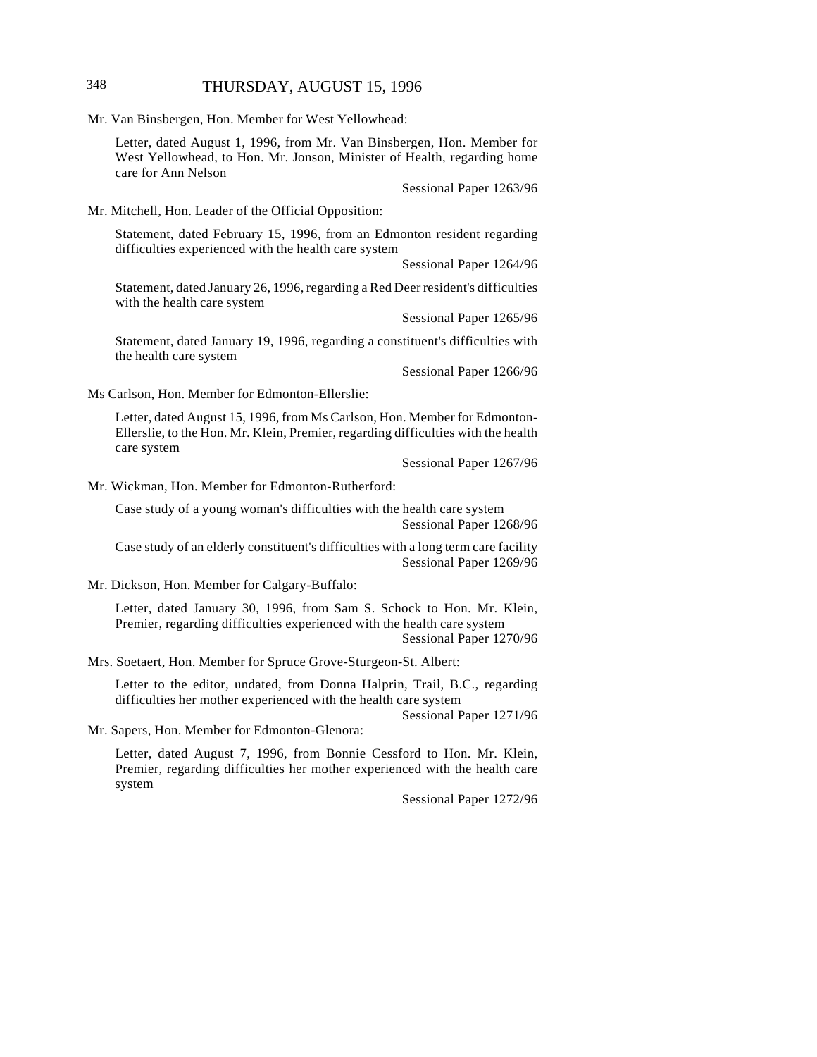Mr. Van Binsbergen, Hon. Member for West Yellowhead:

Letter, dated August 1, 1996, from Mr. Van Binsbergen, Hon. Member for West Yellowhead, to Hon. Mr. Jonson, Minister of Health, regarding home care for Ann Nelson

Sessional Paper 1263/96

Mr. Mitchell, Hon. Leader of the Official Opposition:

Statement, dated February 15, 1996, from an Edmonton resident regarding difficulties experienced with the health care system

Sessional Paper 1264/96

Statement, dated January 26, 1996, regarding a Red Deer resident's difficulties with the health care system

Sessional Paper 1265/96

Statement, dated January 19, 1996, regarding a constituent's difficulties with the health care system

Sessional Paper 1266/96

Ms Carlson, Hon. Member for Edmonton-Ellerslie:

Letter, dated August 15, 1996, from Ms Carlson, Hon. Member for Edmonton-Ellerslie, to the Hon. Mr. Klein, Premier, regarding difficulties with the health care system

Sessional Paper 1267/96

Mr. Wickman, Hon. Member for Edmonton-Rutherford:

Case study of a young woman's difficulties with the health care system

Sessional Paper 1268/96

Case study of an elderly constituent's difficulties with a long term care facility

Sessional Paper 1269/96

Mr. Dickson, Hon. Member for Calgary-Buffalo:

Letter, dated January 30, 1996, from Sam S. Schock to Hon. Mr. Klein, Premier, regarding difficulties experienced with the health care system

Sessional Paper 1270/96

Mrs. Soetaert, Hon. Member for Spruce Grove-Sturgeon-St. Albert:

Letter to the editor, undated, from Donna Halprin, Trail, B.C., regarding difficulties her mother experienced with the health care system

Sessional Paper 1271/96

Mr. Sapers, Hon. Member for Edmonton-Glenora:

Letter, dated August 7, 1996, from Bonnie Cessford to Hon. Mr. Klein, Premier, regarding difficulties her mother experienced with the health care system

Sessional Paper 1272/96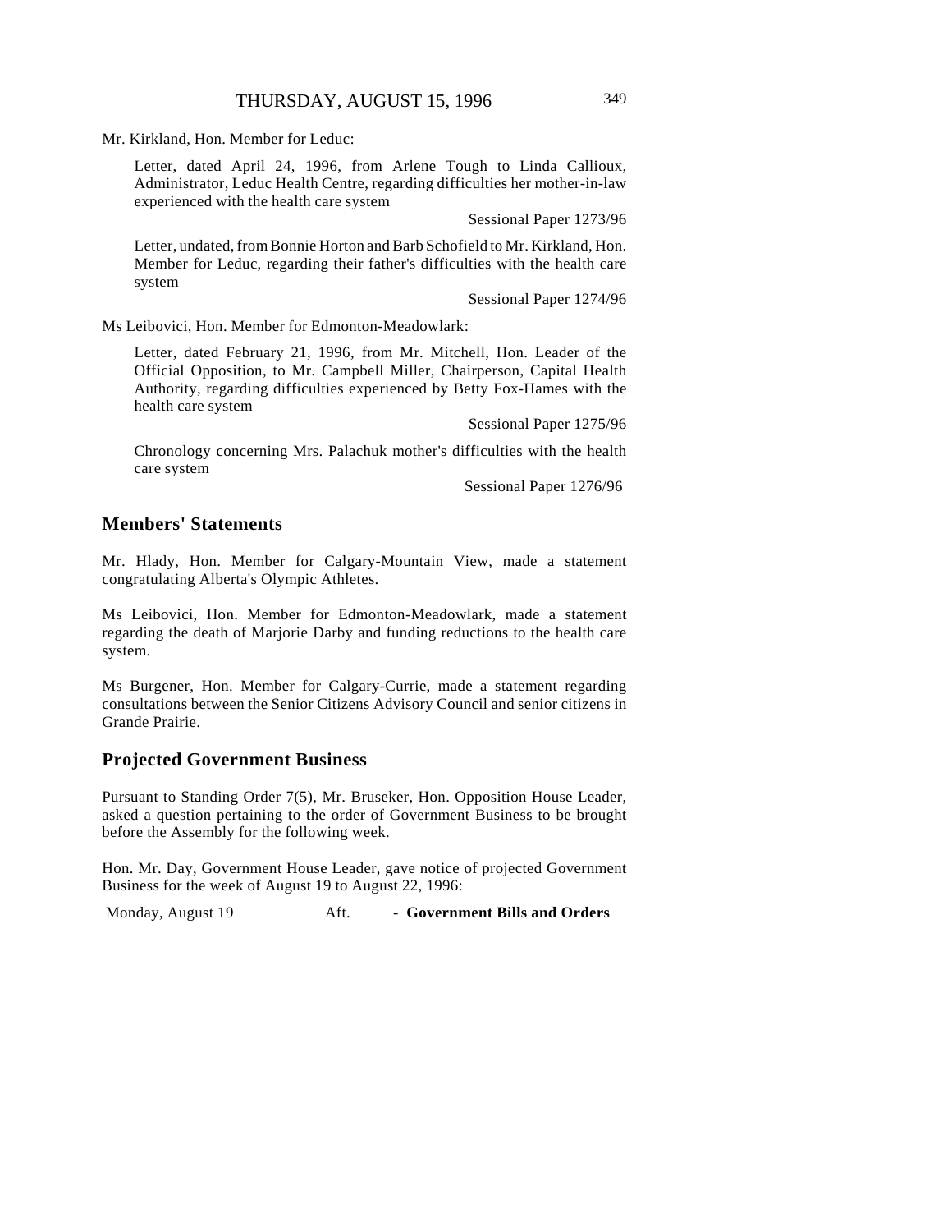Mr. Kirkland, Hon. Member for Leduc:

Letter, dated April 24, 1996, from Arlene Tough to Linda Callioux, Administrator, Leduc Health Centre, regarding difficulties her mother-in-law experienced with the health care system

Sessional Paper 1273/96

Letter, undated, from Bonnie Horton and Barb Schofield to Mr. Kirkland, Hon. Member for Leduc, regarding their father's difficulties with the health care system

Sessional Paper 1274/96

Ms Leibovici, Hon. Member for Edmonton-Meadowlark:

Letter, dated February 21, 1996, from Mr. Mitchell, Hon. Leader of the Official Opposition, to Mr. Campbell Miller, Chairperson, Capital Health Authority, regarding difficulties experienced by Betty Fox-Hames with the health care system

Sessional Paper 1275/96

Chronology concerning Mrs. Palachuk mother's difficulties with the health care system

Sessional Paper 1276/96

## Members' Statements

Mr. Hlady, Hon. Member for Calgary-Mountain View, made a statement congratulating Alberta's Olympic Athletes.

Ms Leibovici, Hon. Member for Edmonton-Meadowlark, made a statement regarding the death of Marjorie Darby and funding reductions to the health care system.

Ms Burgener, Hon. Member for Calgary-Currie, made a statement regarding consultations between the Senior Citizens Advisory Council and senior citizens in Grande Prairie.

## Projected Government Business

Pursuant to Standing Order 7(5), Mr. Bruseker, Hon. Opposition House Leader, asked a question pertaining to the order of Government Business to be brought before the Assembly for the following week.

Hon. Mr. Day, Government House Leader, gave notice of projected Government Business for the week of August 19 to August 22, 1996:

Monday, August 19 Aft. - **Government Bills and Orders**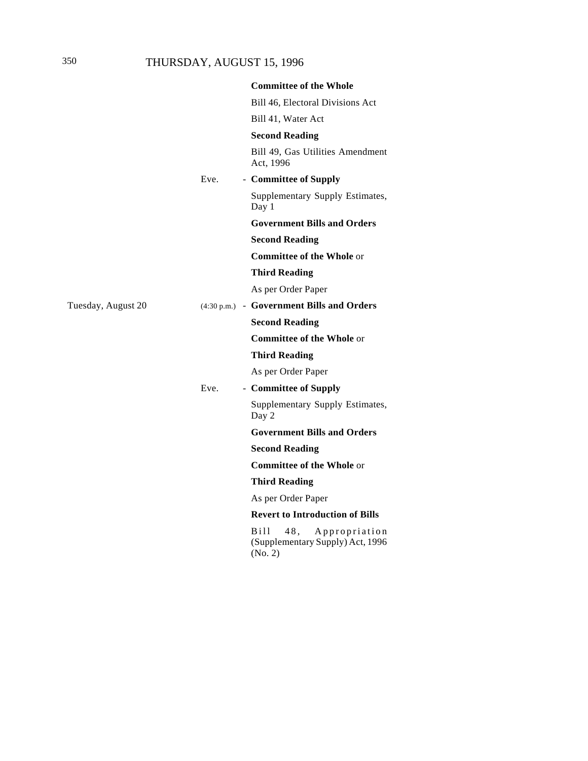| | | |
|---|---|---|
| | | **Committee of the Whole** |
| | | Bill 46, Electoral Divisions Act |
| | | Bill 41, Water Act |
| | | **Second Reading** |
| | | Bill 49, Gas Utilities Amendment Act, 1996 |
| | Eve. | - **Committee of Supply** |
| | | Supplementary Supply Estimates, Day 1 |
| | | **Government Bills and Orders** |
| | | **Second Reading** |
| | | **Committee of the Whole** or |
| | | **Third Reading** |
| | | As per Order Paper |
| Tuesday, August 20 | (4:30 p.m.) | - **Government Bills and Orders** |
| | | **Second Reading** |
| | | **Committee of the Whole** or |
| | | **Third Reading** |
| | | As per Order Paper |
| | Eve. | - **Committee of Supply** |
| | | Supplementary Supply Estimates, Day 2 |
| | | **Government Bills and Orders** |
| | | **Second Reading** |
| | | **Committee of the Whole** or |
| | | **Third Reading** |
| | | As per Order Paper |
| | | **Revert to Introduction of Bills** |
| | | Bill 48, Appropriation (Supplementary Supply) Act, 1996 (No. 2) |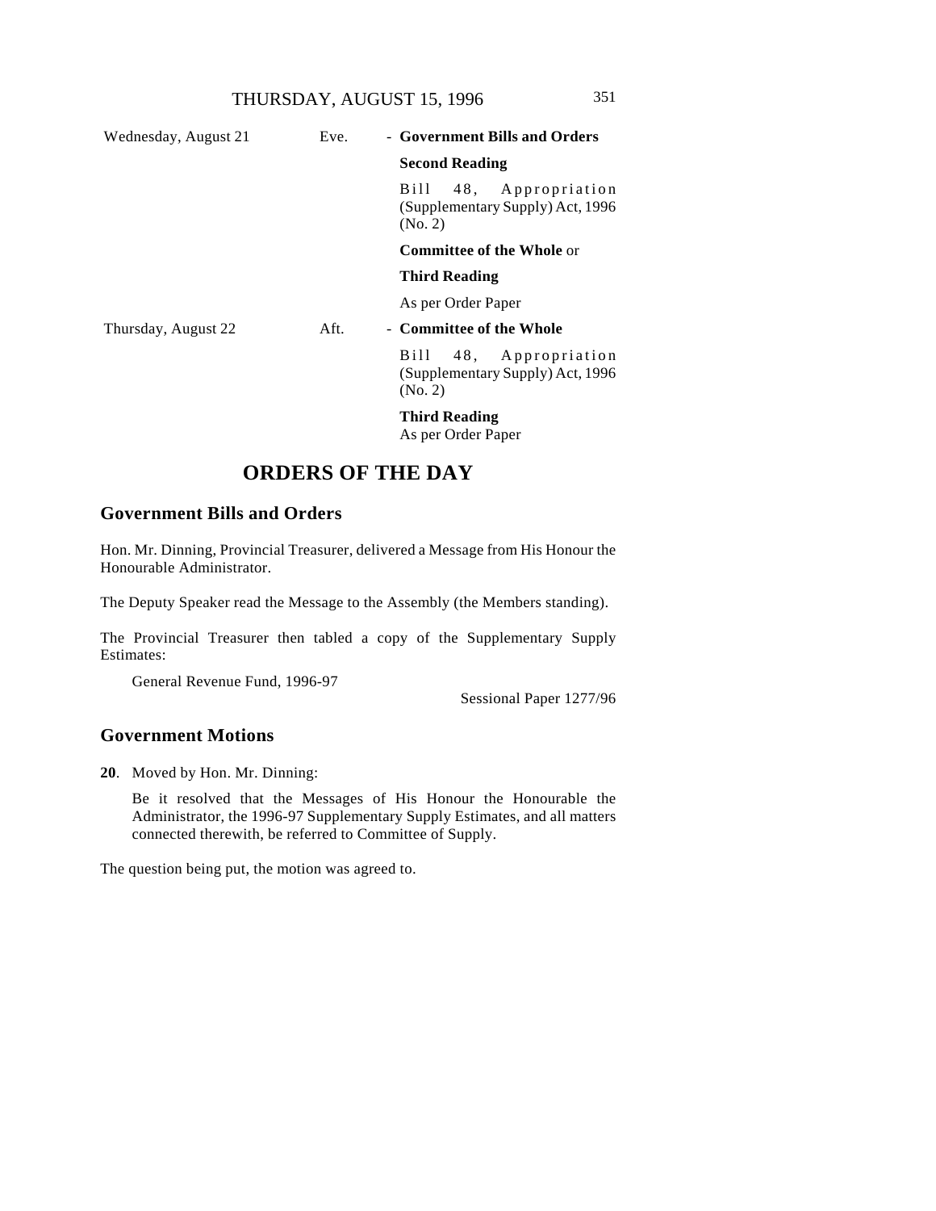| | | |
|---|---|---|
| Wednesday, August 21 | Eve. | - **Government Bills and Orders** |
| | | **Second Reading** |
| | | Bill 48, Appropriation (Supplementary Supply) Act, 1996 (No. 2) |
| | | **Committee of the Whole** or |
| | | **Third Reading** |
| | | As per Order Paper |
| Thursday, August 22 | Aft. | - **Committee of the Whole** |
| | | Bill 48, Appropriation (Supplementary Supply) Act, 1996 (No. 2) |
| | | **Third Reading** As per Order Paper |

# ORDERS OF THE DAY

## Government Bills and Orders

Hon. Mr. Dinning, Provincial Treasurer, delivered a Message from His Honour the Honourable Administrator.

The Deputy Speaker read the Message to the Assembly (the Members standing).

The Provincial Treasurer then tabled a copy of the Supplementary Supply Estimates:

General Revenue Fund, 1996-97

Sessional Paper 1277/96

## Government Motions

**20**. Moved by Hon. Mr. Dinning:

Be it resolved that the Messages of His Honour the Honourable the Administrator, the 1996-97 Supplementary Supply Estimates, and all matters connected therewith, be referred to Committee of Supply.

The question being put, the motion was agreed to.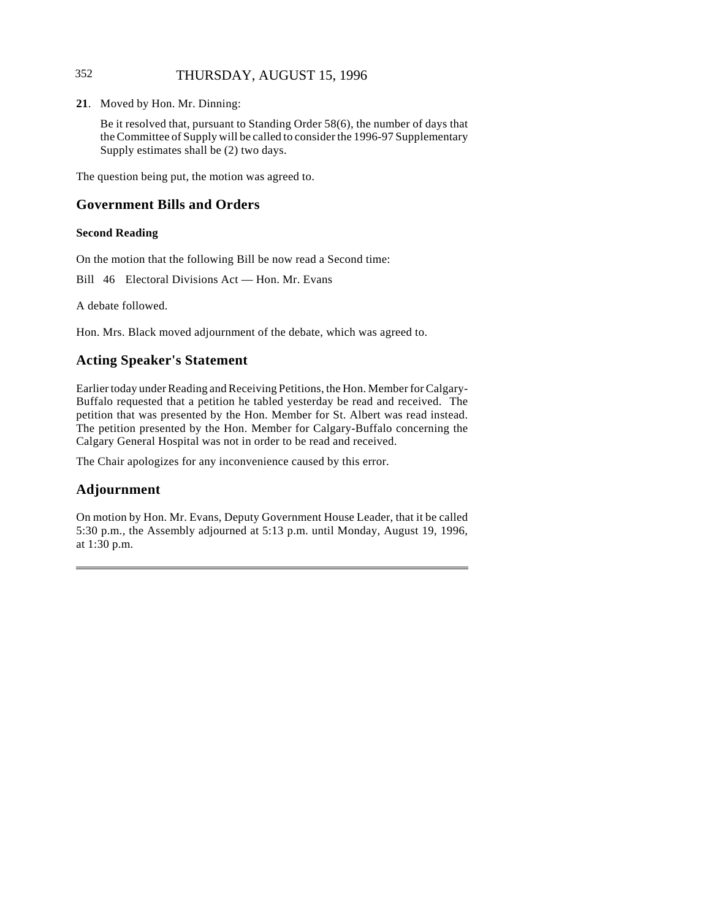**21**. Moved by Hon. Mr. Dinning:

Be it resolved that, pursuant to Standing Order 58(6), the number of days that the Committee of Supply will be called to consider the 1996-97 Supplementary Supply estimates shall be (2) two days.

The question being put, the motion was agreed to.

## Government Bills and Orders

### Second Reading

On the motion that the following Bill be now read a Second time:

Bill 46 Electoral Divisions Act — Hon. Mr. Evans

A debate followed.

Hon. Mrs. Black moved adjournment of the debate, which was agreed to.

## Acting Speaker's Statement

Earlier today under Reading and Receiving Petitions, the Hon. Member for Calgary-Buffalo requested that a petition he tabled yesterday be read and received. The petition that was presented by the Hon. Member for St. Albert was read instead. The petition presented by the Hon. Member for Calgary-Buffalo concerning the Calgary General Hospital was not in order to be read and received.

The Chair apologizes for any inconvenience caused by this error.

## Adjournment

On motion by Hon. Mr. Evans, Deputy Government House Leader, that it be called 5:30 p.m., the Assembly adjourned at 5:13 p.m. until Monday, August 19, 1996, at 1:30 p.m.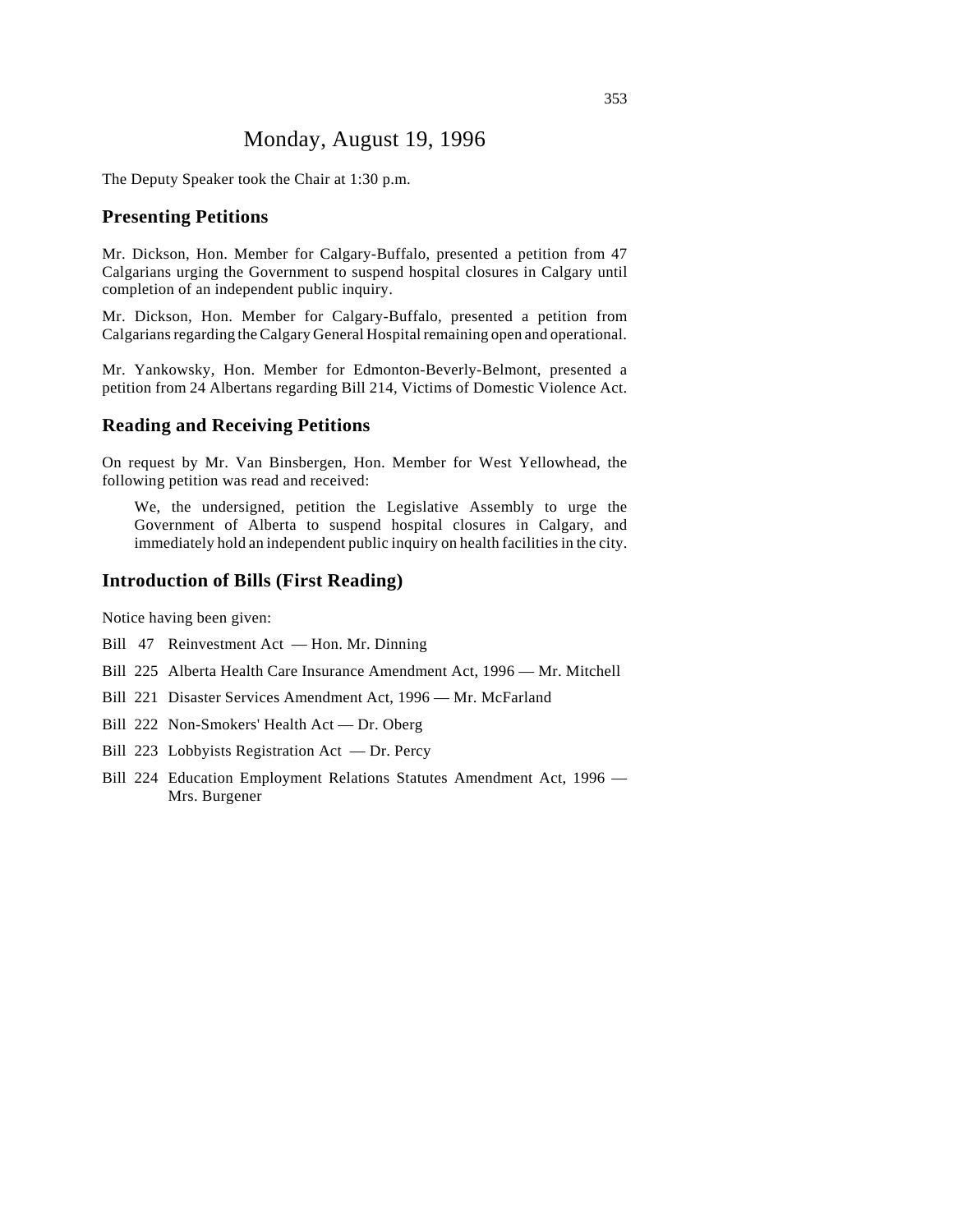# Monday, August 19, 1996

The Deputy Speaker took the Chair at 1:30 p.m.

## Presenting Petitions

Mr. Dickson, Hon. Member for Calgary-Buffalo, presented a petition from 47 Calgarians urging the Government to suspend hospital closures in Calgary until completion of an independent public inquiry.

Mr. Dickson, Hon. Member for Calgary-Buffalo, presented a petition from Calgarians regarding the Calgary General Hospital remaining open and operational.

Mr. Yankowsky, Hon. Member for Edmonton-Beverly-Belmont, presented a petition from 24 Albertans regarding Bill 214, Victims of Domestic Violence Act.

## Reading and Receiving Petitions

On request by Mr. Van Binsbergen, Hon. Member for West Yellowhead, the following petition was read and received:

> We, the undersigned, petition the Legislative Assembly to urge the Government of Alberta to suspend hospital closures in Calgary, and immediately hold an independent public inquiry on health facilities in the city.

## Introduction of Bills (First Reading)

Notice having been given:

Bill 47 Reinvestment Act — Hon. Mr. Dinning

Bill 225 Alberta Health Care Insurance Amendment Act, 1996 — Mr. Mitchell

Bill 221 Disaster Services Amendment Act, 1996 — Mr. McFarland

Bill 222 Non-Smokers' Health Act — Dr. Oberg

Bill 223 Lobbyists Registration Act — Dr. Percy

Bill 224 Education Employment Relations Statutes Amendment Act, 1996 — Mrs. Burgener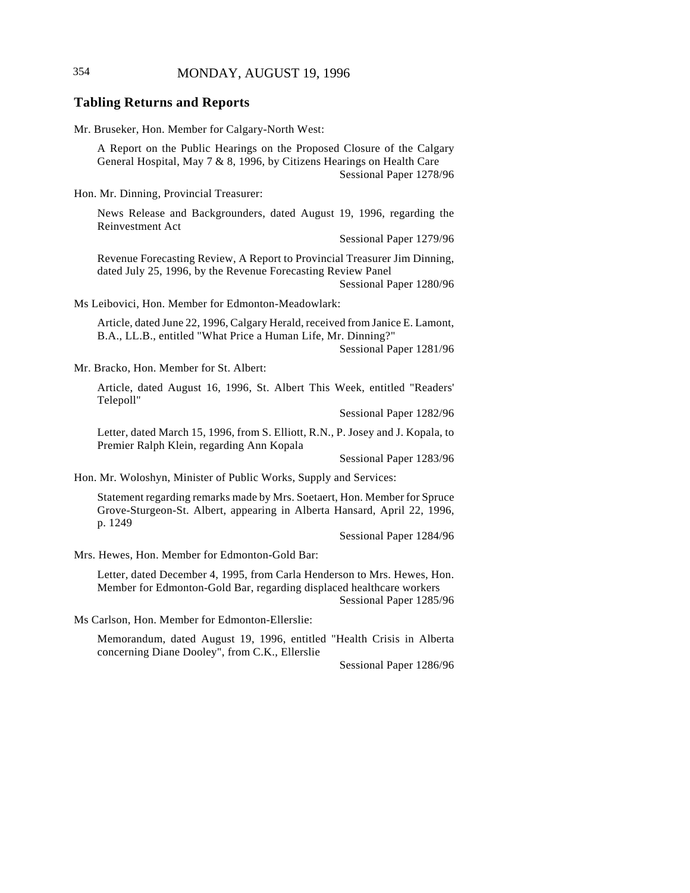## Tabling Returns and Reports

Mr. Bruseker, Hon. Member for Calgary-North West:

> A Report on the Public Hearings on the Proposed Closure of the Calgary General Hospital, May 7 & 8, 1996, by Citizens Hearings on Health Care
>
> Sessional Paper 1278/96

Hon. Mr. Dinning, Provincial Treasurer:

> News Release and Backgrounders, dated August 19, 1996, regarding the Reinvestment Act
>
> Sessional Paper 1279/96

> Revenue Forecasting Review, A Report to Provincial Treasurer Jim Dinning, dated July 25, 1996, by the Revenue Forecasting Review Panel
>
> Sessional Paper 1280/96

Ms Leibovici, Hon. Member for Edmonton-Meadowlark:

> Article, dated June 22, 1996, Calgary Herald, received from Janice E. Lamont, B.A., LL.B., entitled "What Price a Human Life, Mr. Dinning?"
>
> Sessional Paper 1281/96

Mr. Bracko, Hon. Member for St. Albert:

> Article, dated August 16, 1996, St. Albert This Week, entitled "Readers' Telepoll"
>
> Sessional Paper 1282/96

> Letter, dated March 15, 1996, from S. Elliott, R.N., P. Josey and J. Kopala, to Premier Ralph Klein, regarding Ann Kopala
>
> Sessional Paper 1283/96

Hon. Mr. Woloshyn, Minister of Public Works, Supply and Services:

> Statement regarding remarks made by Mrs. Soetaert, Hon. Member for Spruce Grove-Sturgeon-St. Albert, appearing in Alberta Hansard, April 22, 1996, p. 1249
>
> Sessional Paper 1284/96

Mrs. Hewes, Hon. Member for Edmonton-Gold Bar:

> Letter, dated December 4, 1995, from Carla Henderson to Mrs. Hewes, Hon. Member for Edmonton-Gold Bar, regarding displaced healthcare workers
>
> Sessional Paper 1285/96

Ms Carlson, Hon. Member for Edmonton-Ellerslie:

> Memorandum, dated August 19, 1996, entitled "Health Crisis in Alberta concerning Diane Dooley", from C.K., Ellerslie
>
> Sessional Paper 1286/96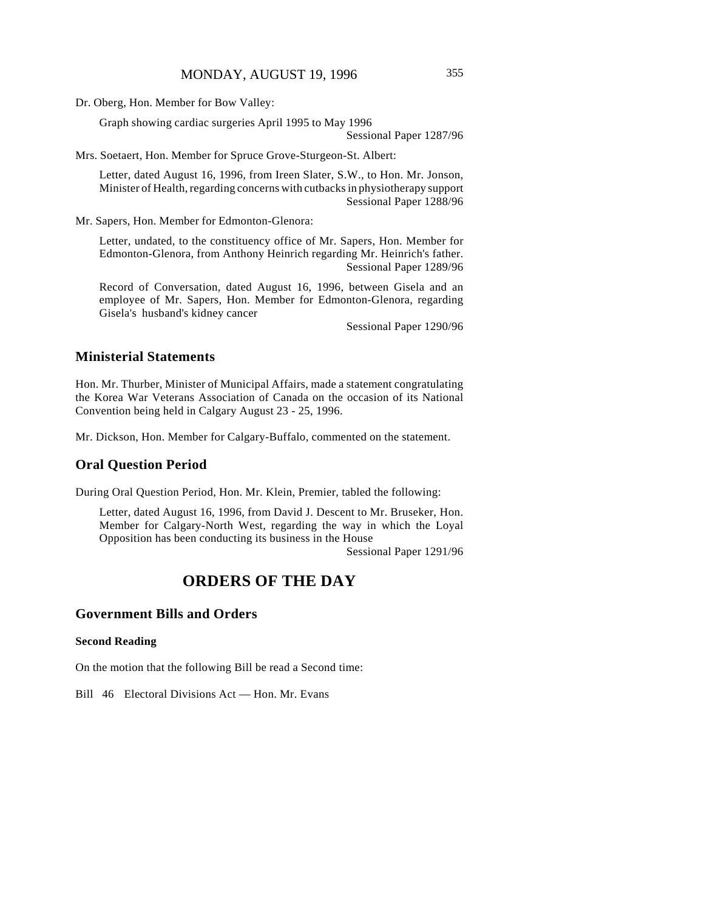Dr. Oberg, Hon. Member for Bow Valley:

Graph showing cardiac surgeries April 1995 to May 1996
Sessional Paper 1287/96

Mrs. Soetaert, Hon. Member for Spruce Grove-Sturgeon-St. Albert:

Letter, dated August 16, 1996, from Ireen Slater, S.W., to Hon. Mr. Jonson, Minister of Health, regarding concerns with cutbacks in physiotherapy support
Sessional Paper 1288/96

Mr. Sapers, Hon. Member for Edmonton-Glenora:

Letter, undated, to the constituency office of Mr. Sapers, Hon. Member for Edmonton-Glenora, from Anthony Heinrich regarding Mr. Heinrich's father.
Sessional Paper 1289/96

Record of Conversation, dated August 16, 1996, between Gisela and an employee of Mr. Sapers, Hon. Member for Edmonton-Glenora, regarding Gisela's husband's kidney cancer
Sessional Paper 1290/96

## Ministerial Statements

Hon. Mr. Thurber, Minister of Municipal Affairs, made a statement congratulating the Korea War Veterans Association of Canada on the occasion of its National Convention being held in Calgary August 23 - 25, 1996.

Mr. Dickson, Hon. Member for Calgary-Buffalo, commented on the statement.

## Oral Question Period

During Oral Question Period, Hon. Mr. Klein, Premier, tabled the following:

Letter, dated August 16, 1996, from David J. Descent to Mr. Bruseker, Hon. Member for Calgary-North West, regarding the way in which the Loyal Opposition has been conducting its business in the House
Sessional Paper 1291/96

# ORDERS OF THE DAY

## Government Bills and Orders

### Second Reading

On the motion that the following Bill be read a Second time:

Bill 46 Electoral Divisions Act — Hon. Mr. Evans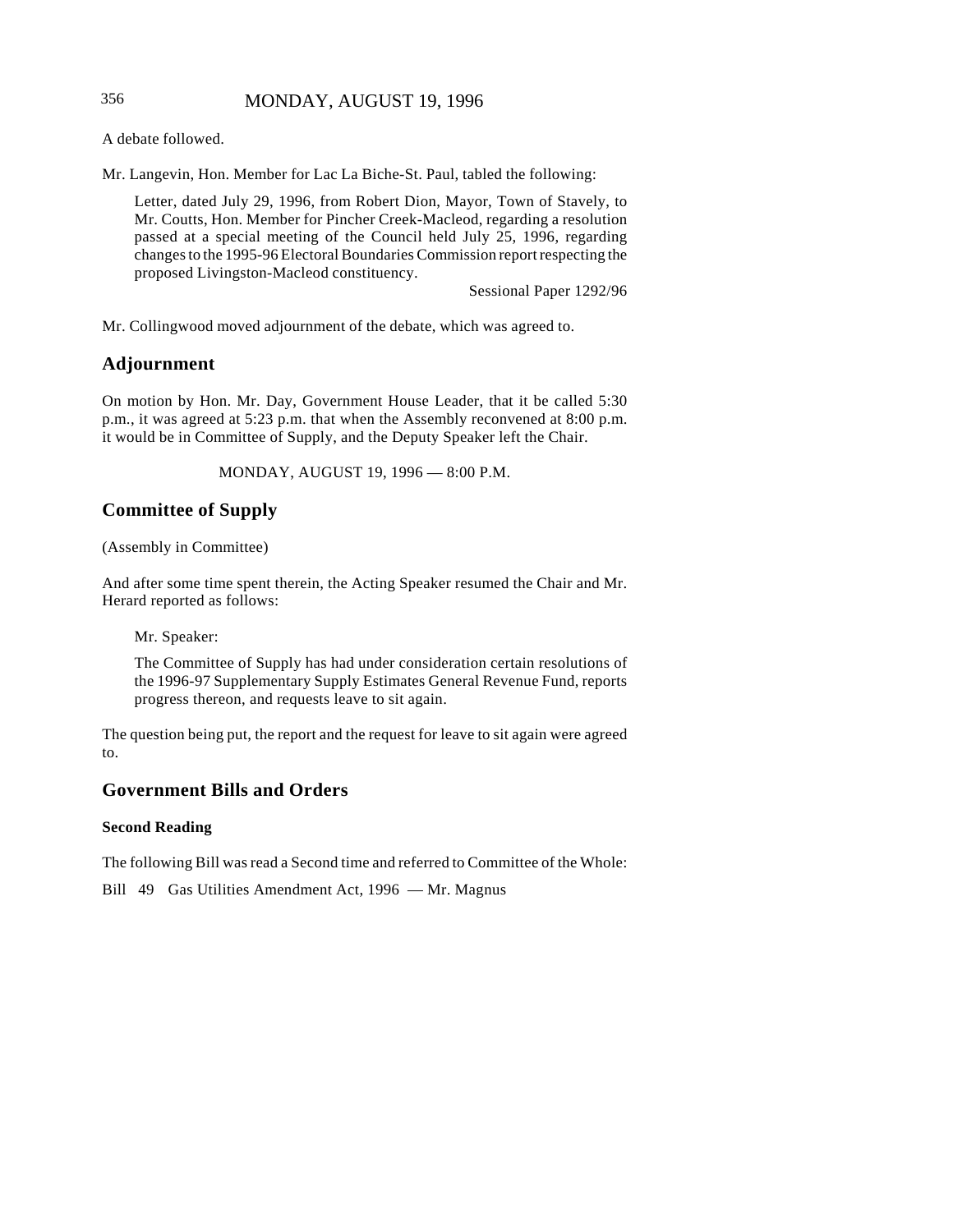A debate followed.

Mr. Langevin, Hon. Member for Lac La Biche-St. Paul, tabled the following:

> Letter, dated July 29, 1996, from Robert Dion, Mayor, Town of Stavely, to Mr. Coutts, Hon. Member for Pincher Creek-Macleod, regarding a resolution passed at a special meeting of the Council held July 25, 1996, regarding changes to the 1995-96 Electoral Boundaries Commission report respecting the proposed Livingston-Macleod constituency.
>
> Sessional Paper 1292/96

Mr. Collingwood moved adjournment of the debate, which was agreed to.

## Adjournment

On motion by Hon. Mr. Day, Government House Leader, that it be called 5:30 p.m., it was agreed at 5:23 p.m. that when the Assembly reconvened at 8:00 p.m. it would be in Committee of Supply, and the Deputy Speaker left the Chair.

MONDAY, AUGUST 19, 1996 — 8:00 P.M.

## Committee of Supply

(Assembly in Committee)

And after some time spent therein, the Acting Speaker resumed the Chair and Mr. Herard reported as follows:

> Mr. Speaker:
>
> The Committee of Supply has had under consideration certain resolutions of the 1996-97 Supplementary Supply Estimates General Revenue Fund, reports progress thereon, and requests leave to sit again.

The question being put, the report and the request for leave to sit again were agreed to.

## Government Bills and Orders

### Second Reading

The following Bill was read a Second time and referred to Committee of the Whole:

Bill 49 Gas Utilities Amendment Act, 1996 — Mr. Magnus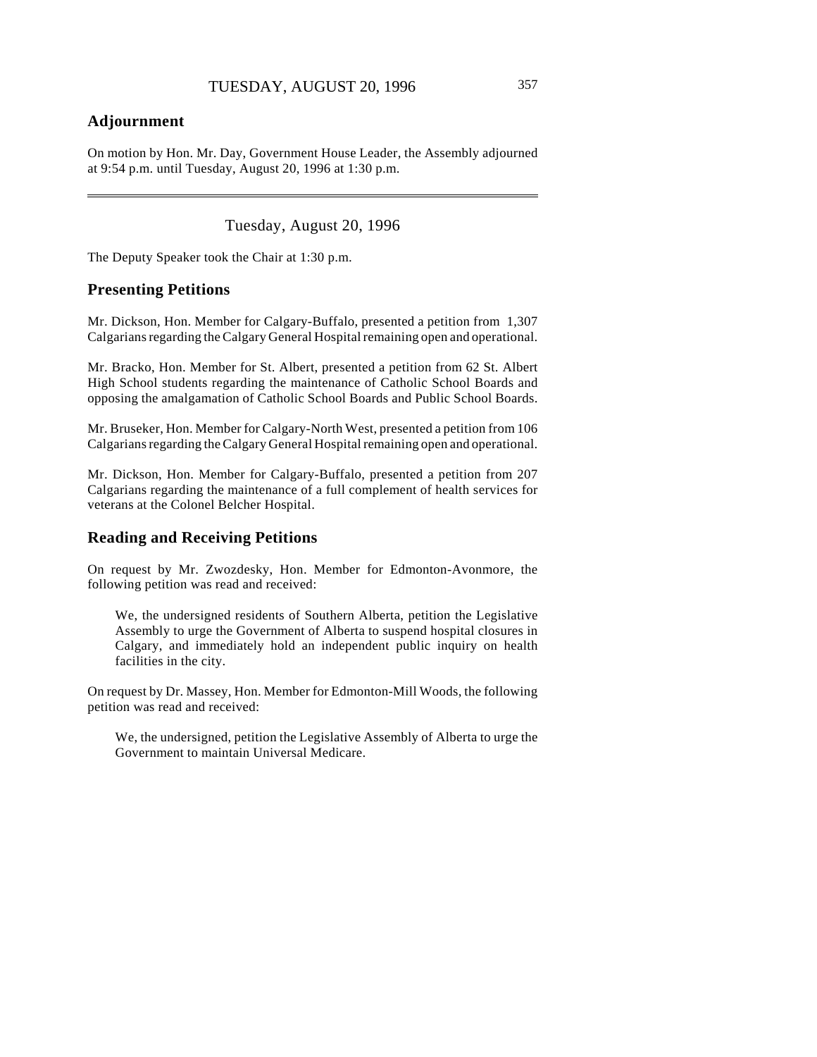## Adjournment

On motion by Hon. Mr. Day, Government House Leader, the Assembly adjourned at 9:54 p.m. until Tuesday, August 20, 1996 at 1:30 p.m.

---

Tuesday, August 20, 1996

The Deputy Speaker took the Chair at 1:30 p.m.

## Presenting Petitions

Mr. Dickson, Hon. Member for Calgary-Buffalo, presented a petition from 1,307 Calgarians regarding the Calgary General Hospital remaining open and operational.

Mr. Bracko, Hon. Member for St. Albert, presented a petition from 62 St. Albert High School students regarding the maintenance of Catholic School Boards and opposing the amalgamation of Catholic School Boards and Public School Boards.

Mr. Bruseker, Hon. Member for Calgary-North West, presented a petition from 106 Calgarians regarding the Calgary General Hospital remaining open and operational.

Mr. Dickson, Hon. Member for Calgary-Buffalo, presented a petition from 207 Calgarians regarding the maintenance of a full complement of health services for veterans at the Colonel Belcher Hospital.

## Reading and Receiving Petitions

On request by Mr. Zwozdesky, Hon. Member for Edmonton-Avonmore, the following petition was read and received:

> We, the undersigned residents of Southern Alberta, petition the Legislative Assembly to urge the Government of Alberta to suspend hospital closures in Calgary, and immediately hold an independent public inquiry on health facilities in the city.

On request by Dr. Massey, Hon. Member for Edmonton-Mill Woods, the following petition was read and received:

> We, the undersigned, petition the Legislative Assembly of Alberta to urge the Government to maintain Universal Medicare.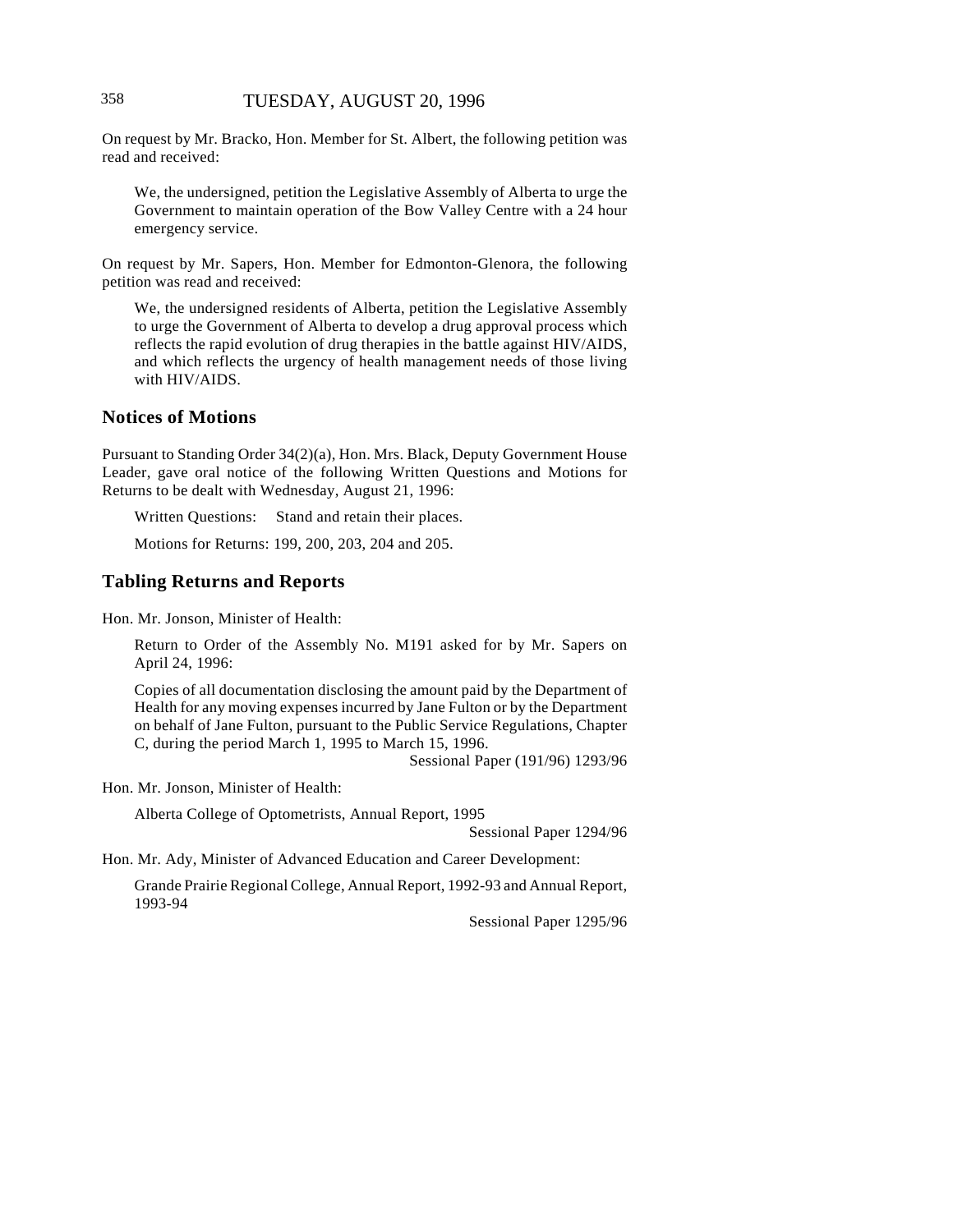On request by Mr. Bracko, Hon. Member for St. Albert, the following petition was read and received:

> We, the undersigned, petition the Legislative Assembly of Alberta to urge the Government to maintain operation of the Bow Valley Centre with a 24 hour emergency service.

On request by Mr. Sapers, Hon. Member for Edmonton-Glenora, the following petition was read and received:

> We, the undersigned residents of Alberta, petition the Legislative Assembly to urge the Government of Alberta to develop a drug approval process which reflects the rapid evolution of drug therapies in the battle against HIV/AIDS, and which reflects the urgency of health management needs of those living with HIV/AIDS.

## Notices of Motions

Pursuant to Standing Order 34(2)(a), Hon. Mrs. Black, Deputy Government House Leader, gave oral notice of the following Written Questions and Motions for Returns to be dealt with Wednesday, August 21, 1996:

> Written Questions: Stand and retain their places.
>
> Motions for Returns: 199, 200, 203, 204 and 205.

## Tabling Returns and Reports

Hon. Mr. Jonson, Minister of Health:

> Return to Order of the Assembly No. M191 asked for by Mr. Sapers on April 24, 1996:
>
> Copies of all documentation disclosing the amount paid by the Department of Health for any moving expenses incurred by Jane Fulton or by the Department on behalf of Jane Fulton, pursuant to the Public Service Regulations, Chapter C, during the period March 1, 1995 to March 15, 1996.
>
> Sessional Paper (191/96) 1293/96

Hon. Mr. Jonson, Minister of Health:

> Alberta College of Optometrists, Annual Report, 1995
>
> Sessional Paper 1294/96

Hon. Mr. Ady, Minister of Advanced Education and Career Development:

> Grande Prairie Regional College, Annual Report, 1992-93 and Annual Report, 1993-94
>
> Sessional Paper 1295/96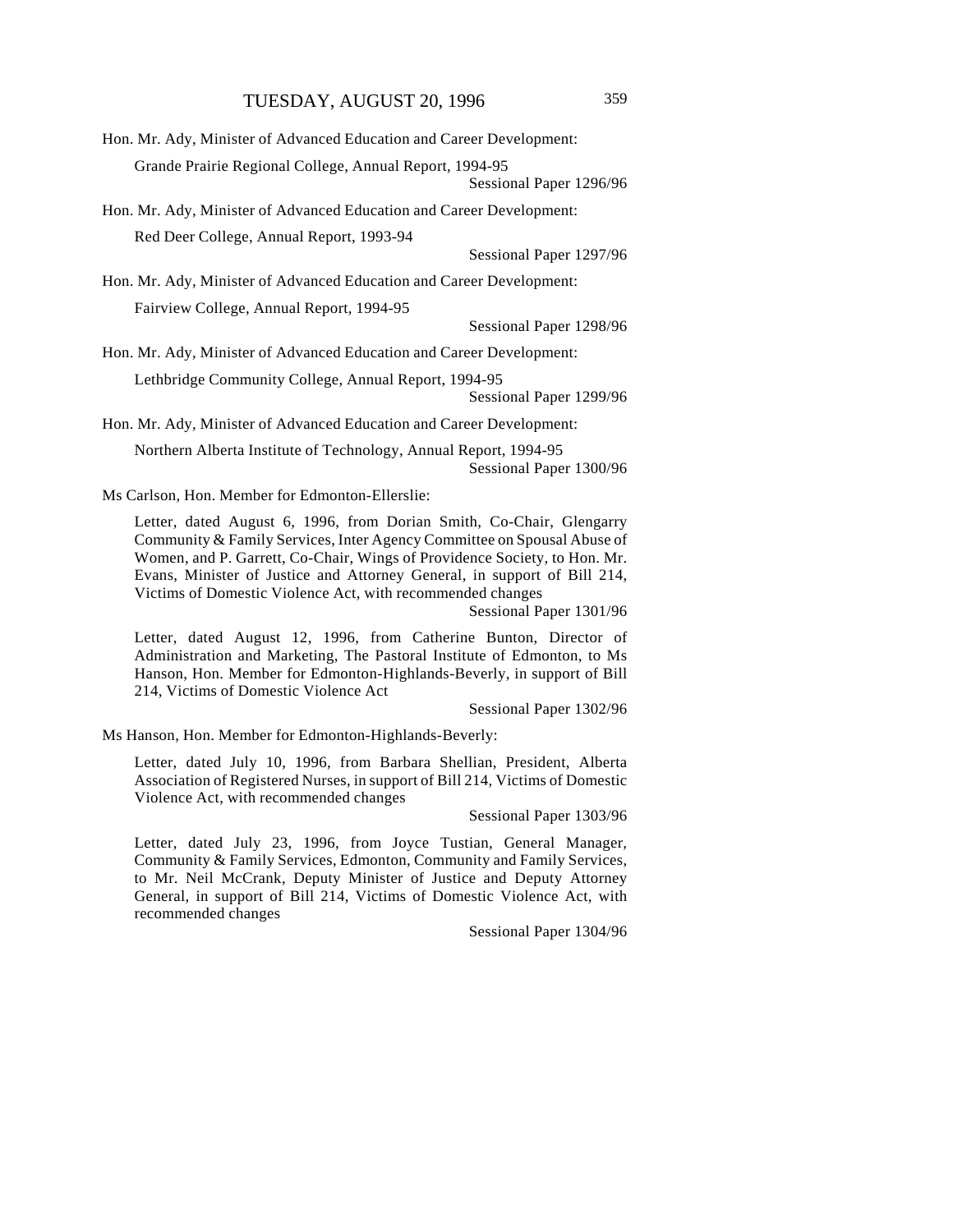Hon. Mr. Ady, Minister of Advanced Education and Career Development:

Grande Prairie Regional College, Annual Report, 1994-95

Sessional Paper 1296/96

Hon. Mr. Ady, Minister of Advanced Education and Career Development:

Red Deer College, Annual Report, 1993-94

Sessional Paper 1297/96

Hon. Mr. Ady, Minister of Advanced Education and Career Development:

Fairview College, Annual Report, 1994-95

Sessional Paper 1298/96

Hon. Mr. Ady, Minister of Advanced Education and Career Development:

Lethbridge Community College, Annual Report, 1994-95

Sessional Paper 1299/96

Hon. Mr. Ady, Minister of Advanced Education and Career Development:

Northern Alberta Institute of Technology, Annual Report, 1994-95

Sessional Paper 1300/96

Ms Carlson, Hon. Member for Edmonton-Ellerslie:

Letter, dated August 6, 1996, from Dorian Smith, Co-Chair, Glengarry Community & Family Services, Inter Agency Committee on Spousal Abuse of Women, and P. Garrett, Co-Chair, Wings of Providence Society, to Hon. Mr. Evans, Minister of Justice and Attorney General, in support of Bill 214, Victims of Domestic Violence Act, with recommended changes

Sessional Paper 1301/96

Letter, dated August 12, 1996, from Catherine Bunton, Director of Administration and Marketing, The Pastoral Institute of Edmonton, to Ms Hanson, Hon. Member for Edmonton-Highlands-Beverly, in support of Bill 214, Victims of Domestic Violence Act

Sessional Paper 1302/96

Ms Hanson, Hon. Member for Edmonton-Highlands-Beverly:

Letter, dated July 10, 1996, from Barbara Shellian, President, Alberta Association of Registered Nurses, in support of Bill 214, Victims of Domestic Violence Act, with recommended changes

Sessional Paper 1303/96

Letter, dated July 23, 1996, from Joyce Tustian, General Manager, Community & Family Services, Edmonton, Community and Family Services, to Mr. Neil McCrank, Deputy Minister of Justice and Deputy Attorney General, in support of Bill 214, Victims of Domestic Violence Act, with recommended changes

Sessional Paper 1304/96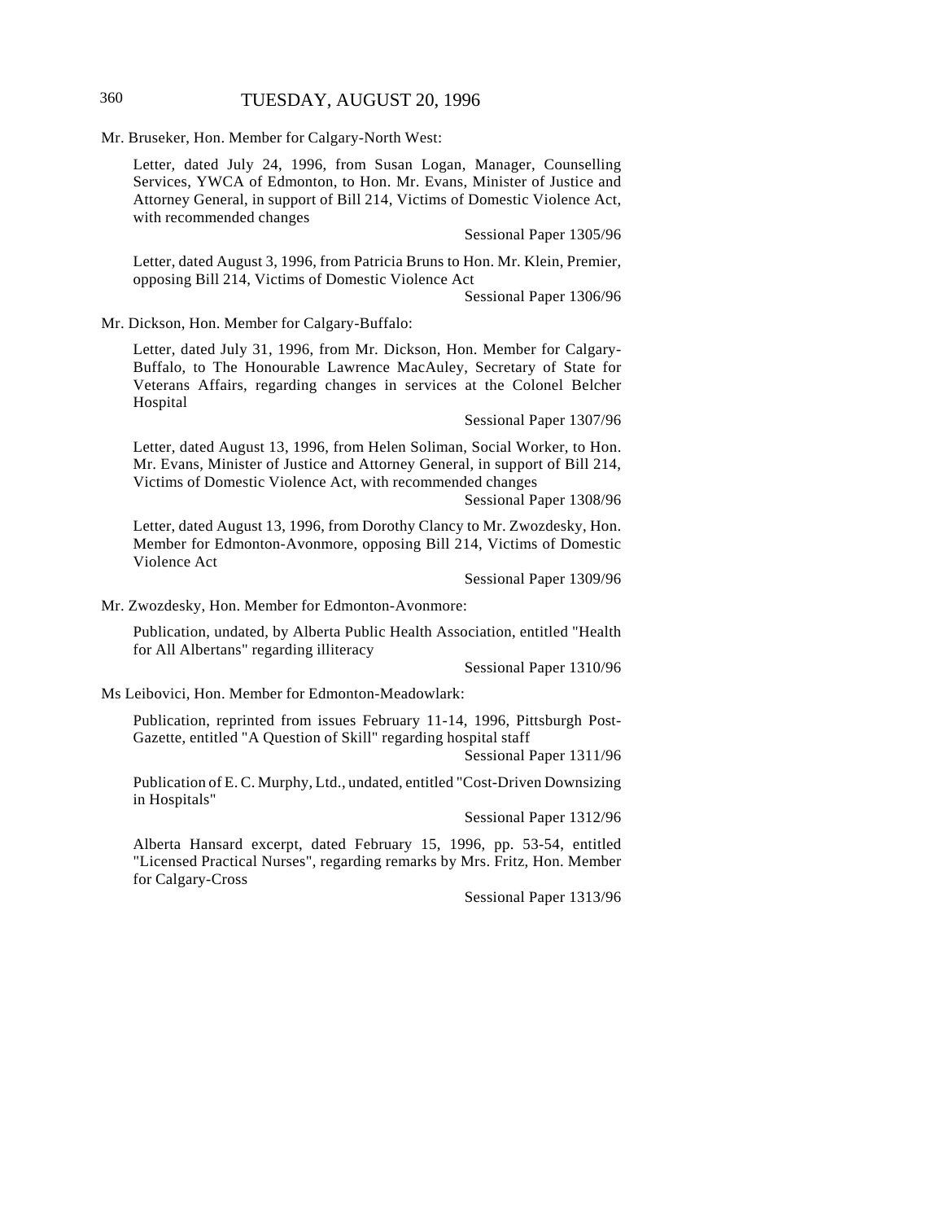Mr. Bruseker, Hon. Member for Calgary-North West:

Letter, dated July 24, 1996, from Susan Logan, Manager, Counselling Services, YWCA of Edmonton, to Hon. Mr. Evans, Minister of Justice and Attorney General, in support of Bill 214, Victims of Domestic Violence Act, with recommended changes

Sessional Paper 1305/96

Letter, dated August 3, 1996, from Patricia Bruns to Hon. Mr. Klein, Premier, opposing Bill 214, Victims of Domestic Violence Act

Sessional Paper 1306/96

Mr. Dickson, Hon. Member for Calgary-Buffalo:

Letter, dated July 31, 1996, from Mr. Dickson, Hon. Member for Calgary-Buffalo, to The Honourable Lawrence MacAuley, Secretary of State for Veterans Affairs, regarding changes in services at the Colonel Belcher Hospital

Sessional Paper 1307/96

Letter, dated August 13, 1996, from Helen Soliman, Social Worker, to Hon. Mr. Evans, Minister of Justice and Attorney General, in support of Bill 214, Victims of Domestic Violence Act, with recommended changes

Sessional Paper 1308/96

Letter, dated August 13, 1996, from Dorothy Clancy to Mr. Zwozdesky, Hon. Member for Edmonton-Avonmore, opposing Bill 214, Victims of Domestic Violence Act

Sessional Paper 1309/96

Mr. Zwozdesky, Hon. Member for Edmonton-Avonmore:

Publication, undated, by Alberta Public Health Association, entitled "Health for All Albertans" regarding illiteracy

Sessional Paper 1310/96

Ms Leibovici, Hon. Member for Edmonton-Meadowlark:

Publication, reprinted from issues February 11-14, 1996, Pittsburgh Post-Gazette, entitled "A Question of Skill" regarding hospital staff

Sessional Paper 1311/96

Publication of E. C. Murphy, Ltd., undated, entitled "Cost-Driven Downsizing in Hospitals"

Sessional Paper 1312/96

Alberta Hansard excerpt, dated February 15, 1996, pp. 53-54, entitled "Licensed Practical Nurses", regarding remarks by Mrs. Fritz, Hon. Member for Calgary-Cross

Sessional Paper 1313/96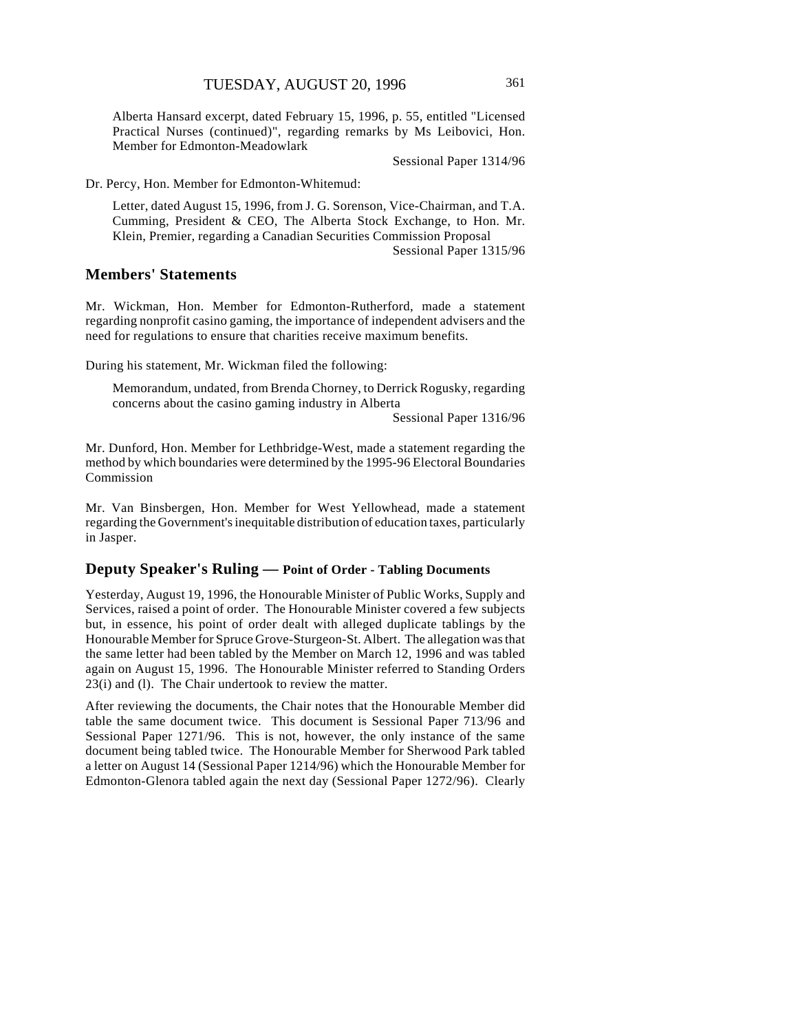Alberta Hansard excerpt, dated February 15, 1996, p. 55, entitled "Licensed Practical Nurses (continued)", regarding remarks by Ms Leibovici, Hon. Member for Edmonton-Meadowlark

Sessional Paper 1314/96

Dr. Percy, Hon. Member for Edmonton-Whitemud:

Letter, dated August 15, 1996, from J. G. Sorenson, Vice-Chairman, and T.A. Cumming, President & CEO, The Alberta Stock Exchange, to Hon. Mr. Klein, Premier, regarding a Canadian Securities Commission Proposal

Sessional Paper 1315/96

## Members' Statements

Mr. Wickman, Hon. Member for Edmonton-Rutherford, made a statement regarding nonprofit casino gaming, the importance of independent advisers and the need for regulations to ensure that charities receive maximum benefits.

During his statement, Mr. Wickman filed the following:

Memorandum, undated, from Brenda Chorney, to Derrick Rogusky, regarding concerns about the casino gaming industry in Alberta

Sessional Paper 1316/96

Mr. Dunford, Hon. Member for Lethbridge-West, made a statement regarding the method by which boundaries were determined by the 1995-96 Electoral Boundaries Commission

Mr. Van Binsbergen, Hon. Member for West Yellowhead, made a statement regarding the Government's inequitable distribution of education taxes, particularly in Jasper.

## Deputy Speaker's Ruling — Point of Order - Tabling Documents

Yesterday, August 19, 1996, the Honourable Minister of Public Works, Supply and Services, raised a point of order. The Honourable Minister covered a few subjects but, in essence, his point of order dealt with alleged duplicate tablings by the Honourable Member for Spruce Grove-Sturgeon-St. Albert. The allegation was that the same letter had been tabled by the Member on March 12, 1996 and was tabled again on August 15, 1996. The Honourable Minister referred to Standing Orders 23(i) and (l). The Chair undertook to review the matter.

After reviewing the documents, the Chair notes that the Honourable Member did table the same document twice. This document is Sessional Paper 713/96 and Sessional Paper 1271/96. This is not, however, the only instance of the same document being tabled twice. The Honourable Member for Sherwood Park tabled a letter on August 14 (Sessional Paper 1214/96) which the Honourable Member for Edmonton-Glenora tabled again the next day (Sessional Paper 1272/96). Clearly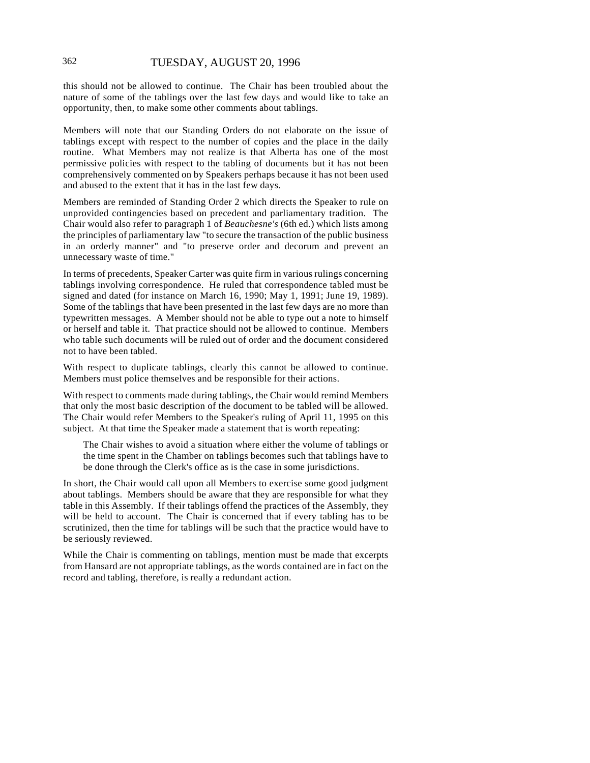this should not be allowed to continue. The Chair has been troubled about the nature of some of the tablings over the last few days and would like to take an opportunity, then, to make some other comments about tablings.

Members will note that our Standing Orders do not elaborate on the issue of tablings except with respect to the number of copies and the place in the daily routine. What Members may not realize is that Alberta has one of the most permissive policies with respect to the tabling of documents but it has not been comprehensively commented on by Speakers perhaps because it has not been used and abused to the extent that it has in the last few days.

Members are reminded of Standing Order 2 which directs the Speaker to rule on unprovided contingencies based on precedent and parliamentary tradition. The Chair would also refer to paragraph 1 of *Beauchesne's* (6th ed.) which lists among the principles of parliamentary law "to secure the transaction of the public business in an orderly manner" and "to preserve order and decorum and prevent an unnecessary waste of time."

In terms of precedents, Speaker Carter was quite firm in various rulings concerning tablings involving correspondence. He ruled that correspondence tabled must be signed and dated (for instance on March 16, 1990; May 1, 1991; June 19, 1989). Some of the tablings that have been presented in the last few days are no more than typewritten messages. A Member should not be able to type out a note to himself or herself and table it. That practice should not be allowed to continue. Members who table such documents will be ruled out of order and the document considered not to have been tabled.

With respect to duplicate tablings, clearly this cannot be allowed to continue. Members must police themselves and be responsible for their actions.

With respect to comments made during tablings, the Chair would remind Members that only the most basic description of the document to be tabled will be allowed. The Chair would refer Members to the Speaker's ruling of April 11, 1995 on this subject. At that time the Speaker made a statement that is worth repeating:

> The Chair wishes to avoid a situation where either the volume of tablings or the time spent in the Chamber on tablings becomes such that tablings have to be done through the Clerk's office as is the case in some jurisdictions.

In short, the Chair would call upon all Members to exercise some good judgment about tablings. Members should be aware that they are responsible for what they table in this Assembly. If their tablings offend the practices of the Assembly, they will be held to account. The Chair is concerned that if every tabling has to be scrutinized, then the time for tablings will be such that the practice would have to be seriously reviewed.

While the Chair is commenting on tablings, mention must be made that excerpts from Hansard are not appropriate tablings, as the words contained are in fact on the record and tabling, therefore, is really a redundant action.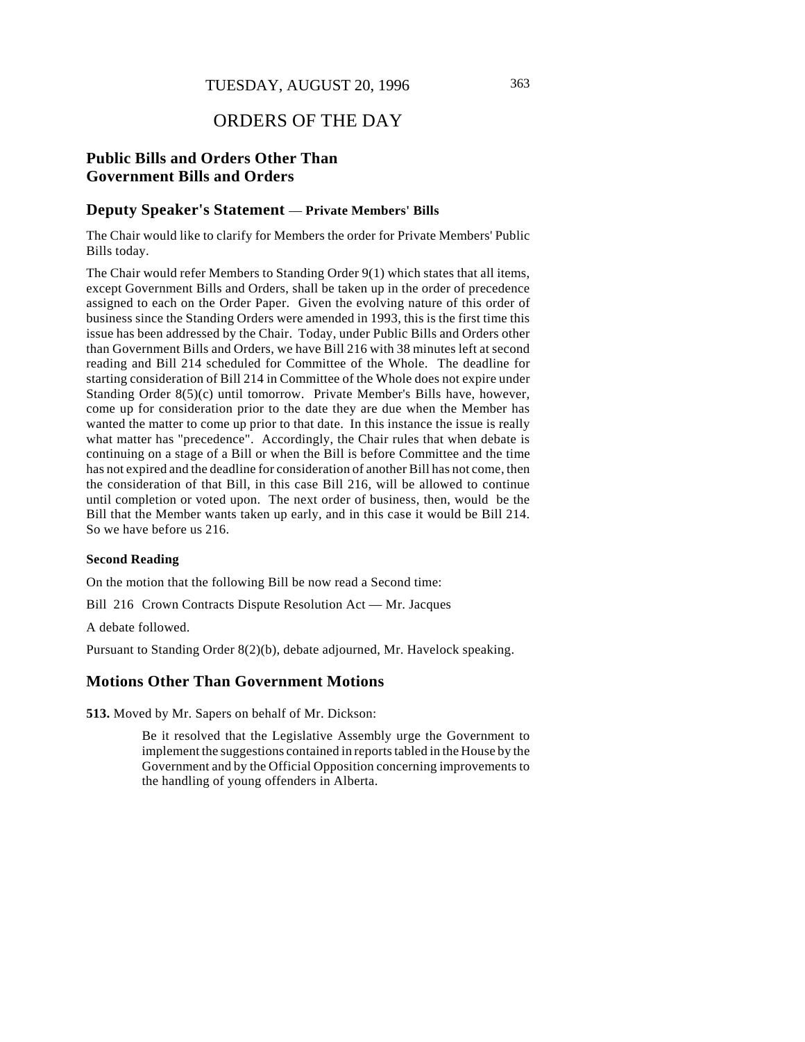TUESDAY, AUGUST 20, 1996

# ORDERS OF THE DAY

## Public Bills and Orders Other Than Government Bills and Orders

### Deputy Speaker's Statement — Private Members' Bills

The Chair would like to clarify for Members the order for Private Members' Public Bills today.

The Chair would refer Members to Standing Order 9(1) which states that all items, except Government Bills and Orders, shall be taken up in the order of precedence assigned to each on the Order Paper. Given the evolving nature of this order of business since the Standing Orders were amended in 1993, this is the first time this issue has been addressed by the Chair. Today, under Public Bills and Orders other than Government Bills and Orders, we have Bill 216 with 38 minutes left at second reading and Bill 214 scheduled for Committee of the Whole. The deadline for starting consideration of Bill 214 in Committee of the Whole does not expire under Standing Order 8(5)(c) until tomorrow. Private Member's Bills have, however, come up for consideration prior to the date they are due when the Member has wanted the matter to come up prior to that date. In this instance the issue is really what matter has "precedence". Accordingly, the Chair rules that when debate is continuing on a stage of a Bill or when the Bill is before Committee and the time has not expired and the deadline for consideration of another Bill has not come, then the consideration of that Bill, in this case Bill 216, will be allowed to continue until completion or voted upon. The next order of business, then, would be the Bill that the Member wants taken up early, and in this case it would be Bill 214. So we have before us 216.

#### Second Reading

On the motion that the following Bill be now read a Second time:

Bill 216 Crown Contracts Dispute Resolution Act — Mr. Jacques

A debate followed.

Pursuant to Standing Order 8(2)(b), debate adjourned, Mr. Havelock speaking.

## Motions Other Than Government Motions

**513.** Moved by Mr. Sapers on behalf of Mr. Dickson:

> Be it resolved that the Legislative Assembly urge the Government to implement the suggestions contained in reports tabled in the House by the Government and by the Official Opposition concerning improvements to the handling of young offenders in Alberta.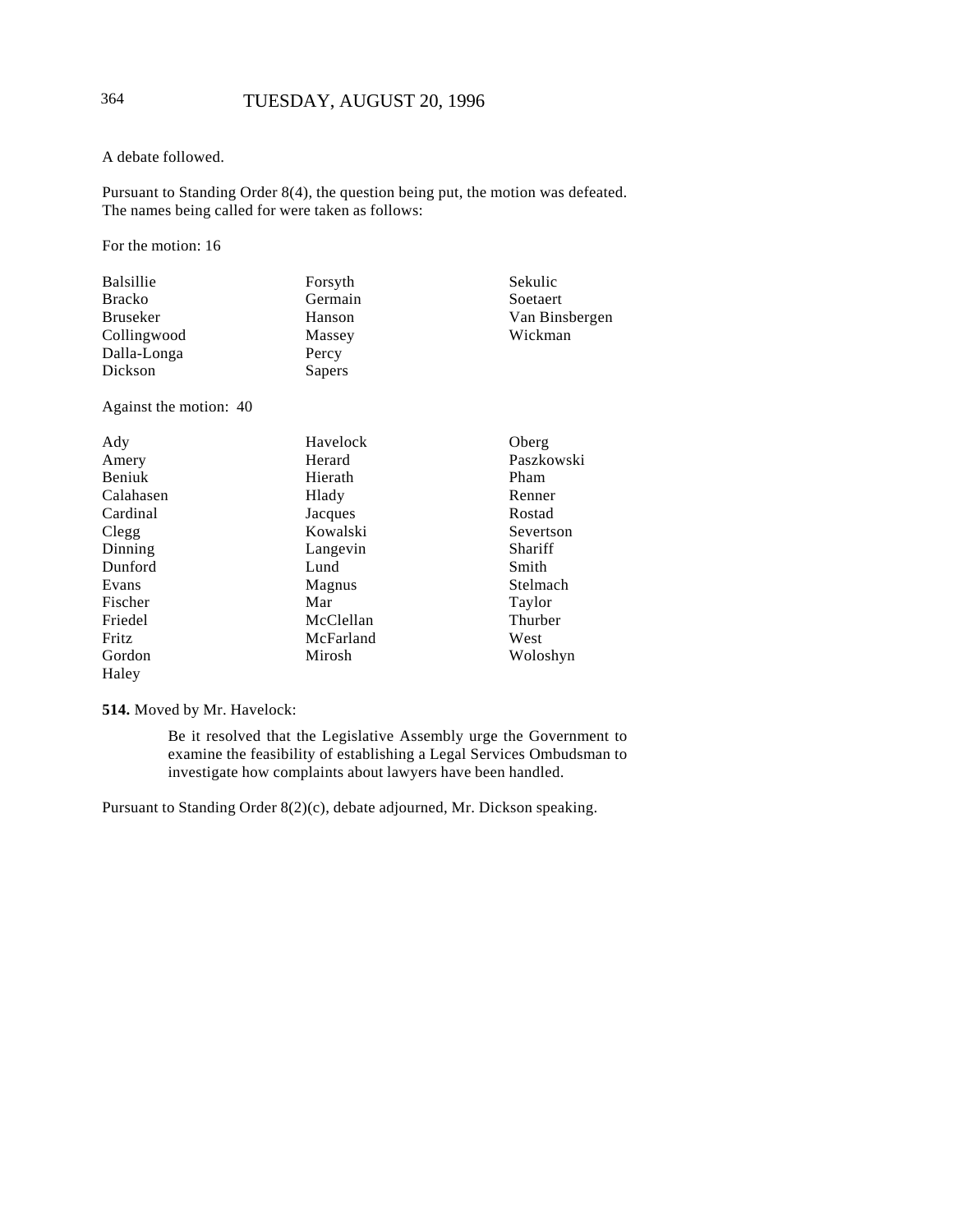A debate followed.

Pursuant to Standing Order 8(4), the question being put, the motion was defeated. The names being called for were taken as follows:

For the motion: 16

| | | |
|---|---|---|
| Balsillie | Forsyth | Sekulic |
| Bracko | Germain | Soetaert |
| Bruseker | Hanson | Van Binsbergen |
| Collingwood | Massey | Wickman |
| Dalla-Longa | Percy | |
| Dickson | Sapers | |

Against the motion: 40

| | | |
|---|---|---|
| Ady | Havelock | Oberg |
| Amery | Herard | Paszkowski |
| Beniuk | Hierath | Pham |
| Calahasen | Hlady | Renner |
| Cardinal | Jacques | Rostad |
| Clegg | Kowalski | Severtson |
| Dinning | Langevin | Shariff |
| Dunford | Lund | Smith |
| Evans | Magnus | Stelmach |
| Fischer | Mar | Taylor |
| Friedel | McClellan | Thurber |
| Fritz | McFarland | West |
| Gordon | Mirosh | Woloshyn |
| Haley | | |

**514.** Moved by Mr. Havelock:

> Be it resolved that the Legislative Assembly urge the Government to examine the feasibility of establishing a Legal Services Ombudsman to investigate how complaints about lawyers have been handled.

Pursuant to Standing Order 8(2)(c), debate adjourned, Mr. Dickson speaking.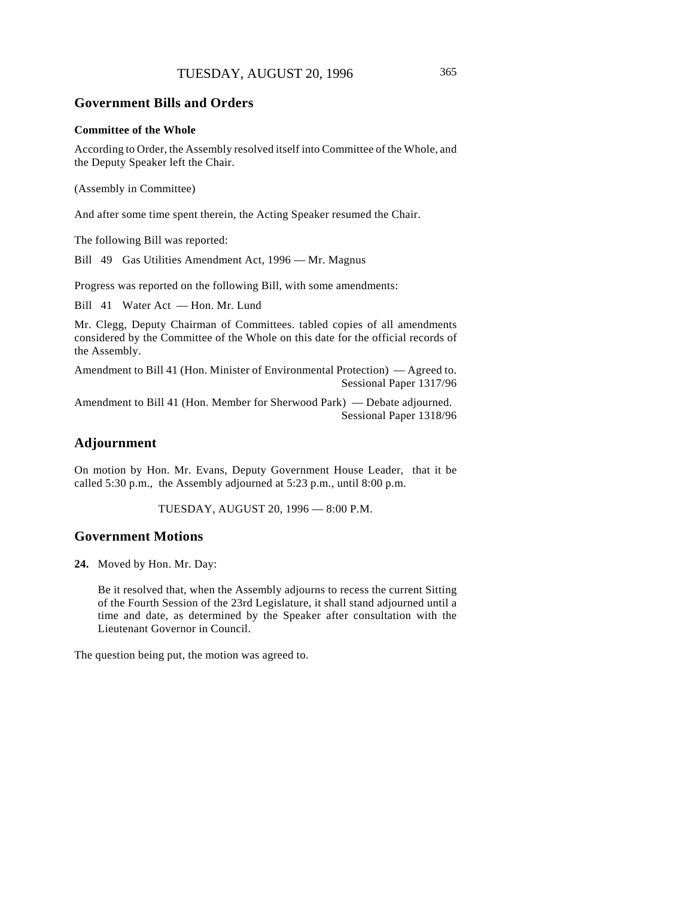## Government Bills and Orders

### Committee of the Whole

According to Order, the Assembly resolved itself into Committee of the Whole, and the Deputy Speaker left the Chair.

(Assembly in Committee)

And after some time spent therein, the Acting Speaker resumed the Chair.

The following Bill was reported:

Bill 49 Gas Utilities Amendment Act, 1996 — Mr. Magnus

Progress was reported on the following Bill, with some amendments:

Bill 41 Water Act — Hon. Mr. Lund

Mr. Clegg, Deputy Chairman of Committees. tabled copies of all amendments considered by the Committee of the Whole on this date for the official records of the Assembly.

Amendment to Bill 41 (Hon. Minister of Environmental Protection) — Agreed to.
Sessional Paper 1317/96

Amendment to Bill 41 (Hon. Member for Sherwood Park) — Debate adjourned.
Sessional Paper 1318/96

## Adjournment

On motion by Hon. Mr. Evans, Deputy Government House Leader, that it be called 5:30 p.m., the Assembly adjourned at 5:23 p.m., until 8:00 p.m.

TUESDAY, AUGUST 20, 1996 — 8:00 P.M.

## Government Motions

**24.** Moved by Hon. Mr. Day:

> Be it resolved that, when the Assembly adjourns to recess the current Sitting of the Fourth Session of the 23rd Legislature, it shall stand adjourned until a time and date, as determined by the Speaker after consultation with the Lieutenant Governor in Council.

The question being put, the motion was agreed to.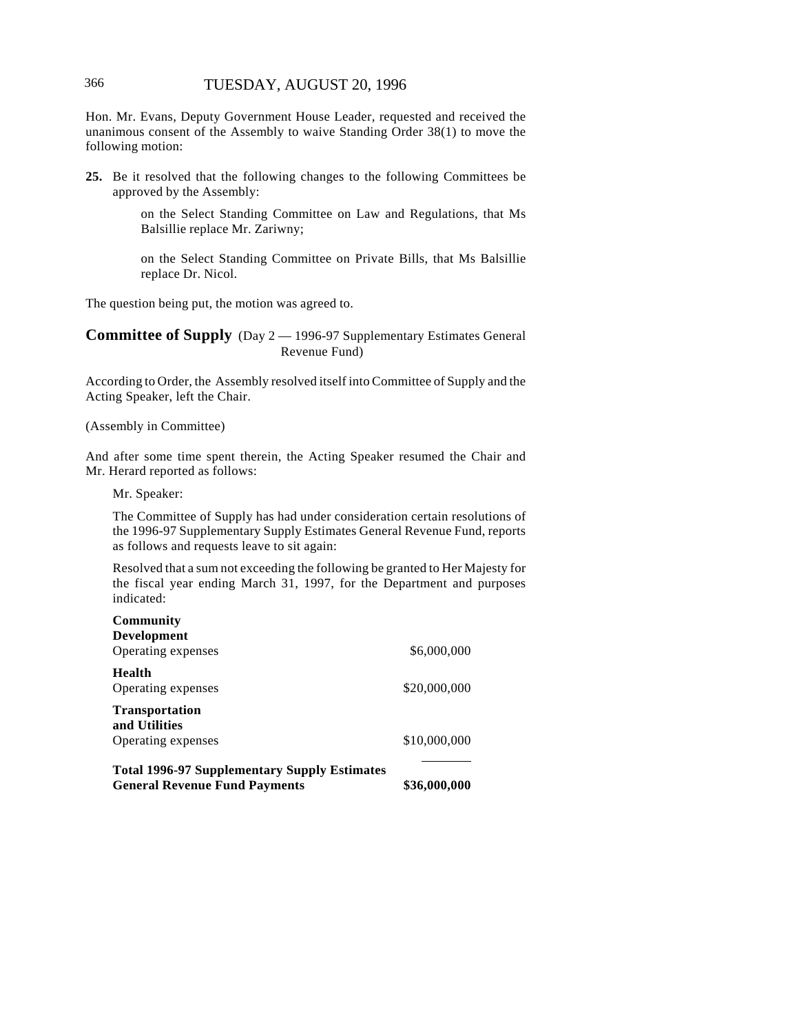Hon. Mr. Evans, Deputy Government House Leader, requested and received the unanimous consent of the Assembly to waive Standing Order 38(1) to move the following motion:

**25.** Be it resolved that the following changes to the following Committees be approved by the Assembly:

> on the Select Standing Committee on Law and Regulations, that Ms Balsillie replace Mr. Zariwny;
>
> on the Select Standing Committee on Private Bills, that Ms Balsillie replace Dr. Nicol.

The question being put, the motion was agreed to.

## Committee of Supply (Day 2 — 1996-97 Supplementary Estimates General Revenue Fund)

According to Order, the Assembly resolved itself into Committee of Supply and the Acting Speaker, left the Chair.

(Assembly in Committee)

And after some time spent therein, the Acting Speaker resumed the Chair and Mr. Herard reported as follows:

Mr. Speaker:

The Committee of Supply has had under consideration certain resolutions of the 1996-97 Supplementary Supply Estimates General Revenue Fund, reports as follows and requests leave to sit again:

Resolved that a sum not exceeding the following be granted to Her Majesty for the fiscal year ending March 31, 1997, for the Department and purposes indicated:

| | |
|---|---|
| **Community Development** | |
| Operating expenses | \$6,000,000 |
| **Health** | |
| Operating expenses | \$20,000,000 |
| **Transportation and Utilities** | |
| Operating expenses | \$10,000,000 |
| **Total 1996-97 Supplementary Supply Estimates General Revenue Fund Payments** | **\$36,000,000** |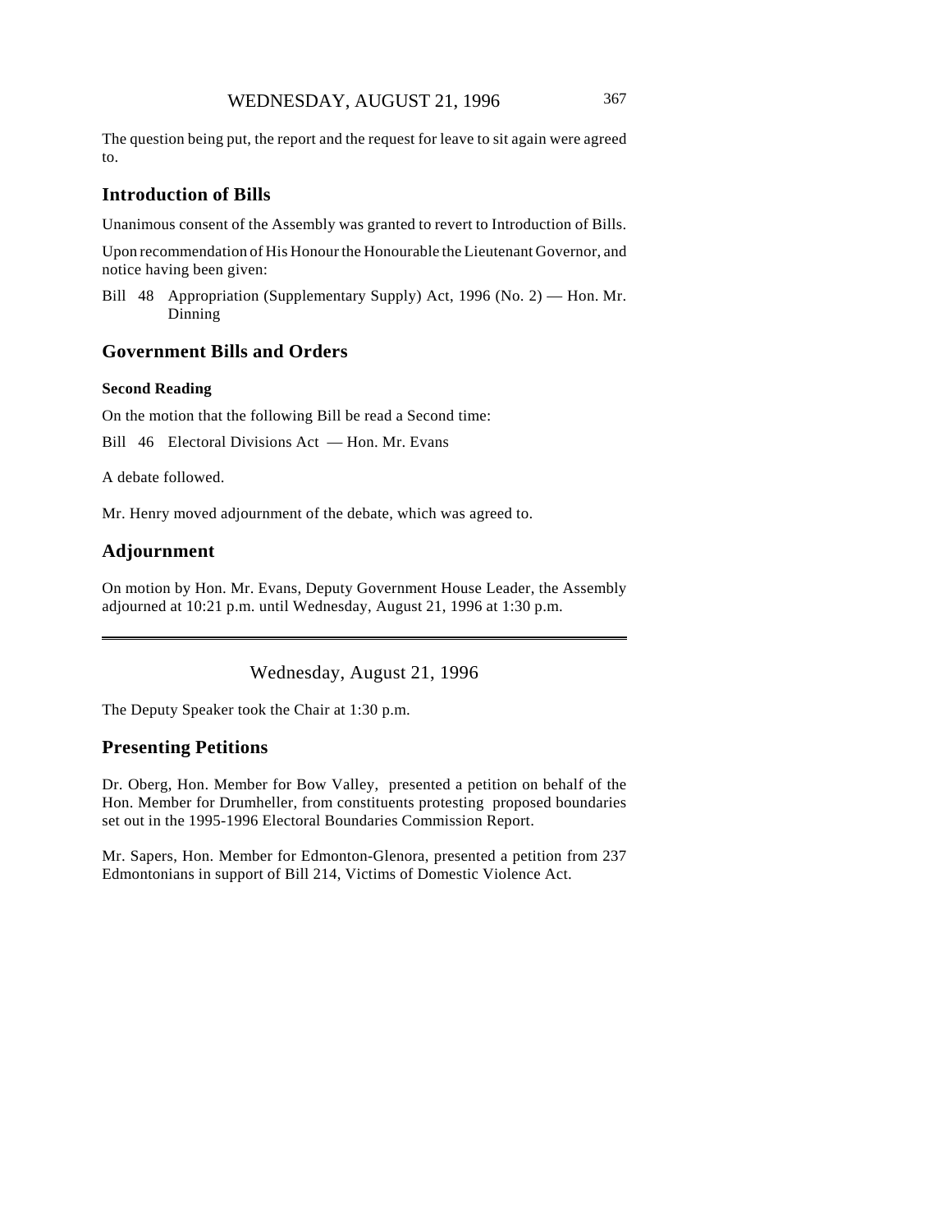The question being put, the report and the request for leave to sit again were agreed to.

## Introduction of Bills

Unanimous consent of the Assembly was granted to revert to Introduction of Bills.

Upon recommendation of His Honour the Honourable the Lieutenant Governor, and notice having been given:

Bill 48 Appropriation (Supplementary Supply) Act, 1996 (No. 2) — Hon. Mr. Dinning

## Government Bills and Orders

### Second Reading

On the motion that the following Bill be read a Second time:

Bill 46 Electoral Divisions Act — Hon. Mr. Evans

A debate followed.

Mr. Henry moved adjournment of the debate, which was agreed to.

## Adjournment

On motion by Hon. Mr. Evans, Deputy Government House Leader, the Assembly adjourned at 10:21 p.m. until Wednesday, August 21, 1996 at 1:30 p.m.

---

Wednesday, August 21, 1996

The Deputy Speaker took the Chair at 1:30 p.m.

## Presenting Petitions

Dr. Oberg, Hon. Member for Bow Valley, presented a petition on behalf of the Hon. Member for Drumheller, from constituents protesting proposed boundaries set out in the 1995-1996 Electoral Boundaries Commission Report.

Mr. Sapers, Hon. Member for Edmonton-Glenora, presented a petition from 237 Edmontonians in support of Bill 214, Victims of Domestic Violence Act.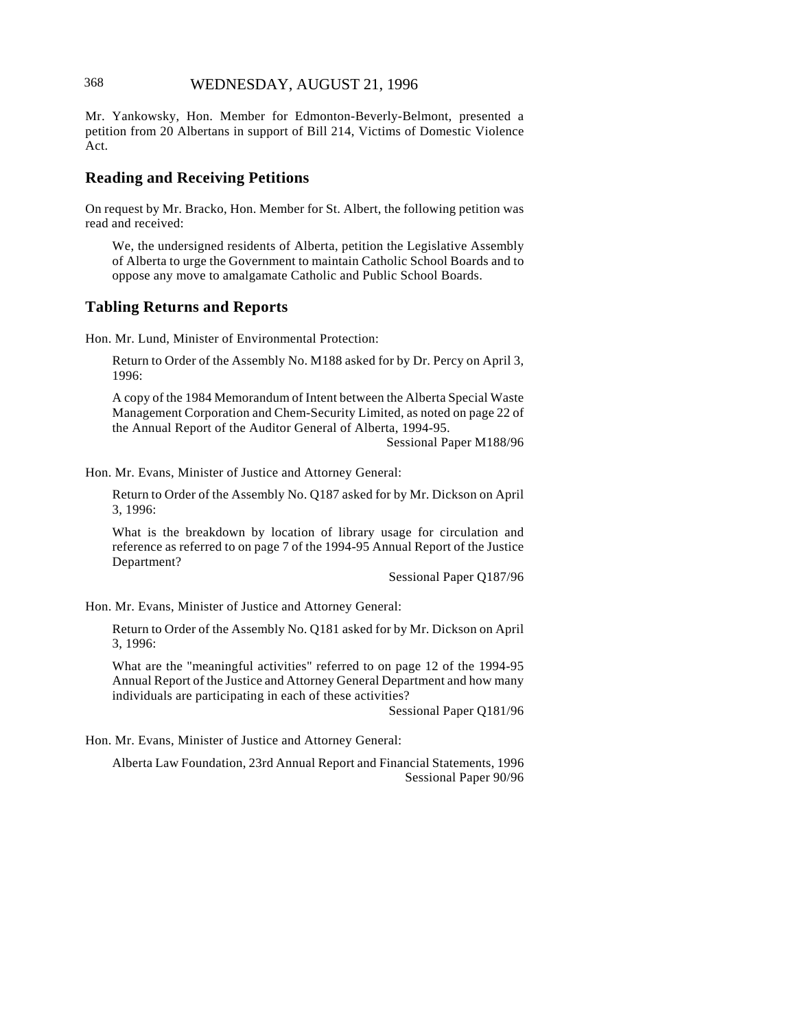Mr. Yankowsky, Hon. Member for Edmonton-Beverly-Belmont, presented a petition from 20 Albertans in support of Bill 214, Victims of Domestic Violence Act.

## Reading and Receiving Petitions

On request by Mr. Bracko, Hon. Member for St. Albert, the following petition was read and received:

> We, the undersigned residents of Alberta, petition the Legislative Assembly of Alberta to urge the Government to maintain Catholic School Boards and to oppose any move to amalgamate Catholic and Public School Boards.

## Tabling Returns and Reports

Hon. Mr. Lund, Minister of Environmental Protection:

> Return to Order of the Assembly No. M188 asked for by Dr. Percy on April 3, 1996:
>
> A copy of the 1984 Memorandum of Intent between the Alberta Special Waste Management Corporation and Chem-Security Limited, as noted on page 22 of the Annual Report of the Auditor General of Alberta, 1994-95.
>
> Sessional Paper M188/96

Hon. Mr. Evans, Minister of Justice and Attorney General:

> Return to Order of the Assembly No. Q187 asked for by Mr. Dickson on April 3, 1996:
>
> What is the breakdown by location of library usage for circulation and reference as referred to on page 7 of the 1994-95 Annual Report of the Justice Department?
>
> Sessional Paper Q187/96

Hon. Mr. Evans, Minister of Justice and Attorney General:

> Return to Order of the Assembly No. Q181 asked for by Mr. Dickson on April 3, 1996:
>
> What are the "meaningful activities" referred to on page 12 of the 1994-95 Annual Report of the Justice and Attorney General Department and how many individuals are participating in each of these activities?
>
> Sessional Paper Q181/96

Hon. Mr. Evans, Minister of Justice and Attorney General:

> Alberta Law Foundation, 23rd Annual Report and Financial Statements, 1996
>
> Sessional Paper 90/96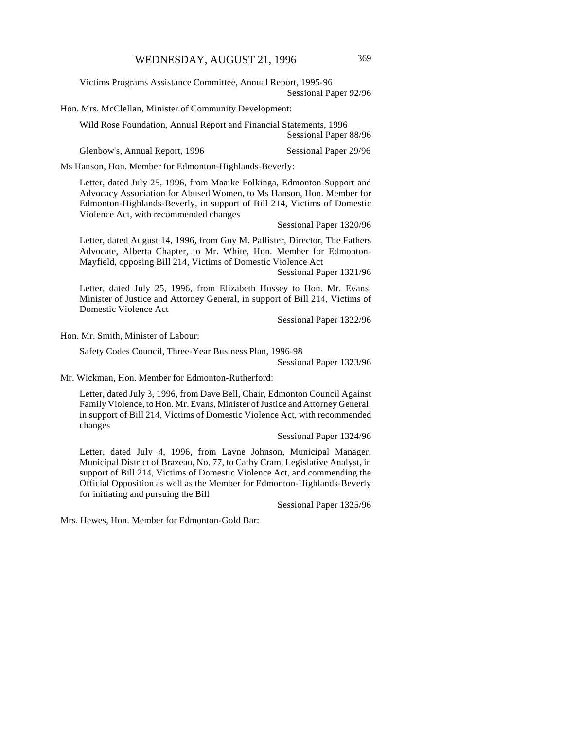Victims Programs Assistance Committee, Annual Report, 1995-96
Sessional Paper 92/96

Hon. Mrs. McClellan, Minister of Community Development:

Wild Rose Foundation, Annual Report and Financial Statements, 1996
Sessional Paper 88/96

Glenbow's, Annual Report, 1996 Sessional Paper 29/96

Ms Hanson, Hon. Member for Edmonton-Highlands-Beverly:

Letter, dated July 25, 1996, from Maaike Folkinga, Edmonton Support and Advocacy Association for Abused Women, to Ms Hanson, Hon. Member for Edmonton-Highlands-Beverly, in support of Bill 214, Victims of Domestic Violence Act, with recommended changes
Sessional Paper 1320/96

Letter, dated August 14, 1996, from Guy M. Pallister, Director, The Fathers Advocate, Alberta Chapter, to Mr. White, Hon. Member for Edmonton-Mayfield, opposing Bill 214, Victims of Domestic Violence Act
Sessional Paper 1321/96

Letter, dated July 25, 1996, from Elizabeth Hussey to Hon. Mr. Evans, Minister of Justice and Attorney General, in support of Bill 214, Victims of Domestic Violence Act
Sessional Paper 1322/96

Hon. Mr. Smith, Minister of Labour:

Safety Codes Council, Three-Year Business Plan, 1996-98
Sessional Paper 1323/96

Mr. Wickman, Hon. Member for Edmonton-Rutherford:

Letter, dated July 3, 1996, from Dave Bell, Chair, Edmonton Council Against Family Violence, to Hon. Mr. Evans, Minister of Justice and Attorney General, in support of Bill 214, Victims of Domestic Violence Act, with recommended changes
Sessional Paper 1324/96

Letter, dated July 4, 1996, from Layne Johnson, Municipal Manager, Municipal District of Brazeau, No. 77, to Cathy Cram, Legislative Analyst, in support of Bill 214, Victims of Domestic Violence Act, and commending the Official Opposition as well as the Member for Edmonton-Highlands-Beverly for initiating and pursuing the Bill
Sessional Paper 1325/96

Mrs. Hewes, Hon. Member for Edmonton-Gold Bar: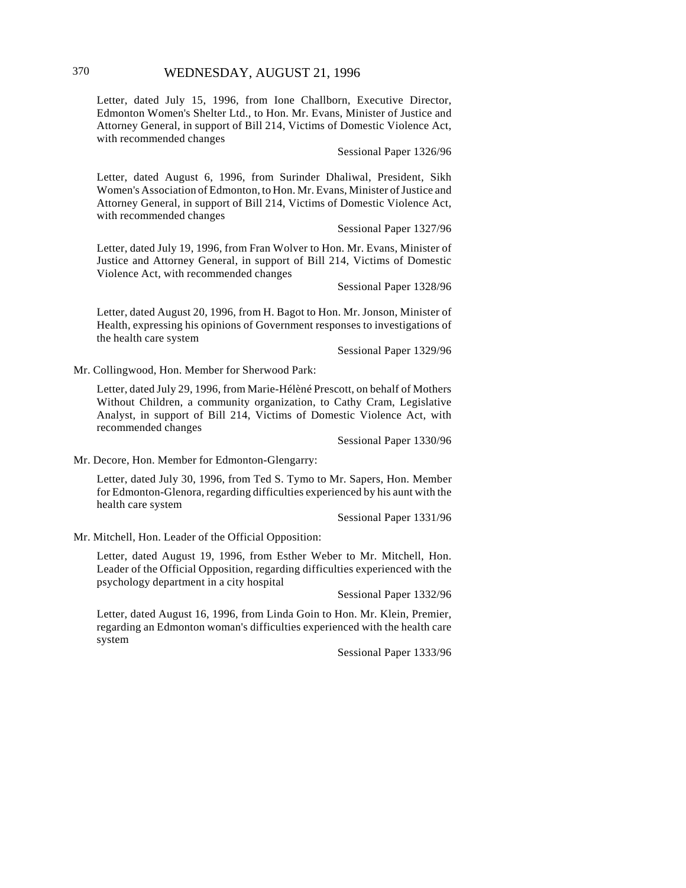Letter, dated July 15, 1996, from Ione Challborn, Executive Director, Edmonton Women's Shelter Ltd., to Hon. Mr. Evans, Minister of Justice and Attorney General, in support of Bill 214, Victims of Domestic Violence Act, with recommended changes

Sessional Paper 1326/96

Letter, dated August 6, 1996, from Surinder Dhaliwal, President, Sikh Women's Association of Edmonton, to Hon. Mr. Evans, Minister of Justice and Attorney General, in support of Bill 214, Victims of Domestic Violence Act, with recommended changes

Sessional Paper 1327/96

Letter, dated July 19, 1996, from Fran Wolver to Hon. Mr. Evans, Minister of Justice and Attorney General, in support of Bill 214, Victims of Domestic Violence Act, with recommended changes

Sessional Paper 1328/96

Letter, dated August 20, 1996, from H. Bagot to Hon. Mr. Jonson, Minister of Health, expressing his opinions of Government responses to investigations of the health care system

Sessional Paper 1329/96

Mr. Collingwood, Hon. Member for Sherwood Park:

Letter, dated July 29, 1996, from Marie-Hélèné Prescott, on behalf of Mothers Without Children, a community organization, to Cathy Cram, Legislative Analyst, in support of Bill 214, Victims of Domestic Violence Act, with recommended changes

Sessional Paper 1330/96

Mr. Decore, Hon. Member for Edmonton-Glengarry:

Letter, dated July 30, 1996, from Ted S. Tymo to Mr. Sapers, Hon. Member for Edmonton-Glenora, regarding difficulties experienced by his aunt with the health care system

Sessional Paper 1331/96

Mr. Mitchell, Hon. Leader of the Official Opposition:

Letter, dated August 19, 1996, from Esther Weber to Mr. Mitchell, Hon. Leader of the Official Opposition, regarding difficulties experienced with the psychology department in a city hospital

Sessional Paper 1332/96

Letter, dated August 16, 1996, from Linda Goin to Hon. Mr. Klein, Premier, regarding an Edmonton woman's difficulties experienced with the health care system

Sessional Paper 1333/96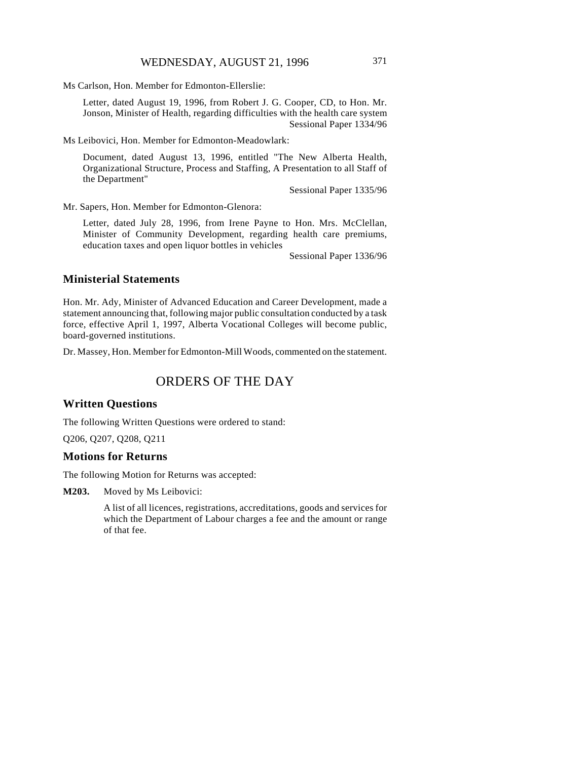Ms Carlson, Hon. Member for Edmonton-Ellerslie:

Letter, dated August 19, 1996, from Robert J. G. Cooper, CD, to Hon. Mr. Jonson, Minister of Health, regarding difficulties with the health care system
Sessional Paper 1334/96

Ms Leibovici, Hon. Member for Edmonton-Meadowlark:

Document, dated August 13, 1996, entitled "The New Alberta Health, Organizational Structure, Process and Staffing, A Presentation to all Staff of the Department"
Sessional Paper 1335/96

Mr. Sapers, Hon. Member for Edmonton-Glenora:

Letter, dated July 28, 1996, from Irene Payne to Hon. Mrs. McClellan, Minister of Community Development, regarding health care premiums, education taxes and open liquor bottles in vehicles
Sessional Paper 1336/96

## Ministerial Statements

Hon. Mr. Ady, Minister of Advanced Education and Career Development, made a statement announcing that, following major public consultation conducted by a task force, effective April 1, 1997, Alberta Vocational Colleges will become public, board-governed institutions.

Dr. Massey, Hon. Member for Edmonton-Mill Woods, commented on the statement.

# ORDERS OF THE DAY

## Written Questions

The following Written Questions were ordered to stand:

Q206, Q207, Q208, Q211

## Motions for Returns

The following Motion for Returns was accepted:

**M203.** Moved by Ms Leibovici:

A list of all licences, registrations, accreditations, goods and services for which the Department of Labour charges a fee and the amount or range of that fee.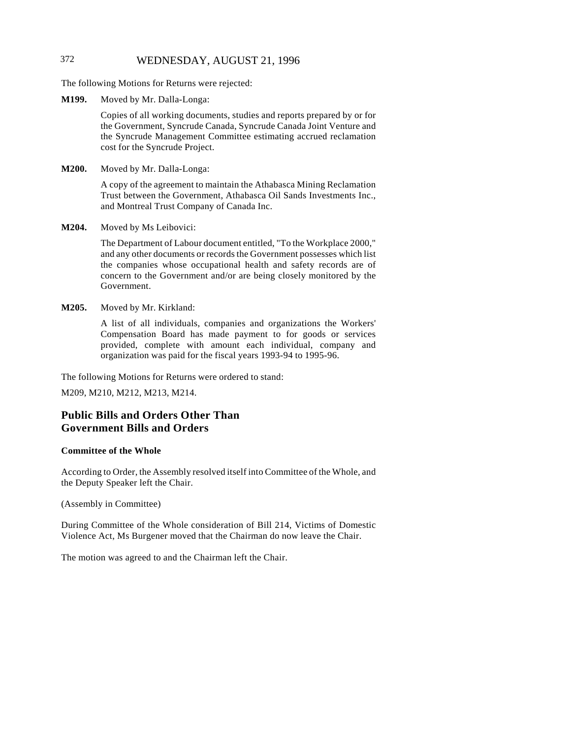The following Motions for Returns were rejected:

**M199.** Moved by Mr. Dalla-Longa:

Copies of all working documents, studies and reports prepared by or for the Government, Syncrude Canada, Syncrude Canada Joint Venture and the Syncrude Management Committee estimating accrued reclamation cost for the Syncrude Project.

**M200.** Moved by Mr. Dalla-Longa:

A copy of the agreement to maintain the Athabasca Mining Reclamation Trust between the Government, Athabasca Oil Sands Investments Inc., and Montreal Trust Company of Canada Inc.

**M204.** Moved by Ms Leibovici:

The Department of Labour document entitled, "To the Workplace 2000," and any other documents or records the Government possesses which list the companies whose occupational health and safety records are of concern to the Government and/or are being closely monitored by the Government.

**M205.** Moved by Mr. Kirkland:

A list of all individuals, companies and organizations the Workers' Compensation Board has made payment to for goods or services provided, complete with amount each individual, company and organization was paid for the fiscal years 1993-94 to 1995-96.

The following Motions for Returns were ordered to stand:

M209, M210, M212, M213, M214.

## Public Bills and Orders Other Than Government Bills and Orders

### Committee of the Whole

According to Order, the Assembly resolved itself into Committee of the Whole, and the Deputy Speaker left the Chair.

(Assembly in Committee)

During Committee of the Whole consideration of Bill 214, Victims of Domestic Violence Act, Ms Burgener moved that the Chairman do now leave the Chair.

The motion was agreed to and the Chairman left the Chair.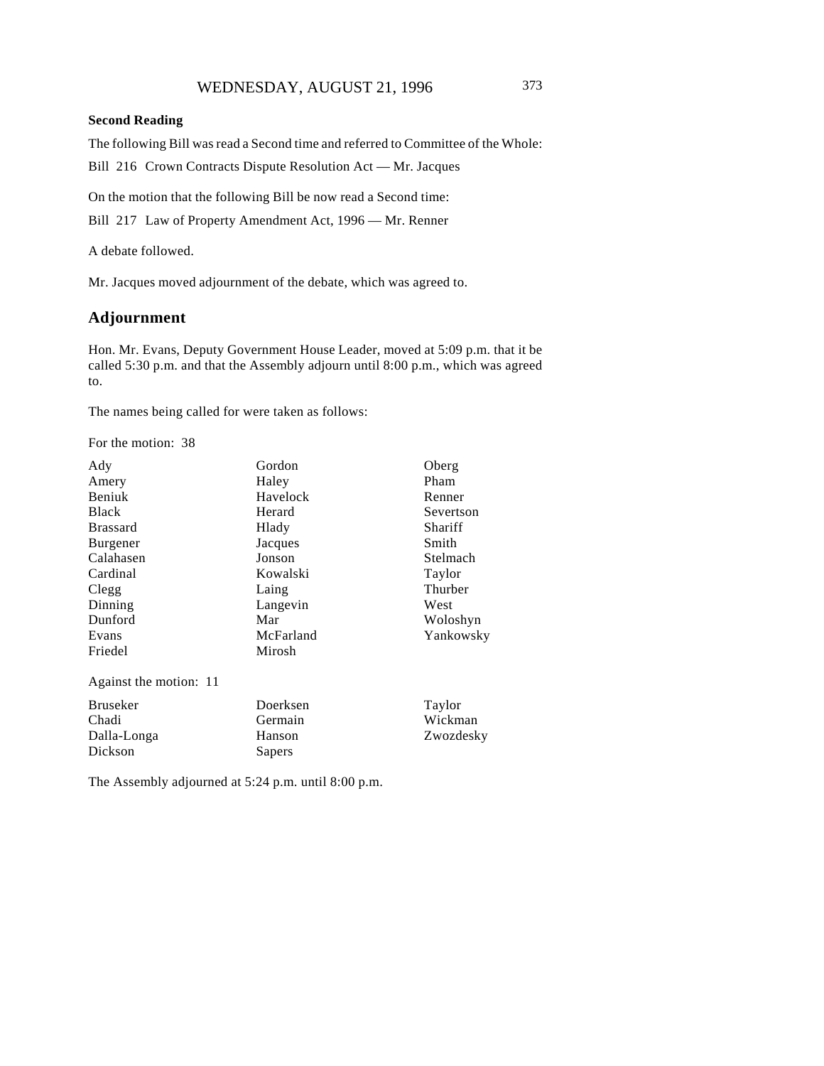**Second Reading**

The following Bill was read a Second time and referred to Committee of the Whole:

Bill 216 Crown Contracts Dispute Resolution Act — Mr. Jacques

On the motion that the following Bill be now read a Second time:

Bill 217 Law of Property Amendment Act, 1996 — Mr. Renner

A debate followed.

Mr. Jacques moved adjournment of the debate, which was agreed to.

## Adjournment

Hon. Mr. Evans, Deputy Government House Leader, moved at 5:09 p.m. that it be called 5:30 p.m. and that the Assembly adjourn until 8:00 p.m., which was agreed to.

The names being called for were taken as follows:

For the motion: 38

| | | |
|---|---|---|
| Ady | Gordon | Oberg |
| Amery | Haley | Pham |
| Beniuk | Havelock | Renner |
| Black | Herard | Severtson |
| Brassard | Hlady | Shariff |
| Burgener | Jacques | Smith |
| Calahasen | Jonson | Stelmach |
| Cardinal | Kowalski | Taylor |
| Clegg | Laing | Thurber |
| Dinning | Langevin | West |
| Dunford | Mar | Woloshyn |
| Evans | McFarland | Yankowsky |
| Friedel | Mirosh | |

Against the motion: 11

| | | |
|---|---|---|
| Bruseker | Doerksen | Taylor |
| Chadi | Germain | Wickman |
| Dalla-Longa | Hanson | Zwozdesky |
| Dickson | Sapers | |

The Assembly adjourned at 5:24 p.m. until 8:00 p.m.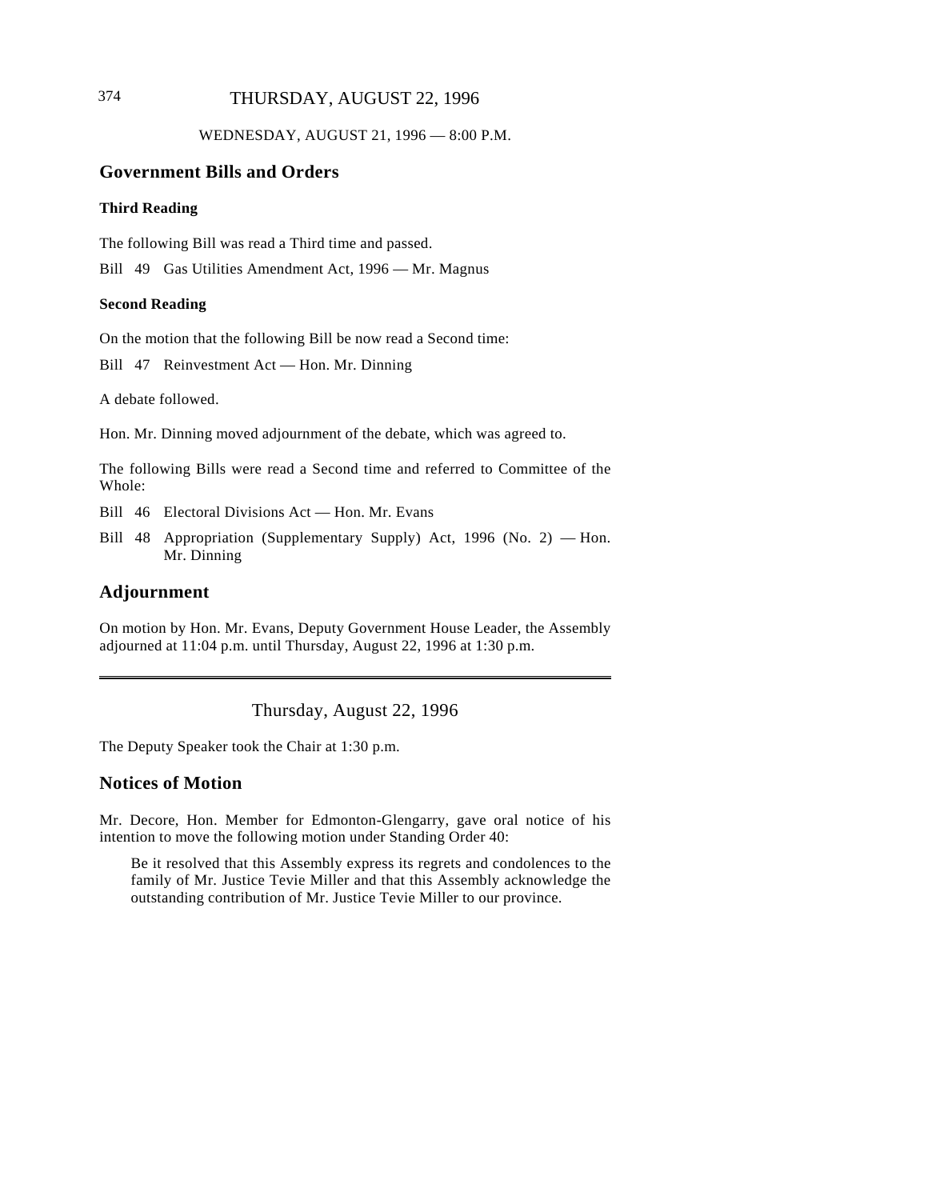WEDNESDAY, AUGUST 21, 1996 — 8:00 P.M.

## Government Bills and Orders

### Third Reading

The following Bill was read a Third time and passed.

Bill 49 Gas Utilities Amendment Act, 1996 — Mr. Magnus

### Second Reading

On the motion that the following Bill be now read a Second time:

Bill 47 Reinvestment Act — Hon. Mr. Dinning

A debate followed.

Hon. Mr. Dinning moved adjournment of the debate, which was agreed to.

The following Bills were read a Second time and referred to Committee of the Whole:

Bill 46 Electoral Divisions Act — Hon. Mr. Evans

Bill 48 Appropriation (Supplementary Supply) Act, 1996 (No. 2) — Hon. Mr. Dinning

## Adjournment

On motion by Hon. Mr. Evans, Deputy Government House Leader, the Assembly adjourned at 11:04 p.m. until Thursday, August 22, 1996 at 1:30 p.m.

---

Thursday, August 22, 1996

The Deputy Speaker took the Chair at 1:30 p.m.

## Notices of Motion

Mr. Decore, Hon. Member for Edmonton-Glengarry, gave oral notice of his intention to move the following motion under Standing Order 40:

> Be it resolved that this Assembly express its regrets and condolences to the family of Mr. Justice Tevie Miller and that this Assembly acknowledge the outstanding contribution of Mr. Justice Tevie Miller to our province.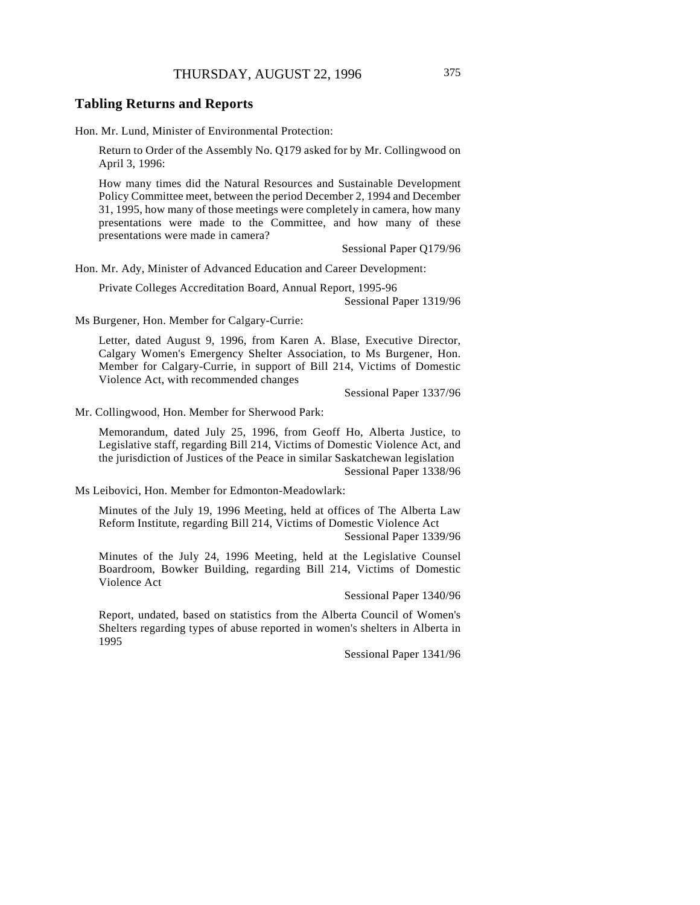## Tabling Returns and Reports

Hon. Mr. Lund, Minister of Environmental Protection:

Return to Order of the Assembly No. Q179 asked for by Mr. Collingwood on April 3, 1996:

How many times did the Natural Resources and Sustainable Development Policy Committee meet, between the period December 2, 1994 and December 31, 1995, how many of those meetings were completely in camera, how many presentations were made to the Committee, and how many of these presentations were made in camera?

Sessional Paper Q179/96

Hon. Mr. Ady, Minister of Advanced Education and Career Development:

Private Colleges Accreditation Board, Annual Report, 1995-96

Sessional Paper 1319/96

Ms Burgener, Hon. Member for Calgary-Currie:

Letter, dated August 9, 1996, from Karen A. Blase, Executive Director, Calgary Women's Emergency Shelter Association, to Ms Burgener, Hon. Member for Calgary-Currie, in support of Bill 214, Victims of Domestic Violence Act, with recommended changes

Sessional Paper 1337/96

Mr. Collingwood, Hon. Member for Sherwood Park:

Memorandum, dated July 25, 1996, from Geoff Ho, Alberta Justice, to Legislative staff, regarding Bill 214, Victims of Domestic Violence Act, and the jurisdiction of Justices of the Peace in similar Saskatchewan legislation

Sessional Paper 1338/96

Ms Leibovici, Hon. Member for Edmonton-Meadowlark:

Minutes of the July 19, 1996 Meeting, held at offices of The Alberta Law Reform Institute, regarding Bill 214, Victims of Domestic Violence Act

Sessional Paper 1339/96

Minutes of the July 24, 1996 Meeting, held at the Legislative Counsel Boardroom, Bowker Building, regarding Bill 214, Victims of Domestic Violence Act

Sessional Paper 1340/96

Report, undated, based on statistics from the Alberta Council of Women's Shelters regarding types of abuse reported in women's shelters in Alberta in 1995

Sessional Paper 1341/96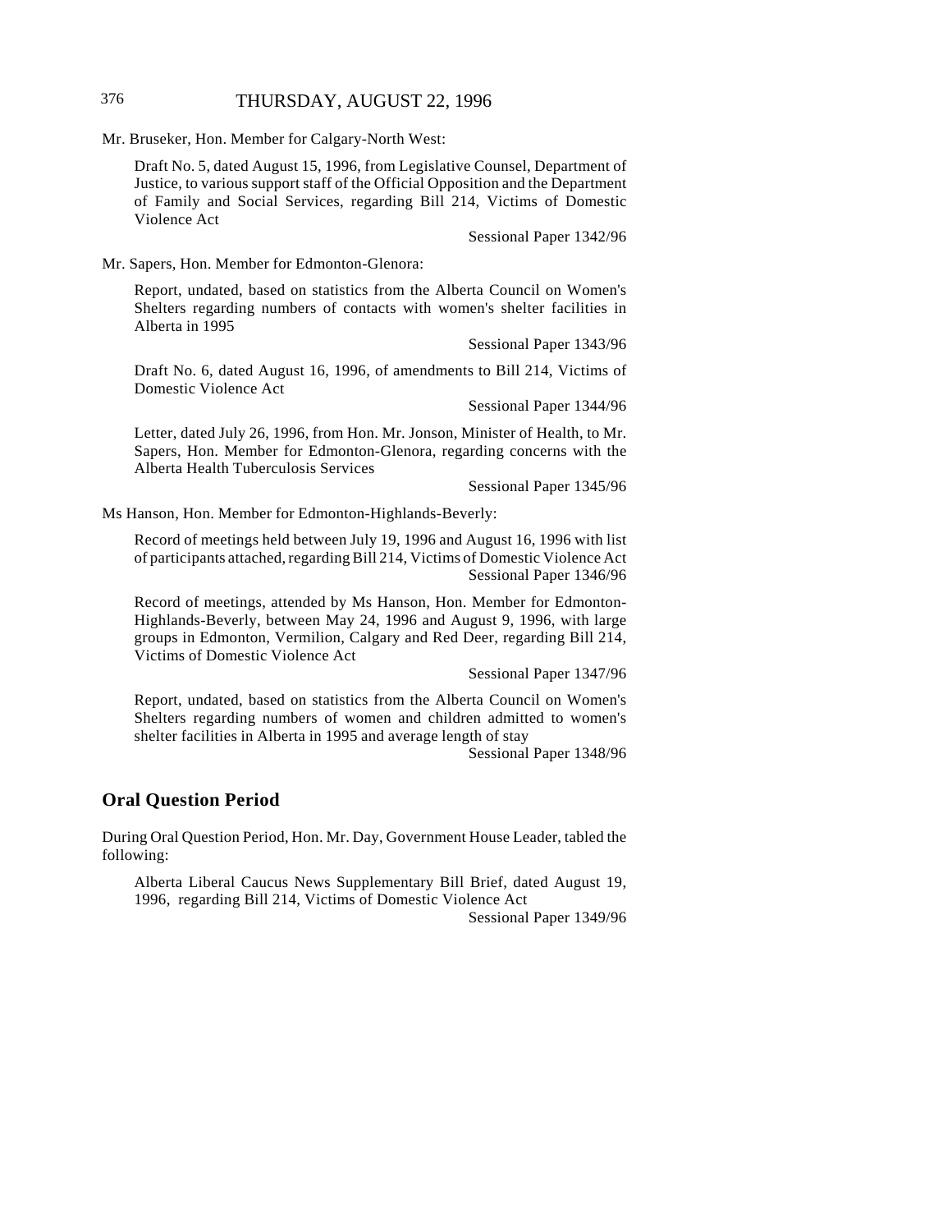Mr. Bruseker, Hon. Member for Calgary-North West:

> Draft No. 5, dated August 15, 1996, from Legislative Counsel, Department of Justice, to various support staff of the Official Opposition and the Department of Family and Social Services, regarding Bill 214, Victims of Domestic Violence Act
>
> Sessional Paper 1342/96

Mr. Sapers, Hon. Member for Edmonton-Glenora:

> Report, undated, based on statistics from the Alberta Council on Women's Shelters regarding numbers of contacts with women's shelter facilities in Alberta in 1995
>
> Sessional Paper 1343/96
>
> Draft No. 6, dated August 16, 1996, of amendments to Bill 214, Victims of Domestic Violence Act
>
> Sessional Paper 1344/96
>
> Letter, dated July 26, 1996, from Hon. Mr. Jonson, Minister of Health, to Mr. Sapers, Hon. Member for Edmonton-Glenora, regarding concerns with the Alberta Health Tuberculosis Services
>
> Sessional Paper 1345/96

Ms Hanson, Hon. Member for Edmonton-Highlands-Beverly:

> Record of meetings held between July 19, 1996 and August 16, 1996 with list of participants attached, regarding Bill 214, Victims of Domestic Violence Act
>
> Sessional Paper 1346/96
>
> Record of meetings, attended by Ms Hanson, Hon. Member for Edmonton-Highlands-Beverly, between May 24, 1996 and August 9, 1996, with large groups in Edmonton, Vermilion, Calgary and Red Deer, regarding Bill 214, Victims of Domestic Violence Act
>
> Sessional Paper 1347/96
>
> Report, undated, based on statistics from the Alberta Council on Women's Shelters regarding numbers of women and children admitted to women's shelter facilities in Alberta in 1995 and average length of stay
>
> Sessional Paper 1348/96

## Oral Question Period

During Oral Question Period, Hon. Mr. Day, Government House Leader, tabled the following:

> Alberta Liberal Caucus News Supplementary Bill Brief, dated August 19, 1996, regarding Bill 214, Victims of Domestic Violence Act
>
> Sessional Paper 1349/96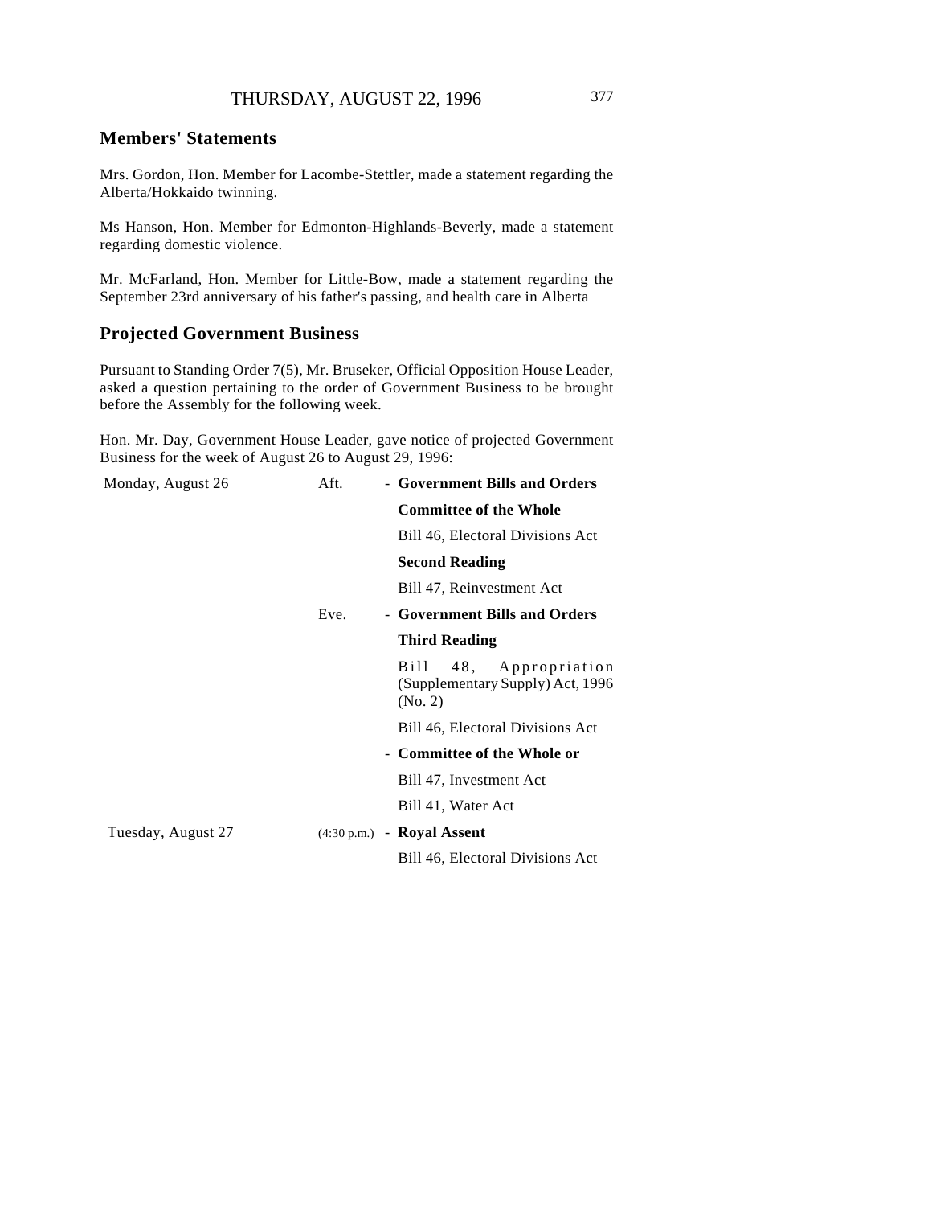## Members' Statements

Mrs. Gordon, Hon. Member for Lacombe-Stettler, made a statement regarding the Alberta/Hokkaido twinning.

Ms Hanson, Hon. Member for Edmonton-Highlands-Beverly, made a statement regarding domestic violence.

Mr. McFarland, Hon. Member for Little-Bow, made a statement regarding the September 23rd anniversary of his father's passing, and health care in Alberta

## Projected Government Business

Pursuant to Standing Order 7(5), Mr. Bruseker, Official Opposition House Leader, asked a question pertaining to the order of Government Business to be brought before the Assembly for the following week.

Hon. Mr. Day, Government House Leader, gave notice of projected Government Business for the week of August 26 to August 29, 1996:

| | | |
|---|---|---|
| Monday, August 26 | Aft. | - **Government Bills and Orders** |
| | | **Committee of the Whole** |
| | | Bill 46, Electoral Divisions Act |
| | | **Second Reading** |
| | | Bill 47, Reinvestment Act |
| | Eve. | - **Government Bills and Orders** |
| | | **Third Reading** |
| | | Bill 48, Appropriation (Supplementary Supply) Act, 1996 (No. 2) |
| | | Bill 46, Electoral Divisions Act |
| | | - **Committee of the Whole or** |
| | | Bill 47, Investment Act |
| | | Bill 41, Water Act |
| Tuesday, August 27 | (4:30 p.m.) | - **Royal Assent** |
| | | Bill 46, Electoral Divisions Act |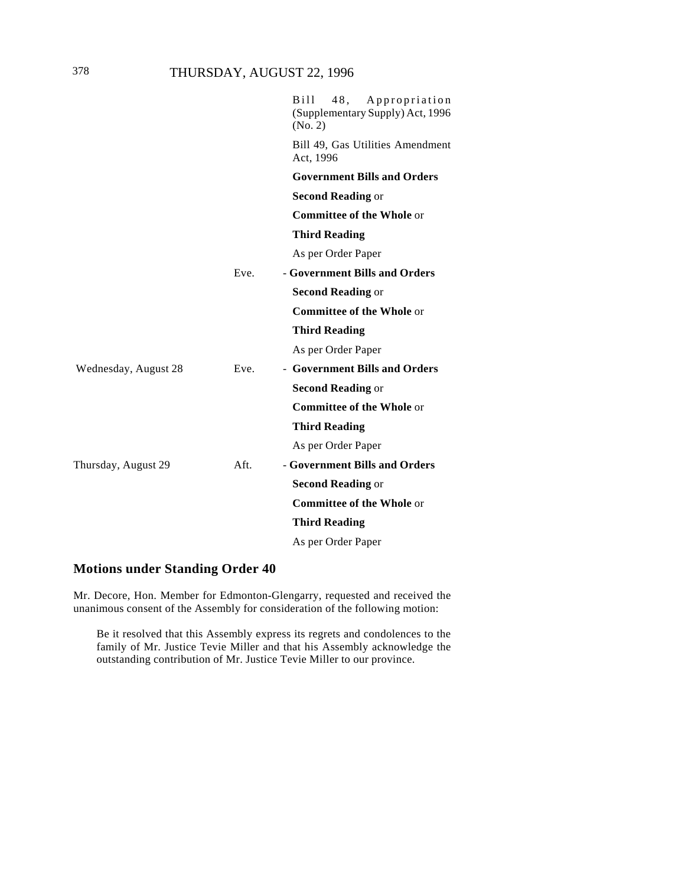| | | |
|---|---|---|
| | | Bill 48, Appropriation (Supplementary Supply) Act, 1996 (No. 2) |
| | | Bill 49, Gas Utilities Amendment Act, 1996 |
| | | **Government Bills and Orders** |
| | | **Second Reading** or |
| | | **Committee of the Whole** or |
| | | **Third Reading** |
| | | As per Order Paper |
| | Eve. | - **Government Bills and Orders** |
| | | **Second Reading** or |
| | | **Committee of the Whole** or |
| | | **Third Reading** |
| | | As per Order Paper |
| Wednesday, August 28 | Eve. | - **Government Bills and Orders** |
| | | **Second Reading** or |
| | | **Committee of the Whole** or |
| | | **Third Reading** |
| | | As per Order Paper |
| Thursday, August 29 | Aft. | - **Government Bills and Orders** |
| | | **Second Reading** or |
| | | **Committee of the Whole** or |
| | | **Third Reading** |
| | | As per Order Paper |

## Motions under Standing Order 40

Mr. Decore, Hon. Member for Edmonton-Glengarry, requested and received the unanimous consent of the Assembly for consideration of the following motion:

> Be it resolved that this Assembly express its regrets and condolences to the family of Mr. Justice Tevie Miller and that his Assembly acknowledge the outstanding contribution of Mr. Justice Tevie Miller to our province.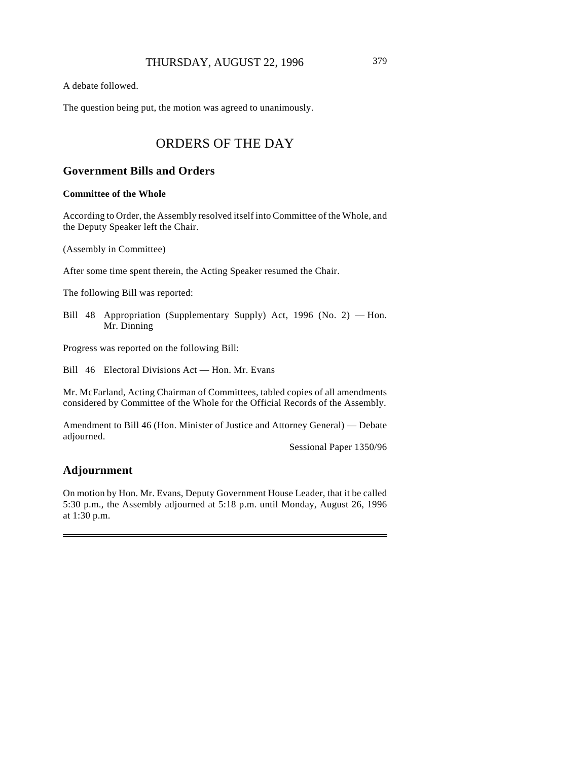A debate followed.

The question being put, the motion was agreed to unanimously.

# ORDERS OF THE DAY

## Government Bills and Orders

### Committee of the Whole

According to Order, the Assembly resolved itself into Committee of the Whole, and the Deputy Speaker left the Chair.

(Assembly in Committee)

After some time spent therein, the Acting Speaker resumed the Chair.

The following Bill was reported:

Bill 48 Appropriation (Supplementary Supply) Act, 1996 (No. 2) — Hon. Mr. Dinning

Progress was reported on the following Bill:

Bill 46 Electoral Divisions Act — Hon. Mr. Evans

Mr. McFarland, Acting Chairman of Committees, tabled copies of all amendments considered by Committee of the Whole for the Official Records of the Assembly.

Amendment to Bill 46 (Hon. Minister of Justice and Attorney General) — Debate adjourned.

Sessional Paper 1350/96

## Adjournment

On motion by Hon. Mr. Evans, Deputy Government House Leader, that it be called 5:30 p.m., the Assembly adjourned at 5:18 p.m. until Monday, August 26, 1996 at 1:30 p.m.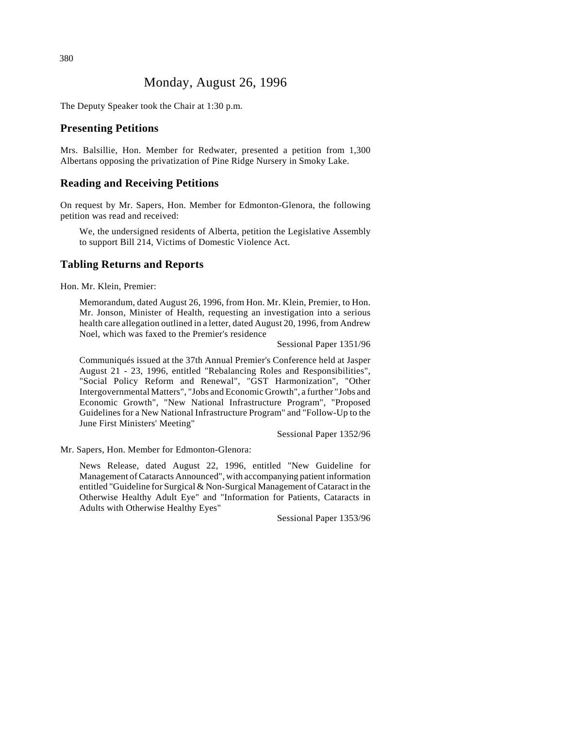# Monday, August 26, 1996

The Deputy Speaker took the Chair at 1:30 p.m.

## Presenting Petitions

Mrs. Balsillie, Hon. Member for Redwater, presented a petition from 1,300 Albertans opposing the privatization of Pine Ridge Nursery in Smoky Lake.

## Reading and Receiving Petitions

On request by Mr. Sapers, Hon. Member for Edmonton-Glenora, the following petition was read and received:

> We, the undersigned residents of Alberta, petition the Legislative Assembly to support Bill 214, Victims of Domestic Violence Act.

## Tabling Returns and Reports

Hon. Mr. Klein, Premier:

> Memorandum, dated August 26, 1996, from Hon. Mr. Klein, Premier, to Hon. Mr. Jonson, Minister of Health, requesting an investigation into a serious health care allegation outlined in a letter, dated August 20, 1996, from Andrew Noel, which was faxed to the Premier's residence
>
> Sessional Paper 1351/96

> Communiqués issued at the 37th Annual Premier's Conference held at Jasper August 21 - 23, 1996, entitled "Rebalancing Roles and Responsibilities", "Social Policy Reform and Renewal", "GST Harmonization", "Other Intergovernmental Matters", "Jobs and Economic Growth", a further "Jobs and Economic Growth", "New National Infrastructure Program", "Proposed Guidelines for a New National Infrastructure Program" and "Follow-Up to the June First Ministers' Meeting"
>
> Sessional Paper 1352/96

Mr. Sapers, Hon. Member for Edmonton-Glenora:

> News Release, dated August 22, 1996, entitled "New Guideline for Management of Cataracts Announced", with accompanying patient information entitled "Guideline for Surgical & Non-Surgical Management of Cataract in the Otherwise Healthy Adult Eye" and "Information for Patients, Cataracts in Adults with Otherwise Healthy Eyes"
>
> Sessional Paper 1353/96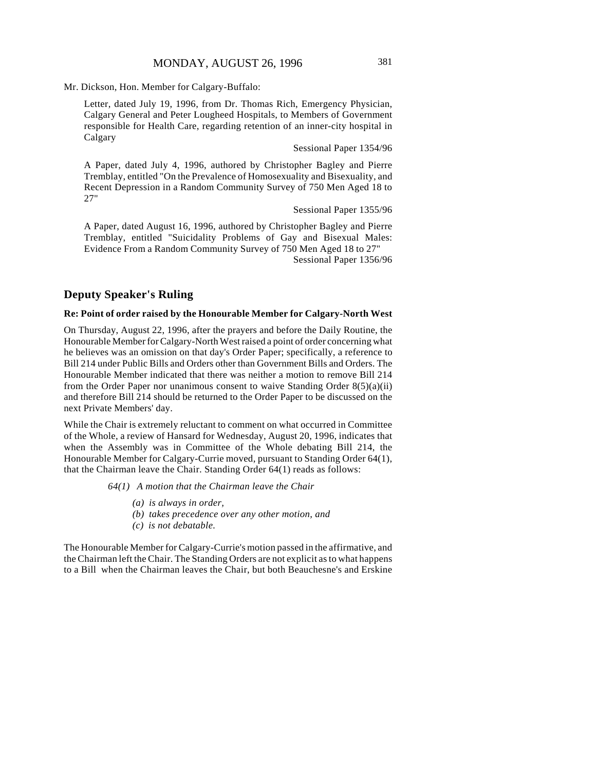Mr. Dickson, Hon. Member for Calgary-Buffalo:

> Letter, dated July 19, 1996, from Dr. Thomas Rich, Emergency Physician, Calgary General and Peter Lougheed Hospitals, to Members of Government responsible for Health Care, regarding retention of an inner-city hospital in Calgary
>
> Sessional Paper 1354/96
>
> A Paper, dated July 4, 1996, authored by Christopher Bagley and Pierre Tremblay, entitled "On the Prevalence of Homosexuality and Bisexuality, and Recent Depression in a Random Community Survey of 750 Men Aged 18 to 27"
>
> Sessional Paper 1355/96
>
> A Paper, dated August 16, 1996, authored by Christopher Bagley and Pierre Tremblay, entitled "Suicidality Problems of Gay and Bisexual Males: Evidence From a Random Community Survey of 750 Men Aged 18 to 27"
>
> Sessional Paper 1356/96

## Deputy Speaker's Ruling

### Re: Point of order raised by the Honourable Member for Calgary-North West

On Thursday, August 22, 1996, after the prayers and before the Daily Routine, the Honourable Member for Calgary-North West raised a point of order concerning what he believes was an omission on that day's Order Paper; specifically, a reference to Bill 214 under Public Bills and Orders other than Government Bills and Orders. The Honourable Member indicated that there was neither a motion to remove Bill 214 from the Order Paper nor unanimous consent to waive Standing Order 8(5)(a)(ii) and therefore Bill 214 should be returned to the Order Paper to be discussed on the next Private Members' day.

While the Chair is extremely reluctant to comment on what occurred in Committee of the Whole, a review of Hansard for Wednesday, August 20, 1996, indicates that when the Assembly was in Committee of the Whole debating Bill 214, the Honourable Member for Calgary-Currie moved, pursuant to Standing Order 64(1), that the Chairman leave the Chair. Standing Order 64(1) reads as follows:

> *64(1) A motion that the Chairman leave the Chair*
>
> *(a) is always in order,*
> *(b) takes precedence over any other motion, and*
> *(c) is not debatable.*

The Honourable Member for Calgary-Currie's motion passed in the affirmative, and the Chairman left the Chair. The Standing Orders are not explicit as to what happens to a Bill when the Chairman leaves the Chair, but both Beauchesne's and Erskine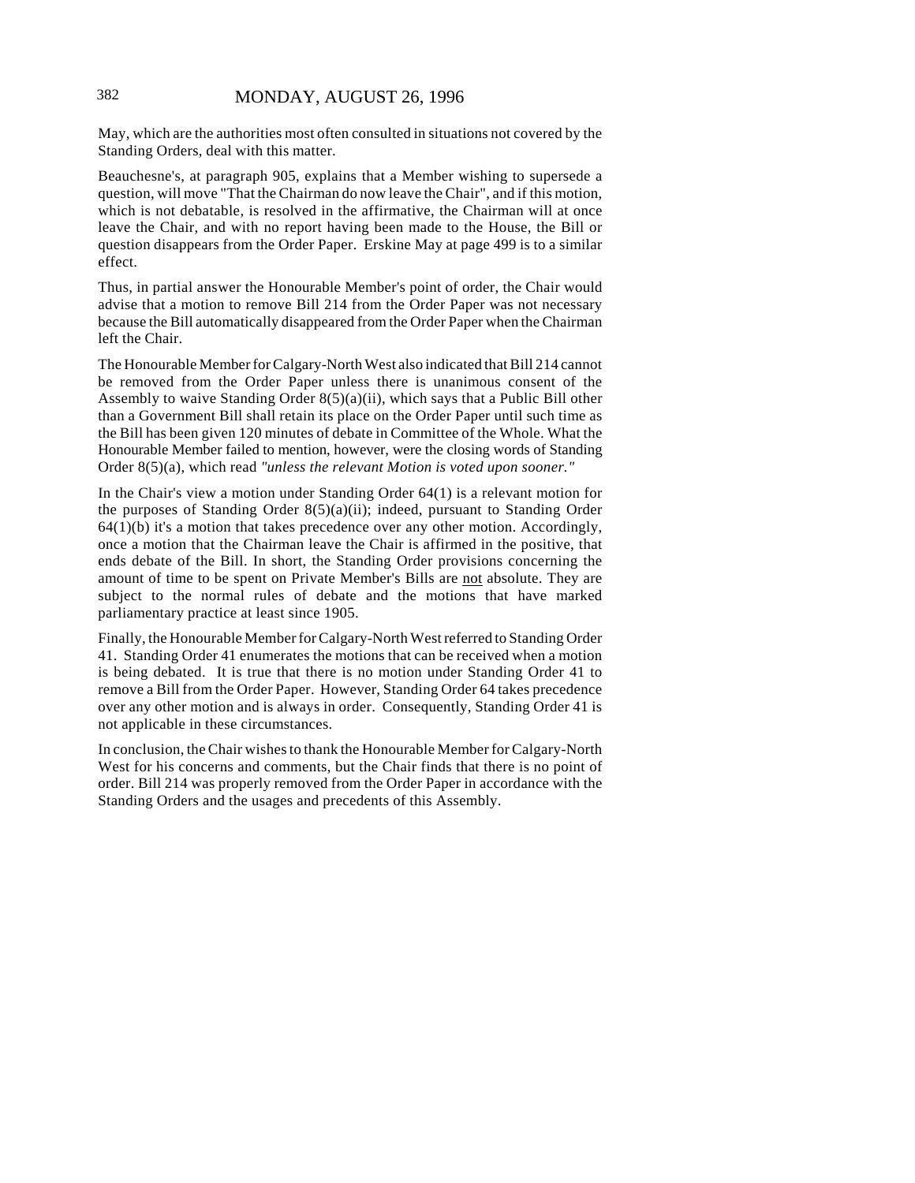May, which are the authorities most often consulted in situations not covered by the Standing Orders, deal with this matter.

Beauchesne's, at paragraph 905, explains that a Member wishing to supersede a question, will move "That the Chairman do now leave the Chair", and if this motion, which is not debatable, is resolved in the affirmative, the Chairman will at once leave the Chair, and with no report having been made to the House, the Bill or question disappears from the Order Paper. Erskine May at page 499 is to a similar effect.

Thus, in partial answer the Honourable Member's point of order, the Chair would advise that a motion to remove Bill 214 from the Order Paper was not necessary because the Bill automatically disappeared from the Order Paper when the Chairman left the Chair.

The Honourable Member for Calgary-North West also indicated that Bill 214 cannot be removed from the Order Paper unless there is unanimous consent of the Assembly to waive Standing Order 8(5)(a)(ii), which says that a Public Bill other than a Government Bill shall retain its place on the Order Paper until such time as the Bill has been given 120 minutes of debate in Committee of the Whole. What the Honourable Member failed to mention, however, were the closing words of Standing Order 8(5)(a), which read *"unless the relevant Motion is voted upon sooner."*

In the Chair's view a motion under Standing Order 64(1) is a relevant motion for the purposes of Standing Order 8(5)(a)(ii); indeed, pursuant to Standing Order 64(1)(b) it's a motion that takes precedence over any other motion. Accordingly, once a motion that the Chairman leave the Chair is affirmed in the positive, that ends debate of the Bill. In short, the Standing Order provisions concerning the amount of time to be spent on Private Member's Bills are <u>not</u> absolute. They are subject to the normal rules of debate and the motions that have marked parliamentary practice at least since 1905.

Finally, the Honourable Member for Calgary-North West referred to Standing Order 41. Standing Order 41 enumerates the motions that can be received when a motion is being debated. It is true that there is no motion under Standing Order 41 to remove a Bill from the Order Paper. However, Standing Order 64 takes precedence over any other motion and is always in order. Consequently, Standing Order 41 is not applicable in these circumstances.

In conclusion, the Chair wishes to thank the Honourable Member for Calgary-North West for his concerns and comments, but the Chair finds that there is no point of order. Bill 214 was properly removed from the Order Paper in accordance with the Standing Orders and the usages and precedents of this Assembly.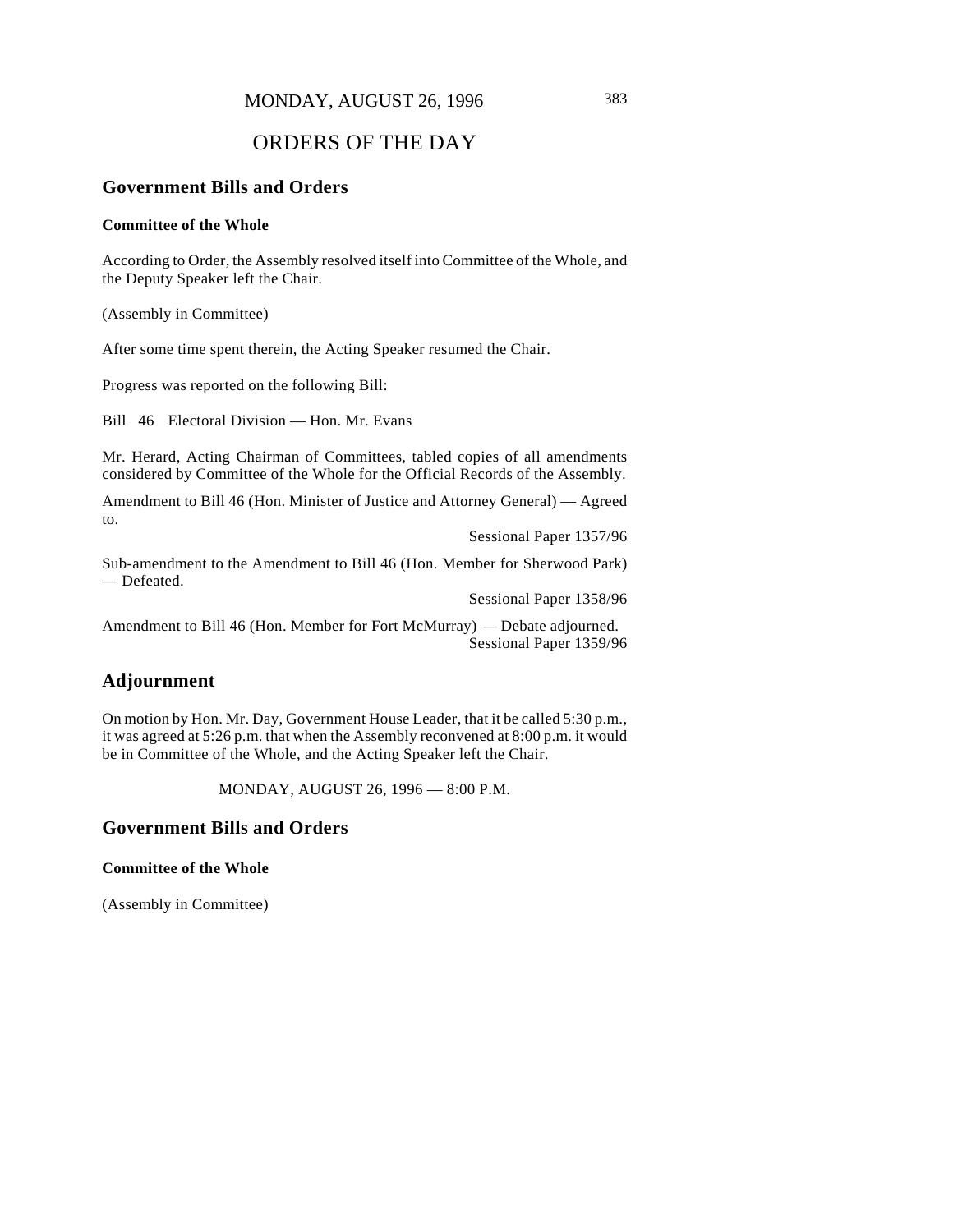MONDAY, AUGUST 26, 1996

# ORDERS OF THE DAY

## Government Bills and Orders

### Committee of the Whole

According to Order, the Assembly resolved itself into Committee of the Whole, and the Deputy Speaker left the Chair.

(Assembly in Committee)

After some time spent therein, the Acting Speaker resumed the Chair.

Progress was reported on the following Bill:

Bill 46 Electoral Division — Hon. Mr. Evans

Mr. Herard, Acting Chairman of Committees, tabled copies of all amendments considered by Committee of the Whole for the Official Records of the Assembly.

Amendment to Bill 46 (Hon. Minister of Justice and Attorney General) — Agreed to.

Sessional Paper 1357/96

Sub-amendment to the Amendment to Bill 46 (Hon. Member for Sherwood Park) — Defeated.

Sessional Paper 1358/96

Amendment to Bill 46 (Hon. Member for Fort McMurray) — Debate adjourned.

Sessional Paper 1359/96

## Adjournment

On motion by Hon. Mr. Day, Government House Leader, that it be called 5:30 p.m., it was agreed at 5:26 p.m. that when the Assembly reconvened at 8:00 p.m. it would be in Committee of the Whole, and the Acting Speaker left the Chair.

MONDAY, AUGUST 26, 1996 — 8:00 P.M.

## Government Bills and Orders

### Committee of the Whole

(Assembly in Committee)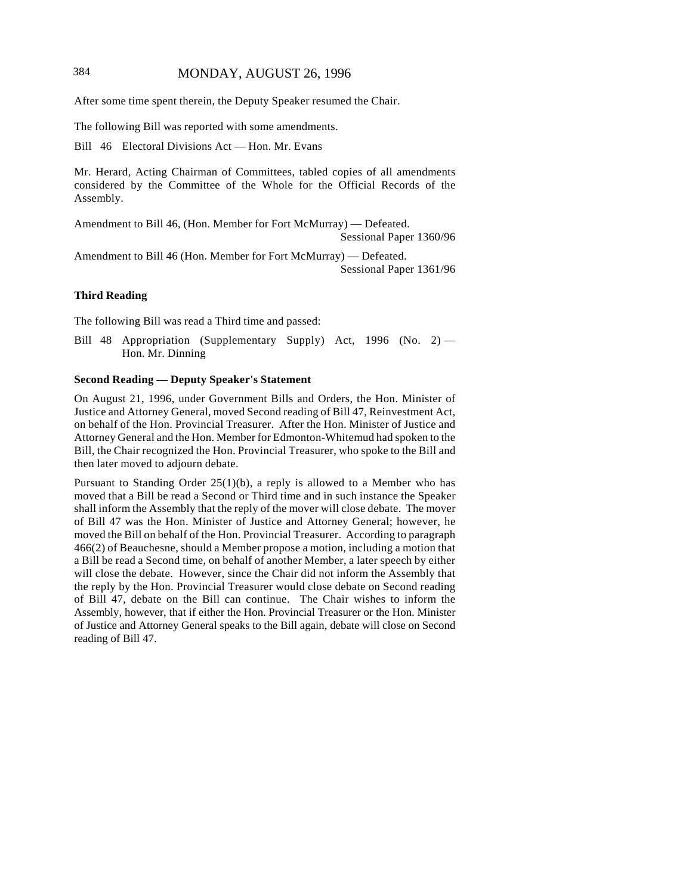After some time spent therein, the Deputy Speaker resumed the Chair.

The following Bill was reported with some amendments.

Bill 46 Electoral Divisions Act — Hon. Mr. Evans

Mr. Herard, Acting Chairman of Committees, tabled copies of all amendments considered by the Committee of the Whole for the Official Records of the Assembly.

Amendment to Bill 46, (Hon. Member for Fort McMurray) — Defeated.
Sessional Paper 1360/96

Amendment to Bill 46 (Hon. Member for Fort McMurray) — Defeated.
Sessional Paper 1361/96

**Third Reading**

The following Bill was read a Third time and passed:

Bill 48 Appropriation (Supplementary Supply) Act, 1996 (No. 2) — Hon. Mr. Dinning

**Second Reading — Deputy Speaker's Statement**

On August 21, 1996, under Government Bills and Orders, the Hon. Minister of Justice and Attorney General, moved Second reading of Bill 47, Reinvestment Act, on behalf of the Hon. Provincial Treasurer. After the Hon. Minister of Justice and Attorney General and the Hon. Member for Edmonton-Whitemud had spoken to the Bill, the Chair recognized the Hon. Provincial Treasurer, who spoke to the Bill and then later moved to adjourn debate.

Pursuant to Standing Order 25(1)(b), a reply is allowed to a Member who has moved that a Bill be read a Second or Third time and in such instance the Speaker shall inform the Assembly that the reply of the mover will close debate. The mover of Bill 47 was the Hon. Minister of Justice and Attorney General; however, he moved the Bill on behalf of the Hon. Provincial Treasurer. According to paragraph 466(2) of Beauchesne, should a Member propose a motion, including a motion that a Bill be read a Second time, on behalf of another Member, a later speech by either will close the debate. However, since the Chair did not inform the Assembly that the reply by the Hon. Provincial Treasurer would close debate on Second reading of Bill 47, debate on the Bill can continue. The Chair wishes to inform the Assembly, however, that if either the Hon. Provincial Treasurer or the Hon. Minister of Justice and Attorney General speaks to the Bill again, debate will close on Second reading of Bill 47.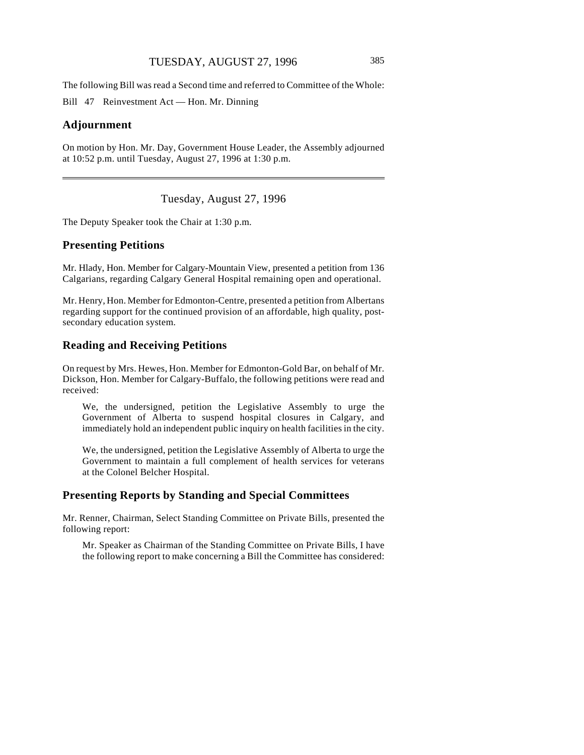The following Bill was read a Second time and referred to Committee of the Whole:

Bill 47 Reinvestment Act — Hon. Mr. Dinning

## Adjournment

On motion by Hon. Mr. Day, Government House Leader, the Assembly adjourned at 10:52 p.m. until Tuesday, August 27, 1996 at 1:30 p.m.

---

Tuesday, August 27, 1996

The Deputy Speaker took the Chair at 1:30 p.m.

## Presenting Petitions

Mr. Hlady, Hon. Member for Calgary-Mountain View, presented a petition from 136 Calgarians, regarding Calgary General Hospital remaining open and operational.

Mr. Henry, Hon. Member for Edmonton-Centre, presented a petition from Albertans regarding support for the continued provision of an affordable, high quality, post-secondary education system.

## Reading and Receiving Petitions

On request by Mrs. Hewes, Hon. Member for Edmonton-Gold Bar, on behalf of Mr. Dickson, Hon. Member for Calgary-Buffalo, the following petitions were read and received:

> We, the undersigned, petition the Legislative Assembly to urge the Government of Alberta to suspend hospital closures in Calgary, and immediately hold an independent public inquiry on health facilities in the city.
>
> We, the undersigned, petition the Legislative Assembly of Alberta to urge the Government to maintain a full complement of health services for veterans at the Colonel Belcher Hospital.

## Presenting Reports by Standing and Special Committees

Mr. Renner, Chairman, Select Standing Committee on Private Bills, presented the following report:

> Mr. Speaker as Chairman of the Standing Committee on Private Bills, I have the following report to make concerning a Bill the Committee has considered: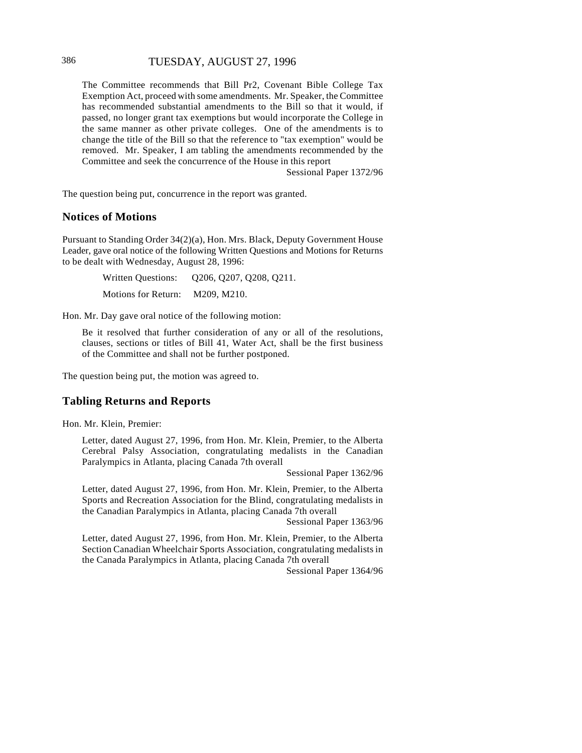The Committee recommends that Bill Pr2, Covenant Bible College Tax Exemption Act, proceed with some amendments. Mr. Speaker, the Committee has recommended substantial amendments to the Bill so that it would, if passed, no longer grant tax exemptions but would incorporate the College in the same manner as other private colleges. One of the amendments is to change the title of the Bill so that the reference to "tax exemption" would be removed. Mr. Speaker, I am tabling the amendments recommended by the Committee and seek the concurrence of the House in this report

Sessional Paper 1372/96

The question being put, concurrence in the report was granted.

## Notices of Motions

Pursuant to Standing Order 34(2)(a), Hon. Mrs. Black, Deputy Government House Leader, gave oral notice of the following Written Questions and Motions for Returns to be dealt with Wednesday, August 28, 1996:

Written Questions: Q206, Q207, Q208, Q211.

Motions for Return: M209, M210.

Hon. Mr. Day gave oral notice of the following motion:

Be it resolved that further consideration of any or all of the resolutions, clauses, sections or titles of Bill 41, Water Act, shall be the first business of the Committee and shall not be further postponed.

The question being put, the motion was agreed to.

## Tabling Returns and Reports

Hon. Mr. Klein, Premier:

Letter, dated August 27, 1996, from Hon. Mr. Klein, Premier, to the Alberta Cerebral Palsy Association, congratulating medalists in the Canadian Paralympics in Atlanta, placing Canada 7th overall

Sessional Paper 1362/96

Letter, dated August 27, 1996, from Hon. Mr. Klein, Premier, to the Alberta Sports and Recreation Association for the Blind, congratulating medalists in the Canadian Paralympics in Atlanta, placing Canada 7th overall

Sessional Paper 1363/96

Letter, dated August 27, 1996, from Hon. Mr. Klein, Premier, to the Alberta Section Canadian Wheelchair Sports Association, congratulating medalists in the Canada Paralympics in Atlanta, placing Canada 7th overall

Sessional Paper 1364/96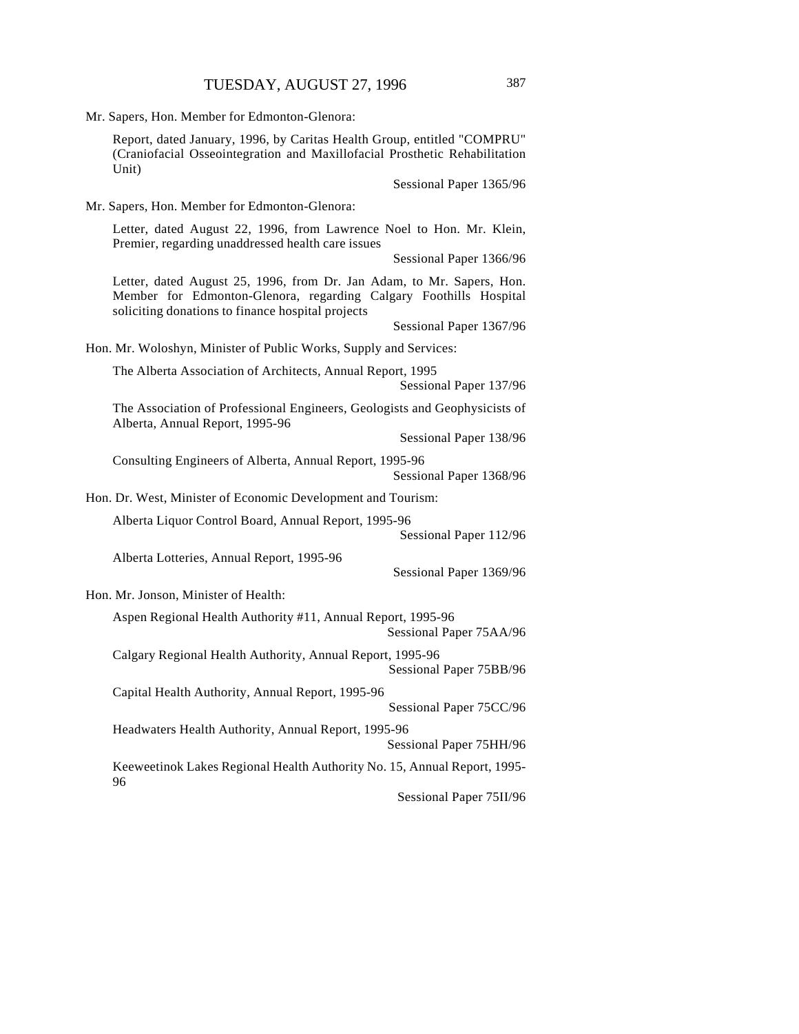Mr. Sapers, Hon. Member for Edmonton-Glenora:

Report, dated January, 1996, by Caritas Health Group, entitled "COMPRU" (Craniofacial Osseointegration and Maxillofacial Prosthetic Rehabilitation Unit)

Sessional Paper 1365/96

Mr. Sapers, Hon. Member for Edmonton-Glenora:

Letter, dated August 22, 1996, from Lawrence Noel to Hon. Mr. Klein, Premier, regarding unaddressed health care issues

Sessional Paper 1366/96

Letter, dated August 25, 1996, from Dr. Jan Adam, to Mr. Sapers, Hon. Member for Edmonton-Glenora, regarding Calgary Foothills Hospital soliciting donations to finance hospital projects

Sessional Paper 1367/96

Hon. Mr. Woloshyn, Minister of Public Works, Supply and Services:

The Alberta Association of Architects, Annual Report, 1995

Sessional Paper 137/96

The Association of Professional Engineers, Geologists and Geophysicists of Alberta, Annual Report, 1995-96

Sessional Paper 138/96

Consulting Engineers of Alberta, Annual Report, 1995-96

Sessional Paper 1368/96

Hon. Dr. West, Minister of Economic Development and Tourism:

Alberta Liquor Control Board, Annual Report, 1995-96

Sessional Paper 112/96

Alberta Lotteries, Annual Report, 1995-96

Sessional Paper 1369/96

Hon. Mr. Jonson, Minister of Health:

Aspen Regional Health Authority #11, Annual Report, 1995-96

Sessional Paper 75AA/96

Calgary Regional Health Authority, Annual Report, 1995-96

Sessional Paper 75BB/96

Capital Health Authority, Annual Report, 1995-96

Sessional Paper 75CC/96

Headwaters Health Authority, Annual Report, 1995-96

Sessional Paper 75HH/96

Keeweetinok Lakes Regional Health Authority No. 15, Annual Report, 1995-96

Sessional Paper 75II/96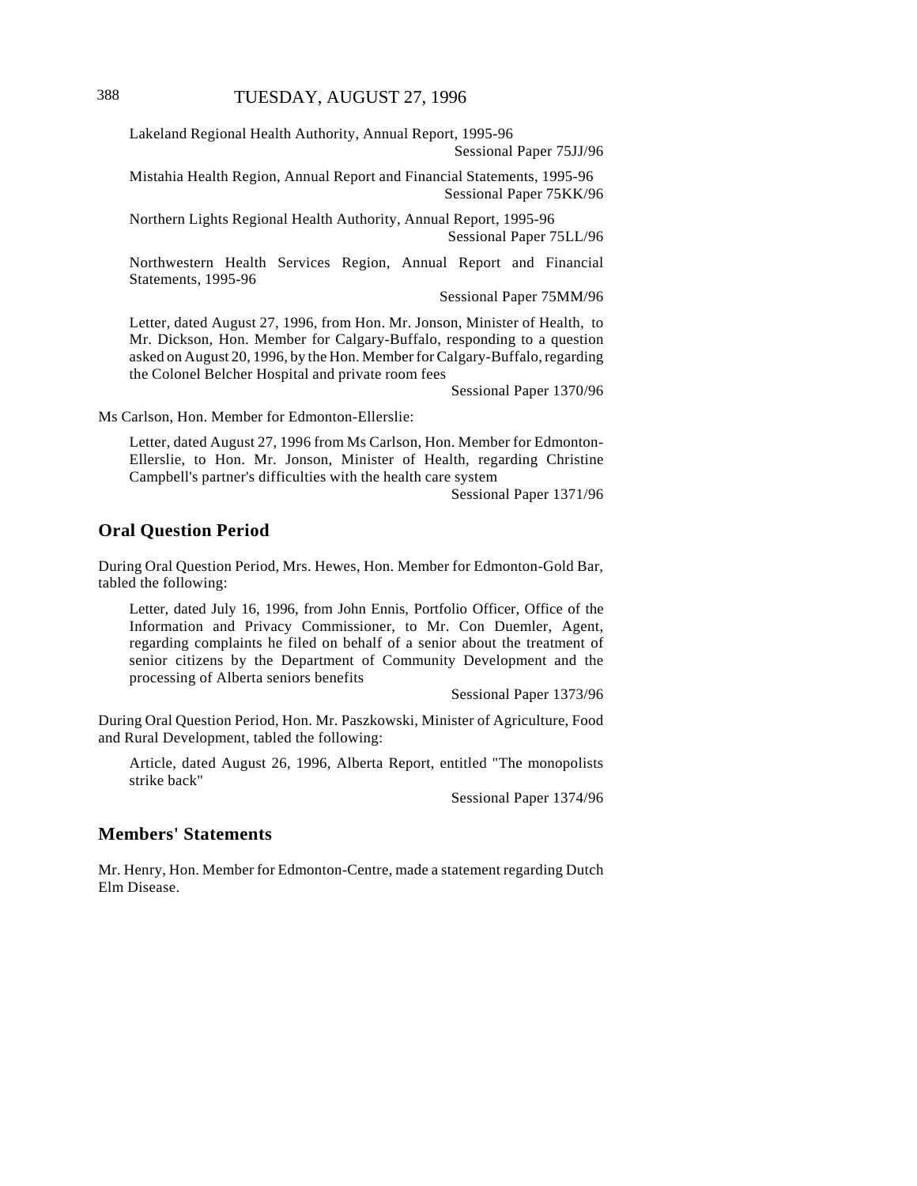Lakeland Regional Health Authority, Annual Report, 1995-96

Sessional Paper 75JJ/96

Mistahia Health Region, Annual Report and Financial Statements, 1995-96

Sessional Paper 75KK/96

Northern Lights Regional Health Authority, Annual Report, 1995-96

Sessional Paper 75LL/96

Northwestern Health Services Region, Annual Report and Financial Statements, 1995-96

Sessional Paper 75MM/96

Letter, dated August 27, 1996, from Hon. Mr. Jonson, Minister of Health, to Mr. Dickson, Hon. Member for Calgary-Buffalo, responding to a question asked on August 20, 1996, by the Hon. Member for Calgary-Buffalo, regarding the Colonel Belcher Hospital and private room fees

Sessional Paper 1370/96

Ms Carlson, Hon. Member for Edmonton-Ellerslie:

Letter, dated August 27, 1996 from Ms Carlson, Hon. Member for Edmonton-Ellerslie, to Hon. Mr. Jonson, Minister of Health, regarding Christine Campbell's partner's difficulties with the health care system

Sessional Paper 1371/96

## Oral Question Period

During Oral Question Period, Mrs. Hewes, Hon. Member for Edmonton-Gold Bar, tabled the following:

Letter, dated July 16, 1996, from John Ennis, Portfolio Officer, Office of the Information and Privacy Commissioner, to Mr. Con Duemler, Agent, regarding complaints he filed on behalf of a senior about the treatment of senior citizens by the Department of Community Development and the processing of Alberta seniors benefits

Sessional Paper 1373/96

During Oral Question Period, Hon. Mr. Paszkowski, Minister of Agriculture, Food and Rural Development, tabled the following:

Article, dated August 26, 1996, Alberta Report, entitled "The monopolists strike back"

Sessional Paper 1374/96

## Members' Statements

Mr. Henry, Hon. Member for Edmonton-Centre, made a statement regarding Dutch Elm Disease.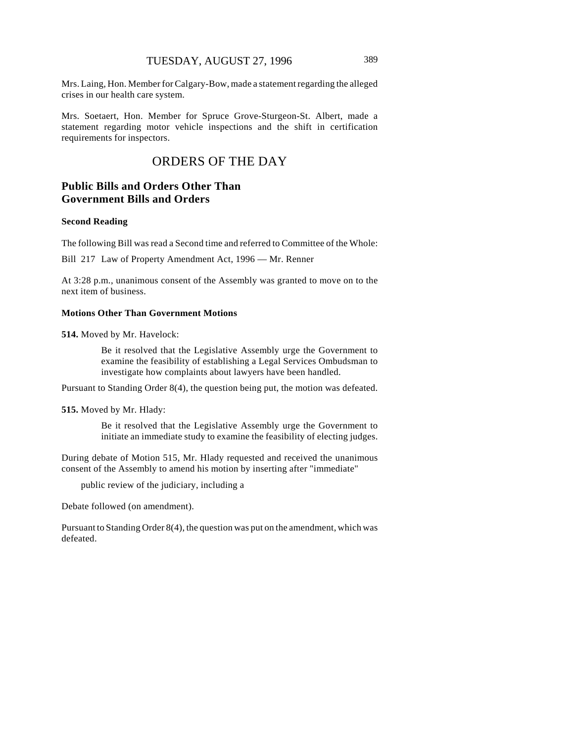Mrs. Laing, Hon. Member for Calgary-Bow, made a statement regarding the alleged crises in our health care system.

Mrs. Soetaert, Hon. Member for Spruce Grove-Sturgeon-St. Albert, made a statement regarding motor vehicle inspections and the shift in certification requirements for inspectors.

# ORDERS OF THE DAY

## Public Bills and Orders Other Than Government Bills and Orders

### Second Reading

The following Bill was read a Second time and referred to Committee of the Whole:

Bill 217 Law of Property Amendment Act, 1996 — Mr. Renner

At 3:28 p.m., unanimous consent of the Assembly was granted to move on to the next item of business.

### Motions Other Than Government Motions

**514.** Moved by Mr. Havelock:

> Be it resolved that the Legislative Assembly urge the Government to examine the feasibility of establishing a Legal Services Ombudsman to investigate how complaints about lawyers have been handled.

Pursuant to Standing Order 8(4), the question being put, the motion was defeated.

**515.** Moved by Mr. Hlady:

> Be it resolved that the Legislative Assembly urge the Government to initiate an immediate study to examine the feasibility of electing judges.

During debate of Motion 515, Mr. Hlady requested and received the unanimous consent of the Assembly to amend his motion by inserting after "immediate"

> public review of the judiciary, including a

Debate followed (on amendment).

Pursuant to Standing Order 8(4), the question was put on the amendment, which was defeated.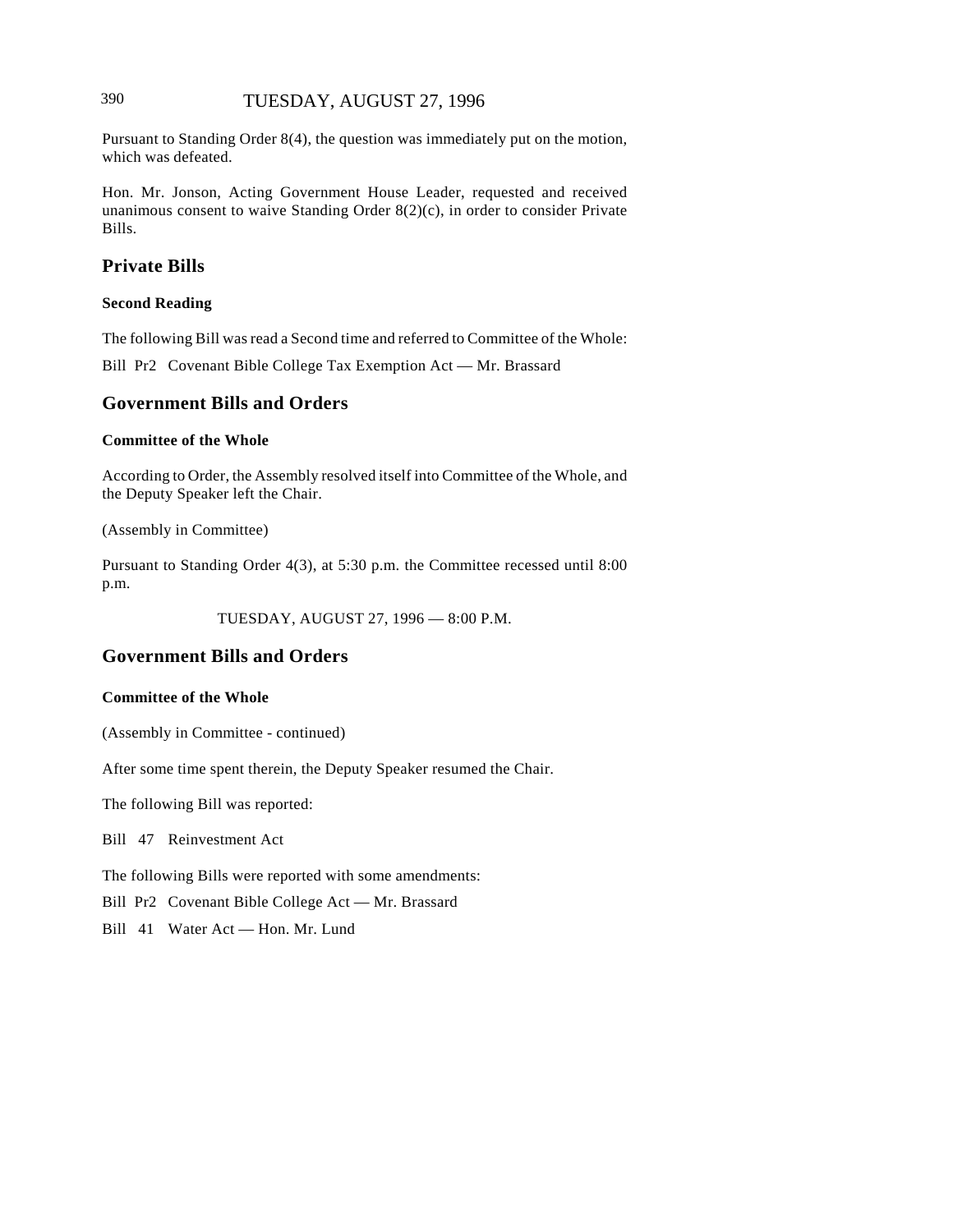Pursuant to Standing Order 8(4), the question was immediately put on the motion, which was defeated.

Hon. Mr. Jonson, Acting Government House Leader, requested and received unanimous consent to waive Standing Order 8(2)(c), in order to consider Private Bills.

## Private Bills

### Second Reading

The following Bill was read a Second time and referred to Committee of the Whole:

Bill Pr2 Covenant Bible College Tax Exemption Act — Mr. Brassard

## Government Bills and Orders

### Committee of the Whole

According to Order, the Assembly resolved itself into Committee of the Whole, and the Deputy Speaker left the Chair.

(Assembly in Committee)

Pursuant to Standing Order 4(3), at 5:30 p.m. the Committee recessed until 8:00 p.m.

TUESDAY, AUGUST 27, 1996 — 8:00 P.M.

## Government Bills and Orders

### Committee of the Whole

(Assembly in Committee - continued)

After some time spent therein, the Deputy Speaker resumed the Chair.

The following Bill was reported:

Bill 47 Reinvestment Act

The following Bills were reported with some amendments:

Bill Pr2 Covenant Bible College Act — Mr. Brassard

Bill 41 Water Act — Hon. Mr. Lund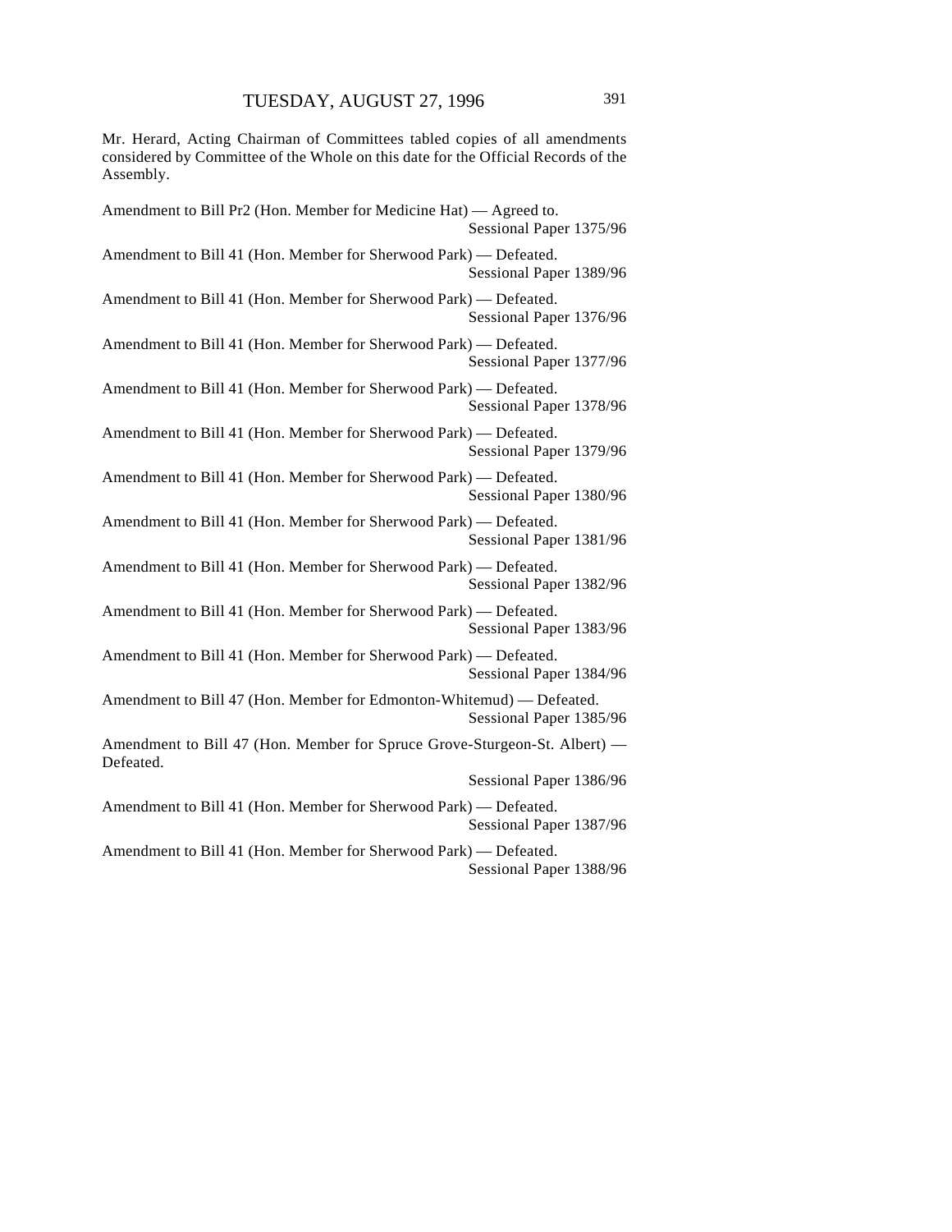Mr. Herard, Acting Chairman of Committees tabled copies of all amendments considered by Committee of the Whole on this date for the Official Records of the Assembly.

Amendment to Bill Pr2 (Hon. Member for Medicine Hat) — Agreed to.
Sessional Paper 1375/96

Amendment to Bill 41 (Hon. Member for Sherwood Park) — Defeated.
Sessional Paper 1389/96

Amendment to Bill 41 (Hon. Member for Sherwood Park) — Defeated.
Sessional Paper 1376/96

Amendment to Bill 41 (Hon. Member for Sherwood Park) — Defeated.
Sessional Paper 1377/96

Amendment to Bill 41 (Hon. Member for Sherwood Park) — Defeated.
Sessional Paper 1378/96

Amendment to Bill 41 (Hon. Member for Sherwood Park) — Defeated.
Sessional Paper 1379/96

Amendment to Bill 41 (Hon. Member for Sherwood Park) — Defeated.
Sessional Paper 1380/96

Amendment to Bill 41 (Hon. Member for Sherwood Park) — Defeated.
Sessional Paper 1381/96

Amendment to Bill 41 (Hon. Member for Sherwood Park) — Defeated.
Sessional Paper 1382/96

Amendment to Bill 41 (Hon. Member for Sherwood Park) — Defeated.
Sessional Paper 1383/96

Amendment to Bill 41 (Hon. Member for Sherwood Park) — Defeated.
Sessional Paper 1384/96

Amendment to Bill 47 (Hon. Member for Edmonton-Whitemud) — Defeated.
Sessional Paper 1385/96

Amendment to Bill 47 (Hon. Member for Spruce Grove-Sturgeon-St. Albert) — Defeated.
Sessional Paper 1386/96

Amendment to Bill 41 (Hon. Member for Sherwood Park) — Defeated.
Sessional Paper 1387/96

Amendment to Bill 41 (Hon. Member for Sherwood Park) — Defeated.
Sessional Paper 1388/96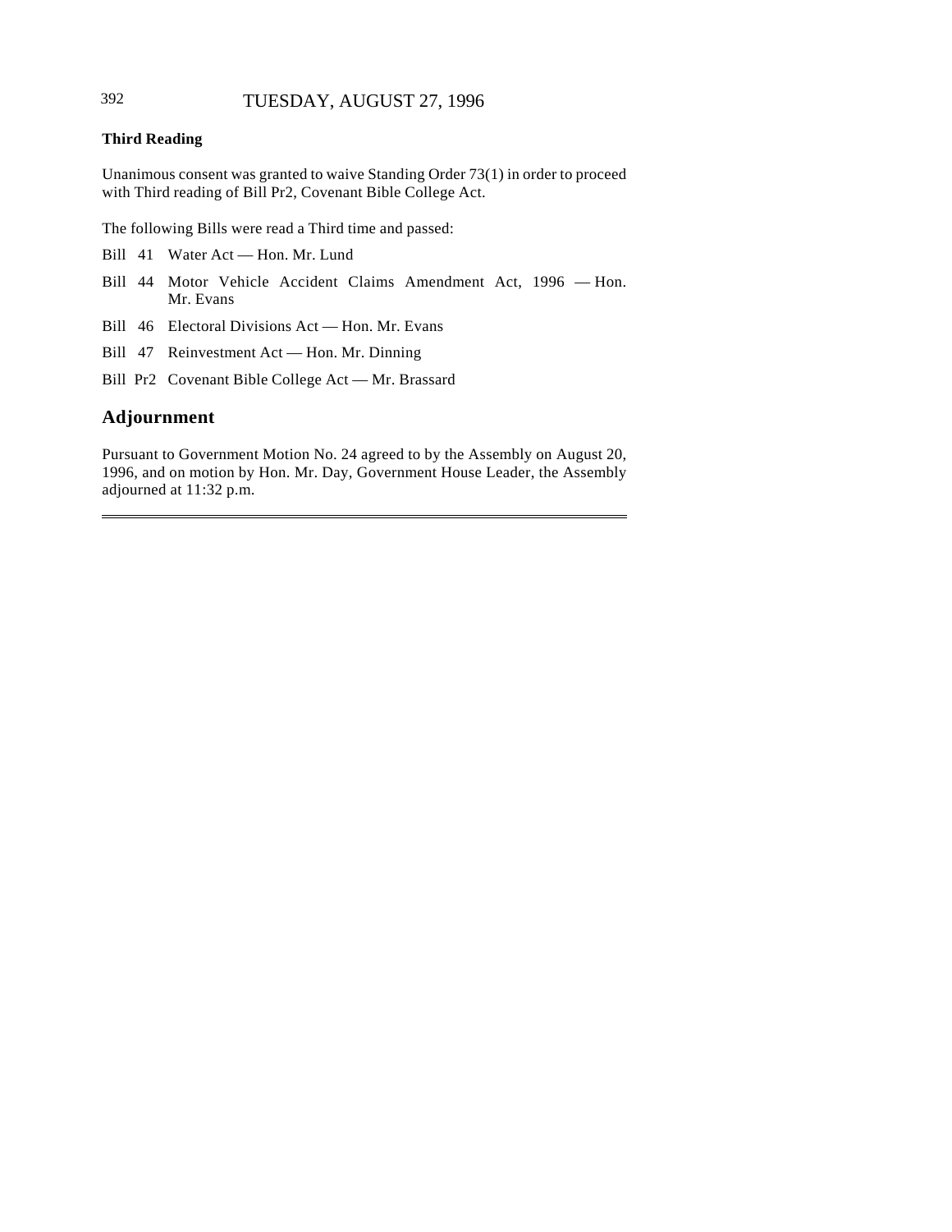### Third Reading

Unanimous consent was granted to waive Standing Order 73(1) in order to proceed with Third reading of Bill Pr2, Covenant Bible College Act.

The following Bills were read a Third time and passed:

Bill 41 Water Act — Hon. Mr. Lund

Bill 44 Motor Vehicle Accident Claims Amendment Act, 1996 — Hon. Mr. Evans

Bill 46 Electoral Divisions Act — Hon. Mr. Evans

Bill 47 Reinvestment Act — Hon. Mr. Dinning

Bill Pr2 Covenant Bible College Act — Mr. Brassard

## Adjournment

Pursuant to Government Motion No. 24 agreed to by the Assembly on August 20, 1996, and on motion by Hon. Mr. Day, Government House Leader, the Assembly adjourned at 11:32 p.m.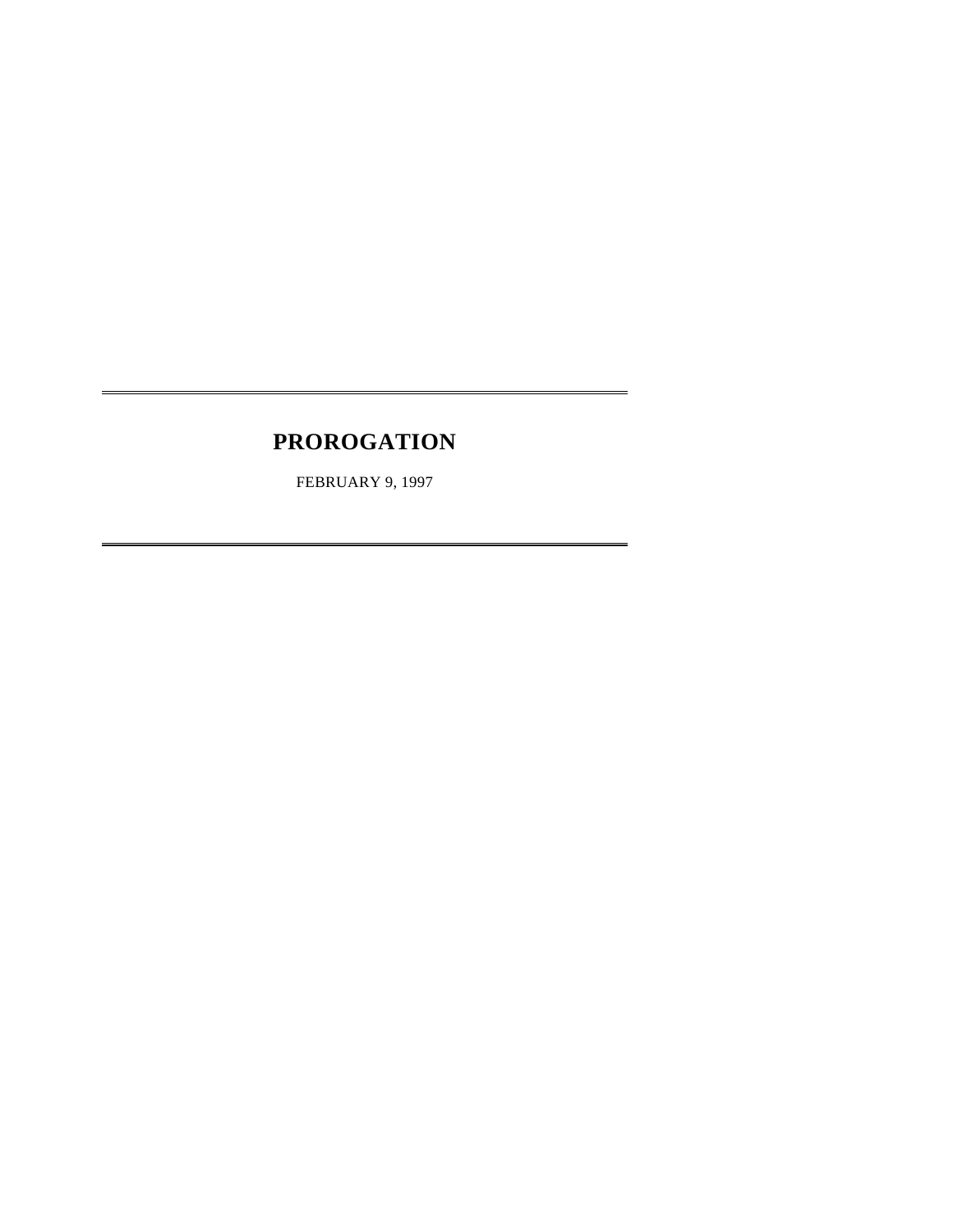# PROROGATION

FEBRUARY 9, 1997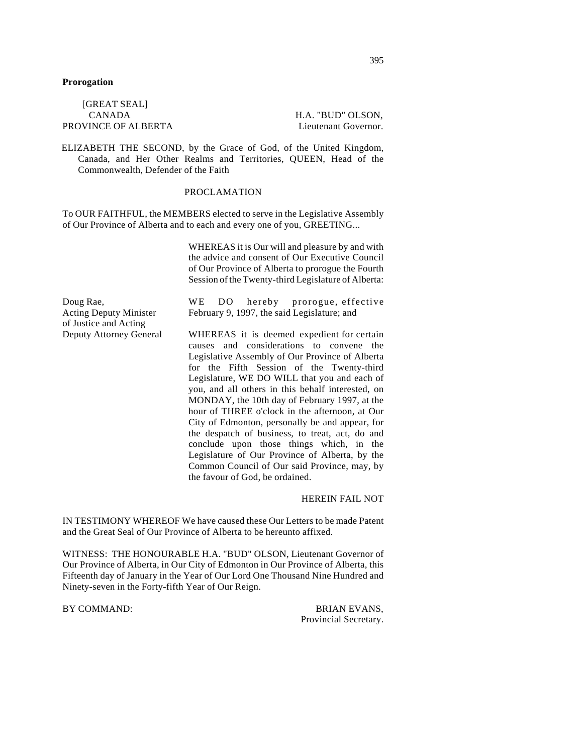**Prorogation**

[GREAT SEAL]
CANADA
PROVINCE OF ALBERTA

H.A. "BUD" OLSON,
Lieutenant Governor.

ELIZABETH THE SECOND, by the Grace of God, of the United Kingdom, Canada, and Her Other Realms and Territories, QUEEN, Head of the Commonwealth, Defender of the Faith

PROCLAMATION

To OUR FAITHFUL, the MEMBERS elected to serve in the Legislative Assembly of Our Province of Alberta and to each and every one of you, GREETING...

WHEREAS it is Our will and pleasure by and with the advice and consent of Our Executive Council of Our Province of Alberta to prorogue the Fourth Session of the Twenty-third Legislature of Alberta:

WE DO hereby prorogue, effective February 9, 1997, the said Legislature; and

WHEREAS it is deemed expedient for certain causes and considerations to convene the Legislative Assembly of Our Province of Alberta for the Fifth Session of the Twenty-third Legislature, WE DO WILL that you and each of you, and all others in this behalf interested, on MONDAY, the 10th day of February 1997, at the hour of THREE o'clock in the afternoon, at Our City of Edmonton, personally be and appear, for the despatch of business, to treat, act, do and conclude upon those things which, in the Legislature of Our Province of Alberta, by the Common Council of Our said Province, may, by the favour of God, be ordained.

Doug Rae,
Acting Deputy Minister
of Justice and Acting
Deputy Attorney General

HEREIN FAIL NOT

IN TESTIMONY WHEREOF We have caused these Our Letters to be made Patent and the Great Seal of Our Province of Alberta to be hereunto affixed.

WITNESS: THE HONOURABLE H.A. "BUD" OLSON, Lieutenant Governor of Our Province of Alberta, in Our City of Edmonton in Our Province of Alberta, this Fifteenth day of January in the Year of Our Lord One Thousand Nine Hundred and Ninety-seven in the Forty-fifth Year of Our Reign.

BY COMMAND:

BRIAN EVANS,
Provincial Secretary.